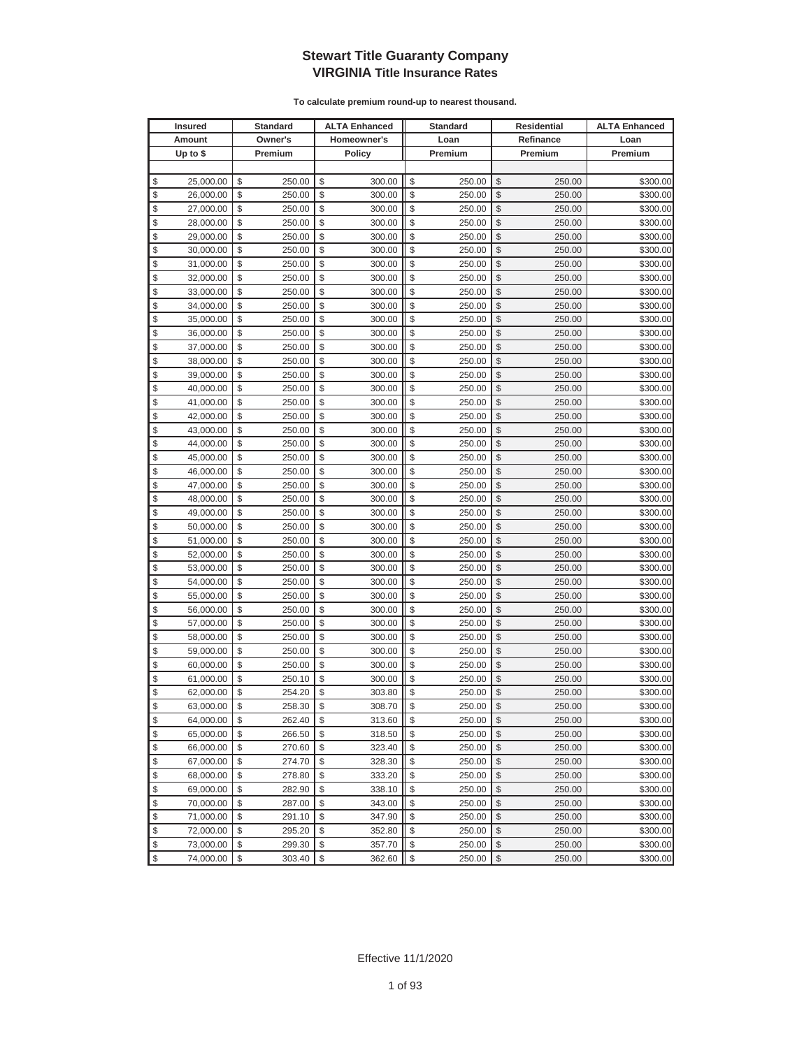# Stewart Title Guaranty Company
## VIRGINIA Title Insurance Rates

**To calculate premium round-up to nearest thousand.**

| Insured Amount Up to $ | Standard Owner's Premium | ALTA Enhanced Homeowner's Policy | Standard Loan Premium | Residential Refinance Premium | ALTA Enhanced Loan Premium |
|---|---|---|---|---|---|
| $ 25,000.00 | $ 250.00 | $ 300.00 | $ 250.00 | $ 250.00 | $300.00 |
| $ 26,000.00 | $ 250.00 | $ 300.00 | $ 250.00 | $ 250.00 | $300.00 |
| $ 27,000.00 | $ 250.00 | $ 300.00 | $ 250.00 | $ 250.00 | $300.00 |
| $ 28,000.00 | $ 250.00 | $ 300.00 | $ 250.00 | $ 250.00 | $300.00 |
| $ 29,000.00 | $ 250.00 | $ 300.00 | $ 250.00 | $ 250.00 | $300.00 |
| $ 30,000.00 | $ 250.00 | $ 300.00 | $ 250.00 | $ 250.00 | $300.00 |
| $ 31,000.00 | $ 250.00 | $ 300.00 | $ 250.00 | $ 250.00 | $300.00 |
| $ 32,000.00 | $ 250.00 | $ 300.00 | $ 250.00 | $ 250.00 | $300.00 |
| $ 33,000.00 | $ 250.00 | $ 300.00 | $ 250.00 | $ 250.00 | $300.00 |
| $ 34,000.00 | $ 250.00 | $ 300.00 | $ 250.00 | $ 250.00 | $300.00 |
| $ 35,000.00 | $ 250.00 | $ 300.00 | $ 250.00 | $ 250.00 | $300.00 |
| $ 36,000.00 | $ 250.00 | $ 300.00 | $ 250.00 | $ 250.00 | $300.00 |
| $ 37,000.00 | $ 250.00 | $ 300.00 | $ 250.00 | $ 250.00 | $300.00 |
| $ 38,000.00 | $ 250.00 | $ 300.00 | $ 250.00 | $ 250.00 | $300.00 |
| $ 39,000.00 | $ 250.00 | $ 300.00 | $ 250.00 | $ 250.00 | $300.00 |
| $ 40,000.00 | $ 250.00 | $ 300.00 | $ 250.00 | $ 250.00 | $300.00 |
| $ 41,000.00 | $ 250.00 | $ 300.00 | $ 250.00 | $ 250.00 | $300.00 |
| $ 42,000.00 | $ 250.00 | $ 300.00 | $ 250.00 | $ 250.00 | $300.00 |
| $ 43,000.00 | $ 250.00 | $ 300.00 | $ 250.00 | $ 250.00 | $300.00 |
| $ 44,000.00 | $ 250.00 | $ 300.00 | $ 250.00 | $ 250.00 | $300.00 |
| $ 45,000.00 | $ 250.00 | $ 300.00 | $ 250.00 | $ 250.00 | $300.00 |
| $ 46,000.00 | $ 250.00 | $ 300.00 | $ 250.00 | $ 250.00 | $300.00 |
| $ 47,000.00 | $ 250.00 | $ 300.00 | $ 250.00 | $ 250.00 | $300.00 |
| $ 48,000.00 | $ 250.00 | $ 300.00 | $ 250.00 | $ 250.00 | $300.00 |
| $ 49,000.00 | $ 250.00 | $ 300.00 | $ 250.00 | $ 250.00 | $300.00 |
| $ 50,000.00 | $ 250.00 | $ 300.00 | $ 250.00 | $ 250.00 | $300.00 |
| $ 51,000.00 | $ 250.00 | $ 300.00 | $ 250.00 | $ 250.00 | $300.00 |
| $ 52,000.00 | $ 250.00 | $ 300.00 | $ 250.00 | $ 250.00 | $300.00 |
| $ 53,000.00 | $ 250.00 | $ 300.00 | $ 250.00 | $ 250.00 | $300.00 |
| $ 54,000.00 | $ 250.00 | $ 300.00 | $ 250.00 | $ 250.00 | $300.00 |
| $ 55,000.00 | $ 250.00 | $ 300.00 | $ 250.00 | $ 250.00 | $300.00 |
| $ 56,000.00 | $ 250.00 | $ 300.00 | $ 250.00 | $ 250.00 | $300.00 |
| $ 57,000.00 | $ 250.00 | $ 300.00 | $ 250.00 | $ 250.00 | $300.00 |
| $ 58,000.00 | $ 250.00 | $ 300.00 | $ 250.00 | $ 250.00 | $300.00 |
| $ 59,000.00 | $ 250.00 | $ 300.00 | $ 250.00 | $ 250.00 | $300.00 |
| $ 60,000.00 | $ 250.00 | $ 300.00 | $ 250.00 | $ 250.00 | $300.00 |
| $ 61,000.00 | $ 250.10 | $ 300.00 | $ 250.00 | $ 250.00 | $300.00 |
| $ 62,000.00 | $ 254.20 | $ 303.80 | $ 250.00 | $ 250.00 | $300.00 |
| $ 63,000.00 | $ 258.30 | $ 308.70 | $ 250.00 | $ 250.00 | $300.00 |
| $ 64,000.00 | $ 262.40 | $ 313.60 | $ 250.00 | $ 250.00 | $300.00 |
| $ 65,000.00 | $ 266.50 | $ 318.50 | $ 250.00 | $ 250.00 | $300.00 |
| $ 66,000.00 | $ 270.60 | $ 323.40 | $ 250.00 | $ 250.00 | $300.00 |
| $ 67,000.00 | $ 274.70 | $ 328.30 | $ 250.00 | $ 250.00 | $300.00 |
| $ 68,000.00 | $ 278.80 | $ 333.20 | $ 250.00 | $ 250.00 | $300.00 |
| $ 69,000.00 | $ 282.90 | $ 338.10 | $ 250.00 | $ 250.00 | $300.00 |
| $ 70,000.00 | $ 287.00 | $ 343.00 | $ 250.00 | $ 250.00 | $300.00 |
| $ 71,000.00 | $ 291.10 | $ 347.90 | $ 250.00 | $ 250.00 | $300.00 |
| $ 72,000.00 | $ 295.20 | $ 352.80 | $ 250.00 | $ 250.00 | $300.00 |
| $ 73,000.00 | $ 299.30 | $ 357.70 | $ 250.00 | $ 250.00 | $300.00 |
| $ 74,000.00 | $ 303.40 | $ 362.60 | $ 250.00 | $ 250.00 | $300.00 |

Effective 11/1/2020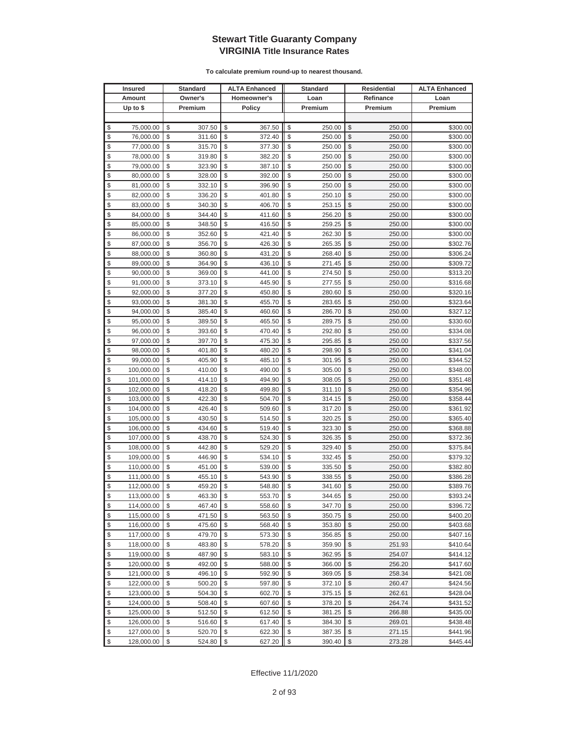# Stewart Title Guaranty Company
## VIRGINIA Title Insurance Rates

**To calculate premium round-up to nearest thousand.**

| Insured Amount Up to $ | Standard Owner's Premium | ALTA Enhanced Homeowner's Policy | Standard Loan Premium | Residential Refinance Premium | ALTA Enhanced Loan Premium |
|---|---|---|---|---|---|
| $ 75,000.00 | $ 307.50 | $ 367.50 | $ 250.00 | $ 250.00 | $300.00 |
| $ 76,000.00 | $ 311.60 | $ 372.40 | $ 250.00 | $ 250.00 | $300.00 |
| $ 77,000.00 | $ 315.70 | $ 377.30 | $ 250.00 | $ 250.00 | $300.00 |
| $ 78,000.00 | $ 319.80 | $ 382.20 | $ 250.00 | $ 250.00 | $300.00 |
| $ 79,000.00 | $ 323.90 | $ 387.10 | $ 250.00 | $ 250.00 | $300.00 |
| $ 80,000.00 | $ 328.00 | $ 392.00 | $ 250.00 | $ 250.00 | $300.00 |
| $ 81,000.00 | $ 332.10 | $ 396.90 | $ 250.00 | $ 250.00 | $300.00 |
| $ 82,000.00 | $ 336.20 | $ 401.80 | $ 250.10 | $ 250.00 | $300.00 |
| $ 83,000.00 | $ 340.30 | $ 406.70 | $ 253.15 | $ 250.00 | $300.00 |
| $ 84,000.00 | $ 344.40 | $ 411.60 | $ 256.20 | $ 250.00 | $300.00 |
| $ 85,000.00 | $ 348.50 | $ 416.50 | $ 259.25 | $ 250.00 | $300.00 |
| $ 86,000.00 | $ 352.60 | $ 421.40 | $ 262.30 | $ 250.00 | $300.00 |
| $ 87,000.00 | $ 356.70 | $ 426.30 | $ 265.35 | $ 250.00 | $302.76 |
| $ 88,000.00 | $ 360.80 | $ 431.20 | $ 268.40 | $ 250.00 | $306.24 |
| $ 89,000.00 | $ 364.90 | $ 436.10 | $ 271.45 | $ 250.00 | $309.72 |
| $ 90,000.00 | $ 369.00 | $ 441.00 | $ 274.50 | $ 250.00 | $313.20 |
| $ 91,000.00 | $ 373.10 | $ 445.90 | $ 277.55 | $ 250.00 | $316.68 |
| $ 92,000.00 | $ 377.20 | $ 450.80 | $ 280.60 | $ 250.00 | $320.16 |
| $ 93,000.00 | $ 381.30 | $ 455.70 | $ 283.65 | $ 250.00 | $323.64 |
| $ 94,000.00 | $ 385.40 | $ 460.60 | $ 286.70 | $ 250.00 | $327.12 |
| $ 95,000.00 | $ 389.50 | $ 465.50 | $ 289.75 | $ 250.00 | $330.60 |
| $ 96,000.00 | $ 393.60 | $ 470.40 | $ 292.80 | $ 250.00 | $334.08 |
| $ 97,000.00 | $ 397.70 | $ 475.30 | $ 295.85 | $ 250.00 | $337.56 |
| $ 98,000.00 | $ 401.80 | $ 480.20 | $ 298.90 | $ 250.00 | $341.04 |
| $ 99,000.00 | $ 405.90 | $ 485.10 | $ 301.95 | $ 250.00 | $344.52 |
| $ 100,000.00 | $ 410.00 | $ 490.00 | $ 305.00 | $ 250.00 | $348.00 |
| $ 101,000.00 | $ 414.10 | $ 494.90 | $ 308.05 | $ 250.00 | $351.48 |
| $ 102,000.00 | $ 418.20 | $ 499.80 | $ 311.10 | $ 250.00 | $354.96 |
| $ 103,000.00 | $ 422.30 | $ 504.70 | $ 314.15 | $ 250.00 | $358.44 |
| $ 104,000.00 | $ 426.40 | $ 509.60 | $ 317.20 | $ 250.00 | $361.92 |
| $ 105,000.00 | $ 430.50 | $ 514.50 | $ 320.25 | $ 250.00 | $365.40 |
| $ 106,000.00 | $ 434.60 | $ 519.40 | $ 323.30 | $ 250.00 | $368.88 |
| $ 107,000.00 | $ 438.70 | $ 524.30 | $ 326.35 | $ 250.00 | $372.36 |
| $ 108,000.00 | $ 442.80 | $ 529.20 | $ 329.40 | $ 250.00 | $375.84 |
| $ 109,000.00 | $ 446.90 | $ 534.10 | $ 332.45 | $ 250.00 | $379.32 |
| $ 110,000.00 | $ 451.00 | $ 539.00 | $ 335.50 | $ 250.00 | $382.80 |
| $ 111,000.00 | $ 455.10 | $ 543.90 | $ 338.55 | $ 250.00 | $386.28 |
| $ 112,000.00 | $ 459.20 | $ 548.80 | $ 341.60 | $ 250.00 | $389.76 |
| $ 113,000.00 | $ 463.30 | $ 553.70 | $ 344.65 | $ 250.00 | $393.24 |
| $ 114,000.00 | $ 467.40 | $ 558.60 | $ 347.70 | $ 250.00 | $396.72 |
| $ 115,000.00 | $ 471.50 | $ 563.50 | $ 350.75 | $ 250.00 | $400.20 |
| $ 116,000.00 | $ 475.60 | $ 568.40 | $ 353.80 | $ 250.00 | $403.68 |
| $ 117,000.00 | $ 479.70 | $ 573.30 | $ 356.85 | $ 250.00 | $407.16 |
| $ 118,000.00 | $ 483.80 | $ 578.20 | $ 359.90 | $ 251.93 | $410.64 |
| $ 119,000.00 | $ 487.90 | $ 583.10 | $ 362.95 | $ 254.07 | $414.12 |
| $ 120,000.00 | $ 492.00 | $ 588.00 | $ 366.00 | $ 256.20 | $417.60 |
| $ 121,000.00 | $ 496.10 | $ 592.90 | $ 369.05 | $ 258.34 | $421.08 |
| $ 122,000.00 | $ 500.20 | $ 597.80 | $ 372.10 | $ 260.47 | $424.56 |
| $ 123,000.00 | $ 504.30 | $ 602.70 | $ 375.15 | $ 262.61 | $428.04 |
| $ 124,000.00 | $ 508.40 | $ 607.60 | $ 378.20 | $ 264.74 | $431.52 |
| $ 125,000.00 | $ 512.50 | $ 612.50 | $ 381.25 | $ 266.88 | $435.00 |
| $ 126,000.00 | $ 516.60 | $ 617.40 | $ 384.30 | $ 269.01 | $438.48 |
| $ 127,000.00 | $ 520.70 | $ 622.30 | $ 387.35 | $ 271.15 | $441.96 |
| $ 128,000.00 | $ 524.80 | $ 627.20 | $ 390.40 | $ 273.28 | $445.44 |

Effective 11/1/2020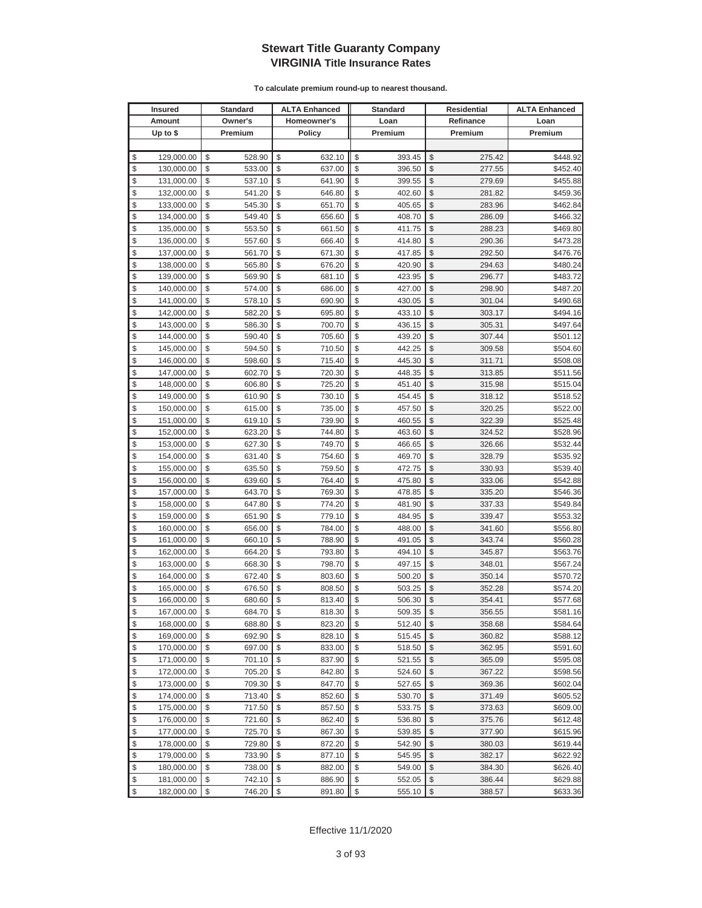# Stewart Title Guaranty Company
## VIRGINIA Title Insurance Rates

**To calculate premium round-up to nearest thousand.**

| Insured Amount Up to $ | Standard Owner's Premium | ALTA Enhanced Homeowner's Policy | Standard Loan Premium | Residential Refinance Premium | ALTA Enhanced Loan Premium |
|---|---|---|---|---|---|
| $ 129,000.00 | $ 528.90 | $ 632.10 | $ 393.45 | $ 275.42 | $448.92 |
| $ 130,000.00 | $ 533.00 | $ 637.00 | $ 396.50 | $ 277.55 | $452.40 |
| $ 131,000.00 | $ 537.10 | $ 641.90 | $ 399.55 | $ 279.69 | $455.88 |
| $ 132,000.00 | $ 541.20 | $ 646.80 | $ 402.60 | $ 281.82 | $459.36 |
| $ 133,000.00 | $ 545.30 | $ 651.70 | $ 405.65 | $ 283.96 | $462.84 |
| $ 134,000.00 | $ 549.40 | $ 656.60 | $ 408.70 | $ 286.09 | $466.32 |
| $ 135,000.00 | $ 553.50 | $ 661.50 | $ 411.75 | $ 288.23 | $469.80 |
| $ 136,000.00 | $ 557.60 | $ 666.40 | $ 414.80 | $ 290.36 | $473.28 |
| $ 137,000.00 | $ 561.70 | $ 671.30 | $ 417.85 | $ 292.50 | $476.76 |
| $ 138,000.00 | $ 565.80 | $ 676.20 | $ 420.90 | $ 294.63 | $480.24 |
| $ 139,000.00 | $ 569.90 | $ 681.10 | $ 423.95 | $ 296.77 | $483.72 |
| $ 140,000.00 | $ 574.00 | $ 686.00 | $ 427.00 | $ 298.90 | $487.20 |
| $ 141,000.00 | $ 578.10 | $ 690.90 | $ 430.05 | $ 301.04 | $490.68 |
| $ 142,000.00 | $ 582.20 | $ 695.80 | $ 433.10 | $ 303.17 | $494.16 |
| $ 143,000.00 | $ 586.30 | $ 700.70 | $ 436.15 | $ 305.31 | $497.64 |
| $ 144,000.00 | $ 590.40 | $ 705.60 | $ 439.20 | $ 307.44 | $501.12 |
| $ 145,000.00 | $ 594.50 | $ 710.50 | $ 442.25 | $ 309.58 | $504.60 |
| $ 146,000.00 | $ 598.60 | $ 715.40 | $ 445.30 | $ 311.71 | $508.08 |
| $ 147,000.00 | $ 602.70 | $ 720.30 | $ 448.35 | $ 313.85 | $511.56 |
| $ 148,000.00 | $ 606.80 | $ 725.20 | $ 451.40 | $ 315.98 | $515.04 |
| $ 149,000.00 | $ 610.90 | $ 730.10 | $ 454.45 | $ 318.12 | $518.52 |
| $ 150,000.00 | $ 615.00 | $ 735.00 | $ 457.50 | $ 320.25 | $522.00 |
| $ 151,000.00 | $ 619.10 | $ 739.90 | $ 460.55 | $ 322.39 | $525.48 |
| $ 152,000.00 | $ 623.20 | $ 744.80 | $ 463.60 | $ 324.52 | $528.96 |
| $ 153,000.00 | $ 627.30 | $ 749.70 | $ 466.65 | $ 326.66 | $532.44 |
| $ 154,000.00 | $ 631.40 | $ 754.60 | $ 469.70 | $ 328.79 | $535.92 |
| $ 155,000.00 | $ 635.50 | $ 759.50 | $ 472.75 | $ 330.93 | $539.40 |
| $ 156,000.00 | $ 639.60 | $ 764.40 | $ 475.80 | $ 333.06 | $542.88 |
| $ 157,000.00 | $ 643.70 | $ 769.30 | $ 478.85 | $ 335.20 | $546.36 |
| $ 158,000.00 | $ 647.80 | $ 774.20 | $ 481.90 | $ 337.33 | $549.84 |
| $ 159,000.00 | $ 651.90 | $ 779.10 | $ 484.95 | $ 339.47 | $553.32 |
| $ 160,000.00 | $ 656.00 | $ 784.00 | $ 488.00 | $ 341.60 | $556.80 |
| $ 161,000.00 | $ 660.10 | $ 788.90 | $ 491.05 | $ 343.74 | $560.28 |
| $ 162,000.00 | $ 664.20 | $ 793.80 | $ 494.10 | $ 345.87 | $563.76 |
| $ 163,000.00 | $ 668.30 | $ 798.70 | $ 497.15 | $ 348.01 | $567.24 |
| $ 164,000.00 | $ 672.40 | $ 803.60 | $ 500.20 | $ 350.14 | $570.72 |
| $ 165,000.00 | $ 676.50 | $ 808.50 | $ 503.25 | $ 352.28 | $574.20 |
| $ 166,000.00 | $ 680.60 | $ 813.40 | $ 506.30 | $ 354.41 | $577.68 |
| $ 167,000.00 | $ 684.70 | $ 818.30 | $ 509.35 | $ 356.55 | $581.16 |
| $ 168,000.00 | $ 688.80 | $ 823.20 | $ 512.40 | $ 358.68 | $584.64 |
| $ 169,000.00 | $ 692.90 | $ 828.10 | $ 515.45 | $ 360.82 | $588.12 |
| $ 170,000.00 | $ 697.00 | $ 833.00 | $ 518.50 | $ 362.95 | $591.60 |
| $ 171,000.00 | $ 701.10 | $ 837.90 | $ 521.55 | $ 365.09 | $595.08 |
| $ 172,000.00 | $ 705.20 | $ 842.80 | $ 524.60 | $ 367.22 | $598.56 |
| $ 173,000.00 | $ 709.30 | $ 847.70 | $ 527.65 | $ 369.36 | $602.04 |
| $ 174,000.00 | $ 713.40 | $ 852.60 | $ 530.70 | $ 371.49 | $605.52 |
| $ 175,000.00 | $ 717.50 | $ 857.50 | $ 533.75 | $ 373.63 | $609.00 |
| $ 176,000.00 | $ 721.60 | $ 862.40 | $ 536.80 | $ 375.76 | $612.48 |
| $ 177,000.00 | $ 725.70 | $ 867.30 | $ 539.85 | $ 377.90 | $615.96 |
| $ 178,000.00 | $ 729.80 | $ 872.20 | $ 542.90 | $ 380.03 | $619.44 |
| $ 179,000.00 | $ 733.90 | $ 877.10 | $ 545.95 | $ 382.17 | $622.92 |
| $ 180,000.00 | $ 738.00 | $ 882.00 | $ 549.00 | $ 384.30 | $626.40 |
| $ 181,000.00 | $ 742.10 | $ 886.90 | $ 552.05 | $ 386.44 | $629.88 |
| $ 182,000.00 | $ 746.20 | $ 891.80 | $ 555.10 | $ 388.57 | $633.36 |

Effective 11/1/2020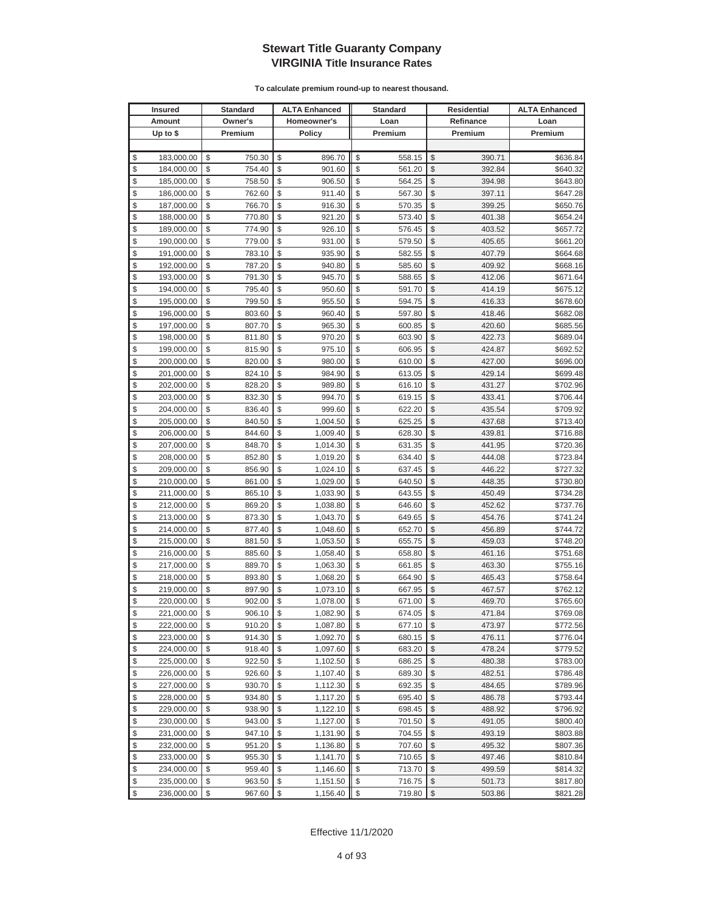# Stewart Title Guaranty Company
## VIRGINIA Title Insurance Rates

**To calculate premium round-up to nearest thousand.**

| Insured Amount Up to $ | Standard Owner's Premium | ALTA Enhanced Homeowner's Policy | Standard Loan Premium | Residential Refinance Premium | ALTA Enhanced Loan Premium |
|---|---|---|---|---|---|
| $ 183,000.00 | $ 750.30 | $ 896.70 | $ 558.15 | $ 390.71 | $636.84 |
| $ 184,000.00 | $ 754.40 | $ 901.60 | $ 561.20 | $ 392.84 | $640.32 |
| $ 185,000.00 | $ 758.50 | $ 906.50 | $ 564.25 | $ 394.98 | $643.80 |
| $ 186,000.00 | $ 762.60 | $ 911.40 | $ 567.30 | $ 397.11 | $647.28 |
| $ 187,000.00 | $ 766.70 | $ 916.30 | $ 570.35 | $ 399.25 | $650.76 |
| $ 188,000.00 | $ 770.80 | $ 921.20 | $ 573.40 | $ 401.38 | $654.24 |
| $ 189,000.00 | $ 774.90 | $ 926.10 | $ 576.45 | $ 403.52 | $657.72 |
| $ 190,000.00 | $ 779.00 | $ 931.00 | $ 579.50 | $ 405.65 | $661.20 |
| $ 191,000.00 | $ 783.10 | $ 935.90 | $ 582.55 | $ 407.79 | $664.68 |
| $ 192,000.00 | $ 787.20 | $ 940.80 | $ 585.60 | $ 409.92 | $668.16 |
| $ 193,000.00 | $ 791.30 | $ 945.70 | $ 588.65 | $ 412.06 | $671.64 |
| $ 194,000.00 | $ 795.40 | $ 950.60 | $ 591.70 | $ 414.19 | $675.12 |
| $ 195,000.00 | $ 799.50 | $ 955.50 | $ 594.75 | $ 416.33 | $678.60 |
| $ 196,000.00 | $ 803.60 | $ 960.40 | $ 597.80 | $ 418.46 | $682.08 |
| $ 197,000.00 | $ 807.70 | $ 965.30 | $ 600.85 | $ 420.60 | $685.56 |
| $ 198,000.00 | $ 811.80 | $ 970.20 | $ 603.90 | $ 422.73 | $689.04 |
| $ 199,000.00 | $ 815.90 | $ 975.10 | $ 606.95 | $ 424.87 | $692.52 |
| $ 200,000.00 | $ 820.00 | $ 980.00 | $ 610.00 | $ 427.00 | $696.00 |
| $ 201,000.00 | $ 824.10 | $ 984.90 | $ 613.05 | $ 429.14 | $699.48 |
| $ 202,000.00 | $ 828.20 | $ 989.80 | $ 616.10 | $ 431.27 | $702.96 |
| $ 203,000.00 | $ 832.30 | $ 994.70 | $ 619.15 | $ 433.41 | $706.44 |
| $ 204,000.00 | $ 836.40 | $ 999.60 | $ 622.20 | $ 435.54 | $709.92 |
| $ 205,000.00 | $ 840.50 | $ 1,004.50 | $ 625.25 | $ 437.68 | $713.40 |
| $ 206,000.00 | $ 844.60 | $ 1,009.40 | $ 628.30 | $ 439.81 | $716.88 |
| $ 207,000.00 | $ 848.70 | $ 1,014.30 | $ 631.35 | $ 441.95 | $720.36 |
| $ 208,000.00 | $ 852.80 | $ 1,019.20 | $ 634.40 | $ 444.08 | $723.84 |
| $ 209,000.00 | $ 856.90 | $ 1,024.10 | $ 637.45 | $ 446.22 | $727.32 |
| $ 210,000.00 | $ 861.00 | $ 1,029.00 | $ 640.50 | $ 448.35 | $730.80 |
| $ 211,000.00 | $ 865.10 | $ 1,033.90 | $ 643.55 | $ 450.49 | $734.28 |
| $ 212,000.00 | $ 869.20 | $ 1,038.80 | $ 646.60 | $ 452.62 | $737.76 |
| $ 213,000.00 | $ 873.30 | $ 1,043.70 | $ 649.65 | $ 454.76 | $741.24 |
| $ 214,000.00 | $ 877.40 | $ 1,048.60 | $ 652.70 | $ 456.89 | $744.72 |
| $ 215,000.00 | $ 881.50 | $ 1,053.50 | $ 655.75 | $ 459.03 | $748.20 |
| $ 216,000.00 | $ 885.60 | $ 1,058.40 | $ 658.80 | $ 461.16 | $751.68 |
| $ 217,000.00 | $ 889.70 | $ 1,063.30 | $ 661.85 | $ 463.30 | $755.16 |
| $ 218,000.00 | $ 893.80 | $ 1,068.20 | $ 664.90 | $ 465.43 | $758.64 |
| $ 219,000.00 | $ 897.90 | $ 1,073.10 | $ 667.95 | $ 467.57 | $762.12 |
| $ 220,000.00 | $ 902.00 | $ 1,078.00 | $ 671.00 | $ 469.70 | $765.60 |
| $ 221,000.00 | $ 906.10 | $ 1,082.90 | $ 674.05 | $ 471.84 | $769.08 |
| $ 222,000.00 | $ 910.20 | $ 1,087.80 | $ 677.10 | $ 473.97 | $772.56 |
| $ 223,000.00 | $ 914.30 | $ 1,092.70 | $ 680.15 | $ 476.11 | $776.04 |
| $ 224,000.00 | $ 918.40 | $ 1,097.60 | $ 683.20 | $ 478.24 | $779.52 |
| $ 225,000.00 | $ 922.50 | $ 1,102.50 | $ 686.25 | $ 480.38 | $783.00 |
| $ 226,000.00 | $ 926.60 | $ 1,107.40 | $ 689.30 | $ 482.51 | $786.48 |
| $ 227,000.00 | $ 930.70 | $ 1,112.30 | $ 692.35 | $ 484.65 | $789.96 |
| $ 228,000.00 | $ 934.80 | $ 1,117.20 | $ 695.40 | $ 486.78 | $793.44 |
| $ 229,000.00 | $ 938.90 | $ 1,122.10 | $ 698.45 | $ 488.92 | $796.92 |
| $ 230,000.00 | $ 943.00 | $ 1,127.00 | $ 701.50 | $ 491.05 | $800.40 |
| $ 231,000.00 | $ 947.10 | $ 1,131.90 | $ 704.55 | $ 493.19 | $803.88 |
| $ 232,000.00 | $ 951.20 | $ 1,136.80 | $ 707.60 | $ 495.32 | $807.36 |
| $ 233,000.00 | $ 955.30 | $ 1,141.70 | $ 710.65 | $ 497.46 | $810.84 |
| $ 234,000.00 | $ 959.40 | $ 1,146.60 | $ 713.70 | $ 499.59 | $814.32 |
| $ 235,000.00 | $ 963.50 | $ 1,151.50 | $ 716.75 | $ 501.73 | $817.80 |
| $ 236,000.00 | $ 967.60 | $ 1,156.40 | $ 719.80 | $ 503.86 | $821.28 |

Effective 11/1/2020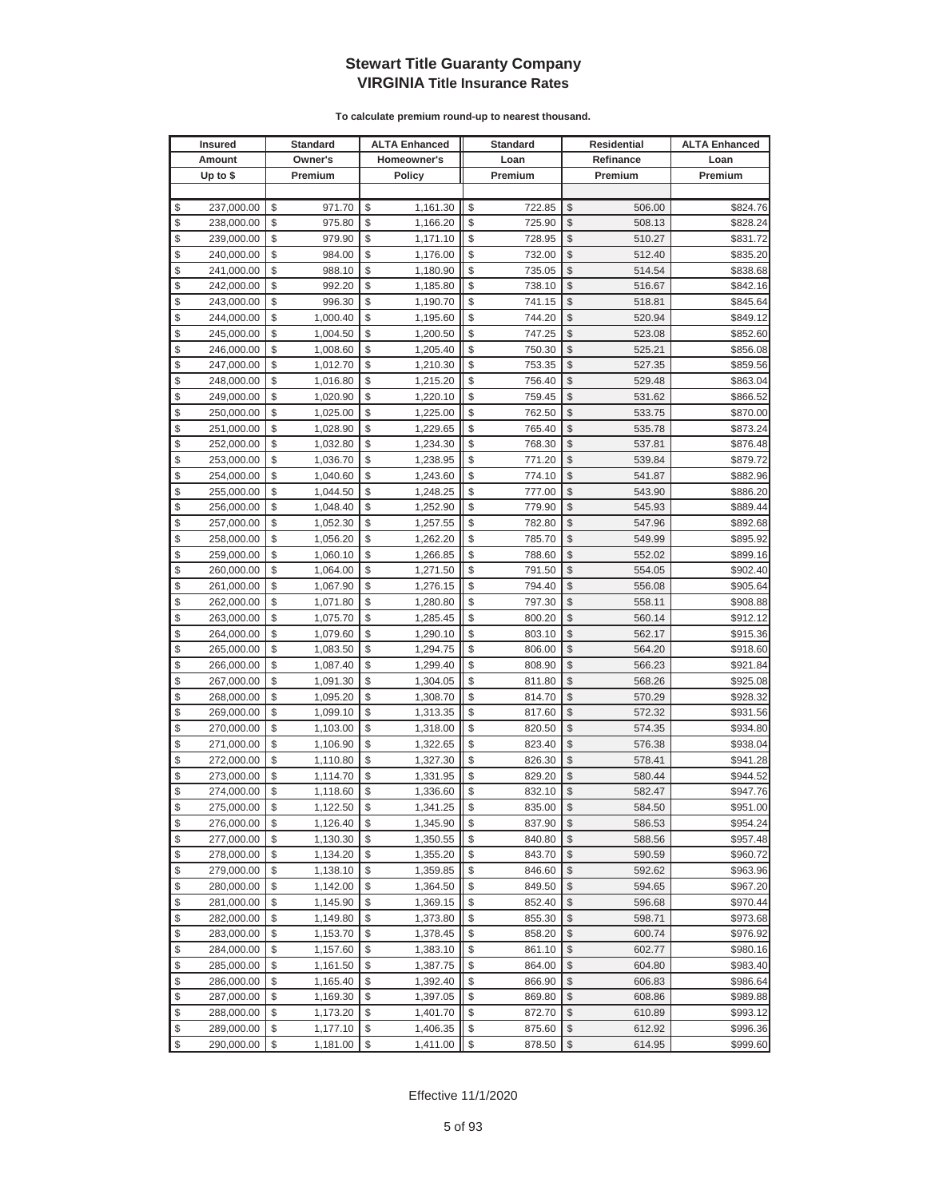# Stewart Title Guaranty Company

## VIRGINIA Title Insurance Rates

**To calculate premium round-up to nearest thousand.**

| Insured Amount Up to $ | Standard Owner's Premium | ALTA Enhanced Homeowner's Policy | Standard Loan Premium | Residential Refinance Premium | ALTA Enhanced Loan Premium |
|---|---|---|---|---|---|
| $ 237,000.00 | $ 971.70 | $ 1,161.30 | $ 722.85 | $ 506.00 | $824.76 |
| $ 238,000.00 | $ 975.80 | $ 1,166.20 | $ 725.90 | $ 508.13 | $828.24 |
| $ 239,000.00 | $ 979.90 | $ 1,171.10 | $ 728.95 | $ 510.27 | $831.72 |
| $ 240,000.00 | $ 984.00 | $ 1,176.00 | $ 732.00 | $ 512.40 | $835.20 |
| $ 241,000.00 | $ 988.10 | $ 1,180.90 | $ 735.05 | $ 514.54 | $838.68 |
| $ 242,000.00 | $ 992.20 | $ 1,185.80 | $ 738.10 | $ 516.67 | $842.16 |
| $ 243,000.00 | $ 996.30 | $ 1,190.70 | $ 741.15 | $ 518.81 | $845.64 |
| $ 244,000.00 | $ 1,000.40 | $ 1,195.60 | $ 744.20 | $ 520.94 | $849.12 |
| $ 245,000.00 | $ 1,004.50 | $ 1,200.50 | $ 747.25 | $ 523.08 | $852.60 |
| $ 246,000.00 | $ 1,008.60 | $ 1,205.40 | $ 750.30 | $ 525.21 | $856.08 |
| $ 247,000.00 | $ 1,012.70 | $ 1,210.30 | $ 753.35 | $ 527.35 | $859.56 |
| $ 248,000.00 | $ 1,016.80 | $ 1,215.20 | $ 756.40 | $ 529.48 | $863.04 |
| $ 249,000.00 | $ 1,020.90 | $ 1,220.10 | $ 759.45 | $ 531.62 | $866.52 |
| $ 250,000.00 | $ 1,025.00 | $ 1,225.00 | $ 762.50 | $ 533.75 | $870.00 |
| $ 251,000.00 | $ 1,028.90 | $ 1,229.65 | $ 765.40 | $ 535.78 | $873.24 |
| $ 252,000.00 | $ 1,032.80 | $ 1,234.30 | $ 768.30 | $ 537.81 | $876.48 |
| $ 253,000.00 | $ 1,036.70 | $ 1,238.95 | $ 771.20 | $ 539.84 | $879.72 |
| $ 254,000.00 | $ 1,040.60 | $ 1,243.60 | $ 774.10 | $ 541.87 | $882.96 |
| $ 255,000.00 | $ 1,044.50 | $ 1,248.25 | $ 777.00 | $ 543.90 | $886.20 |
| $ 256,000.00 | $ 1,048.40 | $ 1,252.90 | $ 779.90 | $ 545.93 | $889.44 |
| $ 257,000.00 | $ 1,052.30 | $ 1,257.55 | $ 782.80 | $ 547.96 | $892.68 |
| $ 258,000.00 | $ 1,056.20 | $ 1,262.20 | $ 785.70 | $ 549.99 | $895.92 |
| $ 259,000.00 | $ 1,060.10 | $ 1,266.85 | $ 788.60 | $ 552.02 | $899.16 |
| $ 260,000.00 | $ 1,064.00 | $ 1,271.50 | $ 791.50 | $ 554.05 | $902.40 |
| $ 261,000.00 | $ 1,067.90 | $ 1,276.15 | $ 794.40 | $ 556.08 | $905.64 |
| $ 262,000.00 | $ 1,071.80 | $ 1,280.80 | $ 797.30 | $ 558.11 | $908.88 |
| $ 263,000.00 | $ 1,075.70 | $ 1,285.45 | $ 800.20 | $ 560.14 | $912.12 |
| $ 264,000.00 | $ 1,079.60 | $ 1,290.10 | $ 803.10 | $ 562.17 | $915.36 |
| $ 265,000.00 | $ 1,083.50 | $ 1,294.75 | $ 806.00 | $ 564.20 | $918.60 |
| $ 266,000.00 | $ 1,087.40 | $ 1,299.40 | $ 808.90 | $ 566.23 | $921.84 |
| $ 267,000.00 | $ 1,091.30 | $ 1,304.05 | $ 811.80 | $ 568.26 | $925.08 |
| $ 268,000.00 | $ 1,095.20 | $ 1,308.70 | $ 814.70 | $ 570.29 | $928.32 |
| $ 269,000.00 | $ 1,099.10 | $ 1,313.35 | $ 817.60 | $ 572.32 | $931.56 |
| $ 270,000.00 | $ 1,103.00 | $ 1,318.00 | $ 820.50 | $ 574.35 | $934.80 |
| $ 271,000.00 | $ 1,106.90 | $ 1,322.65 | $ 823.40 | $ 576.38 | $938.04 |
| $ 272,000.00 | $ 1,110.80 | $ 1,327.30 | $ 826.30 | $ 578.41 | $941.28 |
| $ 273,000.00 | $ 1,114.70 | $ 1,331.95 | $ 829.20 | $ 580.44 | $944.52 |
| $ 274,000.00 | $ 1,118.60 | $ 1,336.60 | $ 832.10 | $ 582.47 | $947.76 |
| $ 275,000.00 | $ 1,122.50 | $ 1,341.25 | $ 835.00 | $ 584.50 | $951.00 |
| $ 276,000.00 | $ 1,126.40 | $ 1,345.90 | $ 837.90 | $ 586.53 | $954.24 |
| $ 277,000.00 | $ 1,130.30 | $ 1,350.55 | $ 840.80 | $ 588.56 | $957.48 |
| $ 278,000.00 | $ 1,134.20 | $ 1,355.20 | $ 843.70 | $ 590.59 | $960.72 |
| $ 279,000.00 | $ 1,138.10 | $ 1,359.85 | $ 846.60 | $ 592.62 | $963.96 |
| $ 280,000.00 | $ 1,142.00 | $ 1,364.50 | $ 849.50 | $ 594.65 | $967.20 |
| $ 281,000.00 | $ 1,145.90 | $ 1,369.15 | $ 852.40 | $ 596.68 | $970.44 |
| $ 282,000.00 | $ 1,149.80 | $ 1,373.80 | $ 855.30 | $ 598.71 | $973.68 |
| $ 283,000.00 | $ 1,153.70 | $ 1,378.45 | $ 858.20 | $ 600.74 | $976.92 |
| $ 284,000.00 | $ 1,157.60 | $ 1,383.10 | $ 861.10 | $ 602.77 | $980.16 |
| $ 285,000.00 | $ 1,161.50 | $ 1,387.75 | $ 864.00 | $ 604.80 | $983.40 |
| $ 286,000.00 | $ 1,165.40 | $ 1,392.40 | $ 866.90 | $ 606.83 | $986.64 |
| $ 287,000.00 | $ 1,169.30 | $ 1,397.05 | $ 869.80 | $ 608.86 | $989.88 |
| $ 288,000.00 | $ 1,173.20 | $ 1,401.70 | $ 872.70 | $ 610.89 | $993.12 |
| $ 289,000.00 | $ 1,177.10 | $ 1,406.35 | $ 875.60 | $ 612.92 | $996.36 |
| $ 290,000.00 | $ 1,181.00 | $ 1,411.00 | $ 878.50 | $ 614.95 | $999.60 |

Effective 11/1/2020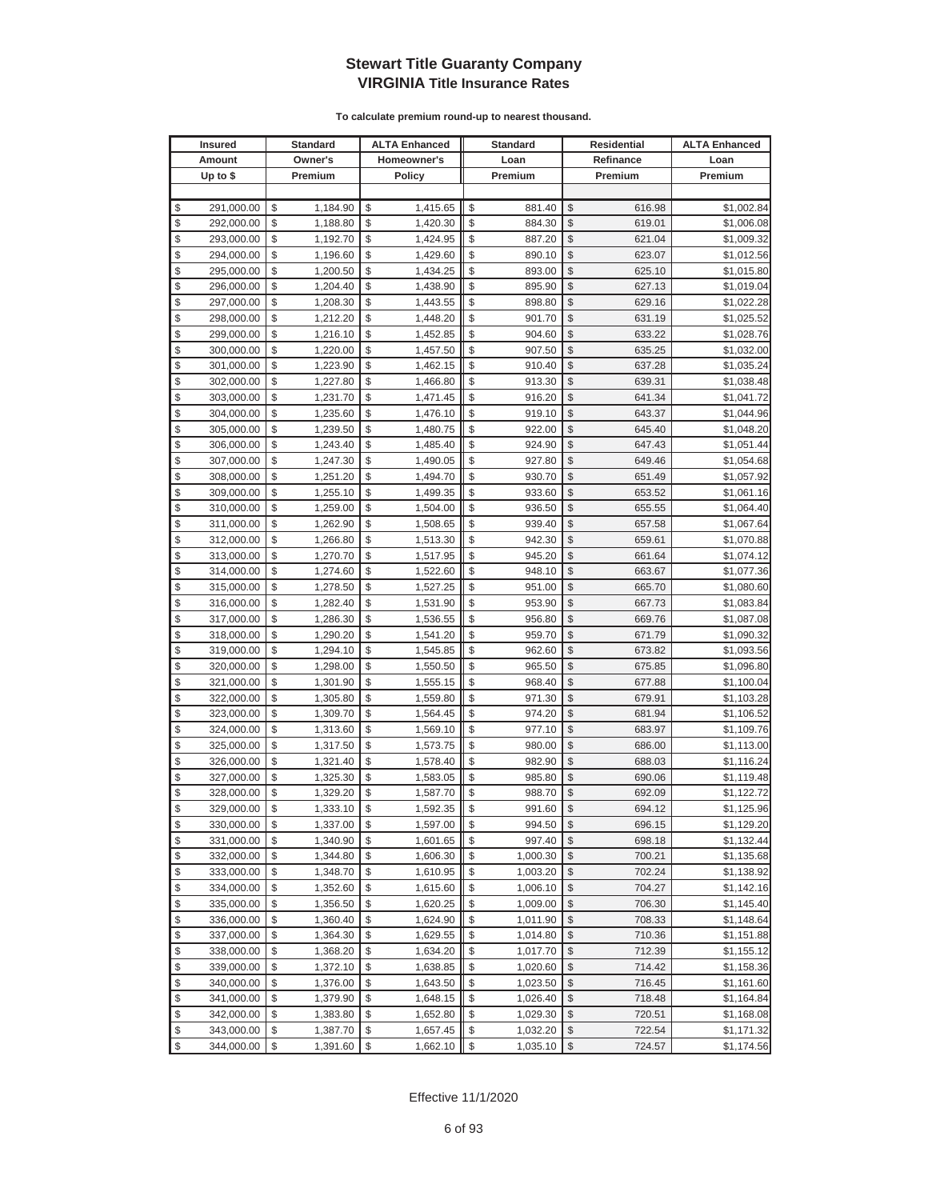# Stewart Title Guaranty Company
## VIRGINIA Title Insurance Rates

**To calculate premium round-up to nearest thousand.**

| Insured Amount Up to $ | Standard Owner's Premium | ALTA Enhanced Homeowner's Policy | Standard Loan Premium | Residential Refinance Premium | ALTA Enhanced Loan Premium |
|---|---|---|---|---|---|
| $ 291,000.00 | $ 1,184.90 | $ 1,415.65 | $ 881.40 | $ 616.98 | $1,002.84 |
| $ 292,000.00 | $ 1,188.80 | $ 1,420.30 | $ 884.30 | $ 619.01 | $1,006.08 |
| $ 293,000.00 | $ 1,192.70 | $ 1,424.95 | $ 887.20 | $ 621.04 | $1,009.32 |
| $ 294,000.00 | $ 1,196.60 | $ 1,429.60 | $ 890.10 | $ 623.07 | $1,012.56 |
| $ 295,000.00 | $ 1,200.50 | $ 1,434.25 | $ 893.00 | $ 625.10 | $1,015.80 |
| $ 296,000.00 | $ 1,204.40 | $ 1,438.90 | $ 895.90 | $ 627.13 | $1,019.04 |
| $ 297,000.00 | $ 1,208.30 | $ 1,443.55 | $ 898.80 | $ 629.16 | $1,022.28 |
| $ 298,000.00 | $ 1,212.20 | $ 1,448.20 | $ 901.70 | $ 631.19 | $1,025.52 |
| $ 299,000.00 | $ 1,216.10 | $ 1,452.85 | $ 904.60 | $ 633.22 | $1,028.76 |
| $ 300,000.00 | $ 1,220.00 | $ 1,457.50 | $ 907.50 | $ 635.25 | $1,032.00 |
| $ 301,000.00 | $ 1,223.90 | $ 1,462.15 | $ 910.40 | $ 637.28 | $1,035.24 |
| $ 302,000.00 | $ 1,227.80 | $ 1,466.80 | $ 913.30 | $ 639.31 | $1,038.48 |
| $ 303,000.00 | $ 1,231.70 | $ 1,471.45 | $ 916.20 | $ 641.34 | $1,041.72 |
| $ 304,000.00 | $ 1,235.60 | $ 1,476.10 | $ 919.10 | $ 643.37 | $1,044.96 |
| $ 305,000.00 | $ 1,239.50 | $ 1,480.75 | $ 922.00 | $ 645.40 | $1,048.20 |
| $ 306,000.00 | $ 1,243.40 | $ 1,485.40 | $ 924.90 | $ 647.43 | $1,051.44 |
| $ 307,000.00 | $ 1,247.30 | $ 1,490.05 | $ 927.80 | $ 649.46 | $1,054.68 |
| $ 308,000.00 | $ 1,251.20 | $ 1,494.70 | $ 930.70 | $ 651.49 | $1,057.92 |
| $ 309,000.00 | $ 1,255.10 | $ 1,499.35 | $ 933.60 | $ 653.52 | $1,061.16 |
| $ 310,000.00 | $ 1,259.00 | $ 1,504.00 | $ 936.50 | $ 655.55 | $1,064.40 |
| $ 311,000.00 | $ 1,262.90 | $ 1,508.65 | $ 939.40 | $ 657.58 | $1,067.64 |
| $ 312,000.00 | $ 1,266.80 | $ 1,513.30 | $ 942.30 | $ 659.61 | $1,070.88 |
| $ 313,000.00 | $ 1,270.70 | $ 1,517.95 | $ 945.20 | $ 661.64 | $1,074.12 |
| $ 314,000.00 | $ 1,274.60 | $ 1,522.60 | $ 948.10 | $ 663.67 | $1,077.36 |
| $ 315,000.00 | $ 1,278.50 | $ 1,527.25 | $ 951.00 | $ 665.70 | $1,080.60 |
| $ 316,000.00 | $ 1,282.40 | $ 1,531.90 | $ 953.90 | $ 667.73 | $1,083.84 |
| $ 317,000.00 | $ 1,286.30 | $ 1,536.55 | $ 956.80 | $ 669.76 | $1,087.08 |
| $ 318,000.00 | $ 1,290.20 | $ 1,541.20 | $ 959.70 | $ 671.79 | $1,090.32 |
| $ 319,000.00 | $ 1,294.10 | $ 1,545.85 | $ 962.60 | $ 673.82 | $1,093.56 |
| $ 320,000.00 | $ 1,298.00 | $ 1,550.50 | $ 965.50 | $ 675.85 | $1,096.80 |
| $ 321,000.00 | $ 1,301.90 | $ 1,555.15 | $ 968.40 | $ 677.88 | $1,100.04 |
| $ 322,000.00 | $ 1,305.80 | $ 1,559.80 | $ 971.30 | $ 679.91 | $1,103.28 |
| $ 323,000.00 | $ 1,309.70 | $ 1,564.45 | $ 974.20 | $ 681.94 | $1,106.52 |
| $ 324,000.00 | $ 1,313.60 | $ 1,569.10 | $ 977.10 | $ 683.97 | $1,109.76 |
| $ 325,000.00 | $ 1,317.50 | $ 1,573.75 | $ 980.00 | $ 686.00 | $1,113.00 |
| $ 326,000.00 | $ 1,321.40 | $ 1,578.40 | $ 982.90 | $ 688.03 | $1,116.24 |
| $ 327,000.00 | $ 1,325.30 | $ 1,583.05 | $ 985.80 | $ 690.06 | $1,119.48 |
| $ 328,000.00 | $ 1,329.20 | $ 1,587.70 | $ 988.70 | $ 692.09 | $1,122.72 |
| $ 329,000.00 | $ 1,333.10 | $ 1,592.35 | $ 991.60 | $ 694.12 | $1,125.96 |
| $ 330,000.00 | $ 1,337.00 | $ 1,597.00 | $ 994.50 | $ 696.15 | $1,129.20 |
| $ 331,000.00 | $ 1,340.90 | $ 1,601.65 | $ 997.40 | $ 698.18 | $1,132.44 |
| $ 332,000.00 | $ 1,344.80 | $ 1,606.30 | $ 1,000.30 | $ 700.21 | $1,135.68 |
| $ 333,000.00 | $ 1,348.70 | $ 1,610.95 | $ 1,003.20 | $ 702.24 | $1,138.92 |
| $ 334,000.00 | $ 1,352.60 | $ 1,615.60 | $ 1,006.10 | $ 704.27 | $1,142.16 |
| $ 335,000.00 | $ 1,356.50 | $ 1,620.25 | $ 1,009.00 | $ 706.30 | $1,145.40 |
| $ 336,000.00 | $ 1,360.40 | $ 1,624.90 | $ 1,011.90 | $ 708.33 | $1,148.64 |
| $ 337,000.00 | $ 1,364.30 | $ 1,629.55 | $ 1,014.80 | $ 710.36 | $1,151.88 |
| $ 338,000.00 | $ 1,368.20 | $ 1,634.20 | $ 1,017.70 | $ 712.39 | $1,155.12 |
| $ 339,000.00 | $ 1,372.10 | $ 1,638.85 | $ 1,020.60 | $ 714.42 | $1,158.36 |
| $ 340,000.00 | $ 1,376.00 | $ 1,643.50 | $ 1,023.50 | $ 716.45 | $1,161.60 |
| $ 341,000.00 | $ 1,379.90 | $ 1,648.15 | $ 1,026.40 | $ 718.48 | $1,164.84 |
| $ 342,000.00 | $ 1,383.80 | $ 1,652.80 | $ 1,029.30 | $ 720.51 | $1,168.08 |
| $ 343,000.00 | $ 1,387.70 | $ 1,657.45 | $ 1,032.20 | $ 722.54 | $1,171.32 |
| $ 344,000.00 | $ 1,391.60 | $ 1,662.10 | $ 1,035.10 | $ 724.57 | $1,174.56 |

Effective 11/1/2020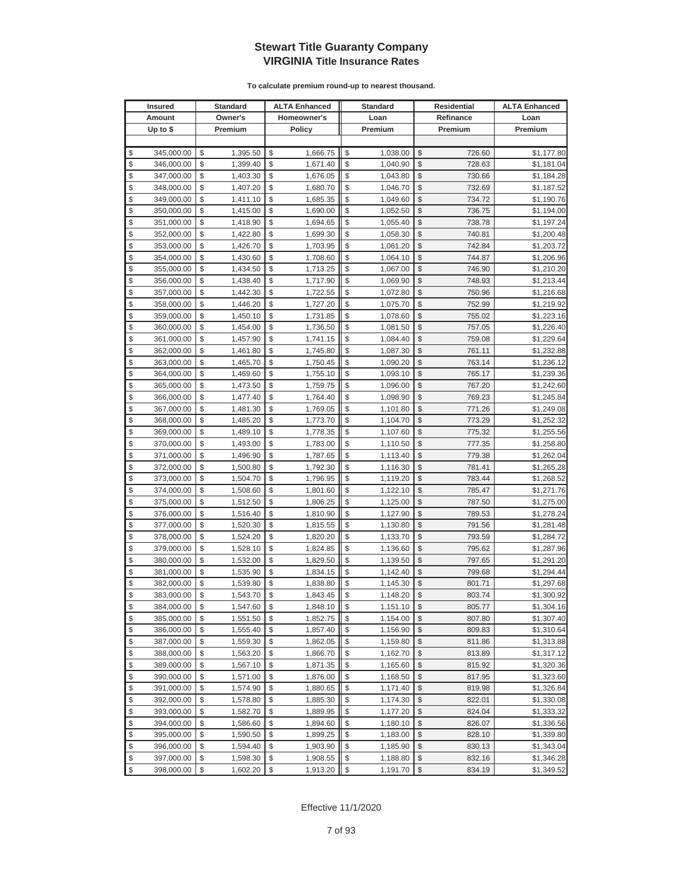# Stewart Title Guaranty Company
## VIRGINIA Title Insurance Rates

**To calculate premium round-up to nearest thousand.**

| Insured Amount Up to $ | Standard Owner's Premium | ALTA Enhanced Homeowner's Policy | Standard Loan Premium | Residential Refinance Premium | ALTA Enhanced Loan Premium |
|---|---|---|---|---|---|
| $ 345,000.00 | $ 1,395.50 | $ 1,666.75 | $ 1,038.00 | $ 726.60 | $1,177.80 |
| $ 346,000.00 | $ 1,399.40 | $ 1,671.40 | $ 1,040.90 | $ 728.63 | $1,181.04 |
| $ 347,000.00 | $ 1,403.30 | $ 1,676.05 | $ 1,043.80 | $ 730.66 | $1,184.28 |
| $ 348,000.00 | $ 1,407.20 | $ 1,680.70 | $ 1,046.70 | $ 732.69 | $1,187.52 |
| $ 349,000.00 | $ 1,411.10 | $ 1,685.35 | $ 1,049.60 | $ 734.72 | $1,190.76 |
| $ 350,000.00 | $ 1,415.00 | $ 1,690.00 | $ 1,052.50 | $ 736.75 | $1,194.00 |
| $ 351,000.00 | $ 1,418.90 | $ 1,694.65 | $ 1,055.40 | $ 738.78 | $1,197.24 |
| $ 352,000.00 | $ 1,422.80 | $ 1,699.30 | $ 1,058.30 | $ 740.81 | $1,200.48 |
| $ 353,000.00 | $ 1,426.70 | $ 1,703.95 | $ 1,061.20 | $ 742.84 | $1,203.72 |
| $ 354,000.00 | $ 1,430.60 | $ 1,708.60 | $ 1,064.10 | $ 744.87 | $1,206.96 |
| $ 355,000.00 | $ 1,434.50 | $ 1,713.25 | $ 1,067.00 | $ 746.90 | $1,210.20 |
| $ 356,000.00 | $ 1,438.40 | $ 1,717.90 | $ 1,069.90 | $ 748.93 | $1,213.44 |
| $ 357,000.00 | $ 1,442.30 | $ 1,722.55 | $ 1,072.80 | $ 750.96 | $1,216.68 |
| $ 358,000.00 | $ 1,446.20 | $ 1,727.20 | $ 1,075.70 | $ 752.99 | $1,219.92 |
| $ 359,000.00 | $ 1,450.10 | $ 1,731.85 | $ 1,078.60 | $ 755.02 | $1,223.16 |
| $ 360,000.00 | $ 1,454.00 | $ 1,736.50 | $ 1,081.50 | $ 757.05 | $1,226.40 |
| $ 361,000.00 | $ 1,457.90 | $ 1,741.15 | $ 1,084.40 | $ 759.08 | $1,229.64 |
| $ 362,000.00 | $ 1,461.80 | $ 1,745.80 | $ 1,087.30 | $ 761.11 | $1,232.88 |
| $ 363,000.00 | $ 1,465.70 | $ 1,750.45 | $ 1,090.20 | $ 763.14 | $1,236.12 |
| $ 364,000.00 | $ 1,469.60 | $ 1,755.10 | $ 1,093.10 | $ 765.17 | $1,239.36 |
| $ 365,000.00 | $ 1,473.50 | $ 1,759.75 | $ 1,096.00 | $ 767.20 | $1,242.60 |
| $ 366,000.00 | $ 1,477.40 | $ 1,764.40 | $ 1,098.90 | $ 769.23 | $1,245.84 |
| $ 367,000.00 | $ 1,481.30 | $ 1,769.05 | $ 1,101.80 | $ 771.26 | $1,249.08 |
| $ 368,000.00 | $ 1,485.20 | $ 1,773.70 | $ 1,104.70 | $ 773.29 | $1,252.32 |
| $ 369,000.00 | $ 1,489.10 | $ 1,778.35 | $ 1,107.60 | $ 775.32 | $1,255.56 |
| $ 370,000.00 | $ 1,493.00 | $ 1,783.00 | $ 1,110.50 | $ 777.35 | $1,258.80 |
| $ 371,000.00 | $ 1,496.90 | $ 1,787.65 | $ 1,113.40 | $ 779.38 | $1,262.04 |
| $ 372,000.00 | $ 1,500.80 | $ 1,792.30 | $ 1,116.30 | $ 781.41 | $1,265.28 |
| $ 373,000.00 | $ 1,504.70 | $ 1,796.95 | $ 1,119.20 | $ 783.44 | $1,268.52 |
| $ 374,000.00 | $ 1,508.60 | $ 1,801.60 | $ 1,122.10 | $ 785.47 | $1,271.76 |
| $ 375,000.00 | $ 1,512.50 | $ 1,806.25 | $ 1,125.00 | $ 787.50 | $1,275.00 |
| $ 376,000.00 | $ 1,516.40 | $ 1,810.90 | $ 1,127.90 | $ 789.53 | $1,278.24 |
| $ 377,000.00 | $ 1,520.30 | $ 1,815.55 | $ 1,130.80 | $ 791.56 | $1,281.48 |
| $ 378,000.00 | $ 1,524.20 | $ 1,820.20 | $ 1,133.70 | $ 793.59 | $1,284.72 |
| $ 379,000.00 | $ 1,528.10 | $ 1,824.85 | $ 1,136.60 | $ 795.62 | $1,287.96 |
| $ 380,000.00 | $ 1,532.00 | $ 1,829.50 | $ 1,139.50 | $ 797.65 | $1,291.20 |
| $ 381,000.00 | $ 1,535.90 | $ 1,834.15 | $ 1,142.40 | $ 799.68 | $1,294.44 |
| $ 382,000.00 | $ 1,539.80 | $ 1,838.80 | $ 1,145.30 | $ 801.71 | $1,297.68 |
| $ 383,000.00 | $ 1,543.70 | $ 1,843.45 | $ 1,148.20 | $ 803.74 | $1,300.92 |
| $ 384,000.00 | $ 1,547.60 | $ 1,848.10 | $ 1,151.10 | $ 805.77 | $1,304.16 |
| $ 385,000.00 | $ 1,551.50 | $ 1,852.75 | $ 1,154.00 | $ 807.80 | $1,307.40 |
| $ 386,000.00 | $ 1,555.40 | $ 1,857.40 | $ 1,156.90 | $ 809.83 | $1,310.64 |
| $ 387,000.00 | $ 1,559.30 | $ 1,862.05 | $ 1,159.80 | $ 811.86 | $1,313.88 |
| $ 388,000.00 | $ 1,563.20 | $ 1,866.70 | $ 1,162.70 | $ 813.89 | $1,317.12 |
| $ 389,000.00 | $ 1,567.10 | $ 1,871.35 | $ 1,165.60 | $ 815.92 | $1,320.36 |
| $ 390,000.00 | $ 1,571.00 | $ 1,876.00 | $ 1,168.50 | $ 817.95 | $1,323.60 |
| $ 391,000.00 | $ 1,574.90 | $ 1,880.65 | $ 1,171.40 | $ 819.98 | $1,326.84 |
| $ 392,000.00 | $ 1,578.80 | $ 1,885.30 | $ 1,174.30 | $ 822.01 | $1,330.08 |
| $ 393,000.00 | $ 1,582.70 | $ 1,889.95 | $ 1,177.20 | $ 824.04 | $1,333.32 |
| $ 394,000.00 | $ 1,586.60 | $ 1,894.60 | $ 1,180.10 | $ 826.07 | $1,336.56 |
| $ 395,000.00 | $ 1,590.50 | $ 1,899.25 | $ 1,183.00 | $ 828.10 | $1,339.80 |
| $ 396,000.00 | $ 1,594.40 | $ 1,903.90 | $ 1,185.90 | $ 830.13 | $1,343.04 |
| $ 397,000.00 | $ 1,598.30 | $ 1,908.55 | $ 1,188.80 | $ 832.16 | $1,346.28 |
| $ 398,000.00 | $ 1,602.20 | $ 1,913.20 | $ 1,191.70 | $ 834.19 | $1,349.52 |

Effective 11/1/2020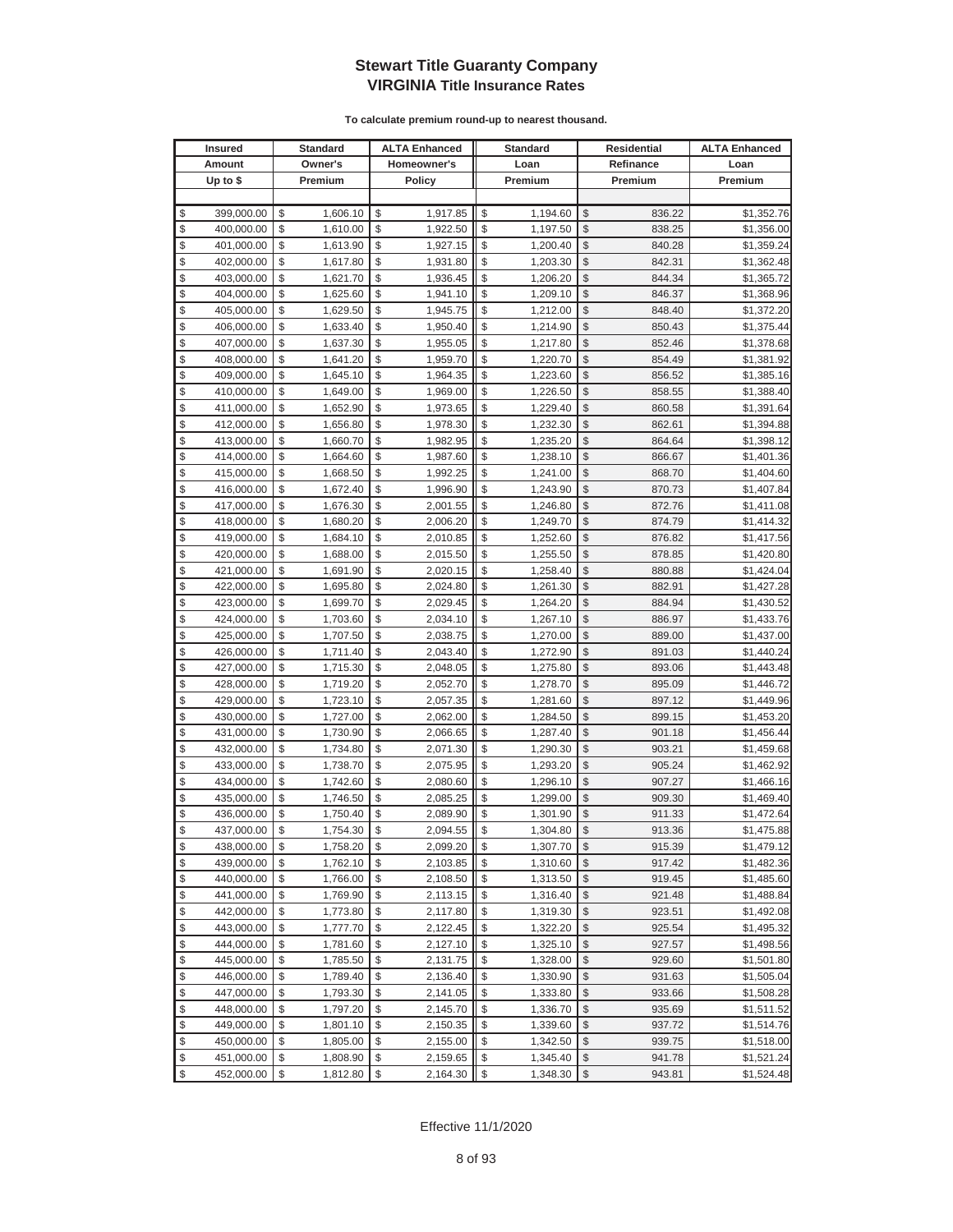# Stewart Title Guaranty Company
## VIRGINIA Title Insurance Rates

**To calculate premium round-up to nearest thousand.**

| Insured Amount Up to $ | Standard Owner's Premium | ALTA Enhanced Homeowner's Policy | Standard Loan Premium | Residential Refinance Premium | ALTA Enhanced Loan Premium |
|---|---|---|---|---|---|
| $ 399,000.00 | $ 1,606.10 | $ 1,917.85 | $ 1,194.60 | $ 836.22 | $1,352.76 |
| $ 400,000.00 | $ 1,610.00 | $ 1,922.50 | $ 1,197.50 | $ 838.25 | $1,356.00 |
| $ 401,000.00 | $ 1,613.90 | $ 1,927.15 | $ 1,200.40 | $ 840.28 | $1,359.24 |
| $ 402,000.00 | $ 1,617.80 | $ 1,931.80 | $ 1,203.30 | $ 842.31 | $1,362.48 |
| $ 403,000.00 | $ 1,621.70 | $ 1,936.45 | $ 1,206.20 | $ 844.34 | $1,365.72 |
| $ 404,000.00 | $ 1,625.60 | $ 1,941.10 | $ 1,209.10 | $ 846.37 | $1,368.96 |
| $ 405,000.00 | $ 1,629.50 | $ 1,945.75 | $ 1,212.00 | $ 848.40 | $1,372.20 |
| $ 406,000.00 | $ 1,633.40 | $ 1,950.40 | $ 1,214.90 | $ 850.43 | $1,375.44 |
| $ 407,000.00 | $ 1,637.30 | $ 1,955.05 | $ 1,217.80 | $ 852.46 | $1,378.68 |
| $ 408,000.00 | $ 1,641.20 | $ 1,959.70 | $ 1,220.70 | $ 854.49 | $1,381.92 |
| $ 409,000.00 | $ 1,645.10 | $ 1,964.35 | $ 1,223.60 | $ 856.52 | $1,385.16 |
| $ 410,000.00 | $ 1,649.00 | $ 1,969.00 | $ 1,226.50 | $ 858.55 | $1,388.40 |
| $ 411,000.00 | $ 1,652.90 | $ 1,973.65 | $ 1,229.40 | $ 860.58 | $1,391.64 |
| $ 412,000.00 | $ 1,656.80 | $ 1,978.30 | $ 1,232.30 | $ 862.61 | $1,394.88 |
| $ 413,000.00 | $ 1,660.70 | $ 1,982.95 | $ 1,235.20 | $ 864.64 | $1,398.12 |
| $ 414,000.00 | $ 1,664.60 | $ 1,987.60 | $ 1,238.10 | $ 866.67 | $1,401.36 |
| $ 415,000.00 | $ 1,668.50 | $ 1,992.25 | $ 1,241.00 | $ 868.70 | $1,404.60 |
| $ 416,000.00 | $ 1,672.40 | $ 1,996.90 | $ 1,243.90 | $ 870.73 | $1,407.84 |
| $ 417,000.00 | $ 1,676.30 | $ 2,001.55 | $ 1,246.80 | $ 872.76 | $1,411.08 |
| $ 418,000.00 | $ 1,680.20 | $ 2,006.20 | $ 1,249.70 | $ 874.79 | $1,414.32 |
| $ 419,000.00 | $ 1,684.10 | $ 2,010.85 | $ 1,252.60 | $ 876.82 | $1,417.56 |
| $ 420,000.00 | $ 1,688.00 | $ 2,015.50 | $ 1,255.50 | $ 878.85 | $1,420.80 |
| $ 421,000.00 | $ 1,691.90 | $ 2,020.15 | $ 1,258.40 | $ 880.88 | $1,424.04 |
| $ 422,000.00 | $ 1,695.80 | $ 2,024.80 | $ 1,261.30 | $ 882.91 | $1,427.28 |
| $ 423,000.00 | $ 1,699.70 | $ 2,029.45 | $ 1,264.20 | $ 884.94 | $1,430.52 |
| $ 424,000.00 | $ 1,703.60 | $ 2,034.10 | $ 1,267.10 | $ 886.97 | $1,433.76 |
| $ 425,000.00 | $ 1,707.50 | $ 2,038.75 | $ 1,270.00 | $ 889.00 | $1,437.00 |
| $ 426,000.00 | $ 1,711.40 | $ 2,043.40 | $ 1,272.90 | $ 891.03 | $1,440.24 |
| $ 427,000.00 | $ 1,715.30 | $ 2,048.05 | $ 1,275.80 | $ 893.06 | $1,443.48 |
| $ 428,000.00 | $ 1,719.20 | $ 2,052.70 | $ 1,278.70 | $ 895.09 | $1,446.72 |
| $ 429,000.00 | $ 1,723.10 | $ 2,057.35 | $ 1,281.60 | $ 897.12 | $1,449.96 |
| $ 430,000.00 | $ 1,727.00 | $ 2,062.00 | $ 1,284.50 | $ 899.15 | $1,453.20 |
| $ 431,000.00 | $ 1,730.90 | $ 2,066.65 | $ 1,287.40 | $ 901.18 | $1,456.44 |
| $ 432,000.00 | $ 1,734.80 | $ 2,071.30 | $ 1,290.30 | $ 903.21 | $1,459.68 |
| $ 433,000.00 | $ 1,738.70 | $ 2,075.95 | $ 1,293.20 | $ 905.24 | $1,462.92 |
| $ 434,000.00 | $ 1,742.60 | $ 2,080.60 | $ 1,296.10 | $ 907.27 | $1,466.16 |
| $ 435,000.00 | $ 1,746.50 | $ 2,085.25 | $ 1,299.00 | $ 909.30 | $1,469.40 |
| $ 436,000.00 | $ 1,750.40 | $ 2,089.90 | $ 1,301.90 | $ 911.33 | $1,472.64 |
| $ 437,000.00 | $ 1,754.30 | $ 2,094.55 | $ 1,304.80 | $ 913.36 | $1,475.88 |
| $ 438,000.00 | $ 1,758.20 | $ 2,099.20 | $ 1,307.70 | $ 915.39 | $1,479.12 |
| $ 439,000.00 | $ 1,762.10 | $ 2,103.85 | $ 1,310.60 | $ 917.42 | $1,482.36 |
| $ 440,000.00 | $ 1,766.00 | $ 2,108.50 | $ 1,313.50 | $ 919.45 | $1,485.60 |
| $ 441,000.00 | $ 1,769.90 | $ 2,113.15 | $ 1,316.40 | $ 921.48 | $1,488.84 |
| $ 442,000.00 | $ 1,773.80 | $ 2,117.80 | $ 1,319.30 | $ 923.51 | $1,492.08 |
| $ 443,000.00 | $ 1,777.70 | $ 2,122.45 | $ 1,322.20 | $ 925.54 | $1,495.32 |
| $ 444,000.00 | $ 1,781.60 | $ 2,127.10 | $ 1,325.10 | $ 927.57 | $1,498.56 |
| $ 445,000.00 | $ 1,785.50 | $ 2,131.75 | $ 1,328.00 | $ 929.60 | $1,501.80 |
| $ 446,000.00 | $ 1,789.40 | $ 2,136.40 | $ 1,330.90 | $ 931.63 | $1,505.04 |
| $ 447,000.00 | $ 1,793.30 | $ 2,141.05 | $ 1,333.80 | $ 933.66 | $1,508.28 |
| $ 448,000.00 | $ 1,797.20 | $ 2,145.70 | $ 1,336.70 | $ 935.69 | $1,511.52 |
| $ 449,000.00 | $ 1,801.10 | $ 2,150.35 | $ 1,339.60 | $ 937.72 | $1,514.76 |
| $ 450,000.00 | $ 1,805.00 | $ 2,155.00 | $ 1,342.50 | $ 939.75 | $1,518.00 |
| $ 451,000.00 | $ 1,808.90 | $ 2,159.65 | $ 1,345.40 | $ 941.78 | $1,521.24 |
| $ 452,000.00 | $ 1,812.80 | $ 2,164.30 | $ 1,348.30 | $ 943.81 | $1,524.48 |

Effective 11/1/2020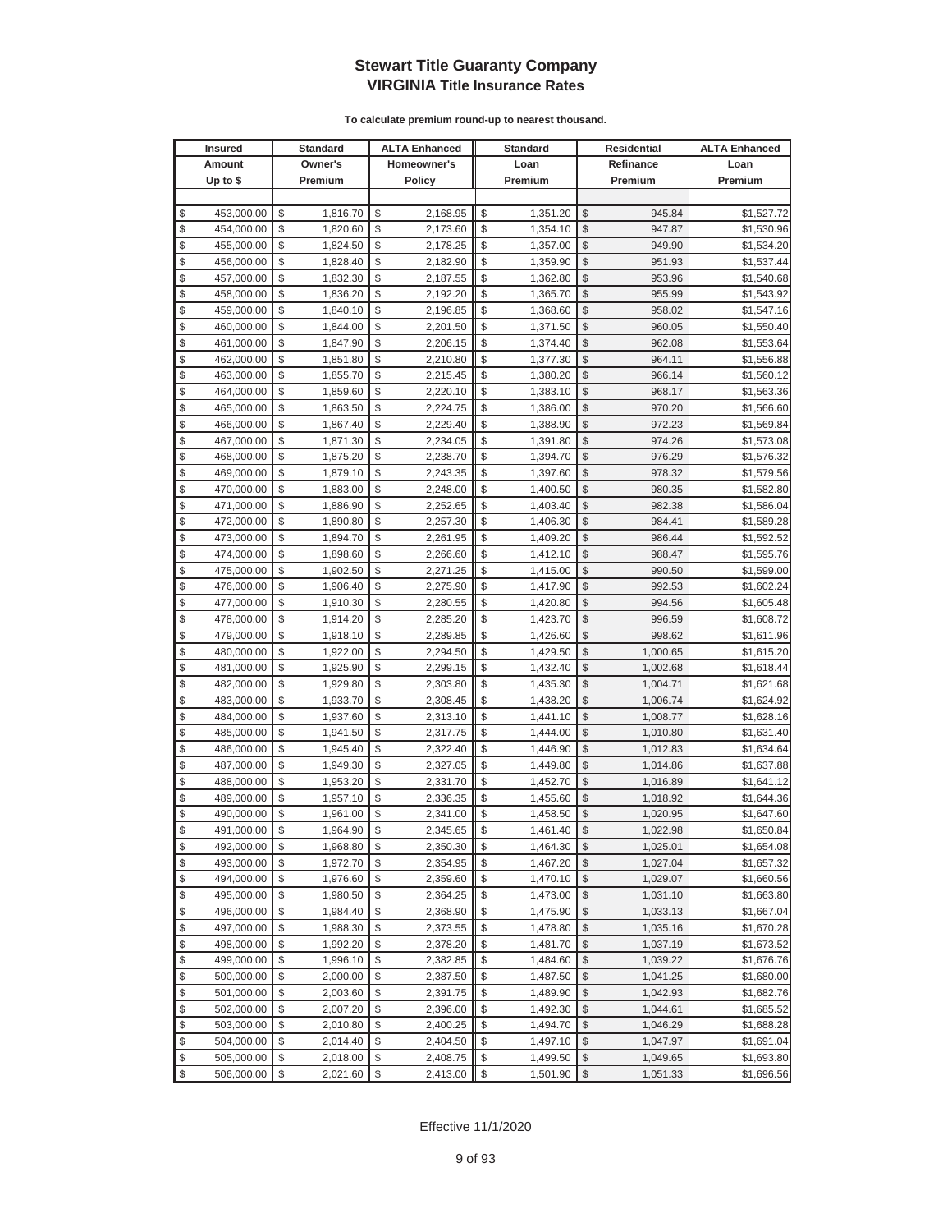# Stewart Title Guaranty Company
## VIRGINIA Title Insurance Rates

**To calculate premium round-up to nearest thousand.**

| Insured Amount Up to $ | Standard Owner's Premium | ALTA Enhanced Homeowner's Policy | Standard Loan Premium | Residential Refinance Premium | ALTA Enhanced Loan Premium |
|---|---|---|---|---|---|
| $ 453,000.00 | $ 1,816.70 | $ 2,168.95 | $ 1,351.20 | $ 945.84 | $1,527.72 |
| $ 454,000.00 | $ 1,820.60 | $ 2,173.60 | $ 1,354.10 | $ 947.87 | $1,530.96 |
| $ 455,000.00 | $ 1,824.50 | $ 2,178.25 | $ 1,357.00 | $ 949.90 | $1,534.20 |
| $ 456,000.00 | $ 1,828.40 | $ 2,182.90 | $ 1,359.90 | $ 951.93 | $1,537.44 |
| $ 457,000.00 | $ 1,832.30 | $ 2,187.55 | $ 1,362.80 | $ 953.96 | $1,540.68 |
| $ 458,000.00 | $ 1,836.20 | $ 2,192.20 | $ 1,365.70 | $ 955.99 | $1,543.92 |
| $ 459,000.00 | $ 1,840.10 | $ 2,196.85 | $ 1,368.60 | $ 958.02 | $1,547.16 |
| $ 460,000.00 | $ 1,844.00 | $ 2,201.50 | $ 1,371.50 | $ 960.05 | $1,550.40 |
| $ 461,000.00 | $ 1,847.90 | $ 2,206.15 | $ 1,374.40 | $ 962.08 | $1,553.64 |
| $ 462,000.00 | $ 1,851.80 | $ 2,210.80 | $ 1,377.30 | $ 964.11 | $1,556.88 |
| $ 463,000.00 | $ 1,855.70 | $ 2,215.45 | $ 1,380.20 | $ 966.14 | $1,560.12 |
| $ 464,000.00 | $ 1,859.60 | $ 2,220.10 | $ 1,383.10 | $ 968.17 | $1,563.36 |
| $ 465,000.00 | $ 1,863.50 | $ 2,224.75 | $ 1,386.00 | $ 970.20 | $1,566.60 |
| $ 466,000.00 | $ 1,867.40 | $ 2,229.40 | $ 1,388.90 | $ 972.23 | $1,569.84 |
| $ 467,000.00 | $ 1,871.30 | $ 2,234.05 | $ 1,391.80 | $ 974.26 | $1,573.08 |
| $ 468,000.00 | $ 1,875.20 | $ 2,238.70 | $ 1,394.70 | $ 976.29 | $1,576.32 |
| $ 469,000.00 | $ 1,879.10 | $ 2,243.35 | $ 1,397.60 | $ 978.32 | $1,579.56 |
| $ 470,000.00 | $ 1,883.00 | $ 2,248.00 | $ 1,400.50 | $ 980.35 | $1,582.80 |
| $ 471,000.00 | $ 1,886.90 | $ 2,252.65 | $ 1,403.40 | $ 982.38 | $1,586.04 |
| $ 472,000.00 | $ 1,890.80 | $ 2,257.30 | $ 1,406.30 | $ 984.41 | $1,589.28 |
| $ 473,000.00 | $ 1,894.70 | $ 2,261.95 | $ 1,409.20 | $ 986.44 | $1,592.52 |
| $ 474,000.00 | $ 1,898.60 | $ 2,266.60 | $ 1,412.10 | $ 988.47 | $1,595.76 |
| $ 475,000.00 | $ 1,902.50 | $ 2,271.25 | $ 1,415.00 | $ 990.50 | $1,599.00 |
| $ 476,000.00 | $ 1,906.40 | $ 2,275.90 | $ 1,417.90 | $ 992.53 | $1,602.24 |
| $ 477,000.00 | $ 1,910.30 | $ 2,280.55 | $ 1,420.80 | $ 994.56 | $1,605.48 |
| $ 478,000.00 | $ 1,914.20 | $ 2,285.20 | $ 1,423.70 | $ 996.59 | $1,608.72 |
| $ 479,000.00 | $ 1,918.10 | $ 2,289.85 | $ 1,426.60 | $ 998.62 | $1,611.96 |
| $ 480,000.00 | $ 1,922.00 | $ 2,294.50 | $ 1,429.50 | $ 1,000.65 | $1,615.20 |
| $ 481,000.00 | $ 1,925.90 | $ 2,299.15 | $ 1,432.40 | $ 1,002.68 | $1,618.44 |
| $ 482,000.00 | $ 1,929.80 | $ 2,303.80 | $ 1,435.30 | $ 1,004.71 | $1,621.68 |
| $ 483,000.00 | $ 1,933.70 | $ 2,308.45 | $ 1,438.20 | $ 1,006.74 | $1,624.92 |
| $ 484,000.00 | $ 1,937.60 | $ 2,313.10 | $ 1,441.10 | $ 1,008.77 | $1,628.16 |
| $ 485,000.00 | $ 1,941.50 | $ 2,317.75 | $ 1,444.00 | $ 1,010.80 | $1,631.40 |
| $ 486,000.00 | $ 1,945.40 | $ 2,322.40 | $ 1,446.90 | $ 1,012.83 | $1,634.64 |
| $ 487,000.00 | $ 1,949.30 | $ 2,327.05 | $ 1,449.80 | $ 1,014.86 | $1,637.88 |
| $ 488,000.00 | $ 1,953.20 | $ 2,331.70 | $ 1,452.70 | $ 1,016.89 | $1,641.12 |
| $ 489,000.00 | $ 1,957.10 | $ 2,336.35 | $ 1,455.60 | $ 1,018.92 | $1,644.36 |
| $ 490,000.00 | $ 1,961.00 | $ 2,341.00 | $ 1,458.50 | $ 1,020.95 | $1,647.60 |
| $ 491,000.00 | $ 1,964.90 | $ 2,345.65 | $ 1,461.40 | $ 1,022.98 | $1,650.84 |
| $ 492,000.00 | $ 1,968.80 | $ 2,350.30 | $ 1,464.30 | $ 1,025.01 | $1,654.08 |
| $ 493,000.00 | $ 1,972.70 | $ 2,354.95 | $ 1,467.20 | $ 1,027.04 | $1,657.32 |
| $ 494,000.00 | $ 1,976.60 | $ 2,359.60 | $ 1,470.10 | $ 1,029.07 | $1,660.56 |
| $ 495,000.00 | $ 1,980.50 | $ 2,364.25 | $ 1,473.00 | $ 1,031.10 | $1,663.80 |
| $ 496,000.00 | $ 1,984.40 | $ 2,368.90 | $ 1,475.90 | $ 1,033.13 | $1,667.04 |
| $ 497,000.00 | $ 1,988.30 | $ 2,373.55 | $ 1,478.80 | $ 1,035.16 | $1,670.28 |
| $ 498,000.00 | $ 1,992.20 | $ 2,378.20 | $ 1,481.70 | $ 1,037.19 | $1,673.52 |
| $ 499,000.00 | $ 1,996.10 | $ 2,382.85 | $ 1,484.60 | $ 1,039.22 | $1,676.76 |
| $ 500,000.00 | $ 2,000.00 | $ 2,387.50 | $ 1,487.50 | $ 1,041.25 | $1,680.00 |
| $ 501,000.00 | $ 2,003.60 | $ 2,391.75 | $ 1,489.90 | $ 1,042.93 | $1,682.76 |
| $ 502,000.00 | $ 2,007.20 | $ 2,396.00 | $ 1,492.30 | $ 1,044.61 | $1,685.52 |
| $ 503,000.00 | $ 2,010.80 | $ 2,400.25 | $ 1,494.70 | $ 1,046.29 | $1,688.28 |
| $ 504,000.00 | $ 2,014.40 | $ 2,404.50 | $ 1,497.10 | $ 1,047.97 | $1,691.04 |
| $ 505,000.00 | $ 2,018.00 | $ 2,408.75 | $ 1,499.50 | $ 1,049.65 | $1,693.80 |
| $ 506,000.00 | $ 2,021.60 | $ 2,413.00 | $ 1,501.90 | $ 1,051.33 | $1,696.56 |

Effective 11/1/2020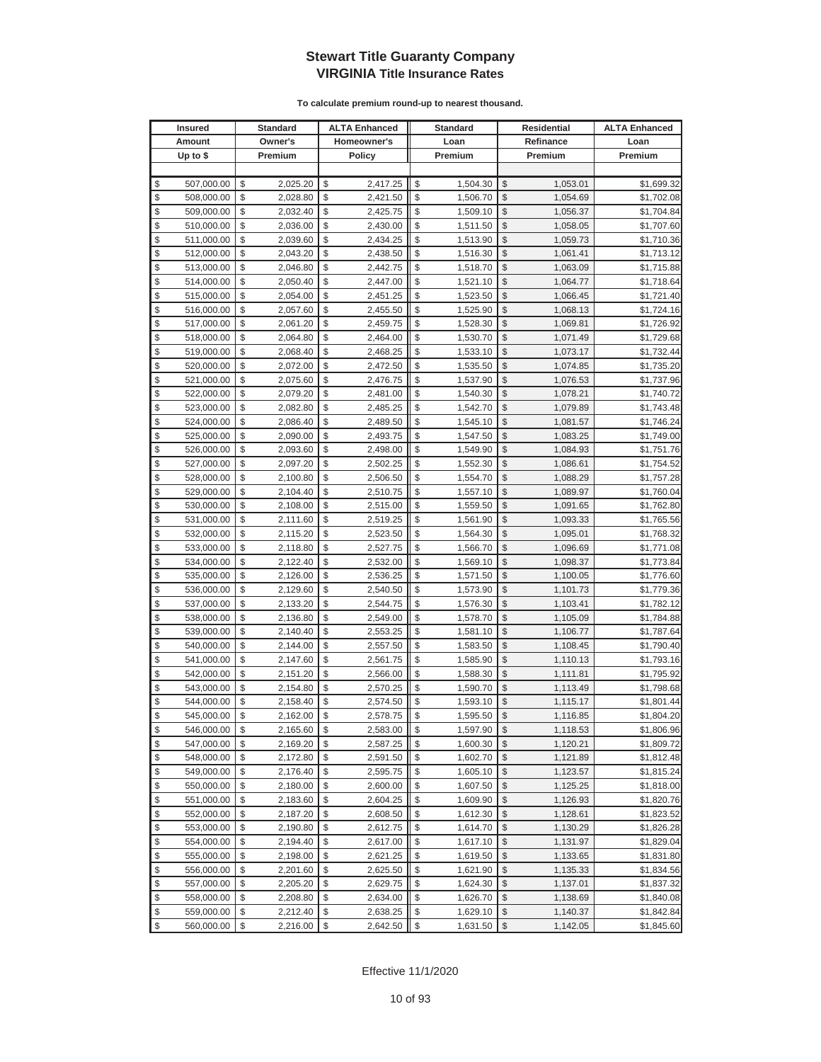# Stewart Title Guaranty Company
## VIRGINIA Title Insurance Rates

**To calculate premium round-up to nearest thousand.**

| Insured Amount Up to $ | Standard Owner's Premium | ALTA Enhanced Homeowner's Policy | Standard Loan Premium | Residential Refinance Premium | ALTA Enhanced Loan Premium |
|---|---|---|---|---|---|
| $ 507,000.00 | $ 2,025.20 | $ 2,417.25 | $ 1,504.30 | $ 1,053.01 | $1,699.32 |
| $ 508,000.00 | $ 2,028.80 | $ 2,421.50 | $ 1,506.70 | $ 1,054.69 | $1,702.08 |
| $ 509,000.00 | $ 2,032.40 | $ 2,425.75 | $ 1,509.10 | $ 1,056.37 | $1,704.84 |
| $ 510,000.00 | $ 2,036.00 | $ 2,430.00 | $ 1,511.50 | $ 1,058.05 | $1,707.60 |
| $ 511,000.00 | $ 2,039.60 | $ 2,434.25 | $ 1,513.90 | $ 1,059.73 | $1,710.36 |
| $ 512,000.00 | $ 2,043.20 | $ 2,438.50 | $ 1,516.30 | $ 1,061.41 | $1,713.12 |
| $ 513,000.00 | $ 2,046.80 | $ 2,442.75 | $ 1,518.70 | $ 1,063.09 | $1,715.88 |
| $ 514,000.00 | $ 2,050.40 | $ 2,447.00 | $ 1,521.10 | $ 1,064.77 | $1,718.64 |
| $ 515,000.00 | $ 2,054.00 | $ 2,451.25 | $ 1,523.50 | $ 1,066.45 | $1,721.40 |
| $ 516,000.00 | $ 2,057.60 | $ 2,455.50 | $ 1,525.90 | $ 1,068.13 | $1,724.16 |
| $ 517,000.00 | $ 2,061.20 | $ 2,459.75 | $ 1,528.30 | $ 1,069.81 | $1,726.92 |
| $ 518,000.00 | $ 2,064.80 | $ 2,464.00 | $ 1,530.70 | $ 1,071.49 | $1,729.68 |
| $ 519,000.00 | $ 2,068.40 | $ 2,468.25 | $ 1,533.10 | $ 1,073.17 | $1,732.44 |
| $ 520,000.00 | $ 2,072.00 | $ 2,472.50 | $ 1,535.50 | $ 1,074.85 | $1,735.20 |
| $ 521,000.00 | $ 2,075.60 | $ 2,476.75 | $ 1,537.90 | $ 1,076.53 | $1,737.96 |
| $ 522,000.00 | $ 2,079.20 | $ 2,481.00 | $ 1,540.30 | $ 1,078.21 | $1,740.72 |
| $ 523,000.00 | $ 2,082.80 | $ 2,485.25 | $ 1,542.70 | $ 1,079.89 | $1,743.48 |
| $ 524,000.00 | $ 2,086.40 | $ 2,489.50 | $ 1,545.10 | $ 1,081.57 | $1,746.24 |
| $ 525,000.00 | $ 2,090.00 | $ 2,493.75 | $ 1,547.50 | $ 1,083.25 | $1,749.00 |
| $ 526,000.00 | $ 2,093.60 | $ 2,498.00 | $ 1,549.90 | $ 1,084.93 | $1,751.76 |
| $ 527,000.00 | $ 2,097.20 | $ 2,502.25 | $ 1,552.30 | $ 1,086.61 | $1,754.52 |
| $ 528,000.00 | $ 2,100.80 | $ 2,506.50 | $ 1,554.70 | $ 1,088.29 | $1,757.28 |
| $ 529,000.00 | $ 2,104.40 | $ 2,510.75 | $ 1,557.10 | $ 1,089.97 | $1,760.04 |
| $ 530,000.00 | $ 2,108.00 | $ 2,515.00 | $ 1,559.50 | $ 1,091.65 | $1,762.80 |
| $ 531,000.00 | $ 2,111.60 | $ 2,519.25 | $ 1,561.90 | $ 1,093.33 | $1,765.56 |
| $ 532,000.00 | $ 2,115.20 | $ 2,523.50 | $ 1,564.30 | $ 1,095.01 | $1,768.32 |
| $ 533,000.00 | $ 2,118.80 | $ 2,527.75 | $ 1,566.70 | $ 1,096.69 | $1,771.08 |
| $ 534,000.00 | $ 2,122.40 | $ 2,532.00 | $ 1,569.10 | $ 1,098.37 | $1,773.84 |
| $ 535,000.00 | $ 2,126.00 | $ 2,536.25 | $ 1,571.50 | $ 1,100.05 | $1,776.60 |
| $ 536,000.00 | $ 2,129.60 | $ 2,540.50 | $ 1,573.90 | $ 1,101.73 | $1,779.36 |
| $ 537,000.00 | $ 2,133.20 | $ 2,544.75 | $ 1,576.30 | $ 1,103.41 | $1,782.12 |
| $ 538,000.00 | $ 2,136.80 | $ 2,549.00 | $ 1,578.70 | $ 1,105.09 | $1,784.88 |
| $ 539,000.00 | $ 2,140.40 | $ 2,553.25 | $ 1,581.10 | $ 1,106.77 | $1,787.64 |
| $ 540,000.00 | $ 2,144.00 | $ 2,557.50 | $ 1,583.50 | $ 1,108.45 | $1,790.40 |
| $ 541,000.00 | $ 2,147.60 | $ 2,561.75 | $ 1,585.90 | $ 1,110.13 | $1,793.16 |
| $ 542,000.00 | $ 2,151.20 | $ 2,566.00 | $ 1,588.30 | $ 1,111.81 | $1,795.92 |
| $ 543,000.00 | $ 2,154.80 | $ 2,570.25 | $ 1,590.70 | $ 1,113.49 | $1,798.68 |
| $ 544,000.00 | $ 2,158.40 | $ 2,574.50 | $ 1,593.10 | $ 1,115.17 | $1,801.44 |
| $ 545,000.00 | $ 2,162.00 | $ 2,578.75 | $ 1,595.50 | $ 1,116.85 | $1,804.20 |
| $ 546,000.00 | $ 2,165.60 | $ 2,583.00 | $ 1,597.90 | $ 1,118.53 | $1,806.96 |
| $ 547,000.00 | $ 2,169.20 | $ 2,587.25 | $ 1,600.30 | $ 1,120.21 | $1,809.72 |
| $ 548,000.00 | $ 2,172.80 | $ 2,591.50 | $ 1,602.70 | $ 1,121.89 | $1,812.48 |
| $ 549,000.00 | $ 2,176.40 | $ 2,595.75 | $ 1,605.10 | $ 1,123.57 | $1,815.24 |
| $ 550,000.00 | $ 2,180.00 | $ 2,600.00 | $ 1,607.50 | $ 1,125.25 | $1,818.00 |
| $ 551,000.00 | $ 2,183.60 | $ 2,604.25 | $ 1,609.90 | $ 1,126.93 | $1,820.76 |
| $ 552,000.00 | $ 2,187.20 | $ 2,608.50 | $ 1,612.30 | $ 1,128.61 | $1,823.52 |
| $ 553,000.00 | $ 2,190.80 | $ 2,612.75 | $ 1,614.70 | $ 1,130.29 | $1,826.28 |
| $ 554,000.00 | $ 2,194.40 | $ 2,617.00 | $ 1,617.10 | $ 1,131.97 | $1,829.04 |
| $ 555,000.00 | $ 2,198.00 | $ 2,621.25 | $ 1,619.50 | $ 1,133.65 | $1,831.80 |
| $ 556,000.00 | $ 2,201.60 | $ 2,625.50 | $ 1,621.90 | $ 1,135.33 | $1,834.56 |
| $ 557,000.00 | $ 2,205.20 | $ 2,629.75 | $ 1,624.30 | $ 1,137.01 | $1,837.32 |
| $ 558,000.00 | $ 2,208.80 | $ 2,634.00 | $ 1,626.70 | $ 1,138.69 | $1,840.08 |
| $ 559,000.00 | $ 2,212.40 | $ 2,638.25 | $ 1,629.10 | $ 1,140.37 | $1,842.84 |
| $ 560,000.00 | $ 2,216.00 | $ 2,642.50 | $ 1,631.50 | $ 1,142.05 | $1,845.60 |

Effective 11/1/2020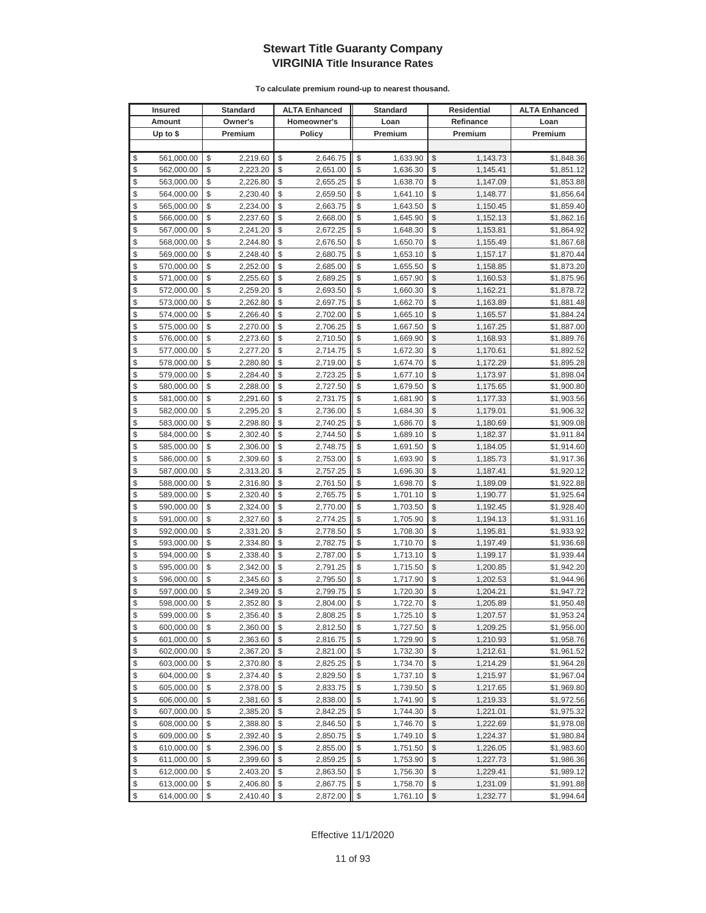# Stewart Title Guaranty Company
## VIRGINIA Title Insurance Rates

**To calculate premium round-up to nearest thousand.**

| Insured Amount Up to $ | Standard Owner's Premium | ALTA Enhanced Homeowner's Policy | Standard Loan Premium | Residential Refinance Premium | ALTA Enhanced Loan Premium |
|---|---|---|---|---|---|
| $ 561,000.00 | $ 2,219.60 | $ 2,646.75 | $ 1,633.90 | $ 1,143.73 | $1,848.36 |
| $ 562,000.00 | $ 2,223.20 | $ 2,651.00 | $ 1,636.30 | $ 1,145.41 | $1,851.12 |
| $ 563,000.00 | $ 2,226.80 | $ 2,655.25 | $ 1,638.70 | $ 1,147.09 | $1,853.88 |
| $ 564,000.00 | $ 2,230.40 | $ 2,659.50 | $ 1,641.10 | $ 1,148.77 | $1,856.64 |
| $ 565,000.00 | $ 2,234.00 | $ 2,663.75 | $ 1,643.50 | $ 1,150.45 | $1,859.40 |
| $ 566,000.00 | $ 2,237.60 | $ 2,668.00 | $ 1,645.90 | $ 1,152.13 | $1,862.16 |
| $ 567,000.00 | $ 2,241.20 | $ 2,672.25 | $ 1,648.30 | $ 1,153.81 | $1,864.92 |
| $ 568,000.00 | $ 2,244.80 | $ 2,676.50 | $ 1,650.70 | $ 1,155.49 | $1,867.68 |
| $ 569,000.00 | $ 2,248.40 | $ 2,680.75 | $ 1,653.10 | $ 1,157.17 | $1,870.44 |
| $ 570,000.00 | $ 2,252.00 | $ 2,685.00 | $ 1,655.50 | $ 1,158.85 | $1,873.20 |
| $ 571,000.00 | $ 2,255.60 | $ 2,689.25 | $ 1,657.90 | $ 1,160.53 | $1,875.96 |
| $ 572,000.00 | $ 2,259.20 | $ 2,693.50 | $ 1,660.30 | $ 1,162.21 | $1,878.72 |
| $ 573,000.00 | $ 2,262.80 | $ 2,697.75 | $ 1,662.70 | $ 1,163.89 | $1,881.48 |
| $ 574,000.00 | $ 2,266.40 | $ 2,702.00 | $ 1,665.10 | $ 1,165.57 | $1,884.24 |
| $ 575,000.00 | $ 2,270.00 | $ 2,706.25 | $ 1,667.50 | $ 1,167.25 | $1,887.00 |
| $ 576,000.00 | $ 2,273.60 | $ 2,710.50 | $ 1,669.90 | $ 1,168.93 | $1,889.76 |
| $ 577,000.00 | $ 2,277.20 | $ 2,714.75 | $ 1,672.30 | $ 1,170.61 | $1,892.52 |
| $ 578,000.00 | $ 2,280.80 | $ 2,719.00 | $ 1,674.70 | $ 1,172.29 | $1,895.28 |
| $ 579,000.00 | $ 2,284.40 | $ 2,723.25 | $ 1,677.10 | $ 1,173.97 | $1,898.04 |
| $ 580,000.00 | $ 2,288.00 | $ 2,727.50 | $ 1,679.50 | $ 1,175.65 | $1,900.80 |
| $ 581,000.00 | $ 2,291.60 | $ 2,731.75 | $ 1,681.90 | $ 1,177.33 | $1,903.56 |
| $ 582,000.00 | $ 2,295.20 | $ 2,736.00 | $ 1,684.30 | $ 1,179.01 | $1,906.32 |
| $ 583,000.00 | $ 2,298.80 | $ 2,740.25 | $ 1,686.70 | $ 1,180.69 | $1,909.08 |
| $ 584,000.00 | $ 2,302.40 | $ 2,744.50 | $ 1,689.10 | $ 1,182.37 | $1,911.84 |
| $ 585,000.00 | $ 2,306.00 | $ 2,748.75 | $ 1,691.50 | $ 1,184.05 | $1,914.60 |
| $ 586,000.00 | $ 2,309.60 | $ 2,753.00 | $ 1,693.90 | $ 1,185.73 | $1,917.36 |
| $ 587,000.00 | $ 2,313.20 | $ 2,757.25 | $ 1,696.30 | $ 1,187.41 | $1,920.12 |
| $ 588,000.00 | $ 2,316.80 | $ 2,761.50 | $ 1,698.70 | $ 1,189.09 | $1,922.88 |
| $ 589,000.00 | $ 2,320.40 | $ 2,765.75 | $ 1,701.10 | $ 1,190.77 | $1,925.64 |
| $ 590,000.00 | $ 2,324.00 | $ 2,770.00 | $ 1,703.50 | $ 1,192.45 | $1,928.40 |
| $ 591,000.00 | $ 2,327.60 | $ 2,774.25 | $ 1,705.90 | $ 1,194.13 | $1,931.16 |
| $ 592,000.00 | $ 2,331.20 | $ 2,778.50 | $ 1,708.30 | $ 1,195.81 | $1,933.92 |
| $ 593,000.00 | $ 2,334.80 | $ 2,782.75 | $ 1,710.70 | $ 1,197.49 | $1,936.68 |
| $ 594,000.00 | $ 2,338.40 | $ 2,787.00 | $ 1,713.10 | $ 1,199.17 | $1,939.44 |
| $ 595,000.00 | $ 2,342.00 | $ 2,791.25 | $ 1,715.50 | $ 1,200.85 | $1,942.20 |
| $ 596,000.00 | $ 2,345.60 | $ 2,795.50 | $ 1,717.90 | $ 1,202.53 | $1,944.96 |
| $ 597,000.00 | $ 2,349.20 | $ 2,799.75 | $ 1,720.30 | $ 1,204.21 | $1,947.72 |
| $ 598,000.00 | $ 2,352.80 | $ 2,804.00 | $ 1,722.70 | $ 1,205.89 | $1,950.48 |
| $ 599,000.00 | $ 2,356.40 | $ 2,808.25 | $ 1,725.10 | $ 1,207.57 | $1,953.24 |
| $ 600,000.00 | $ 2,360.00 | $ 2,812.50 | $ 1,727.50 | $ 1,209.25 | $1,956.00 |
| $ 601,000.00 | $ 2,363.60 | $ 2,816.75 | $ 1,729.90 | $ 1,210.93 | $1,958.76 |
| $ 602,000.00 | $ 2,367.20 | $ 2,821.00 | $ 1,732.30 | $ 1,212.61 | $1,961.52 |
| $ 603,000.00 | $ 2,370.80 | $ 2,825.25 | $ 1,734.70 | $ 1,214.29 | $1,964.28 |
| $ 604,000.00 | $ 2,374.40 | $ 2,829.50 | $ 1,737.10 | $ 1,215.97 | $1,967.04 |
| $ 605,000.00 | $ 2,378.00 | $ 2,833.75 | $ 1,739.50 | $ 1,217.65 | $1,969.80 |
| $ 606,000.00 | $ 2,381.60 | $ 2,838.00 | $ 1,741.90 | $ 1,219.33 | $1,972.56 |
| $ 607,000.00 | $ 2,385.20 | $ 2,842.25 | $ 1,744.30 | $ 1,221.01 | $1,975.32 |
| $ 608,000.00 | $ 2,388.80 | $ 2,846.50 | $ 1,746.70 | $ 1,222.69 | $1,978.08 |
| $ 609,000.00 | $ 2,392.40 | $ 2,850.75 | $ 1,749.10 | $ 1,224.37 | $1,980.84 |
| $ 610,000.00 | $ 2,396.00 | $ 2,855.00 | $ 1,751.50 | $ 1,226.05 | $1,983.60 |
| $ 611,000.00 | $ 2,399.60 | $ 2,859.25 | $ 1,753.90 | $ 1,227.73 | $1,986.36 |
| $ 612,000.00 | $ 2,403.20 | $ 2,863.50 | $ 1,756.30 | $ 1,229.41 | $1,989.12 |
| $ 613,000.00 | $ 2,406.80 | $ 2,867.75 | $ 1,758.70 | $ 1,231.09 | $1,991.88 |
| $ 614,000.00 | $ 2,410.40 | $ 2,872.00 | $ 1,761.10 | $ 1,232.77 | $1,994.64 |

Effective 11/1/2020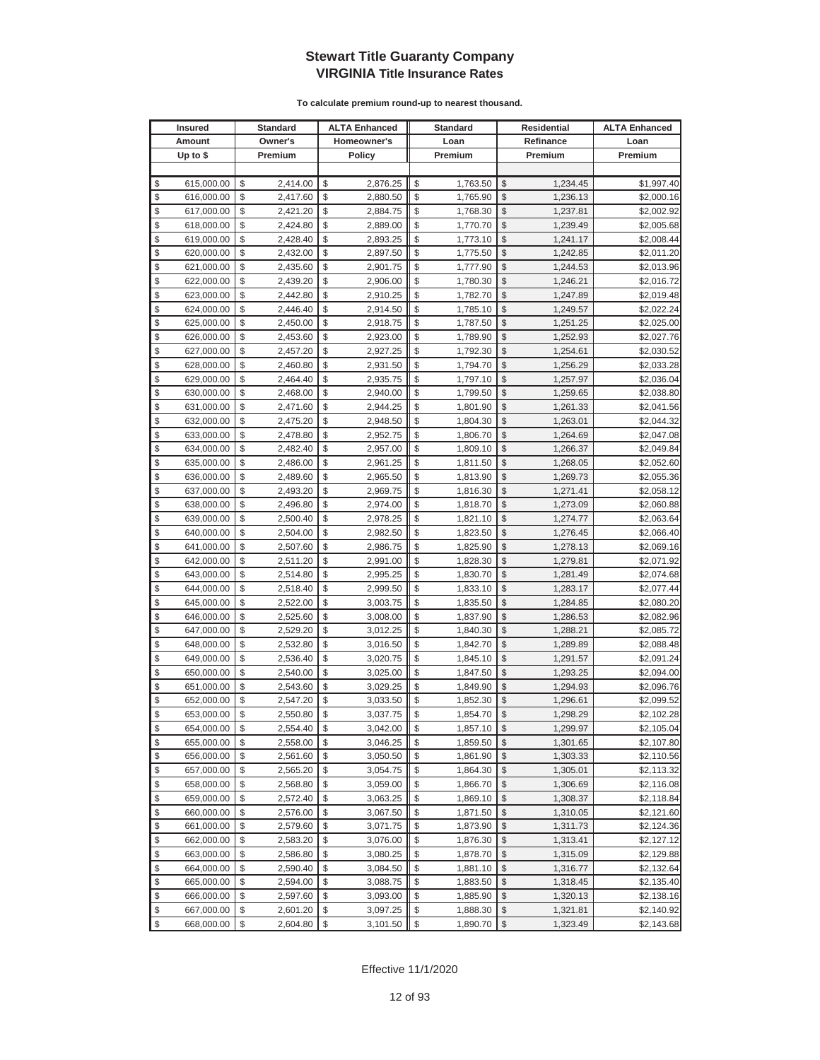# Stewart Title Guaranty Company
## VIRGINIA Title Insurance Rates

**To calculate premium round-up to nearest thousand.**

| Insured Amount Up to $ | Standard Owner's Premium | ALTA Enhanced Homeowner's Policy | Standard Loan Premium | Residential Refinance Premium | ALTA Enhanced Loan Premium |
|---|---|---|---|---|---|
| | | | | | |
| $ 615,000.00 | $ 2,414.00 | $ 2,876.25 | $ 1,763.50 | $ 1,234.45 | $1,997.40 |
| $ 616,000.00 | $ 2,417.60 | $ 2,880.50 | $ 1,765.90 | $ 1,236.13 | $2,000.16 |
| $ 617,000.00 | $ 2,421.20 | $ 2,884.75 | $ 1,768.30 | $ 1,237.81 | $2,002.92 |
| $ 618,000.00 | $ 2,424.80 | $ 2,889.00 | $ 1,770.70 | $ 1,239.49 | $2,005.68 |
| $ 619,000.00 | $ 2,428.40 | $ 2,893.25 | $ 1,773.10 | $ 1,241.17 | $2,008.44 |
| $ 620,000.00 | $ 2,432.00 | $ 2,897.50 | $ 1,775.50 | $ 1,242.85 | $2,011.20 |
| $ 621,000.00 | $ 2,435.60 | $ 2,901.75 | $ 1,777.90 | $ 1,244.53 | $2,013.96 |
| $ 622,000.00 | $ 2,439.20 | $ 2,906.00 | $ 1,780.30 | $ 1,246.21 | $2,016.72 |
| $ 623,000.00 | $ 2,442.80 | $ 2,910.25 | $ 1,782.70 | $ 1,247.89 | $2,019.48 |
| $ 624,000.00 | $ 2,446.40 | $ 2,914.50 | $ 1,785.10 | $ 1,249.57 | $2,022.24 |
| $ 625,000.00 | $ 2,450.00 | $ 2,918.75 | $ 1,787.50 | $ 1,251.25 | $2,025.00 |
| $ 626,000.00 | $ 2,453.60 | $ 2,923.00 | $ 1,789.90 | $ 1,252.93 | $2,027.76 |
| $ 627,000.00 | $ 2,457.20 | $ 2,927.25 | $ 1,792.30 | $ 1,254.61 | $2,030.52 |
| $ 628,000.00 | $ 2,460.80 | $ 2,931.50 | $ 1,794.70 | $ 1,256.29 | $2,033.28 |
| $ 629,000.00 | $ 2,464.40 | $ 2,935.75 | $ 1,797.10 | $ 1,257.97 | $2,036.04 |
| $ 630,000.00 | $ 2,468.00 | $ 2,940.00 | $ 1,799.50 | $ 1,259.65 | $2,038.80 |
| $ 631,000.00 | $ 2,471.60 | $ 2,944.25 | $ 1,801.90 | $ 1,261.33 | $2,041.56 |
| $ 632,000.00 | $ 2,475.20 | $ 2,948.50 | $ 1,804.30 | $ 1,263.01 | $2,044.32 |
| $ 633,000.00 | $ 2,478.80 | $ 2,952.75 | $ 1,806.70 | $ 1,264.69 | $2,047.08 |
| $ 634,000.00 | $ 2,482.40 | $ 2,957.00 | $ 1,809.10 | $ 1,266.37 | $2,049.84 |
| $ 635,000.00 | $ 2,486.00 | $ 2,961.25 | $ 1,811.50 | $ 1,268.05 | $2,052.60 |
| $ 636,000.00 | $ 2,489.60 | $ 2,965.50 | $ 1,813.90 | $ 1,269.73 | $2,055.36 |
| $ 637,000.00 | $ 2,493.20 | $ 2,969.75 | $ 1,816.30 | $ 1,271.41 | $2,058.12 |
| $ 638,000.00 | $ 2,496.80 | $ 2,974.00 | $ 1,818.70 | $ 1,273.09 | $2,060.88 |
| $ 639,000.00 | $ 2,500.40 | $ 2,978.25 | $ 1,821.10 | $ 1,274.77 | $2,063.64 |
| $ 640,000.00 | $ 2,504.00 | $ 2,982.50 | $ 1,823.50 | $ 1,276.45 | $2,066.40 |
| $ 641,000.00 | $ 2,507.60 | $ 2,986.75 | $ 1,825.90 | $ 1,278.13 | $2,069.16 |
| $ 642,000.00 | $ 2,511.20 | $ 2,991.00 | $ 1,828.30 | $ 1,279.81 | $2,071.92 |
| $ 643,000.00 | $ 2,514.80 | $ 2,995.25 | $ 1,830.70 | $ 1,281.49 | $2,074.68 |
| $ 644,000.00 | $ 2,518.40 | $ 2,999.50 | $ 1,833.10 | $ 1,283.17 | $2,077.44 |
| $ 645,000.00 | $ 2,522.00 | $ 3,003.75 | $ 1,835.50 | $ 1,284.85 | $2,080.20 |
| $ 646,000.00 | $ 2,525.60 | $ 3,008.00 | $ 1,837.90 | $ 1,286.53 | $2,082.96 |
| $ 647,000.00 | $ 2,529.20 | $ 3,012.25 | $ 1,840.30 | $ 1,288.21 | $2,085.72 |
| $ 648,000.00 | $ 2,532.80 | $ 3,016.50 | $ 1,842.70 | $ 1,289.89 | $2,088.48 |
| $ 649,000.00 | $ 2,536.40 | $ 3,020.75 | $ 1,845.10 | $ 1,291.57 | $2,091.24 |
| $ 650,000.00 | $ 2,540.00 | $ 3,025.00 | $ 1,847.50 | $ 1,293.25 | $2,094.00 |
| $ 651,000.00 | $ 2,543.60 | $ 3,029.25 | $ 1,849.90 | $ 1,294.93 | $2,096.76 |
| $ 652,000.00 | $ 2,547.20 | $ 3,033.50 | $ 1,852.30 | $ 1,296.61 | $2,099.52 |
| $ 653,000.00 | $ 2,550.80 | $ 3,037.75 | $ 1,854.70 | $ 1,298.29 | $2,102.28 |
| $ 654,000.00 | $ 2,554.40 | $ 3,042.00 | $ 1,857.10 | $ 1,299.97 | $2,105.04 |
| $ 655,000.00 | $ 2,558.00 | $ 3,046.25 | $ 1,859.50 | $ 1,301.65 | $2,107.80 |
| $ 656,000.00 | $ 2,561.60 | $ 3,050.50 | $ 1,861.90 | $ 1,303.33 | $2,110.56 |
| $ 657,000.00 | $ 2,565.20 | $ 3,054.75 | $ 1,864.30 | $ 1,305.01 | $2,113.32 |
| $ 658,000.00 | $ 2,568.80 | $ 3,059.00 | $ 1,866.70 | $ 1,306.69 | $2,116.08 |
| $ 659,000.00 | $ 2,572.40 | $ 3,063.25 | $ 1,869.10 | $ 1,308.37 | $2,118.84 |
| $ 660,000.00 | $ 2,576.00 | $ 3,067.50 | $ 1,871.50 | $ 1,310.05 | $2,121.60 |
| $ 661,000.00 | $ 2,579.60 | $ 3,071.75 | $ 1,873.90 | $ 1,311.73 | $2,124.36 |
| $ 662,000.00 | $ 2,583.20 | $ 3,076.00 | $ 1,876.30 | $ 1,313.41 | $2,127.12 |
| $ 663,000.00 | $ 2,586.80 | $ 3,080.25 | $ 1,878.70 | $ 1,315.09 | $2,129.88 |
| $ 664,000.00 | $ 2,590.40 | $ 3,084.50 | $ 1,881.10 | $ 1,316.77 | $2,132.64 |
| $ 665,000.00 | $ 2,594.00 | $ 3,088.75 | $ 1,883.50 | $ 1,318.45 | $2,135.40 |
| $ 666,000.00 | $ 2,597.60 | $ 3,093.00 | $ 1,885.90 | $ 1,320.13 | $2,138.16 |
| $ 667,000.00 | $ 2,601.20 | $ 3,097.25 | $ 1,888.30 | $ 1,321.81 | $2,140.92 |
| $ 668,000.00 | $ 2,604.80 | $ 3,101.50 | $ 1,890.70 | $ 1,323.49 | $2,143.68 |

Effective 11/1/2020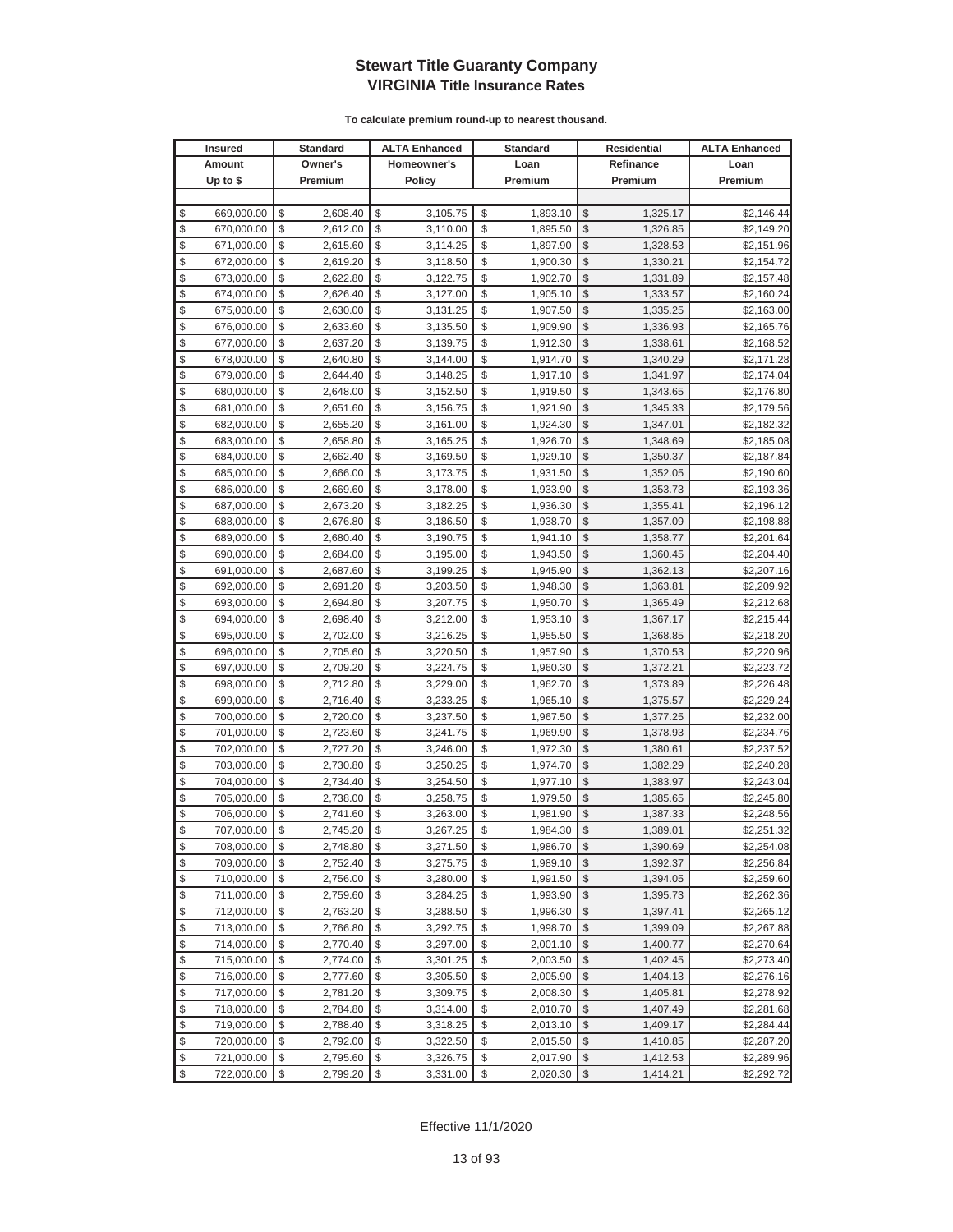# Stewart Title Guaranty Company
## VIRGINIA Title Insurance Rates

**To calculate premium round-up to nearest thousand.**

| Insured Amount Up to $ | Standard Owner's Premium | ALTA Enhanced Homeowner's Policy | Standard Loan Premium | Residential Refinance Premium | ALTA Enhanced Loan Premium |
|---|---|---|---|---|---|
| $ 669,000.00 | $ 2,608.40 | $ 3,105.75 | $ 1,893.10 | $ 1,325.17 | $2,146.44 |
| $ 670,000.00 | $ 2,612.00 | $ 3,110.00 | $ 1,895.50 | $ 1,326.85 | $2,149.20 |
| $ 671,000.00 | $ 2,615.60 | $ 3,114.25 | $ 1,897.90 | $ 1,328.53 | $2,151.96 |
| $ 672,000.00 | $ 2,619.20 | $ 3,118.50 | $ 1,900.30 | $ 1,330.21 | $2,154.72 |
| $ 673,000.00 | $ 2,622.80 | $ 3,122.75 | $ 1,902.70 | $ 1,331.89 | $2,157.48 |
| $ 674,000.00 | $ 2,626.40 | $ 3,127.00 | $ 1,905.10 | $ 1,333.57 | $2,160.24 |
| $ 675,000.00 | $ 2,630.00 | $ 3,131.25 | $ 1,907.50 | $ 1,335.25 | $2,163.00 |
| $ 676,000.00 | $ 2,633.60 | $ 3,135.50 | $ 1,909.90 | $ 1,336.93 | $2,165.76 |
| $ 677,000.00 | $ 2,637.20 | $ 3,139.75 | $ 1,912.30 | $ 1,338.61 | $2,168.52 |
| $ 678,000.00 | $ 2,640.80 | $ 3,144.00 | $ 1,914.70 | $ 1,340.29 | $2,171.28 |
| $ 679,000.00 | $ 2,644.40 | $ 3,148.25 | $ 1,917.10 | $ 1,341.97 | $2,174.04 |
| $ 680,000.00 | $ 2,648.00 | $ 3,152.50 | $ 1,919.50 | $ 1,343.65 | $2,176.80 |
| $ 681,000.00 | $ 2,651.60 | $ 3,156.75 | $ 1,921.90 | $ 1,345.33 | $2,179.56 |
| $ 682,000.00 | $ 2,655.20 | $ 3,161.00 | $ 1,924.30 | $ 1,347.01 | $2,182.32 |
| $ 683,000.00 | $ 2,658.80 | $ 3,165.25 | $ 1,926.70 | $ 1,348.69 | $2,185.08 |
| $ 684,000.00 | $ 2,662.40 | $ 3,169.50 | $ 1,929.10 | $ 1,350.37 | $2,187.84 |
| $ 685,000.00 | $ 2,666.00 | $ 3,173.75 | $ 1,931.50 | $ 1,352.05 | $2,190.60 |
| $ 686,000.00 | $ 2,669.60 | $ 3,178.00 | $ 1,933.90 | $ 1,353.73 | $2,193.36 |
| $ 687,000.00 | $ 2,673.20 | $ 3,182.25 | $ 1,936.30 | $ 1,355.41 | $2,196.12 |
| $ 688,000.00 | $ 2,676.80 | $ 3,186.50 | $ 1,938.70 | $ 1,357.09 | $2,198.88 |
| $ 689,000.00 | $ 2,680.40 | $ 3,190.75 | $ 1,941.10 | $ 1,358.77 | $2,201.64 |
| $ 690,000.00 | $ 2,684.00 | $ 3,195.00 | $ 1,943.50 | $ 1,360.45 | $2,204.40 |
| $ 691,000.00 | $ 2,687.60 | $ 3,199.25 | $ 1,945.90 | $ 1,362.13 | $2,207.16 |
| $ 692,000.00 | $ 2,691.20 | $ 3,203.50 | $ 1,948.30 | $ 1,363.81 | $2,209.92 |
| $ 693,000.00 | $ 2,694.80 | $ 3,207.75 | $ 1,950.70 | $ 1,365.49 | $2,212.68 |
| $ 694,000.00 | $ 2,698.40 | $ 3,212.00 | $ 1,953.10 | $ 1,367.17 | $2,215.44 |
| $ 695,000.00 | $ 2,702.00 | $ 3,216.25 | $ 1,955.50 | $ 1,368.85 | $2,218.20 |
| $ 696,000.00 | $ 2,705.60 | $ 3,220.50 | $ 1,957.90 | $ 1,370.53 | $2,220.96 |
| $ 697,000.00 | $ 2,709.20 | $ 3,224.75 | $ 1,960.30 | $ 1,372.21 | $2,223.72 |
| $ 698,000.00 | $ 2,712.80 | $ 3,229.00 | $ 1,962.70 | $ 1,373.89 | $2,226.48 |
| $ 699,000.00 | $ 2,716.40 | $ 3,233.25 | $ 1,965.10 | $ 1,375.57 | $2,229.24 |
| $ 700,000.00 | $ 2,720.00 | $ 3,237.50 | $ 1,967.50 | $ 1,377.25 | $2,232.00 |
| $ 701,000.00 | $ 2,723.60 | $ 3,241.75 | $ 1,969.90 | $ 1,378.93 | $2,234.76 |
| $ 702,000.00 | $ 2,727.20 | $ 3,246.00 | $ 1,972.30 | $ 1,380.61 | $2,237.52 |
| $ 703,000.00 | $ 2,730.80 | $ 3,250.25 | $ 1,974.70 | $ 1,382.29 | $2,240.28 |
| $ 704,000.00 | $ 2,734.40 | $ 3,254.50 | $ 1,977.10 | $ 1,383.97 | $2,243.04 |
| $ 705,000.00 | $ 2,738.00 | $ 3,258.75 | $ 1,979.50 | $ 1,385.65 | $2,245.80 |
| $ 706,000.00 | $ 2,741.60 | $ 3,263.00 | $ 1,981.90 | $ 1,387.33 | $2,248.56 |
| $ 707,000.00 | $ 2,745.20 | $ 3,267.25 | $ 1,984.30 | $ 1,389.01 | $2,251.32 |
| $ 708,000.00 | $ 2,748.80 | $ 3,271.50 | $ 1,986.70 | $ 1,390.69 | $2,254.08 |
| $ 709,000.00 | $ 2,752.40 | $ 3,275.75 | $ 1,989.10 | $ 1,392.37 | $2,256.84 |
| $ 710,000.00 | $ 2,756.00 | $ 3,280.00 | $ 1,991.50 | $ 1,394.05 | $2,259.60 |
| $ 711,000.00 | $ 2,759.60 | $ 3,284.25 | $ 1,993.90 | $ 1,395.73 | $2,262.36 |
| $ 712,000.00 | $ 2,763.20 | $ 3,288.50 | $ 1,996.30 | $ 1,397.41 | $2,265.12 |
| $ 713,000.00 | $ 2,766.80 | $ 3,292.75 | $ 1,998.70 | $ 1,399.09 | $2,267.88 |
| $ 714,000.00 | $ 2,770.40 | $ 3,297.00 | $ 2,001.10 | $ 1,400.77 | $2,270.64 |
| $ 715,000.00 | $ 2,774.00 | $ 3,301.25 | $ 2,003.50 | $ 1,402.45 | $2,273.40 |
| $ 716,000.00 | $ 2,777.60 | $ 3,305.50 | $ 2,005.90 | $ 1,404.13 | $2,276.16 |
| $ 717,000.00 | $ 2,781.20 | $ 3,309.75 | $ 2,008.30 | $ 1,405.81 | $2,278.92 |
| $ 718,000.00 | $ 2,784.80 | $ 3,314.00 | $ 2,010.70 | $ 1,407.49 | $2,281.68 |
| $ 719,000.00 | $ 2,788.40 | $ 3,318.25 | $ 2,013.10 | $ 1,409.17 | $2,284.44 |
| $ 720,000.00 | $ 2,792.00 | $ 3,322.50 | $ 2,015.50 | $ 1,410.85 | $2,287.20 |
| $ 721,000.00 | $ 2,795.60 | $ 3,326.75 | $ 2,017.90 | $ 1,412.53 | $2,289.96 |
| $ 722,000.00 | $ 2,799.20 | $ 3,331.00 | $ 2,020.30 | $ 1,414.21 | $2,292.72 |

Effective 11/1/2020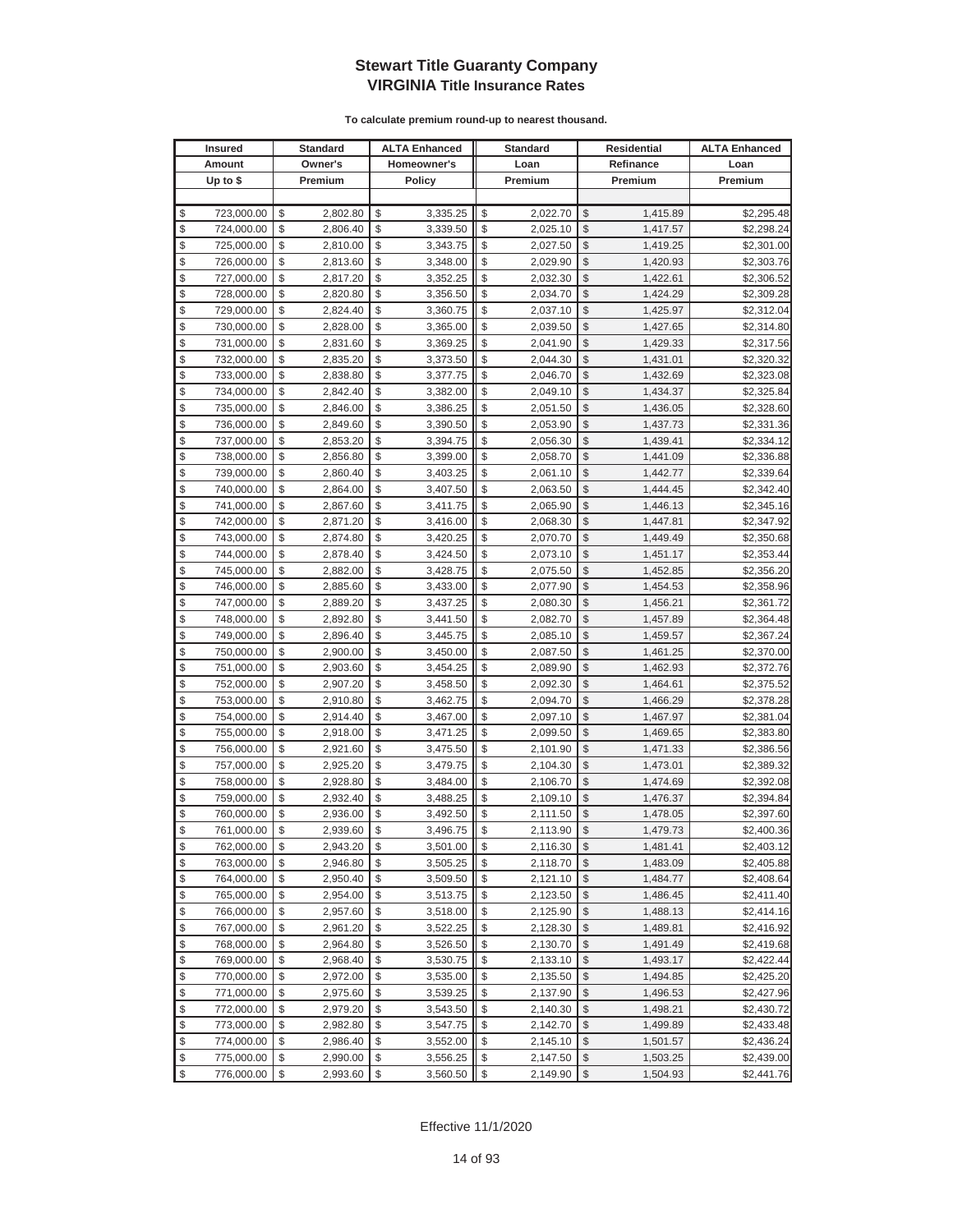# Stewart Title Guaranty Company
## VIRGINIA Title Insurance Rates

**To calculate premium round-up to nearest thousand.**

| Insured Amount Up to $ | Standard Owner's Premium | ALTA Enhanced Homeowner's Policy | Standard Loan Premium | Residential Refinance Premium | ALTA Enhanced Loan Premium |
|---|---|---|---|---|---|
| $ 723,000.00 | $ 2,802.80 | $ 3,335.25 | $ 2,022.70 | $ 1,415.89 | $2,295.48 |
| $ 724,000.00 | $ 2,806.40 | $ 3,339.50 | $ 2,025.10 | $ 1,417.57 | $2,298.24 |
| $ 725,000.00 | $ 2,810.00 | $ 3,343.75 | $ 2,027.50 | $ 1,419.25 | $2,301.00 |
| $ 726,000.00 | $ 2,813.60 | $ 3,348.00 | $ 2,029.90 | $ 1,420.93 | $2,303.76 |
| $ 727,000.00 | $ 2,817.20 | $ 3,352.25 | $ 2,032.30 | $ 1,422.61 | $2,306.52 |
| $ 728,000.00 | $ 2,820.80 | $ 3,356.50 | $ 2,034.70 | $ 1,424.29 | $2,309.28 |
| $ 729,000.00 | $ 2,824.40 | $ 3,360.75 | $ 2,037.10 | $ 1,425.97 | $2,312.04 |
| $ 730,000.00 | $ 2,828.00 | $ 3,365.00 | $ 2,039.50 | $ 1,427.65 | $2,314.80 |
| $ 731,000.00 | $ 2,831.60 | $ 3,369.25 | $ 2,041.90 | $ 1,429.33 | $2,317.56 |
| $ 732,000.00 | $ 2,835.20 | $ 3,373.50 | $ 2,044.30 | $ 1,431.01 | $2,320.32 |
| $ 733,000.00 | $ 2,838.80 | $ 3,377.75 | $ 2,046.70 | $ 1,432.69 | $2,323.08 |
| $ 734,000.00 | $ 2,842.40 | $ 3,382.00 | $ 2,049.10 | $ 1,434.37 | $2,325.84 |
| $ 735,000.00 | $ 2,846.00 | $ 3,386.25 | $ 2,051.50 | $ 1,436.05 | $2,328.60 |
| $ 736,000.00 | $ 2,849.60 | $ 3,390.50 | $ 2,053.90 | $ 1,437.73 | $2,331.36 |
| $ 737,000.00 | $ 2,853.20 | $ 3,394.75 | $ 2,056.30 | $ 1,439.41 | $2,334.12 |
| $ 738,000.00 | $ 2,856.80 | $ 3,399.00 | $ 2,058.70 | $ 1,441.09 | $2,336.88 |
| $ 739,000.00 | $ 2,860.40 | $ 3,403.25 | $ 2,061.10 | $ 1,442.77 | $2,339.64 |
| $ 740,000.00 | $ 2,864.00 | $ 3,407.50 | $ 2,063.50 | $ 1,444.45 | $2,342.40 |
| $ 741,000.00 | $ 2,867.60 | $ 3,411.75 | $ 2,065.90 | $ 1,446.13 | $2,345.16 |
| $ 742,000.00 | $ 2,871.20 | $ 3,416.00 | $ 2,068.30 | $ 1,447.81 | $2,347.92 |
| $ 743,000.00 | $ 2,874.80 | $ 3,420.25 | $ 2,070.70 | $ 1,449.49 | $2,350.68 |
| $ 744,000.00 | $ 2,878.40 | $ 3,424.50 | $ 2,073.10 | $ 1,451.17 | $2,353.44 |
| $ 745,000.00 | $ 2,882.00 | $ 3,428.75 | $ 2,075.50 | $ 1,452.85 | $2,356.20 |
| $ 746,000.00 | $ 2,885.60 | $ 3,433.00 | $ 2,077.90 | $ 1,454.53 | $2,358.96 |
| $ 747,000.00 | $ 2,889.20 | $ 3,437.25 | $ 2,080.30 | $ 1,456.21 | $2,361.72 |
| $ 748,000.00 | $ 2,892.80 | $ 3,441.50 | $ 2,082.70 | $ 1,457.89 | $2,364.48 |
| $ 749,000.00 | $ 2,896.40 | $ 3,445.75 | $ 2,085.10 | $ 1,459.57 | $2,367.24 |
| $ 750,000.00 | $ 2,900.00 | $ 3,450.00 | $ 2,087.50 | $ 1,461.25 | $2,370.00 |
| $ 751,000.00 | $ 2,903.60 | $ 3,454.25 | $ 2,089.90 | $ 1,462.93 | $2,372.76 |
| $ 752,000.00 | $ 2,907.20 | $ 3,458.50 | $ 2,092.30 | $ 1,464.61 | $2,375.52 |
| $ 753,000.00 | $ 2,910.80 | $ 3,462.75 | $ 2,094.70 | $ 1,466.29 | $2,378.28 |
| $ 754,000.00 | $ 2,914.40 | $ 3,467.00 | $ 2,097.10 | $ 1,467.97 | $2,381.04 |
| $ 755,000.00 | $ 2,918.00 | $ 3,471.25 | $ 2,099.50 | $ 1,469.65 | $2,383.80 |
| $ 756,000.00 | $ 2,921.60 | $ 3,475.50 | $ 2,101.90 | $ 1,471.33 | $2,386.56 |
| $ 757,000.00 | $ 2,925.20 | $ 3,479.75 | $ 2,104.30 | $ 1,473.01 | $2,389.32 |
| $ 758,000.00 | $ 2,928.80 | $ 3,484.00 | $ 2,106.70 | $ 1,474.69 | $2,392.08 |
| $ 759,000.00 | $ 2,932.40 | $ 3,488.25 | $ 2,109.10 | $ 1,476.37 | $2,394.84 |
| $ 760,000.00 | $ 2,936.00 | $ 3,492.50 | $ 2,111.50 | $ 1,478.05 | $2,397.60 |
| $ 761,000.00 | $ 2,939.60 | $ 3,496.75 | $ 2,113.90 | $ 1,479.73 | $2,400.36 |
| $ 762,000.00 | $ 2,943.20 | $ 3,501.00 | $ 2,116.30 | $ 1,481.41 | $2,403.12 |
| $ 763,000.00 | $ 2,946.80 | $ 3,505.25 | $ 2,118.70 | $ 1,483.09 | $2,405.88 |
| $ 764,000.00 | $ 2,950.40 | $ 3,509.50 | $ 2,121.10 | $ 1,484.77 | $2,408.64 |
| $ 765,000.00 | $ 2,954.00 | $ 3,513.75 | $ 2,123.50 | $ 1,486.45 | $2,411.40 |
| $ 766,000.00 | $ 2,957.60 | $ 3,518.00 | $ 2,125.90 | $ 1,488.13 | $2,414.16 |
| $ 767,000.00 | $ 2,961.20 | $ 3,522.25 | $ 2,128.30 | $ 1,489.81 | $2,416.92 |
| $ 768,000.00 | $ 2,964.80 | $ 3,526.50 | $ 2,130.70 | $ 1,491.49 | $2,419.68 |
| $ 769,000.00 | $ 2,968.40 | $ 3,530.75 | $ 2,133.10 | $ 1,493.17 | $2,422.44 |
| $ 770,000.00 | $ 2,972.00 | $ 3,535.00 | $ 2,135.50 | $ 1,494.85 | $2,425.20 |
| $ 771,000.00 | $ 2,975.60 | $ 3,539.25 | $ 2,137.90 | $ 1,496.53 | $2,427.96 |
| $ 772,000.00 | $ 2,979.20 | $ 3,543.50 | $ 2,140.30 | $ 1,498.21 | $2,430.72 |
| $ 773,000.00 | $ 2,982.80 | $ 3,547.75 | $ 2,142.70 | $ 1,499.89 | $2,433.48 |
| $ 774,000.00 | $ 2,986.40 | $ 3,552.00 | $ 2,145.10 | $ 1,501.57 | $2,436.24 |
| $ 775,000.00 | $ 2,990.00 | $ 3,556.25 | $ 2,147.50 | $ 1,503.25 | $2,439.00 |
| $ 776,000.00 | $ 2,993.60 | $ 3,560.50 | $ 2,149.90 | $ 1,504.93 | $2,441.76 |

Effective 11/1/2020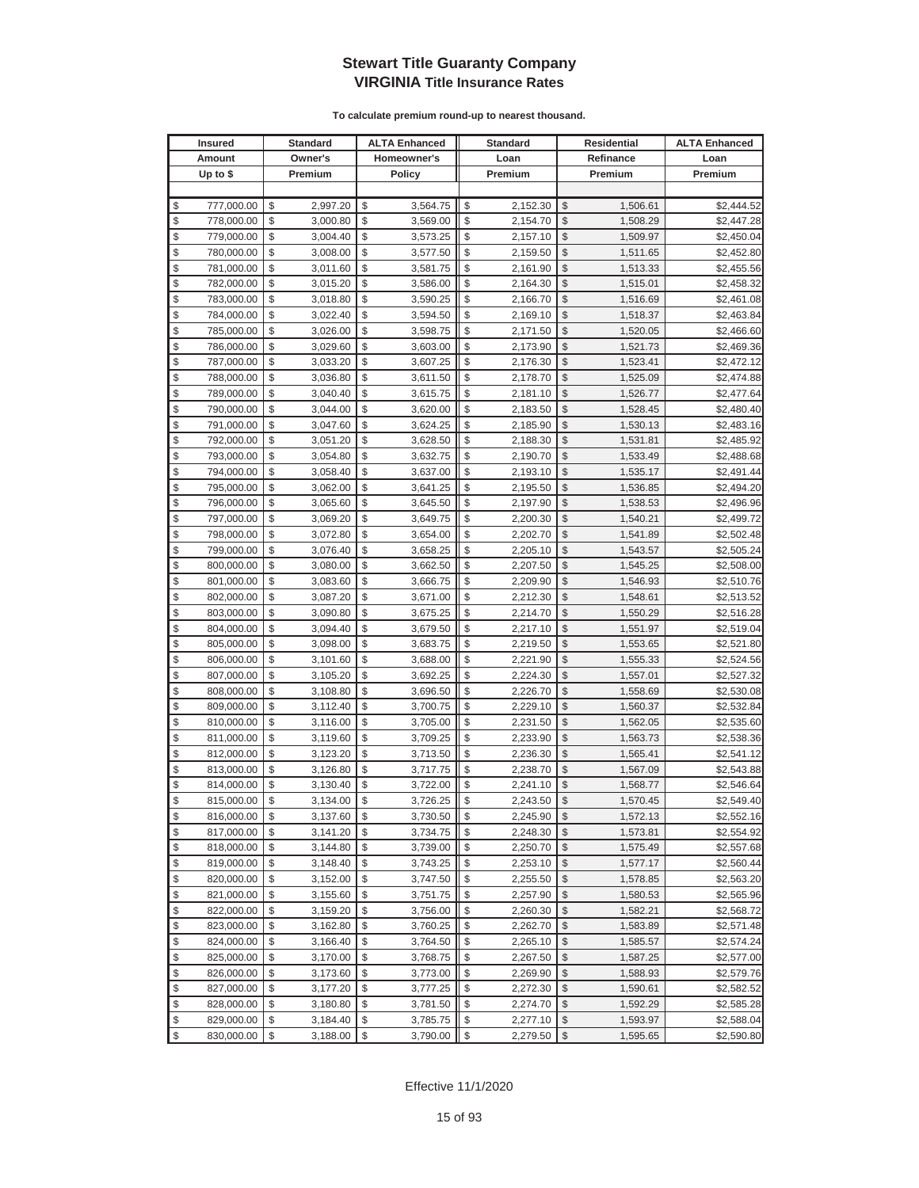# Stewart Title Guaranty Company
## VIRGINIA Title Insurance Rates

**To calculate premium round-up to nearest thousand.**

| Insured Amount Up to $ | Standard Owner's Premium | ALTA Enhanced Homeowner's Policy | Standard Loan Premium | Residential Refinance Premium | ALTA Enhanced Loan Premium |
|---|---|---|---|---|---|
| $ 777,000.00 | $ 2,997.20 | $ 3,564.75 | $ 2,152.30 | $ 1,506.61 | $2,444.52 |
| $ 778,000.00 | $ 3,000.80 | $ 3,569.00 | $ 2,154.70 | $ 1,508.29 | $2,447.28 |
| $ 779,000.00 | $ 3,004.40 | $ 3,573.25 | $ 2,157.10 | $ 1,509.97 | $2,450.04 |
| $ 780,000.00 | $ 3,008.00 | $ 3,577.50 | $ 2,159.50 | $ 1,511.65 | $2,452.80 |
| $ 781,000.00 | $ 3,011.60 | $ 3,581.75 | $ 2,161.90 | $ 1,513.33 | $2,455.56 |
| $ 782,000.00 | $ 3,015.20 | $ 3,586.00 | $ 2,164.30 | $ 1,515.01 | $2,458.32 |
| $ 783,000.00 | $ 3,018.80 | $ 3,590.25 | $ 2,166.70 | $ 1,516.69 | $2,461.08 |
| $ 784,000.00 | $ 3,022.40 | $ 3,594.50 | $ 2,169.10 | $ 1,518.37 | $2,463.84 |
| $ 785,000.00 | $ 3,026.00 | $ 3,598.75 | $ 2,171.50 | $ 1,520.05 | $2,466.60 |
| $ 786,000.00 | $ 3,029.60 | $ 3,603.00 | $ 2,173.90 | $ 1,521.73 | $2,469.36 |
| $ 787,000.00 | $ 3,033.20 | $ 3,607.25 | $ 2,176.30 | $ 1,523.41 | $2,472.12 |
| $ 788,000.00 | $ 3,036.80 | $ 3,611.50 | $ 2,178.70 | $ 1,525.09 | $2,474.88 |
| $ 789,000.00 | $ 3,040.40 | $ 3,615.75 | $ 2,181.10 | $ 1,526.77 | $2,477.64 |
| $ 790,000.00 | $ 3,044.00 | $ 3,620.00 | $ 2,183.50 | $ 1,528.45 | $2,480.40 |
| $ 791,000.00 | $ 3,047.60 | $ 3,624.25 | $ 2,185.90 | $ 1,530.13 | $2,483.16 |
| $ 792,000.00 | $ 3,051.20 | $ 3,628.50 | $ 2,188.30 | $ 1,531.81 | $2,485.92 |
| $ 793,000.00 | $ 3,054.80 | $ 3,632.75 | $ 2,190.70 | $ 1,533.49 | $2,488.68 |
| $ 794,000.00 | $ 3,058.40 | $ 3,637.00 | $ 2,193.10 | $ 1,535.17 | $2,491.44 |
| $ 795,000.00 | $ 3,062.00 | $ 3,641.25 | $ 2,195.50 | $ 1,536.85 | $2,494.20 |
| $ 796,000.00 | $ 3,065.60 | $ 3,645.50 | $ 2,197.90 | $ 1,538.53 | $2,496.96 |
| $ 797,000.00 | $ 3,069.20 | $ 3,649.75 | $ 2,200.30 | $ 1,540.21 | $2,499.72 |
| $ 798,000.00 | $ 3,072.80 | $ 3,654.00 | $ 2,202.70 | $ 1,541.89 | $2,502.48 |
| $ 799,000.00 | $ 3,076.40 | $ 3,658.25 | $ 2,205.10 | $ 1,543.57 | $2,505.24 |
| $ 800,000.00 | $ 3,080.00 | $ 3,662.50 | $ 2,207.50 | $ 1,545.25 | $2,508.00 |
| $ 801,000.00 | $ 3,083.60 | $ 3,666.75 | $ 2,209.90 | $ 1,546.93 | $2,510.76 |
| $ 802,000.00 | $ 3,087.20 | $ 3,671.00 | $ 2,212.30 | $ 1,548.61 | $2,513.52 |
| $ 803,000.00 | $ 3,090.80 | $ 3,675.25 | $ 2,214.70 | $ 1,550.29 | $2,516.28 |
| $ 804,000.00 | $ 3,094.40 | $ 3,679.50 | $ 2,217.10 | $ 1,551.97 | $2,519.04 |
| $ 805,000.00 | $ 3,098.00 | $ 3,683.75 | $ 2,219.50 | $ 1,553.65 | $2,521.80 |
| $ 806,000.00 | $ 3,101.60 | $ 3,688.00 | $ 2,221.90 | $ 1,555.33 | $2,524.56 |
| $ 807,000.00 | $ 3,105.20 | $ 3,692.25 | $ 2,224.30 | $ 1,557.01 | $2,527.32 |
| $ 808,000.00 | $ 3,108.80 | $ 3,696.50 | $ 2,226.70 | $ 1,558.69 | $2,530.08 |
| $ 809,000.00 | $ 3,112.40 | $ 3,700.75 | $ 2,229.10 | $ 1,560.37 | $2,532.84 |
| $ 810,000.00 | $ 3,116.00 | $ 3,705.00 | $ 2,231.50 | $ 1,562.05 | $2,535.60 |
| $ 811,000.00 | $ 3,119.60 | $ 3,709.25 | $ 2,233.90 | $ 1,563.73 | $2,538.36 |
| $ 812,000.00 | $ 3,123.20 | $ 3,713.50 | $ 2,236.30 | $ 1,565.41 | $2,541.12 |
| $ 813,000.00 | $ 3,126.80 | $ 3,717.75 | $ 2,238.70 | $ 1,567.09 | $2,543.88 |
| $ 814,000.00 | $ 3,130.40 | $ 3,722.00 | $ 2,241.10 | $ 1,568.77 | $2,546.64 |
| $ 815,000.00 | $ 3,134.00 | $ 3,726.25 | $ 2,243.50 | $ 1,570.45 | $2,549.40 |
| $ 816,000.00 | $ 3,137.60 | $ 3,730.50 | $ 2,245.90 | $ 1,572.13 | $2,552.16 |
| $ 817,000.00 | $ 3,141.20 | $ 3,734.75 | $ 2,248.30 | $ 1,573.81 | $2,554.92 |
| $ 818,000.00 | $ 3,144.80 | $ 3,739.00 | $ 2,250.70 | $ 1,575.49 | $2,557.68 |
| $ 819,000.00 | $ 3,148.40 | $ 3,743.25 | $ 2,253.10 | $ 1,577.17 | $2,560.44 |
| $ 820,000.00 | $ 3,152.00 | $ 3,747.50 | $ 2,255.50 | $ 1,578.85 | $2,563.20 |
| $ 821,000.00 | $ 3,155.60 | $ 3,751.75 | $ 2,257.90 | $ 1,580.53 | $2,565.96 |
| $ 822,000.00 | $ 3,159.20 | $ 3,756.00 | $ 2,260.30 | $ 1,582.21 | $2,568.72 |
| $ 823,000.00 | $ 3,162.80 | $ 3,760.25 | $ 2,262.70 | $ 1,583.89 | $2,571.48 |
| $ 824,000.00 | $ 3,166.40 | $ 3,764.50 | $ 2,265.10 | $ 1,585.57 | $2,574.24 |
| $ 825,000.00 | $ 3,170.00 | $ 3,768.75 | $ 2,267.50 | $ 1,587.25 | $2,577.00 |
| $ 826,000.00 | $ 3,173.60 | $ 3,773.00 | $ 2,269.90 | $ 1,588.93 | $2,579.76 |
| $ 827,000.00 | $ 3,177.20 | $ 3,777.25 | $ 2,272.30 | $ 1,590.61 | $2,582.52 |
| $ 828,000.00 | $ 3,180.80 | $ 3,781.50 | $ 2,274.70 | $ 1,592.29 | $2,585.28 |
| $ 829,000.00 | $ 3,184.40 | $ 3,785.75 | $ 2,277.10 | $ 1,593.97 | $2,588.04 |
| $ 830,000.00 | $ 3,188.00 | $ 3,790.00 | $ 2,279.50 | $ 1,595.65 | $2,590.80 |

Effective 11/1/2020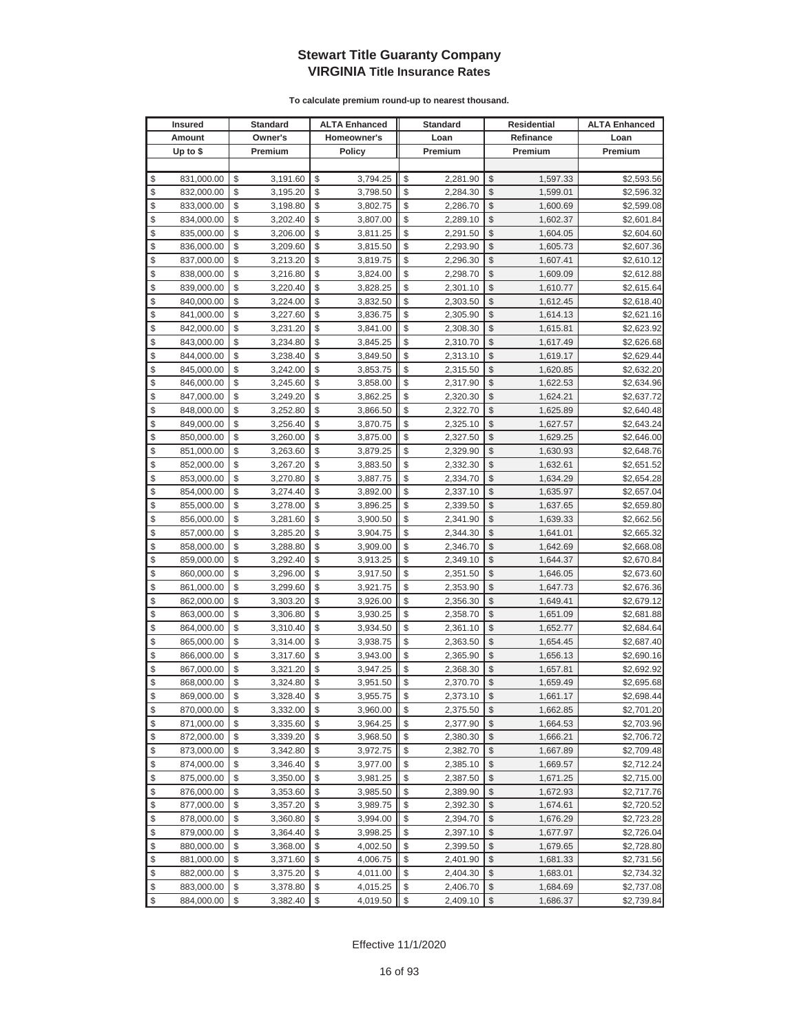# Stewart Title Guaranty Company
## VIRGINIA Title Insurance Rates

**To calculate premium round-up to nearest thousand.**

| Insured Amount Up to $ | Standard Owner's Premium | ALTA Enhanced Homeowner's Policy | Standard Loan Premium | Residential Refinance Premium | ALTA Enhanced Loan Premium |
|---|---|---|---|---|---|
| $ 831,000.00 | $ 3,191.60 | $ 3,794.25 | $ 2,281.90 | $ 1,597.33 | $2,593.56 |
| $ 832,000.00 | $ 3,195.20 | $ 3,798.50 | $ 2,284.30 | $ 1,599.01 | $2,596.32 |
| $ 833,000.00 | $ 3,198.80 | $ 3,802.75 | $ 2,286.70 | $ 1,600.69 | $2,599.08 |
| $ 834,000.00 | $ 3,202.40 | $ 3,807.00 | $ 2,289.10 | $ 1,602.37 | $2,601.84 |
| $ 835,000.00 | $ 3,206.00 | $ 3,811.25 | $ 2,291.50 | $ 1,604.05 | $2,604.60 |
| $ 836,000.00 | $ 3,209.60 | $ 3,815.50 | $ 2,293.90 | $ 1,605.73 | $2,607.36 |
| $ 837,000.00 | $ 3,213.20 | $ 3,819.75 | $ 2,296.30 | $ 1,607.41 | $2,610.12 |
| $ 838,000.00 | $ 3,216.80 | $ 3,824.00 | $ 2,298.70 | $ 1,609.09 | $2,612.88 |
| $ 839,000.00 | $ 3,220.40 | $ 3,828.25 | $ 2,301.10 | $ 1,610.77 | $2,615.64 |
| $ 840,000.00 | $ 3,224.00 | $ 3,832.50 | $ 2,303.50 | $ 1,612.45 | $2,618.40 |
| $ 841,000.00 | $ 3,227.60 | $ 3,836.75 | $ 2,305.90 | $ 1,614.13 | $2,621.16 |
| $ 842,000.00 | $ 3,231.20 | $ 3,841.00 | $ 2,308.30 | $ 1,615.81 | $2,623.92 |
| $ 843,000.00 | $ 3,234.80 | $ 3,845.25 | $ 2,310.70 | $ 1,617.49 | $2,626.68 |
| $ 844,000.00 | $ 3,238.40 | $ 3,849.50 | $ 2,313.10 | $ 1,619.17 | $2,629.44 |
| $ 845,000.00 | $ 3,242.00 | $ 3,853.75 | $ 2,315.50 | $ 1,620.85 | $2,632.20 |
| $ 846,000.00 | $ 3,245.60 | $ 3,858.00 | $ 2,317.90 | $ 1,622.53 | $2,634.96 |
| $ 847,000.00 | $ 3,249.20 | $ 3,862.25 | $ 2,320.30 | $ 1,624.21 | $2,637.72 |
| $ 848,000.00 | $ 3,252.80 | $ 3,866.50 | $ 2,322.70 | $ 1,625.89 | $2,640.48 |
| $ 849,000.00 | $ 3,256.40 | $ 3,870.75 | $ 2,325.10 | $ 1,627.57 | $2,643.24 |
| $ 850,000.00 | $ 3,260.00 | $ 3,875.00 | $ 2,327.50 | $ 1,629.25 | $2,646.00 |
| $ 851,000.00 | $ 3,263.60 | $ 3,879.25 | $ 2,329.90 | $ 1,630.93 | $2,648.76 |
| $ 852,000.00 | $ 3,267.20 | $ 3,883.50 | $ 2,332.30 | $ 1,632.61 | $2,651.52 |
| $ 853,000.00 | $ 3,270.80 | $ 3,887.75 | $ 2,334.70 | $ 1,634.29 | $2,654.28 |
| $ 854,000.00 | $ 3,274.40 | $ 3,892.00 | $ 2,337.10 | $ 1,635.97 | $2,657.04 |
| $ 855,000.00 | $ 3,278.00 | $ 3,896.25 | $ 2,339.50 | $ 1,637.65 | $2,659.80 |
| $ 856,000.00 | $ 3,281.60 | $ 3,900.50 | $ 2,341.90 | $ 1,639.33 | $2,662.56 |
| $ 857,000.00 | $ 3,285.20 | $ 3,904.75 | $ 2,344.30 | $ 1,641.01 | $2,665.32 |
| $ 858,000.00 | $ 3,288.80 | $ 3,909.00 | $ 2,346.70 | $ 1,642.69 | $2,668.08 |
| $ 859,000.00 | $ 3,292.40 | $ 3,913.25 | $ 2,349.10 | $ 1,644.37 | $2,670.84 |
| $ 860,000.00 | $ 3,296.00 | $ 3,917.50 | $ 2,351.50 | $ 1,646.05 | $2,673.60 |
| $ 861,000.00 | $ 3,299.60 | $ 3,921.75 | $ 2,353.90 | $ 1,647.73 | $2,676.36 |
| $ 862,000.00 | $ 3,303.20 | $ 3,926.00 | $ 2,356.30 | $ 1,649.41 | $2,679.12 |
| $ 863,000.00 | $ 3,306.80 | $ 3,930.25 | $ 2,358.70 | $ 1,651.09 | $2,681.88 |
| $ 864,000.00 | $ 3,310.40 | $ 3,934.50 | $ 2,361.10 | $ 1,652.77 | $2,684.64 |
| $ 865,000.00 | $ 3,314.00 | $ 3,938.75 | $ 2,363.50 | $ 1,654.45 | $2,687.40 |
| $ 866,000.00 | $ 3,317.60 | $ 3,943.00 | $ 2,365.90 | $ 1,656.13 | $2,690.16 |
| $ 867,000.00 | $ 3,321.20 | $ 3,947.25 | $ 2,368.30 | $ 1,657.81 | $2,692.92 |
| $ 868,000.00 | $ 3,324.80 | $ 3,951.50 | $ 2,370.70 | $ 1,659.49 | $2,695.68 |
| $ 869,000.00 | $ 3,328.40 | $ 3,955.75 | $ 2,373.10 | $ 1,661.17 | $2,698.44 |
| $ 870,000.00 | $ 3,332.00 | $ 3,960.00 | $ 2,375.50 | $ 1,662.85 | $2,701.20 |
| $ 871,000.00 | $ 3,335.60 | $ 3,964.25 | $ 2,377.90 | $ 1,664.53 | $2,703.96 |
| $ 872,000.00 | $ 3,339.20 | $ 3,968.50 | $ 2,380.30 | $ 1,666.21 | $2,706.72 |
| $ 873,000.00 | $ 3,342.80 | $ 3,972.75 | $ 2,382.70 | $ 1,667.89 | $2,709.48 |
| $ 874,000.00 | $ 3,346.40 | $ 3,977.00 | $ 2,385.10 | $ 1,669.57 | $2,712.24 |
| $ 875,000.00 | $ 3,350.00 | $ 3,981.25 | $ 2,387.50 | $ 1,671.25 | $2,715.00 |
| $ 876,000.00 | $ 3,353.60 | $ 3,985.50 | $ 2,389.90 | $ 1,672.93 | $2,717.76 |
| $ 877,000.00 | $ 3,357.20 | $ 3,989.75 | $ 2,392.30 | $ 1,674.61 | $2,720.52 |
| $ 878,000.00 | $ 3,360.80 | $ 3,994.00 | $ 2,394.70 | $ 1,676.29 | $2,723.28 |
| $ 879,000.00 | $ 3,364.40 | $ 3,998.25 | $ 2,397.10 | $ 1,677.97 | $2,726.04 |
| $ 880,000.00 | $ 3,368.00 | $ 4,002.50 | $ 2,399.50 | $ 1,679.65 | $2,728.80 |
| $ 881,000.00 | $ 3,371.60 | $ 4,006.75 | $ 2,401.90 | $ 1,681.33 | $2,731.56 |
| $ 882,000.00 | $ 3,375.20 | $ 4,011.00 | $ 2,404.30 | $ 1,683.01 | $2,734.32 |
| $ 883,000.00 | $ 3,378.80 | $ 4,015.25 | $ 2,406.70 | $ 1,684.69 | $2,737.08 |
| $ 884,000.00 | $ 3,382.40 | $ 4,019.50 | $ 2,409.10 | $ 1,686.37 | $2,739.84 |

Effective 11/1/2020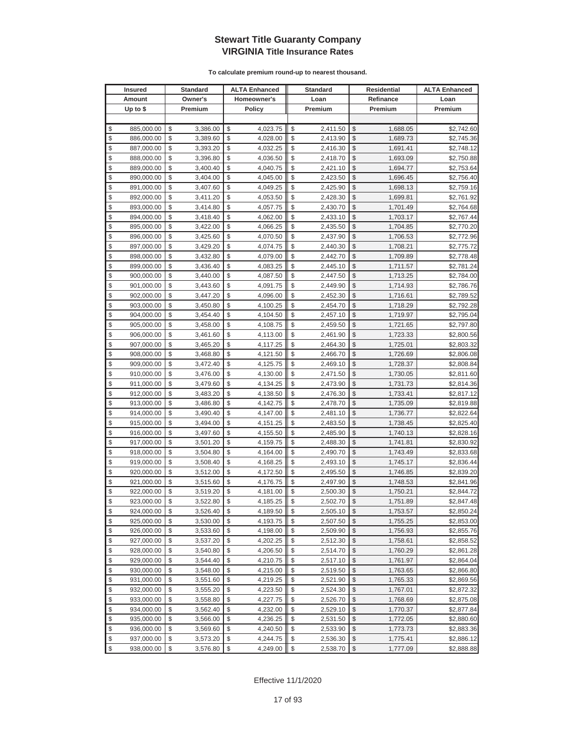# Stewart Title Guaranty Company
## VIRGINIA Title Insurance Rates

**To calculate premium round-up to nearest thousand.**

| Insured Amount Up to $ | Standard Owner's Premium | ALTA Enhanced Homeowner's Policy | Standard Loan Premium | Residential Refinance Premium | ALTA Enhanced Loan Premium |
|---|---|---|---|---|---|
| $ 885,000.00 | $ 3,386.00 | $ 4,023.75 | $ 2,411.50 | $ 1,688.05 | $2,742.60 |
| $ 886,000.00 | $ 3,389.60 | $ 4,028.00 | $ 2,413.90 | $ 1,689.73 | $2,745.36 |
| $ 887,000.00 | $ 3,393.20 | $ 4,032.25 | $ 2,416.30 | $ 1,691.41 | $2,748.12 |
| $ 888,000.00 | $ 3,396.80 | $ 4,036.50 | $ 2,418.70 | $ 1,693.09 | $2,750.88 |
| $ 889,000.00 | $ 3,400.40 | $ 4,040.75 | $ 2,421.10 | $ 1,694.77 | $2,753.64 |
| $ 890,000.00 | $ 3,404.00 | $ 4,045.00 | $ 2,423.50 | $ 1,696.45 | $2,756.40 |
| $ 891,000.00 | $ 3,407.60 | $ 4,049.25 | $ 2,425.90 | $ 1,698.13 | $2,759.16 |
| $ 892,000.00 | $ 3,411.20 | $ 4,053.50 | $ 2,428.30 | $ 1,699.81 | $2,761.92 |
| $ 893,000.00 | $ 3,414.80 | $ 4,057.75 | $ 2,430.70 | $ 1,701.49 | $2,764.68 |
| $ 894,000.00 | $ 3,418.40 | $ 4,062.00 | $ 2,433.10 | $ 1,703.17 | $2,767.44 |
| $ 895,000.00 | $ 3,422.00 | $ 4,066.25 | $ 2,435.50 | $ 1,704.85 | $2,770.20 |
| $ 896,000.00 | $ 3,425.60 | $ 4,070.50 | $ 2,437.90 | $ 1,706.53 | $2,772.96 |
| $ 897,000.00 | $ 3,429.20 | $ 4,074.75 | $ 2,440.30 | $ 1,708.21 | $2,775.72 |
| $ 898,000.00 | $ 3,432.80 | $ 4,079.00 | $ 2,442.70 | $ 1,709.89 | $2,778.48 |
| $ 899,000.00 | $ 3,436.40 | $ 4,083.25 | $ 2,445.10 | $ 1,711.57 | $2,781.24 |
| $ 900,000.00 | $ 3,440.00 | $ 4,087.50 | $ 2,447.50 | $ 1,713.25 | $2,784.00 |
| $ 901,000.00 | $ 3,443.60 | $ 4,091.75 | $ 2,449.90 | $ 1,714.93 | $2,786.76 |
| $ 902,000.00 | $ 3,447.20 | $ 4,096.00 | $ 2,452.30 | $ 1,716.61 | $2,789.52 |
| $ 903,000.00 | $ 3,450.80 | $ 4,100.25 | $ 2,454.70 | $ 1,718.29 | $2,792.28 |
| $ 904,000.00 | $ 3,454.40 | $ 4,104.50 | $ 2,457.10 | $ 1,719.97 | $2,795.04 |
| $ 905,000.00 | $ 3,458.00 | $ 4,108.75 | $ 2,459.50 | $ 1,721.65 | $2,797.80 |
| $ 906,000.00 | $ 3,461.60 | $ 4,113.00 | $ 2,461.90 | $ 1,723.33 | $2,800.56 |
| $ 907,000.00 | $ 3,465.20 | $ 4,117.25 | $ 2,464.30 | $ 1,725.01 | $2,803.32 |
| $ 908,000.00 | $ 3,468.80 | $ 4,121.50 | $ 2,466.70 | $ 1,726.69 | $2,806.08 |
| $ 909,000.00 | $ 3,472.40 | $ 4,125.75 | $ 2,469.10 | $ 1,728.37 | $2,808.84 |
| $ 910,000.00 | $ 3,476.00 | $ 4,130.00 | $ 2,471.50 | $ 1,730.05 | $2,811.60 |
| $ 911,000.00 | $ 3,479.60 | $ 4,134.25 | $ 2,473.90 | $ 1,731.73 | $2,814.36 |
| $ 912,000.00 | $ 3,483.20 | $ 4,138.50 | $ 2,476.30 | $ 1,733.41 | $2,817.12 |
| $ 913,000.00 | $ 3,486.80 | $ 4,142.75 | $ 2,478.70 | $ 1,735.09 | $2,819.88 |
| $ 914,000.00 | $ 3,490.40 | $ 4,147.00 | $ 2,481.10 | $ 1,736.77 | $2,822.64 |
| $ 915,000.00 | $ 3,494.00 | $ 4,151.25 | $ 2,483.50 | $ 1,738.45 | $2,825.40 |
| $ 916,000.00 | $ 3,497.60 | $ 4,155.50 | $ 2,485.90 | $ 1,740.13 | $2,828.16 |
| $ 917,000.00 | $ 3,501.20 | $ 4,159.75 | $ 2,488.30 | $ 1,741.81 | $2,830.92 |
| $ 918,000.00 | $ 3,504.80 | $ 4,164.00 | $ 2,490.70 | $ 1,743.49 | $2,833.68 |
| $ 919,000.00 | $ 3,508.40 | $ 4,168.25 | $ 2,493.10 | $ 1,745.17 | $2,836.44 |
| $ 920,000.00 | $ 3,512.00 | $ 4,172.50 | $ 2,495.50 | $ 1,746.85 | $2,839.20 |
| $ 921,000.00 | $ 3,515.60 | $ 4,176.75 | $ 2,497.90 | $ 1,748.53 | $2,841.96 |
| $ 922,000.00 | $ 3,519.20 | $ 4,181.00 | $ 2,500.30 | $ 1,750.21 | $2,844.72 |
| $ 923,000.00 | $ 3,522.80 | $ 4,185.25 | $ 2,502.70 | $ 1,751.89 | $2,847.48 |
| $ 924,000.00 | $ 3,526.40 | $ 4,189.50 | $ 2,505.10 | $ 1,753.57 | $2,850.24 |
| $ 925,000.00 | $ 3,530.00 | $ 4,193.75 | $ 2,507.50 | $ 1,755.25 | $2,853.00 |
| $ 926,000.00 | $ 3,533.60 | $ 4,198.00 | $ 2,509.90 | $ 1,756.93 | $2,855.76 |
| $ 927,000.00 | $ 3,537.20 | $ 4,202.25 | $ 2,512.30 | $ 1,758.61 | $2,858.52 |
| $ 928,000.00 | $ 3,540.80 | $ 4,206.50 | $ 2,514.70 | $ 1,760.29 | $2,861.28 |
| $ 929,000.00 | $ 3,544.40 | $ 4,210.75 | $ 2,517.10 | $ 1,761.97 | $2,864.04 |
| $ 930,000.00 | $ 3,548.00 | $ 4,215.00 | $ 2,519.50 | $ 1,763.65 | $2,866.80 |
| $ 931,000.00 | $ 3,551.60 | $ 4,219.25 | $ 2,521.90 | $ 1,765.33 | $2,869.56 |
| $ 932,000.00 | $ 3,555.20 | $ 4,223.50 | $ 2,524.30 | $ 1,767.01 | $2,872.32 |
| $ 933,000.00 | $ 3,558.80 | $ 4,227.75 | $ 2,526.70 | $ 1,768.69 | $2,875.08 |
| $ 934,000.00 | $ 3,562.40 | $ 4,232.00 | $ 2,529.10 | $ 1,770.37 | $2,877.84 |
| $ 935,000.00 | $ 3,566.00 | $ 4,236.25 | $ 2,531.50 | $ 1,772.05 | $2,880.60 |
| $ 936,000.00 | $ 3,569.60 | $ 4,240.50 | $ 2,533.90 | $ 1,773.73 | $2,883.36 |
| $ 937,000.00 | $ 3,573.20 | $ 4,244.75 | $ 2,536.30 | $ 1,775.41 | $2,886.12 |
| $ 938,000.00 | $ 3,576.80 | $ 4,249.00 | $ 2,538.70 | $ 1,777.09 | $2,888.88 |

Effective 11/1/2020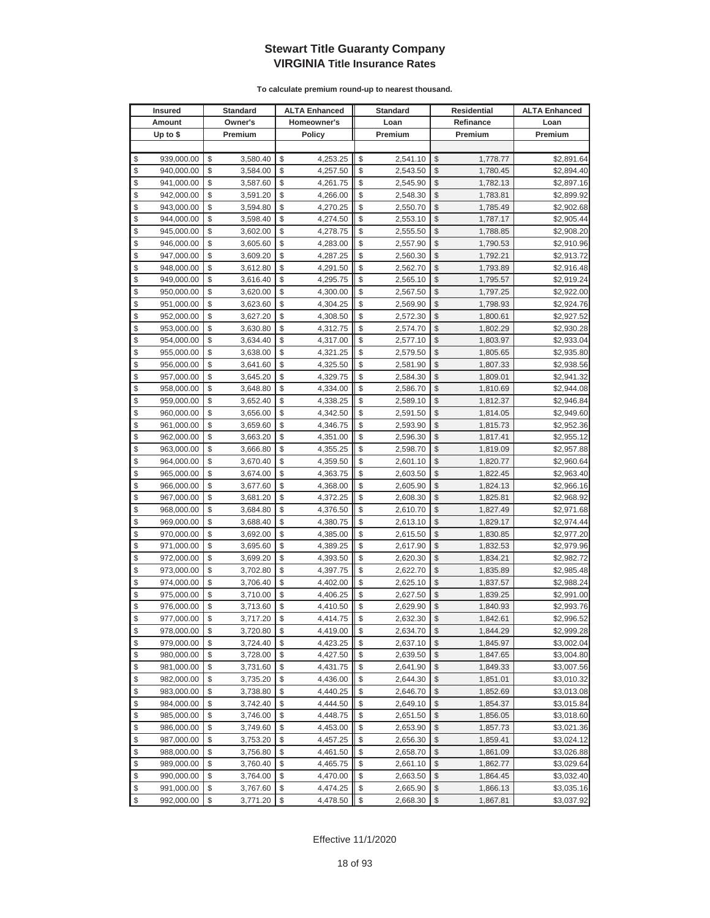# Stewart Title Guaranty Company
## VIRGINIA Title Insurance Rates

**To calculate premium round-up to nearest thousand.**

| Insured Amount Up to $ | Standard Owner's Premium | ALTA Enhanced Homeowner's Policy | Standard Loan Premium | Residential Refinance Premium | ALTA Enhanced Loan Premium |
|---|---|---|---|---|---|
| $ 939,000.00 | $ 3,580.40 | $ 4,253.25 | $ 2,541.10 | $ 1,778.77 | $2,891.64 |
| $ 940,000.00 | $ 3,584.00 | $ 4,257.50 | $ 2,543.50 | $ 1,780.45 | $2,894.40 |
| $ 941,000.00 | $ 3,587.60 | $ 4,261.75 | $ 2,545.90 | $ 1,782.13 | $2,897.16 |
| $ 942,000.00 | $ 3,591.20 | $ 4,266.00 | $ 2,548.30 | $ 1,783.81 | $2,899.92 |
| $ 943,000.00 | $ 3,594.80 | $ 4,270.25 | $ 2,550.70 | $ 1,785.49 | $2,902.68 |
| $ 944,000.00 | $ 3,598.40 | $ 4,274.50 | $ 2,553.10 | $ 1,787.17 | $2,905.44 |
| $ 945,000.00 | $ 3,602.00 | $ 4,278.75 | $ 2,555.50 | $ 1,788.85 | $2,908.20 |
| $ 946,000.00 | $ 3,605.60 | $ 4,283.00 | $ 2,557.90 | $ 1,790.53 | $2,910.96 |
| $ 947,000.00 | $ 3,609.20 | $ 4,287.25 | $ 2,560.30 | $ 1,792.21 | $2,913.72 |
| $ 948,000.00 | $ 3,612.80 | $ 4,291.50 | $ 2,562.70 | $ 1,793.89 | $2,916.48 |
| $ 949,000.00 | $ 3,616.40 | $ 4,295.75 | $ 2,565.10 | $ 1,795.57 | $2,919.24 |
| $ 950,000.00 | $ 3,620.00 | $ 4,300.00 | $ 2,567.50 | $ 1,797.25 | $2,922.00 |
| $ 951,000.00 | $ 3,623.60 | $ 4,304.25 | $ 2,569.90 | $ 1,798.93 | $2,924.76 |
| $ 952,000.00 | $ 3,627.20 | $ 4,308.50 | $ 2,572.30 | $ 1,800.61 | $2,927.52 |
| $ 953,000.00 | $ 3,630.80 | $ 4,312.75 | $ 2,574.70 | $ 1,802.29 | $2,930.28 |
| $ 954,000.00 | $ 3,634.40 | $ 4,317.00 | $ 2,577.10 | $ 1,803.97 | $2,933.04 |
| $ 955,000.00 | $ 3,638.00 | $ 4,321.25 | $ 2,579.50 | $ 1,805.65 | $2,935.80 |
| $ 956,000.00 | $ 3,641.60 | $ 4,325.50 | $ 2,581.90 | $ 1,807.33 | $2,938.56 |
| $ 957,000.00 | $ 3,645.20 | $ 4,329.75 | $ 2,584.30 | $ 1,809.01 | $2,941.32 |
| $ 958,000.00 | $ 3,648.80 | $ 4,334.00 | $ 2,586.70 | $ 1,810.69 | $2,944.08 |
| $ 959,000.00 | $ 3,652.40 | $ 4,338.25 | $ 2,589.10 | $ 1,812.37 | $2,946.84 |
| $ 960,000.00 | $ 3,656.00 | $ 4,342.50 | $ 2,591.50 | $ 1,814.05 | $2,949.60 |
| $ 961,000.00 | $ 3,659.60 | $ 4,346.75 | $ 2,593.90 | $ 1,815.73 | $2,952.36 |
| $ 962,000.00 | $ 3,663.20 | $ 4,351.00 | $ 2,596.30 | $ 1,817.41 | $2,955.12 |
| $ 963,000.00 | $ 3,666.80 | $ 4,355.25 | $ 2,598.70 | $ 1,819.09 | $2,957.88 |
| $ 964,000.00 | $ 3,670.40 | $ 4,359.50 | $ 2,601.10 | $ 1,820.77 | $2,960.64 |
| $ 965,000.00 | $ 3,674.00 | $ 4,363.75 | $ 2,603.50 | $ 1,822.45 | $2,963.40 |
| $ 966,000.00 | $ 3,677.60 | $ 4,368.00 | $ 2,605.90 | $ 1,824.13 | $2,966.16 |
| $ 967,000.00 | $ 3,681.20 | $ 4,372.25 | $ 2,608.30 | $ 1,825.81 | $2,968.92 |
| $ 968,000.00 | $ 3,684.80 | $ 4,376.50 | $ 2,610.70 | $ 1,827.49 | $2,971.68 |
| $ 969,000.00 | $ 3,688.40 | $ 4,380.75 | $ 2,613.10 | $ 1,829.17 | $2,974.44 |
| $ 970,000.00 | $ 3,692.00 | $ 4,385.00 | $ 2,615.50 | $ 1,830.85 | $2,977.20 |
| $ 971,000.00 | $ 3,695.60 | $ 4,389.25 | $ 2,617.90 | $ 1,832.53 | $2,979.96 |
| $ 972,000.00 | $ 3,699.20 | $ 4,393.50 | $ 2,620.30 | $ 1,834.21 | $2,982.72 |
| $ 973,000.00 | $ 3,702.80 | $ 4,397.75 | $ 2,622.70 | $ 1,835.89 | $2,985.48 |
| $ 974,000.00 | $ 3,706.40 | $ 4,402.00 | $ 2,625.10 | $ 1,837.57 | $2,988.24 |
| $ 975,000.00 | $ 3,710.00 | $ 4,406.25 | $ 2,627.50 | $ 1,839.25 | $2,991.00 |
| $ 976,000.00 | $ 3,713.60 | $ 4,410.50 | $ 2,629.90 | $ 1,840.93 | $2,993.76 |
| $ 977,000.00 | $ 3,717.20 | $ 4,414.75 | $ 2,632.30 | $ 1,842.61 | $2,996.52 |
| $ 978,000.00 | $ 3,720.80 | $ 4,419.00 | $ 2,634.70 | $ 1,844.29 | $2,999.28 |
| $ 979,000.00 | $ 3,724.40 | $ 4,423.25 | $ 2,637.10 | $ 1,845.97 | $3,002.04 |
| $ 980,000.00 | $ 3,728.00 | $ 4,427.50 | $ 2,639.50 | $ 1,847.65 | $3,004.80 |
| $ 981,000.00 | $ 3,731.60 | $ 4,431.75 | $ 2,641.90 | $ 1,849.33 | $3,007.56 |
| $ 982,000.00 | $ 3,735.20 | $ 4,436.00 | $ 2,644.30 | $ 1,851.01 | $3,010.32 |
| $ 983,000.00 | $ 3,738.80 | $ 4,440.25 | $ 2,646.70 | $ 1,852.69 | $3,013.08 |
| $ 984,000.00 | $ 3,742.40 | $ 4,444.50 | $ 2,649.10 | $ 1,854.37 | $3,015.84 |
| $ 985,000.00 | $ 3,746.00 | $ 4,448.75 | $ 2,651.50 | $ 1,856.05 | $3,018.60 |
| $ 986,000.00 | $ 3,749.60 | $ 4,453.00 | $ 2,653.90 | $ 1,857.73 | $3,021.36 |
| $ 987,000.00 | $ 3,753.20 | $ 4,457.25 | $ 2,656.30 | $ 1,859.41 | $3,024.12 |
| $ 988,000.00 | $ 3,756.80 | $ 4,461.50 | $ 2,658.70 | $ 1,861.09 | $3,026.88 |
| $ 989,000.00 | $ 3,760.40 | $ 4,465.75 | $ 2,661.10 | $ 1,862.77 | $3,029.64 |
| $ 990,000.00 | $ 3,764.00 | $ 4,470.00 | $ 2,663.50 | $ 1,864.45 | $3,032.40 |
| $ 991,000.00 | $ 3,767.60 | $ 4,474.25 | $ 2,665.90 | $ 1,866.13 | $3,035.16 |
| $ 992,000.00 | $ 3,771.20 | $ 4,478.50 | $ 2,668.30 | $ 1,867.81 | $3,037.92 |

Effective 11/1/2020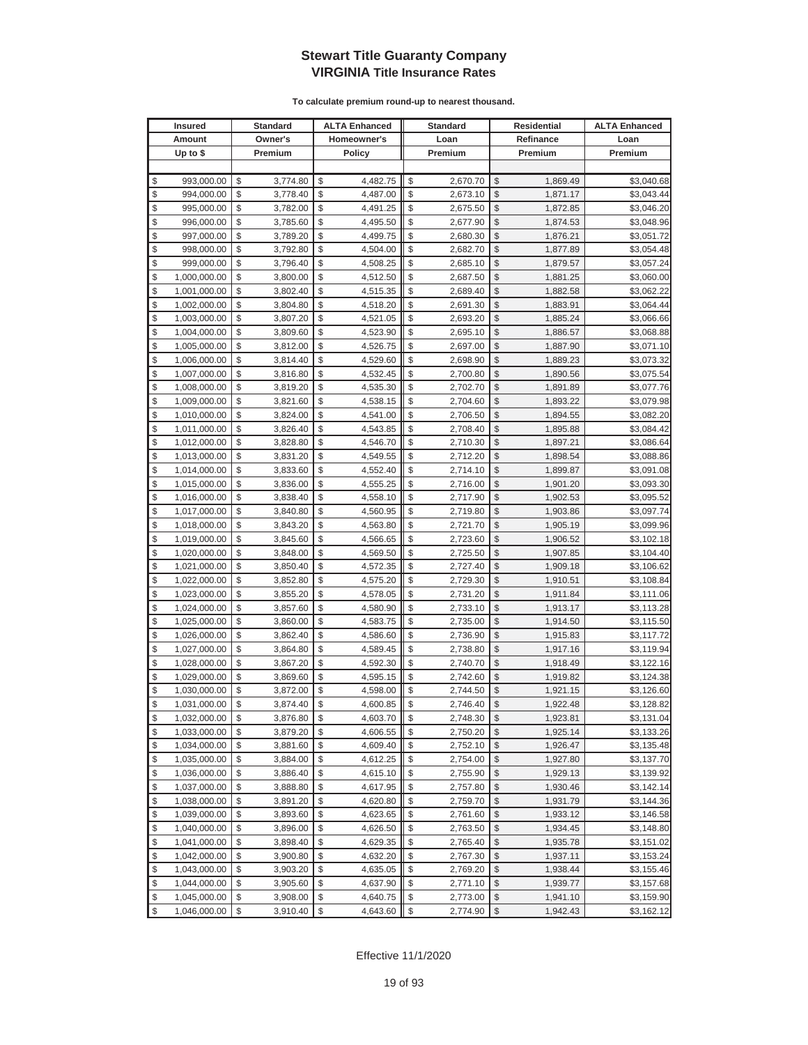# Stewart Title Guaranty Company
## VIRGINIA Title Insurance Rates

**To calculate premium round-up to nearest thousand.**

| Insured Amount Up to $ | Standard Owner's Premium | ALTA Enhanced Homeowner's Policy | Standard Loan Premium | Residential Refinance Premium | ALTA Enhanced Loan Premium |
|---|---|---|---|---|---|
| $ 993,000.00 | $ 3,774.80 | $ 4,482.75 | $ 2,670.70 | $ 1,869.49 | $3,040.68 |
| $ 994,000.00 | $ 3,778.40 | $ 4,487.00 | $ 2,673.10 | $ 1,871.17 | $3,043.44 |
| $ 995,000.00 | $ 3,782.00 | $ 4,491.25 | $ 2,675.50 | $ 1,872.85 | $3,046.20 |
| $ 996,000.00 | $ 3,785.60 | $ 4,495.50 | $ 2,677.90 | $ 1,874.53 | $3,048.96 |
| $ 997,000.00 | $ 3,789.20 | $ 4,499.75 | $ 2,680.30 | $ 1,876.21 | $3,051.72 |
| $ 998,000.00 | $ 3,792.80 | $ 4,504.00 | $ 2,682.70 | $ 1,877.89 | $3,054.48 |
| $ 999,000.00 | $ 3,796.40 | $ 4,508.25 | $ 2,685.10 | $ 1,879.57 | $3,057.24 |
| $ 1,000,000.00 | $ 3,800.00 | $ 4,512.50 | $ 2,687.50 | $ 1,881.25 | $3,060.00 |
| $ 1,001,000.00 | $ 3,802.40 | $ 4,515.35 | $ 2,689.40 | $ 1,882.58 | $3,062.22 |
| $ 1,002,000.00 | $ 3,804.80 | $ 4,518.20 | $ 2,691.30 | $ 1,883.91 | $3,064.44 |
| $ 1,003,000.00 | $ 3,807.20 | $ 4,521.05 | $ 2,693.20 | $ 1,885.24 | $3,066.66 |
| $ 1,004,000.00 | $ 3,809.60 | $ 4,523.90 | $ 2,695.10 | $ 1,886.57 | $3,068.88 |
| $ 1,005,000.00 | $ 3,812.00 | $ 4,526.75 | $ 2,697.00 | $ 1,887.90 | $3,071.10 |
| $ 1,006,000.00 | $ 3,814.40 | $ 4,529.60 | $ 2,698.90 | $ 1,889.23 | $3,073.32 |
| $ 1,007,000.00 | $ 3,816.80 | $ 4,532.45 | $ 2,700.80 | $ 1,890.56 | $3,075.54 |
| $ 1,008,000.00 | $ 3,819.20 | $ 4,535.30 | $ 2,702.70 | $ 1,891.89 | $3,077.76 |
| $ 1,009,000.00 | $ 3,821.60 | $ 4,538.15 | $ 2,704.60 | $ 1,893.22 | $3,079.98 |
| $ 1,010,000.00 | $ 3,824.00 | $ 4,541.00 | $ 2,706.50 | $ 1,894.55 | $3,082.20 |
| $ 1,011,000.00 | $ 3,826.40 | $ 4,543.85 | $ 2,708.40 | $ 1,895.88 | $3,084.42 |
| $ 1,012,000.00 | $ 3,828.80 | $ 4,546.70 | $ 2,710.30 | $ 1,897.21 | $3,086.64 |
| $ 1,013,000.00 | $ 3,831.20 | $ 4,549.55 | $ 2,712.20 | $ 1,898.54 | $3,088.86 |
| $ 1,014,000.00 | $ 3,833.60 | $ 4,552.40 | $ 2,714.10 | $ 1,899.87 | $3,091.08 |
| $ 1,015,000.00 | $ 3,836.00 | $ 4,555.25 | $ 2,716.00 | $ 1,901.20 | $3,093.30 |
| $ 1,016,000.00 | $ 3,838.40 | $ 4,558.10 | $ 2,717.90 | $ 1,902.53 | $3,095.52 |
| $ 1,017,000.00 | $ 3,840.80 | $ 4,560.95 | $ 2,719.80 | $ 1,903.86 | $3,097.74 |
| $ 1,018,000.00 | $ 3,843.20 | $ 4,563.80 | $ 2,721.70 | $ 1,905.19 | $3,099.96 |
| $ 1,019,000.00 | $ 3,845.60 | $ 4,566.65 | $ 2,723.60 | $ 1,906.52 | $3,102.18 |
| $ 1,020,000.00 | $ 3,848.00 | $ 4,569.50 | $ 2,725.50 | $ 1,907.85 | $3,104.40 |
| $ 1,021,000.00 | $ 3,850.40 | $ 4,572.35 | $ 2,727.40 | $ 1,909.18 | $3,106.62 |
| $ 1,022,000.00 | $ 3,852.80 | $ 4,575.20 | $ 2,729.30 | $ 1,910.51 | $3,108.84 |
| $ 1,023,000.00 | $ 3,855.20 | $ 4,578.05 | $ 2,731.20 | $ 1,911.84 | $3,111.06 |
| $ 1,024,000.00 | $ 3,857.60 | $ 4,580.90 | $ 2,733.10 | $ 1,913.17 | $3,113.28 |
| $ 1,025,000.00 | $ 3,860.00 | $ 4,583.75 | $ 2,735.00 | $ 1,914.50 | $3,115.50 |
| $ 1,026,000.00 | $ 3,862.40 | $ 4,586.60 | $ 2,736.90 | $ 1,915.83 | $3,117.72 |
| $ 1,027,000.00 | $ 3,864.80 | $ 4,589.45 | $ 2,738.80 | $ 1,917.16 | $3,119.94 |
| $ 1,028,000.00 | $ 3,867.20 | $ 4,592.30 | $ 2,740.70 | $ 1,918.49 | $3,122.16 |
| $ 1,029,000.00 | $ 3,869.60 | $ 4,595.15 | $ 2,742.60 | $ 1,919.82 | $3,124.38 |
| $ 1,030,000.00 | $ 3,872.00 | $ 4,598.00 | $ 2,744.50 | $ 1,921.15 | $3,126.60 |
| $ 1,031,000.00 | $ 3,874.40 | $ 4,600.85 | $ 2,746.40 | $ 1,922.48 | $3,128.82 |
| $ 1,032,000.00 | $ 3,876.80 | $ 4,603.70 | $ 2,748.30 | $ 1,923.81 | $3,131.04 |
| $ 1,033,000.00 | $ 3,879.20 | $ 4,606.55 | $ 2,750.20 | $ 1,925.14 | $3,133.26 |
| $ 1,034,000.00 | $ 3,881.60 | $ 4,609.40 | $ 2,752.10 | $ 1,926.47 | $3,135.48 |
| $ 1,035,000.00 | $ 3,884.00 | $ 4,612.25 | $ 2,754.00 | $ 1,927.80 | $3,137.70 |
| $ 1,036,000.00 | $ 3,886.40 | $ 4,615.10 | $ 2,755.90 | $ 1,929.13 | $3,139.92 |
| $ 1,037,000.00 | $ 3,888.80 | $ 4,617.95 | $ 2,757.80 | $ 1,930.46 | $3,142.14 |
| $ 1,038,000.00 | $ 3,891.20 | $ 4,620.80 | $ 2,759.70 | $ 1,931.79 | $3,144.36 |
| $ 1,039,000.00 | $ 3,893.60 | $ 4,623.65 | $ 2,761.60 | $ 1,933.12 | $3,146.58 |
| $ 1,040,000.00 | $ 3,896.00 | $ 4,626.50 | $ 2,763.50 | $ 1,934.45 | $3,148.80 |
| $ 1,041,000.00 | $ 3,898.40 | $ 4,629.35 | $ 2,765.40 | $ 1,935.78 | $3,151.02 |
| $ 1,042,000.00 | $ 3,900.80 | $ 4,632.20 | $ 2,767.30 | $ 1,937.11 | $3,153.24 |
| $ 1,043,000.00 | $ 3,903.20 | $ 4,635.05 | $ 2,769.20 | $ 1,938.44 | $3,155.46 |
| $ 1,044,000.00 | $ 3,905.60 | $ 4,637.90 | $ 2,771.10 | $ 1,939.77 | $3,157.68 |
| $ 1,045,000.00 | $ 3,908.00 | $ 4,640.75 | $ 2,773.00 | $ 1,941.10 | $3,159.90 |
| $ 1,046,000.00 | $ 3,910.40 | $ 4,643.60 | $ 2,774.90 | $ 1,942.43 | $3,162.12 |

Effective 11/1/2020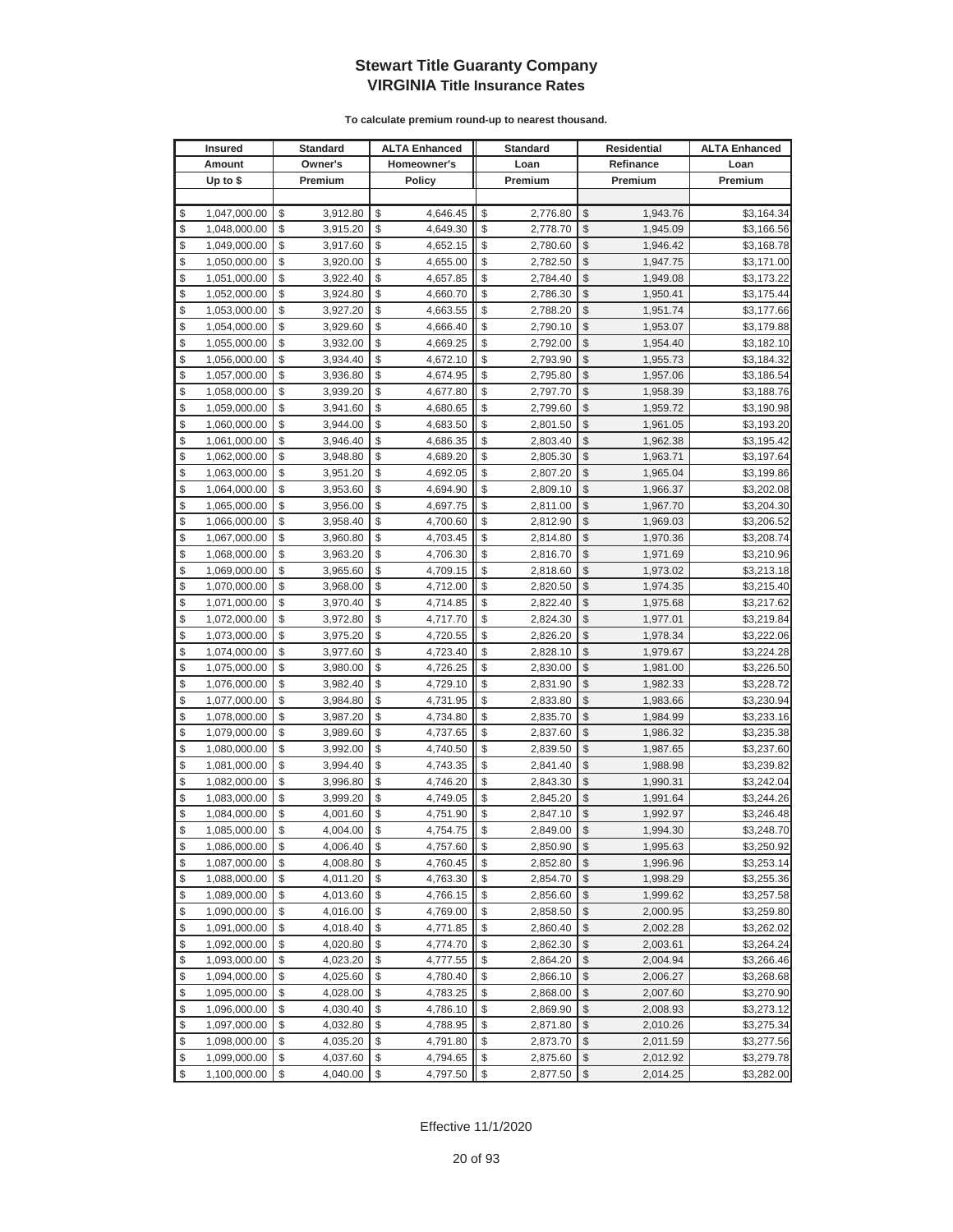# Stewart Title Guaranty Company
## VIRGINIA Title Insurance Rates

**To calculate premium round-up to nearest thousand.**

| Insured Amount Up to $ | Standard Owner's Premium | ALTA Enhanced Homeowner's Policy | Standard Loan Premium | Residential Refinance Premium | ALTA Enhanced Loan Premium |
|---|---|---|---|---|---|
| $ 1,047,000.00 | $ 3,912.80 | $ 4,646.45 | $ 2,776.80 | $ 1,943.76 | $3,164.34 |
| $ 1,048,000.00 | $ 3,915.20 | $ 4,649.30 | $ 2,778.70 | $ 1,945.09 | $3,166.56 |
| $ 1,049,000.00 | $ 3,917.60 | $ 4,652.15 | $ 2,780.60 | $ 1,946.42 | $3,168.78 |
| $ 1,050,000.00 | $ 3,920.00 | $ 4,655.00 | $ 2,782.50 | $ 1,947.75 | $3,171.00 |
| $ 1,051,000.00 | $ 3,922.40 | $ 4,657.85 | $ 2,784.40 | $ 1,949.08 | $3,173.22 |
| $ 1,052,000.00 | $ 3,924.80 | $ 4,660.70 | $ 2,786.30 | $ 1,950.41 | $3,175.44 |
| $ 1,053,000.00 | $ 3,927.20 | $ 4,663.55 | $ 2,788.20 | $ 1,951.74 | $3,177.66 |
| $ 1,054,000.00 | $ 3,929.60 | $ 4,666.40 | $ 2,790.10 | $ 1,953.07 | $3,179.88 |
| $ 1,055,000.00 | $ 3,932.00 | $ 4,669.25 | $ 2,792.00 | $ 1,954.40 | $3,182.10 |
| $ 1,056,000.00 | $ 3,934.40 | $ 4,672.10 | $ 2,793.90 | $ 1,955.73 | $3,184.32 |
| $ 1,057,000.00 | $ 3,936.80 | $ 4,674.95 | $ 2,795.80 | $ 1,957.06 | $3,186.54 |
| $ 1,058,000.00 | $ 3,939.20 | $ 4,677.80 | $ 2,797.70 | $ 1,958.39 | $3,188.76 |
| $ 1,059,000.00 | $ 3,941.60 | $ 4,680.65 | $ 2,799.60 | $ 1,959.72 | $3,190.98 |
| $ 1,060,000.00 | $ 3,944.00 | $ 4,683.50 | $ 2,801.50 | $ 1,961.05 | $3,193.20 |
| $ 1,061,000.00 | $ 3,946.40 | $ 4,686.35 | $ 2,803.40 | $ 1,962.38 | $3,195.42 |
| $ 1,062,000.00 | $ 3,948.80 | $ 4,689.20 | $ 2,805.30 | $ 1,963.71 | $3,197.64 |
| $ 1,063,000.00 | $ 3,951.20 | $ 4,692.05 | $ 2,807.20 | $ 1,965.04 | $3,199.86 |
| $ 1,064,000.00 | $ 3,953.60 | $ 4,694.90 | $ 2,809.10 | $ 1,966.37 | $3,202.08 |
| $ 1,065,000.00 | $ 3,956.00 | $ 4,697.75 | $ 2,811.00 | $ 1,967.70 | $3,204.30 |
| $ 1,066,000.00 | $ 3,958.40 | $ 4,700.60 | $ 2,812.90 | $ 1,969.03 | $3,206.52 |
| $ 1,067,000.00 | $ 3,960.80 | $ 4,703.45 | $ 2,814.80 | $ 1,970.36 | $3,208.74 |
| $ 1,068,000.00 | $ 3,963.20 | $ 4,706.30 | $ 2,816.70 | $ 1,971.69 | $3,210.96 |
| $ 1,069,000.00 | $ 3,965.60 | $ 4,709.15 | $ 2,818.60 | $ 1,973.02 | $3,213.18 |
| $ 1,070,000.00 | $ 3,968.00 | $ 4,712.00 | $ 2,820.50 | $ 1,974.35 | $3,215.40 |
| $ 1,071,000.00 | $ 3,970.40 | $ 4,714.85 | $ 2,822.40 | $ 1,975.68 | $3,217.62 |
| $ 1,072,000.00 | $ 3,972.80 | $ 4,717.70 | $ 2,824.30 | $ 1,977.01 | $3,219.84 |
| $ 1,073,000.00 | $ 3,975.20 | $ 4,720.55 | $ 2,826.20 | $ 1,978.34 | $3,222.06 |
| $ 1,074,000.00 | $ 3,977.60 | $ 4,723.40 | $ 2,828.10 | $ 1,979.67 | $3,224.28 |
| $ 1,075,000.00 | $ 3,980.00 | $ 4,726.25 | $ 2,830.00 | $ 1,981.00 | $3,226.50 |
| $ 1,076,000.00 | $ 3,982.40 | $ 4,729.10 | $ 2,831.90 | $ 1,982.33 | $3,228.72 |
| $ 1,077,000.00 | $ 3,984.80 | $ 4,731.95 | $ 2,833.80 | $ 1,983.66 | $3,230.94 |
| $ 1,078,000.00 | $ 3,987.20 | $ 4,734.80 | $ 2,835.70 | $ 1,984.99 | $3,233.16 |
| $ 1,079,000.00 | $ 3,989.60 | $ 4,737.65 | $ 2,837.60 | $ 1,986.32 | $3,235.38 |
| $ 1,080,000.00 | $ 3,992.00 | $ 4,740.50 | $ 2,839.50 | $ 1,987.65 | $3,237.60 |
| $ 1,081,000.00 | $ 3,994.40 | $ 4,743.35 | $ 2,841.40 | $ 1,988.98 | $3,239.82 |
| $ 1,082,000.00 | $ 3,996.80 | $ 4,746.20 | $ 2,843.30 | $ 1,990.31 | $3,242.04 |
| $ 1,083,000.00 | $ 3,999.20 | $ 4,749.05 | $ 2,845.20 | $ 1,991.64 | $3,244.26 |
| $ 1,084,000.00 | $ 4,001.60 | $ 4,751.90 | $ 2,847.10 | $ 1,992.97 | $3,246.48 |
| $ 1,085,000.00 | $ 4,004.00 | $ 4,754.75 | $ 2,849.00 | $ 1,994.30 | $3,248.70 |
| $ 1,086,000.00 | $ 4,006.40 | $ 4,757.60 | $ 2,850.90 | $ 1,995.63 | $3,250.92 |
| $ 1,087,000.00 | $ 4,008.80 | $ 4,760.45 | $ 2,852.80 | $ 1,996.96 | $3,253.14 |
| $ 1,088,000.00 | $ 4,011.20 | $ 4,763.30 | $ 2,854.70 | $ 1,998.29 | $3,255.36 |
| $ 1,089,000.00 | $ 4,013.60 | $ 4,766.15 | $ 2,856.60 | $ 1,999.62 | $3,257.58 |
| $ 1,090,000.00 | $ 4,016.00 | $ 4,769.00 | $ 2,858.50 | $ 2,000.95 | $3,259.80 |
| $ 1,091,000.00 | $ 4,018.40 | $ 4,771.85 | $ 2,860.40 | $ 2,002.28 | $3,262.02 |
| $ 1,092,000.00 | $ 4,020.80 | $ 4,774.70 | $ 2,862.30 | $ 2,003.61 | $3,264.24 |
| $ 1,093,000.00 | $ 4,023.20 | $ 4,777.55 | $ 2,864.20 | $ 2,004.94 | $3,266.46 |
| $ 1,094,000.00 | $ 4,025.60 | $ 4,780.40 | $ 2,866.10 | $ 2,006.27 | $3,268.68 |
| $ 1,095,000.00 | $ 4,028.00 | $ 4,783.25 | $ 2,868.00 | $ 2,007.60 | $3,270.90 |
| $ 1,096,000.00 | $ 4,030.40 | $ 4,786.10 | $ 2,869.90 | $ 2,008.93 | $3,273.12 |
| $ 1,097,000.00 | $ 4,032.80 | $ 4,788.95 | $ 2,871.80 | $ 2,010.26 | $3,275.34 |
| $ 1,098,000.00 | $ 4,035.20 | $ 4,791.80 | $ 2,873.70 | $ 2,011.59 | $3,277.56 |
| $ 1,099,000.00 | $ 4,037.60 | $ 4,794.65 | $ 2,875.60 | $ 2,012.92 | $3,279.78 |
| $ 1,100,000.00 | $ 4,040.00 | $ 4,797.50 | $ 2,877.50 | $ 2,014.25 | $3,282.00 |

Effective 11/1/2020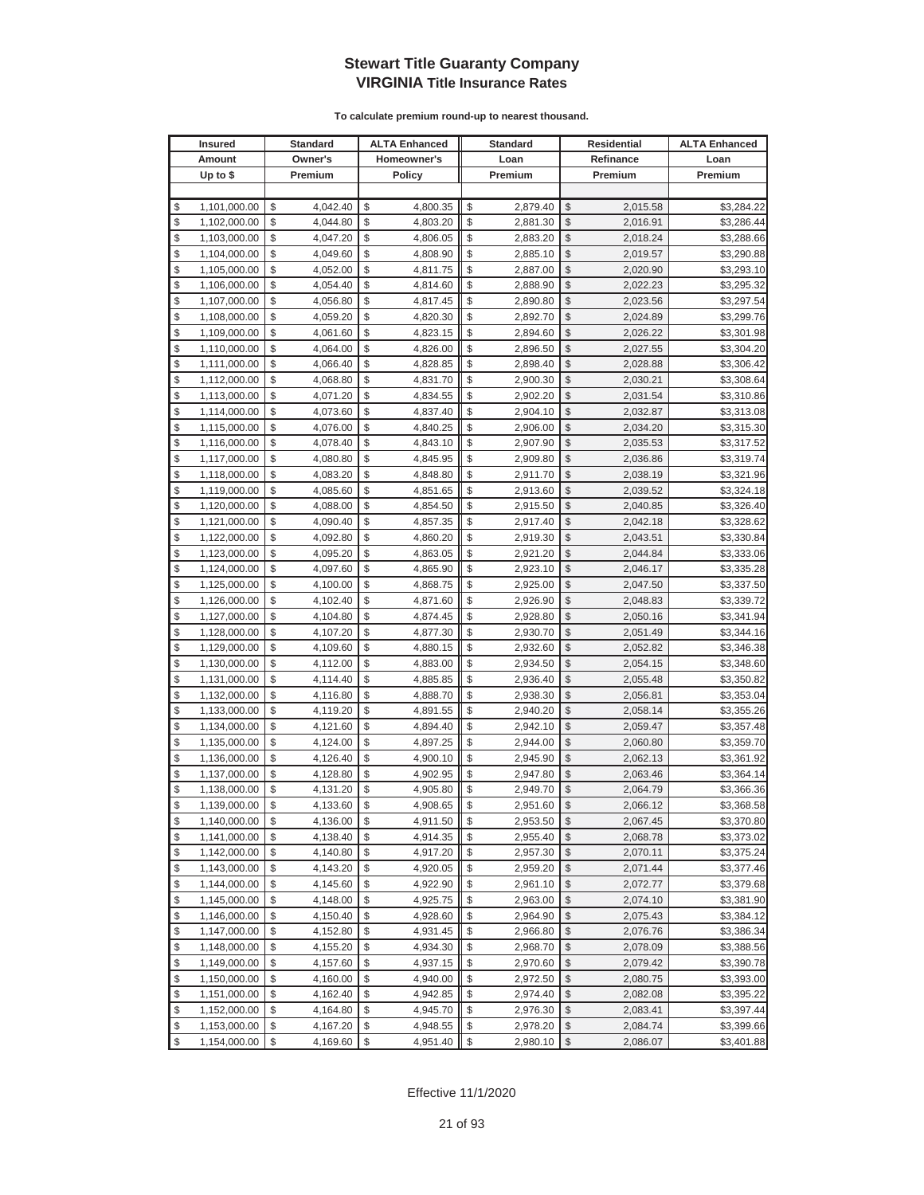# Stewart Title Guaranty Company
## VIRGINIA Title Insurance Rates

**To calculate premium round-up to nearest thousand.**

| Insured Amount Up to $ | Standard Owner's Premium | ALTA Enhanced Homeowner's Policy | Standard Loan Premium | Residential Refinance Premium | ALTA Enhanced Loan Premium |
|---|---|---|---|---|---|
| $ 1,101,000.00 | $ 4,042.40 | $ 4,800.35 | $ 2,879.40 | $ 2,015.58 | $3,284.22 |
| $ 1,102,000.00 | $ 4,044.80 | $ 4,803.20 | $ 2,881.30 | $ 2,016.91 | $3,286.44 |
| $ 1,103,000.00 | $ 4,047.20 | $ 4,806.05 | $ 2,883.20 | $ 2,018.24 | $3,288.66 |
| $ 1,104,000.00 | $ 4,049.60 | $ 4,808.90 | $ 2,885.10 | $ 2,019.57 | $3,290.88 |
| $ 1,105,000.00 | $ 4,052.00 | $ 4,811.75 | $ 2,887.00 | $ 2,020.90 | $3,293.10 |
| $ 1,106,000.00 | $ 4,054.40 | $ 4,814.60 | $ 2,888.90 | $ 2,022.23 | $3,295.32 |
| $ 1,107,000.00 | $ 4,056.80 | $ 4,817.45 | $ 2,890.80 | $ 2,023.56 | $3,297.54 |
| $ 1,108,000.00 | $ 4,059.20 | $ 4,820.30 | $ 2,892.70 | $ 2,024.89 | $3,299.76 |
| $ 1,109,000.00 | $ 4,061.60 | $ 4,823.15 | $ 2,894.60 | $ 2,026.22 | $3,301.98 |
| $ 1,110,000.00 | $ 4,064.00 | $ 4,826.00 | $ 2,896.50 | $ 2,027.55 | $3,304.20 |
| $ 1,111,000.00 | $ 4,066.40 | $ 4,828.85 | $ 2,898.40 | $ 2,028.88 | $3,306.42 |
| $ 1,112,000.00 | $ 4,068.80 | $ 4,831.70 | $ 2,900.30 | $ 2,030.21 | $3,308.64 |
| $ 1,113,000.00 | $ 4,071.20 | $ 4,834.55 | $ 2,902.20 | $ 2,031.54 | $3,310.86 |
| $ 1,114,000.00 | $ 4,073.60 | $ 4,837.40 | $ 2,904.10 | $ 2,032.87 | $3,313.08 |
| $ 1,115,000.00 | $ 4,076.00 | $ 4,840.25 | $ 2,906.00 | $ 2,034.20 | $3,315.30 |
| $ 1,116,000.00 | $ 4,078.40 | $ 4,843.10 | $ 2,907.90 | $ 2,035.53 | $3,317.52 |
| $ 1,117,000.00 | $ 4,080.80 | $ 4,845.95 | $ 2,909.80 | $ 2,036.86 | $3,319.74 |
| $ 1,118,000.00 | $ 4,083.20 | $ 4,848.80 | $ 2,911.70 | $ 2,038.19 | $3,321.96 |
| $ 1,119,000.00 | $ 4,085.60 | $ 4,851.65 | $ 2,913.60 | $ 2,039.52 | $3,324.18 |
| $ 1,120,000.00 | $ 4,088.00 | $ 4,854.50 | $ 2,915.50 | $ 2,040.85 | $3,326.40 |
| $ 1,121,000.00 | $ 4,090.40 | $ 4,857.35 | $ 2,917.40 | $ 2,042.18 | $3,328.62 |
| $ 1,122,000.00 | $ 4,092.80 | $ 4,860.20 | $ 2,919.30 | $ 2,043.51 | $3,330.84 |
| $ 1,123,000.00 | $ 4,095.20 | $ 4,863.05 | $ 2,921.20 | $ 2,044.84 | $3,333.06 |
| $ 1,124,000.00 | $ 4,097.60 | $ 4,865.90 | $ 2,923.10 | $ 2,046.17 | $3,335.28 |
| $ 1,125,000.00 | $ 4,100.00 | $ 4,868.75 | $ 2,925.00 | $ 2,047.50 | $3,337.50 |
| $ 1,126,000.00 | $ 4,102.40 | $ 4,871.60 | $ 2,926.90 | $ 2,048.83 | $3,339.72 |
| $ 1,127,000.00 | $ 4,104.80 | $ 4,874.45 | $ 2,928.80 | $ 2,050.16 | $3,341.94 |
| $ 1,128,000.00 | $ 4,107.20 | $ 4,877.30 | $ 2,930.70 | $ 2,051.49 | $3,344.16 |
| $ 1,129,000.00 | $ 4,109.60 | $ 4,880.15 | $ 2,932.60 | $ 2,052.82 | $3,346.38 |
| $ 1,130,000.00 | $ 4,112.00 | $ 4,883.00 | $ 2,934.50 | $ 2,054.15 | $3,348.60 |
| $ 1,131,000.00 | $ 4,114.40 | $ 4,885.85 | $ 2,936.40 | $ 2,055.48 | $3,350.82 |
| $ 1,132,000.00 | $ 4,116.80 | $ 4,888.70 | $ 2,938.30 | $ 2,056.81 | $3,353.04 |
| $ 1,133,000.00 | $ 4,119.20 | $ 4,891.55 | $ 2,940.20 | $ 2,058.14 | $3,355.26 |
| $ 1,134,000.00 | $ 4,121.60 | $ 4,894.40 | $ 2,942.10 | $ 2,059.47 | $3,357.48 |
| $ 1,135,000.00 | $ 4,124.00 | $ 4,897.25 | $ 2,944.00 | $ 2,060.80 | $3,359.70 |
| $ 1,136,000.00 | $ 4,126.40 | $ 4,900.10 | $ 2,945.90 | $ 2,062.13 | $3,361.92 |
| $ 1,137,000.00 | $ 4,128.80 | $ 4,902.95 | $ 2,947.80 | $ 2,063.46 | $3,364.14 |
| $ 1,138,000.00 | $ 4,131.20 | $ 4,905.80 | $ 2,949.70 | $ 2,064.79 | $3,366.36 |
| $ 1,139,000.00 | $ 4,133.60 | $ 4,908.65 | $ 2,951.60 | $ 2,066.12 | $3,368.58 |
| $ 1,140,000.00 | $ 4,136.00 | $ 4,911.50 | $ 2,953.50 | $ 2,067.45 | $3,370.80 |
| $ 1,141,000.00 | $ 4,138.40 | $ 4,914.35 | $ 2,955.40 | $ 2,068.78 | $3,373.02 |
| $ 1,142,000.00 | $ 4,140.80 | $ 4,917.20 | $ 2,957.30 | $ 2,070.11 | $3,375.24 |
| $ 1,143,000.00 | $ 4,143.20 | $ 4,920.05 | $ 2,959.20 | $ 2,071.44 | $3,377.46 |
| $ 1,144,000.00 | $ 4,145.60 | $ 4,922.90 | $ 2,961.10 | $ 2,072.77 | $3,379.68 |
| $ 1,145,000.00 | $ 4,148.00 | $ 4,925.75 | $ 2,963.00 | $ 2,074.10 | $3,381.90 |
| $ 1,146,000.00 | $ 4,150.40 | $ 4,928.60 | $ 2,964.90 | $ 2,075.43 | $3,384.12 |
| $ 1,147,000.00 | $ 4,152.80 | $ 4,931.45 | $ 2,966.80 | $ 2,076.76 | $3,386.34 |
| $ 1,148,000.00 | $ 4,155.20 | $ 4,934.30 | $ 2,968.70 | $ 2,078.09 | $3,388.56 |
| $ 1,149,000.00 | $ 4,157.60 | $ 4,937.15 | $ 2,970.60 | $ 2,079.42 | $3,390.78 |
| $ 1,150,000.00 | $ 4,160.00 | $ 4,940.00 | $ 2,972.50 | $ 2,080.75 | $3,393.00 |
| $ 1,151,000.00 | $ 4,162.40 | $ 4,942.85 | $ 2,974.40 | $ 2,082.08 | $3,395.22 |
| $ 1,152,000.00 | $ 4,164.80 | $ 4,945.70 | $ 2,976.30 | $ 2,083.41 | $3,397.44 |
| $ 1,153,000.00 | $ 4,167.20 | $ 4,948.55 | $ 2,978.20 | $ 2,084.74 | $3,399.66 |
| $ 1,154,000.00 | $ 4,169.60 | $ 4,951.40 | $ 2,980.10 | $ 2,086.07 | $3,401.88 |

Effective 11/1/2020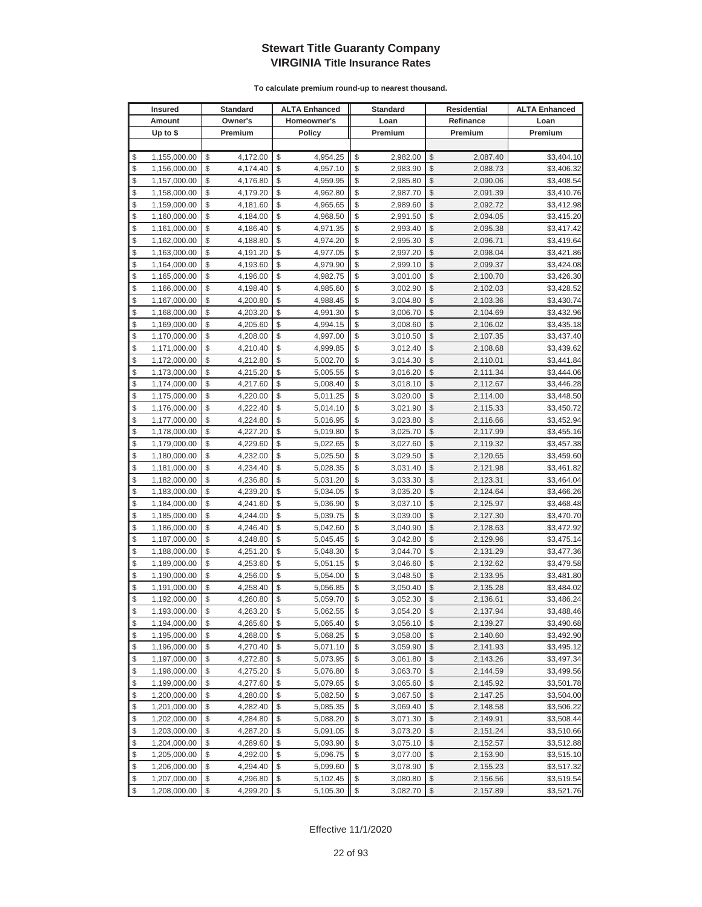# Stewart Title Guaranty Company
## VIRGINIA Title Insurance Rates

**To calculate premium round-up to nearest thousand.**

| Insured Amount Up to $ | Standard Owner's Premium | ALTA Enhanced Homeowner's Policy | Standard Loan Premium | Residential Refinance Premium | ALTA Enhanced Loan Premium |
|---|---|---|---|---|---|
| $ 1,155,000.00 | $ 4,172.00 | $ 4,954.25 | $ 2,982.00 | $ 2,087.40 | $3,404.10 |
| $ 1,156,000.00 | $ 4,174.40 | $ 4,957.10 | $ 2,983.90 | $ 2,088.73 | $3,406.32 |
| $ 1,157,000.00 | $ 4,176.80 | $ 4,959.95 | $ 2,985.80 | $ 2,090.06 | $3,408.54 |
| $ 1,158,000.00 | $ 4,179.20 | $ 4,962.80 | $ 2,987.70 | $ 2,091.39 | $3,410.76 |
| $ 1,159,000.00 | $ 4,181.60 | $ 4,965.65 | $ 2,989.60 | $ 2,092.72 | $3,412.98 |
| $ 1,160,000.00 | $ 4,184.00 | $ 4,968.50 | $ 2,991.50 | $ 2,094.05 | $3,415.20 |
| $ 1,161,000.00 | $ 4,186.40 | $ 4,971.35 | $ 2,993.40 | $ 2,095.38 | $3,417.42 |
| $ 1,162,000.00 | $ 4,188.80 | $ 4,974.20 | $ 2,995.30 | $ 2,096.71 | $3,419.64 |
| $ 1,163,000.00 | $ 4,191.20 | $ 4,977.05 | $ 2,997.20 | $ 2,098.04 | $3,421.86 |
| $ 1,164,000.00 | $ 4,193.60 | $ 4,979.90 | $ 2,999.10 | $ 2,099.37 | $3,424.08 |
| $ 1,165,000.00 | $ 4,196.00 | $ 4,982.75 | $ 3,001.00 | $ 2,100.70 | $3,426.30 |
| $ 1,166,000.00 | $ 4,198.40 | $ 4,985.60 | $ 3,002.90 | $ 2,102.03 | $3,428.52 |
| $ 1,167,000.00 | $ 4,200.80 | $ 4,988.45 | $ 3,004.80 | $ 2,103.36 | $3,430.74 |
| $ 1,168,000.00 | $ 4,203.20 | $ 4,991.30 | $ 3,006.70 | $ 2,104.69 | $3,432.96 |
| $ 1,169,000.00 | $ 4,205.60 | $ 4,994.15 | $ 3,008.60 | $ 2,106.02 | $3,435.18 |
| $ 1,170,000.00 | $ 4,208.00 | $ 4,997.00 | $ 3,010.50 | $ 2,107.35 | $3,437.40 |
| $ 1,171,000.00 | $ 4,210.40 | $ 4,999.85 | $ 3,012.40 | $ 2,108.68 | $3,439.62 |
| $ 1,172,000.00 | $ 4,212.80 | $ 5,002.70 | $ 3,014.30 | $ 2,110.01 | $3,441.84 |
| $ 1,173,000.00 | $ 4,215.20 | $ 5,005.55 | $ 3,016.20 | $ 2,111.34 | $3,444.06 |
| $ 1,174,000.00 | $ 4,217.60 | $ 5,008.40 | $ 3,018.10 | $ 2,112.67 | $3,446.28 |
| $ 1,175,000.00 | $ 4,220.00 | $ 5,011.25 | $ 3,020.00 | $ 2,114.00 | $3,448.50 |
| $ 1,176,000.00 | $ 4,222.40 | $ 5,014.10 | $ 3,021.90 | $ 2,115.33 | $3,450.72 |
| $ 1,177,000.00 | $ 4,224.80 | $ 5,016.95 | $ 3,023.80 | $ 2,116.66 | $3,452.94 |
| $ 1,178,000.00 | $ 4,227.20 | $ 5,019.80 | $ 3,025.70 | $ 2,117.99 | $3,455.16 |
| $ 1,179,000.00 | $ 4,229.60 | $ 5,022.65 | $ 3,027.60 | $ 2,119.32 | $3,457.38 |
| $ 1,180,000.00 | $ 4,232.00 | $ 5,025.50 | $ 3,029.50 | $ 2,120.65 | $3,459.60 |
| $ 1,181,000.00 | $ 4,234.40 | $ 5,028.35 | $ 3,031.40 | $ 2,121.98 | $3,461.82 |
| $ 1,182,000.00 | $ 4,236.80 | $ 5,031.20 | $ 3,033.30 | $ 2,123.31 | $3,464.04 |
| $ 1,183,000.00 | $ 4,239.20 | $ 5,034.05 | $ 3,035.20 | $ 2,124.64 | $3,466.26 |
| $ 1,184,000.00 | $ 4,241.60 | $ 5,036.90 | $ 3,037.10 | $ 2,125.97 | $3,468.48 |
| $ 1,185,000.00 | $ 4,244.00 | $ 5,039.75 | $ 3,039.00 | $ 2,127.30 | $3,470.70 |
| $ 1,186,000.00 | $ 4,246.40 | $ 5,042.60 | $ 3,040.90 | $ 2,128.63 | $3,472.92 |
| $ 1,187,000.00 | $ 4,248.80 | $ 5,045.45 | $ 3,042.80 | $ 2,129.96 | $3,475.14 |
| $ 1,188,000.00 | $ 4,251.20 | $ 5,048.30 | $ 3,044.70 | $ 2,131.29 | $3,477.36 |
| $ 1,189,000.00 | $ 4,253.60 | $ 5,051.15 | $ 3,046.60 | $ 2,132.62 | $3,479.58 |
| $ 1,190,000.00 | $ 4,256.00 | $ 5,054.00 | $ 3,048.50 | $ 2,133.95 | $3,481.80 |
| $ 1,191,000.00 | $ 4,258.40 | $ 5,056.85 | $ 3,050.40 | $ 2,135.28 | $3,484.02 |
| $ 1,192,000.00 | $ 4,260.80 | $ 5,059.70 | $ 3,052.30 | $ 2,136.61 | $3,486.24 |
| $ 1,193,000.00 | $ 4,263.20 | $ 5,062.55 | $ 3,054.20 | $ 2,137.94 | $3,488.46 |
| $ 1,194,000.00 | $ 4,265.60 | $ 5,065.40 | $ 3,056.10 | $ 2,139.27 | $3,490.68 |
| $ 1,195,000.00 | $ 4,268.00 | $ 5,068.25 | $ 3,058.00 | $ 2,140.60 | $3,492.90 |
| $ 1,196,000.00 | $ 4,270.40 | $ 5,071.10 | $ 3,059.90 | $ 2,141.93 | $3,495.12 |
| $ 1,197,000.00 | $ 4,272.80 | $ 5,073.95 | $ 3,061.80 | $ 2,143.26 | $3,497.34 |
| $ 1,198,000.00 | $ 4,275.20 | $ 5,076.80 | $ 3,063.70 | $ 2,144.59 | $3,499.56 |
| $ 1,199,000.00 | $ 4,277.60 | $ 5,079.65 | $ 3,065.60 | $ 2,145.92 | $3,501.78 |
| $ 1,200,000.00 | $ 4,280.00 | $ 5,082.50 | $ 3,067.50 | $ 2,147.25 | $3,504.00 |
| $ 1,201,000.00 | $ 4,282.40 | $ 5,085.35 | $ 3,069.40 | $ 2,148.58 | $3,506.22 |
| $ 1,202,000.00 | $ 4,284.80 | $ 5,088.20 | $ 3,071.30 | $ 2,149.91 | $3,508.44 |
| $ 1,203,000.00 | $ 4,287.20 | $ 5,091.05 | $ 3,073.20 | $ 2,151.24 | $3,510.66 |
| $ 1,204,000.00 | $ 4,289.60 | $ 5,093.90 | $ 3,075.10 | $ 2,152.57 | $3,512.88 |
| $ 1,205,000.00 | $ 4,292.00 | $ 5,096.75 | $ 3,077.00 | $ 2,153.90 | $3,515.10 |
| $ 1,206,000.00 | $ 4,294.40 | $ 5,099.60 | $ 3,078.90 | $ 2,155.23 | $3,517.32 |
| $ 1,207,000.00 | $ 4,296.80 | $ 5,102.45 | $ 3,080.80 | $ 2,156.56 | $3,519.54 |
| $ 1,208,000.00 | $ 4,299.20 | $ 5,105.30 | $ 3,082.70 | $ 2,157.89 | $3,521.76 |

Effective 11/1/2020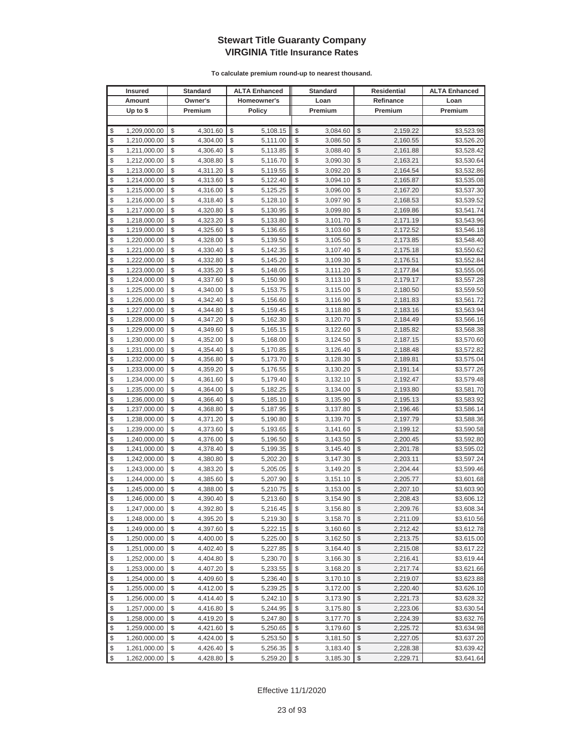# Stewart Title Guaranty Company
## VIRGINIA Title Insurance Rates

**To calculate premium round-up to nearest thousand.**

| Insured Amount Up to $ | Standard Owner's Premium | ALTA Enhanced Homeowner's Policy | Standard Loan Premium | Residential Refinance Premium | ALTA Enhanced Loan Premium |
|---|---|---|---|---|---|
| $ 1,209,000.00 | $ 4,301.60 | $ 5,108.15 | $ 3,084.60 | $ 2,159.22 | $3,523.98 |
| $ 1,210,000.00 | $ 4,304.00 | $ 5,111.00 | $ 3,086.50 | $ 2,160.55 | $3,526.20 |
| $ 1,211,000.00 | $ 4,306.40 | $ 5,113.85 | $ 3,088.40 | $ 2,161.88 | $3,528.42 |
| $ 1,212,000.00 | $ 4,308.80 | $ 5,116.70 | $ 3,090.30 | $ 2,163.21 | $3,530.64 |
| $ 1,213,000.00 | $ 4,311.20 | $ 5,119.55 | $ 3,092.20 | $ 2,164.54 | $3,532.86 |
| $ 1,214,000.00 | $ 4,313.60 | $ 5,122.40 | $ 3,094.10 | $ 2,165.87 | $3,535.08 |
| $ 1,215,000.00 | $ 4,316.00 | $ 5,125.25 | $ 3,096.00 | $ 2,167.20 | $3,537.30 |
| $ 1,216,000.00 | $ 4,318.40 | $ 5,128.10 | $ 3,097.90 | $ 2,168.53 | $3,539.52 |
| $ 1,217,000.00 | $ 4,320.80 | $ 5,130.95 | $ 3,099.80 | $ 2,169.86 | $3,541.74 |
| $ 1,218,000.00 | $ 4,323.20 | $ 5,133.80 | $ 3,101.70 | $ 2,171.19 | $3,543.96 |
| $ 1,219,000.00 | $ 4,325.60 | $ 5,136.65 | $ 3,103.60 | $ 2,172.52 | $3,546.18 |
| $ 1,220,000.00 | $ 4,328.00 | $ 5,139.50 | $ 3,105.50 | $ 2,173.85 | $3,548.40 |
| $ 1,221,000.00 | $ 4,330.40 | $ 5,142.35 | $ 3,107.40 | $ 2,175.18 | $3,550.62 |
| $ 1,222,000.00 | $ 4,332.80 | $ 5,145.20 | $ 3,109.30 | $ 2,176.51 | $3,552.84 |
| $ 1,223,000.00 | $ 4,335.20 | $ 5,148.05 | $ 3,111.20 | $ 2,177.84 | $3,555.06 |
| $ 1,224,000.00 | $ 4,337.60 | $ 5,150.90 | $ 3,113.10 | $ 2,179.17 | $3,557.28 |
| $ 1,225,000.00 | $ 4,340.00 | $ 5,153.75 | $ 3,115.00 | $ 2,180.50 | $3,559.50 |
| $ 1,226,000.00 | $ 4,342.40 | $ 5,156.60 | $ 3,116.90 | $ 2,181.83 | $3,561.72 |
| $ 1,227,000.00 | $ 4,344.80 | $ 5,159.45 | $ 3,118.80 | $ 2,183.16 | $3,563.94 |
| $ 1,228,000.00 | $ 4,347.20 | $ 5,162.30 | $ 3,120.70 | $ 2,184.49 | $3,566.16 |
| $ 1,229,000.00 | $ 4,349.60 | $ 5,165.15 | $ 3,122.60 | $ 2,185.82 | $3,568.38 |
| $ 1,230,000.00 | $ 4,352.00 | $ 5,168.00 | $ 3,124.50 | $ 2,187.15 | $3,570.60 |
| $ 1,231,000.00 | $ 4,354.40 | $ 5,170.85 | $ 3,126.40 | $ 2,188.48 | $3,572.82 |
| $ 1,232,000.00 | $ 4,356.80 | $ 5,173.70 | $ 3,128.30 | $ 2,189.81 | $3,575.04 |
| $ 1,233,000.00 | $ 4,359.20 | $ 5,176.55 | $ 3,130.20 | $ 2,191.14 | $3,577.26 |
| $ 1,234,000.00 | $ 4,361.60 | $ 5,179.40 | $ 3,132.10 | $ 2,192.47 | $3,579.48 |
| $ 1,235,000.00 | $ 4,364.00 | $ 5,182.25 | $ 3,134.00 | $ 2,193.80 | $3,581.70 |
| $ 1,236,000.00 | $ 4,366.40 | $ 5,185.10 | $ 3,135.90 | $ 2,195.13 | $3,583.92 |
| $ 1,237,000.00 | $ 4,368.80 | $ 5,187.95 | $ 3,137.80 | $ 2,196.46 | $3,586.14 |
| $ 1,238,000.00 | $ 4,371.20 | $ 5,190.80 | $ 3,139.70 | $ 2,197.79 | $3,588.36 |
| $ 1,239,000.00 | $ 4,373.60 | $ 5,193.65 | $ 3,141.60 | $ 2,199.12 | $3,590.58 |
| $ 1,240,000.00 | $ 4,376.00 | $ 5,196.50 | $ 3,143.50 | $ 2,200.45 | $3,592.80 |
| $ 1,241,000.00 | $ 4,378.40 | $ 5,199.35 | $ 3,145.40 | $ 2,201.78 | $3,595.02 |
| $ 1,242,000.00 | $ 4,380.80 | $ 5,202.20 | $ 3,147.30 | $ 2,203.11 | $3,597.24 |
| $ 1,243,000.00 | $ 4,383.20 | $ 5,205.05 | $ 3,149.20 | $ 2,204.44 | $3,599.46 |
| $ 1,244,000.00 | $ 4,385.60 | $ 5,207.90 | $ 3,151.10 | $ 2,205.77 | $3,601.68 |
| $ 1,245,000.00 | $ 4,388.00 | $ 5,210.75 | $ 3,153.00 | $ 2,207.10 | $3,603.90 |
| $ 1,246,000.00 | $ 4,390.40 | $ 5,213.60 | $ 3,154.90 | $ 2,208.43 | $3,606.12 |
| $ 1,247,000.00 | $ 4,392.80 | $ 5,216.45 | $ 3,156.80 | $ 2,209.76 | $3,608.34 |
| $ 1,248,000.00 | $ 4,395.20 | $ 5,219.30 | $ 3,158.70 | $ 2,211.09 | $3,610.56 |
| $ 1,249,000.00 | $ 4,397.60 | $ 5,222.15 | $ 3,160.60 | $ 2,212.42 | $3,612.78 |
| $ 1,250,000.00 | $ 4,400.00 | $ 5,225.00 | $ 3,162.50 | $ 2,213.75 | $3,615.00 |
| $ 1,251,000.00 | $ 4,402.40 | $ 5,227.85 | $ 3,164.40 | $ 2,215.08 | $3,617.22 |
| $ 1,252,000.00 | $ 4,404.80 | $ 5,230.70 | $ 3,166.30 | $ 2,216.41 | $3,619.44 |
| $ 1,253,000.00 | $ 4,407.20 | $ 5,233.55 | $ 3,168.20 | $ 2,217.74 | $3,621.66 |
| $ 1,254,000.00 | $ 4,409.60 | $ 5,236.40 | $ 3,170.10 | $ 2,219.07 | $3,623.88 |
| $ 1,255,000.00 | $ 4,412.00 | $ 5,239.25 | $ 3,172.00 | $ 2,220.40 | $3,626.10 |
| $ 1,256,000.00 | $ 4,414.40 | $ 5,242.10 | $ 3,173.90 | $ 2,221.73 | $3,628.32 |
| $ 1,257,000.00 | $ 4,416.80 | $ 5,244.95 | $ 3,175.80 | $ 2,223.06 | $3,630.54 |
| $ 1,258,000.00 | $ 4,419.20 | $ 5,247.80 | $ 3,177.70 | $ 2,224.39 | $3,632.76 |
| $ 1,259,000.00 | $ 4,421.60 | $ 5,250.65 | $ 3,179.60 | $ 2,225.72 | $3,634.98 |
| $ 1,260,000.00 | $ 4,424.00 | $ 5,253.50 | $ 3,181.50 | $ 2,227.05 | $3,637.20 |
| $ 1,261,000.00 | $ 4,426.40 | $ 5,256.35 | $ 3,183.40 | $ 2,228.38 | $3,639.42 |
| $ 1,262,000.00 | $ 4,428.80 | $ 5,259.20 | $ 3,185.30 | $ 2,229.71 | $3,641.64 |

Effective 11/1/2020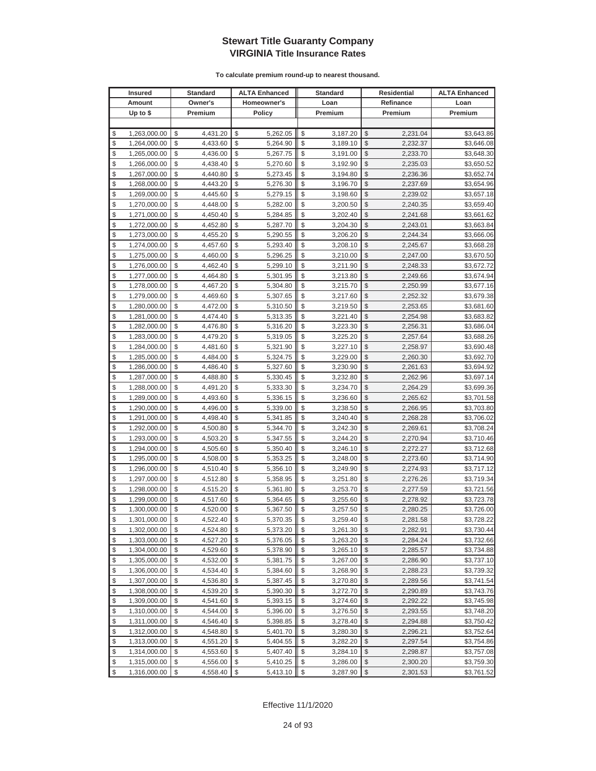# Stewart Title Guaranty Company
## VIRGINIA Title Insurance Rates

**To calculate premium round-up to nearest thousand.**

| Insured Amount Up to $ | Standard Owner's Premium | ALTA Enhanced Homeowner's Policy | Standard Loan Premium | Residential Refinance Premium | ALTA Enhanced Loan Premium |
|---|---|---|---|---|---|
| $ 1,263,000.00 | $ 4,431.20 | $ 5,262.05 | $ 3,187.20 | $ 2,231.04 | $3,643.86 |
| $ 1,264,000.00 | $ 4,433.60 | $ 5,264.90 | $ 3,189.10 | $ 2,232.37 | $3,646.08 |
| $ 1,265,000.00 | $ 4,436.00 | $ 5,267.75 | $ 3,191.00 | $ 2,233.70 | $3,648.30 |
| $ 1,266,000.00 | $ 4,438.40 | $ 5,270.60 | $ 3,192.90 | $ 2,235.03 | $3,650.52 |
| $ 1,267,000.00 | $ 4,440.80 | $ 5,273.45 | $ 3,194.80 | $ 2,236.36 | $3,652.74 |
| $ 1,268,000.00 | $ 4,443.20 | $ 5,276.30 | $ 3,196.70 | $ 2,237.69 | $3,654.96 |
| $ 1,269,000.00 | $ 4,445.60 | $ 5,279.15 | $ 3,198.60 | $ 2,239.02 | $3,657.18 |
| $ 1,270,000.00 | $ 4,448.00 | $ 5,282.00 | $ 3,200.50 | $ 2,240.35 | $3,659.40 |
| $ 1,271,000.00 | $ 4,450.40 | $ 5,284.85 | $ 3,202.40 | $ 2,241.68 | $3,661.62 |
| $ 1,272,000.00 | $ 4,452.80 | $ 5,287.70 | $ 3,204.30 | $ 2,243.01 | $3,663.84 |
| $ 1,273,000.00 | $ 4,455.20 | $ 5,290.55 | $ 3,206.20 | $ 2,244.34 | $3,666.06 |
| $ 1,274,000.00 | $ 4,457.60 | $ 5,293.40 | $ 3,208.10 | $ 2,245.67 | $3,668.28 |
| $ 1,275,000.00 | $ 4,460.00 | $ 5,296.25 | $ 3,210.00 | $ 2,247.00 | $3,670.50 |
| $ 1,276,000.00 | $ 4,462.40 | $ 5,299.10 | $ 3,211.90 | $ 2,248.33 | $3,672.72 |
| $ 1,277,000.00 | $ 4,464.80 | $ 5,301.95 | $ 3,213.80 | $ 2,249.66 | $3,674.94 |
| $ 1,278,000.00 | $ 4,467.20 | $ 5,304.80 | $ 3,215.70 | $ 2,250.99 | $3,677.16 |
| $ 1,279,000.00 | $ 4,469.60 | $ 5,307.65 | $ 3,217.60 | $ 2,252.32 | $3,679.38 |
| $ 1,280,000.00 | $ 4,472.00 | $ 5,310.50 | $ 3,219.50 | $ 2,253.65 | $3,681.60 |
| $ 1,281,000.00 | $ 4,474.40 | $ 5,313.35 | $ 3,221.40 | $ 2,254.98 | $3,683.82 |
| $ 1,282,000.00 | $ 4,476.80 | $ 5,316.20 | $ 3,223.30 | $ 2,256.31 | $3,686.04 |
| $ 1,283,000.00 | $ 4,479.20 | $ 5,319.05 | $ 3,225.20 | $ 2,257.64 | $3,688.26 |
| $ 1,284,000.00 | $ 4,481.60 | $ 5,321.90 | $ 3,227.10 | $ 2,258.97 | $3,690.48 |
| $ 1,285,000.00 | $ 4,484.00 | $ 5,324.75 | $ 3,229.00 | $ 2,260.30 | $3,692.70 |
| $ 1,286,000.00 | $ 4,486.40 | $ 5,327.60 | $ 3,230.90 | $ 2,261.63 | $3,694.92 |
| $ 1,287,000.00 | $ 4,488.80 | $ 5,330.45 | $ 3,232.80 | $ 2,262.96 | $3,697.14 |
| $ 1,288,000.00 | $ 4,491.20 | $ 5,333.30 | $ 3,234.70 | $ 2,264.29 | $3,699.36 |
| $ 1,289,000.00 | $ 4,493.60 | $ 5,336.15 | $ 3,236.60 | $ 2,265.62 | $3,701.58 |
| $ 1,290,000.00 | $ 4,496.00 | $ 5,339.00 | $ 3,238.50 | $ 2,266.95 | $3,703.80 |
| $ 1,291,000.00 | $ 4,498.40 | $ 5,341.85 | $ 3,240.40 | $ 2,268.28 | $3,706.02 |
| $ 1,292,000.00 | $ 4,500.80 | $ 5,344.70 | $ 3,242.30 | $ 2,269.61 | $3,708.24 |
| $ 1,293,000.00 | $ 4,503.20 | $ 5,347.55 | $ 3,244.20 | $ 2,270.94 | $3,710.46 |
| $ 1,294,000.00 | $ 4,505.60 | $ 5,350.40 | $ 3,246.10 | $ 2,272.27 | $3,712.68 |
| $ 1,295,000.00 | $ 4,508.00 | $ 5,353.25 | $ 3,248.00 | $ 2,273.60 | $3,714.90 |
| $ 1,296,000.00 | $ 4,510.40 | $ 5,356.10 | $ 3,249.90 | $ 2,274.93 | $3,717.12 |
| $ 1,297,000.00 | $ 4,512.80 | $ 5,358.95 | $ 3,251.80 | $ 2,276.26 | $3,719.34 |
| $ 1,298,000.00 | $ 4,515.20 | $ 5,361.80 | $ 3,253.70 | $ 2,277.59 | $3,721.56 |
| $ 1,299,000.00 | $ 4,517.60 | $ 5,364.65 | $ 3,255.60 | $ 2,278.92 | $3,723.78 |
| $ 1,300,000.00 | $ 4,520.00 | $ 5,367.50 | $ 3,257.50 | $ 2,280.25 | $3,726.00 |
| $ 1,301,000.00 | $ 4,522.40 | $ 5,370.35 | $ 3,259.40 | $ 2,281.58 | $3,728.22 |
| $ 1,302,000.00 | $ 4,524.80 | $ 5,373.20 | $ 3,261.30 | $ 2,282.91 | $3,730.44 |
| $ 1,303,000.00 | $ 4,527.20 | $ 5,376.05 | $ 3,263.20 | $ 2,284.24 | $3,732.66 |
| $ 1,304,000.00 | $ 4,529.60 | $ 5,378.90 | $ 3,265.10 | $ 2,285.57 | $3,734.88 |
| $ 1,305,000.00 | $ 4,532.00 | $ 5,381.75 | $ 3,267.00 | $ 2,286.90 | $3,737.10 |
| $ 1,306,000.00 | $ 4,534.40 | $ 5,384.60 | $ 3,268.90 | $ 2,288.23 | $3,739.32 |
| $ 1,307,000.00 | $ 4,536.80 | $ 5,387.45 | $ 3,270.80 | $ 2,289.56 | $3,741.54 |
| $ 1,308,000.00 | $ 4,539.20 | $ 5,390.30 | $ 3,272.70 | $ 2,290.89 | $3,743.76 |
| $ 1,309,000.00 | $ 4,541.60 | $ 5,393.15 | $ 3,274.60 | $ 2,292.22 | $3,745.98 |
| $ 1,310,000.00 | $ 4,544.00 | $ 5,396.00 | $ 3,276.50 | $ 2,293.55 | $3,748.20 |
| $ 1,311,000.00 | $ 4,546.40 | $ 5,398.85 | $ 3,278.40 | $ 2,294.88 | $3,750.42 |
| $ 1,312,000.00 | $ 4,548.80 | $ 5,401.70 | $ 3,280.30 | $ 2,296.21 | $3,752.64 |
| $ 1,313,000.00 | $ 4,551.20 | $ 5,404.55 | $ 3,282.20 | $ 2,297.54 | $3,754.86 |
| $ 1,314,000.00 | $ 4,553.60 | $ 5,407.40 | $ 3,284.10 | $ 2,298.87 | $3,757.08 |
| $ 1,315,000.00 | $ 4,556.00 | $ 5,410.25 | $ 3,286.00 | $ 2,300.20 | $3,759.30 |
| $ 1,316,000.00 | $ 4,558.40 | $ 5,413.10 | $ 3,287.90 | $ 2,301.53 | $3,761.52 |

Effective 11/1/2020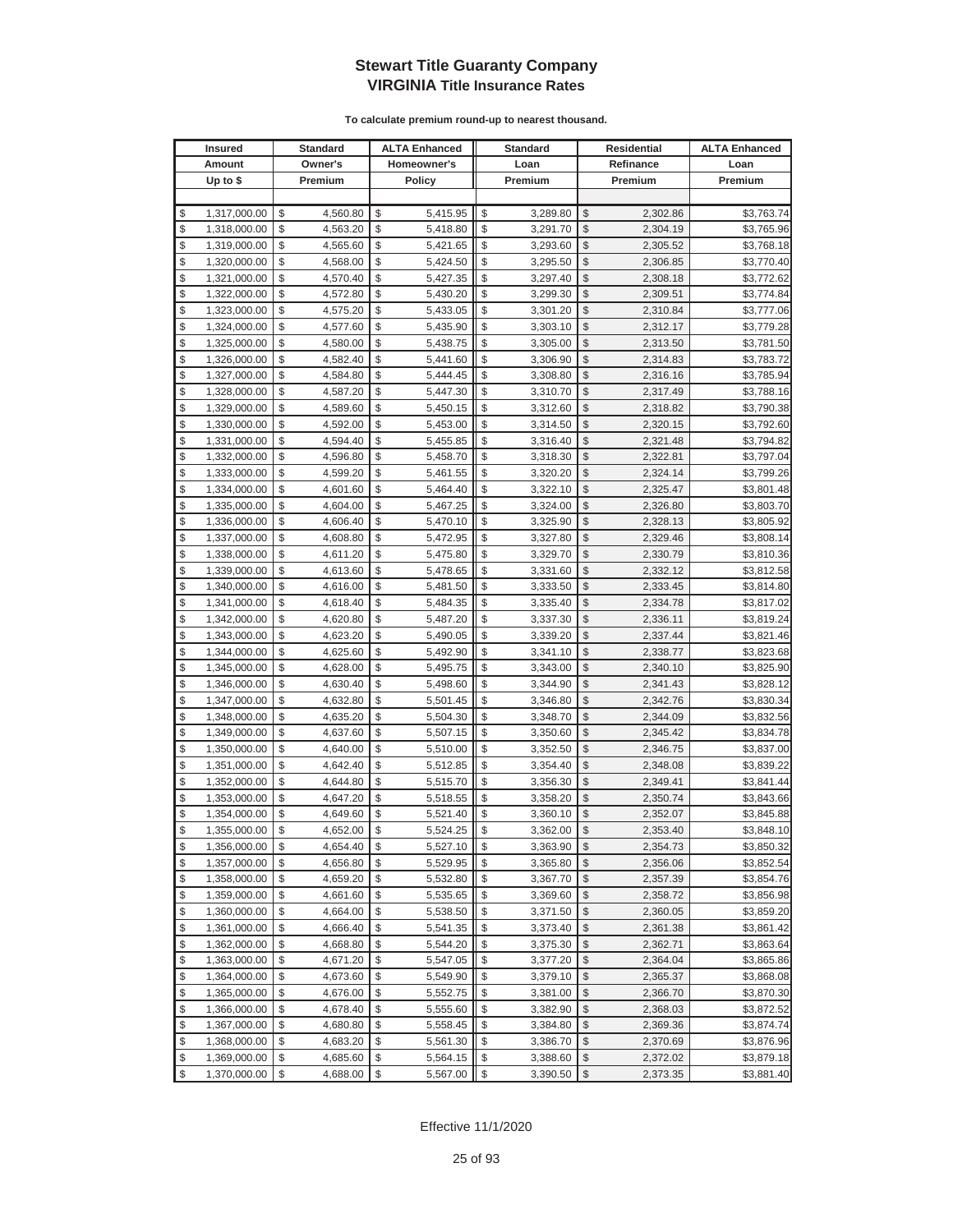# Stewart Title Guaranty Company
## VIRGINIA Title Insurance Rates

**To calculate premium round-up to nearest thousand.**

| Insured Amount Up to $ | Standard Owner's Premium | ALTA Enhanced Homeowner's Policy | Standard Loan Premium | Residential Refinance Premium | ALTA Enhanced Loan Premium |
|---|---|---|---|---|---|
| $ 1,317,000.00 | $ 4,560.80 | $ 5,415.95 | $ 3,289.80 | $ 2,302.86 | $3,763.74 |
| $ 1,318,000.00 | $ 4,563.20 | $ 5,418.80 | $ 3,291.70 | $ 2,304.19 | $3,765.96 |
| $ 1,319,000.00 | $ 4,565.60 | $ 5,421.65 | $ 3,293.60 | $ 2,305.52 | $3,768.18 |
| $ 1,320,000.00 | $ 4,568.00 | $ 5,424.50 | $ 3,295.50 | $ 2,306.85 | $3,770.40 |
| $ 1,321,000.00 | $ 4,570.40 | $ 5,427.35 | $ 3,297.40 | $ 2,308.18 | $3,772.62 |
| $ 1,322,000.00 | $ 4,572.80 | $ 5,430.20 | $ 3,299.30 | $ 2,309.51 | $3,774.84 |
| $ 1,323,000.00 | $ 4,575.20 | $ 5,433.05 | $ 3,301.20 | $ 2,310.84 | $3,777.06 |
| $ 1,324,000.00 | $ 4,577.60 | $ 5,435.90 | $ 3,303.10 | $ 2,312.17 | $3,779.28 |
| $ 1,325,000.00 | $ 4,580.00 | $ 5,438.75 | $ 3,305.00 | $ 2,313.50 | $3,781.50 |
| $ 1,326,000.00 | $ 4,582.40 | $ 5,441.60 | $ 3,306.90 | $ 2,314.83 | $3,783.72 |
| $ 1,327,000.00 | $ 4,584.80 | $ 5,444.45 | $ 3,308.80 | $ 2,316.16 | $3,785.94 |
| $ 1,328,000.00 | $ 4,587.20 | $ 5,447.30 | $ 3,310.70 | $ 2,317.49 | $3,788.16 |
| $ 1,329,000.00 | $ 4,589.60 | $ 5,450.15 | $ 3,312.60 | $ 2,318.82 | $3,790.38 |
| $ 1,330,000.00 | $ 4,592.00 | $ 5,453.00 | $ 3,314.50 | $ 2,320.15 | $3,792.60 |
| $ 1,331,000.00 | $ 4,594.40 | $ 5,455.85 | $ 3,316.40 | $ 2,321.48 | $3,794.82 |
| $ 1,332,000.00 | $ 4,596.80 | $ 5,458.70 | $ 3,318.30 | $ 2,322.81 | $3,797.04 |
| $ 1,333,000.00 | $ 4,599.20 | $ 5,461.55 | $ 3,320.20 | $ 2,324.14 | $3,799.26 |
| $ 1,334,000.00 | $ 4,601.60 | $ 5,464.40 | $ 3,322.10 | $ 2,325.47 | $3,801.48 |
| $ 1,335,000.00 | $ 4,604.00 | $ 5,467.25 | $ 3,324.00 | $ 2,326.80 | $3,803.70 |
| $ 1,336,000.00 | $ 4,606.40 | $ 5,470.10 | $ 3,325.90 | $ 2,328.13 | $3,805.92 |
| $ 1,337,000.00 | $ 4,608.80 | $ 5,472.95 | $ 3,327.80 | $ 2,329.46 | $3,808.14 |
| $ 1,338,000.00 | $ 4,611.20 | $ 5,475.80 | $ 3,329.70 | $ 2,330.79 | $3,810.36 |
| $ 1,339,000.00 | $ 4,613.60 | $ 5,478.65 | $ 3,331.60 | $ 2,332.12 | $3,812.58 |
| $ 1,340,000.00 | $ 4,616.00 | $ 5,481.50 | $ 3,333.50 | $ 2,333.45 | $3,814.80 |
| $ 1,341,000.00 | $ 4,618.40 | $ 5,484.35 | $ 3,335.40 | $ 2,334.78 | $3,817.02 |
| $ 1,342,000.00 | $ 4,620.80 | $ 5,487.20 | $ 3,337.30 | $ 2,336.11 | $3,819.24 |
| $ 1,343,000.00 | $ 4,623.20 | $ 5,490.05 | $ 3,339.20 | $ 2,337.44 | $3,821.46 |
| $ 1,344,000.00 | $ 4,625.60 | $ 5,492.90 | $ 3,341.10 | $ 2,338.77 | $3,823.68 |
| $ 1,345,000.00 | $ 4,628.00 | $ 5,495.75 | $ 3,343.00 | $ 2,340.10 | $3,825.90 |
| $ 1,346,000.00 | $ 4,630.40 | $ 5,498.60 | $ 3,344.90 | $ 2,341.43 | $3,828.12 |
| $ 1,347,000.00 | $ 4,632.80 | $ 5,501.45 | $ 3,346.80 | $ 2,342.76 | $3,830.34 |
| $ 1,348,000.00 | $ 4,635.20 | $ 5,504.30 | $ 3,348.70 | $ 2,344.09 | $3,832.56 |
| $ 1,349,000.00 | $ 4,637.60 | $ 5,507.15 | $ 3,350.60 | $ 2,345.42 | $3,834.78 |
| $ 1,350,000.00 | $ 4,640.00 | $ 5,510.00 | $ 3,352.50 | $ 2,346.75 | $3,837.00 |
| $ 1,351,000.00 | $ 4,642.40 | $ 5,512.85 | $ 3,354.40 | $ 2,348.08 | $3,839.22 |
| $ 1,352,000.00 | $ 4,644.80 | $ 5,515.70 | $ 3,356.30 | $ 2,349.41 | $3,841.44 |
| $ 1,353,000.00 | $ 4,647.20 | $ 5,518.55 | $ 3,358.20 | $ 2,350.74 | $3,843.66 |
| $ 1,354,000.00 | $ 4,649.60 | $ 5,521.40 | $ 3,360.10 | $ 2,352.07 | $3,845.88 |
| $ 1,355,000.00 | $ 4,652.00 | $ 5,524.25 | $ 3,362.00 | $ 2,353.40 | $3,848.10 |
| $ 1,356,000.00 | $ 4,654.40 | $ 5,527.10 | $ 3,363.90 | $ 2,354.73 | $3,850.32 |
| $ 1,357,000.00 | $ 4,656.80 | $ 5,529.95 | $ 3,365.80 | $ 2,356.06 | $3,852.54 |
| $ 1,358,000.00 | $ 4,659.20 | $ 5,532.80 | $ 3,367.70 | $ 2,357.39 | $3,854.76 |
| $ 1,359,000.00 | $ 4,661.60 | $ 5,535.65 | $ 3,369.60 | $ 2,358.72 | $3,856.98 |
| $ 1,360,000.00 | $ 4,664.00 | $ 5,538.50 | $ 3,371.50 | $ 2,360.05 | $3,859.20 |
| $ 1,361,000.00 | $ 4,666.40 | $ 5,541.35 | $ 3,373.40 | $ 2,361.38 | $3,861.42 |
| $ 1,362,000.00 | $ 4,668.80 | $ 5,544.20 | $ 3,375.30 | $ 2,362.71 | $3,863.64 |
| $ 1,363,000.00 | $ 4,671.20 | $ 5,547.05 | $ 3,377.20 | $ 2,364.04 | $3,865.86 |
| $ 1,364,000.00 | $ 4,673.60 | $ 5,549.90 | $ 3,379.10 | $ 2,365.37 | $3,868.08 |
| $ 1,365,000.00 | $ 4,676.00 | $ 5,552.75 | $ 3,381.00 | $ 2,366.70 | $3,870.30 |
| $ 1,366,000.00 | $ 4,678.40 | $ 5,555.60 | $ 3,382.90 | $ 2,368.03 | $3,872.52 |
| $ 1,367,000.00 | $ 4,680.80 | $ 5,558.45 | $ 3,384.80 | $ 2,369.36 | $3,874.74 |
| $ 1,368,000.00 | $ 4,683.20 | $ 5,561.30 | $ 3,386.70 | $ 2,370.69 | $3,876.96 |
| $ 1,369,000.00 | $ 4,685.60 | $ 5,564.15 | $ 3,388.60 | $ 2,372.02 | $3,879.18 |
| $ 1,370,000.00 | $ 4,688.00 | $ 5,567.00 | $ 3,390.50 | $ 2,373.35 | $3,881.40 |

Effective 11/1/2020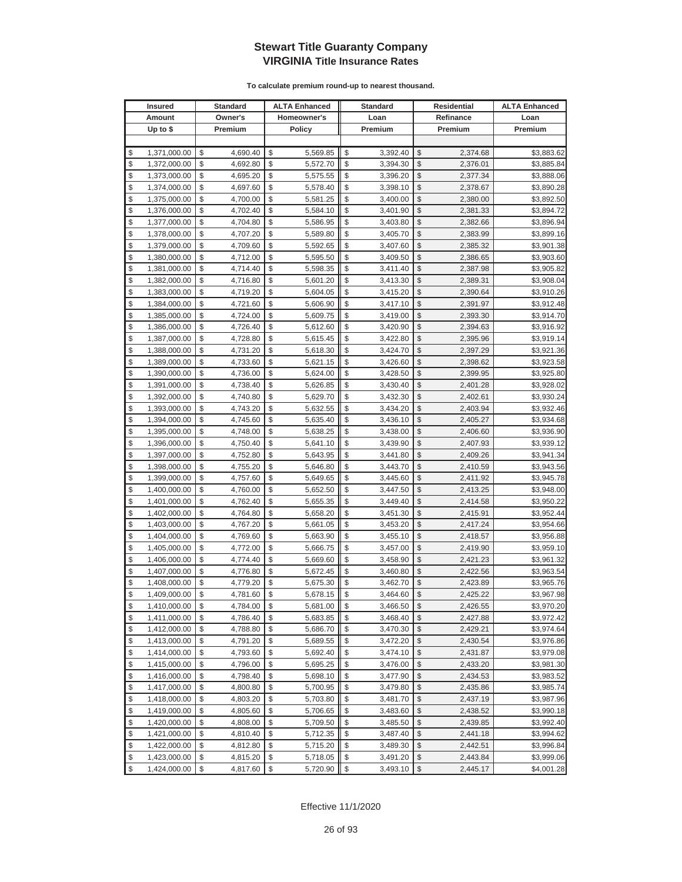# Stewart Title Guaranty Company
## VIRGINIA Title Insurance Rates

**To calculate premium round-up to nearest thousand.**

| Insured Amount Up to $ | Standard Owner's Premium | ALTA Enhanced Homeowner's Policy | Standard Loan Premium | Residential Refinance Premium | ALTA Enhanced Loan Premium |
|---|---|---|---|---|---|
| $ 1,371,000.00 | $ 4,690.40 | $ 5,569.85 | $ 3,392.40 | $ 2,374.68 | $3,883.62 |
| $ 1,372,000.00 | $ 4,692.80 | $ 5,572.70 | $ 3,394.30 | $ 2,376.01 | $3,885.84 |
| $ 1,373,000.00 | $ 4,695.20 | $ 5,575.55 | $ 3,396.20 | $ 2,377.34 | $3,888.06 |
| $ 1,374,000.00 | $ 4,697.60 | $ 5,578.40 | $ 3,398.10 | $ 2,378.67 | $3,890.28 |
| $ 1,375,000.00 | $ 4,700.00 | $ 5,581.25 | $ 3,400.00 | $ 2,380.00 | $3,892.50 |
| $ 1,376,000.00 | $ 4,702.40 | $ 5,584.10 | $ 3,401.90 | $ 2,381.33 | $3,894.72 |
| $ 1,377,000.00 | $ 4,704.80 | $ 5,586.95 | $ 3,403.80 | $ 2,382.66 | $3,896.94 |
| $ 1,378,000.00 | $ 4,707.20 | $ 5,589.80 | $ 3,405.70 | $ 2,383.99 | $3,899.16 |
| $ 1,379,000.00 | $ 4,709.60 | $ 5,592.65 | $ 3,407.60 | $ 2,385.32 | $3,901.38 |
| $ 1,380,000.00 | $ 4,712.00 | $ 5,595.50 | $ 3,409.50 | $ 2,386.65 | $3,903.60 |
| $ 1,381,000.00 | $ 4,714.40 | $ 5,598.35 | $ 3,411.40 | $ 2,387.98 | $3,905.82 |
| $ 1,382,000.00 | $ 4,716.80 | $ 5,601.20 | $ 3,413.30 | $ 2,389.31 | $3,908.04 |
| $ 1,383,000.00 | $ 4,719.20 | $ 5,604.05 | $ 3,415.20 | $ 2,390.64 | $3,910.26 |
| $ 1,384,000.00 | $ 4,721.60 | $ 5,606.90 | $ 3,417.10 | $ 2,391.97 | $3,912.48 |
| $ 1,385,000.00 | $ 4,724.00 | $ 5,609.75 | $ 3,419.00 | $ 2,393.30 | $3,914.70 |
| $ 1,386,000.00 | $ 4,726.40 | $ 5,612.60 | $ 3,420.90 | $ 2,394.63 | $3,916.92 |
| $ 1,387,000.00 | $ 4,728.80 | $ 5,615.45 | $ 3,422.80 | $ 2,395.96 | $3,919.14 |
| $ 1,388,000.00 | $ 4,731.20 | $ 5,618.30 | $ 3,424.70 | $ 2,397.29 | $3,921.36 |
| $ 1,389,000.00 | $ 4,733.60 | $ 5,621.15 | $ 3,426.60 | $ 2,398.62 | $3,923.58 |
| $ 1,390,000.00 | $ 4,736.00 | $ 5,624.00 | $ 3,428.50 | $ 2,399.95 | $3,925.80 |
| $ 1,391,000.00 | $ 4,738.40 | $ 5,626.85 | $ 3,430.40 | $ 2,401.28 | $3,928.02 |
| $ 1,392,000.00 | $ 4,740.80 | $ 5,629.70 | $ 3,432.30 | $ 2,402.61 | $3,930.24 |
| $ 1,393,000.00 | $ 4,743.20 | $ 5,632.55 | $ 3,434.20 | $ 2,403.94 | $3,932.46 |
| $ 1,394,000.00 | $ 4,745.60 | $ 5,635.40 | $ 3,436.10 | $ 2,405.27 | $3,934.68 |
| $ 1,395,000.00 | $ 4,748.00 | $ 5,638.25 | $ 3,438.00 | $ 2,406.60 | $3,936.90 |
| $ 1,396,000.00 | $ 4,750.40 | $ 5,641.10 | $ 3,439.90 | $ 2,407.93 | $3,939.12 |
| $ 1,397,000.00 | $ 4,752.80 | $ 5,643.95 | $ 3,441.80 | $ 2,409.26 | $3,941.34 |
| $ 1,398,000.00 | $ 4,755.20 | $ 5,646.80 | $ 3,443.70 | $ 2,410.59 | $3,943.56 |
| $ 1,399,000.00 | $ 4,757.60 | $ 5,649.65 | $ 3,445.60 | $ 2,411.92 | $3,945.78 |
| $ 1,400,000.00 | $ 4,760.00 | $ 5,652.50 | $ 3,447.50 | $ 2,413.25 | $3,948.00 |
| $ 1,401,000.00 | $ 4,762.40 | $ 5,655.35 | $ 3,449.40 | $ 2,414.58 | $3,950.22 |
| $ 1,402,000.00 | $ 4,764.80 | $ 5,658.20 | $ 3,451.30 | $ 2,415.91 | $3,952.44 |
| $ 1,403,000.00 | $ 4,767.20 | $ 5,661.05 | $ 3,453.20 | $ 2,417.24 | $3,954.66 |
| $ 1,404,000.00 | $ 4,769.60 | $ 5,663.90 | $ 3,455.10 | $ 2,418.57 | $3,956.88 |
| $ 1,405,000.00 | $ 4,772.00 | $ 5,666.75 | $ 3,457.00 | $ 2,419.90 | $3,959.10 |
| $ 1,406,000.00 | $ 4,774.40 | $ 5,669.60 | $ 3,458.90 | $ 2,421.23 | $3,961.32 |
| $ 1,407,000.00 | $ 4,776.80 | $ 5,672.45 | $ 3,460.80 | $ 2,422.56 | $3,963.54 |
| $ 1,408,000.00 | $ 4,779.20 | $ 5,675.30 | $ 3,462.70 | $ 2,423.89 | $3,965.76 |
| $ 1,409,000.00 | $ 4,781.60 | $ 5,678.15 | $ 3,464.60 | $ 2,425.22 | $3,967.98 |
| $ 1,410,000.00 | $ 4,784.00 | $ 5,681.00 | $ 3,466.50 | $ 2,426.55 | $3,970.20 |
| $ 1,411,000.00 | $ 4,786.40 | $ 5,683.85 | $ 3,468.40 | $ 2,427.88 | $3,972.42 |
| $ 1,412,000.00 | $ 4,788.80 | $ 5,686.70 | $ 3,470.30 | $ 2,429.21 | $3,974.64 |
| $ 1,413,000.00 | $ 4,791.20 | $ 5,689.55 | $ 3,472.20 | $ 2,430.54 | $3,976.86 |
| $ 1,414,000.00 | $ 4,793.60 | $ 5,692.40 | $ 3,474.10 | $ 2,431.87 | $3,979.08 |
| $ 1,415,000.00 | $ 4,796.00 | $ 5,695.25 | $ 3,476.00 | $ 2,433.20 | $3,981.30 |
| $ 1,416,000.00 | $ 4,798.40 | $ 5,698.10 | $ 3,477.90 | $ 2,434.53 | $3,983.52 |
| $ 1,417,000.00 | $ 4,800.80 | $ 5,700.95 | $ 3,479.80 | $ 2,435.86 | $3,985.74 |
| $ 1,418,000.00 | $ 4,803.20 | $ 5,703.80 | $ 3,481.70 | $ 2,437.19 | $3,987.96 |
| $ 1,419,000.00 | $ 4,805.60 | $ 5,706.65 | $ 3,483.60 | $ 2,438.52 | $3,990.18 |
| $ 1,420,000.00 | $ 4,808.00 | $ 5,709.50 | $ 3,485.50 | $ 2,439.85 | $3,992.40 |
| $ 1,421,000.00 | $ 4,810.40 | $ 5,712.35 | $ 3,487.40 | $ 2,441.18 | $3,994.62 |
| $ 1,422,000.00 | $ 4,812.80 | $ 5,715.20 | $ 3,489.30 | $ 2,442.51 | $3,996.84 |
| $ 1,423,000.00 | $ 4,815.20 | $ 5,718.05 | $ 3,491.20 | $ 2,443.84 | $3,999.06 |
| $ 1,424,000.00 | $ 4,817.60 | $ 5,720.90 | $ 3,493.10 | $ 2,445.17 | $4,001.28 |

Effective 11/1/2020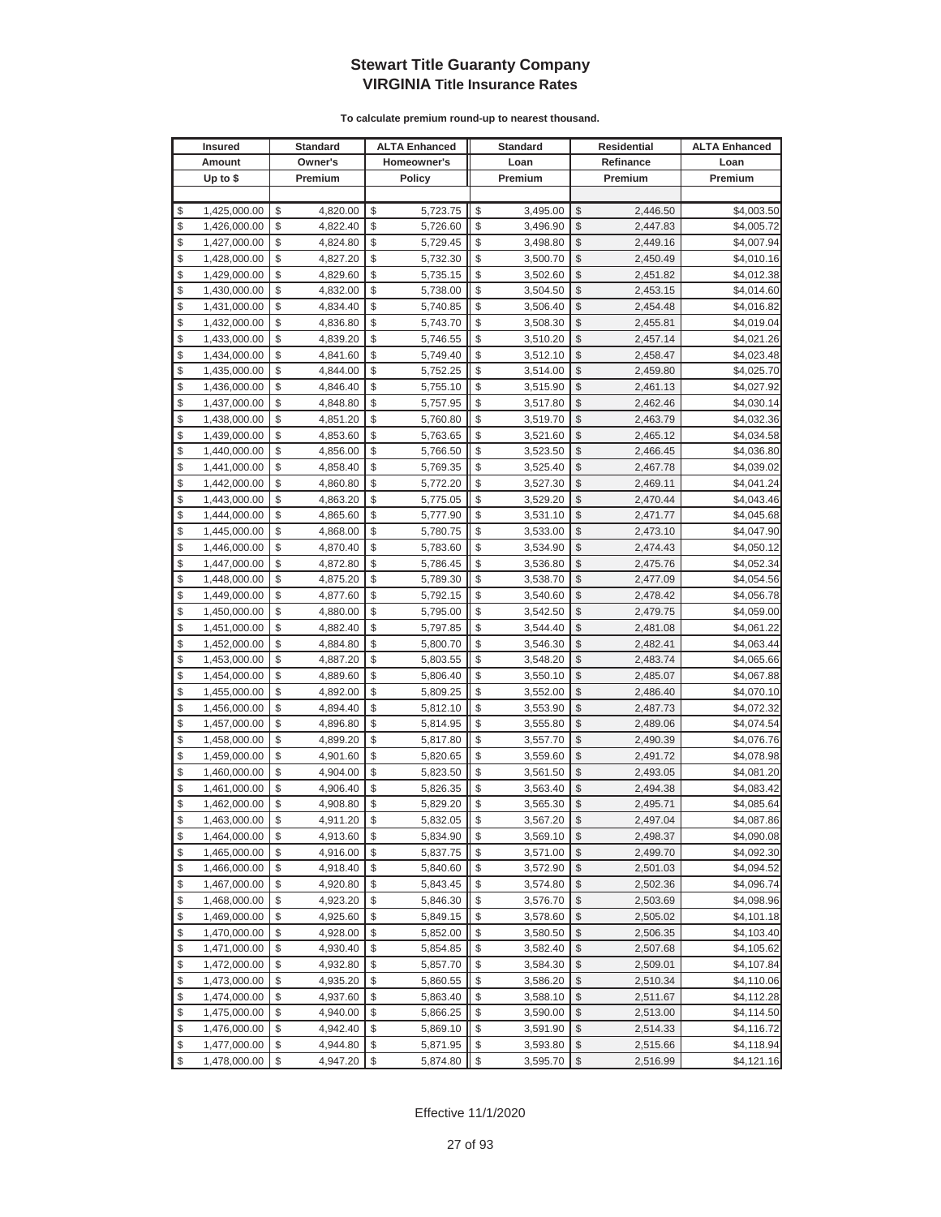# Stewart Title Guaranty Company
## VIRGINIA Title Insurance Rates

**To calculate premium round-up to nearest thousand.**

| Insured Amount Up to $ | Standard Owner's Premium | ALTA Enhanced Homeowner's Policy | Standard Loan Premium | Residential Refinance Premium | ALTA Enhanced Loan Premium |
|---|---|---|---|---|---|
| $ 1,425,000.00 | $ 4,820.00 | $ 5,723.75 | $ 3,495.00 | $ 2,446.50 | $4,003.50 |
| $ 1,426,000.00 | $ 4,822.40 | $ 5,726.60 | $ 3,496.90 | $ 2,447.83 | $4,005.72 |
| $ 1,427,000.00 | $ 4,824.80 | $ 5,729.45 | $ 3,498.80 | $ 2,449.16 | $4,007.94 |
| $ 1,428,000.00 | $ 4,827.20 | $ 5,732.30 | $ 3,500.70 | $ 2,450.49 | $4,010.16 |
| $ 1,429,000.00 | $ 4,829.60 | $ 5,735.15 | $ 3,502.60 | $ 2,451.82 | $4,012.38 |
| $ 1,430,000.00 | $ 4,832.00 | $ 5,738.00 | $ 3,504.50 | $ 2,453.15 | $4,014.60 |
| $ 1,431,000.00 | $ 4,834.40 | $ 5,740.85 | $ 3,506.40 | $ 2,454.48 | $4,016.82 |
| $ 1,432,000.00 | $ 4,836.80 | $ 5,743.70 | $ 3,508.30 | $ 2,455.81 | $4,019.04 |
| $ 1,433,000.00 | $ 4,839.20 | $ 5,746.55 | $ 3,510.20 | $ 2,457.14 | $4,021.26 |
| $ 1,434,000.00 | $ 4,841.60 | $ 5,749.40 | $ 3,512.10 | $ 2,458.47 | $4,023.48 |
| $ 1,435,000.00 | $ 4,844.00 | $ 5,752.25 | $ 3,514.00 | $ 2,459.80 | $4,025.70 |
| $ 1,436,000.00 | $ 4,846.40 | $ 5,755.10 | $ 3,515.90 | $ 2,461.13 | $4,027.92 |
| $ 1,437,000.00 | $ 4,848.80 | $ 5,757.95 | $ 3,517.80 | $ 2,462.46 | $4,030.14 |
| $ 1,438,000.00 | $ 4,851.20 | $ 5,760.80 | $ 3,519.70 | $ 2,463.79 | $4,032.36 |
| $ 1,439,000.00 | $ 4,853.60 | $ 5,763.65 | $ 3,521.60 | $ 2,465.12 | $4,034.58 |
| $ 1,440,000.00 | $ 4,856.00 | $ 5,766.50 | $ 3,523.50 | $ 2,466.45 | $4,036.80 |
| $ 1,441,000.00 | $ 4,858.40 | $ 5,769.35 | $ 3,525.40 | $ 2,467.78 | $4,039.02 |
| $ 1,442,000.00 | $ 4,860.80 | $ 5,772.20 | $ 3,527.30 | $ 2,469.11 | $4,041.24 |
| $ 1,443,000.00 | $ 4,863.20 | $ 5,775.05 | $ 3,529.20 | $ 2,470.44 | $4,043.46 |
| $ 1,444,000.00 | $ 4,865.60 | $ 5,777.90 | $ 3,531.10 | $ 2,471.77 | $4,045.68 |
| $ 1,445,000.00 | $ 4,868.00 | $ 5,780.75 | $ 3,533.00 | $ 2,473.10 | $4,047.90 |
| $ 1,446,000.00 | $ 4,870.40 | $ 5,783.60 | $ 3,534.90 | $ 2,474.43 | $4,050.12 |
| $ 1,447,000.00 | $ 4,872.80 | $ 5,786.45 | $ 3,536.80 | $ 2,475.76 | $4,052.34 |
| $ 1,448,000.00 | $ 4,875.20 | $ 5,789.30 | $ 3,538.70 | $ 2,477.09 | $4,054.56 |
| $ 1,449,000.00 | $ 4,877.60 | $ 5,792.15 | $ 3,540.60 | $ 2,478.42 | $4,056.78 |
| $ 1,450,000.00 | $ 4,880.00 | $ 5,795.00 | $ 3,542.50 | $ 2,479.75 | $4,059.00 |
| $ 1,451,000.00 | $ 4,882.40 | $ 5,797.85 | $ 3,544.40 | $ 2,481.08 | $4,061.22 |
| $ 1,452,000.00 | $ 4,884.80 | $ 5,800.70 | $ 3,546.30 | $ 2,482.41 | $4,063.44 |
| $ 1,453,000.00 | $ 4,887.20 | $ 5,803.55 | $ 3,548.20 | $ 2,483.74 | $4,065.66 |
| $ 1,454,000.00 | $ 4,889.60 | $ 5,806.40 | $ 3,550.10 | $ 2,485.07 | $4,067.88 |
| $ 1,455,000.00 | $ 4,892.00 | $ 5,809.25 | $ 3,552.00 | $ 2,486.40 | $4,070.10 |
| $ 1,456,000.00 | $ 4,894.40 | $ 5,812.10 | $ 3,553.90 | $ 2,487.73 | $4,072.32 |
| $ 1,457,000.00 | $ 4,896.80 | $ 5,814.95 | $ 3,555.80 | $ 2,489.06 | $4,074.54 |
| $ 1,458,000.00 | $ 4,899.20 | $ 5,817.80 | $ 3,557.70 | $ 2,490.39 | $4,076.76 |
| $ 1,459,000.00 | $ 4,901.60 | $ 5,820.65 | $ 3,559.60 | $ 2,491.72 | $4,078.98 |
| $ 1,460,000.00 | $ 4,904.00 | $ 5,823.50 | $ 3,561.50 | $ 2,493.05 | $4,081.20 |
| $ 1,461,000.00 | $ 4,906.40 | $ 5,826.35 | $ 3,563.40 | $ 2,494.38 | $4,083.42 |
| $ 1,462,000.00 | $ 4,908.80 | $ 5,829.20 | $ 3,565.30 | $ 2,495.71 | $4,085.64 |
| $ 1,463,000.00 | $ 4,911.20 | $ 5,832.05 | $ 3,567.20 | $ 2,497.04 | $4,087.86 |
| $ 1,464,000.00 | $ 4,913.60 | $ 5,834.90 | $ 3,569.10 | $ 2,498.37 | $4,090.08 |
| $ 1,465,000.00 | $ 4,916.00 | $ 5,837.75 | $ 3,571.00 | $ 2,499.70 | $4,092.30 |
| $ 1,466,000.00 | $ 4,918.40 | $ 5,840.60 | $ 3,572.90 | $ 2,501.03 | $4,094.52 |
| $ 1,467,000.00 | $ 4,920.80 | $ 5,843.45 | $ 3,574.80 | $ 2,502.36 | $4,096.74 |
| $ 1,468,000.00 | $ 4,923.20 | $ 5,846.30 | $ 3,576.70 | $ 2,503.69 | $4,098.96 |
| $ 1,469,000.00 | $ 4,925.60 | $ 5,849.15 | $ 3,578.60 | $ 2,505.02 | $4,101.18 |
| $ 1,470,000.00 | $ 4,928.00 | $ 5,852.00 | $ 3,580.50 | $ 2,506.35 | $4,103.40 |
| $ 1,471,000.00 | $ 4,930.40 | $ 5,854.85 | $ 3,582.40 | $ 2,507.68 | $4,105.62 |
| $ 1,472,000.00 | $ 4,932.80 | $ 5,857.70 | $ 3,584.30 | $ 2,509.01 | $4,107.84 |
| $ 1,473,000.00 | $ 4,935.20 | $ 5,860.55 | $ 3,586.20 | $ 2,510.34 | $4,110.06 |
| $ 1,474,000.00 | $ 4,937.60 | $ 5,863.40 | $ 3,588.10 | $ 2,511.67 | $4,112.28 |
| $ 1,475,000.00 | $ 4,940.00 | $ 5,866.25 | $ 3,590.00 | $ 2,513.00 | $4,114.50 |
| $ 1,476,000.00 | $ 4,942.40 | $ 5,869.10 | $ 3,591.90 | $ 2,514.33 | $4,116.72 |
| $ 1,477,000.00 | $ 4,944.80 | $ 5,871.95 | $ 3,593.80 | $ 2,515.66 | $4,118.94 |
| $ 1,478,000.00 | $ 4,947.20 | $ 5,874.80 | $ 3,595.70 | $ 2,516.99 | $4,121.16 |

Effective 11/1/2020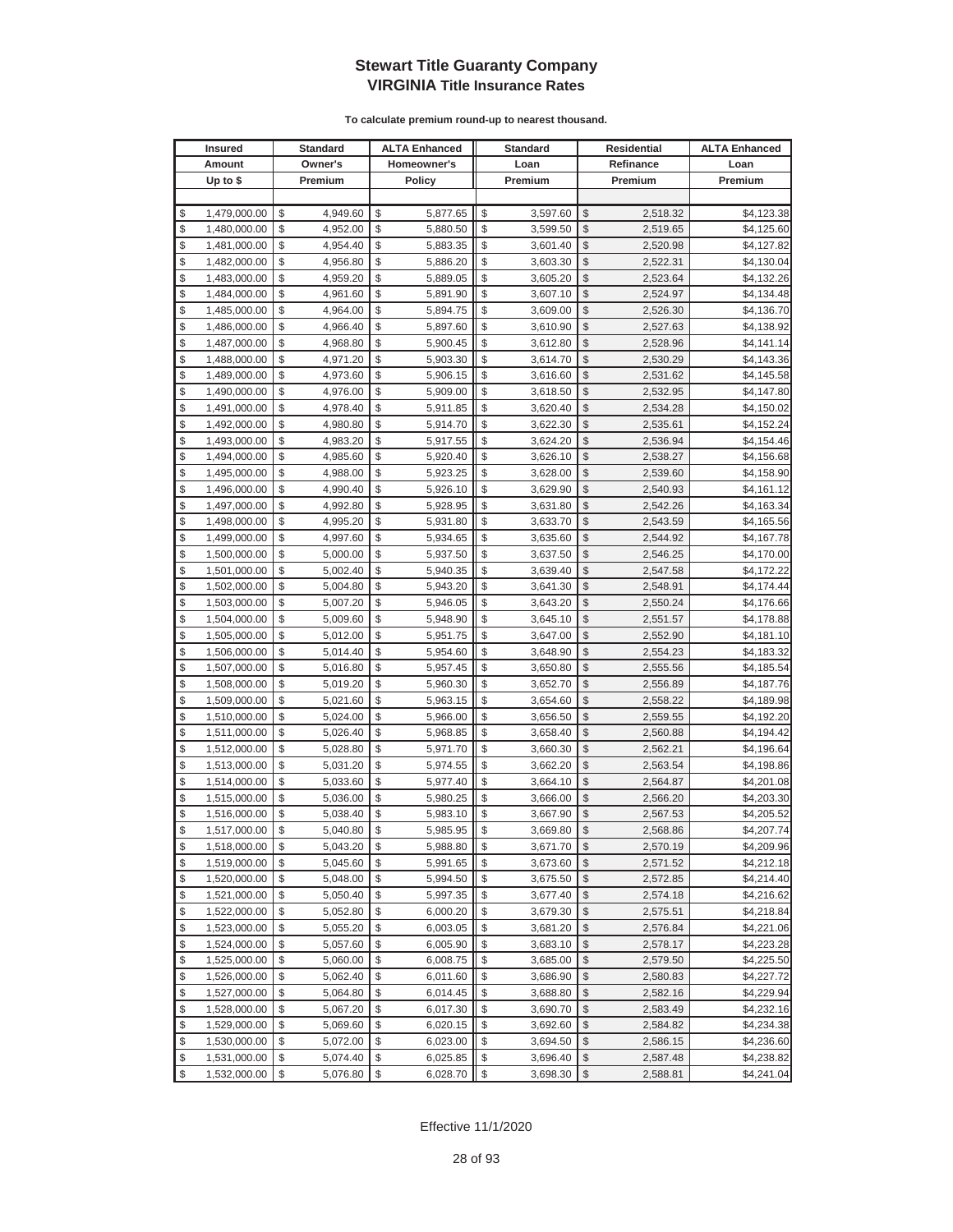# Stewart Title Guaranty Company
## VIRGINIA Title Insurance Rates

**To calculate premium round-up to nearest thousand.**

| Insured Amount Up to $ | Standard Owner's Premium | ALTA Enhanced Homeowner's Policy | Standard Loan Premium | Residential Refinance Premium | ALTA Enhanced Loan Premium |
|---|---|---|---|---|---|
| $ 1,479,000.00 | $ 4,949.60 | $ 5,877.65 | $ 3,597.60 | $ 2,518.32 | $4,123.38 |
| $ 1,480,000.00 | $ 4,952.00 | $ 5,880.50 | $ 3,599.50 | $ 2,519.65 | $4,125.60 |
| $ 1,481,000.00 | $ 4,954.40 | $ 5,883.35 | $ 3,601.40 | $ 2,520.98 | $4,127.82 |
| $ 1,482,000.00 | $ 4,956.80 | $ 5,886.20 | $ 3,603.30 | $ 2,522.31 | $4,130.04 |
| $ 1,483,000.00 | $ 4,959.20 | $ 5,889.05 | $ 3,605.20 | $ 2,523.64 | $4,132.26 |
| $ 1,484,000.00 | $ 4,961.60 | $ 5,891.90 | $ 3,607.10 | $ 2,524.97 | $4,134.48 |
| $ 1,485,000.00 | $ 4,964.00 | $ 5,894.75 | $ 3,609.00 | $ 2,526.30 | $4,136.70 |
| $ 1,486,000.00 | $ 4,966.40 | $ 5,897.60 | $ 3,610.90 | $ 2,527.63 | $4,138.92 |
| $ 1,487,000.00 | $ 4,968.80 | $ 5,900.45 | $ 3,612.80 | $ 2,528.96 | $4,141.14 |
| $ 1,488,000.00 | $ 4,971.20 | $ 5,903.30 | $ 3,614.70 | $ 2,530.29 | $4,143.36 |
| $ 1,489,000.00 | $ 4,973.60 | $ 5,906.15 | $ 3,616.60 | $ 2,531.62 | $4,145.58 |
| $ 1,490,000.00 | $ 4,976.00 | $ 5,909.00 | $ 3,618.50 | $ 2,532.95 | $4,147.80 |
| $ 1,491,000.00 | $ 4,978.40 | $ 5,911.85 | $ 3,620.40 | $ 2,534.28 | $4,150.02 |
| $ 1,492,000.00 | $ 4,980.80 | $ 5,914.70 | $ 3,622.30 | $ 2,535.61 | $4,152.24 |
| $ 1,493,000.00 | $ 4,983.20 | $ 5,917.55 | $ 3,624.20 | $ 2,536.94 | $4,154.46 |
| $ 1,494,000.00 | $ 4,985.60 | $ 5,920.40 | $ 3,626.10 | $ 2,538.27 | $4,156.68 |
| $ 1,495,000.00 | $ 4,988.00 | $ 5,923.25 | $ 3,628.00 | $ 2,539.60 | $4,158.90 |
| $ 1,496,000.00 | $ 4,990.40 | $ 5,926.10 | $ 3,629.90 | $ 2,540.93 | $4,161.12 |
| $ 1,497,000.00 | $ 4,992.80 | $ 5,928.95 | $ 3,631.80 | $ 2,542.26 | $4,163.34 |
| $ 1,498,000.00 | $ 4,995.20 | $ 5,931.80 | $ 3,633.70 | $ 2,543.59 | $4,165.56 |
| $ 1,499,000.00 | $ 4,997.60 | $ 5,934.65 | $ 3,635.60 | $ 2,544.92 | $4,167.78 |
| $ 1,500,000.00 | $ 5,000.00 | $ 5,937.50 | $ 3,637.50 | $ 2,546.25 | $4,170.00 |
| $ 1,501,000.00 | $ 5,002.40 | $ 5,940.35 | $ 3,639.40 | $ 2,547.58 | $4,172.22 |
| $ 1,502,000.00 | $ 5,004.80 | $ 5,943.20 | $ 3,641.30 | $ 2,548.91 | $4,174.44 |
| $ 1,503,000.00 | $ 5,007.20 | $ 5,946.05 | $ 3,643.20 | $ 2,550.24 | $4,176.66 |
| $ 1,504,000.00 | $ 5,009.60 | $ 5,948.90 | $ 3,645.10 | $ 2,551.57 | $4,178.88 |
| $ 1,505,000.00 | $ 5,012.00 | $ 5,951.75 | $ 3,647.00 | $ 2,552.90 | $4,181.10 |
| $ 1,506,000.00 | $ 5,014.40 | $ 5,954.60 | $ 3,648.90 | $ 2,554.23 | $4,183.32 |
| $ 1,507,000.00 | $ 5,016.80 | $ 5,957.45 | $ 3,650.80 | $ 2,555.56 | $4,185.54 |
| $ 1,508,000.00 | $ 5,019.20 | $ 5,960.30 | $ 3,652.70 | $ 2,556.89 | $4,187.76 |
| $ 1,509,000.00 | $ 5,021.60 | $ 5,963.15 | $ 3,654.60 | $ 2,558.22 | $4,189.98 |
| $ 1,510,000.00 | $ 5,024.00 | $ 5,966.00 | $ 3,656.50 | $ 2,559.55 | $4,192.20 |
| $ 1,511,000.00 | $ 5,026.40 | $ 5,968.85 | $ 3,658.40 | $ 2,560.88 | $4,194.42 |
| $ 1,512,000.00 | $ 5,028.80 | $ 5,971.70 | $ 3,660.30 | $ 2,562.21 | $4,196.64 |
| $ 1,513,000.00 | $ 5,031.20 | $ 5,974.55 | $ 3,662.20 | $ 2,563.54 | $4,198.86 |
| $ 1,514,000.00 | $ 5,033.60 | $ 5,977.40 | $ 3,664.10 | $ 2,564.87 | $4,201.08 |
| $ 1,515,000.00 | $ 5,036.00 | $ 5,980.25 | $ 3,666.00 | $ 2,566.20 | $4,203.30 |
| $ 1,516,000.00 | $ 5,038.40 | $ 5,983.10 | $ 3,667.90 | $ 2,567.53 | $4,205.52 |
| $ 1,517,000.00 | $ 5,040.80 | $ 5,985.95 | $ 3,669.80 | $ 2,568.86 | $4,207.74 |
| $ 1,518,000.00 | $ 5,043.20 | $ 5,988.80 | $ 3,671.70 | $ 2,570.19 | $4,209.96 |
| $ 1,519,000.00 | $ 5,045.60 | $ 5,991.65 | $ 3,673.60 | $ 2,571.52 | $4,212.18 |
| $ 1,520,000.00 | $ 5,048.00 | $ 5,994.50 | $ 3,675.50 | $ 2,572.85 | $4,214.40 |
| $ 1,521,000.00 | $ 5,050.40 | $ 5,997.35 | $ 3,677.40 | $ 2,574.18 | $4,216.62 |
| $ 1,522,000.00 | $ 5,052.80 | $ 6,000.20 | $ 3,679.30 | $ 2,575.51 | $4,218.84 |
| $ 1,523,000.00 | $ 5,055.20 | $ 6,003.05 | $ 3,681.20 | $ 2,576.84 | $4,221.06 |
| $ 1,524,000.00 | $ 5,057.60 | $ 6,005.90 | $ 3,683.10 | $ 2,578.17 | $4,223.28 |
| $ 1,525,000.00 | $ 5,060.00 | $ 6,008.75 | $ 3,685.00 | $ 2,579.50 | $4,225.50 |
| $ 1,526,000.00 | $ 5,062.40 | $ 6,011.60 | $ 3,686.90 | $ 2,580.83 | $4,227.72 |
| $ 1,527,000.00 | $ 5,064.80 | $ 6,014.45 | $ 3,688.80 | $ 2,582.16 | $4,229.94 |
| $ 1,528,000.00 | $ 5,067.20 | $ 6,017.30 | $ 3,690.70 | $ 2,583.49 | $4,232.16 |
| $ 1,529,000.00 | $ 5,069.60 | $ 6,020.15 | $ 3,692.60 | $ 2,584.82 | $4,234.38 |
| $ 1,530,000.00 | $ 5,072.00 | $ 6,023.00 | $ 3,694.50 | $ 2,586.15 | $4,236.60 |
| $ 1,531,000.00 | $ 5,074.40 | $ 6,025.85 | $ 3,696.40 | $ 2,587.48 | $4,238.82 |
| $ 1,532,000.00 | $ 5,076.80 | $ 6,028.70 | $ 3,698.30 | $ 2,588.81 | $4,241.04 |

Effective 11/1/2020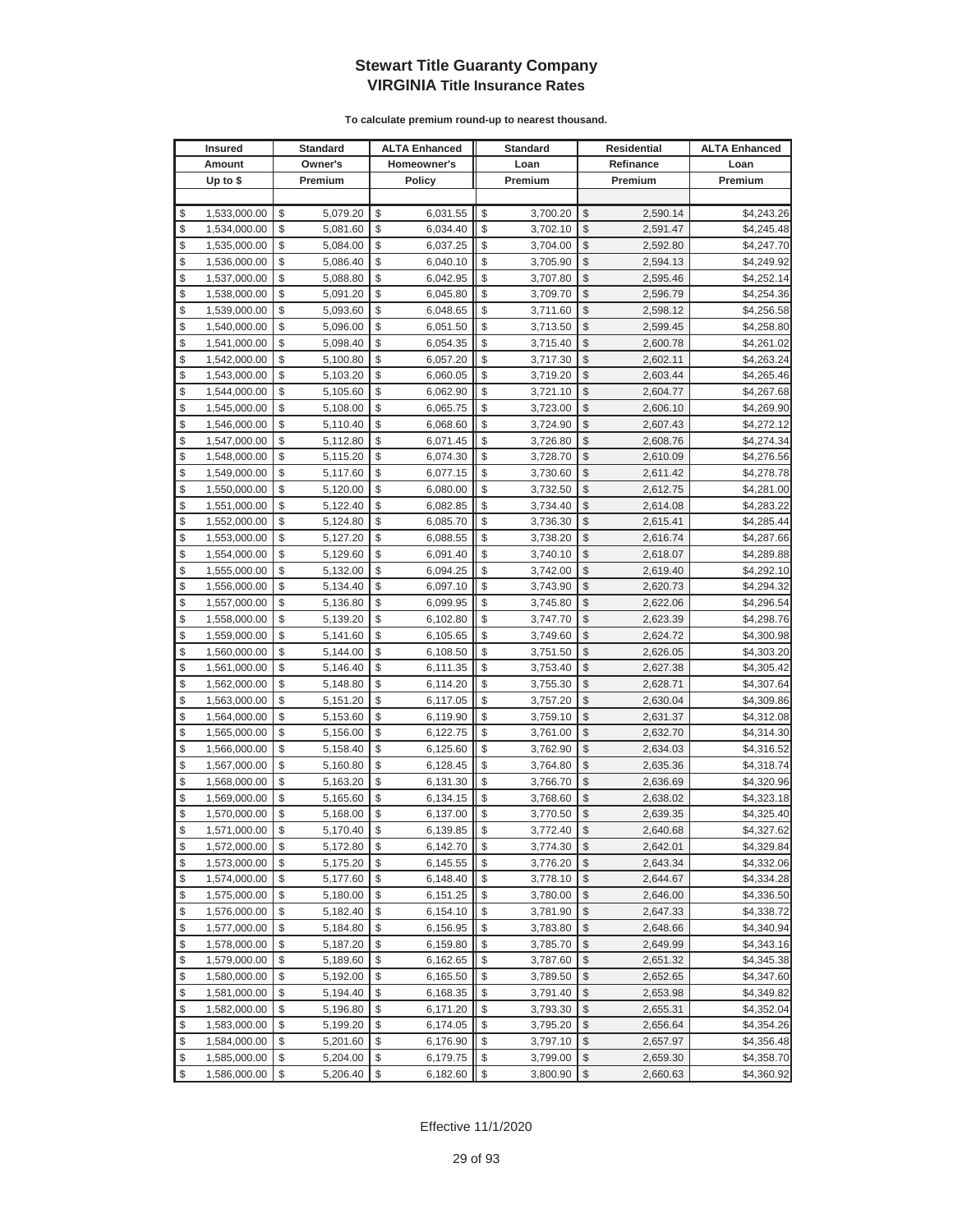# Stewart Title Guaranty Company
## VIRGINIA Title Insurance Rates

**To calculate premium round-up to nearest thousand.**

| Insured Amount Up to $ | Standard Owner's Premium | ALTA Enhanced Homeowner's Policy | Standard Loan Premium | Residential Refinance Premium | ALTA Enhanced Loan Premium |
|---|---|---|---|---|---|
| $ 1,533,000.00 | $ 5,079.20 | $ 6,031.55 | $ 3,700.20 | $ 2,590.14 | $4,243.26 |
| $ 1,534,000.00 | $ 5,081.60 | $ 6,034.40 | $ 3,702.10 | $ 2,591.47 | $4,245.48 |
| $ 1,535,000.00 | $ 5,084.00 | $ 6,037.25 | $ 3,704.00 | $ 2,592.80 | $4,247.70 |
| $ 1,536,000.00 | $ 5,086.40 | $ 6,040.10 | $ 3,705.90 | $ 2,594.13 | $4,249.92 |
| $ 1,537,000.00 | $ 5,088.80 | $ 6,042.95 | $ 3,707.80 | $ 2,595.46 | $4,252.14 |
| $ 1,538,000.00 | $ 5,091.20 | $ 6,045.80 | $ 3,709.70 | $ 2,596.79 | $4,254.36 |
| $ 1,539,000.00 | $ 5,093.60 | $ 6,048.65 | $ 3,711.60 | $ 2,598.12 | $4,256.58 |
| $ 1,540,000.00 | $ 5,096.00 | $ 6,051.50 | $ 3,713.50 | $ 2,599.45 | $4,258.80 |
| $ 1,541,000.00 | $ 5,098.40 | $ 6,054.35 | $ 3,715.40 | $ 2,600.78 | $4,261.02 |
| $ 1,542,000.00 | $ 5,100.80 | $ 6,057.20 | $ 3,717.30 | $ 2,602.11 | $4,263.24 |
| $ 1,543,000.00 | $ 5,103.20 | $ 6,060.05 | $ 3,719.20 | $ 2,603.44 | $4,265.46 |
| $ 1,544,000.00 | $ 5,105.60 | $ 6,062.90 | $ 3,721.10 | $ 2,604.77 | $4,267.68 |
| $ 1,545,000.00 | $ 5,108.00 | $ 6,065.75 | $ 3,723.00 | $ 2,606.10 | $4,269.90 |
| $ 1,546,000.00 | $ 5,110.40 | $ 6,068.60 | $ 3,724.90 | $ 2,607.43 | $4,272.12 |
| $ 1,547,000.00 | $ 5,112.80 | $ 6,071.45 | $ 3,726.80 | $ 2,608.76 | $4,274.34 |
| $ 1,548,000.00 | $ 5,115.20 | $ 6,074.30 | $ 3,728.70 | $ 2,610.09 | $4,276.56 |
| $ 1,549,000.00 | $ 5,117.60 | $ 6,077.15 | $ 3,730.60 | $ 2,611.42 | $4,278.78 |
| $ 1,550,000.00 | $ 5,120.00 | $ 6,080.00 | $ 3,732.50 | $ 2,612.75 | $4,281.00 |
| $ 1,551,000.00 | $ 5,122.40 | $ 6,082.85 | $ 3,734.40 | $ 2,614.08 | $4,283.22 |
| $ 1,552,000.00 | $ 5,124.80 | $ 6,085.70 | $ 3,736.30 | $ 2,615.41 | $4,285.44 |
| $ 1,553,000.00 | $ 5,127.20 | $ 6,088.55 | $ 3,738.20 | $ 2,616.74 | $4,287.66 |
| $ 1,554,000.00 | $ 5,129.60 | $ 6,091.40 | $ 3,740.10 | $ 2,618.07 | $4,289.88 |
| $ 1,555,000.00 | $ 5,132.00 | $ 6,094.25 | $ 3,742.00 | $ 2,619.40 | $4,292.10 |
| $ 1,556,000.00 | $ 5,134.40 | $ 6,097.10 | $ 3,743.90 | $ 2,620.73 | $4,294.32 |
| $ 1,557,000.00 | $ 5,136.80 | $ 6,099.95 | $ 3,745.80 | $ 2,622.06 | $4,296.54 |
| $ 1,558,000.00 | $ 5,139.20 | $ 6,102.80 | $ 3,747.70 | $ 2,623.39 | $4,298.76 |
| $ 1,559,000.00 | $ 5,141.60 | $ 6,105.65 | $ 3,749.60 | $ 2,624.72 | $4,300.98 |
| $ 1,560,000.00 | $ 5,144.00 | $ 6,108.50 | $ 3,751.50 | $ 2,626.05 | $4,303.20 |
| $ 1,561,000.00 | $ 5,146.40 | $ 6,111.35 | $ 3,753.40 | $ 2,627.38 | $4,305.42 |
| $ 1,562,000.00 | $ 5,148.80 | $ 6,114.20 | $ 3,755.30 | $ 2,628.71 | $4,307.64 |
| $ 1,563,000.00 | $ 5,151.20 | $ 6,117.05 | $ 3,757.20 | $ 2,630.04 | $4,309.86 |
| $ 1,564,000.00 | $ 5,153.60 | $ 6,119.90 | $ 3,759.10 | $ 2,631.37 | $4,312.08 |
| $ 1,565,000.00 | $ 5,156.00 | $ 6,122.75 | $ 3,761.00 | $ 2,632.70 | $4,314.30 |
| $ 1,566,000.00 | $ 5,158.40 | $ 6,125.60 | $ 3,762.90 | $ 2,634.03 | $4,316.52 |
| $ 1,567,000.00 | $ 5,160.80 | $ 6,128.45 | $ 3,764.80 | $ 2,635.36 | $4,318.74 |
| $ 1,568,000.00 | $ 5,163.20 | $ 6,131.30 | $ 3,766.70 | $ 2,636.69 | $4,320.96 |
| $ 1,569,000.00 | $ 5,165.60 | $ 6,134.15 | $ 3,768.60 | $ 2,638.02 | $4,323.18 |
| $ 1,570,000.00 | $ 5,168.00 | $ 6,137.00 | $ 3,770.50 | $ 2,639.35 | $4,325.40 |
| $ 1,571,000.00 | $ 5,170.40 | $ 6,139.85 | $ 3,772.40 | $ 2,640.68 | $4,327.62 |
| $ 1,572,000.00 | $ 5,172.80 | $ 6,142.70 | $ 3,774.30 | $ 2,642.01 | $4,329.84 |
| $ 1,573,000.00 | $ 5,175.20 | $ 6,145.55 | $ 3,776.20 | $ 2,643.34 | $4,332.06 |
| $ 1,574,000.00 | $ 5,177.60 | $ 6,148.40 | $ 3,778.10 | $ 2,644.67 | $4,334.28 |
| $ 1,575,000.00 | $ 5,180.00 | $ 6,151.25 | $ 3,780.00 | $ 2,646.00 | $4,336.50 |
| $ 1,576,000.00 | $ 5,182.40 | $ 6,154.10 | $ 3,781.90 | $ 2,647.33 | $4,338.72 |
| $ 1,577,000.00 | $ 5,184.80 | $ 6,156.95 | $ 3,783.80 | $ 2,648.66 | $4,340.94 |
| $ 1,578,000.00 | $ 5,187.20 | $ 6,159.80 | $ 3,785.70 | $ 2,649.99 | $4,343.16 |
| $ 1,579,000.00 | $ 5,189.60 | $ 6,162.65 | $ 3,787.60 | $ 2,651.32 | $4,345.38 |
| $ 1,580,000.00 | $ 5,192.00 | $ 6,165.50 | $ 3,789.50 | $ 2,652.65 | $4,347.60 |
| $ 1,581,000.00 | $ 5,194.40 | $ 6,168.35 | $ 3,791.40 | $ 2,653.98 | $4,349.82 |
| $ 1,582,000.00 | $ 5,196.80 | $ 6,171.20 | $ 3,793.30 | $ 2,655.31 | $4,352.04 |
| $ 1,583,000.00 | $ 5,199.20 | $ 6,174.05 | $ 3,795.20 | $ 2,656.64 | $4,354.26 |
| $ 1,584,000.00 | $ 5,201.60 | $ 6,176.90 | $ 3,797.10 | $ 2,657.97 | $4,356.48 |
| $ 1,585,000.00 | $ 5,204.00 | $ 6,179.75 | $ 3,799.00 | $ 2,659.30 | $4,358.70 |
| $ 1,586,000.00 | $ 5,206.40 | $ 6,182.60 | $ 3,800.90 | $ 2,660.63 | $4,360.92 |

Effective 11/1/2020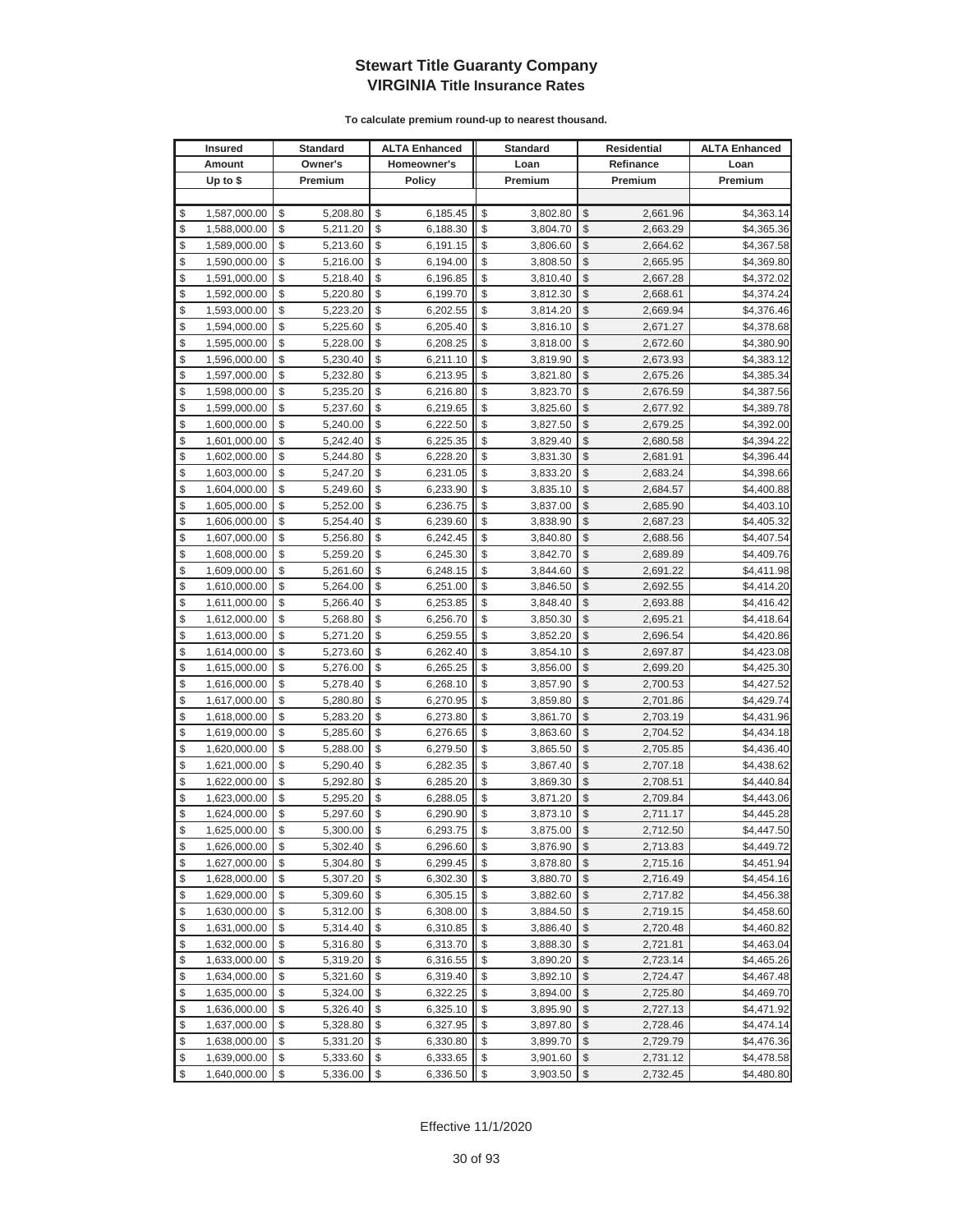# Stewart Title Guaranty Company
## VIRGINIA Title Insurance Rates

**To calculate premium round-up to nearest thousand.**

| Insured Amount Up to $ | Standard Owner's Premium | ALTA Enhanced Homeowner's Policy | Standard Loan Premium | Residential Refinance Premium | ALTA Enhanced Loan Premium |
|---|---|---|---|---|---|
| $ 1,587,000.00 | $ 5,208.80 | $ 6,185.45 | $ 3,802.80 | $ 2,661.96 | $4,363.14 |
| $ 1,588,000.00 | $ 5,211.20 | $ 6,188.30 | $ 3,804.70 | $ 2,663.29 | $4,365.36 |
| $ 1,589,000.00 | $ 5,213.60 | $ 6,191.15 | $ 3,806.60 | $ 2,664.62 | $4,367.58 |
| $ 1,590,000.00 | $ 5,216.00 | $ 6,194.00 | $ 3,808.50 | $ 2,665.95 | $4,369.80 |
| $ 1,591,000.00 | $ 5,218.40 | $ 6,196.85 | $ 3,810.40 | $ 2,667.28 | $4,372.02 |
| $ 1,592,000.00 | $ 5,220.80 | $ 6,199.70 | $ 3,812.30 | $ 2,668.61 | $4,374.24 |
| $ 1,593,000.00 | $ 5,223.20 | $ 6,202.55 | $ 3,814.20 | $ 2,669.94 | $4,376.46 |
| $ 1,594,000.00 | $ 5,225.60 | $ 6,205.40 | $ 3,816.10 | $ 2,671.27 | $4,378.68 |
| $ 1,595,000.00 | $ 5,228.00 | $ 6,208.25 | $ 3,818.00 | $ 2,672.60 | $4,380.90 |
| $ 1,596,000.00 | $ 5,230.40 | $ 6,211.10 | $ 3,819.90 | $ 2,673.93 | $4,383.12 |
| $ 1,597,000.00 | $ 5,232.80 | $ 6,213.95 | $ 3,821.80 | $ 2,675.26 | $4,385.34 |
| $ 1,598,000.00 | $ 5,235.20 | $ 6,216.80 | $ 3,823.70 | $ 2,676.59 | $4,387.56 |
| $ 1,599,000.00 | $ 5,237.60 | $ 6,219.65 | $ 3,825.60 | $ 2,677.92 | $4,389.78 |
| $ 1,600,000.00 | $ 5,240.00 | $ 6,222.50 | $ 3,827.50 | $ 2,679.25 | $4,392.00 |
| $ 1,601,000.00 | $ 5,242.40 | $ 6,225.35 | $ 3,829.40 | $ 2,680.58 | $4,394.22 |
| $ 1,602,000.00 | $ 5,244.80 | $ 6,228.20 | $ 3,831.30 | $ 2,681.91 | $4,396.44 |
| $ 1,603,000.00 | $ 5,247.20 | $ 6,231.05 | $ 3,833.20 | $ 2,683.24 | $4,398.66 |
| $ 1,604,000.00 | $ 5,249.60 | $ 6,233.90 | $ 3,835.10 | $ 2,684.57 | $4,400.88 |
| $ 1,605,000.00 | $ 5,252.00 | $ 6,236.75 | $ 3,837.00 | $ 2,685.90 | $4,403.10 |
| $ 1,606,000.00 | $ 5,254.40 | $ 6,239.60 | $ 3,838.90 | $ 2,687.23 | $4,405.32 |
| $ 1,607,000.00 | $ 5,256.80 | $ 6,242.45 | $ 3,840.80 | $ 2,688.56 | $4,407.54 |
| $ 1,608,000.00 | $ 5,259.20 | $ 6,245.30 | $ 3,842.70 | $ 2,689.89 | $4,409.76 |
| $ 1,609,000.00 | $ 5,261.60 | $ 6,248.15 | $ 3,844.60 | $ 2,691.22 | $4,411.98 |
| $ 1,610,000.00 | $ 5,264.00 | $ 6,251.00 | $ 3,846.50 | $ 2,692.55 | $4,414.20 |
| $ 1,611,000.00 | $ 5,266.40 | $ 6,253.85 | $ 3,848.40 | $ 2,693.88 | $4,416.42 |
| $ 1,612,000.00 | $ 5,268.80 | $ 6,256.70 | $ 3,850.30 | $ 2,695.21 | $4,418.64 |
| $ 1,613,000.00 | $ 5,271.20 | $ 6,259.55 | $ 3,852.20 | $ 2,696.54 | $4,420.86 |
| $ 1,614,000.00 | $ 5,273.60 | $ 6,262.40 | $ 3,854.10 | $ 2,697.87 | $4,423.08 |
| $ 1,615,000.00 | $ 5,276.00 | $ 6,265.25 | $ 3,856.00 | $ 2,699.20 | $4,425.30 |
| $ 1,616,000.00 | $ 5,278.40 | $ 6,268.10 | $ 3,857.90 | $ 2,700.53 | $4,427.52 |
| $ 1,617,000.00 | $ 5,280.80 | $ 6,270.95 | $ 3,859.80 | $ 2,701.86 | $4,429.74 |
| $ 1,618,000.00 | $ 5,283.20 | $ 6,273.80 | $ 3,861.70 | $ 2,703.19 | $4,431.96 |
| $ 1,619,000.00 | $ 5,285.60 | $ 6,276.65 | $ 3,863.60 | $ 2,704.52 | $4,434.18 |
| $ 1,620,000.00 | $ 5,288.00 | $ 6,279.50 | $ 3,865.50 | $ 2,705.85 | $4,436.40 |
| $ 1,621,000.00 | $ 5,290.40 | $ 6,282.35 | $ 3,867.40 | $ 2,707.18 | $4,438.62 |
| $ 1,622,000.00 | $ 5,292.80 | $ 6,285.20 | $ 3,869.30 | $ 2,708.51 | $4,440.84 |
| $ 1,623,000.00 | $ 5,295.20 | $ 6,288.05 | $ 3,871.20 | $ 2,709.84 | $4,443.06 |
| $ 1,624,000.00 | $ 5,297.60 | $ 6,290.90 | $ 3,873.10 | $ 2,711.17 | $4,445.28 |
| $ 1,625,000.00 | $ 5,300.00 | $ 6,293.75 | $ 3,875.00 | $ 2,712.50 | $4,447.50 |
| $ 1,626,000.00 | $ 5,302.40 | $ 6,296.60 | $ 3,876.90 | $ 2,713.83 | $4,449.72 |
| $ 1,627,000.00 | $ 5,304.80 | $ 6,299.45 | $ 3,878.80 | $ 2,715.16 | $4,451.94 |
| $ 1,628,000.00 | $ 5,307.20 | $ 6,302.30 | $ 3,880.70 | $ 2,716.49 | $4,454.16 |
| $ 1,629,000.00 | $ 5,309.60 | $ 6,305.15 | $ 3,882.60 | $ 2,717.82 | $4,456.38 |
| $ 1,630,000.00 | $ 5,312.00 | $ 6,308.00 | $ 3,884.50 | $ 2,719.15 | $4,458.60 |
| $ 1,631,000.00 | $ 5,314.40 | $ 6,310.85 | $ 3,886.40 | $ 2,720.48 | $4,460.82 |
| $ 1,632,000.00 | $ 5,316.80 | $ 6,313.70 | $ 3,888.30 | $ 2,721.81 | $4,463.04 |
| $ 1,633,000.00 | $ 5,319.20 | $ 6,316.55 | $ 3,890.20 | $ 2,723.14 | $4,465.26 |
| $ 1,634,000.00 | $ 5,321.60 | $ 6,319.40 | $ 3,892.10 | $ 2,724.47 | $4,467.48 |
| $ 1,635,000.00 | $ 5,324.00 | $ 6,322.25 | $ 3,894.00 | $ 2,725.80 | $4,469.70 |
| $ 1,636,000.00 | $ 5,326.40 | $ 6,325.10 | $ 3,895.90 | $ 2,727.13 | $4,471.92 |
| $ 1,637,000.00 | $ 5,328.80 | $ 6,327.95 | $ 3,897.80 | $ 2,728.46 | $4,474.14 |
| $ 1,638,000.00 | $ 5,331.20 | $ 6,330.80 | $ 3,899.70 | $ 2,729.79 | $4,476.36 |
| $ 1,639,000.00 | $ 5,333.60 | $ 6,333.65 | $ 3,901.60 | $ 2,731.12 | $4,478.58 |
| $ 1,640,000.00 | $ 5,336.00 | $ 6,336.50 | $ 3,903.50 | $ 2,732.45 | $4,480.80 |

Effective 11/1/2020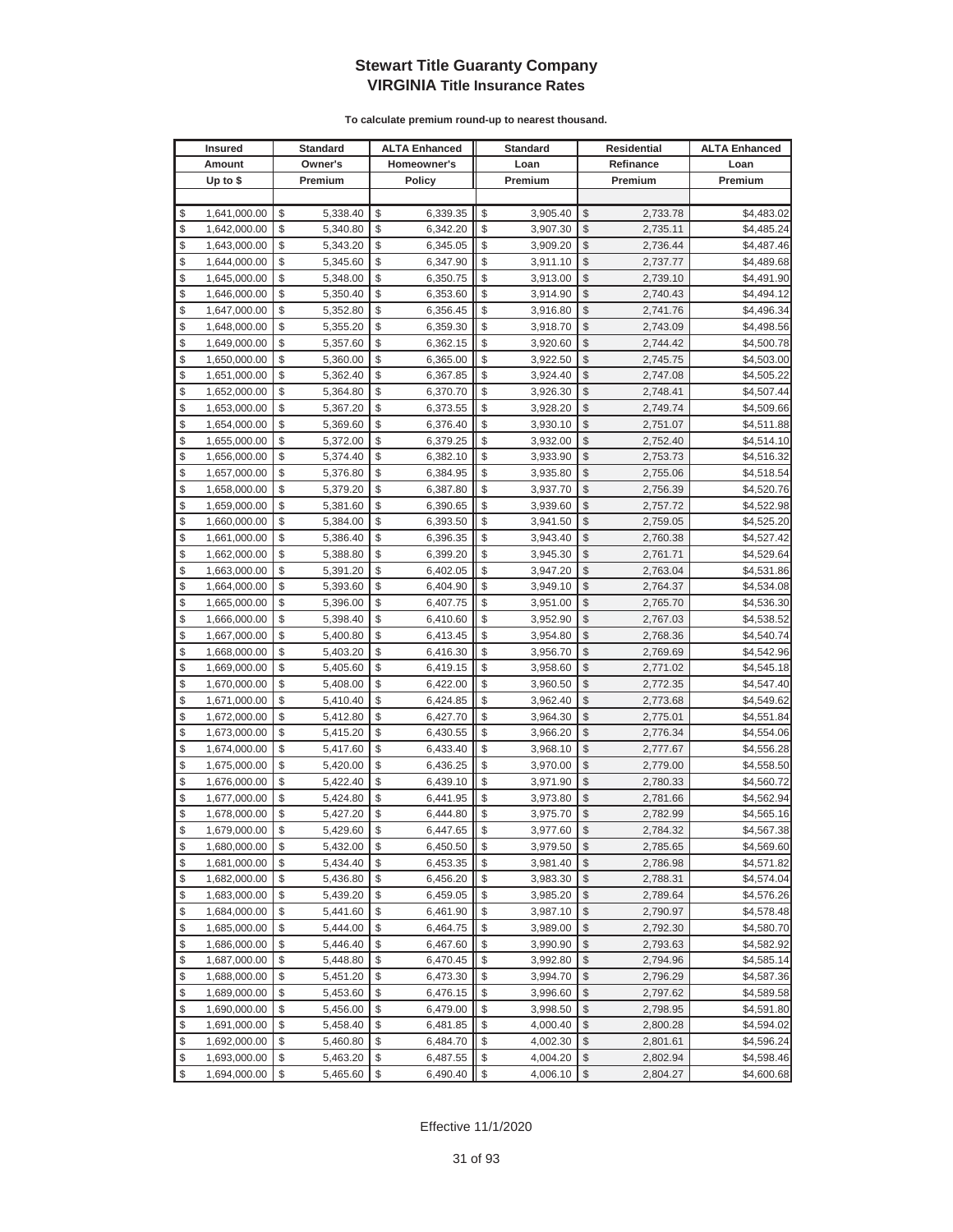# Stewart Title Guaranty Company
## VIRGINIA Title Insurance Rates

**To calculate premium round-up to nearest thousand.**

| Insured Amount Up to $ | Standard Owner's Premium | ALTA Enhanced Homeowner's Policy | Standard Loan Premium | Residential Refinance Premium | ALTA Enhanced Loan Premium |
|---|---|---|---|---|---|
| $ 1,641,000.00 | $ 5,338.40 | $ 6,339.35 | $ 3,905.40 | $ 2,733.78 | $4,483.02 |
| $ 1,642,000.00 | $ 5,340.80 | $ 6,342.20 | $ 3,907.30 | $ 2,735.11 | $4,485.24 |
| $ 1,643,000.00 | $ 5,343.20 | $ 6,345.05 | $ 3,909.20 | $ 2,736.44 | $4,487.46 |
| $ 1,644,000.00 | $ 5,345.60 | $ 6,347.90 | $ 3,911.10 | $ 2,737.77 | $4,489.68 |
| $ 1,645,000.00 | $ 5,348.00 | $ 6,350.75 | $ 3,913.00 | $ 2,739.10 | $4,491.90 |
| $ 1,646,000.00 | $ 5,350.40 | $ 6,353.60 | $ 3,914.90 | $ 2,740.43 | $4,494.12 |
| $ 1,647,000.00 | $ 5,352.80 | $ 6,356.45 | $ 3,916.80 | $ 2,741.76 | $4,496.34 |
| $ 1,648,000.00 | $ 5,355.20 | $ 6,359.30 | $ 3,918.70 | $ 2,743.09 | $4,498.56 |
| $ 1,649,000.00 | $ 5,357.60 | $ 6,362.15 | $ 3,920.60 | $ 2,744.42 | $4,500.78 |
| $ 1,650,000.00 | $ 5,360.00 | $ 6,365.00 | $ 3,922.50 | $ 2,745.75 | $4,503.00 |
| $ 1,651,000.00 | $ 5,362.40 | $ 6,367.85 | $ 3,924.40 | $ 2,747.08 | $4,505.22 |
| $ 1,652,000.00 | $ 5,364.80 | $ 6,370.70 | $ 3,926.30 | $ 2,748.41 | $4,507.44 |
| $ 1,653,000.00 | $ 5,367.20 | $ 6,373.55 | $ 3,928.20 | $ 2,749.74 | $4,509.66 |
| $ 1,654,000.00 | $ 5,369.60 | $ 6,376.40 | $ 3,930.10 | $ 2,751.07 | $4,511.88 |
| $ 1,655,000.00 | $ 5,372.00 | $ 6,379.25 | $ 3,932.00 | $ 2,752.40 | $4,514.10 |
| $ 1,656,000.00 | $ 5,374.40 | $ 6,382.10 | $ 3,933.90 | $ 2,753.73 | $4,516.32 |
| $ 1,657,000.00 | $ 5,376.80 | $ 6,384.95 | $ 3,935.80 | $ 2,755.06 | $4,518.54 |
| $ 1,658,000.00 | $ 5,379.20 | $ 6,387.80 | $ 3,937.70 | $ 2,756.39 | $4,520.76 |
| $ 1,659,000.00 | $ 5,381.60 | $ 6,390.65 | $ 3,939.60 | $ 2,757.72 | $4,522.98 |
| $ 1,660,000.00 | $ 5,384.00 | $ 6,393.50 | $ 3,941.50 | $ 2,759.05 | $4,525.20 |
| $ 1,661,000.00 | $ 5,386.40 | $ 6,396.35 | $ 3,943.40 | $ 2,760.38 | $4,527.42 |
| $ 1,662,000.00 | $ 5,388.80 | $ 6,399.20 | $ 3,945.30 | $ 2,761.71 | $4,529.64 |
| $ 1,663,000.00 | $ 5,391.20 | $ 6,402.05 | $ 3,947.20 | $ 2,763.04 | $4,531.86 |
| $ 1,664,000.00 | $ 5,393.60 | $ 6,404.90 | $ 3,949.10 | $ 2,764.37 | $4,534.08 |
| $ 1,665,000.00 | $ 5,396.00 | $ 6,407.75 | $ 3,951.00 | $ 2,765.70 | $4,536.30 |
| $ 1,666,000.00 | $ 5,398.40 | $ 6,410.60 | $ 3,952.90 | $ 2,767.03 | $4,538.52 |
| $ 1,667,000.00 | $ 5,400.80 | $ 6,413.45 | $ 3,954.80 | $ 2,768.36 | $4,540.74 |
| $ 1,668,000.00 | $ 5,403.20 | $ 6,416.30 | $ 3,956.70 | $ 2,769.69 | $4,542.96 |
| $ 1,669,000.00 | $ 5,405.60 | $ 6,419.15 | $ 3,958.60 | $ 2,771.02 | $4,545.18 |
| $ 1,670,000.00 | $ 5,408.00 | $ 6,422.00 | $ 3,960.50 | $ 2,772.35 | $4,547.40 |
| $ 1,671,000.00 | $ 5,410.40 | $ 6,424.85 | $ 3,962.40 | $ 2,773.68 | $4,549.62 |
| $ 1,672,000.00 | $ 5,412.80 | $ 6,427.70 | $ 3,964.30 | $ 2,775.01 | $4,551.84 |
| $ 1,673,000.00 | $ 5,415.20 | $ 6,430.55 | $ 3,966.20 | $ 2,776.34 | $4,554.06 |
| $ 1,674,000.00 | $ 5,417.60 | $ 6,433.40 | $ 3,968.10 | $ 2,777.67 | $4,556.28 |
| $ 1,675,000.00 | $ 5,420.00 | $ 6,436.25 | $ 3,970.00 | $ 2,779.00 | $4,558.50 |
| $ 1,676,000.00 | $ 5,422.40 | $ 6,439.10 | $ 3,971.90 | $ 2,780.33 | $4,560.72 |
| $ 1,677,000.00 | $ 5,424.80 | $ 6,441.95 | $ 3,973.80 | $ 2,781.66 | $4,562.94 |
| $ 1,678,000.00 | $ 5,427.20 | $ 6,444.80 | $ 3,975.70 | $ 2,782.99 | $4,565.16 |
| $ 1,679,000.00 | $ 5,429.60 | $ 6,447.65 | $ 3,977.60 | $ 2,784.32 | $4,567.38 |
| $ 1,680,000.00 | $ 5,432.00 | $ 6,450.50 | $ 3,979.50 | $ 2,785.65 | $4,569.60 |
| $ 1,681,000.00 | $ 5,434.40 | $ 6,453.35 | $ 3,981.40 | $ 2,786.98 | $4,571.82 |
| $ 1,682,000.00 | $ 5,436.80 | $ 6,456.20 | $ 3,983.30 | $ 2,788.31 | $4,574.04 |
| $ 1,683,000.00 | $ 5,439.20 | $ 6,459.05 | $ 3,985.20 | $ 2,789.64 | $4,576.26 |
| $ 1,684,000.00 | $ 5,441.60 | $ 6,461.90 | $ 3,987.10 | $ 2,790.97 | $4,578.48 |
| $ 1,685,000.00 | $ 5,444.00 | $ 6,464.75 | $ 3,989.00 | $ 2,792.30 | $4,580.70 |
| $ 1,686,000.00 | $ 5,446.40 | $ 6,467.60 | $ 3,990.90 | $ 2,793.63 | $4,582.92 |
| $ 1,687,000.00 | $ 5,448.80 | $ 6,470.45 | $ 3,992.80 | $ 2,794.96 | $4,585.14 |
| $ 1,688,000.00 | $ 5,451.20 | $ 6,473.30 | $ 3,994.70 | $ 2,796.29 | $4,587.36 |
| $ 1,689,000.00 | $ 5,453.60 | $ 6,476.15 | $ 3,996.60 | $ 2,797.62 | $4,589.58 |
| $ 1,690,000.00 | $ 5,456.00 | $ 6,479.00 | $ 3,998.50 | $ 2,798.95 | $4,591.80 |
| $ 1,691,000.00 | $ 5,458.40 | $ 6,481.85 | $ 4,000.40 | $ 2,800.28 | $4,594.02 |
| $ 1,692,000.00 | $ 5,460.80 | $ 6,484.70 | $ 4,002.30 | $ 2,801.61 | $4,596.24 |
| $ 1,693,000.00 | $ 5,463.20 | $ 6,487.55 | $ 4,004.20 | $ 2,802.94 | $4,598.46 |
| $ 1,694,000.00 | $ 5,465.60 | $ 6,490.40 | $ 4,006.10 | $ 2,804.27 | $4,600.68 |

Effective 11/1/2020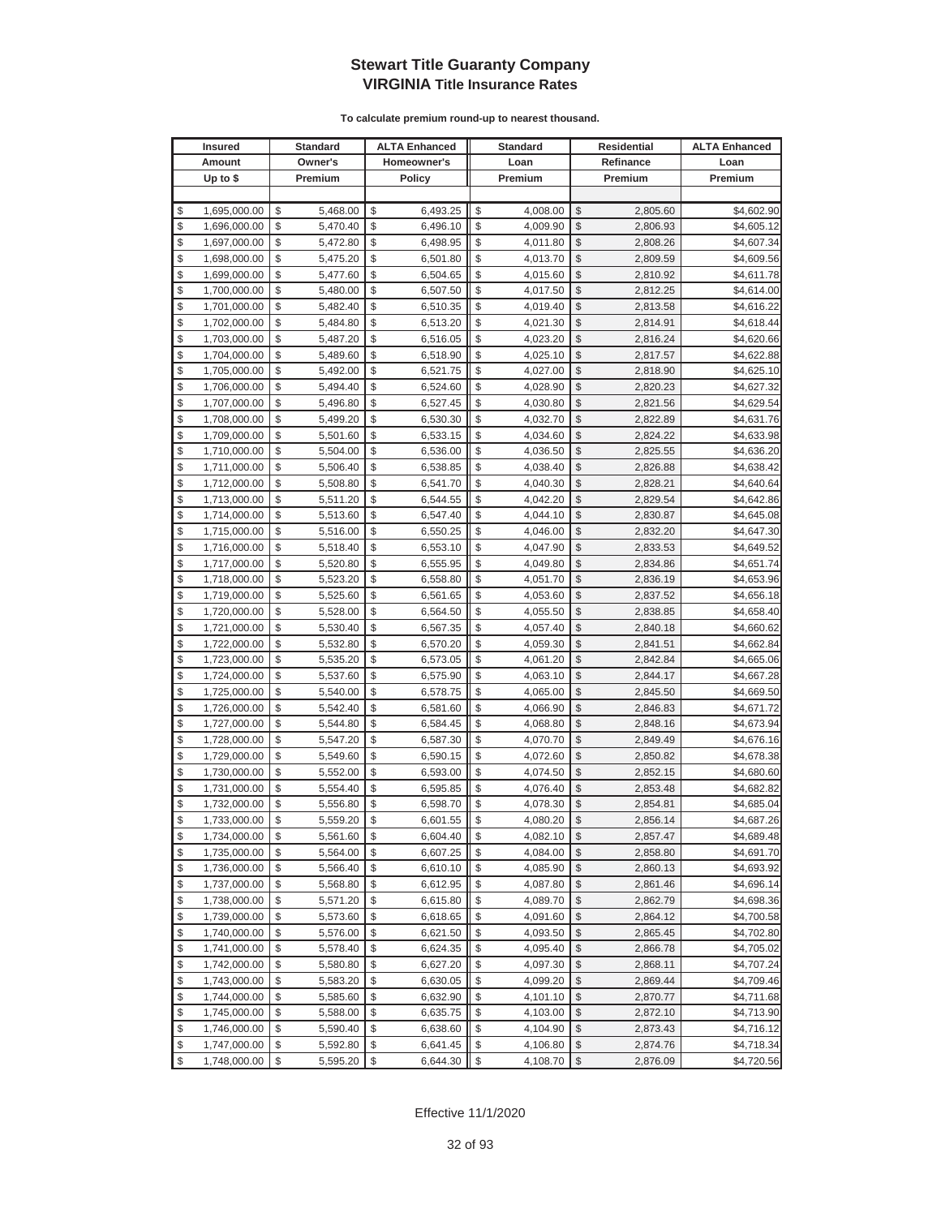# Stewart Title Guaranty Company
## VIRGINIA Title Insurance Rates

**To calculate premium round-up to nearest thousand.**

| Insured Amount Up to $ | Standard Owner's Premium | ALTA Enhanced Homeowner's Policy | Standard Loan Premium | Residential Refinance Premium | ALTA Enhanced Loan Premium |
|---|---|---|---|---|---|
| $ 1,695,000.00 | $ 5,468.00 | $ 6,493.25 | $ 4,008.00 | $ 2,805.60 | $4,602.90 |
| $ 1,696,000.00 | $ 5,470.40 | $ 6,496.10 | $ 4,009.90 | $ 2,806.93 | $4,605.12 |
| $ 1,697,000.00 | $ 5,472.80 | $ 6,498.95 | $ 4,011.80 | $ 2,808.26 | $4,607.34 |
| $ 1,698,000.00 | $ 5,475.20 | $ 6,501.80 | $ 4,013.70 | $ 2,809.59 | $4,609.56 |
| $ 1,699,000.00 | $ 5,477.60 | $ 6,504.65 | $ 4,015.60 | $ 2,810.92 | $4,611.78 |
| $ 1,700,000.00 | $ 5,480.00 | $ 6,507.50 | $ 4,017.50 | $ 2,812.25 | $4,614.00 |
| $ 1,701,000.00 | $ 5,482.40 | $ 6,510.35 | $ 4,019.40 | $ 2,813.58 | $4,616.22 |
| $ 1,702,000.00 | $ 5,484.80 | $ 6,513.20 | $ 4,021.30 | $ 2,814.91 | $4,618.44 |
| $ 1,703,000.00 | $ 5,487.20 | $ 6,516.05 | $ 4,023.20 | $ 2,816.24 | $4,620.66 |
| $ 1,704,000.00 | $ 5,489.60 | $ 6,518.90 | $ 4,025.10 | $ 2,817.57 | $4,622.88 |
| $ 1,705,000.00 | $ 5,492.00 | $ 6,521.75 | $ 4,027.00 | $ 2,818.90 | $4,625.10 |
| $ 1,706,000.00 | $ 5,494.40 | $ 6,524.60 | $ 4,028.90 | $ 2,820.23 | $4,627.32 |
| $ 1,707,000.00 | $ 5,496.80 | $ 6,527.45 | $ 4,030.80 | $ 2,821.56 | $4,629.54 |
| $ 1,708,000.00 | $ 5,499.20 | $ 6,530.30 | $ 4,032.70 | $ 2,822.89 | $4,631.76 |
| $ 1,709,000.00 | $ 5,501.60 | $ 6,533.15 | $ 4,034.60 | $ 2,824.22 | $4,633.98 |
| $ 1,710,000.00 | $ 5,504.00 | $ 6,536.00 | $ 4,036.50 | $ 2,825.55 | $4,636.20 |
| $ 1,711,000.00 | $ 5,506.40 | $ 6,538.85 | $ 4,038.40 | $ 2,826.88 | $4,638.42 |
| $ 1,712,000.00 | $ 5,508.80 | $ 6,541.70 | $ 4,040.30 | $ 2,828.21 | $4,640.64 |
| $ 1,713,000.00 | $ 5,511.20 | $ 6,544.55 | $ 4,042.20 | $ 2,829.54 | $4,642.86 |
| $ 1,714,000.00 | $ 5,513.60 | $ 6,547.40 | $ 4,044.10 | $ 2,830.87 | $4,645.08 |
| $ 1,715,000.00 | $ 5,516.00 | $ 6,550.25 | $ 4,046.00 | $ 2,832.20 | $4,647.30 |
| $ 1,716,000.00 | $ 5,518.40 | $ 6,553.10 | $ 4,047.90 | $ 2,833.53 | $4,649.52 |
| $ 1,717,000.00 | $ 5,520.80 | $ 6,555.95 | $ 4,049.80 | $ 2,834.86 | $4,651.74 |
| $ 1,718,000.00 | $ 5,523.20 | $ 6,558.80 | $ 4,051.70 | $ 2,836.19 | $4,653.96 |
| $ 1,719,000.00 | $ 5,525.60 | $ 6,561.65 | $ 4,053.60 | $ 2,837.52 | $4,656.18 |
| $ 1,720,000.00 | $ 5,528.00 | $ 6,564.50 | $ 4,055.50 | $ 2,838.85 | $4,658.40 |
| $ 1,721,000.00 | $ 5,530.40 | $ 6,567.35 | $ 4,057.40 | $ 2,840.18 | $4,660.62 |
| $ 1,722,000.00 | $ 5,532.80 | $ 6,570.20 | $ 4,059.30 | $ 2,841.51 | $4,662.84 |
| $ 1,723,000.00 | $ 5,535.20 | $ 6,573.05 | $ 4,061.20 | $ 2,842.84 | $4,665.06 |
| $ 1,724,000.00 | $ 5,537.60 | $ 6,575.90 | $ 4,063.10 | $ 2,844.17 | $4,667.28 |
| $ 1,725,000.00 | $ 5,540.00 | $ 6,578.75 | $ 4,065.00 | $ 2,845.50 | $4,669.50 |
| $ 1,726,000.00 | $ 5,542.40 | $ 6,581.60 | $ 4,066.90 | $ 2,846.83 | $4,671.72 |
| $ 1,727,000.00 | $ 5,544.80 | $ 6,584.45 | $ 4,068.80 | $ 2,848.16 | $4,673.94 |
| $ 1,728,000.00 | $ 5,547.20 | $ 6,587.30 | $ 4,070.70 | $ 2,849.49 | $4,676.16 |
| $ 1,729,000.00 | $ 5,549.60 | $ 6,590.15 | $ 4,072.60 | $ 2,850.82 | $4,678.38 |
| $ 1,730,000.00 | $ 5,552.00 | $ 6,593.00 | $ 4,074.50 | $ 2,852.15 | $4,680.60 |
| $ 1,731,000.00 | $ 5,554.40 | $ 6,595.85 | $ 4,076.40 | $ 2,853.48 | $4,682.82 |
| $ 1,732,000.00 | $ 5,556.80 | $ 6,598.70 | $ 4,078.30 | $ 2,854.81 | $4,685.04 |
| $ 1,733,000.00 | $ 5,559.20 | $ 6,601.55 | $ 4,080.20 | $ 2,856.14 | $4,687.26 |
| $ 1,734,000.00 | $ 5,561.60 | $ 6,604.40 | $ 4,082.10 | $ 2,857.47 | $4,689.48 |
| $ 1,735,000.00 | $ 5,564.00 | $ 6,607.25 | $ 4,084.00 | $ 2,858.80 | $4,691.70 |
| $ 1,736,000.00 | $ 5,566.40 | $ 6,610.10 | $ 4,085.90 | $ 2,860.13 | $4,693.92 |
| $ 1,737,000.00 | $ 5,568.80 | $ 6,612.95 | $ 4,087.80 | $ 2,861.46 | $4,696.14 |
| $ 1,738,000.00 | $ 5,571.20 | $ 6,615.80 | $ 4,089.70 | $ 2,862.79 | $4,698.36 |
| $ 1,739,000.00 | $ 5,573.60 | $ 6,618.65 | $ 4,091.60 | $ 2,864.12 | $4,700.58 |
| $ 1,740,000.00 | $ 5,576.00 | $ 6,621.50 | $ 4,093.50 | $ 2,865.45 | $4,702.80 |
| $ 1,741,000.00 | $ 5,578.40 | $ 6,624.35 | $ 4,095.40 | $ 2,866.78 | $4,705.02 |
| $ 1,742,000.00 | $ 5,580.80 | $ 6,627.20 | $ 4,097.30 | $ 2,868.11 | $4,707.24 |
| $ 1,743,000.00 | $ 5,583.20 | $ 6,630.05 | $ 4,099.20 | $ 2,869.44 | $4,709.46 |
| $ 1,744,000.00 | $ 5,585.60 | $ 6,632.90 | $ 4,101.10 | $ 2,870.77 | $4,711.68 |
| $ 1,745,000.00 | $ 5,588.00 | $ 6,635.75 | $ 4,103.00 | $ 2,872.10 | $4,713.90 |
| $ 1,746,000.00 | $ 5,590.40 | $ 6,638.60 | $ 4,104.90 | $ 2,873.43 | $4,716.12 |
| $ 1,747,000.00 | $ 5,592.80 | $ 6,641.45 | $ 4,106.80 | $ 2,874.76 | $4,718.34 |
| $ 1,748,000.00 | $ 5,595.20 | $ 6,644.30 | $ 4,108.70 | $ 2,876.09 | $4,720.56 |

Effective 11/1/2020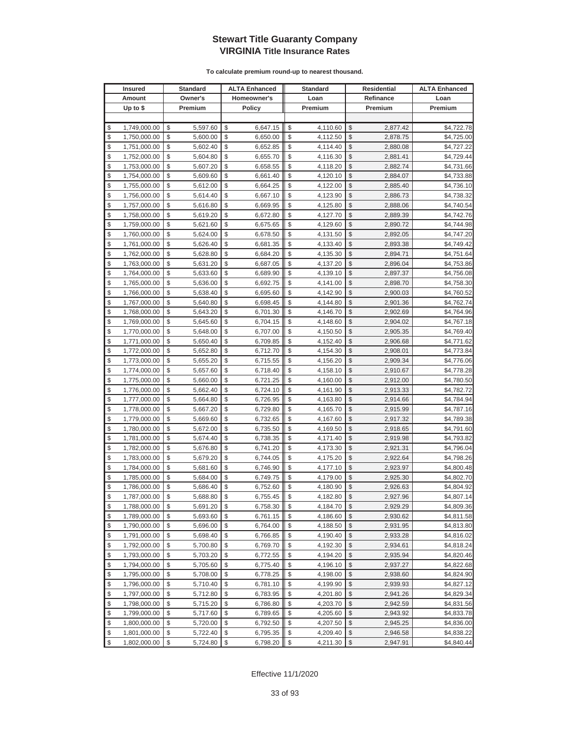# Stewart Title Guaranty Company
## VIRGINIA Title Insurance Rates

**To calculate premium round-up to nearest thousand.**

| Insured Amount Up to $ | Standard Owner's Premium | ALTA Enhanced Homeowner's Policy | Standard Loan Premium | Residential Refinance Premium | ALTA Enhanced Loan Premium |
|---|---|---|---|---|---|
| $ 1,749,000.00 | $ 5,597.60 | $ 6,647.15 | $ 4,110.60 | $ 2,877.42 | $4,722.78 |
| $ 1,750,000.00 | $ 5,600.00 | $ 6,650.00 | $ 4,112.50 | $ 2,878.75 | $4,725.00 |
| $ 1,751,000.00 | $ 5,602.40 | $ 6,652.85 | $ 4,114.40 | $ 2,880.08 | $4,727.22 |
| $ 1,752,000.00 | $ 5,604.80 | $ 6,655.70 | $ 4,116.30 | $ 2,881.41 | $4,729.44 |
| $ 1,753,000.00 | $ 5,607.20 | $ 6,658.55 | $ 4,118.20 | $ 2,882.74 | $4,731.66 |
| $ 1,754,000.00 | $ 5,609.60 | $ 6,661.40 | $ 4,120.10 | $ 2,884.07 | $4,733.88 |
| $ 1,755,000.00 | $ 5,612.00 | $ 6,664.25 | $ 4,122.00 | $ 2,885.40 | $4,736.10 |
| $ 1,756,000.00 | $ 5,614.40 | $ 6,667.10 | $ 4,123.90 | $ 2,886.73 | $4,738.32 |
| $ 1,757,000.00 | $ 5,616.80 | $ 6,669.95 | $ 4,125.80 | $ 2,888.06 | $4,740.54 |
| $ 1,758,000.00 | $ 5,619.20 | $ 6,672.80 | $ 4,127.70 | $ 2,889.39 | $4,742.76 |
| $ 1,759,000.00 | $ 5,621.60 | $ 6,675.65 | $ 4,129.60 | $ 2,890.72 | $4,744.98 |
| $ 1,760,000.00 | $ 5,624.00 | $ 6,678.50 | $ 4,131.50 | $ 2,892.05 | $4,747.20 |
| $ 1,761,000.00 | $ 5,626.40 | $ 6,681.35 | $ 4,133.40 | $ 2,893.38 | $4,749.42 |
| $ 1,762,000.00 | $ 5,628.80 | $ 6,684.20 | $ 4,135.30 | $ 2,894.71 | $4,751.64 |
| $ 1,763,000.00 | $ 5,631.20 | $ 6,687.05 | $ 4,137.20 | $ 2,896.04 | $4,753.86 |
| $ 1,764,000.00 | $ 5,633.60 | $ 6,689.90 | $ 4,139.10 | $ 2,897.37 | $4,756.08 |
| $ 1,765,000.00 | $ 5,636.00 | $ 6,692.75 | $ 4,141.00 | $ 2,898.70 | $4,758.30 |
| $ 1,766,000.00 | $ 5,638.40 | $ 6,695.60 | $ 4,142.90 | $ 2,900.03 | $4,760.52 |
| $ 1,767,000.00 | $ 5,640.80 | $ 6,698.45 | $ 4,144.80 | $ 2,901.36 | $4,762.74 |
| $ 1,768,000.00 | $ 5,643.20 | $ 6,701.30 | $ 4,146.70 | $ 2,902.69 | $4,764.96 |
| $ 1,769,000.00 | $ 5,645.60 | $ 6,704.15 | $ 4,148.60 | $ 2,904.02 | $4,767.18 |
| $ 1,770,000.00 | $ 5,648.00 | $ 6,707.00 | $ 4,150.50 | $ 2,905.35 | $4,769.40 |
| $ 1,771,000.00 | $ 5,650.40 | $ 6,709.85 | $ 4,152.40 | $ 2,906.68 | $4,771.62 |
| $ 1,772,000.00 | $ 5,652.80 | $ 6,712.70 | $ 4,154.30 | $ 2,908.01 | $4,773.84 |
| $ 1,773,000.00 | $ 5,655.20 | $ 6,715.55 | $ 4,156.20 | $ 2,909.34 | $4,776.06 |
| $ 1,774,000.00 | $ 5,657.60 | $ 6,718.40 | $ 4,158.10 | $ 2,910.67 | $4,778.28 |
| $ 1,775,000.00 | $ 5,660.00 | $ 6,721.25 | $ 4,160.00 | $ 2,912.00 | $4,780.50 |
| $ 1,776,000.00 | $ 5,662.40 | $ 6,724.10 | $ 4,161.90 | $ 2,913.33 | $4,782.72 |
| $ 1,777,000.00 | $ 5,664.80 | $ 6,726.95 | $ 4,163.80 | $ 2,914.66 | $4,784.94 |
| $ 1,778,000.00 | $ 5,667.20 | $ 6,729.80 | $ 4,165.70 | $ 2,915.99 | $4,787.16 |
| $ 1,779,000.00 | $ 5,669.60 | $ 6,732.65 | $ 4,167.60 | $ 2,917.32 | $4,789.38 |
| $ 1,780,000.00 | $ 5,672.00 | $ 6,735.50 | $ 4,169.50 | $ 2,918.65 | $4,791.60 |
| $ 1,781,000.00 | $ 5,674.40 | $ 6,738.35 | $ 4,171.40 | $ 2,919.98 | $4,793.82 |
| $ 1,782,000.00 | $ 5,676.80 | $ 6,741.20 | $ 4,173.30 | $ 2,921.31 | $4,796.04 |
| $ 1,783,000.00 | $ 5,679.20 | $ 6,744.05 | $ 4,175.20 | $ 2,922.64 | $4,798.26 |
| $ 1,784,000.00 | $ 5,681.60 | $ 6,746.90 | $ 4,177.10 | $ 2,923.97 | $4,800.48 |
| $ 1,785,000.00 | $ 5,684.00 | $ 6,749.75 | $ 4,179.00 | $ 2,925.30 | $4,802.70 |
| $ 1,786,000.00 | $ 5,686.40 | $ 6,752.60 | $ 4,180.90 | $ 2,926.63 | $4,804.92 |
| $ 1,787,000.00 | $ 5,688.80 | $ 6,755.45 | $ 4,182.80 | $ 2,927.96 | $4,807.14 |
| $ 1,788,000.00 | $ 5,691.20 | $ 6,758.30 | $ 4,184.70 | $ 2,929.29 | $4,809.36 |
| $ 1,789,000.00 | $ 5,693.60 | $ 6,761.15 | $ 4,186.60 | $ 2,930.62 | $4,811.58 |
| $ 1,790,000.00 | $ 5,696.00 | $ 6,764.00 | $ 4,188.50 | $ 2,931.95 | $4,813.80 |
| $ 1,791,000.00 | $ 5,698.40 | $ 6,766.85 | $ 4,190.40 | $ 2,933.28 | $4,816.02 |
| $ 1,792,000.00 | $ 5,700.80 | $ 6,769.70 | $ 4,192.30 | $ 2,934.61 | $4,818.24 |
| $ 1,793,000.00 | $ 5,703.20 | $ 6,772.55 | $ 4,194.20 | $ 2,935.94 | $4,820.46 |
| $ 1,794,000.00 | $ 5,705.60 | $ 6,775.40 | $ 4,196.10 | $ 2,937.27 | $4,822.68 |
| $ 1,795,000.00 | $ 5,708.00 | $ 6,778.25 | $ 4,198.00 | $ 2,938.60 | $4,824.90 |
| $ 1,796,000.00 | $ 5,710.40 | $ 6,781.10 | $ 4,199.90 | $ 2,939.93 | $4,827.12 |
| $ 1,797,000.00 | $ 5,712.80 | $ 6,783.95 | $ 4,201.80 | $ 2,941.26 | $4,829.34 |
| $ 1,798,000.00 | $ 5,715.20 | $ 6,786.80 | $ 4,203.70 | $ 2,942.59 | $4,831.56 |
| $ 1,799,000.00 | $ 5,717.60 | $ 6,789.65 | $ 4,205.60 | $ 2,943.92 | $4,833.78 |
| $ 1,800,000.00 | $ 5,720.00 | $ 6,792.50 | $ 4,207.50 | $ 2,945.25 | $4,836.00 |
| $ 1,801,000.00 | $ 5,722.40 | $ 6,795.35 | $ 4,209.40 | $ 2,946.58 | $4,838.22 |
| $ 1,802,000.00 | $ 5,724.80 | $ 6,798.20 | $ 4,211.30 | $ 2,947.91 | $4,840.44 |

Effective 11/1/2020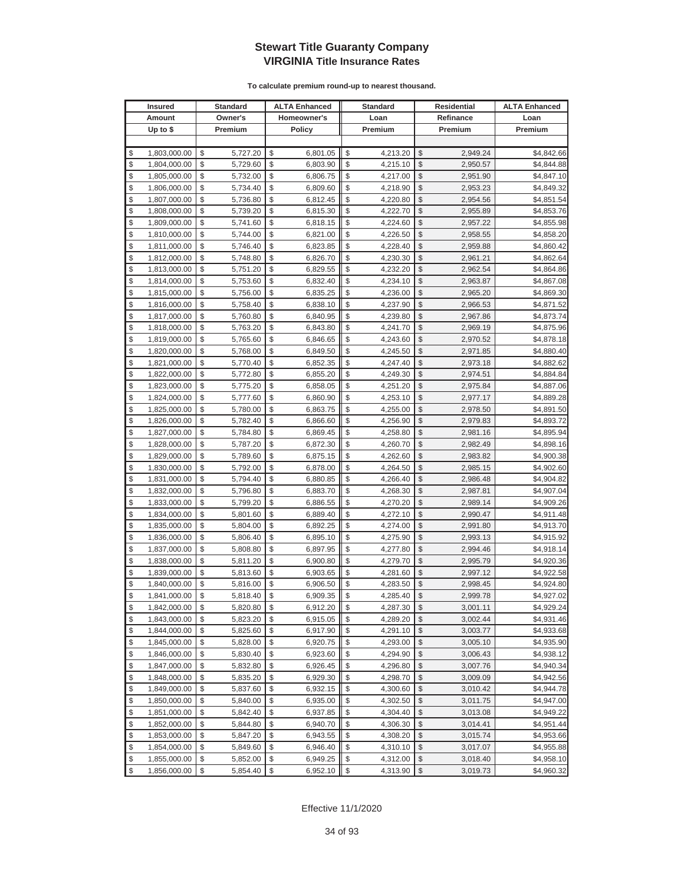# Stewart Title Guaranty Company
## VIRGINIA Title Insurance Rates

**To calculate premium round-up to nearest thousand.**

| Insured Amount Up to $ | Standard Owner's Premium | ALTA Enhanced Homeowner's Policy | Standard Loan Premium | Residential Refinance Premium | ALTA Enhanced Loan Premium |
|---|---|---|---|---|---|
| $ 1,803,000.00 | $ 5,727.20 | $ 6,801.05 | $ 4,213.20 | $ 2,949.24 | $4,842.66 |
| $ 1,804,000.00 | $ 5,729.60 | $ 6,803.90 | $ 4,215.10 | $ 2,950.57 | $4,844.88 |
| $ 1,805,000.00 | $ 5,732.00 | $ 6,806.75 | $ 4,217.00 | $ 2,951.90 | $4,847.10 |
| $ 1,806,000.00 | $ 5,734.40 | $ 6,809.60 | $ 4,218.90 | $ 2,953.23 | $4,849.32 |
| $ 1,807,000.00 | $ 5,736.80 | $ 6,812.45 | $ 4,220.80 | $ 2,954.56 | $4,851.54 |
| $ 1,808,000.00 | $ 5,739.20 | $ 6,815.30 | $ 4,222.70 | $ 2,955.89 | $4,853.76 |
| $ 1,809,000.00 | $ 5,741.60 | $ 6,818.15 | $ 4,224.60 | $ 2,957.22 | $4,855.98 |
| $ 1,810,000.00 | $ 5,744.00 | $ 6,821.00 | $ 4,226.50 | $ 2,958.55 | $4,858.20 |
| $ 1,811,000.00 | $ 5,746.40 | $ 6,823.85 | $ 4,228.40 | $ 2,959.88 | $4,860.42 |
| $ 1,812,000.00 | $ 5,748.80 | $ 6,826.70 | $ 4,230.30 | $ 2,961.21 | $4,862.64 |
| $ 1,813,000.00 | $ 5,751.20 | $ 6,829.55 | $ 4,232.20 | $ 2,962.54 | $4,864.86 |
| $ 1,814,000.00 | $ 5,753.60 | $ 6,832.40 | $ 4,234.10 | $ 2,963.87 | $4,867.08 |
| $ 1,815,000.00 | $ 5,756.00 | $ 6,835.25 | $ 4,236.00 | $ 2,965.20 | $4,869.30 |
| $ 1,816,000.00 | $ 5,758.40 | $ 6,838.10 | $ 4,237.90 | $ 2,966.53 | $4,871.52 |
| $ 1,817,000.00 | $ 5,760.80 | $ 6,840.95 | $ 4,239.80 | $ 2,967.86 | $4,873.74 |
| $ 1,818,000.00 | $ 5,763.20 | $ 6,843.80 | $ 4,241.70 | $ 2,969.19 | $4,875.96 |
| $ 1,819,000.00 | $ 5,765.60 | $ 6,846.65 | $ 4,243.60 | $ 2,970.52 | $4,878.18 |
| $ 1,820,000.00 | $ 5,768.00 | $ 6,849.50 | $ 4,245.50 | $ 2,971.85 | $4,880.40 |
| $ 1,821,000.00 | $ 5,770.40 | $ 6,852.35 | $ 4,247.40 | $ 2,973.18 | $4,882.62 |
| $ 1,822,000.00 | $ 5,772.80 | $ 6,855.20 | $ 4,249.30 | $ 2,974.51 | $4,884.84 |
| $ 1,823,000.00 | $ 5,775.20 | $ 6,858.05 | $ 4,251.20 | $ 2,975.84 | $4,887.06 |
| $ 1,824,000.00 | $ 5,777.60 | $ 6,860.90 | $ 4,253.10 | $ 2,977.17 | $4,889.28 |
| $ 1,825,000.00 | $ 5,780.00 | $ 6,863.75 | $ 4,255.00 | $ 2,978.50 | $4,891.50 |
| $ 1,826,000.00 | $ 5,782.40 | $ 6,866.60 | $ 4,256.90 | $ 2,979.83 | $4,893.72 |
| $ 1,827,000.00 | $ 5,784.80 | $ 6,869.45 | $ 4,258.80 | $ 2,981.16 | $4,895.94 |
| $ 1,828,000.00 | $ 5,787.20 | $ 6,872.30 | $ 4,260.70 | $ 2,982.49 | $4,898.16 |
| $ 1,829,000.00 | $ 5,789.60 | $ 6,875.15 | $ 4,262.60 | $ 2,983.82 | $4,900.38 |
| $ 1,830,000.00 | $ 5,792.00 | $ 6,878.00 | $ 4,264.50 | $ 2,985.15 | $4,902.60 |
| $ 1,831,000.00 | $ 5,794.40 | $ 6,880.85 | $ 4,266.40 | $ 2,986.48 | $4,904.82 |
| $ 1,832,000.00 | $ 5,796.80 | $ 6,883.70 | $ 4,268.30 | $ 2,987.81 | $4,907.04 |
| $ 1,833,000.00 | $ 5,799.20 | $ 6,886.55 | $ 4,270.20 | $ 2,989.14 | $4,909.26 |
| $ 1,834,000.00 | $ 5,801.60 | $ 6,889.40 | $ 4,272.10 | $ 2,990.47 | $4,911.48 |
| $ 1,835,000.00 | $ 5,804.00 | $ 6,892.25 | $ 4,274.00 | $ 2,991.80 | $4,913.70 |
| $ 1,836,000.00 | $ 5,806.40 | $ 6,895.10 | $ 4,275.90 | $ 2,993.13 | $4,915.92 |
| $ 1,837,000.00 | $ 5,808.80 | $ 6,897.95 | $ 4,277.80 | $ 2,994.46 | $4,918.14 |
| $ 1,838,000.00 | $ 5,811.20 | $ 6,900.80 | $ 4,279.70 | $ 2,995.79 | $4,920.36 |
| $ 1,839,000.00 | $ 5,813.60 | $ 6,903.65 | $ 4,281.60 | $ 2,997.12 | $4,922.58 |
| $ 1,840,000.00 | $ 5,816.00 | $ 6,906.50 | $ 4,283.50 | $ 2,998.45 | $4,924.80 |
| $ 1,841,000.00 | $ 5,818.40 | $ 6,909.35 | $ 4,285.40 | $ 2,999.78 | $4,927.02 |
| $ 1,842,000.00 | $ 5,820.80 | $ 6,912.20 | $ 4,287.30 | $ 3,001.11 | $4,929.24 |
| $ 1,843,000.00 | $ 5,823.20 | $ 6,915.05 | $ 4,289.20 | $ 3,002.44 | $4,931.46 |
| $ 1,844,000.00 | $ 5,825.60 | $ 6,917.90 | $ 4,291.10 | $ 3,003.77 | $4,933.68 |
| $ 1,845,000.00 | $ 5,828.00 | $ 6,920.75 | $ 4,293.00 | $ 3,005.10 | $4,935.90 |
| $ 1,846,000.00 | $ 5,830.40 | $ 6,923.60 | $ 4,294.90 | $ 3,006.43 | $4,938.12 |
| $ 1,847,000.00 | $ 5,832.80 | $ 6,926.45 | $ 4,296.80 | $ 3,007.76 | $4,940.34 |
| $ 1,848,000.00 | $ 5,835.20 | $ 6,929.30 | $ 4,298.70 | $ 3,009.09 | $4,942.56 |
| $ 1,849,000.00 | $ 5,837.60 | $ 6,932.15 | $ 4,300.60 | $ 3,010.42 | $4,944.78 |
| $ 1,850,000.00 | $ 5,840.00 | $ 6,935.00 | $ 4,302.50 | $ 3,011.75 | $4,947.00 |
| $ 1,851,000.00 | $ 5,842.40 | $ 6,937.85 | $ 4,304.40 | $ 3,013.08 | $4,949.22 |
| $ 1,852,000.00 | $ 5,844.80 | $ 6,940.70 | $ 4,306.30 | $ 3,014.41 | $4,951.44 |
| $ 1,853,000.00 | $ 5,847.20 | $ 6,943.55 | $ 4,308.20 | $ 3,015.74 | $4,953.66 |
| $ 1,854,000.00 | $ 5,849.60 | $ 6,946.40 | $ 4,310.10 | $ 3,017.07 | $4,955.88 |
| $ 1,855,000.00 | $ 5,852.00 | $ 6,949.25 | $ 4,312.00 | $ 3,018.40 | $4,958.10 |
| $ 1,856,000.00 | $ 5,854.40 | $ 6,952.10 | $ 4,313.90 | $ 3,019.73 | $4,960.32 |

Effective 11/1/2020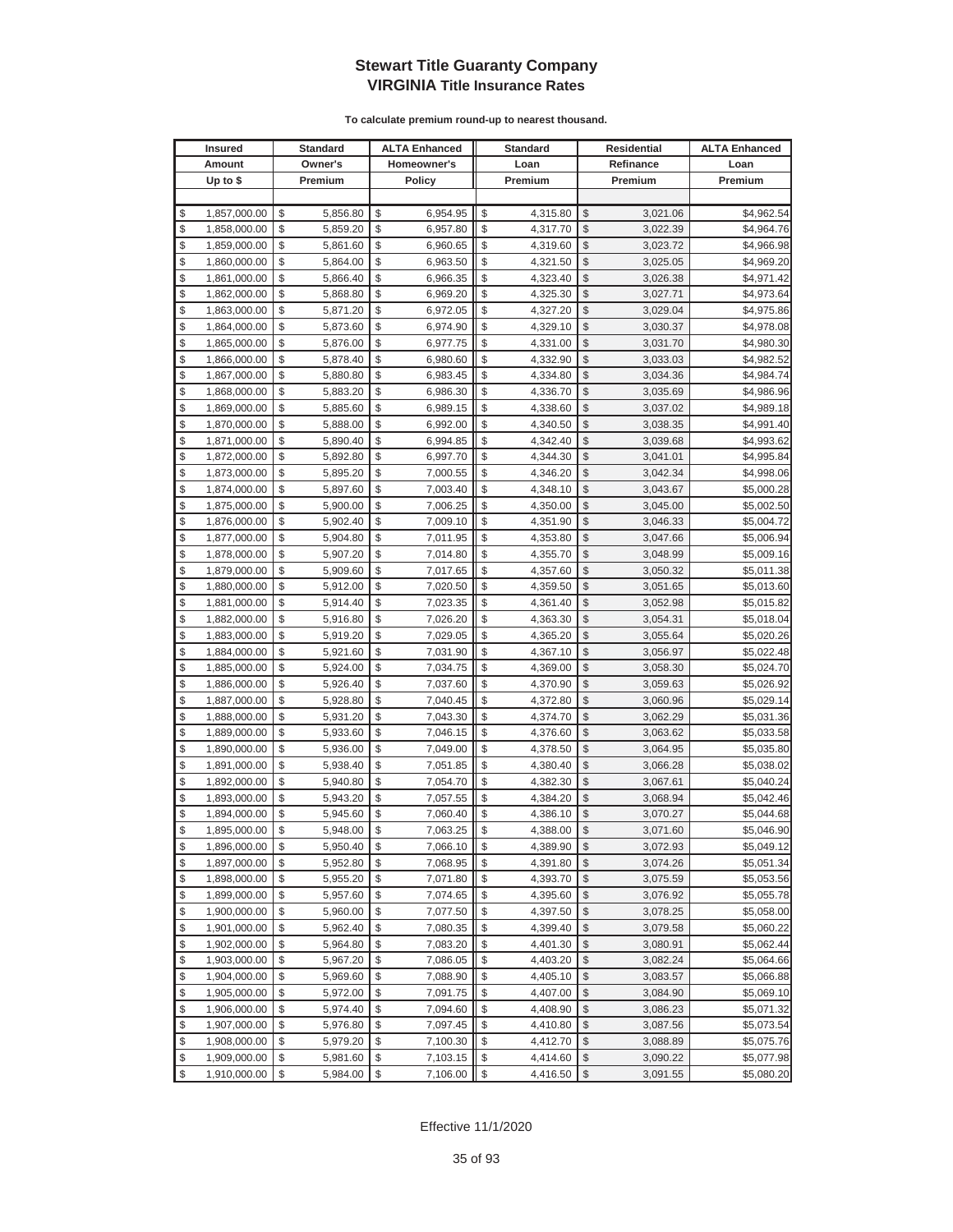# Stewart Title Guaranty Company
## VIRGINIA Title Insurance Rates

**To calculate premium round-up to nearest thousand.**

| Insured Amount Up to $ | Standard Owner's Premium | ALTA Enhanced Homeowner's Policy | Standard Loan Premium | Residential Refinance Premium | ALTA Enhanced Loan Premium |
|---|---|---|---|---|---|
| $ 1,857,000.00 | $ 5,856.80 | $ 6,954.95 | $ 4,315.80 | $ 3,021.06 | $4,962.54 |
| $ 1,858,000.00 | $ 5,859.20 | $ 6,957.80 | $ 4,317.70 | $ 3,022.39 | $4,964.76 |
| $ 1,859,000.00 | $ 5,861.60 | $ 6,960.65 | $ 4,319.60 | $ 3,023.72 | $4,966.98 |
| $ 1,860,000.00 | $ 5,864.00 | $ 6,963.50 | $ 4,321.50 | $ 3,025.05 | $4,969.20 |
| $ 1,861,000.00 | $ 5,866.40 | $ 6,966.35 | $ 4,323.40 | $ 3,026.38 | $4,971.42 |
| $ 1,862,000.00 | $ 5,868.80 | $ 6,969.20 | $ 4,325.30 | $ 3,027.71 | $4,973.64 |
| $ 1,863,000.00 | $ 5,871.20 | $ 6,972.05 | $ 4,327.20 | $ 3,029.04 | $4,975.86 |
| $ 1,864,000.00 | $ 5,873.60 | $ 6,974.90 | $ 4,329.10 | $ 3,030.37 | $4,978.08 |
| $ 1,865,000.00 | $ 5,876.00 | $ 6,977.75 | $ 4,331.00 | $ 3,031.70 | $4,980.30 |
| $ 1,866,000.00 | $ 5,878.40 | $ 6,980.60 | $ 4,332.90 | $ 3,033.03 | $4,982.52 |
| $ 1,867,000.00 | $ 5,880.80 | $ 6,983.45 | $ 4,334.80 | $ 3,034.36 | $4,984.74 |
| $ 1,868,000.00 | $ 5,883.20 | $ 6,986.30 | $ 4,336.70 | $ 3,035.69 | $4,986.96 |
| $ 1,869,000.00 | $ 5,885.60 | $ 6,989.15 | $ 4,338.60 | $ 3,037.02 | $4,989.18 |
| $ 1,870,000.00 | $ 5,888.00 | $ 6,992.00 | $ 4,340.50 | $ 3,038.35 | $4,991.40 |
| $ 1,871,000.00 | $ 5,890.40 | $ 6,994.85 | $ 4,342.40 | $ 3,039.68 | $4,993.62 |
| $ 1,872,000.00 | $ 5,892.80 | $ 6,997.70 | $ 4,344.30 | $ 3,041.01 | $4,995.84 |
| $ 1,873,000.00 | $ 5,895.20 | $ 7,000.55 | $ 4,346.20 | $ 3,042.34 | $4,998.06 |
| $ 1,874,000.00 | $ 5,897.60 | $ 7,003.40 | $ 4,348.10 | $ 3,043.67 | $5,000.28 |
| $ 1,875,000.00 | $ 5,900.00 | $ 7,006.25 | $ 4,350.00 | $ 3,045.00 | $5,002.50 |
| $ 1,876,000.00 | $ 5,902.40 | $ 7,009.10 | $ 4,351.90 | $ 3,046.33 | $5,004.72 |
| $ 1,877,000.00 | $ 5,904.80 | $ 7,011.95 | $ 4,353.80 | $ 3,047.66 | $5,006.94 |
| $ 1,878,000.00 | $ 5,907.20 | $ 7,014.80 | $ 4,355.70 | $ 3,048.99 | $5,009.16 |
| $ 1,879,000.00 | $ 5,909.60 | $ 7,017.65 | $ 4,357.60 | $ 3,050.32 | $5,011.38 |
| $ 1,880,000.00 | $ 5,912.00 | $ 7,020.50 | $ 4,359.50 | $ 3,051.65 | $5,013.60 |
| $ 1,881,000.00 | $ 5,914.40 | $ 7,023.35 | $ 4,361.40 | $ 3,052.98 | $5,015.82 |
| $ 1,882,000.00 | $ 5,916.80 | $ 7,026.20 | $ 4,363.30 | $ 3,054.31 | $5,018.04 |
| $ 1,883,000.00 | $ 5,919.20 | $ 7,029.05 | $ 4,365.20 | $ 3,055.64 | $5,020.26 |
| $ 1,884,000.00 | $ 5,921.60 | $ 7,031.90 | $ 4,367.10 | $ 3,056.97 | $5,022.48 |
| $ 1,885,000.00 | $ 5,924.00 | $ 7,034.75 | $ 4,369.00 | $ 3,058.30 | $5,024.70 |
| $ 1,886,000.00 | $ 5,926.40 | $ 7,037.60 | $ 4,370.90 | $ 3,059.63 | $5,026.92 |
| $ 1,887,000.00 | $ 5,928.80 | $ 7,040.45 | $ 4,372.80 | $ 3,060.96 | $5,029.14 |
| $ 1,888,000.00 | $ 5,931.20 | $ 7,043.30 | $ 4,374.70 | $ 3,062.29 | $5,031.36 |
| $ 1,889,000.00 | $ 5,933.60 | $ 7,046.15 | $ 4,376.60 | $ 3,063.62 | $5,033.58 |
| $ 1,890,000.00 | $ 5,936.00 | $ 7,049.00 | $ 4,378.50 | $ 3,064.95 | $5,035.80 |
| $ 1,891,000.00 | $ 5,938.40 | $ 7,051.85 | $ 4,380.40 | $ 3,066.28 | $5,038.02 |
| $ 1,892,000.00 | $ 5,940.80 | $ 7,054.70 | $ 4,382.30 | $ 3,067.61 | $5,040.24 |
| $ 1,893,000.00 | $ 5,943.20 | $ 7,057.55 | $ 4,384.20 | $ 3,068.94 | $5,042.46 |
| $ 1,894,000.00 | $ 5,945.60 | $ 7,060.40 | $ 4,386.10 | $ 3,070.27 | $5,044.68 |
| $ 1,895,000.00 | $ 5,948.00 | $ 7,063.25 | $ 4,388.00 | $ 3,071.60 | $5,046.90 |
| $ 1,896,000.00 | $ 5,950.40 | $ 7,066.10 | $ 4,389.90 | $ 3,072.93 | $5,049.12 |
| $ 1,897,000.00 | $ 5,952.80 | $ 7,068.95 | $ 4,391.80 | $ 3,074.26 | $5,051.34 |
| $ 1,898,000.00 | $ 5,955.20 | $ 7,071.80 | $ 4,393.70 | $ 3,075.59 | $5,053.56 |
| $ 1,899,000.00 | $ 5,957.60 | $ 7,074.65 | $ 4,395.60 | $ 3,076.92 | $5,055.78 |
| $ 1,900,000.00 | $ 5,960.00 | $ 7,077.50 | $ 4,397.50 | $ 3,078.25 | $5,058.00 |
| $ 1,901,000.00 | $ 5,962.40 | $ 7,080.35 | $ 4,399.40 | $ 3,079.58 | $5,060.22 |
| $ 1,902,000.00 | $ 5,964.80 | $ 7,083.20 | $ 4,401.30 | $ 3,080.91 | $5,062.44 |
| $ 1,903,000.00 | $ 5,967.20 | $ 7,086.05 | $ 4,403.20 | $ 3,082.24 | $5,064.66 |
| $ 1,904,000.00 | $ 5,969.60 | $ 7,088.90 | $ 4,405.10 | $ 3,083.57 | $5,066.88 |
| $ 1,905,000.00 | $ 5,972.00 | $ 7,091.75 | $ 4,407.00 | $ 3,084.90 | $5,069.10 |
| $ 1,906,000.00 | $ 5,974.40 | $ 7,094.60 | $ 4,408.90 | $ 3,086.23 | $5,071.32 |
| $ 1,907,000.00 | $ 5,976.80 | $ 7,097.45 | $ 4,410.80 | $ 3,087.56 | $5,073.54 |
| $ 1,908,000.00 | $ 5,979.20 | $ 7,100.30 | $ 4,412.70 | $ 3,088.89 | $5,075.76 |
| $ 1,909,000.00 | $ 5,981.60 | $ 7,103.15 | $ 4,414.60 | $ 3,090.22 | $5,077.98 |
| $ 1,910,000.00 | $ 5,984.00 | $ 7,106.00 | $ 4,416.50 | $ 3,091.55 | $5,080.20 |

Effective 11/1/2020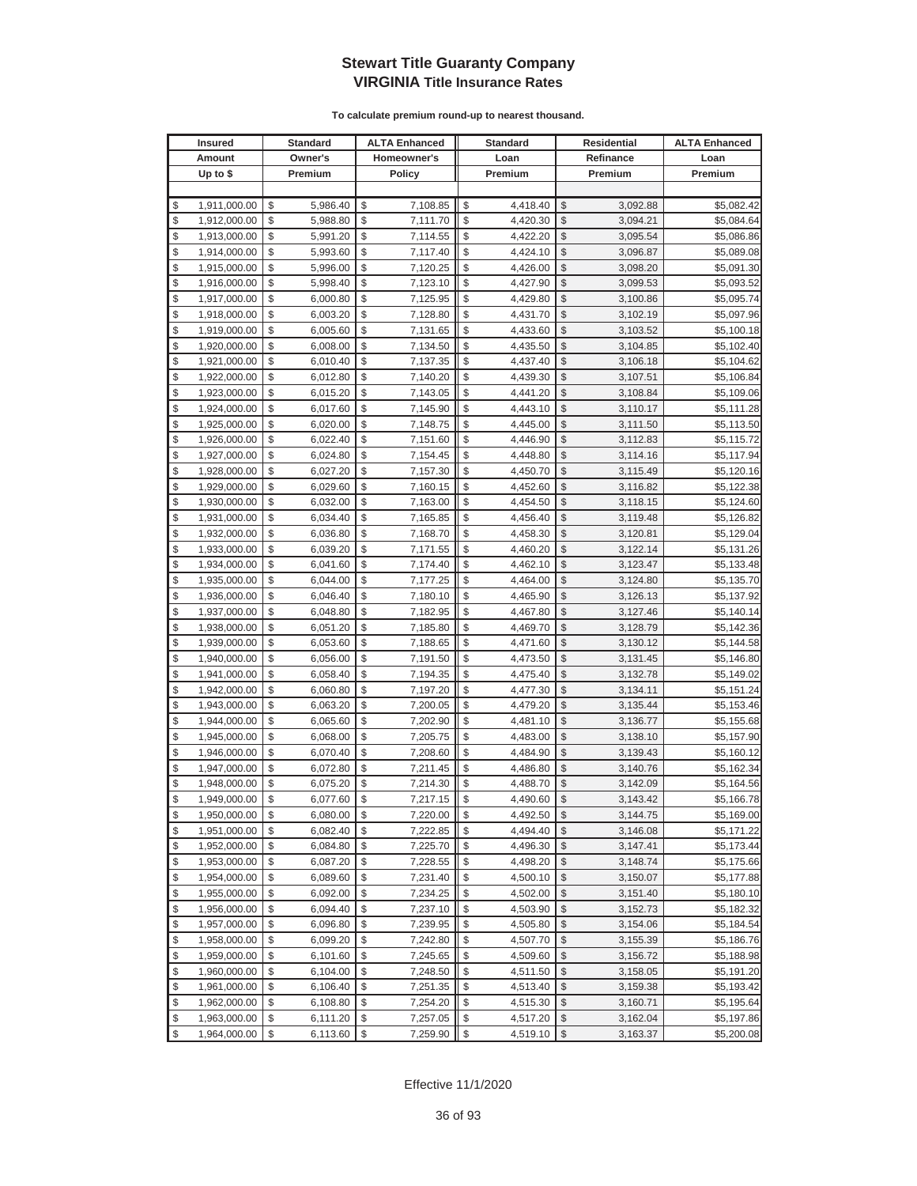# Stewart Title Guaranty Company
## VIRGINIA Title Insurance Rates

**To calculate premium round-up to nearest thousand.**

| Insured Amount Up to $ | Standard Owner's Premium | ALTA Enhanced Homeowner's Policy | Standard Loan Premium | Residential Refinance Premium | ALTA Enhanced Loan Premium |
|---|---|---|---|---|---|
| $ 1,911,000.00 | $ 5,986.40 | $ 7,108.85 | $ 4,418.40 | $ 3,092.88 | $5,082.42 |
| $ 1,912,000.00 | $ 5,988.80 | $ 7,111.70 | $ 4,420.30 | $ 3,094.21 | $5,084.64 |
| $ 1,913,000.00 | $ 5,991.20 | $ 7,114.55 | $ 4,422.20 | $ 3,095.54 | $5,086.86 |
| $ 1,914,000.00 | $ 5,993.60 | $ 7,117.40 | $ 4,424.10 | $ 3,096.87 | $5,089.08 |
| $ 1,915,000.00 | $ 5,996.00 | $ 7,120.25 | $ 4,426.00 | $ 3,098.20 | $5,091.30 |
| $ 1,916,000.00 | $ 5,998.40 | $ 7,123.10 | $ 4,427.90 | $ 3,099.53 | $5,093.52 |
| $ 1,917,000.00 | $ 6,000.80 | $ 7,125.95 | $ 4,429.80 | $ 3,100.86 | $5,095.74 |
| $ 1,918,000.00 | $ 6,003.20 | $ 7,128.80 | $ 4,431.70 | $ 3,102.19 | $5,097.96 |
| $ 1,919,000.00 | $ 6,005.60 | $ 7,131.65 | $ 4,433.60 | $ 3,103.52 | $5,100.18 |
| $ 1,920,000.00 | $ 6,008.00 | $ 7,134.50 | $ 4,435.50 | $ 3,104.85 | $5,102.40 |
| $ 1,921,000.00 | $ 6,010.40 | $ 7,137.35 | $ 4,437.40 | $ 3,106.18 | $5,104.62 |
| $ 1,922,000.00 | $ 6,012.80 | $ 7,140.20 | $ 4,439.30 | $ 3,107.51 | $5,106.84 |
| $ 1,923,000.00 | $ 6,015.20 | $ 7,143.05 | $ 4,441.20 | $ 3,108.84 | $5,109.06 |
| $ 1,924,000.00 | $ 6,017.60 | $ 7,145.90 | $ 4,443.10 | $ 3,110.17 | $5,111.28 |
| $ 1,925,000.00 | $ 6,020.00 | $ 7,148.75 | $ 4,445.00 | $ 3,111.50 | $5,113.50 |
| $ 1,926,000.00 | $ 6,022.40 | $ 7,151.60 | $ 4,446.90 | $ 3,112.83 | $5,115.72 |
| $ 1,927,000.00 | $ 6,024.80 | $ 7,154.45 | $ 4,448.80 | $ 3,114.16 | $5,117.94 |
| $ 1,928,000.00 | $ 6,027.20 | $ 7,157.30 | $ 4,450.70 | $ 3,115.49 | $5,120.16 |
| $ 1,929,000.00 | $ 6,029.60 | $ 7,160.15 | $ 4,452.60 | $ 3,116.82 | $5,122.38 |
| $ 1,930,000.00 | $ 6,032.00 | $ 7,163.00 | $ 4,454.50 | $ 3,118.15 | $5,124.60 |
| $ 1,931,000.00 | $ 6,034.40 | $ 7,165.85 | $ 4,456.40 | $ 3,119.48 | $5,126.82 |
| $ 1,932,000.00 | $ 6,036.80 | $ 7,168.70 | $ 4,458.30 | $ 3,120.81 | $5,129.04 |
| $ 1,933,000.00 | $ 6,039.20 | $ 7,171.55 | $ 4,460.20 | $ 3,122.14 | $5,131.26 |
| $ 1,934,000.00 | $ 6,041.60 | $ 7,174.40 | $ 4,462.10 | $ 3,123.47 | $5,133.48 |
| $ 1,935,000.00 | $ 6,044.00 | $ 7,177.25 | $ 4,464.00 | $ 3,124.80 | $5,135.70 |
| $ 1,936,000.00 | $ 6,046.40 | $ 7,180.10 | $ 4,465.90 | $ 3,126.13 | $5,137.92 |
| $ 1,937,000.00 | $ 6,048.80 | $ 7,182.95 | $ 4,467.80 | $ 3,127.46 | $5,140.14 |
| $ 1,938,000.00 | $ 6,051.20 | $ 7,185.80 | $ 4,469.70 | $ 3,128.79 | $5,142.36 |
| $ 1,939,000.00 | $ 6,053.60 | $ 7,188.65 | $ 4,471.60 | $ 3,130.12 | $5,144.58 |
| $ 1,940,000.00 | $ 6,056.00 | $ 7,191.50 | $ 4,473.50 | $ 3,131.45 | $5,146.80 |
| $ 1,941,000.00 | $ 6,058.40 | $ 7,194.35 | $ 4,475.40 | $ 3,132.78 | $5,149.02 |
| $ 1,942,000.00 | $ 6,060.80 | $ 7,197.20 | $ 4,477.30 | $ 3,134.11 | $5,151.24 |
| $ 1,943,000.00 | $ 6,063.20 | $ 7,200.05 | $ 4,479.20 | $ 3,135.44 | $5,153.46 |
| $ 1,944,000.00 | $ 6,065.60 | $ 7,202.90 | $ 4,481.10 | $ 3,136.77 | $5,155.68 |
| $ 1,945,000.00 | $ 6,068.00 | $ 7,205.75 | $ 4,483.00 | $ 3,138.10 | $5,157.90 |
| $ 1,946,000.00 | $ 6,070.40 | $ 7,208.60 | $ 4,484.90 | $ 3,139.43 | $5,160.12 |
| $ 1,947,000.00 | $ 6,072.80 | $ 7,211.45 | $ 4,486.80 | $ 3,140.76 | $5,162.34 |
| $ 1,948,000.00 | $ 6,075.20 | $ 7,214.30 | $ 4,488.70 | $ 3,142.09 | $5,164.56 |
| $ 1,949,000.00 | $ 6,077.60 | $ 7,217.15 | $ 4,490.60 | $ 3,143.42 | $5,166.78 |
| $ 1,950,000.00 | $ 6,080.00 | $ 7,220.00 | $ 4,492.50 | $ 3,144.75 | $5,169.00 |
| $ 1,951,000.00 | $ 6,082.40 | $ 7,222.85 | $ 4,494.40 | $ 3,146.08 | $5,171.22 |
| $ 1,952,000.00 | $ 6,084.80 | $ 7,225.70 | $ 4,496.30 | $ 3,147.41 | $5,173.44 |
| $ 1,953,000.00 | $ 6,087.20 | $ 7,228.55 | $ 4,498.20 | $ 3,148.74 | $5,175.66 |
| $ 1,954,000.00 | $ 6,089.60 | $ 7,231.40 | $ 4,500.10 | $ 3,150.07 | $5,177.88 |
| $ 1,955,000.00 | $ 6,092.00 | $ 7,234.25 | $ 4,502.00 | $ 3,151.40 | $5,180.10 |
| $ 1,956,000.00 | $ 6,094.40 | $ 7,237.10 | $ 4,503.90 | $ 3,152.73 | $5,182.32 |
| $ 1,957,000.00 | $ 6,096.80 | $ 7,239.95 | $ 4,505.80 | $ 3,154.06 | $5,184.54 |
| $ 1,958,000.00 | $ 6,099.20 | $ 7,242.80 | $ 4,507.70 | $ 3,155.39 | $5,186.76 |
| $ 1,959,000.00 | $ 6,101.60 | $ 7,245.65 | $ 4,509.60 | $ 3,156.72 | $5,188.98 |
| $ 1,960,000.00 | $ 6,104.00 | $ 7,248.50 | $ 4,511.50 | $ 3,158.05 | $5,191.20 |
| $ 1,961,000.00 | $ 6,106.40 | $ 7,251.35 | $ 4,513.40 | $ 3,159.38 | $5,193.42 |
| $ 1,962,000.00 | $ 6,108.80 | $ 7,254.20 | $ 4,515.30 | $ 3,160.71 | $5,195.64 |
| $ 1,963,000.00 | $ 6,111.20 | $ 7,257.05 | $ 4,517.20 | $ 3,162.04 | $5,197.86 |
| $ 1,964,000.00 | $ 6,113.60 | $ 7,259.90 | $ 4,519.10 | $ 3,163.37 | $5,200.08 |

Effective 11/1/2020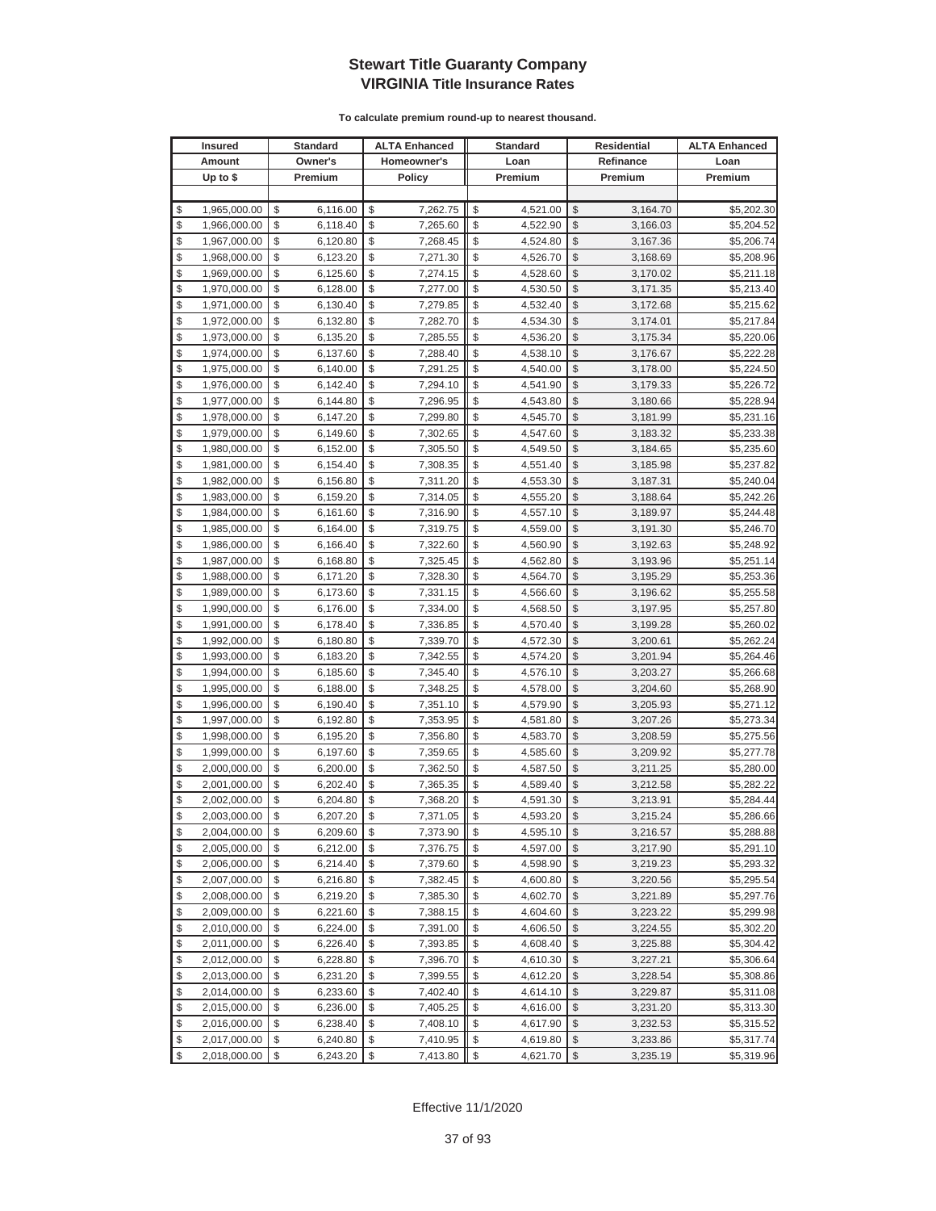# Stewart Title Guaranty Company
## VIRGINIA Title Insurance Rates

**To calculate premium round-up to nearest thousand.**

| Insured Amount Up to $ | Standard Owner's Premium | ALTA Enhanced Homeowner's Policy | Standard Loan Premium | Residential Refinance Premium | ALTA Enhanced Loan Premium |
|---|---|---|---|---|---|
| $ 1,965,000.00 | $ 6,116.00 | $ 7,262.75 | $ 4,521.00 | $ 3,164.70 | $5,202.30 |
| $ 1,966,000.00 | $ 6,118.40 | $ 7,265.60 | $ 4,522.90 | $ 3,166.03 | $5,204.52 |
| $ 1,967,000.00 | $ 6,120.80 | $ 7,268.45 | $ 4,524.80 | $ 3,167.36 | $5,206.74 |
| $ 1,968,000.00 | $ 6,123.20 | $ 7,271.30 | $ 4,526.70 | $ 3,168.69 | $5,208.96 |
| $ 1,969,000.00 | $ 6,125.60 | $ 7,274.15 | $ 4,528.60 | $ 3,170.02 | $5,211.18 |
| $ 1,970,000.00 | $ 6,128.00 | $ 7,277.00 | $ 4,530.50 | $ 3,171.35 | $5,213.40 |
| $ 1,971,000.00 | $ 6,130.40 | $ 7,279.85 | $ 4,532.40 | $ 3,172.68 | $5,215.62 |
| $ 1,972,000.00 | $ 6,132.80 | $ 7,282.70 | $ 4,534.30 | $ 3,174.01 | $5,217.84 |
| $ 1,973,000.00 | $ 6,135.20 | $ 7,285.55 | $ 4,536.20 | $ 3,175.34 | $5,220.06 |
| $ 1,974,000.00 | $ 6,137.60 | $ 7,288.40 | $ 4,538.10 | $ 3,176.67 | $5,222.28 |
| $ 1,975,000.00 | $ 6,140.00 | $ 7,291.25 | $ 4,540.00 | $ 3,178.00 | $5,224.50 |
| $ 1,976,000.00 | $ 6,142.40 | $ 7,294.10 | $ 4,541.90 | $ 3,179.33 | $5,226.72 |
| $ 1,977,000.00 | $ 6,144.80 | $ 7,296.95 | $ 4,543.80 | $ 3,180.66 | $5,228.94 |
| $ 1,978,000.00 | $ 6,147.20 | $ 7,299.80 | $ 4,545.70 | $ 3,181.99 | $5,231.16 |
| $ 1,979,000.00 | $ 6,149.60 | $ 7,302.65 | $ 4,547.60 | $ 3,183.32 | $5,233.38 |
| $ 1,980,000.00 | $ 6,152.00 | $ 7,305.50 | $ 4,549.50 | $ 3,184.65 | $5,235.60 |
| $ 1,981,000.00 | $ 6,154.40 | $ 7,308.35 | $ 4,551.40 | $ 3,185.98 | $5,237.82 |
| $ 1,982,000.00 | $ 6,156.80 | $ 7,311.20 | $ 4,553.30 | $ 3,187.31 | $5,240.04 |
| $ 1,983,000.00 | $ 6,159.20 | $ 7,314.05 | $ 4,555.20 | $ 3,188.64 | $5,242.26 |
| $ 1,984,000.00 | $ 6,161.60 | $ 7,316.90 | $ 4,557.10 | $ 3,189.97 | $5,244.48 |
| $ 1,985,000.00 | $ 6,164.00 | $ 7,319.75 | $ 4,559.00 | $ 3,191.30 | $5,246.70 |
| $ 1,986,000.00 | $ 6,166.40 | $ 7,322.60 | $ 4,560.90 | $ 3,192.63 | $5,248.92 |
| $ 1,987,000.00 | $ 6,168.80 | $ 7,325.45 | $ 4,562.80 | $ 3,193.96 | $5,251.14 |
| $ 1,988,000.00 | $ 6,171.20 | $ 7,328.30 | $ 4,564.70 | $ 3,195.29 | $5,253.36 |
| $ 1,989,000.00 | $ 6,173.60 | $ 7,331.15 | $ 4,566.60 | $ 3,196.62 | $5,255.58 |
| $ 1,990,000.00 | $ 6,176.00 | $ 7,334.00 | $ 4,568.50 | $ 3,197.95 | $5,257.80 |
| $ 1,991,000.00 | $ 6,178.40 | $ 7,336.85 | $ 4,570.40 | $ 3,199.28 | $5,260.02 |
| $ 1,992,000.00 | $ 6,180.80 | $ 7,339.70 | $ 4,572.30 | $ 3,200.61 | $5,262.24 |
| $ 1,993,000.00 | $ 6,183.20 | $ 7,342.55 | $ 4,574.20 | $ 3,201.94 | $5,264.46 |
| $ 1,994,000.00 | $ 6,185.60 | $ 7,345.40 | $ 4,576.10 | $ 3,203.27 | $5,266.68 |
| $ 1,995,000.00 | $ 6,188.00 | $ 7,348.25 | $ 4,578.00 | $ 3,204.60 | $5,268.90 |
| $ 1,996,000.00 | $ 6,190.40 | $ 7,351.10 | $ 4,579.90 | $ 3,205.93 | $5,271.12 |
| $ 1,997,000.00 | $ 6,192.80 | $ 7,353.95 | $ 4,581.80 | $ 3,207.26 | $5,273.34 |
| $ 1,998,000.00 | $ 6,195.20 | $ 7,356.80 | $ 4,583.70 | $ 3,208.59 | $5,275.56 |
| $ 1,999,000.00 | $ 6,197.60 | $ 7,359.65 | $ 4,585.60 | $ 3,209.92 | $5,277.78 |
| $ 2,000,000.00 | $ 6,200.00 | $ 7,362.50 | $ 4,587.50 | $ 3,211.25 | $5,280.00 |
| $ 2,001,000.00 | $ 6,202.40 | $ 7,365.35 | $ 4,589.40 | $ 3,212.58 | $5,282.22 |
| $ 2,002,000.00 | $ 6,204.80 | $ 7,368.20 | $ 4,591.30 | $ 3,213.91 | $5,284.44 |
| $ 2,003,000.00 | $ 6,207.20 | $ 7,371.05 | $ 4,593.20 | $ 3,215.24 | $5,286.66 |
| $ 2,004,000.00 | $ 6,209.60 | $ 7,373.90 | $ 4,595.10 | $ 3,216.57 | $5,288.88 |
| $ 2,005,000.00 | $ 6,212.00 | $ 7,376.75 | $ 4,597.00 | $ 3,217.90 | $5,291.10 |
| $ 2,006,000.00 | $ 6,214.40 | $ 7,379.60 | $ 4,598.90 | $ 3,219.23 | $5,293.32 |
| $ 2,007,000.00 | $ 6,216.80 | $ 7,382.45 | $ 4,600.80 | $ 3,220.56 | $5,295.54 |
| $ 2,008,000.00 | $ 6,219.20 | $ 7,385.30 | $ 4,602.70 | $ 3,221.89 | $5,297.76 |
| $ 2,009,000.00 | $ 6,221.60 | $ 7,388.15 | $ 4,604.60 | $ 3,223.22 | $5,299.98 |
| $ 2,010,000.00 | $ 6,224.00 | $ 7,391.00 | $ 4,606.50 | $ 3,224.55 | $5,302.20 |
| $ 2,011,000.00 | $ 6,226.40 | $ 7,393.85 | $ 4,608.40 | $ 3,225.88 | $5,304.42 |
| $ 2,012,000.00 | $ 6,228.80 | $ 7,396.70 | $ 4,610.30 | $ 3,227.21 | $5,306.64 |
| $ 2,013,000.00 | $ 6,231.20 | $ 7,399.55 | $ 4,612.20 | $ 3,228.54 | $5,308.86 |
| $ 2,014,000.00 | $ 6,233.60 | $ 7,402.40 | $ 4,614.10 | $ 3,229.87 | $5,311.08 |
| $ 2,015,000.00 | $ 6,236.00 | $ 7,405.25 | $ 4,616.00 | $ 3,231.20 | $5,313.30 |
| $ 2,016,000.00 | $ 6,238.40 | $ 7,408.10 | $ 4,617.90 | $ 3,232.53 | $5,315.52 |
| $ 2,017,000.00 | $ 6,240.80 | $ 7,410.95 | $ 4,619.80 | $ 3,233.86 | $5,317.74 |
| $ 2,018,000.00 | $ 6,243.20 | $ 7,413.80 | $ 4,621.70 | $ 3,235.19 | $5,319.96 |

Effective 11/1/2020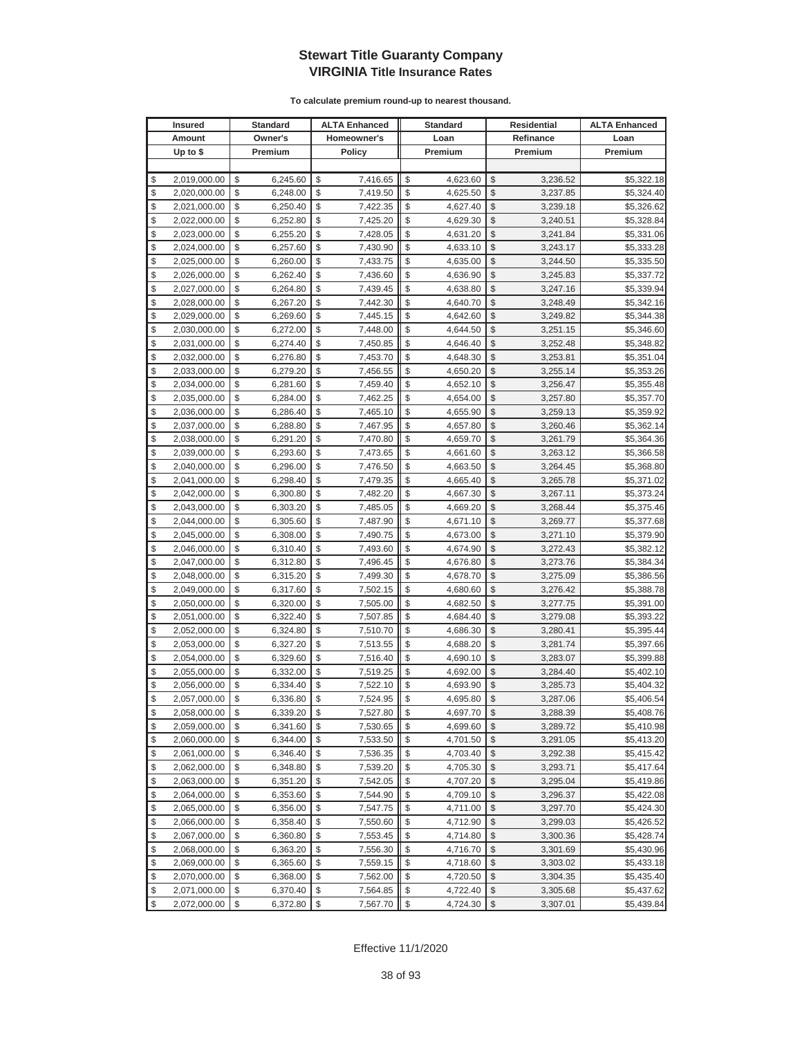# Stewart Title Guaranty Company
## VIRGINIA Title Insurance Rates

**To calculate premium round-up to nearest thousand.**

| Insured Amount Up to $ | Standard Owner's Premium | ALTA Enhanced Homeowner's Policy | Standard Loan Premium | Residential Refinance Premium | ALTA Enhanced Loan Premium |
|---|---|---|---|---|---|
| $ 2,019,000.00 | $ 6,245.60 | $ 7,416.65 | $ 4,623.60 | $ 3,236.52 | $5,322.18 |
| $ 2,020,000.00 | $ 6,248.00 | $ 7,419.50 | $ 4,625.50 | $ 3,237.85 | $5,324.40 |
| $ 2,021,000.00 | $ 6,250.40 | $ 7,422.35 | $ 4,627.40 | $ 3,239.18 | $5,326.62 |
| $ 2,022,000.00 | $ 6,252.80 | $ 7,425.20 | $ 4,629.30 | $ 3,240.51 | $5,328.84 |
| $ 2,023,000.00 | $ 6,255.20 | $ 7,428.05 | $ 4,631.20 | $ 3,241.84 | $5,331.06 |
| $ 2,024,000.00 | $ 6,257.60 | $ 7,430.90 | $ 4,633.10 | $ 3,243.17 | $5,333.28 |
| $ 2,025,000.00 | $ 6,260.00 | $ 7,433.75 | $ 4,635.00 | $ 3,244.50 | $5,335.50 |
| $ 2,026,000.00 | $ 6,262.40 | $ 7,436.60 | $ 4,636.90 | $ 3,245.83 | $5,337.72 |
| $ 2,027,000.00 | $ 6,264.80 | $ 7,439.45 | $ 4,638.80 | $ 3,247.16 | $5,339.94 |
| $ 2,028,000.00 | $ 6,267.20 | $ 7,442.30 | $ 4,640.70 | $ 3,248.49 | $5,342.16 |
| $ 2,029,000.00 | $ 6,269.60 | $ 7,445.15 | $ 4,642.60 | $ 3,249.82 | $5,344.38 |
| $ 2,030,000.00 | $ 6,272.00 | $ 7,448.00 | $ 4,644.50 | $ 3,251.15 | $5,346.60 |
| $ 2,031,000.00 | $ 6,274.40 | $ 7,450.85 | $ 4,646.40 | $ 3,252.48 | $5,348.82 |
| $ 2,032,000.00 | $ 6,276.80 | $ 7,453.70 | $ 4,648.30 | $ 3,253.81 | $5,351.04 |
| $ 2,033,000.00 | $ 6,279.20 | $ 7,456.55 | $ 4,650.20 | $ 3,255.14 | $5,353.26 |
| $ 2,034,000.00 | $ 6,281.60 | $ 7,459.40 | $ 4,652.10 | $ 3,256.47 | $5,355.48 |
| $ 2,035,000.00 | $ 6,284.00 | $ 7,462.25 | $ 4,654.00 | $ 3,257.80 | $5,357.70 |
| $ 2,036,000.00 | $ 6,286.40 | $ 7,465.10 | $ 4,655.90 | $ 3,259.13 | $5,359.92 |
| $ 2,037,000.00 | $ 6,288.80 | $ 7,467.95 | $ 4,657.80 | $ 3,260.46 | $5,362.14 |
| $ 2,038,000.00 | $ 6,291.20 | $ 7,470.80 | $ 4,659.70 | $ 3,261.79 | $5,364.36 |
| $ 2,039,000.00 | $ 6,293.60 | $ 7,473.65 | $ 4,661.60 | $ 3,263.12 | $5,366.58 |
| $ 2,040,000.00 | $ 6,296.00 | $ 7,476.50 | $ 4,663.50 | $ 3,264.45 | $5,368.80 |
| $ 2,041,000.00 | $ 6,298.40 | $ 7,479.35 | $ 4,665.40 | $ 3,265.78 | $5,371.02 |
| $ 2,042,000.00 | $ 6,300.80 | $ 7,482.20 | $ 4,667.30 | $ 3,267.11 | $5,373.24 |
| $ 2,043,000.00 | $ 6,303.20 | $ 7,485.05 | $ 4,669.20 | $ 3,268.44 | $5,375.46 |
| $ 2,044,000.00 | $ 6,305.60 | $ 7,487.90 | $ 4,671.10 | $ 3,269.77 | $5,377.68 |
| $ 2,045,000.00 | $ 6,308.00 | $ 7,490.75 | $ 4,673.00 | $ 3,271.10 | $5,379.90 |
| $ 2,046,000.00 | $ 6,310.40 | $ 7,493.60 | $ 4,674.90 | $ 3,272.43 | $5,382.12 |
| $ 2,047,000.00 | $ 6,312.80 | $ 7,496.45 | $ 4,676.80 | $ 3,273.76 | $5,384.34 |
| $ 2,048,000.00 | $ 6,315.20 | $ 7,499.30 | $ 4,678.70 | $ 3,275.09 | $5,386.56 |
| $ 2,049,000.00 | $ 6,317.60 | $ 7,502.15 | $ 4,680.60 | $ 3,276.42 | $5,388.78 |
| $ 2,050,000.00 | $ 6,320.00 | $ 7,505.00 | $ 4,682.50 | $ 3,277.75 | $5,391.00 |
| $ 2,051,000.00 | $ 6,322.40 | $ 7,507.85 | $ 4,684.40 | $ 3,279.08 | $5,393.22 |
| $ 2,052,000.00 | $ 6,324.80 | $ 7,510.70 | $ 4,686.30 | $ 3,280.41 | $5,395.44 |
| $ 2,053,000.00 | $ 6,327.20 | $ 7,513.55 | $ 4,688.20 | $ 3,281.74 | $5,397.66 |
| $ 2,054,000.00 | $ 6,329.60 | $ 7,516.40 | $ 4,690.10 | $ 3,283.07 | $5,399.88 |
| $ 2,055,000.00 | $ 6,332.00 | $ 7,519.25 | $ 4,692.00 | $ 3,284.40 | $5,402.10 |
| $ 2,056,000.00 | $ 6,334.40 | $ 7,522.10 | $ 4,693.90 | $ 3,285.73 | $5,404.32 |
| $ 2,057,000.00 | $ 6,336.80 | $ 7,524.95 | $ 4,695.80 | $ 3,287.06 | $5,406.54 |
| $ 2,058,000.00 | $ 6,339.20 | $ 7,527.80 | $ 4,697.70 | $ 3,288.39 | $5,408.76 |
| $ 2,059,000.00 | $ 6,341.60 | $ 7,530.65 | $ 4,699.60 | $ 3,289.72 | $5,410.98 |
| $ 2,060,000.00 | $ 6,344.00 | $ 7,533.50 | $ 4,701.50 | $ 3,291.05 | $5,413.20 |
| $ 2,061,000.00 | $ 6,346.40 | $ 7,536.35 | $ 4,703.40 | $ 3,292.38 | $5,415.42 |
| $ 2,062,000.00 | $ 6,348.80 | $ 7,539.20 | $ 4,705.30 | $ 3,293.71 | $5,417.64 |
| $ 2,063,000.00 | $ 6,351.20 | $ 7,542.05 | $ 4,707.20 | $ 3,295.04 | $5,419.86 |
| $ 2,064,000.00 | $ 6,353.60 | $ 7,544.90 | $ 4,709.10 | $ 3,296.37 | $5,422.08 |
| $ 2,065,000.00 | $ 6,356.00 | $ 7,547.75 | $ 4,711.00 | $ 3,297.70 | $5,424.30 |
| $ 2,066,000.00 | $ 6,358.40 | $ 7,550.60 | $ 4,712.90 | $ 3,299.03 | $5,426.52 |
| $ 2,067,000.00 | $ 6,360.80 | $ 7,553.45 | $ 4,714.80 | $ 3,300.36 | $5,428.74 |
| $ 2,068,000.00 | $ 6,363.20 | $ 7,556.30 | $ 4,716.70 | $ 3,301.69 | $5,430.96 |
| $ 2,069,000.00 | $ 6,365.60 | $ 7,559.15 | $ 4,718.60 | $ 3,303.02 | $5,433.18 |
| $ 2,070,000.00 | $ 6,368.00 | $ 7,562.00 | $ 4,720.50 | $ 3,304.35 | $5,435.40 |
| $ 2,071,000.00 | $ 6,370.40 | $ 7,564.85 | $ 4,722.40 | $ 3,305.68 | $5,437.62 |
| $ 2,072,000.00 | $ 6,372.80 | $ 7,567.70 | $ 4,724.30 | $ 3,307.01 | $5,439.84 |

Effective 11/1/2020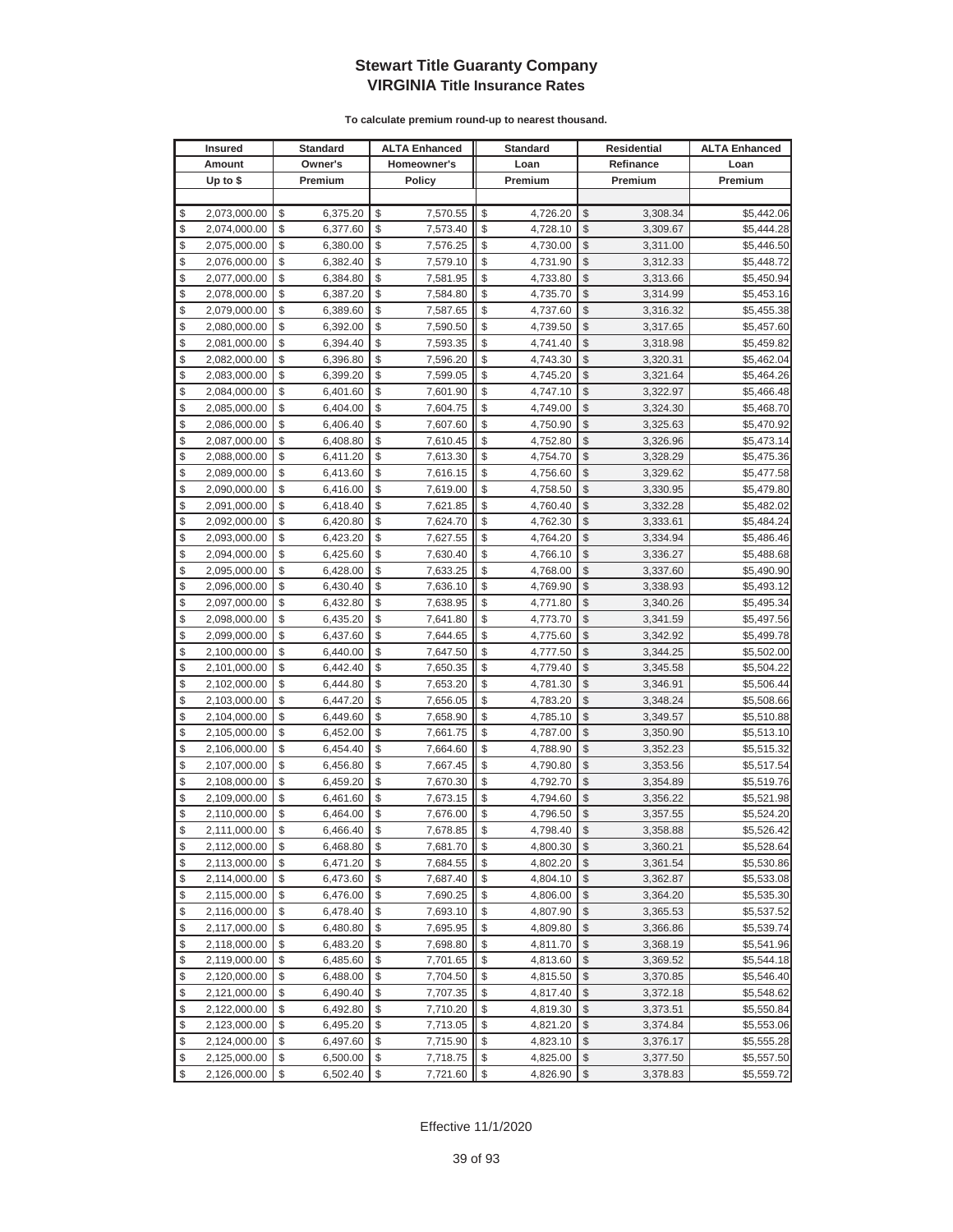# Stewart Title Guaranty Company
## VIRGINIA Title Insurance Rates

**To calculate premium round-up to nearest thousand.**

| Insured Amount Up to $ | Standard Owner's Premium | ALTA Enhanced Homeowner's Policy | Standard Loan Premium | Residential Refinance Premium | ALTA Enhanced Loan Premium |
|---|---|---|---|---|---|
| $ 2,073,000.00 | $ 6,375.20 | $ 7,570.55 | $ 4,726.20 | $ 3,308.34 | $5,442.06 |
| $ 2,074,000.00 | $ 6,377.60 | $ 7,573.40 | $ 4,728.10 | $ 3,309.67 | $5,444.28 |
| $ 2,075,000.00 | $ 6,380.00 | $ 7,576.25 | $ 4,730.00 | $ 3,311.00 | $5,446.50 |
| $ 2,076,000.00 | $ 6,382.40 | $ 7,579.10 | $ 4,731.90 | $ 3,312.33 | $5,448.72 |
| $ 2,077,000.00 | $ 6,384.80 | $ 7,581.95 | $ 4,733.80 | $ 3,313.66 | $5,450.94 |
| $ 2,078,000.00 | $ 6,387.20 | $ 7,584.80 | $ 4,735.70 | $ 3,314.99 | $5,453.16 |
| $ 2,079,000.00 | $ 6,389.60 | $ 7,587.65 | $ 4,737.60 | $ 3,316.32 | $5,455.38 |
| $ 2,080,000.00 | $ 6,392.00 | $ 7,590.50 | $ 4,739.50 | $ 3,317.65 | $5,457.60 |
| $ 2,081,000.00 | $ 6,394.40 | $ 7,593.35 | $ 4,741.40 | $ 3,318.98 | $5,459.82 |
| $ 2,082,000.00 | $ 6,396.80 | $ 7,596.20 | $ 4,743.30 | $ 3,320.31 | $5,462.04 |
| $ 2,083,000.00 | $ 6,399.20 | $ 7,599.05 | $ 4,745.20 | $ 3,321.64 | $5,464.26 |
| $ 2,084,000.00 | $ 6,401.60 | $ 7,601.90 | $ 4,747.10 | $ 3,322.97 | $5,466.48 |
| $ 2,085,000.00 | $ 6,404.00 | $ 7,604.75 | $ 4,749.00 | $ 3,324.30 | $5,468.70 |
| $ 2,086,000.00 | $ 6,406.40 | $ 7,607.60 | $ 4,750.90 | $ 3,325.63 | $5,470.92 |
| $ 2,087,000.00 | $ 6,408.80 | $ 7,610.45 | $ 4,752.80 | $ 3,326.96 | $5,473.14 |
| $ 2,088,000.00 | $ 6,411.20 | $ 7,613.30 | $ 4,754.70 | $ 3,328.29 | $5,475.36 |
| $ 2,089,000.00 | $ 6,413.60 | $ 7,616.15 | $ 4,756.60 | $ 3,329.62 | $5,477.58 |
| $ 2,090,000.00 | $ 6,416.00 | $ 7,619.00 | $ 4,758.50 | $ 3,330.95 | $5,479.80 |
| $ 2,091,000.00 | $ 6,418.40 | $ 7,621.85 | $ 4,760.40 | $ 3,332.28 | $5,482.02 |
| $ 2,092,000.00 | $ 6,420.80 | $ 7,624.70 | $ 4,762.30 | $ 3,333.61 | $5,484.24 |
| $ 2,093,000.00 | $ 6,423.20 | $ 7,627.55 | $ 4,764.20 | $ 3,334.94 | $5,486.46 |
| $ 2,094,000.00 | $ 6,425.60 | $ 7,630.40 | $ 4,766.10 | $ 3,336.27 | $5,488.68 |
| $ 2,095,000.00 | $ 6,428.00 | $ 7,633.25 | $ 4,768.00 | $ 3,337.60 | $5,490.90 |
| $ 2,096,000.00 | $ 6,430.40 | $ 7,636.10 | $ 4,769.90 | $ 3,338.93 | $5,493.12 |
| $ 2,097,000.00 | $ 6,432.80 | $ 7,638.95 | $ 4,771.80 | $ 3,340.26 | $5,495.34 |
| $ 2,098,000.00 | $ 6,435.20 | $ 7,641.80 | $ 4,773.70 | $ 3,341.59 | $5,497.56 |
| $ 2,099,000.00 | $ 6,437.60 | $ 7,644.65 | $ 4,775.60 | $ 3,342.92 | $5,499.78 |
| $ 2,100,000.00 | $ 6,440.00 | $ 7,647.50 | $ 4,777.50 | $ 3,344.25 | $5,502.00 |
| $ 2,101,000.00 | $ 6,442.40 | $ 7,650.35 | $ 4,779.40 | $ 3,345.58 | $5,504.22 |
| $ 2,102,000.00 | $ 6,444.80 | $ 7,653.20 | $ 4,781.30 | $ 3,346.91 | $5,506.44 |
| $ 2,103,000.00 | $ 6,447.20 | $ 7,656.05 | $ 4,783.20 | $ 3,348.24 | $5,508.66 |
| $ 2,104,000.00 | $ 6,449.60 | $ 7,658.90 | $ 4,785.10 | $ 3,349.57 | $5,510.88 |
| $ 2,105,000.00 | $ 6,452.00 | $ 7,661.75 | $ 4,787.00 | $ 3,350.90 | $5,513.10 |
| $ 2,106,000.00 | $ 6,454.40 | $ 7,664.60 | $ 4,788.90 | $ 3,352.23 | $5,515.32 |
| $ 2,107,000.00 | $ 6,456.80 | $ 7,667.45 | $ 4,790.80 | $ 3,353.56 | $5,517.54 |
| $ 2,108,000.00 | $ 6,459.20 | $ 7,670.30 | $ 4,792.70 | $ 3,354.89 | $5,519.76 |
| $ 2,109,000.00 | $ 6,461.60 | $ 7,673.15 | $ 4,794.60 | $ 3,356.22 | $5,521.98 |
| $ 2,110,000.00 | $ 6,464.00 | $ 7,676.00 | $ 4,796.50 | $ 3,357.55 | $5,524.20 |
| $ 2,111,000.00 | $ 6,466.40 | $ 7,678.85 | $ 4,798.40 | $ 3,358.88 | $5,526.42 |
| $ 2,112,000.00 | $ 6,468.80 | $ 7,681.70 | $ 4,800.30 | $ 3,360.21 | $5,528.64 |
| $ 2,113,000.00 | $ 6,471.20 | $ 7,684.55 | $ 4,802.20 | $ 3,361.54 | $5,530.86 |
| $ 2,114,000.00 | $ 6,473.60 | $ 7,687.40 | $ 4,804.10 | $ 3,362.87 | $5,533.08 |
| $ 2,115,000.00 | $ 6,476.00 | $ 7,690.25 | $ 4,806.00 | $ 3,364.20 | $5,535.30 |
| $ 2,116,000.00 | $ 6,478.40 | $ 7,693.10 | $ 4,807.90 | $ 3,365.53 | $5,537.52 |
| $ 2,117,000.00 | $ 6,480.80 | $ 7,695.95 | $ 4,809.80 | $ 3,366.86 | $5,539.74 |
| $ 2,118,000.00 | $ 6,483.20 | $ 7,698.80 | $ 4,811.70 | $ 3,368.19 | $5,541.96 |
| $ 2,119,000.00 | $ 6,485.60 | $ 7,701.65 | $ 4,813.60 | $ 3,369.52 | $5,544.18 |
| $ 2,120,000.00 | $ 6,488.00 | $ 7,704.50 | $ 4,815.50 | $ 3,370.85 | $5,546.40 |
| $ 2,121,000.00 | $ 6,490.40 | $ 7,707.35 | $ 4,817.40 | $ 3,372.18 | $5,548.62 |
| $ 2,122,000.00 | $ 6,492.80 | $ 7,710.20 | $ 4,819.30 | $ 3,373.51 | $5,550.84 |
| $ 2,123,000.00 | $ 6,495.20 | $ 7,713.05 | $ 4,821.20 | $ 3,374.84 | $5,553.06 |
| $ 2,124,000.00 | $ 6,497.60 | $ 7,715.90 | $ 4,823.10 | $ 3,376.17 | $5,555.28 |
| $ 2,125,000.00 | $ 6,500.00 | $ 7,718.75 | $ 4,825.00 | $ 3,377.50 | $5,557.50 |
| $ 2,126,000.00 | $ 6,502.40 | $ 7,721.60 | $ 4,826.90 | $ 3,378.83 | $5,559.72 |

Effective 11/1/2020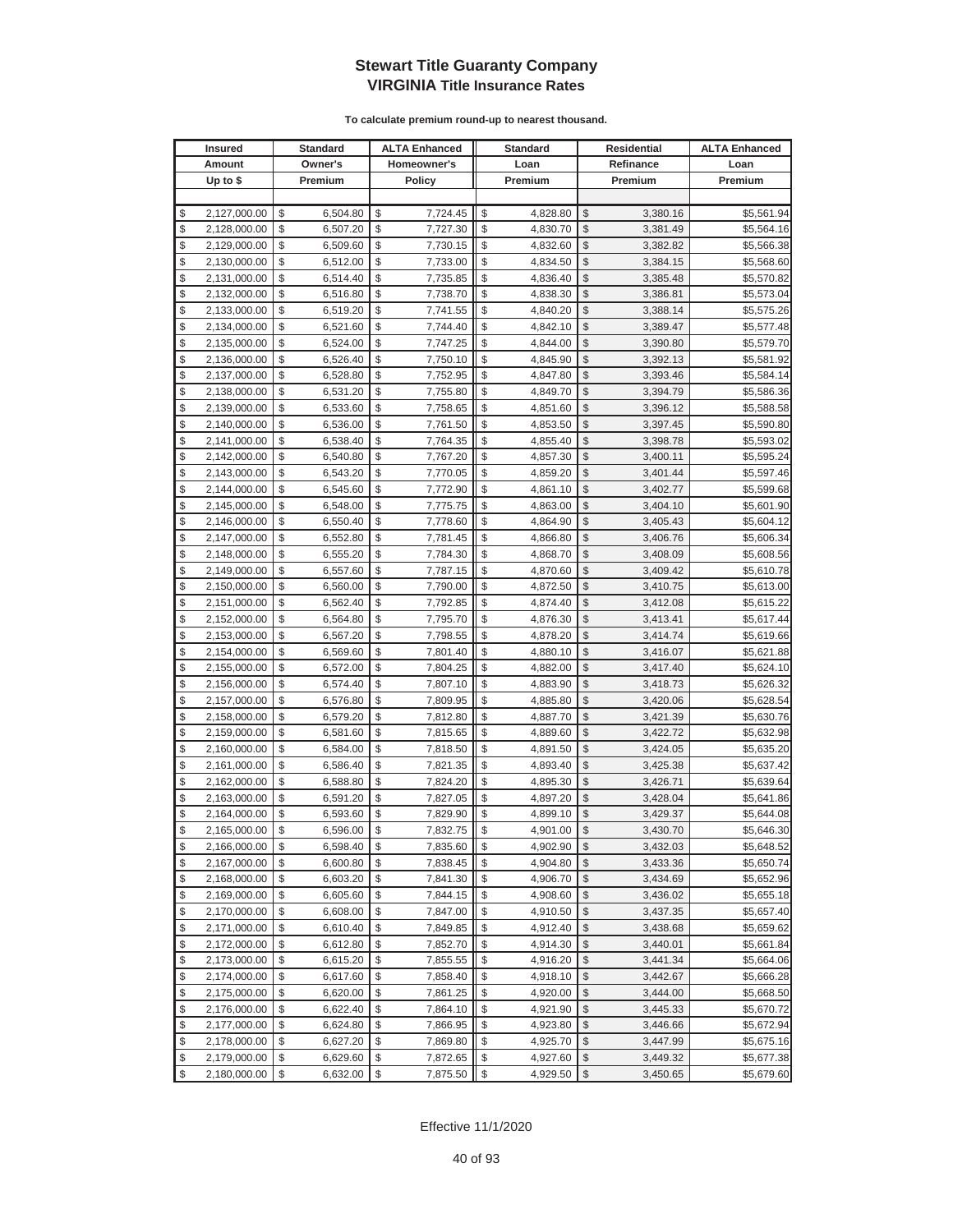# Stewart Title Guaranty Company
## VIRGINIA Title Insurance Rates

**To calculate premium round-up to nearest thousand.**

| Insured Amount Up to $ | Standard Owner's Premium | ALTA Enhanced Homeowner's Policy | Standard Loan Premium | Residential Refinance Premium | ALTA Enhanced Loan Premium |
|---|---|---|---|---|---|
| $ 2,127,000.00 | $ 6,504.80 | $ 7,724.45 | $ 4,828.80 | $ 3,380.16 | $5,561.94 |
| $ 2,128,000.00 | $ 6,507.20 | $ 7,727.30 | $ 4,830.70 | $ 3,381.49 | $5,564.16 |
| $ 2,129,000.00 | $ 6,509.60 | $ 7,730.15 | $ 4,832.60 | $ 3,382.82 | $5,566.38 |
| $ 2,130,000.00 | $ 6,512.00 | $ 7,733.00 | $ 4,834.50 | $ 3,384.15 | $5,568.60 |
| $ 2,131,000.00 | $ 6,514.40 | $ 7,735.85 | $ 4,836.40 | $ 3,385.48 | $5,570.82 |
| $ 2,132,000.00 | $ 6,516.80 | $ 7,738.70 | $ 4,838.30 | $ 3,386.81 | $5,573.04 |
| $ 2,133,000.00 | $ 6,519.20 | $ 7,741.55 | $ 4,840.20 | $ 3,388.14 | $5,575.26 |
| $ 2,134,000.00 | $ 6,521.60 | $ 7,744.40 | $ 4,842.10 | $ 3,389.47 | $5,577.48 |
| $ 2,135,000.00 | $ 6,524.00 | $ 7,747.25 | $ 4,844.00 | $ 3,390.80 | $5,579.70 |
| $ 2,136,000.00 | $ 6,526.40 | $ 7,750.10 | $ 4,845.90 | $ 3,392.13 | $5,581.92 |
| $ 2,137,000.00 | $ 6,528.80 | $ 7,752.95 | $ 4,847.80 | $ 3,393.46 | $5,584.14 |
| $ 2,138,000.00 | $ 6,531.20 | $ 7,755.80 | $ 4,849.70 | $ 3,394.79 | $5,586.36 |
| $ 2,139,000.00 | $ 6,533.60 | $ 7,758.65 | $ 4,851.60 | $ 3,396.12 | $5,588.58 |
| $ 2,140,000.00 | $ 6,536.00 | $ 7,761.50 | $ 4,853.50 | $ 3,397.45 | $5,590.80 |
| $ 2,141,000.00 | $ 6,538.40 | $ 7,764.35 | $ 4,855.40 | $ 3,398.78 | $5,593.02 |
| $ 2,142,000.00 | $ 6,540.80 | $ 7,767.20 | $ 4,857.30 | $ 3,400.11 | $5,595.24 |
| $ 2,143,000.00 | $ 6,543.20 | $ 7,770.05 | $ 4,859.20 | $ 3,401.44 | $5,597.46 |
| $ 2,144,000.00 | $ 6,545.60 | $ 7,772.90 | $ 4,861.10 | $ 3,402.77 | $5,599.68 |
| $ 2,145,000.00 | $ 6,548.00 | $ 7,775.75 | $ 4,863.00 | $ 3,404.10 | $5,601.90 |
| $ 2,146,000.00 | $ 6,550.40 | $ 7,778.60 | $ 4,864.90 | $ 3,405.43 | $5,604.12 |
| $ 2,147,000.00 | $ 6,552.80 | $ 7,781.45 | $ 4,866.80 | $ 3,406.76 | $5,606.34 |
| $ 2,148,000.00 | $ 6,555.20 | $ 7,784.30 | $ 4,868.70 | $ 3,408.09 | $5,608.56 |
| $ 2,149,000.00 | $ 6,557.60 | $ 7,787.15 | $ 4,870.60 | $ 3,409.42 | $5,610.78 |
| $ 2,150,000.00 | $ 6,560.00 | $ 7,790.00 | $ 4,872.50 | $ 3,410.75 | $5,613.00 |
| $ 2,151,000.00 | $ 6,562.40 | $ 7,792.85 | $ 4,874.40 | $ 3,412.08 | $5,615.22 |
| $ 2,152,000.00 | $ 6,564.80 | $ 7,795.70 | $ 4,876.30 | $ 3,413.41 | $5,617.44 |
| $ 2,153,000.00 | $ 6,567.20 | $ 7,798.55 | $ 4,878.20 | $ 3,414.74 | $5,619.66 |
| $ 2,154,000.00 | $ 6,569.60 | $ 7,801.40 | $ 4,880.10 | $ 3,416.07 | $5,621.88 |
| $ 2,155,000.00 | $ 6,572.00 | $ 7,804.25 | $ 4,882.00 | $ 3,417.40 | $5,624.10 |
| $ 2,156,000.00 | $ 6,574.40 | $ 7,807.10 | $ 4,883.90 | $ 3,418.73 | $5,626.32 |
| $ 2,157,000.00 | $ 6,576.80 | $ 7,809.95 | $ 4,885.80 | $ 3,420.06 | $5,628.54 |
| $ 2,158,000.00 | $ 6,579.20 | $ 7,812.80 | $ 4,887.70 | $ 3,421.39 | $5,630.76 |
| $ 2,159,000.00 | $ 6,581.60 | $ 7,815.65 | $ 4,889.60 | $ 3,422.72 | $5,632.98 |
| $ 2,160,000.00 | $ 6,584.00 | $ 7,818.50 | $ 4,891.50 | $ 3,424.05 | $5,635.20 |
| $ 2,161,000.00 | $ 6,586.40 | $ 7,821.35 | $ 4,893.40 | $ 3,425.38 | $5,637.42 |
| $ 2,162,000.00 | $ 6,588.80 | $ 7,824.20 | $ 4,895.30 | $ 3,426.71 | $5,639.64 |
| $ 2,163,000.00 | $ 6,591.20 | $ 7,827.05 | $ 4,897.20 | $ 3,428.04 | $5,641.86 |
| $ 2,164,000.00 | $ 6,593.60 | $ 7,829.90 | $ 4,899.10 | $ 3,429.37 | $5,644.08 |
| $ 2,165,000.00 | $ 6,596.00 | $ 7,832.75 | $ 4,901.00 | $ 3,430.70 | $5,646.30 |
| $ 2,166,000.00 | $ 6,598.40 | $ 7,835.60 | $ 4,902.90 | $ 3,432.03 | $5,648.52 |
| $ 2,167,000.00 | $ 6,600.80 | $ 7,838.45 | $ 4,904.80 | $ 3,433.36 | $5,650.74 |
| $ 2,168,000.00 | $ 6,603.20 | $ 7,841.30 | $ 4,906.70 | $ 3,434.69 | $5,652.96 |
| $ 2,169,000.00 | $ 6,605.60 | $ 7,844.15 | $ 4,908.60 | $ 3,436.02 | $5,655.18 |
| $ 2,170,000.00 | $ 6,608.00 | $ 7,847.00 | $ 4,910.50 | $ 3,437.35 | $5,657.40 |
| $ 2,171,000.00 | $ 6,610.40 | $ 7,849.85 | $ 4,912.40 | $ 3,438.68 | $5,659.62 |
| $ 2,172,000.00 | $ 6,612.80 | $ 7,852.70 | $ 4,914.30 | $ 3,440.01 | $5,661.84 |
| $ 2,173,000.00 | $ 6,615.20 | $ 7,855.55 | $ 4,916.20 | $ 3,441.34 | $5,664.06 |
| $ 2,174,000.00 | $ 6,617.60 | $ 7,858.40 | $ 4,918.10 | $ 3,442.67 | $5,666.28 |
| $ 2,175,000.00 | $ 6,620.00 | $ 7,861.25 | $ 4,920.00 | $ 3,444.00 | $5,668.50 |
| $ 2,176,000.00 | $ 6,622.40 | $ 7,864.10 | $ 4,921.90 | $ 3,445.33 | $5,670.72 |
| $ 2,177,000.00 | $ 6,624.80 | $ 7,866.95 | $ 4,923.80 | $ 3,446.66 | $5,672.94 |
| $ 2,178,000.00 | $ 6,627.20 | $ 7,869.80 | $ 4,925.70 | $ 3,447.99 | $5,675.16 |
| $ 2,179,000.00 | $ 6,629.60 | $ 7,872.65 | $ 4,927.60 | $ 3,449.32 | $5,677.38 |
| $ 2,180,000.00 | $ 6,632.00 | $ 7,875.50 | $ 4,929.50 | $ 3,450.65 | $5,679.60 |

Effective 11/1/2020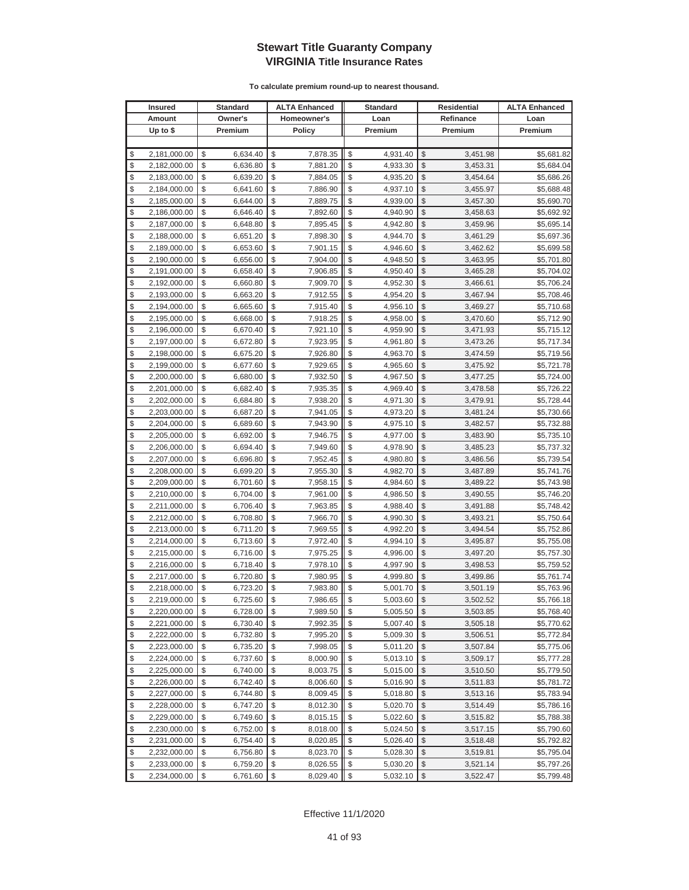# Stewart Title Guaranty Company
## VIRGINIA Title Insurance Rates

**To calculate premium round-up to nearest thousand.**

| Insured Amount Up to $ | Standard Owner's Premium | ALTA Enhanced Homeowner's Policy | Standard Loan Premium | Residential Refinance Premium | ALTA Enhanced Loan Premium |
|---|---|---|---|---|---|
| $ 2,181,000.00 | $ 6,634.40 | $ 7,878.35 | $ 4,931.40 | $ 3,451.98 | $5,681.82 |
| $ 2,182,000.00 | $ 6,636.80 | $ 7,881.20 | $ 4,933.30 | $ 3,453.31 | $5,684.04 |
| $ 2,183,000.00 | $ 6,639.20 | $ 7,884.05 | $ 4,935.20 | $ 3,454.64 | $5,686.26 |
| $ 2,184,000.00 | $ 6,641.60 | $ 7,886.90 | $ 4,937.10 | $ 3,455.97 | $5,688.48 |
| $ 2,185,000.00 | $ 6,644.00 | $ 7,889.75 | $ 4,939.00 | $ 3,457.30 | $5,690.70 |
| $ 2,186,000.00 | $ 6,646.40 | $ 7,892.60 | $ 4,940.90 | $ 3,458.63 | $5,692.92 |
| $ 2,187,000.00 | $ 6,648.80 | $ 7,895.45 | $ 4,942.80 | $ 3,459.96 | $5,695.14 |
| $ 2,188,000.00 | $ 6,651.20 | $ 7,898.30 | $ 4,944.70 | $ 3,461.29 | $5,697.36 |
| $ 2,189,000.00 | $ 6,653.60 | $ 7,901.15 | $ 4,946.60 | $ 3,462.62 | $5,699.58 |
| $ 2,190,000.00 | $ 6,656.00 | $ 7,904.00 | $ 4,948.50 | $ 3,463.95 | $5,701.80 |
| $ 2,191,000.00 | $ 6,658.40 | $ 7,906.85 | $ 4,950.40 | $ 3,465.28 | $5,704.02 |
| $ 2,192,000.00 | $ 6,660.80 | $ 7,909.70 | $ 4,952.30 | $ 3,466.61 | $5,706.24 |
| $ 2,193,000.00 | $ 6,663.20 | $ 7,912.55 | $ 4,954.20 | $ 3,467.94 | $5,708.46 |
| $ 2,194,000.00 | $ 6,665.60 | $ 7,915.40 | $ 4,956.10 | $ 3,469.27 | $5,710.68 |
| $ 2,195,000.00 | $ 6,668.00 | $ 7,918.25 | $ 4,958.00 | $ 3,470.60 | $5,712.90 |
| $ 2,196,000.00 | $ 6,670.40 | $ 7,921.10 | $ 4,959.90 | $ 3,471.93 | $5,715.12 |
| $ 2,197,000.00 | $ 6,672.80 | $ 7,923.95 | $ 4,961.80 | $ 3,473.26 | $5,717.34 |
| $ 2,198,000.00 | $ 6,675.20 | $ 7,926.80 | $ 4,963.70 | $ 3,474.59 | $5,719.56 |
| $ 2,199,000.00 | $ 6,677.60 | $ 7,929.65 | $ 4,965.60 | $ 3,475.92 | $5,721.78 |
| $ 2,200,000.00 | $ 6,680.00 | $ 7,932.50 | $ 4,967.50 | $ 3,477.25 | $5,724.00 |
| $ 2,201,000.00 | $ 6,682.40 | $ 7,935.35 | $ 4,969.40 | $ 3,478.58 | $5,726.22 |
| $ 2,202,000.00 | $ 6,684.80 | $ 7,938.20 | $ 4,971.30 | $ 3,479.91 | $5,728.44 |
| $ 2,203,000.00 | $ 6,687.20 | $ 7,941.05 | $ 4,973.20 | $ 3,481.24 | $5,730.66 |
| $ 2,204,000.00 | $ 6,689.60 | $ 7,943.90 | $ 4,975.10 | $ 3,482.57 | $5,732.88 |
| $ 2,205,000.00 | $ 6,692.00 | $ 7,946.75 | $ 4,977.00 | $ 3,483.90 | $5,735.10 |
| $ 2,206,000.00 | $ 6,694.40 | $ 7,949.60 | $ 4,978.90 | $ 3,485.23 | $5,737.32 |
| $ 2,207,000.00 | $ 6,696.80 | $ 7,952.45 | $ 4,980.80 | $ 3,486.56 | $5,739.54 |
| $ 2,208,000.00 | $ 6,699.20 | $ 7,955.30 | $ 4,982.70 | $ 3,487.89 | $5,741.76 |
| $ 2,209,000.00 | $ 6,701.60 | $ 7,958.15 | $ 4,984.60 | $ 3,489.22 | $5,743.98 |
| $ 2,210,000.00 | $ 6,704.00 | $ 7,961.00 | $ 4,986.50 | $ 3,490.55 | $5,746.20 |
| $ 2,211,000.00 | $ 6,706.40 | $ 7,963.85 | $ 4,988.40 | $ 3,491.88 | $5,748.42 |
| $ 2,212,000.00 | $ 6,708.80 | $ 7,966.70 | $ 4,990.30 | $ 3,493.21 | $5,750.64 |
| $ 2,213,000.00 | $ 6,711.20 | $ 7,969.55 | $ 4,992.20 | $ 3,494.54 | $5,752.86 |
| $ 2,214,000.00 | $ 6,713.60 | $ 7,972.40 | $ 4,994.10 | $ 3,495.87 | $5,755.08 |
| $ 2,215,000.00 | $ 6,716.00 | $ 7,975.25 | $ 4,996.00 | $ 3,497.20 | $5,757.30 |
| $ 2,216,000.00 | $ 6,718.40 | $ 7,978.10 | $ 4,997.90 | $ 3,498.53 | $5,759.52 |
| $ 2,217,000.00 | $ 6,720.80 | $ 7,980.95 | $ 4,999.80 | $ 3,499.86 | $5,761.74 |
| $ 2,218,000.00 | $ 6,723.20 | $ 7,983.80 | $ 5,001.70 | $ 3,501.19 | $5,763.96 |
| $ 2,219,000.00 | $ 6,725.60 | $ 7,986.65 | $ 5,003.60 | $ 3,502.52 | $5,766.18 |
| $ 2,220,000.00 | $ 6,728.00 | $ 7,989.50 | $ 5,005.50 | $ 3,503.85 | $5,768.40 |
| $ 2,221,000.00 | $ 6,730.40 | $ 7,992.35 | $ 5,007.40 | $ 3,505.18 | $5,770.62 |
| $ 2,222,000.00 | $ 6,732.80 | $ 7,995.20 | $ 5,009.30 | $ 3,506.51 | $5,772.84 |
| $ 2,223,000.00 | $ 6,735.20 | $ 7,998.05 | $ 5,011.20 | $ 3,507.84 | $5,775.06 |
| $ 2,224,000.00 | $ 6,737.60 | $ 8,000.90 | $ 5,013.10 | $ 3,509.17 | $5,777.28 |
| $ 2,225,000.00 | $ 6,740.00 | $ 8,003.75 | $ 5,015.00 | $ 3,510.50 | $5,779.50 |
| $ 2,226,000.00 | $ 6,742.40 | $ 8,006.60 | $ 5,016.90 | $ 3,511.83 | $5,781.72 |
| $ 2,227,000.00 | $ 6,744.80 | $ 8,009.45 | $ 5,018.80 | $ 3,513.16 | $5,783.94 |
| $ 2,228,000.00 | $ 6,747.20 | $ 8,012.30 | $ 5,020.70 | $ 3,514.49 | $5,786.16 |
| $ 2,229,000.00 | $ 6,749.60 | $ 8,015.15 | $ 5,022.60 | $ 3,515.82 | $5,788.38 |
| $ 2,230,000.00 | $ 6,752.00 | $ 8,018.00 | $ 5,024.50 | $ 3,517.15 | $5,790.60 |
| $ 2,231,000.00 | $ 6,754.40 | $ 8,020.85 | $ 5,026.40 | $ 3,518.48 | $5,792.82 |
| $ 2,232,000.00 | $ 6,756.80 | $ 8,023.70 | $ 5,028.30 | $ 3,519.81 | $5,795.04 |
| $ 2,233,000.00 | $ 6,759.20 | $ 8,026.55 | $ 5,030.20 | $ 3,521.14 | $5,797.26 |
| $ 2,234,000.00 | $ 6,761.60 | $ 8,029.40 | $ 5,032.10 | $ 3,522.47 | $5,799.48 |

Effective 11/1/2020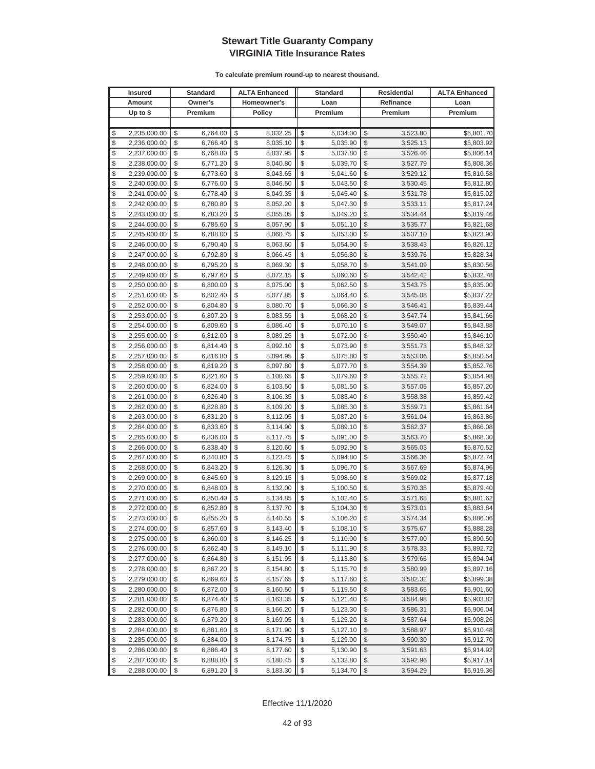# Stewart Title Guaranty Company
## VIRGINIA Title Insurance Rates

**To calculate premium round-up to nearest thousand.**

| Insured Amount Up to $ | Standard Owner's Premium | ALTA Enhanced Homeowner's Policy | Standard Loan Premium | Residential Refinance Premium | ALTA Enhanced Loan Premium |
|---|---|---|---|---|---|
| $ 2,235,000.00 | $ 6,764.00 | $ 8,032.25 | $ 5,034.00 | $ 3,523.80 | $5,801.70 |
| $ 2,236,000.00 | $ 6,766.40 | $ 8,035.10 | $ 5,035.90 | $ 3,525.13 | $5,803.92 |
| $ 2,237,000.00 | $ 6,768.80 | $ 8,037.95 | $ 5,037.80 | $ 3,526.46 | $5,806.14 |
| $ 2,238,000.00 | $ 6,771.20 | $ 8,040.80 | $ 5,039.70 | $ 3,527.79 | $5,808.36 |
| $ 2,239,000.00 | $ 6,773.60 | $ 8,043.65 | $ 5,041.60 | $ 3,529.12 | $5,810.58 |
| $ 2,240,000.00 | $ 6,776.00 | $ 8,046.50 | $ 5,043.50 | $ 3,530.45 | $5,812.80 |
| $ 2,241,000.00 | $ 6,778.40 | $ 8,049.35 | $ 5,045.40 | $ 3,531.78 | $5,815.02 |
| $ 2,242,000.00 | $ 6,780.80 | $ 8,052.20 | $ 5,047.30 | $ 3,533.11 | $5,817.24 |
| $ 2,243,000.00 | $ 6,783.20 | $ 8,055.05 | $ 5,049.20 | $ 3,534.44 | $5,819.46 |
| $ 2,244,000.00 | $ 6,785.60 | $ 8,057.90 | $ 5,051.10 | $ 3,535.77 | $5,821.68 |
| $ 2,245,000.00 | $ 6,788.00 | $ 8,060.75 | $ 5,053.00 | $ 3,537.10 | $5,823.90 |
| $ 2,246,000.00 | $ 6,790.40 | $ 8,063.60 | $ 5,054.90 | $ 3,538.43 | $5,826.12 |
| $ 2,247,000.00 | $ 6,792.80 | $ 8,066.45 | $ 5,056.80 | $ 3,539.76 | $5,828.34 |
| $ 2,248,000.00 | $ 6,795.20 | $ 8,069.30 | $ 5,058.70 | $ 3,541.09 | $5,830.56 |
| $ 2,249,000.00 | $ 6,797.60 | $ 8,072.15 | $ 5,060.60 | $ 3,542.42 | $5,832.78 |
| $ 2,250,000.00 | $ 6,800.00 | $ 8,075.00 | $ 5,062.50 | $ 3,543.75 | $5,835.00 |
| $ 2,251,000.00 | $ 6,802.40 | $ 8,077.85 | $ 5,064.40 | $ 3,545.08 | $5,837.22 |
| $ 2,252,000.00 | $ 6,804.80 | $ 8,080.70 | $ 5,066.30 | $ 3,546.41 | $5,839.44 |
| $ 2,253,000.00 | $ 6,807.20 | $ 8,083.55 | $ 5,068.20 | $ 3,547.74 | $5,841.66 |
| $ 2,254,000.00 | $ 6,809.60 | $ 8,086.40 | $ 5,070.10 | $ 3,549.07 | $5,843.88 |
| $ 2,255,000.00 | $ 6,812.00 | $ 8,089.25 | $ 5,072.00 | $ 3,550.40 | $5,846.10 |
| $ 2,256,000.00 | $ 6,814.40 | $ 8,092.10 | $ 5,073.90 | $ 3,551.73 | $5,848.32 |
| $ 2,257,000.00 | $ 6,816.80 | $ 8,094.95 | $ 5,075.80 | $ 3,553.06 | $5,850.54 |
| $ 2,258,000.00 | $ 6,819.20 | $ 8,097.80 | $ 5,077.70 | $ 3,554.39 | $5,852.76 |
| $ 2,259,000.00 | $ 6,821.60 | $ 8,100.65 | $ 5,079.60 | $ 3,555.72 | $5,854.98 |
| $ 2,260,000.00 | $ 6,824.00 | $ 8,103.50 | $ 5,081.50 | $ 3,557.05 | $5,857.20 |
| $ 2,261,000.00 | $ 6,826.40 | $ 8,106.35 | $ 5,083.40 | $ 3,558.38 | $5,859.42 |
| $ 2,262,000.00 | $ 6,828.80 | $ 8,109.20 | $ 5,085.30 | $ 3,559.71 | $5,861.64 |
| $ 2,263,000.00 | $ 6,831.20 | $ 8,112.05 | $ 5,087.20 | $ 3,561.04 | $5,863.86 |
| $ 2,264,000.00 | $ 6,833.60 | $ 8,114.90 | $ 5,089.10 | $ 3,562.37 | $5,866.08 |
| $ 2,265,000.00 | $ 6,836.00 | $ 8,117.75 | $ 5,091.00 | $ 3,563.70 | $5,868.30 |
| $ 2,266,000.00 | $ 6,838.40 | $ 8,120.60 | $ 5,092.90 | $ 3,565.03 | $5,870.52 |
| $ 2,267,000.00 | $ 6,840.80 | $ 8,123.45 | $ 5,094.80 | $ 3,566.36 | $5,872.74 |
| $ 2,268,000.00 | $ 6,843.20 | $ 8,126.30 | $ 5,096.70 | $ 3,567.69 | $5,874.96 |
| $ 2,269,000.00 | $ 6,845.60 | $ 8,129.15 | $ 5,098.60 | $ 3,569.02 | $5,877.18 |
| $ 2,270,000.00 | $ 6,848.00 | $ 8,132.00 | $ 5,100.50 | $ 3,570.35 | $5,879.40 |
| $ 2,271,000.00 | $ 6,850.40 | $ 8,134.85 | $ 5,102.40 | $ 3,571.68 | $5,881.62 |
| $ 2,272,000.00 | $ 6,852.80 | $ 8,137.70 | $ 5,104.30 | $ 3,573.01 | $5,883.84 |
| $ 2,273,000.00 | $ 6,855.20 | $ 8,140.55 | $ 5,106.20 | $ 3,574.34 | $5,886.06 |
| $ 2,274,000.00 | $ 6,857.60 | $ 8,143.40 | $ 5,108.10 | $ 3,575.67 | $5,888.28 |
| $ 2,275,000.00 | $ 6,860.00 | $ 8,146.25 | $ 5,110.00 | $ 3,577.00 | $5,890.50 |
| $ 2,276,000.00 | $ 6,862.40 | $ 8,149.10 | $ 5,111.90 | $ 3,578.33 | $5,892.72 |
| $ 2,277,000.00 | $ 6,864.80 | $ 8,151.95 | $ 5,113.80 | $ 3,579.66 | $5,894.94 |
| $ 2,278,000.00 | $ 6,867.20 | $ 8,154.80 | $ 5,115.70 | $ 3,580.99 | $5,897.16 |
| $ 2,279,000.00 | $ 6,869.60 | $ 8,157.65 | $ 5,117.60 | $ 3,582.32 | $5,899.38 |
| $ 2,280,000.00 | $ 6,872.00 | $ 8,160.50 | $ 5,119.50 | $ 3,583.65 | $5,901.60 |
| $ 2,281,000.00 | $ 6,874.40 | $ 8,163.35 | $ 5,121.40 | $ 3,584.98 | $5,903.82 |
| $ 2,282,000.00 | $ 6,876.80 | $ 8,166.20 | $ 5,123.30 | $ 3,586.31 | $5,906.04 |
| $ 2,283,000.00 | $ 6,879.20 | $ 8,169.05 | $ 5,125.20 | $ 3,587.64 | $5,908.26 |
| $ 2,284,000.00 | $ 6,881.60 | $ 8,171.90 | $ 5,127.10 | $ 3,588.97 | $5,910.48 |
| $ 2,285,000.00 | $ 6,884.00 | $ 8,174.75 | $ 5,129.00 | $ 3,590.30 | $5,912.70 |
| $ 2,286,000.00 | $ 6,886.40 | $ 8,177.60 | $ 5,130.90 | $ 3,591.63 | $5,914.92 |
| $ 2,287,000.00 | $ 6,888.80 | $ 8,180.45 | $ 5,132.80 | $ 3,592.96 | $5,917.14 |
| $ 2,288,000.00 | $ 6,891.20 | $ 8,183.30 | $ 5,134.70 | $ 3,594.29 | $5,919.36 |

Effective 11/1/2020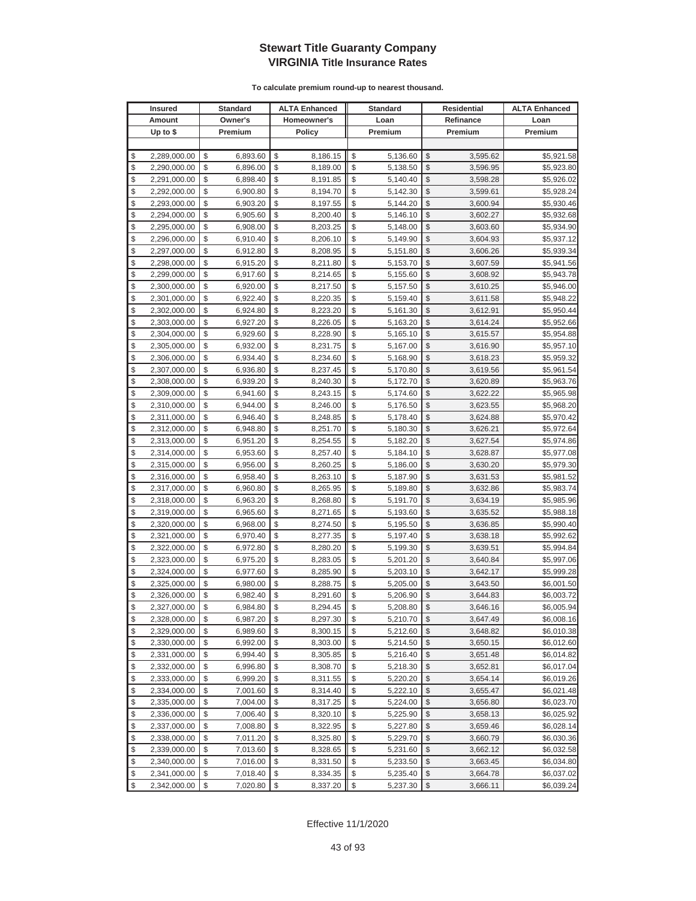# Stewart Title Guaranty Company
## VIRGINIA Title Insurance Rates

**To calculate premium round-up to nearest thousand.**

| Insured Amount Up to $ | Standard Owner's Premium | ALTA Enhanced Homeowner's Policy | Standard Loan Premium | Residential Refinance Premium | ALTA Enhanced Loan Premium |
|---|---|---|---|---|---|
| $ 2,289,000.00 | $ 6,893.60 | $ 8,186.15 | $ 5,136.60 | $ 3,595.62 | $5,921.58 |
| $ 2,290,000.00 | $ 6,896.00 | $ 8,189.00 | $ 5,138.50 | $ 3,596.95 | $5,923.80 |
| $ 2,291,000.00 | $ 6,898.40 | $ 8,191.85 | $ 5,140.40 | $ 3,598.28 | $5,926.02 |
| $ 2,292,000.00 | $ 6,900.80 | $ 8,194.70 | $ 5,142.30 | $ 3,599.61 | $5,928.24 |
| $ 2,293,000.00 | $ 6,903.20 | $ 8,197.55 | $ 5,144.20 | $ 3,600.94 | $5,930.46 |
| $ 2,294,000.00 | $ 6,905.60 | $ 8,200.40 | $ 5,146.10 | $ 3,602.27 | $5,932.68 |
| $ 2,295,000.00 | $ 6,908.00 | $ 8,203.25 | $ 5,148.00 | $ 3,603.60 | $5,934.90 |
| $ 2,296,000.00 | $ 6,910.40 | $ 8,206.10 | $ 5,149.90 | $ 3,604.93 | $5,937.12 |
| $ 2,297,000.00 | $ 6,912.80 | $ 8,208.95 | $ 5,151.80 | $ 3,606.26 | $5,939.34 |
| $ 2,298,000.00 | $ 6,915.20 | $ 8,211.80 | $ 5,153.70 | $ 3,607.59 | $5,941.56 |
| $ 2,299,000.00 | $ 6,917.60 | $ 8,214.65 | $ 5,155.60 | $ 3,608.92 | $5,943.78 |
| $ 2,300,000.00 | $ 6,920.00 | $ 8,217.50 | $ 5,157.50 | $ 3,610.25 | $5,946.00 |
| $ 2,301,000.00 | $ 6,922.40 | $ 8,220.35 | $ 5,159.40 | $ 3,611.58 | $5,948.22 |
| $ 2,302,000.00 | $ 6,924.80 | $ 8,223.20 | $ 5,161.30 | $ 3,612.91 | $5,950.44 |
| $ 2,303,000.00 | $ 6,927.20 | $ 8,226.05 | $ 5,163.20 | $ 3,614.24 | $5,952.66 |
| $ 2,304,000.00 | $ 6,929.60 | $ 8,228.90 | $ 5,165.10 | $ 3,615.57 | $5,954.88 |
| $ 2,305,000.00 | $ 6,932.00 | $ 8,231.75 | $ 5,167.00 | $ 3,616.90 | $5,957.10 |
| $ 2,306,000.00 | $ 6,934.40 | $ 8,234.60 | $ 5,168.90 | $ 3,618.23 | $5,959.32 |
| $ 2,307,000.00 | $ 6,936.80 | $ 8,237.45 | $ 5,170.80 | $ 3,619.56 | $5,961.54 |
| $ 2,308,000.00 | $ 6,939.20 | $ 8,240.30 | $ 5,172.70 | $ 3,620.89 | $5,963.76 |
| $ 2,309,000.00 | $ 6,941.60 | $ 8,243.15 | $ 5,174.60 | $ 3,622.22 | $5,965.98 |
| $ 2,310,000.00 | $ 6,944.00 | $ 8,246.00 | $ 5,176.50 | $ 3,623.55 | $5,968.20 |
| $ 2,311,000.00 | $ 6,946.40 | $ 8,248.85 | $ 5,178.40 | $ 3,624.88 | $5,970.42 |
| $ 2,312,000.00 | $ 6,948.80 | $ 8,251.70 | $ 5,180.30 | $ 3,626.21 | $5,972.64 |
| $ 2,313,000.00 | $ 6,951.20 | $ 8,254.55 | $ 5,182.20 | $ 3,627.54 | $5,974.86 |
| $ 2,314,000.00 | $ 6,953.60 | $ 8,257.40 | $ 5,184.10 | $ 3,628.87 | $5,977.08 |
| $ 2,315,000.00 | $ 6,956.00 | $ 8,260.25 | $ 5,186.00 | $ 3,630.20 | $5,979.30 |
| $ 2,316,000.00 | $ 6,958.40 | $ 8,263.10 | $ 5,187.90 | $ 3,631.53 | $5,981.52 |
| $ 2,317,000.00 | $ 6,960.80 | $ 8,265.95 | $ 5,189.80 | $ 3,632.86 | $5,983.74 |
| $ 2,318,000.00 | $ 6,963.20 | $ 8,268.80 | $ 5,191.70 | $ 3,634.19 | $5,985.96 |
| $ 2,319,000.00 | $ 6,965.60 | $ 8,271.65 | $ 5,193.60 | $ 3,635.52 | $5,988.18 |
| $ 2,320,000.00 | $ 6,968.00 | $ 8,274.50 | $ 5,195.50 | $ 3,636.85 | $5,990.40 |
| $ 2,321,000.00 | $ 6,970.40 | $ 8,277.35 | $ 5,197.40 | $ 3,638.18 | $5,992.62 |
| $ 2,322,000.00 | $ 6,972.80 | $ 8,280.20 | $ 5,199.30 | $ 3,639.51 | $5,994.84 |
| $ 2,323,000.00 | $ 6,975.20 | $ 8,283.05 | $ 5,201.20 | $ 3,640.84 | $5,997.06 |
| $ 2,324,000.00 | $ 6,977.60 | $ 8,285.90 | $ 5,203.10 | $ 3,642.17 | $5,999.28 |
| $ 2,325,000.00 | $ 6,980.00 | $ 8,288.75 | $ 5,205.00 | $ 3,643.50 | $6,001.50 |
| $ 2,326,000.00 | $ 6,982.40 | $ 8,291.60 | $ 5,206.90 | $ 3,644.83 | $6,003.72 |
| $ 2,327,000.00 | $ 6,984.80 | $ 8,294.45 | $ 5,208.80 | $ 3,646.16 | $6,005.94 |
| $ 2,328,000.00 | $ 6,987.20 | $ 8,297.30 | $ 5,210.70 | $ 3,647.49 | $6,008.16 |
| $ 2,329,000.00 | $ 6,989.60 | $ 8,300.15 | $ 5,212.60 | $ 3,648.82 | $6,010.38 |
| $ 2,330,000.00 | $ 6,992.00 | $ 8,303.00 | $ 5,214.50 | $ 3,650.15 | $6,012.60 |
| $ 2,331,000.00 | $ 6,994.40 | $ 8,305.85 | $ 5,216.40 | $ 3,651.48 | $6,014.82 |
| $ 2,332,000.00 | $ 6,996.80 | $ 8,308.70 | $ 5,218.30 | $ 3,652.81 | $6,017.04 |
| $ 2,333,000.00 | $ 6,999.20 | $ 8,311.55 | $ 5,220.20 | $ 3,654.14 | $6,019.26 |
| $ 2,334,000.00 | $ 7,001.60 | $ 8,314.40 | $ 5,222.10 | $ 3,655.47 | $6,021.48 |
| $ 2,335,000.00 | $ 7,004.00 | $ 8,317.25 | $ 5,224.00 | $ 3,656.80 | $6,023.70 |
| $ 2,336,000.00 | $ 7,006.40 | $ 8,320.10 | $ 5,225.90 | $ 3,658.13 | $6,025.92 |
| $ 2,337,000.00 | $ 7,008.80 | $ 8,322.95 | $ 5,227.80 | $ 3,659.46 | $6,028.14 |
| $ 2,338,000.00 | $ 7,011.20 | $ 8,325.80 | $ 5,229.70 | $ 3,660.79 | $6,030.36 |
| $ 2,339,000.00 | $ 7,013.60 | $ 8,328.65 | $ 5,231.60 | $ 3,662.12 | $6,032.58 |
| $ 2,340,000.00 | $ 7,016.00 | $ 8,331.50 | $ 5,233.50 | $ 3,663.45 | $6,034.80 |
| $ 2,341,000.00 | $ 7,018.40 | $ 8,334.35 | $ 5,235.40 | $ 3,664.78 | $6,037.02 |
| $ 2,342,000.00 | $ 7,020.80 | $ 8,337.20 | $ 5,237.30 | $ 3,666.11 | $6,039.24 |

Effective 11/1/2020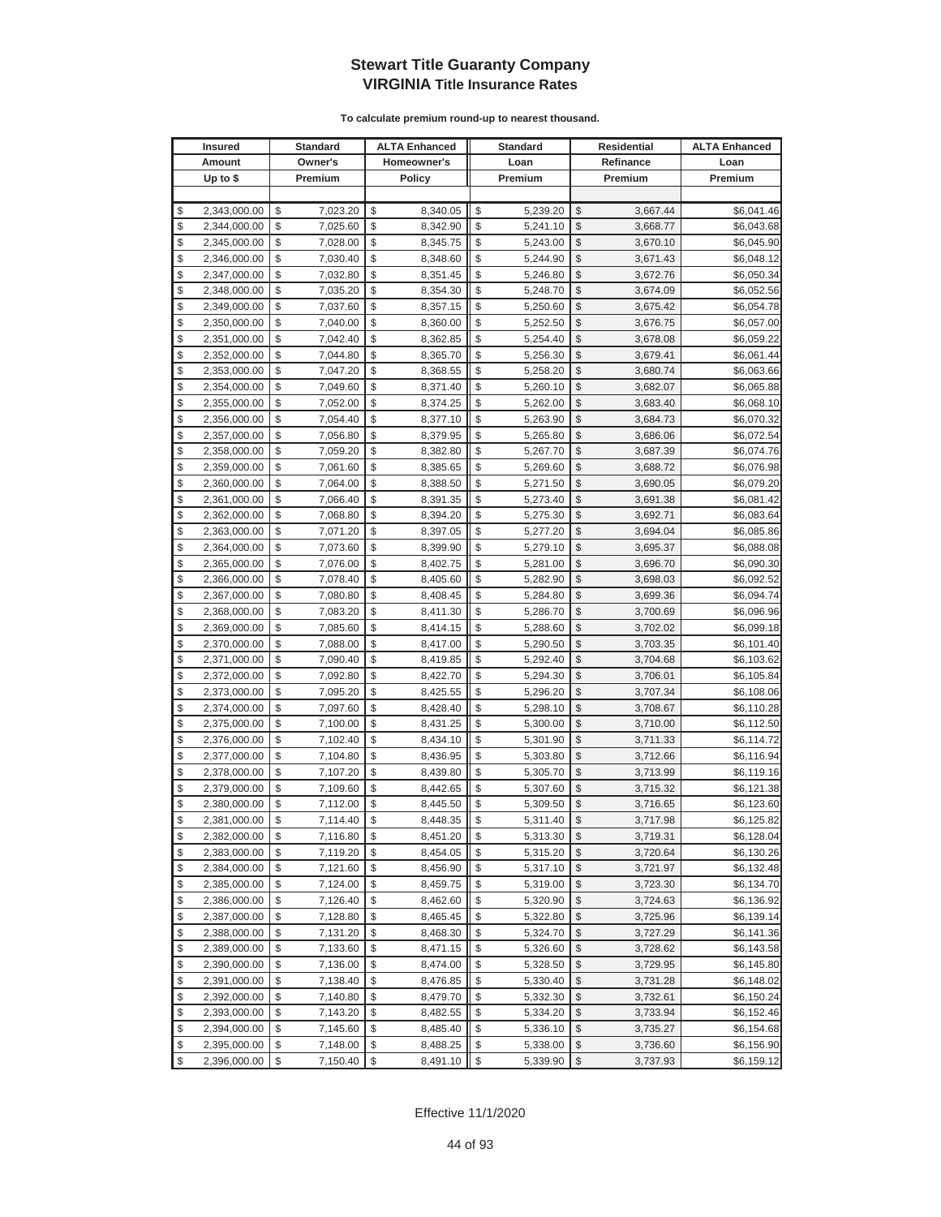# Stewart Title Guaranty Company
## VIRGINIA Title Insurance Rates

**To calculate premium round-up to nearest thousand.**

| Insured Amount Up to $ | Standard Owner's Premium | ALTA Enhanced Homeowner's Policy | Standard Loan Premium | Residential Refinance Premium | ALTA Enhanced Loan Premium |
|---|---|---|---|---|---|
| $ 2,343,000.00 | $ 7,023.20 | $ 8,340.05 | $ 5,239.20 | $ 3,667.44 | $6,041.46 |
| $ 2,344,000.00 | $ 7,025.60 | $ 8,342.90 | $ 5,241.10 | $ 3,668.77 | $6,043.68 |
| $ 2,345,000.00 | $ 7,028.00 | $ 8,345.75 | $ 5,243.00 | $ 3,670.10 | $6,045.90 |
| $ 2,346,000.00 | $ 7,030.40 | $ 8,348.60 | $ 5,244.90 | $ 3,671.43 | $6,048.12 |
| $ 2,347,000.00 | $ 7,032.80 | $ 8,351.45 | $ 5,246.80 | $ 3,672.76 | $6,050.34 |
| $ 2,348,000.00 | $ 7,035.20 | $ 8,354.30 | $ 5,248.70 | $ 3,674.09 | $6,052.56 |
| $ 2,349,000.00 | $ 7,037.60 | $ 8,357.15 | $ 5,250.60 | $ 3,675.42 | $6,054.78 |
| $ 2,350,000.00 | $ 7,040.00 | $ 8,360.00 | $ 5,252.50 | $ 3,676.75 | $6,057.00 |
| $ 2,351,000.00 | $ 7,042.40 | $ 8,362.85 | $ 5,254.40 | $ 3,678.08 | $6,059.22 |
| $ 2,352,000.00 | $ 7,044.80 | $ 8,365.70 | $ 5,256.30 | $ 3,679.41 | $6,061.44 |
| $ 2,353,000.00 | $ 7,047.20 | $ 8,368.55 | $ 5,258.20 | $ 3,680.74 | $6,063.66 |
| $ 2,354,000.00 | $ 7,049.60 | $ 8,371.40 | $ 5,260.10 | $ 3,682.07 | $6,065.88 |
| $ 2,355,000.00 | $ 7,052.00 | $ 8,374.25 | $ 5,262.00 | $ 3,683.40 | $6,068.10 |
| $ 2,356,000.00 | $ 7,054.40 | $ 8,377.10 | $ 5,263.90 | $ 3,684.73 | $6,070.32 |
| $ 2,357,000.00 | $ 7,056.80 | $ 8,379.95 | $ 5,265.80 | $ 3,686.06 | $6,072.54 |
| $ 2,358,000.00 | $ 7,059.20 | $ 8,382.80 | $ 5,267.70 | $ 3,687.39 | $6,074.76 |
| $ 2,359,000.00 | $ 7,061.60 | $ 8,385.65 | $ 5,269.60 | $ 3,688.72 | $6,076.98 |
| $ 2,360,000.00 | $ 7,064.00 | $ 8,388.50 | $ 5,271.50 | $ 3,690.05 | $6,079.20 |
| $ 2,361,000.00 | $ 7,066.40 | $ 8,391.35 | $ 5,273.40 | $ 3,691.38 | $6,081.42 |
| $ 2,362,000.00 | $ 7,068.80 | $ 8,394.20 | $ 5,275.30 | $ 3,692.71 | $6,083.64 |
| $ 2,363,000.00 | $ 7,071.20 | $ 8,397.05 | $ 5,277.20 | $ 3,694.04 | $6,085.86 |
| $ 2,364,000.00 | $ 7,073.60 | $ 8,399.90 | $ 5,279.10 | $ 3,695.37 | $6,088.08 |
| $ 2,365,000.00 | $ 7,076.00 | $ 8,402.75 | $ 5,281.00 | $ 3,696.70 | $6,090.30 |
| $ 2,366,000.00 | $ 7,078.40 | $ 8,405.60 | $ 5,282.90 | $ 3,698.03 | $6,092.52 |
| $ 2,367,000.00 | $ 7,080.80 | $ 8,408.45 | $ 5,284.80 | $ 3,699.36 | $6,094.74 |
| $ 2,368,000.00 | $ 7,083.20 | $ 8,411.30 | $ 5,286.70 | $ 3,700.69 | $6,096.96 |
| $ 2,369,000.00 | $ 7,085.60 | $ 8,414.15 | $ 5,288.60 | $ 3,702.02 | $6,099.18 |
| $ 2,370,000.00 | $ 7,088.00 | $ 8,417.00 | $ 5,290.50 | $ 3,703.35 | $6,101.40 |
| $ 2,371,000.00 | $ 7,090.40 | $ 8,419.85 | $ 5,292.40 | $ 3,704.68 | $6,103.62 |
| $ 2,372,000.00 | $ 7,092.80 | $ 8,422.70 | $ 5,294.30 | $ 3,706.01 | $6,105.84 |
| $ 2,373,000.00 | $ 7,095.20 | $ 8,425.55 | $ 5,296.20 | $ 3,707.34 | $6,108.06 |
| $ 2,374,000.00 | $ 7,097.60 | $ 8,428.40 | $ 5,298.10 | $ 3,708.67 | $6,110.28 |
| $ 2,375,000.00 | $ 7,100.00 | $ 8,431.25 | $ 5,300.00 | $ 3,710.00 | $6,112.50 |
| $ 2,376,000.00 | $ 7,102.40 | $ 8,434.10 | $ 5,301.90 | $ 3,711.33 | $6,114.72 |
| $ 2,377,000.00 | $ 7,104.80 | $ 8,436.95 | $ 5,303.80 | $ 3,712.66 | $6,116.94 |
| $ 2,378,000.00 | $ 7,107.20 | $ 8,439.80 | $ 5,305.70 | $ 3,713.99 | $6,119.16 |
| $ 2,379,000.00 | $ 7,109.60 | $ 8,442.65 | $ 5,307.60 | $ 3,715.32 | $6,121.38 |
| $ 2,380,000.00 | $ 7,112.00 | $ 8,445.50 | $ 5,309.50 | $ 3,716.65 | $6,123.60 |
| $ 2,381,000.00 | $ 7,114.40 | $ 8,448.35 | $ 5,311.40 | $ 3,717.98 | $6,125.82 |
| $ 2,382,000.00 | $ 7,116.80 | $ 8,451.20 | $ 5,313.30 | $ 3,719.31 | $6,128.04 |
| $ 2,383,000.00 | $ 7,119.20 | $ 8,454.05 | $ 5,315.20 | $ 3,720.64 | $6,130.26 |
| $ 2,384,000.00 | $ 7,121.60 | $ 8,456.90 | $ 5,317.10 | $ 3,721.97 | $6,132.48 |
| $ 2,385,000.00 | $ 7,124.00 | $ 8,459.75 | $ 5,319.00 | $ 3,723.30 | $6,134.70 |
| $ 2,386,000.00 | $ 7,126.40 | $ 8,462.60 | $ 5,320.90 | $ 3,724.63 | $6,136.92 |
| $ 2,387,000.00 | $ 7,128.80 | $ 8,465.45 | $ 5,322.80 | $ 3,725.96 | $6,139.14 |
| $ 2,388,000.00 | $ 7,131.20 | $ 8,468.30 | $ 5,324.70 | $ 3,727.29 | $6,141.36 |
| $ 2,389,000.00 | $ 7,133.60 | $ 8,471.15 | $ 5,326.60 | $ 3,728.62 | $6,143.58 |
| $ 2,390,000.00 | $ 7,136.00 | $ 8,474.00 | $ 5,328.50 | $ 3,729.95 | $6,145.80 |
| $ 2,391,000.00 | $ 7,138.40 | $ 8,476.85 | $ 5,330.40 | $ 3,731.28 | $6,148.02 |
| $ 2,392,000.00 | $ 7,140.80 | $ 8,479.70 | $ 5,332.30 | $ 3,732.61 | $6,150.24 |
| $ 2,393,000.00 | $ 7,143.20 | $ 8,482.55 | $ 5,334.20 | $ 3,733.94 | $6,152.46 |
| $ 2,394,000.00 | $ 7,145.60 | $ 8,485.40 | $ 5,336.10 | $ 3,735.27 | $6,154.68 |
| $ 2,395,000.00 | $ 7,148.00 | $ 8,488.25 | $ 5,338.00 | $ 3,736.60 | $6,156.90 |
| $ 2,396,000.00 | $ 7,150.40 | $ 8,491.10 | $ 5,339.90 | $ 3,737.93 | $6,159.12 |

Effective 11/1/2020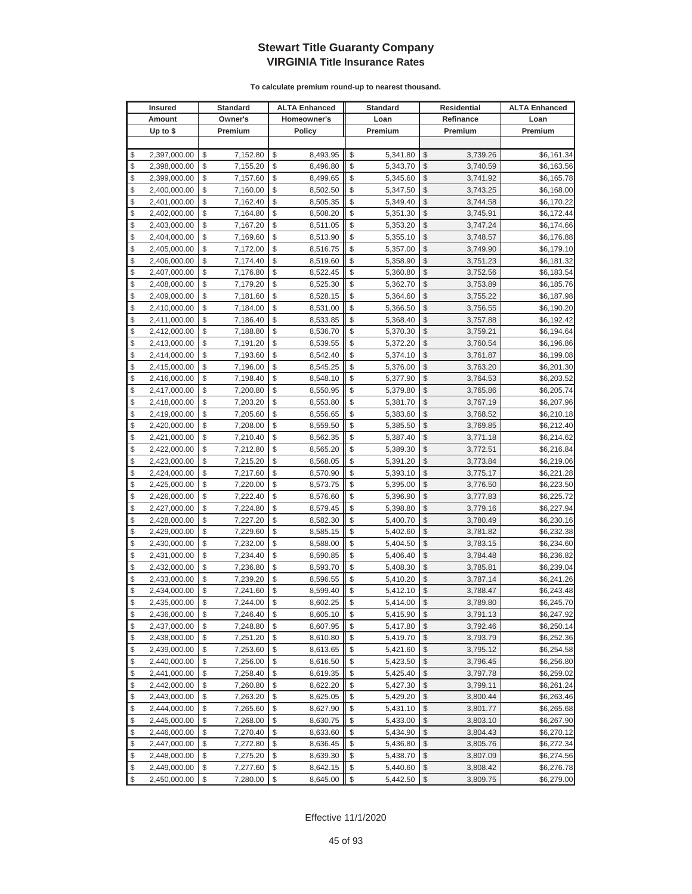# Stewart Title Guaranty Company
## VIRGINIA Title Insurance Rates

**To calculate premium round-up to nearest thousand.**

| Insured Amount Up to $ | Standard Owner's Premium | ALTA Enhanced Homeowner's Policy | Standard Loan Premium | Residential Refinance Premium | ALTA Enhanced Loan Premium |
|---|---|---|---|---|---|
| $ 2,397,000.00 | $ 7,152.80 | $ 8,493.95 | $ 5,341.80 | $ 3,739.26 | $6,161.34 |
| $ 2,398,000.00 | $ 7,155.20 | $ 8,496.80 | $ 5,343.70 | $ 3,740.59 | $6,163.56 |
| $ 2,399,000.00 | $ 7,157.60 | $ 8,499.65 | $ 5,345.60 | $ 3,741.92 | $6,165.78 |
| $ 2,400,000.00 | $ 7,160.00 | $ 8,502.50 | $ 5,347.50 | $ 3,743.25 | $6,168.00 |
| $ 2,401,000.00 | $ 7,162.40 | $ 8,505.35 | $ 5,349.40 | $ 3,744.58 | $6,170.22 |
| $ 2,402,000.00 | $ 7,164.80 | $ 8,508.20 | $ 5,351.30 | $ 3,745.91 | $6,172.44 |
| $ 2,403,000.00 | $ 7,167.20 | $ 8,511.05 | $ 5,353.20 | $ 3,747.24 | $6,174.66 |
| $ 2,404,000.00 | $ 7,169.60 | $ 8,513.90 | $ 5,355.10 | $ 3,748.57 | $6,176.88 |
| $ 2,405,000.00 | $ 7,172.00 | $ 8,516.75 | $ 5,357.00 | $ 3,749.90 | $6,179.10 |
| $ 2,406,000.00 | $ 7,174.40 | $ 8,519.60 | $ 5,358.90 | $ 3,751.23 | $6,181.32 |
| $ 2,407,000.00 | $ 7,176.80 | $ 8,522.45 | $ 5,360.80 | $ 3,752.56 | $6,183.54 |
| $ 2,408,000.00 | $ 7,179.20 | $ 8,525.30 | $ 5,362.70 | $ 3,753.89 | $6,185.76 |
| $ 2,409,000.00 | $ 7,181.60 | $ 8,528.15 | $ 5,364.60 | $ 3,755.22 | $6,187.98 |
| $ 2,410,000.00 | $ 7,184.00 | $ 8,531.00 | $ 5,366.50 | $ 3,756.55 | $6,190.20 |
| $ 2,411,000.00 | $ 7,186.40 | $ 8,533.85 | $ 5,368.40 | $ 3,757.88 | $6,192.42 |
| $ 2,412,000.00 | $ 7,188.80 | $ 8,536.70 | $ 5,370.30 | $ 3,759.21 | $6,194.64 |
| $ 2,413,000.00 | $ 7,191.20 | $ 8,539.55 | $ 5,372.20 | $ 3,760.54 | $6,196.86 |
| $ 2,414,000.00 | $ 7,193.60 | $ 8,542.40 | $ 5,374.10 | $ 3,761.87 | $6,199.08 |
| $ 2,415,000.00 | $ 7,196.00 | $ 8,545.25 | $ 5,376.00 | $ 3,763.20 | $6,201.30 |
| $ 2,416,000.00 | $ 7,198.40 | $ 8,548.10 | $ 5,377.90 | $ 3,764.53 | $6,203.52 |
| $ 2,417,000.00 | $ 7,200.80 | $ 8,550.95 | $ 5,379.80 | $ 3,765.86 | $6,205.74 |
| $ 2,418,000.00 | $ 7,203.20 | $ 8,553.80 | $ 5,381.70 | $ 3,767.19 | $6,207.96 |
| $ 2,419,000.00 | $ 7,205.60 | $ 8,556.65 | $ 5,383.60 | $ 3,768.52 | $6,210.18 |
| $ 2,420,000.00 | $ 7,208.00 | $ 8,559.50 | $ 5,385.50 | $ 3,769.85 | $6,212.40 |
| $ 2,421,000.00 | $ 7,210.40 | $ 8,562.35 | $ 5,387.40 | $ 3,771.18 | $6,214.62 |
| $ 2,422,000.00 | $ 7,212.80 | $ 8,565.20 | $ 5,389.30 | $ 3,772.51 | $6,216.84 |
| $ 2,423,000.00 | $ 7,215.20 | $ 8,568.05 | $ 5,391.20 | $ 3,773.84 | $6,219.06 |
| $ 2,424,000.00 | $ 7,217.60 | $ 8,570.90 | $ 5,393.10 | $ 3,775.17 | $6,221.28 |
| $ 2,425,000.00 | $ 7,220.00 | $ 8,573.75 | $ 5,395.00 | $ 3,776.50 | $6,223.50 |
| $ 2,426,000.00 | $ 7,222.40 | $ 8,576.60 | $ 5,396.90 | $ 3,777.83 | $6,225.72 |
| $ 2,427,000.00 | $ 7,224.80 | $ 8,579.45 | $ 5,398.80 | $ 3,779.16 | $6,227.94 |
| $ 2,428,000.00 | $ 7,227.20 | $ 8,582.30 | $ 5,400.70 | $ 3,780.49 | $6,230.16 |
| $ 2,429,000.00 | $ 7,229.60 | $ 8,585.15 | $ 5,402.60 | $ 3,781.82 | $6,232.38 |
| $ 2,430,000.00 | $ 7,232.00 | $ 8,588.00 | $ 5,404.50 | $ 3,783.15 | $6,234.60 |
| $ 2,431,000.00 | $ 7,234.40 | $ 8,590.85 | $ 5,406.40 | $ 3,784.48 | $6,236.82 |
| $ 2,432,000.00 | $ 7,236.80 | $ 8,593.70 | $ 5,408.30 | $ 3,785.81 | $6,239.04 |
| $ 2,433,000.00 | $ 7,239.20 | $ 8,596.55 | $ 5,410.20 | $ 3,787.14 | $6,241.26 |
| $ 2,434,000.00 | $ 7,241.60 | $ 8,599.40 | $ 5,412.10 | $ 3,788.47 | $6,243.48 |
| $ 2,435,000.00 | $ 7,244.00 | $ 8,602.25 | $ 5,414.00 | $ 3,789.80 | $6,245.70 |
| $ 2,436,000.00 | $ 7,246.40 | $ 8,605.10 | $ 5,415.90 | $ 3,791.13 | $6,247.92 |
| $ 2,437,000.00 | $ 7,248.80 | $ 8,607.95 | $ 5,417.80 | $ 3,792.46 | $6,250.14 |
| $ 2,438,000.00 | $ 7,251.20 | $ 8,610.80 | $ 5,419.70 | $ 3,793.79 | $6,252.36 |
| $ 2,439,000.00 | $ 7,253.60 | $ 8,613.65 | $ 5,421.60 | $ 3,795.12 | $6,254.58 |
| $ 2,440,000.00 | $ 7,256.00 | $ 8,616.50 | $ 5,423.50 | $ 3,796.45 | $6,256.80 |
| $ 2,441,000.00 | $ 7,258.40 | $ 8,619.35 | $ 5,425.40 | $ 3,797.78 | $6,259.02 |
| $ 2,442,000.00 | $ 7,260.80 | $ 8,622.20 | $ 5,427.30 | $ 3,799.11 | $6,261.24 |
| $ 2,443,000.00 | $ 7,263.20 | $ 8,625.05 | $ 5,429.20 | $ 3,800.44 | $6,263.46 |
| $ 2,444,000.00 | $ 7,265.60 | $ 8,627.90 | $ 5,431.10 | $ 3,801.77 | $6,265.68 |
| $ 2,445,000.00 | $ 7,268.00 | $ 8,630.75 | $ 5,433.00 | $ 3,803.10 | $6,267.90 |
| $ 2,446,000.00 | $ 7,270.40 | $ 8,633.60 | $ 5,434.90 | $ 3,804.43 | $6,270.12 |
| $ 2,447,000.00 | $ 7,272.80 | $ 8,636.45 | $ 5,436.80 | $ 3,805.76 | $6,272.34 |
| $ 2,448,000.00 | $ 7,275.20 | $ 8,639.30 | $ 5,438.70 | $ 3,807.09 | $6,274.56 |
| $ 2,449,000.00 | $ 7,277.60 | $ 8,642.15 | $ 5,440.60 | $ 3,808.42 | $6,276.78 |
| $ 2,450,000.00 | $ 7,280.00 | $ 8,645.00 | $ 5,442.50 | $ 3,809.75 | $6,279.00 |

Effective 11/1/2020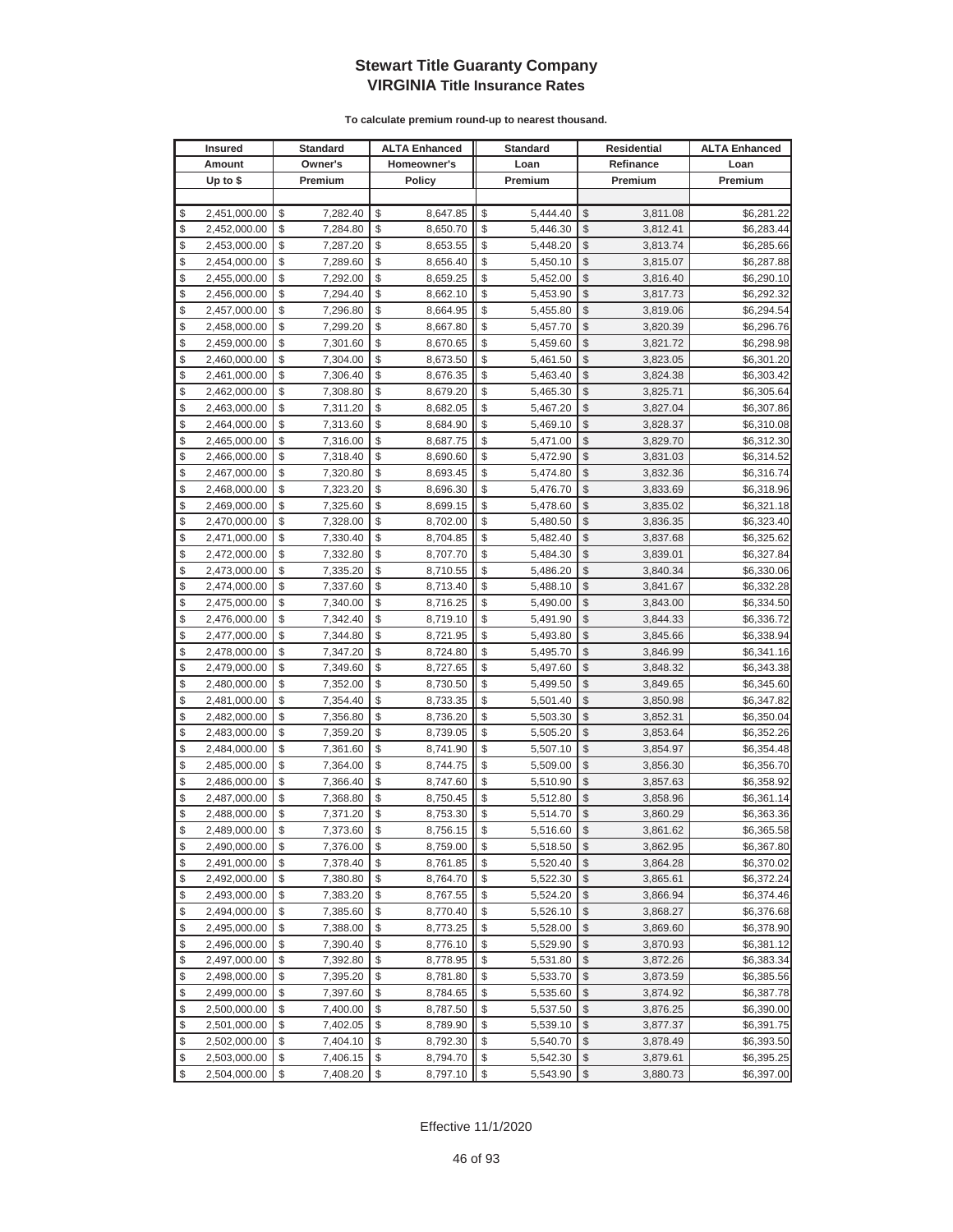# Stewart Title Guaranty Company
## VIRGINIA Title Insurance Rates

**To calculate premium round-up to nearest thousand.**

| Insured Amount Up to $ | Standard Owner's Premium | ALTA Enhanced Homeowner's Policy | Standard Loan Premium | Residential Refinance Premium | ALTA Enhanced Loan Premium |
|---|---|---|---|---|---|
| $ 2,451,000.00 | $ 7,282.40 | $ 8,647.85 | $ 5,444.40 | $ 3,811.08 | $6,281.22 |
| $ 2,452,000.00 | $ 7,284.80 | $ 8,650.70 | $ 5,446.30 | $ 3,812.41 | $6,283.44 |
| $ 2,453,000.00 | $ 7,287.20 | $ 8,653.55 | $ 5,448.20 | $ 3,813.74 | $6,285.66 |
| $ 2,454,000.00 | $ 7,289.60 | $ 8,656.40 | $ 5,450.10 | $ 3,815.07 | $6,287.88 |
| $ 2,455,000.00 | $ 7,292.00 | $ 8,659.25 | $ 5,452.00 | $ 3,816.40 | $6,290.10 |
| $ 2,456,000.00 | $ 7,294.40 | $ 8,662.10 | $ 5,453.90 | $ 3,817.73 | $6,292.32 |
| $ 2,457,000.00 | $ 7,296.80 | $ 8,664.95 | $ 5,455.80 | $ 3,819.06 | $6,294.54 |
| $ 2,458,000.00 | $ 7,299.20 | $ 8,667.80 | $ 5,457.70 | $ 3,820.39 | $6,296.76 |
| $ 2,459,000.00 | $ 7,301.60 | $ 8,670.65 | $ 5,459.60 | $ 3,821.72 | $6,298.98 |
| $ 2,460,000.00 | $ 7,304.00 | $ 8,673.50 | $ 5,461.50 | $ 3,823.05 | $6,301.20 |
| $ 2,461,000.00 | $ 7,306.40 | $ 8,676.35 | $ 5,463.40 | $ 3,824.38 | $6,303.42 |
| $ 2,462,000.00 | $ 7,308.80 | $ 8,679.20 | $ 5,465.30 | $ 3,825.71 | $6,305.64 |
| $ 2,463,000.00 | $ 7,311.20 | $ 8,682.05 | $ 5,467.20 | $ 3,827.04 | $6,307.86 |
| $ 2,464,000.00 | $ 7,313.60 | $ 8,684.90 | $ 5,469.10 | $ 3,828.37 | $6,310.08 |
| $ 2,465,000.00 | $ 7,316.00 | $ 8,687.75 | $ 5,471.00 | $ 3,829.70 | $6,312.30 |
| $ 2,466,000.00 | $ 7,318.40 | $ 8,690.60 | $ 5,472.90 | $ 3,831.03 | $6,314.52 |
| $ 2,467,000.00 | $ 7,320.80 | $ 8,693.45 | $ 5,474.80 | $ 3,832.36 | $6,316.74 |
| $ 2,468,000.00 | $ 7,323.20 | $ 8,696.30 | $ 5,476.70 | $ 3,833.69 | $6,318.96 |
| $ 2,469,000.00 | $ 7,325.60 | $ 8,699.15 | $ 5,478.60 | $ 3,835.02 | $6,321.18 |
| $ 2,470,000.00 | $ 7,328.00 | $ 8,702.00 | $ 5,480.50 | $ 3,836.35 | $6,323.40 |
| $ 2,471,000.00 | $ 7,330.40 | $ 8,704.85 | $ 5,482.40 | $ 3,837.68 | $6,325.62 |
| $ 2,472,000.00 | $ 7,332.80 | $ 8,707.70 | $ 5,484.30 | $ 3,839.01 | $6,327.84 |
| $ 2,473,000.00 | $ 7,335.20 | $ 8,710.55 | $ 5,486.20 | $ 3,840.34 | $6,330.06 |
| $ 2,474,000.00 | $ 7,337.60 | $ 8,713.40 | $ 5,488.10 | $ 3,841.67 | $6,332.28 |
| $ 2,475,000.00 | $ 7,340.00 | $ 8,716.25 | $ 5,490.00 | $ 3,843.00 | $6,334.50 |
| $ 2,476,000.00 | $ 7,342.40 | $ 8,719.10 | $ 5,491.90 | $ 3,844.33 | $6,336.72 |
| $ 2,477,000.00 | $ 7,344.80 | $ 8,721.95 | $ 5,493.80 | $ 3,845.66 | $6,338.94 |
| $ 2,478,000.00 | $ 7,347.20 | $ 8,724.80 | $ 5,495.70 | $ 3,846.99 | $6,341.16 |
| $ 2,479,000.00 | $ 7,349.60 | $ 8,727.65 | $ 5,497.60 | $ 3,848.32 | $6,343.38 |
| $ 2,480,000.00 | $ 7,352.00 | $ 8,730.50 | $ 5,499.50 | $ 3,849.65 | $6,345.60 |
| $ 2,481,000.00 | $ 7,354.40 | $ 8,733.35 | $ 5,501.40 | $ 3,850.98 | $6,347.82 |
| $ 2,482,000.00 | $ 7,356.80 | $ 8,736.20 | $ 5,503.30 | $ 3,852.31 | $6,350.04 |
| $ 2,483,000.00 | $ 7,359.20 | $ 8,739.05 | $ 5,505.20 | $ 3,853.64 | $6,352.26 |
| $ 2,484,000.00 | $ 7,361.60 | $ 8,741.90 | $ 5,507.10 | $ 3,854.97 | $6,354.48 |
| $ 2,485,000.00 | $ 7,364.00 | $ 8,744.75 | $ 5,509.00 | $ 3,856.30 | $6,356.70 |
| $ 2,486,000.00 | $ 7,366.40 | $ 8,747.60 | $ 5,510.90 | $ 3,857.63 | $6,358.92 |
| $ 2,487,000.00 | $ 7,368.80 | $ 8,750.45 | $ 5,512.80 | $ 3,858.96 | $6,361.14 |
| $ 2,488,000.00 | $ 7,371.20 | $ 8,753.30 | $ 5,514.70 | $ 3,860.29 | $6,363.36 |
| $ 2,489,000.00 | $ 7,373.60 | $ 8,756.15 | $ 5,516.60 | $ 3,861.62 | $6,365.58 |
| $ 2,490,000.00 | $ 7,376.00 | $ 8,759.00 | $ 5,518.50 | $ 3,862.95 | $6,367.80 |
| $ 2,491,000.00 | $ 7,378.40 | $ 8,761.85 | $ 5,520.40 | $ 3,864.28 | $6,370.02 |
| $ 2,492,000.00 | $ 7,380.80 | $ 8,764.70 | $ 5,522.30 | $ 3,865.61 | $6,372.24 |
| $ 2,493,000.00 | $ 7,383.20 | $ 8,767.55 | $ 5,524.20 | $ 3,866.94 | $6,374.46 |
| $ 2,494,000.00 | $ 7,385.60 | $ 8,770.40 | $ 5,526.10 | $ 3,868.27 | $6,376.68 |
| $ 2,495,000.00 | $ 7,388.00 | $ 8,773.25 | $ 5,528.00 | $ 3,869.60 | $6,378.90 |
| $ 2,496,000.00 | $ 7,390.40 | $ 8,776.10 | $ 5,529.90 | $ 3,870.93 | $6,381.12 |
| $ 2,497,000.00 | $ 7,392.80 | $ 8,778.95 | $ 5,531.80 | $ 3,872.26 | $6,383.34 |
| $ 2,498,000.00 | $ 7,395.20 | $ 8,781.80 | $ 5,533.70 | $ 3,873.59 | $6,385.56 |
| $ 2,499,000.00 | $ 7,397.60 | $ 8,784.65 | $ 5,535.60 | $ 3,874.92 | $6,387.78 |
| $ 2,500,000.00 | $ 7,400.00 | $ 8,787.50 | $ 5,537.50 | $ 3,876.25 | $6,390.00 |
| $ 2,501,000.00 | $ 7,402.05 | $ 8,789.90 | $ 5,539.10 | $ 3,877.37 | $6,391.75 |
| $ 2,502,000.00 | $ 7,404.10 | $ 8,792.30 | $ 5,540.70 | $ 3,878.49 | $6,393.50 |
| $ 2,503,000.00 | $ 7,406.15 | $ 8,794.70 | $ 5,542.30 | $ 3,879.61 | $6,395.25 |
| $ 2,504,000.00 | $ 7,408.20 | $ 8,797.10 | $ 5,543.90 | $ 3,880.73 | $6,397.00 |

Effective 11/1/2020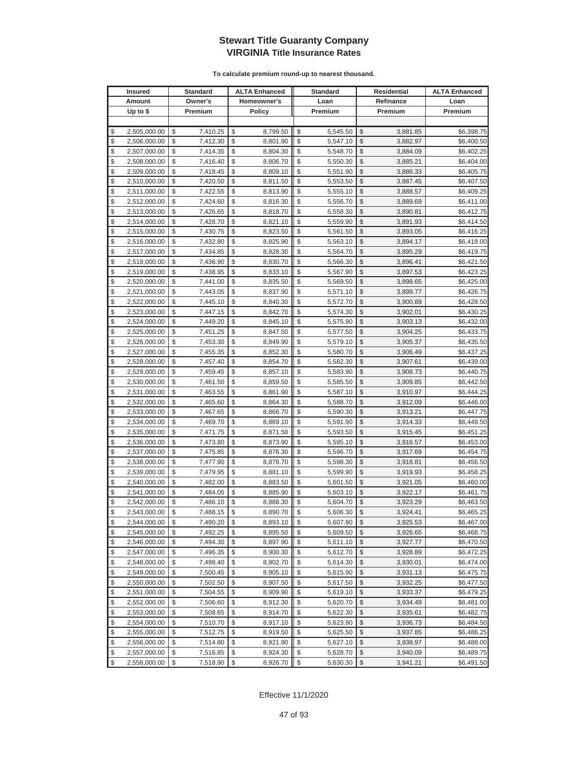# Stewart Title Guaranty Company
## VIRGINIA Title Insurance Rates

**To calculate premium round-up to nearest thousand.**

| Insured Amount Up to $ | Standard Owner's Premium | ALTA Enhanced Homeowner's Policy | Standard Loan Premium | Residential Refinance Premium | ALTA Enhanced Loan Premium |
|---|---|---|---|---|---|
| $ 2,505,000.00 | $ 7,410.25 | $ 8,799.50 | $ 5,545.50 | $ 3,881.85 | $6,398.75 |
| $ 2,506,000.00 | $ 7,412.30 | $ 8,801.90 | $ 5,547.10 | $ 3,882.97 | $6,400.50 |
| $ 2,507,000.00 | $ 7,414.35 | $ 8,804.30 | $ 5,548.70 | $ 3,884.09 | $6,402.25 |
| $ 2,508,000.00 | $ 7,416.40 | $ 8,806.70 | $ 5,550.30 | $ 3,885.21 | $6,404.00 |
| $ 2,509,000.00 | $ 7,418.45 | $ 8,809.10 | $ 5,551.90 | $ 3,886.33 | $6,405.75 |
| $ 2,510,000.00 | $ 7,420.50 | $ 8,811.50 | $ 5,553.50 | $ 3,887.45 | $6,407.50 |
| $ 2,511,000.00 | $ 7,422.55 | $ 8,813.90 | $ 5,555.10 | $ 3,888.57 | $6,409.25 |
| $ 2,512,000.00 | $ 7,424.60 | $ 8,816.30 | $ 5,556.70 | $ 3,889.69 | $6,411.00 |
| $ 2,513,000.00 | $ 7,426.65 | $ 8,818.70 | $ 5,558.30 | $ 3,890.81 | $6,412.75 |
| $ 2,514,000.00 | $ 7,428.70 | $ 8,821.10 | $ 5,559.90 | $ 3,891.93 | $6,414.50 |
| $ 2,515,000.00 | $ 7,430.75 | $ 8,823.50 | $ 5,561.50 | $ 3,893.05 | $6,416.25 |
| $ 2,516,000.00 | $ 7,432.80 | $ 8,825.90 | $ 5,563.10 | $ 3,894.17 | $6,418.00 |
| $ 2,517,000.00 | $ 7,434.85 | $ 8,828.30 | $ 5,564.70 | $ 3,895.29 | $6,419.75 |
| $ 2,518,000.00 | $ 7,436.90 | $ 8,830.70 | $ 5,566.30 | $ 3,896.41 | $6,421.50 |
| $ 2,519,000.00 | $ 7,438.95 | $ 8,833.10 | $ 5,567.90 | $ 3,897.53 | $6,423.25 |
| $ 2,520,000.00 | $ 7,441.00 | $ 8,835.50 | $ 5,569.50 | $ 3,898.65 | $6,425.00 |
| $ 2,521,000.00 | $ 7,443.05 | $ 8,837.90 | $ 5,571.10 | $ 3,899.77 | $6,426.75 |
| $ 2,522,000.00 | $ 7,445.10 | $ 8,840.30 | $ 5,572.70 | $ 3,900.89 | $6,428.50 |
| $ 2,523,000.00 | $ 7,447.15 | $ 8,842.70 | $ 5,574.30 | $ 3,902.01 | $6,430.25 |
| $ 2,524,000.00 | $ 7,449.20 | $ 8,845.10 | $ 5,575.90 | $ 3,903.13 | $6,432.00 |
| $ 2,525,000.00 | $ 7,451.25 | $ 8,847.50 | $ 5,577.50 | $ 3,904.25 | $6,433.75 |
| $ 2,526,000.00 | $ 7,453.30 | $ 8,849.90 | $ 5,579.10 | $ 3,905.37 | $6,435.50 |
| $ 2,527,000.00 | $ 7,455.35 | $ 8,852.30 | $ 5,580.70 | $ 3,906.49 | $6,437.25 |
| $ 2,528,000.00 | $ 7,457.40 | $ 8,854.70 | $ 5,582.30 | $ 3,907.61 | $6,439.00 |
| $ 2,529,000.00 | $ 7,459.45 | $ 8,857.10 | $ 5,583.90 | $ 3,908.73 | $6,440.75 |
| $ 2,530,000.00 | $ 7,461.50 | $ 8,859.50 | $ 5,585.50 | $ 3,909.85 | $6,442.50 |
| $ 2,531,000.00 | $ 7,463.55 | $ 8,861.90 | $ 5,587.10 | $ 3,910.97 | $6,444.25 |
| $ 2,532,000.00 | $ 7,465.60 | $ 8,864.30 | $ 5,588.70 | $ 3,912.09 | $6,446.00 |
| $ 2,533,000.00 | $ 7,467.65 | $ 8,866.70 | $ 5,590.30 | $ 3,913.21 | $6,447.75 |
| $ 2,534,000.00 | $ 7,469.70 | $ 8,869.10 | $ 5,591.90 | $ 3,914.33 | $6,449.50 |
| $ 2,535,000.00 | $ 7,471.75 | $ 8,871.50 | $ 5,593.50 | $ 3,915.45 | $6,451.25 |
| $ 2,536,000.00 | $ 7,473.80 | $ 8,873.90 | $ 5,595.10 | $ 3,916.57 | $6,453.00 |
| $ 2,537,000.00 | $ 7,475.85 | $ 8,876.30 | $ 5,596.70 | $ 3,917.69 | $6,454.75 |
| $ 2,538,000.00 | $ 7,477.90 | $ 8,878.70 | $ 5,598.30 | $ 3,918.81 | $6,456.50 |
| $ 2,539,000.00 | $ 7,479.95 | $ 8,881.10 | $ 5,599.90 | $ 3,919.93 | $6,458.25 |
| $ 2,540,000.00 | $ 7,482.00 | $ 8,883.50 | $ 5,601.50 | $ 3,921.05 | $6,460.00 |
| $ 2,541,000.00 | $ 7,484.05 | $ 8,885.90 | $ 5,603.10 | $ 3,922.17 | $6,461.75 |
| $ 2,542,000.00 | $ 7,486.10 | $ 8,888.30 | $ 5,604.70 | $ 3,923.29 | $6,463.50 |
| $ 2,543,000.00 | $ 7,488.15 | $ 8,890.70 | $ 5,606.30 | $ 3,924.41 | $6,465.25 |
| $ 2,544,000.00 | $ 7,490.20 | $ 8,893.10 | $ 5,607.90 | $ 3,925.53 | $6,467.00 |
| $ 2,545,000.00 | $ 7,492.25 | $ 8,895.50 | $ 5,609.50 | $ 3,926.65 | $6,468.75 |
| $ 2,546,000.00 | $ 7,494.30 | $ 8,897.90 | $ 5,611.10 | $ 3,927.77 | $6,470.50 |
| $ 2,547,000.00 | $ 7,496.35 | $ 8,900.30 | $ 5,612.70 | $ 3,928.89 | $6,472.25 |
| $ 2,548,000.00 | $ 7,498.40 | $ 8,902.70 | $ 5,614.30 | $ 3,930.01 | $6,474.00 |
| $ 2,549,000.00 | $ 7,500.45 | $ 8,905.10 | $ 5,615.90 | $ 3,931.13 | $6,475.75 |
| $ 2,550,000.00 | $ 7,502.50 | $ 8,907.50 | $ 5,617.50 | $ 3,932.25 | $6,477.50 |
| $ 2,551,000.00 | $ 7,504.55 | $ 8,909.90 | $ 5,619.10 | $ 3,933.37 | $6,479.25 |
| $ 2,552,000.00 | $ 7,506.60 | $ 8,912.30 | $ 5,620.70 | $ 3,934.49 | $6,481.00 |
| $ 2,553,000.00 | $ 7,508.65 | $ 8,914.70 | $ 5,622.30 | $ 3,935.61 | $6,482.75 |
| $ 2,554,000.00 | $ 7,510.70 | $ 8,917.10 | $ 5,623.90 | $ 3,936.73 | $6,484.50 |
| $ 2,555,000.00 | $ 7,512.75 | $ 8,919.50 | $ 5,625.50 | $ 3,937.85 | $6,486.25 |
| $ 2,556,000.00 | $ 7,514.80 | $ 8,921.90 | $ 5,627.10 | $ 3,938.97 | $6,488.00 |
| $ 2,557,000.00 | $ 7,516.85 | $ 8,924.30 | $ 5,628.70 | $ 3,940.09 | $6,489.75 |
| $ 2,558,000.00 | $ 7,518.90 | $ 8,926.70 | $ 5,630.30 | $ 3,941.21 | $6,491.50 |

Effective 11/1/2020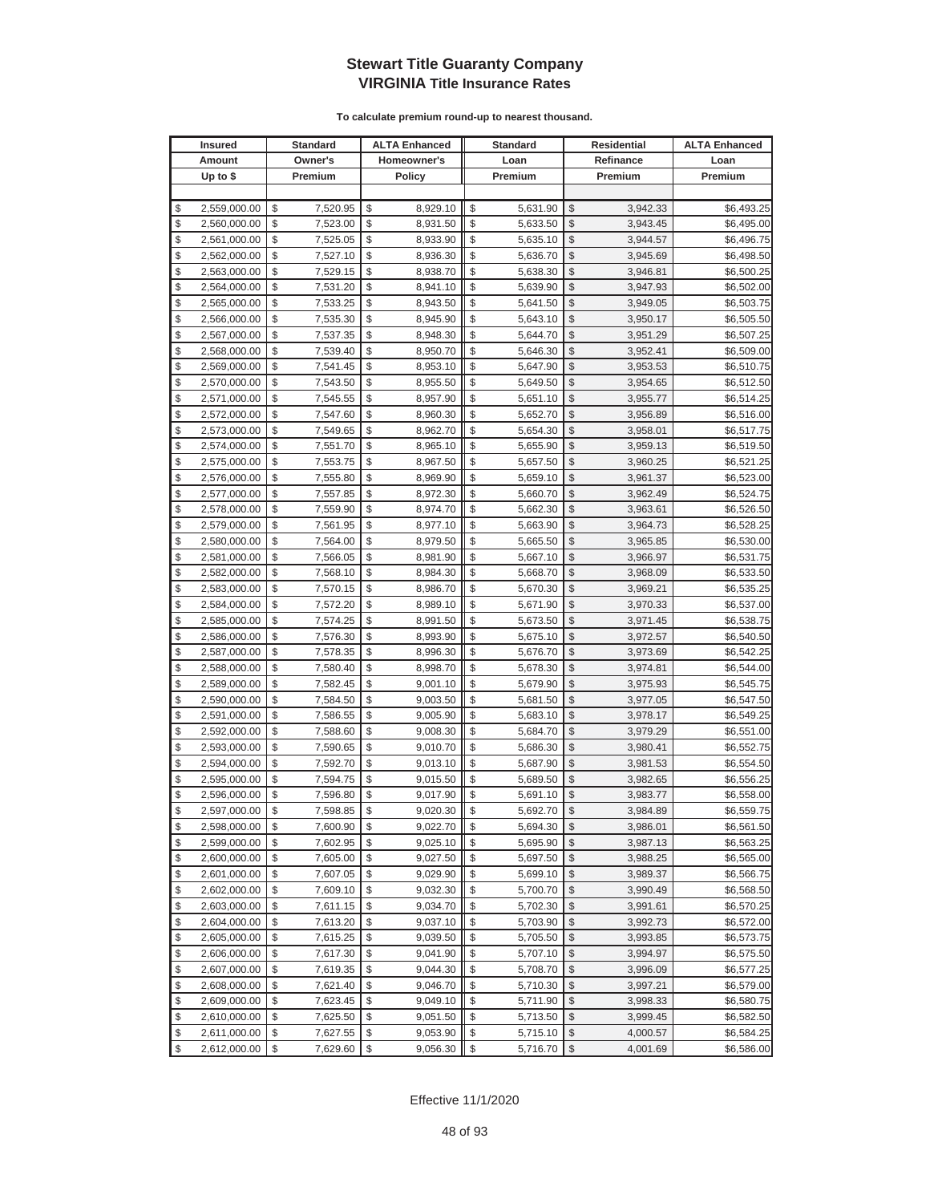# Stewart Title Guaranty Company
## VIRGINIA Title Insurance Rates

**To calculate premium round-up to nearest thousand.**

| Insured Amount Up to $ | Standard Owner's Premium | ALTA Enhanced Homeowner's Policy | Standard Loan Premium | Residential Refinance Premium | ALTA Enhanced Loan Premium |
|---|---|---|---|---|---|
| $ 2,559,000.00 | $ 7,520.95 | $ 8,929.10 | $ 5,631.90 | $ 3,942.33 | $6,493.25 |
| $ 2,560,000.00 | $ 7,523.00 | $ 8,931.50 | $ 5,633.50 | $ 3,943.45 | $6,495.00 |
| $ 2,561,000.00 | $ 7,525.05 | $ 8,933.90 | $ 5,635.10 | $ 3,944.57 | $6,496.75 |
| $ 2,562,000.00 | $ 7,527.10 | $ 8,936.30 | $ 5,636.70 | $ 3,945.69 | $6,498.50 |
| $ 2,563,000.00 | $ 7,529.15 | $ 8,938.70 | $ 5,638.30 | $ 3,946.81 | $6,500.25 |
| $ 2,564,000.00 | $ 7,531.20 | $ 8,941.10 | $ 5,639.90 | $ 3,947.93 | $6,502.00 |
| $ 2,565,000.00 | $ 7,533.25 | $ 8,943.50 | $ 5,641.50 | $ 3,949.05 | $6,503.75 |
| $ 2,566,000.00 | $ 7,535.30 | $ 8,945.90 | $ 5,643.10 | $ 3,950.17 | $6,505.50 |
| $ 2,567,000.00 | $ 7,537.35 | $ 8,948.30 | $ 5,644.70 | $ 3,951.29 | $6,507.25 |
| $ 2,568,000.00 | $ 7,539.40 | $ 8,950.70 | $ 5,646.30 | $ 3,952.41 | $6,509.00 |
| $ 2,569,000.00 | $ 7,541.45 | $ 8,953.10 | $ 5,647.90 | $ 3,953.53 | $6,510.75 |
| $ 2,570,000.00 | $ 7,543.50 | $ 8,955.50 | $ 5,649.50 | $ 3,954.65 | $6,512.50 |
| $ 2,571,000.00 | $ 7,545.55 | $ 8,957.90 | $ 5,651.10 | $ 3,955.77 | $6,514.25 |
| $ 2,572,000.00 | $ 7,547.60 | $ 8,960.30 | $ 5,652.70 | $ 3,956.89 | $6,516.00 |
| $ 2,573,000.00 | $ 7,549.65 | $ 8,962.70 | $ 5,654.30 | $ 3,958.01 | $6,517.75 |
| $ 2,574,000.00 | $ 7,551.70 | $ 8,965.10 | $ 5,655.90 | $ 3,959.13 | $6,519.50 |
| $ 2,575,000.00 | $ 7,553.75 | $ 8,967.50 | $ 5,657.50 | $ 3,960.25 | $6,521.25 |
| $ 2,576,000.00 | $ 7,555.80 | $ 8,969.90 | $ 5,659.10 | $ 3,961.37 | $6,523.00 |
| $ 2,577,000.00 | $ 7,557.85 | $ 8,972.30 | $ 5,660.70 | $ 3,962.49 | $6,524.75 |
| $ 2,578,000.00 | $ 7,559.90 | $ 8,974.70 | $ 5,662.30 | $ 3,963.61 | $6,526.50 |
| $ 2,579,000.00 | $ 7,561.95 | $ 8,977.10 | $ 5,663.90 | $ 3,964.73 | $6,528.25 |
| $ 2,580,000.00 | $ 7,564.00 | $ 8,979.50 | $ 5,665.50 | $ 3,965.85 | $6,530.00 |
| $ 2,581,000.00 | $ 7,566.05 | $ 8,981.90 | $ 5,667.10 | $ 3,966.97 | $6,531.75 |
| $ 2,582,000.00 | $ 7,568.10 | $ 8,984.30 | $ 5,668.70 | $ 3,968.09 | $6,533.50 |
| $ 2,583,000.00 | $ 7,570.15 | $ 8,986.70 | $ 5,670.30 | $ 3,969.21 | $6,535.25 |
| $ 2,584,000.00 | $ 7,572.20 | $ 8,989.10 | $ 5,671.90 | $ 3,970.33 | $6,537.00 |
| $ 2,585,000.00 | $ 7,574.25 | $ 8,991.50 | $ 5,673.50 | $ 3,971.45 | $6,538.75 |
| $ 2,586,000.00 | $ 7,576.30 | $ 8,993.90 | $ 5,675.10 | $ 3,972.57 | $6,540.50 |
| $ 2,587,000.00 | $ 7,578.35 | $ 8,996.30 | $ 5,676.70 | $ 3,973.69 | $6,542.25 |
| $ 2,588,000.00 | $ 7,580.40 | $ 8,998.70 | $ 5,678.30 | $ 3,974.81 | $6,544.00 |
| $ 2,589,000.00 | $ 7,582.45 | $ 9,001.10 | $ 5,679.90 | $ 3,975.93 | $6,545.75 |
| $ 2,590,000.00 | $ 7,584.50 | $ 9,003.50 | $ 5,681.50 | $ 3,977.05 | $6,547.50 |
| $ 2,591,000.00 | $ 7,586.55 | $ 9,005.90 | $ 5,683.10 | $ 3,978.17 | $6,549.25 |
| $ 2,592,000.00 | $ 7,588.60 | $ 9,008.30 | $ 5,684.70 | $ 3,979.29 | $6,551.00 |
| $ 2,593,000.00 | $ 7,590.65 | $ 9,010.70 | $ 5,686.30 | $ 3,980.41 | $6,552.75 |
| $ 2,594,000.00 | $ 7,592.70 | $ 9,013.10 | $ 5,687.90 | $ 3,981.53 | $6,554.50 |
| $ 2,595,000.00 | $ 7,594.75 | $ 9,015.50 | $ 5,689.50 | $ 3,982.65 | $6,556.25 |
| $ 2,596,000.00 | $ 7,596.80 | $ 9,017.90 | $ 5,691.10 | $ 3,983.77 | $6,558.00 |
| $ 2,597,000.00 | $ 7,598.85 | $ 9,020.30 | $ 5,692.70 | $ 3,984.89 | $6,559.75 |
| $ 2,598,000.00 | $ 7,600.90 | $ 9,022.70 | $ 5,694.30 | $ 3,986.01 | $6,561.50 |
| $ 2,599,000.00 | $ 7,602.95 | $ 9,025.10 | $ 5,695.90 | $ 3,987.13 | $6,563.25 |
| $ 2,600,000.00 | $ 7,605.00 | $ 9,027.50 | $ 5,697.50 | $ 3,988.25 | $6,565.00 |
| $ 2,601,000.00 | $ 7,607.05 | $ 9,029.90 | $ 5,699.10 | $ 3,989.37 | $6,566.75 |
| $ 2,602,000.00 | $ 7,609.10 | $ 9,032.30 | $ 5,700.70 | $ 3,990.49 | $6,568.50 |
| $ 2,603,000.00 | $ 7,611.15 | $ 9,034.70 | $ 5,702.30 | $ 3,991.61 | $6,570.25 |
| $ 2,604,000.00 | $ 7,613.20 | $ 9,037.10 | $ 5,703.90 | $ 3,992.73 | $6,572.00 |
| $ 2,605,000.00 | $ 7,615.25 | $ 9,039.50 | $ 5,705.50 | $ 3,993.85 | $6,573.75 |
| $ 2,606,000.00 | $ 7,617.30 | $ 9,041.90 | $ 5,707.10 | $ 3,994.97 | $6,575.50 |
| $ 2,607,000.00 | $ 7,619.35 | $ 9,044.30 | $ 5,708.70 | $ 3,996.09 | $6,577.25 |
| $ 2,608,000.00 | $ 7,621.40 | $ 9,046.70 | $ 5,710.30 | $ 3,997.21 | $6,579.00 |
| $ 2,609,000.00 | $ 7,623.45 | $ 9,049.10 | $ 5,711.90 | $ 3,998.33 | $6,580.75 |
| $ 2,610,000.00 | $ 7,625.50 | $ 9,051.50 | $ 5,713.50 | $ 3,999.45 | $6,582.50 |
| $ 2,611,000.00 | $ 7,627.55 | $ 9,053.90 | $ 5,715.10 | $ 4,000.57 | $6,584.25 |
| $ 2,612,000.00 | $ 7,629.60 | $ 9,056.30 | $ 5,716.70 | $ 4,001.69 | $6,586.00 |

Effective 11/1/2020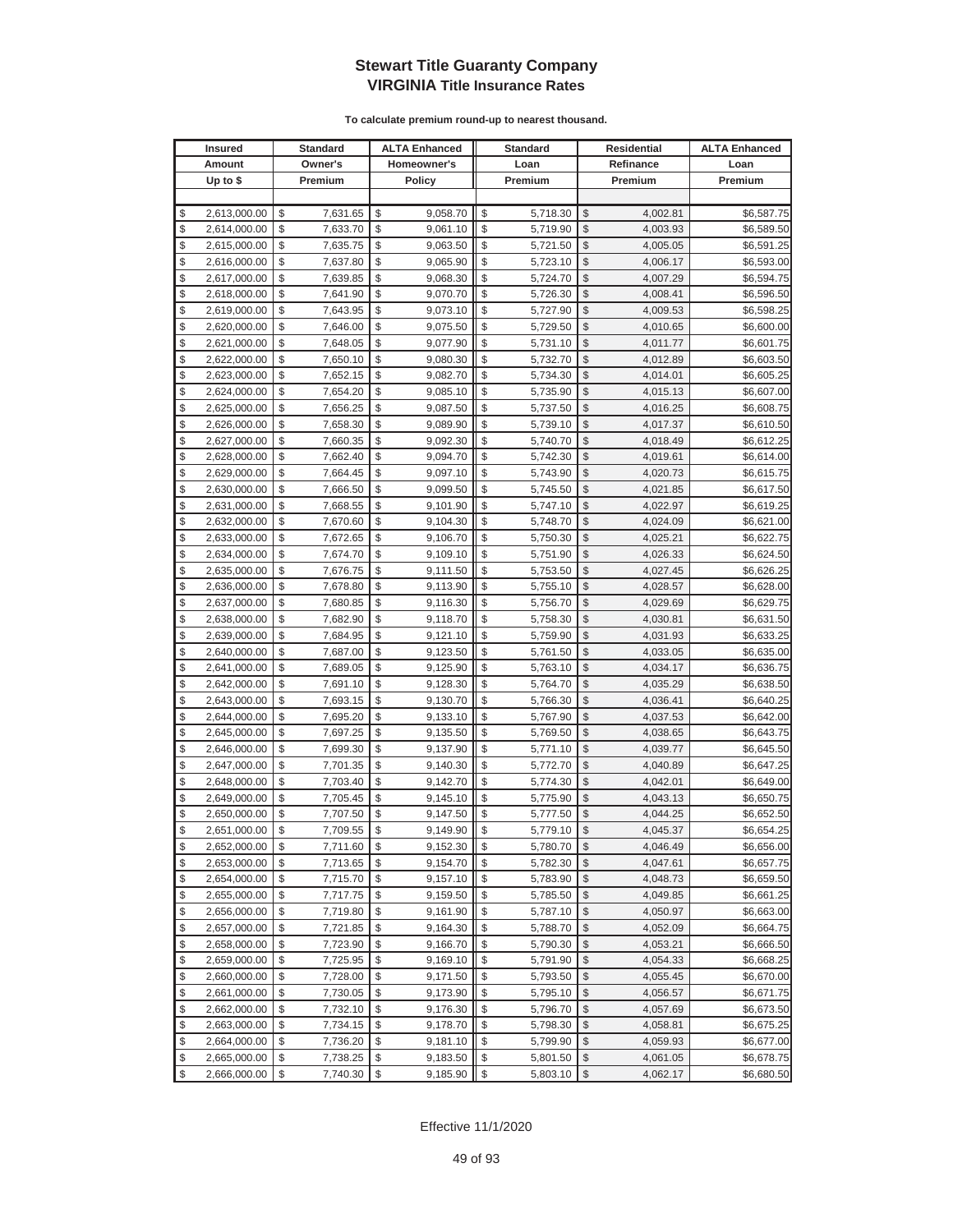# Stewart Title Guaranty Company
## VIRGINIA Title Insurance Rates

**To calculate premium round-up to nearest thousand.**

| Insured Amount Up to $ | Standard Owner's Premium | ALTA Enhanced Homeowner's Policy | Standard Loan Premium | Residential Refinance Premium | ALTA Enhanced Loan Premium |
|---|---|---|---|---|---|
| $ 2,613,000.00 | $ 7,631.65 | $ 9,058.70 | $ 5,718.30 | $ 4,002.81 | $6,587.75 |
| $ 2,614,000.00 | $ 7,633.70 | $ 9,061.10 | $ 5,719.90 | $ 4,003.93 | $6,589.50 |
| $ 2,615,000.00 | $ 7,635.75 | $ 9,063.50 | $ 5,721.50 | $ 4,005.05 | $6,591.25 |
| $ 2,616,000.00 | $ 7,637.80 | $ 9,065.90 | $ 5,723.10 | $ 4,006.17 | $6,593.00 |
| $ 2,617,000.00 | $ 7,639.85 | $ 9,068.30 | $ 5,724.70 | $ 4,007.29 | $6,594.75 |
| $ 2,618,000.00 | $ 7,641.90 | $ 9,070.70 | $ 5,726.30 | $ 4,008.41 | $6,596.50 |
| $ 2,619,000.00 | $ 7,643.95 | $ 9,073.10 | $ 5,727.90 | $ 4,009.53 | $6,598.25 |
| $ 2,620,000.00 | $ 7,646.00 | $ 9,075.50 | $ 5,729.50 | $ 4,010.65 | $6,600.00 |
| $ 2,621,000.00 | $ 7,648.05 | $ 9,077.90 | $ 5,731.10 | $ 4,011.77 | $6,601.75 |
| $ 2,622,000.00 | $ 7,650.10 | $ 9,080.30 | $ 5,732.70 | $ 4,012.89 | $6,603.50 |
| $ 2,623,000.00 | $ 7,652.15 | $ 9,082.70 | $ 5,734.30 | $ 4,014.01 | $6,605.25 |
| $ 2,624,000.00 | $ 7,654.20 | $ 9,085.10 | $ 5,735.90 | $ 4,015.13 | $6,607.00 |
| $ 2,625,000.00 | $ 7,656.25 | $ 9,087.50 | $ 5,737.50 | $ 4,016.25 | $6,608.75 |
| $ 2,626,000.00 | $ 7,658.30 | $ 9,089.90 | $ 5,739.10 | $ 4,017.37 | $6,610.50 |
| $ 2,627,000.00 | $ 7,660.35 | $ 9,092.30 | $ 5,740.70 | $ 4,018.49 | $6,612.25 |
| $ 2,628,000.00 | $ 7,662.40 | $ 9,094.70 | $ 5,742.30 | $ 4,019.61 | $6,614.00 |
| $ 2,629,000.00 | $ 7,664.45 | $ 9,097.10 | $ 5,743.90 | $ 4,020.73 | $6,615.75 |
| $ 2,630,000.00 | $ 7,666.50 | $ 9,099.50 | $ 5,745.50 | $ 4,021.85 | $6,617.50 |
| $ 2,631,000.00 | $ 7,668.55 | $ 9,101.90 | $ 5,747.10 | $ 4,022.97 | $6,619.25 |
| $ 2,632,000.00 | $ 7,670.60 | $ 9,104.30 | $ 5,748.70 | $ 4,024.09 | $6,621.00 |
| $ 2,633,000.00 | $ 7,672.65 | $ 9,106.70 | $ 5,750.30 | $ 4,025.21 | $6,622.75 |
| $ 2,634,000.00 | $ 7,674.70 | $ 9,109.10 | $ 5,751.90 | $ 4,026.33 | $6,624.50 |
| $ 2,635,000.00 | $ 7,676.75 | $ 9,111.50 | $ 5,753.50 | $ 4,027.45 | $6,626.25 |
| $ 2,636,000.00 | $ 7,678.80 | $ 9,113.90 | $ 5,755.10 | $ 4,028.57 | $6,628.00 |
| $ 2,637,000.00 | $ 7,680.85 | $ 9,116.30 | $ 5,756.70 | $ 4,029.69 | $6,629.75 |
| $ 2,638,000.00 | $ 7,682.90 | $ 9,118.70 | $ 5,758.30 | $ 4,030.81 | $6,631.50 |
| $ 2,639,000.00 | $ 7,684.95 | $ 9,121.10 | $ 5,759.90 | $ 4,031.93 | $6,633.25 |
| $ 2,640,000.00 | $ 7,687.00 | $ 9,123.50 | $ 5,761.50 | $ 4,033.05 | $6,635.00 |
| $ 2,641,000.00 | $ 7,689.05 | $ 9,125.90 | $ 5,763.10 | $ 4,034.17 | $6,636.75 |
| $ 2,642,000.00 | $ 7,691.10 | $ 9,128.30 | $ 5,764.70 | $ 4,035.29 | $6,638.50 |
| $ 2,643,000.00 | $ 7,693.15 | $ 9,130.70 | $ 5,766.30 | $ 4,036.41 | $6,640.25 |
| $ 2,644,000.00 | $ 7,695.20 | $ 9,133.10 | $ 5,767.90 | $ 4,037.53 | $6,642.00 |
| $ 2,645,000.00 | $ 7,697.25 | $ 9,135.50 | $ 5,769.50 | $ 4,038.65 | $6,643.75 |
| $ 2,646,000.00 | $ 7,699.30 | $ 9,137.90 | $ 5,771.10 | $ 4,039.77 | $6,645.50 |
| $ 2,647,000.00 | $ 7,701.35 | $ 9,140.30 | $ 5,772.70 | $ 4,040.89 | $6,647.25 |
| $ 2,648,000.00 | $ 7,703.40 | $ 9,142.70 | $ 5,774.30 | $ 4,042.01 | $6,649.00 |
| $ 2,649,000.00 | $ 7,705.45 | $ 9,145.10 | $ 5,775.90 | $ 4,043.13 | $6,650.75 |
| $ 2,650,000.00 | $ 7,707.50 | $ 9,147.50 | $ 5,777.50 | $ 4,044.25 | $6,652.50 |
| $ 2,651,000.00 | $ 7,709.55 | $ 9,149.90 | $ 5,779.10 | $ 4,045.37 | $6,654.25 |
| $ 2,652,000.00 | $ 7,711.60 | $ 9,152.30 | $ 5,780.70 | $ 4,046.49 | $6,656.00 |
| $ 2,653,000.00 | $ 7,713.65 | $ 9,154.70 | $ 5,782.30 | $ 4,047.61 | $6,657.75 |
| $ 2,654,000.00 | $ 7,715.70 | $ 9,157.10 | $ 5,783.90 | $ 4,048.73 | $6,659.50 |
| $ 2,655,000.00 | $ 7,717.75 | $ 9,159.50 | $ 5,785.50 | $ 4,049.85 | $6,661.25 |
| $ 2,656,000.00 | $ 7,719.80 | $ 9,161.90 | $ 5,787.10 | $ 4,050.97 | $6,663.00 |
| $ 2,657,000.00 | $ 7,721.85 | $ 9,164.30 | $ 5,788.70 | $ 4,052.09 | $6,664.75 |
| $ 2,658,000.00 | $ 7,723.90 | $ 9,166.70 | $ 5,790.30 | $ 4,053.21 | $6,666.50 |
| $ 2,659,000.00 | $ 7,725.95 | $ 9,169.10 | $ 5,791.90 | $ 4,054.33 | $6,668.25 |
| $ 2,660,000.00 | $ 7,728.00 | $ 9,171.50 | $ 5,793.50 | $ 4,055.45 | $6,670.00 |
| $ 2,661,000.00 | $ 7,730.05 | $ 9,173.90 | $ 5,795.10 | $ 4,056.57 | $6,671.75 |
| $ 2,662,000.00 | $ 7,732.10 | $ 9,176.30 | $ 5,796.70 | $ 4,057.69 | $6,673.50 |
| $ 2,663,000.00 | $ 7,734.15 | $ 9,178.70 | $ 5,798.30 | $ 4,058.81 | $6,675.25 |
| $ 2,664,000.00 | $ 7,736.20 | $ 9,181.10 | $ 5,799.90 | $ 4,059.93 | $6,677.00 |
| $ 2,665,000.00 | $ 7,738.25 | $ 9,183.50 | $ 5,801.50 | $ 4,061.05 | $6,678.75 |
| $ 2,666,000.00 | $ 7,740.30 | $ 9,185.90 | $ 5,803.10 | $ 4,062.17 | $6,680.50 |

Effective 11/1/2020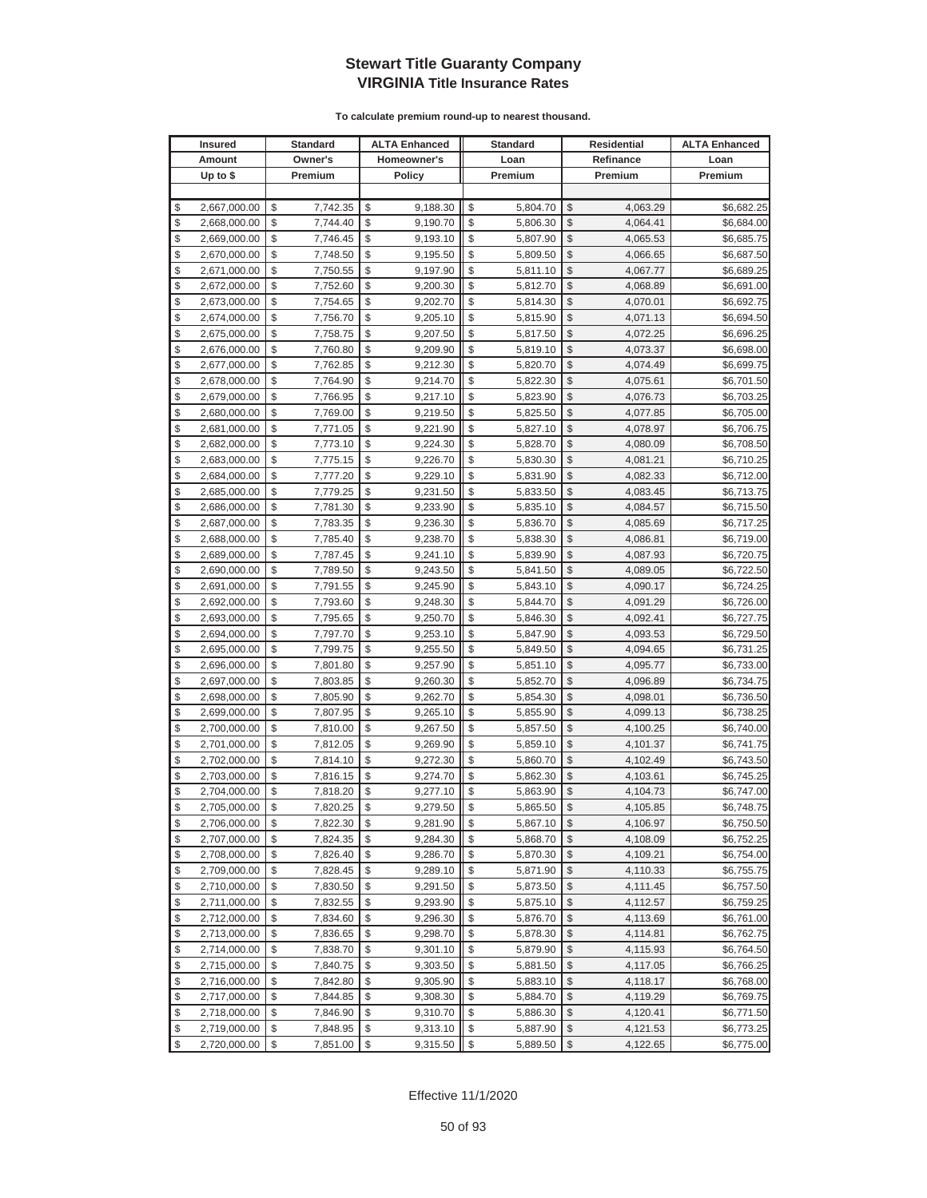# Stewart Title Guaranty Company
## VIRGINIA Title Insurance Rates

**To calculate premium round-up to nearest thousand.**

| Insured Amount Up to $ | Standard Owner's Premium | ALTA Enhanced Homeowner's Policy | Standard Loan Premium | Residential Refinance Premium | ALTA Enhanced Loan Premium |
|---|---|---|---|---|---|
| $ 2,667,000.00 | $ 7,742.35 | $ 9,188.30 | $ 5,804.70 | $ 4,063.29 | $6,682.25 |
| $ 2,668,000.00 | $ 7,744.40 | $ 9,190.70 | $ 5,806.30 | $ 4,064.41 | $6,684.00 |
| $ 2,669,000.00 | $ 7,746.45 | $ 9,193.10 | $ 5,807.90 | $ 4,065.53 | $6,685.75 |
| $ 2,670,000.00 | $ 7,748.50 | $ 9,195.50 | $ 5,809.50 | $ 4,066.65 | $6,687.50 |
| $ 2,671,000.00 | $ 7,750.55 | $ 9,197.90 | $ 5,811.10 | $ 4,067.77 | $6,689.25 |
| $ 2,672,000.00 | $ 7,752.60 | $ 9,200.30 | $ 5,812.70 | $ 4,068.89 | $6,691.00 |
| $ 2,673,000.00 | $ 7,754.65 | $ 9,202.70 | $ 5,814.30 | $ 4,070.01 | $6,692.75 |
| $ 2,674,000.00 | $ 7,756.70 | $ 9,205.10 | $ 5,815.90 | $ 4,071.13 | $6,694.50 |
| $ 2,675,000.00 | $ 7,758.75 | $ 9,207.50 | $ 5,817.50 | $ 4,072.25 | $6,696.25 |
| $ 2,676,000.00 | $ 7,760.80 | $ 9,209.90 | $ 5,819.10 | $ 4,073.37 | $6,698.00 |
| $ 2,677,000.00 | $ 7,762.85 | $ 9,212.30 | $ 5,820.70 | $ 4,074.49 | $6,699.75 |
| $ 2,678,000.00 | $ 7,764.90 | $ 9,214.70 | $ 5,822.30 | $ 4,075.61 | $6,701.50 |
| $ 2,679,000.00 | $ 7,766.95 | $ 9,217.10 | $ 5,823.90 | $ 4,076.73 | $6,703.25 |
| $ 2,680,000.00 | $ 7,769.00 | $ 9,219.50 | $ 5,825.50 | $ 4,077.85 | $6,705.00 |
| $ 2,681,000.00 | $ 7,771.05 | $ 9,221.90 | $ 5,827.10 | $ 4,078.97 | $6,706.75 |
| $ 2,682,000.00 | $ 7,773.10 | $ 9,224.30 | $ 5,828.70 | $ 4,080.09 | $6,708.50 |
| $ 2,683,000.00 | $ 7,775.15 | $ 9,226.70 | $ 5,830.30 | $ 4,081.21 | $6,710.25 |
| $ 2,684,000.00 | $ 7,777.20 | $ 9,229.10 | $ 5,831.90 | $ 4,082.33 | $6,712.00 |
| $ 2,685,000.00 | $ 7,779.25 | $ 9,231.50 | $ 5,833.50 | $ 4,083.45 | $6,713.75 |
| $ 2,686,000.00 | $ 7,781.30 | $ 9,233.90 | $ 5,835.10 | $ 4,084.57 | $6,715.50 |
| $ 2,687,000.00 | $ 7,783.35 | $ 9,236.30 | $ 5,836.70 | $ 4,085.69 | $6,717.25 |
| $ 2,688,000.00 | $ 7,785.40 | $ 9,238.70 | $ 5,838.30 | $ 4,086.81 | $6,719.00 |
| $ 2,689,000.00 | $ 7,787.45 | $ 9,241.10 | $ 5,839.90 | $ 4,087.93 | $6,720.75 |
| $ 2,690,000.00 | $ 7,789.50 | $ 9,243.50 | $ 5,841.50 | $ 4,089.05 | $6,722.50 |
| $ 2,691,000.00 | $ 7,791.55 | $ 9,245.90 | $ 5,843.10 | $ 4,090.17 | $6,724.25 |
| $ 2,692,000.00 | $ 7,793.60 | $ 9,248.30 | $ 5,844.70 | $ 4,091.29 | $6,726.00 |
| $ 2,693,000.00 | $ 7,795.65 | $ 9,250.70 | $ 5,846.30 | $ 4,092.41 | $6,727.75 |
| $ 2,694,000.00 | $ 7,797.70 | $ 9,253.10 | $ 5,847.90 | $ 4,093.53 | $6,729.50 |
| $ 2,695,000.00 | $ 7,799.75 | $ 9,255.50 | $ 5,849.50 | $ 4,094.65 | $6,731.25 |
| $ 2,696,000.00 | $ 7,801.80 | $ 9,257.90 | $ 5,851.10 | $ 4,095.77 | $6,733.00 |
| $ 2,697,000.00 | $ 7,803.85 | $ 9,260.30 | $ 5,852.70 | $ 4,096.89 | $6,734.75 |
| $ 2,698,000.00 | $ 7,805.90 | $ 9,262.70 | $ 5,854.30 | $ 4,098.01 | $6,736.50 |
| $ 2,699,000.00 | $ 7,807.95 | $ 9,265.10 | $ 5,855.90 | $ 4,099.13 | $6,738.25 |
| $ 2,700,000.00 | $ 7,810.00 | $ 9,267.50 | $ 5,857.50 | $ 4,100.25 | $6,740.00 |
| $ 2,701,000.00 | $ 7,812.05 | $ 9,269.90 | $ 5,859.10 | $ 4,101.37 | $6,741.75 |
| $ 2,702,000.00 | $ 7,814.10 | $ 9,272.30 | $ 5,860.70 | $ 4,102.49 | $6,743.50 |
| $ 2,703,000.00 | $ 7,816.15 | $ 9,274.70 | $ 5,862.30 | $ 4,103.61 | $6,745.25 |
| $ 2,704,000.00 | $ 7,818.20 | $ 9,277.10 | $ 5,863.90 | $ 4,104.73 | $6,747.00 |
| $ 2,705,000.00 | $ 7,820.25 | $ 9,279.50 | $ 5,865.50 | $ 4,105.85 | $6,748.75 |
| $ 2,706,000.00 | $ 7,822.30 | $ 9,281.90 | $ 5,867.10 | $ 4,106.97 | $6,750.50 |
| $ 2,707,000.00 | $ 7,824.35 | $ 9,284.30 | $ 5,868.70 | $ 4,108.09 | $6,752.25 |
| $ 2,708,000.00 | $ 7,826.40 | $ 9,286.70 | $ 5,870.30 | $ 4,109.21 | $6,754.00 |
| $ 2,709,000.00 | $ 7,828.45 | $ 9,289.10 | $ 5,871.90 | $ 4,110.33 | $6,755.75 |
| $ 2,710,000.00 | $ 7,830.50 | $ 9,291.50 | $ 5,873.50 | $ 4,111.45 | $6,757.50 |
| $ 2,711,000.00 | $ 7,832.55 | $ 9,293.90 | $ 5,875.10 | $ 4,112.57 | $6,759.25 |
| $ 2,712,000.00 | $ 7,834.60 | $ 9,296.30 | $ 5,876.70 | $ 4,113.69 | $6,761.00 |
| $ 2,713,000.00 | $ 7,836.65 | $ 9,298.70 | $ 5,878.30 | $ 4,114.81 | $6,762.75 |
| $ 2,714,000.00 | $ 7,838.70 | $ 9,301.10 | $ 5,879.90 | $ 4,115.93 | $6,764.50 |
| $ 2,715,000.00 | $ 7,840.75 | $ 9,303.50 | $ 5,881.50 | $ 4,117.05 | $6,766.25 |
| $ 2,716,000.00 | $ 7,842.80 | $ 9,305.90 | $ 5,883.10 | $ 4,118.17 | $6,768.00 |
| $ 2,717,000.00 | $ 7,844.85 | $ 9,308.30 | $ 5,884.70 | $ 4,119.29 | $6,769.75 |
| $ 2,718,000.00 | $ 7,846.90 | $ 9,310.70 | $ 5,886.30 | $ 4,120.41 | $6,771.50 |
| $ 2,719,000.00 | $ 7,848.95 | $ 9,313.10 | $ 5,887.90 | $ 4,121.53 | $6,773.25 |
| $ 2,720,000.00 | $ 7,851.00 | $ 9,315.50 | $ 5,889.50 | $ 4,122.65 | $6,775.00 |

Effective 11/1/2020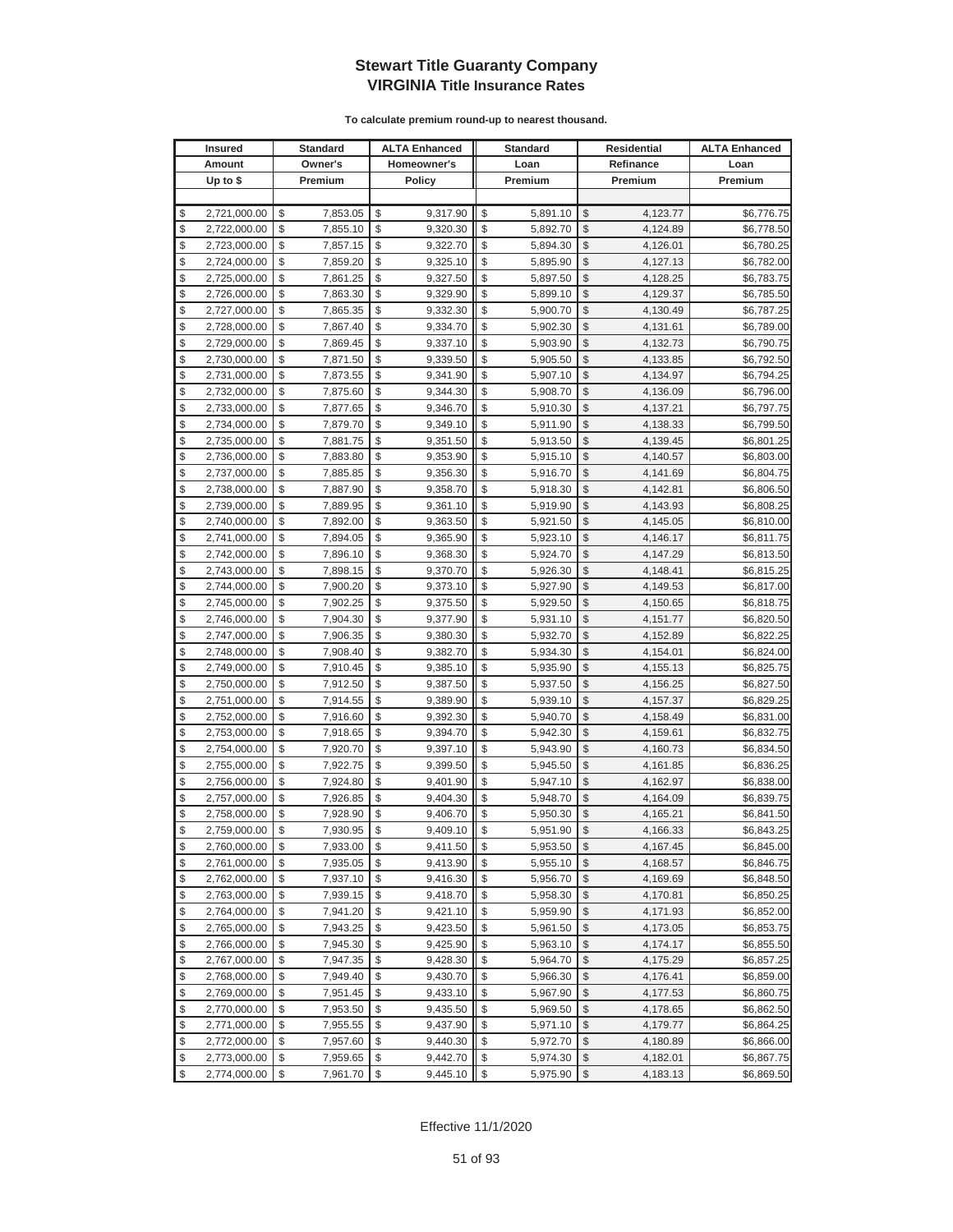# Stewart Title Guaranty Company
## VIRGINIA Title Insurance Rates

**To calculate premium round-up to nearest thousand.**

| Insured Amount Up to $ | Standard Owner's Premium | ALTA Enhanced Homeowner's Policy | Standard Loan Premium | Residential Refinance Premium | ALTA Enhanced Loan Premium |
|---|---|---|---|---|---|
| $ 2,721,000.00 | $ 7,853.05 | $ 9,317.90 | $ 5,891.10 | $ 4,123.77 | $6,776.75 |
| $ 2,722,000.00 | $ 7,855.10 | $ 9,320.30 | $ 5,892.70 | $ 4,124.89 | $6,778.50 |
| $ 2,723,000.00 | $ 7,857.15 | $ 9,322.70 | $ 5,894.30 | $ 4,126.01 | $6,780.25 |
| $ 2,724,000.00 | $ 7,859.20 | $ 9,325.10 | $ 5,895.90 | $ 4,127.13 | $6,782.00 |
| $ 2,725,000.00 | $ 7,861.25 | $ 9,327.50 | $ 5,897.50 | $ 4,128.25 | $6,783.75 |
| $ 2,726,000.00 | $ 7,863.30 | $ 9,329.90 | $ 5,899.10 | $ 4,129.37 | $6,785.50 |
| $ 2,727,000.00 | $ 7,865.35 | $ 9,332.30 | $ 5,900.70 | $ 4,130.49 | $6,787.25 |
| $ 2,728,000.00 | $ 7,867.40 | $ 9,334.70 | $ 5,902.30 | $ 4,131.61 | $6,789.00 |
| $ 2,729,000.00 | $ 7,869.45 | $ 9,337.10 | $ 5,903.90 | $ 4,132.73 | $6,790.75 |
| $ 2,730,000.00 | $ 7,871.50 | $ 9,339.50 | $ 5,905.50 | $ 4,133.85 | $6,792.50 |
| $ 2,731,000.00 | $ 7,873.55 | $ 9,341.90 | $ 5,907.10 | $ 4,134.97 | $6,794.25 |
| $ 2,732,000.00 | $ 7,875.60 | $ 9,344.30 | $ 5,908.70 | $ 4,136.09 | $6,796.00 |
| $ 2,733,000.00 | $ 7,877.65 | $ 9,346.70 | $ 5,910.30 | $ 4,137.21 | $6,797.75 |
| $ 2,734,000.00 | $ 7,879.70 | $ 9,349.10 | $ 5,911.90 | $ 4,138.33 | $6,799.50 |
| $ 2,735,000.00 | $ 7,881.75 | $ 9,351.50 | $ 5,913.50 | $ 4,139.45 | $6,801.25 |
| $ 2,736,000.00 | $ 7,883.80 | $ 9,353.90 | $ 5,915.10 | $ 4,140.57 | $6,803.00 |
| $ 2,737,000.00 | $ 7,885.85 | $ 9,356.30 | $ 5,916.70 | $ 4,141.69 | $6,804.75 |
| $ 2,738,000.00 | $ 7,887.90 | $ 9,358.70 | $ 5,918.30 | $ 4,142.81 | $6,806.50 |
| $ 2,739,000.00 | $ 7,889.95 | $ 9,361.10 | $ 5,919.90 | $ 4,143.93 | $6,808.25 |
| $ 2,740,000.00 | $ 7,892.00 | $ 9,363.50 | $ 5,921.50 | $ 4,145.05 | $6,810.00 |
| $ 2,741,000.00 | $ 7,894.05 | $ 9,365.90 | $ 5,923.10 | $ 4,146.17 | $6,811.75 |
| $ 2,742,000.00 | $ 7,896.10 | $ 9,368.30 | $ 5,924.70 | $ 4,147.29 | $6,813.50 |
| $ 2,743,000.00 | $ 7,898.15 | $ 9,370.70 | $ 5,926.30 | $ 4,148.41 | $6,815.25 |
| $ 2,744,000.00 | $ 7,900.20 | $ 9,373.10 | $ 5,927.90 | $ 4,149.53 | $6,817.00 |
| $ 2,745,000.00 | $ 7,902.25 | $ 9,375.50 | $ 5,929.50 | $ 4,150.65 | $6,818.75 |
| $ 2,746,000.00 | $ 7,904.30 | $ 9,377.90 | $ 5,931.10 | $ 4,151.77 | $6,820.50 |
| $ 2,747,000.00 | $ 7,906.35 | $ 9,380.30 | $ 5,932.70 | $ 4,152.89 | $6,822.25 |
| $ 2,748,000.00 | $ 7,908.40 | $ 9,382.70 | $ 5,934.30 | $ 4,154.01 | $6,824.00 |
| $ 2,749,000.00 | $ 7,910.45 | $ 9,385.10 | $ 5,935.90 | $ 4,155.13 | $6,825.75 |
| $ 2,750,000.00 | $ 7,912.50 | $ 9,387.50 | $ 5,937.50 | $ 4,156.25 | $6,827.50 |
| $ 2,751,000.00 | $ 7,914.55 | $ 9,389.90 | $ 5,939.10 | $ 4,157.37 | $6,829.25 |
| $ 2,752,000.00 | $ 7,916.60 | $ 9,392.30 | $ 5,940.70 | $ 4,158.49 | $6,831.00 |
| $ 2,753,000.00 | $ 7,918.65 | $ 9,394.70 | $ 5,942.30 | $ 4,159.61 | $6,832.75 |
| $ 2,754,000.00 | $ 7,920.70 | $ 9,397.10 | $ 5,943.90 | $ 4,160.73 | $6,834.50 |
| $ 2,755,000.00 | $ 7,922.75 | $ 9,399.50 | $ 5,945.50 | $ 4,161.85 | $6,836.25 |
| $ 2,756,000.00 | $ 7,924.80 | $ 9,401.90 | $ 5,947.10 | $ 4,162.97 | $6,838.00 |
| $ 2,757,000.00 | $ 7,926.85 | $ 9,404.30 | $ 5,948.70 | $ 4,164.09 | $6,839.75 |
| $ 2,758,000.00 | $ 7,928.90 | $ 9,406.70 | $ 5,950.30 | $ 4,165.21 | $6,841.50 |
| $ 2,759,000.00 | $ 7,930.95 | $ 9,409.10 | $ 5,951.90 | $ 4,166.33 | $6,843.25 |
| $ 2,760,000.00 | $ 7,933.00 | $ 9,411.50 | $ 5,953.50 | $ 4,167.45 | $6,845.00 |
| $ 2,761,000.00 | $ 7,935.05 | $ 9,413.90 | $ 5,955.10 | $ 4,168.57 | $6,846.75 |
| $ 2,762,000.00 | $ 7,937.10 | $ 9,416.30 | $ 5,956.70 | $ 4,169.69 | $6,848.50 |
| $ 2,763,000.00 | $ 7,939.15 | $ 9,418.70 | $ 5,958.30 | $ 4,170.81 | $6,850.25 |
| $ 2,764,000.00 | $ 7,941.20 | $ 9,421.10 | $ 5,959.90 | $ 4,171.93 | $6,852.00 |
| $ 2,765,000.00 | $ 7,943.25 | $ 9,423.50 | $ 5,961.50 | $ 4,173.05 | $6,853.75 |
| $ 2,766,000.00 | $ 7,945.30 | $ 9,425.90 | $ 5,963.10 | $ 4,174.17 | $6,855.50 |
| $ 2,767,000.00 | $ 7,947.35 | $ 9,428.30 | $ 5,964.70 | $ 4,175.29 | $6,857.25 |
| $ 2,768,000.00 | $ 7,949.40 | $ 9,430.70 | $ 5,966.30 | $ 4,176.41 | $6,859.00 |
| $ 2,769,000.00 | $ 7,951.45 | $ 9,433.10 | $ 5,967.90 | $ 4,177.53 | $6,860.75 |
| $ 2,770,000.00 | $ 7,953.50 | $ 9,435.50 | $ 5,969.50 | $ 4,178.65 | $6,862.50 |
| $ 2,771,000.00 | $ 7,955.55 | $ 9,437.90 | $ 5,971.10 | $ 4,179.77 | $6,864.25 |
| $ 2,772,000.00 | $ 7,957.60 | $ 9,440.30 | $ 5,972.70 | $ 4,180.89 | $6,866.00 |
| $ 2,773,000.00 | $ 7,959.65 | $ 9,442.70 | $ 5,974.30 | $ 4,182.01 | $6,867.75 |
| $ 2,774,000.00 | $ 7,961.70 | $ 9,445.10 | $ 5,975.90 | $ 4,183.13 | $6,869.50 |

Effective 11/1/2020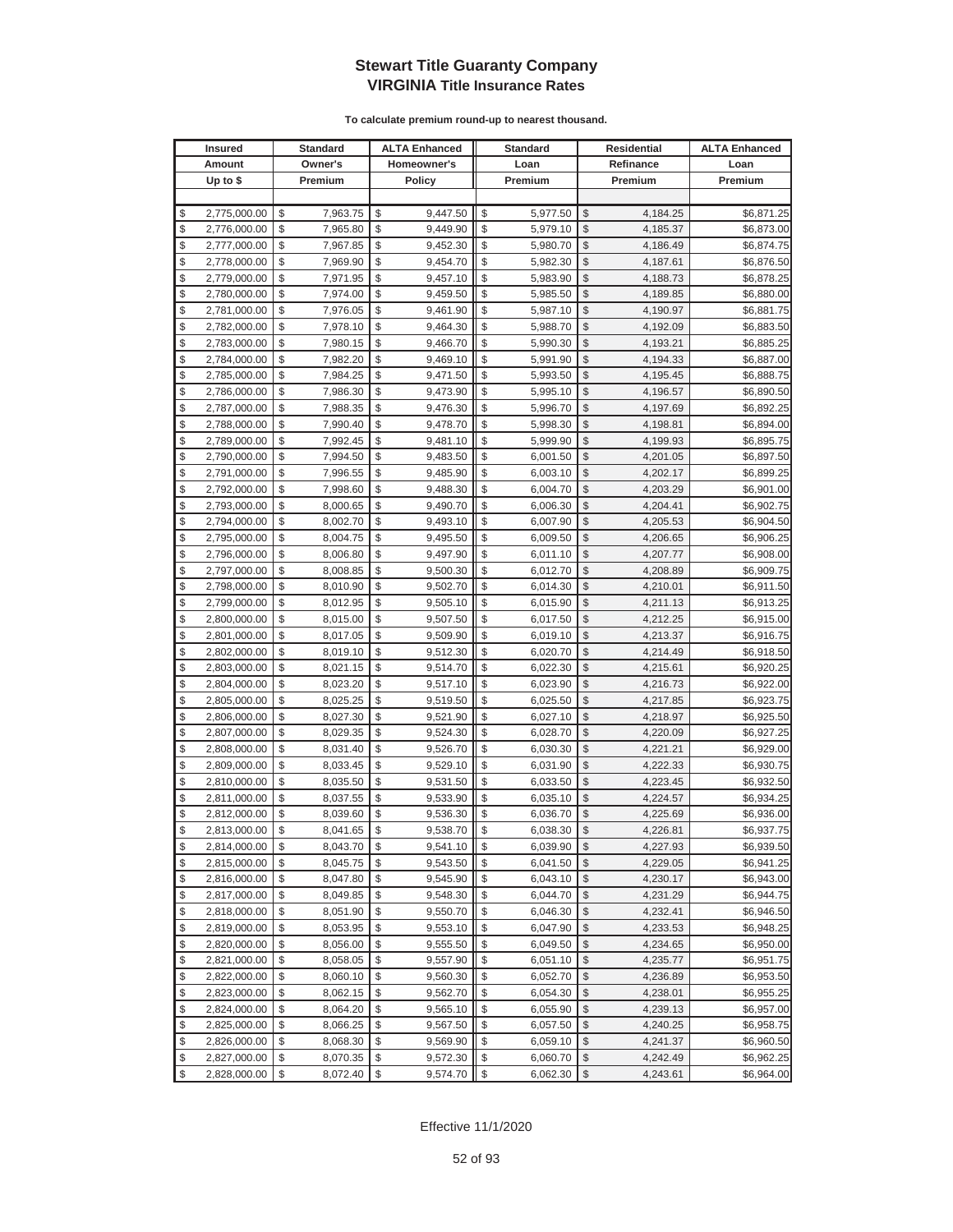# Stewart Title Guaranty Company
## VIRGINIA Title Insurance Rates

**To calculate premium round-up to nearest thousand.**

| Insured Amount Up to $ | Standard Owner's Premium | ALTA Enhanced Homeowner's Policy | Standard Loan Premium | Residential Refinance Premium | ALTA Enhanced Loan Premium |
|---|---|---|---|---|---|
| $ 2,775,000.00 | $ 7,963.75 | $ 9,447.50 | $ 5,977.50 | $ 4,184.25 | $6,871.25 |
| $ 2,776,000.00 | $ 7,965.80 | $ 9,449.90 | $ 5,979.10 | $ 4,185.37 | $6,873.00 |
| $ 2,777,000.00 | $ 7,967.85 | $ 9,452.30 | $ 5,980.70 | $ 4,186.49 | $6,874.75 |
| $ 2,778,000.00 | $ 7,969.90 | $ 9,454.70 | $ 5,982.30 | $ 4,187.61 | $6,876.50 |
| $ 2,779,000.00 | $ 7,971.95 | $ 9,457.10 | $ 5,983.90 | $ 4,188.73 | $6,878.25 |
| $ 2,780,000.00 | $ 7,974.00 | $ 9,459.50 | $ 5,985.50 | $ 4,189.85 | $6,880.00 |
| $ 2,781,000.00 | $ 7,976.05 | $ 9,461.90 | $ 5,987.10 | $ 4,190.97 | $6,881.75 |
| $ 2,782,000.00 | $ 7,978.10 | $ 9,464.30 | $ 5,988.70 | $ 4,192.09 | $6,883.50 |
| $ 2,783,000.00 | $ 7,980.15 | $ 9,466.70 | $ 5,990.30 | $ 4,193.21 | $6,885.25 |
| $ 2,784,000.00 | $ 7,982.20 | $ 9,469.10 | $ 5,991.90 | $ 4,194.33 | $6,887.00 |
| $ 2,785,000.00 | $ 7,984.25 | $ 9,471.50 | $ 5,993.50 | $ 4,195.45 | $6,888.75 |
| $ 2,786,000.00 | $ 7,986.30 | $ 9,473.90 | $ 5,995.10 | $ 4,196.57 | $6,890.50 |
| $ 2,787,000.00 | $ 7,988.35 | $ 9,476.30 | $ 5,996.70 | $ 4,197.69 | $6,892.25 |
| $ 2,788,000.00 | $ 7,990.40 | $ 9,478.70 | $ 5,998.30 | $ 4,198.81 | $6,894.00 |
| $ 2,789,000.00 | $ 7,992.45 | $ 9,481.10 | $ 5,999.90 | $ 4,199.93 | $6,895.75 |
| $ 2,790,000.00 | $ 7,994.50 | $ 9,483.50 | $ 6,001.50 | $ 4,201.05 | $6,897.50 |
| $ 2,791,000.00 | $ 7,996.55 | $ 9,485.90 | $ 6,003.10 | $ 4,202.17 | $6,899.25 |
| $ 2,792,000.00 | $ 7,998.60 | $ 9,488.30 | $ 6,004.70 | $ 4,203.29 | $6,901.00 |
| $ 2,793,000.00 | $ 8,000.65 | $ 9,490.70 | $ 6,006.30 | $ 4,204.41 | $6,902.75 |
| $ 2,794,000.00 | $ 8,002.70 | $ 9,493.10 | $ 6,007.90 | $ 4,205.53 | $6,904.50 |
| $ 2,795,000.00 | $ 8,004.75 | $ 9,495.50 | $ 6,009.50 | $ 4,206.65 | $6,906.25 |
| $ 2,796,000.00 | $ 8,006.80 | $ 9,497.90 | $ 6,011.10 | $ 4,207.77 | $6,908.00 |
| $ 2,797,000.00 | $ 8,008.85 | $ 9,500.30 | $ 6,012.70 | $ 4,208.89 | $6,909.75 |
| $ 2,798,000.00 | $ 8,010.90 | $ 9,502.70 | $ 6,014.30 | $ 4,210.01 | $6,911.50 |
| $ 2,799,000.00 | $ 8,012.95 | $ 9,505.10 | $ 6,015.90 | $ 4,211.13 | $6,913.25 |
| $ 2,800,000.00 | $ 8,015.00 | $ 9,507.50 | $ 6,017.50 | $ 4,212.25 | $6,915.00 |
| $ 2,801,000.00 | $ 8,017.05 | $ 9,509.90 | $ 6,019.10 | $ 4,213.37 | $6,916.75 |
| $ 2,802,000.00 | $ 8,019.10 | $ 9,512.30 | $ 6,020.70 | $ 4,214.49 | $6,918.50 |
| $ 2,803,000.00 | $ 8,021.15 | $ 9,514.70 | $ 6,022.30 | $ 4,215.61 | $6,920.25 |
| $ 2,804,000.00 | $ 8,023.20 | $ 9,517.10 | $ 6,023.90 | $ 4,216.73 | $6,922.00 |
| $ 2,805,000.00 | $ 8,025.25 | $ 9,519.50 | $ 6,025.50 | $ 4,217.85 | $6,923.75 |
| $ 2,806,000.00 | $ 8,027.30 | $ 9,521.90 | $ 6,027.10 | $ 4,218.97 | $6,925.50 |
| $ 2,807,000.00 | $ 8,029.35 | $ 9,524.30 | $ 6,028.70 | $ 4,220.09 | $6,927.25 |
| $ 2,808,000.00 | $ 8,031.40 | $ 9,526.70 | $ 6,030.30 | $ 4,221.21 | $6,929.00 |
| $ 2,809,000.00 | $ 8,033.45 | $ 9,529.10 | $ 6,031.90 | $ 4,222.33 | $6,930.75 |
| $ 2,810,000.00 | $ 8,035.50 | $ 9,531.50 | $ 6,033.50 | $ 4,223.45 | $6,932.50 |
| $ 2,811,000.00 | $ 8,037.55 | $ 9,533.90 | $ 6,035.10 | $ 4,224.57 | $6,934.25 |
| $ 2,812,000.00 | $ 8,039.60 | $ 9,536.30 | $ 6,036.70 | $ 4,225.69 | $6,936.00 |
| $ 2,813,000.00 | $ 8,041.65 | $ 9,538.70 | $ 6,038.30 | $ 4,226.81 | $6,937.75 |
| $ 2,814,000.00 | $ 8,043.70 | $ 9,541.10 | $ 6,039.90 | $ 4,227.93 | $6,939.50 |
| $ 2,815,000.00 | $ 8,045.75 | $ 9,543.50 | $ 6,041.50 | $ 4,229.05 | $6,941.25 |
| $ 2,816,000.00 | $ 8,047.80 | $ 9,545.90 | $ 6,043.10 | $ 4,230.17 | $6,943.00 |
| $ 2,817,000.00 | $ 8,049.85 | $ 9,548.30 | $ 6,044.70 | $ 4,231.29 | $6,944.75 |
| $ 2,818,000.00 | $ 8,051.90 | $ 9,550.70 | $ 6,046.30 | $ 4,232.41 | $6,946.50 |
| $ 2,819,000.00 | $ 8,053.95 | $ 9,553.10 | $ 6,047.90 | $ 4,233.53 | $6,948.25 |
| $ 2,820,000.00 | $ 8,056.00 | $ 9,555.50 | $ 6,049.50 | $ 4,234.65 | $6,950.00 |
| $ 2,821,000.00 | $ 8,058.05 | $ 9,557.90 | $ 6,051.10 | $ 4,235.77 | $6,951.75 |
| $ 2,822,000.00 | $ 8,060.10 | $ 9,560.30 | $ 6,052.70 | $ 4,236.89 | $6,953.50 |
| $ 2,823,000.00 | $ 8,062.15 | $ 9,562.70 | $ 6,054.30 | $ 4,238.01 | $6,955.25 |
| $ 2,824,000.00 | $ 8,064.20 | $ 9,565.10 | $ 6,055.90 | $ 4,239.13 | $6,957.00 |
| $ 2,825,000.00 | $ 8,066.25 | $ 9,567.50 | $ 6,057.50 | $ 4,240.25 | $6,958.75 |
| $ 2,826,000.00 | $ 8,068.30 | $ 9,569.90 | $ 6,059.10 | $ 4,241.37 | $6,960.50 |
| $ 2,827,000.00 | $ 8,070.35 | $ 9,572.30 | $ 6,060.70 | $ 4,242.49 | $6,962.25 |
| $ 2,828,000.00 | $ 8,072.40 | $ 9,574.70 | $ 6,062.30 | $ 4,243.61 | $6,964.00 |

Effective 11/1/2020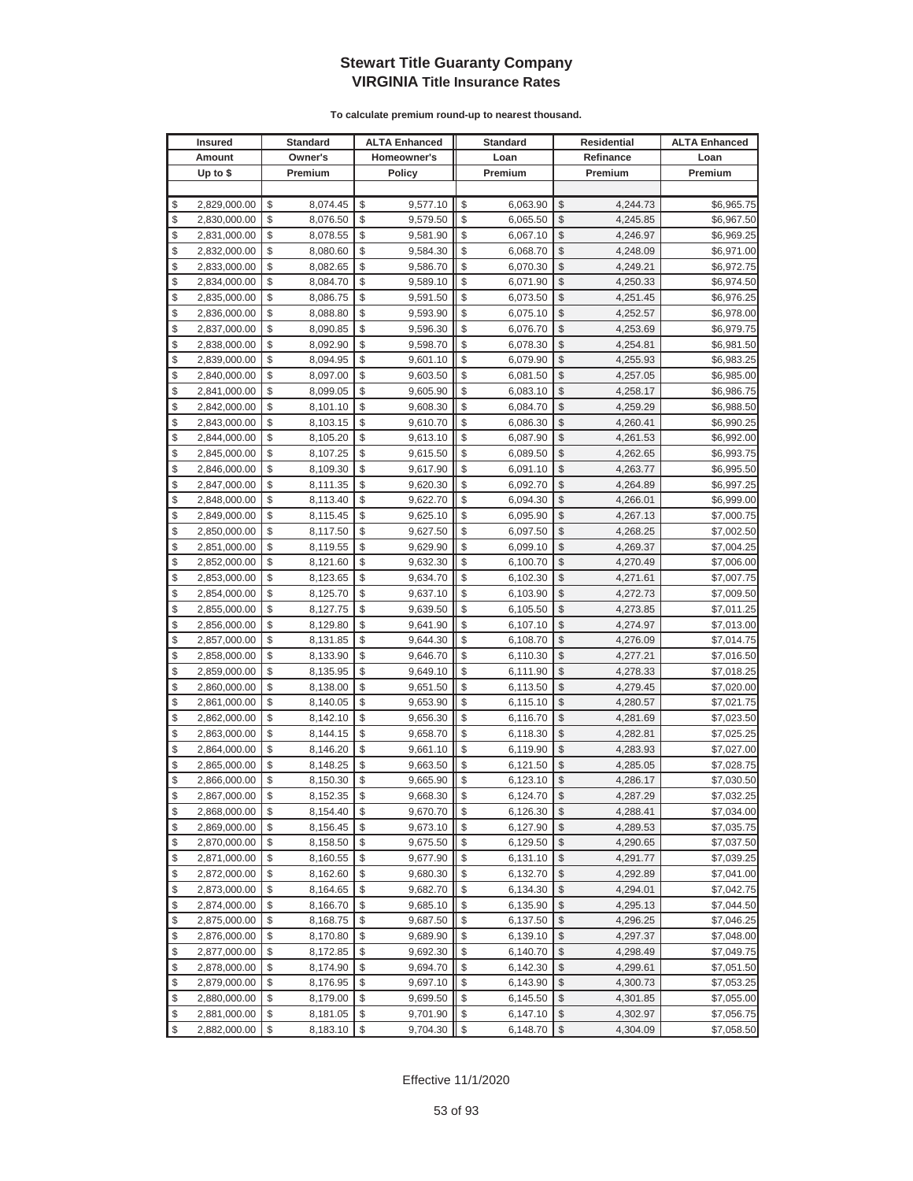# Stewart Title Guaranty Company
## VIRGINIA Title Insurance Rates

**To calculate premium round-up to nearest thousand.**

| Insured Amount Up to $ | Standard Owner's Premium | ALTA Enhanced Homeowner's Policy | Standard Loan Premium | Residential Refinance Premium | ALTA Enhanced Loan Premium |
|---|---|---|---|---|---|
| $ 2,829,000.00 | $ 8,074.45 | $ 9,577.10 | $ 6,063.90 | $ 4,244.73 | $6,965.75 |
| $ 2,830,000.00 | $ 8,076.50 | $ 9,579.50 | $ 6,065.50 | $ 4,245.85 | $6,967.50 |
| $ 2,831,000.00 | $ 8,078.55 | $ 9,581.90 | $ 6,067.10 | $ 4,246.97 | $6,969.25 |
| $ 2,832,000.00 | $ 8,080.60 | $ 9,584.30 | $ 6,068.70 | $ 4,248.09 | $6,971.00 |
| $ 2,833,000.00 | $ 8,082.65 | $ 9,586.70 | $ 6,070.30 | $ 4,249.21 | $6,972.75 |
| $ 2,834,000.00 | $ 8,084.70 | $ 9,589.10 | $ 6,071.90 | $ 4,250.33 | $6,974.50 |
| $ 2,835,000.00 | $ 8,086.75 | $ 9,591.50 | $ 6,073.50 | $ 4,251.45 | $6,976.25 |
| $ 2,836,000.00 | $ 8,088.80 | $ 9,593.90 | $ 6,075.10 | $ 4,252.57 | $6,978.00 |
| $ 2,837,000.00 | $ 8,090.85 | $ 9,596.30 | $ 6,076.70 | $ 4,253.69 | $6,979.75 |
| $ 2,838,000.00 | $ 8,092.90 | $ 9,598.70 | $ 6,078.30 | $ 4,254.81 | $6,981.50 |
| $ 2,839,000.00 | $ 8,094.95 | $ 9,601.10 | $ 6,079.90 | $ 4,255.93 | $6,983.25 |
| $ 2,840,000.00 | $ 8,097.00 | $ 9,603.50 | $ 6,081.50 | $ 4,257.05 | $6,985.00 |
| $ 2,841,000.00 | $ 8,099.05 | $ 9,605.90 | $ 6,083.10 | $ 4,258.17 | $6,986.75 |
| $ 2,842,000.00 | $ 8,101.10 | $ 9,608.30 | $ 6,084.70 | $ 4,259.29 | $6,988.50 |
| $ 2,843,000.00 | $ 8,103.15 | $ 9,610.70 | $ 6,086.30 | $ 4,260.41 | $6,990.25 |
| $ 2,844,000.00 | $ 8,105.20 | $ 9,613.10 | $ 6,087.90 | $ 4,261.53 | $6,992.00 |
| $ 2,845,000.00 | $ 8,107.25 | $ 9,615.50 | $ 6,089.50 | $ 4,262.65 | $6,993.75 |
| $ 2,846,000.00 | $ 8,109.30 | $ 9,617.90 | $ 6,091.10 | $ 4,263.77 | $6,995.50 |
| $ 2,847,000.00 | $ 8,111.35 | $ 9,620.30 | $ 6,092.70 | $ 4,264.89 | $6,997.25 |
| $ 2,848,000.00 | $ 8,113.40 | $ 9,622.70 | $ 6,094.30 | $ 4,266.01 | $6,999.00 |
| $ 2,849,000.00 | $ 8,115.45 | $ 9,625.10 | $ 6,095.90 | $ 4,267.13 | $7,000.75 |
| $ 2,850,000.00 | $ 8,117.50 | $ 9,627.50 | $ 6,097.50 | $ 4,268.25 | $7,002.50 |
| $ 2,851,000.00 | $ 8,119.55 | $ 9,629.90 | $ 6,099.10 | $ 4,269.37 | $7,004.25 |
| $ 2,852,000.00 | $ 8,121.60 | $ 9,632.30 | $ 6,100.70 | $ 4,270.49 | $7,006.00 |
| $ 2,853,000.00 | $ 8,123.65 | $ 9,634.70 | $ 6,102.30 | $ 4,271.61 | $7,007.75 |
| $ 2,854,000.00 | $ 8,125.70 | $ 9,637.10 | $ 6,103.90 | $ 4,272.73 | $7,009.50 |
| $ 2,855,000.00 | $ 8,127.75 | $ 9,639.50 | $ 6,105.50 | $ 4,273.85 | $7,011.25 |
| $ 2,856,000.00 | $ 8,129.80 | $ 9,641.90 | $ 6,107.10 | $ 4,274.97 | $7,013.00 |
| $ 2,857,000.00 | $ 8,131.85 | $ 9,644.30 | $ 6,108.70 | $ 4,276.09 | $7,014.75 |
| $ 2,858,000.00 | $ 8,133.90 | $ 9,646.70 | $ 6,110.30 | $ 4,277.21 | $7,016.50 |
| $ 2,859,000.00 | $ 8,135.95 | $ 9,649.10 | $ 6,111.90 | $ 4,278.33 | $7,018.25 |
| $ 2,860,000.00 | $ 8,138.00 | $ 9,651.50 | $ 6,113.50 | $ 4,279.45 | $7,020.00 |
| $ 2,861,000.00 | $ 8,140.05 | $ 9,653.90 | $ 6,115.10 | $ 4,280.57 | $7,021.75 |
| $ 2,862,000.00 | $ 8,142.10 | $ 9,656.30 | $ 6,116.70 | $ 4,281.69 | $7,023.50 |
| $ 2,863,000.00 | $ 8,144.15 | $ 9,658.70 | $ 6,118.30 | $ 4,282.81 | $7,025.25 |
| $ 2,864,000.00 | $ 8,146.20 | $ 9,661.10 | $ 6,119.90 | $ 4,283.93 | $7,027.00 |
| $ 2,865,000.00 | $ 8,148.25 | $ 9,663.50 | $ 6,121.50 | $ 4,285.05 | $7,028.75 |
| $ 2,866,000.00 | $ 8,150.30 | $ 9,665.90 | $ 6,123.10 | $ 4,286.17 | $7,030.50 |
| $ 2,867,000.00 | $ 8,152.35 | $ 9,668.30 | $ 6,124.70 | $ 4,287.29 | $7,032.25 |
| $ 2,868,000.00 | $ 8,154.40 | $ 9,670.70 | $ 6,126.30 | $ 4,288.41 | $7,034.00 |
| $ 2,869,000.00 | $ 8,156.45 | $ 9,673.10 | $ 6,127.90 | $ 4,289.53 | $7,035.75 |
| $ 2,870,000.00 | $ 8,158.50 | $ 9,675.50 | $ 6,129.50 | $ 4,290.65 | $7,037.50 |
| $ 2,871,000.00 | $ 8,160.55 | $ 9,677.90 | $ 6,131.10 | $ 4,291.77 | $7,039.25 |
| $ 2,872,000.00 | $ 8,162.60 | $ 9,680.30 | $ 6,132.70 | $ 4,292.89 | $7,041.00 |
| $ 2,873,000.00 | $ 8,164.65 | $ 9,682.70 | $ 6,134.30 | $ 4,294.01 | $7,042.75 |
| $ 2,874,000.00 | $ 8,166.70 | $ 9,685.10 | $ 6,135.90 | $ 4,295.13 | $7,044.50 |
| $ 2,875,000.00 | $ 8,168.75 | $ 9,687.50 | $ 6,137.50 | $ 4,296.25 | $7,046.25 |
| $ 2,876,000.00 | $ 8,170.80 | $ 9,689.90 | $ 6,139.10 | $ 4,297.37 | $7,048.00 |
| $ 2,877,000.00 | $ 8,172.85 | $ 9,692.30 | $ 6,140.70 | $ 4,298.49 | $7,049.75 |
| $ 2,878,000.00 | $ 8,174.90 | $ 9,694.70 | $ 6,142.30 | $ 4,299.61 | $7,051.50 |
| $ 2,879,000.00 | $ 8,176.95 | $ 9,697.10 | $ 6,143.90 | $ 4,300.73 | $7,053.25 |
| $ 2,880,000.00 | $ 8,179.00 | $ 9,699.50 | $ 6,145.50 | $ 4,301.85 | $7,055.00 |
| $ 2,881,000.00 | $ 8,181.05 | $ 9,701.90 | $ 6,147.10 | $ 4,302.97 | $7,056.75 |
| $ 2,882,000.00 | $ 8,183.10 | $ 9,704.30 | $ 6,148.70 | $ 4,304.09 | $7,058.50 |

Effective 11/1/2020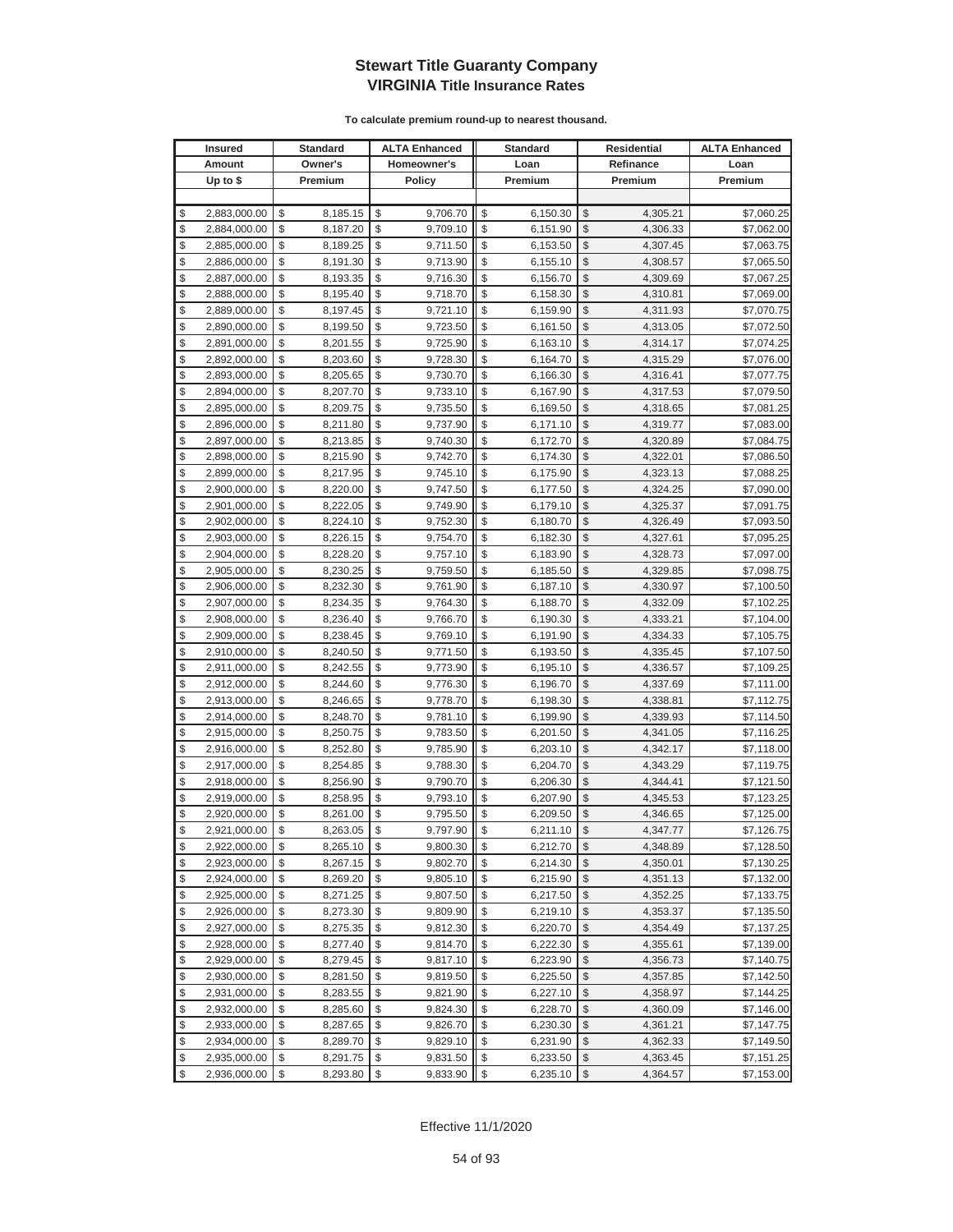# Stewart Title Guaranty Company
## VIRGINIA Title Insurance Rates

**To calculate premium round-up to nearest thousand.**

| Insured Amount Up to $ | Standard Owner's Premium | ALTA Enhanced Homeowner's Policy | Standard Loan Premium | Residential Refinance Premium | ALTA Enhanced Loan Premium |
|---|---|---|---|---|---|
| $ 2,883,000.00 | $ 8,185.15 | $ 9,706.70 | $ 6,150.30 | $ 4,305.21 | $7,060.25 |
| $ 2,884,000.00 | $ 8,187.20 | $ 9,709.10 | $ 6,151.90 | $ 4,306.33 | $7,062.00 |
| $ 2,885,000.00 | $ 8,189.25 | $ 9,711.50 | $ 6,153.50 | $ 4,307.45 | $7,063.75 |
| $ 2,886,000.00 | $ 8,191.30 | $ 9,713.90 | $ 6,155.10 | $ 4,308.57 | $7,065.50 |
| $ 2,887,000.00 | $ 8,193.35 | $ 9,716.30 | $ 6,156.70 | $ 4,309.69 | $7,067.25 |
| $ 2,888,000.00 | $ 8,195.40 | $ 9,718.70 | $ 6,158.30 | $ 4,310.81 | $7,069.00 |
| $ 2,889,000.00 | $ 8,197.45 | $ 9,721.10 | $ 6,159.90 | $ 4,311.93 | $7,070.75 |
| $ 2,890,000.00 | $ 8,199.50 | $ 9,723.50 | $ 6,161.50 | $ 4,313.05 | $7,072.50 |
| $ 2,891,000.00 | $ 8,201.55 | $ 9,725.90 | $ 6,163.10 | $ 4,314.17 | $7,074.25 |
| $ 2,892,000.00 | $ 8,203.60 | $ 9,728.30 | $ 6,164.70 | $ 4,315.29 | $7,076.00 |
| $ 2,893,000.00 | $ 8,205.65 | $ 9,730.70 | $ 6,166.30 | $ 4,316.41 | $7,077.75 |
| $ 2,894,000.00 | $ 8,207.70 | $ 9,733.10 | $ 6,167.90 | $ 4,317.53 | $7,079.50 |
| $ 2,895,000.00 | $ 8,209.75 | $ 9,735.50 | $ 6,169.50 | $ 4,318.65 | $7,081.25 |
| $ 2,896,000.00 | $ 8,211.80 | $ 9,737.90 | $ 6,171.10 | $ 4,319.77 | $7,083.00 |
| $ 2,897,000.00 | $ 8,213.85 | $ 9,740.30 | $ 6,172.70 | $ 4,320.89 | $7,084.75 |
| $ 2,898,000.00 | $ 8,215.90 | $ 9,742.70 | $ 6,174.30 | $ 4,322.01 | $7,086.50 |
| $ 2,899,000.00 | $ 8,217.95 | $ 9,745.10 | $ 6,175.90 | $ 4,323.13 | $7,088.25 |
| $ 2,900,000.00 | $ 8,220.00 | $ 9,747.50 | $ 6,177.50 | $ 4,324.25 | $7,090.00 |
| $ 2,901,000.00 | $ 8,222.05 | $ 9,749.90 | $ 6,179.10 | $ 4,325.37 | $7,091.75 |
| $ 2,902,000.00 | $ 8,224.10 | $ 9,752.30 | $ 6,180.70 | $ 4,326.49 | $7,093.50 |
| $ 2,903,000.00 | $ 8,226.15 | $ 9,754.70 | $ 6,182.30 | $ 4,327.61 | $7,095.25 |
| $ 2,904,000.00 | $ 8,228.20 | $ 9,757.10 | $ 6,183.90 | $ 4,328.73 | $7,097.00 |
| $ 2,905,000.00 | $ 8,230.25 | $ 9,759.50 | $ 6,185.50 | $ 4,329.85 | $7,098.75 |
| $ 2,906,000.00 | $ 8,232.30 | $ 9,761.90 | $ 6,187.10 | $ 4,330.97 | $7,100.50 |
| $ 2,907,000.00 | $ 8,234.35 | $ 9,764.30 | $ 6,188.70 | $ 4,332.09 | $7,102.25 |
| $ 2,908,000.00 | $ 8,236.40 | $ 9,766.70 | $ 6,190.30 | $ 4,333.21 | $7,104.00 |
| $ 2,909,000.00 | $ 8,238.45 | $ 9,769.10 | $ 6,191.90 | $ 4,334.33 | $7,105.75 |
| $ 2,910,000.00 | $ 8,240.50 | $ 9,771.50 | $ 6,193.50 | $ 4,335.45 | $7,107.50 |
| $ 2,911,000.00 | $ 8,242.55 | $ 9,773.90 | $ 6,195.10 | $ 4,336.57 | $7,109.25 |
| $ 2,912,000.00 | $ 8,244.60 | $ 9,776.30 | $ 6,196.70 | $ 4,337.69 | $7,111.00 |
| $ 2,913,000.00 | $ 8,246.65 | $ 9,778.70 | $ 6,198.30 | $ 4,338.81 | $7,112.75 |
| $ 2,914,000.00 | $ 8,248.70 | $ 9,781.10 | $ 6,199.90 | $ 4,339.93 | $7,114.50 |
| $ 2,915,000.00 | $ 8,250.75 | $ 9,783.50 | $ 6,201.50 | $ 4,341.05 | $7,116.25 |
| $ 2,916,000.00 | $ 8,252.80 | $ 9,785.90 | $ 6,203.10 | $ 4,342.17 | $7,118.00 |
| $ 2,917,000.00 | $ 8,254.85 | $ 9,788.30 | $ 6,204.70 | $ 4,343.29 | $7,119.75 |
| $ 2,918,000.00 | $ 8,256.90 | $ 9,790.70 | $ 6,206.30 | $ 4,344.41 | $7,121.50 |
| $ 2,919,000.00 | $ 8,258.95 | $ 9,793.10 | $ 6,207.90 | $ 4,345.53 | $7,123.25 |
| $ 2,920,000.00 | $ 8,261.00 | $ 9,795.50 | $ 6,209.50 | $ 4,346.65 | $7,125.00 |
| $ 2,921,000.00 | $ 8,263.05 | $ 9,797.90 | $ 6,211.10 | $ 4,347.77 | $7,126.75 |
| $ 2,922,000.00 | $ 8,265.10 | $ 9,800.30 | $ 6,212.70 | $ 4,348.89 | $7,128.50 |
| $ 2,923,000.00 | $ 8,267.15 | $ 9,802.70 | $ 6,214.30 | $ 4,350.01 | $7,130.25 |
| $ 2,924,000.00 | $ 8,269.20 | $ 9,805.10 | $ 6,215.90 | $ 4,351.13 | $7,132.00 |
| $ 2,925,000.00 | $ 8,271.25 | $ 9,807.50 | $ 6,217.50 | $ 4,352.25 | $7,133.75 |
| $ 2,926,000.00 | $ 8,273.30 | $ 9,809.90 | $ 6,219.10 | $ 4,353.37 | $7,135.50 |
| $ 2,927,000.00 | $ 8,275.35 | $ 9,812.30 | $ 6,220.70 | $ 4,354.49 | $7,137.25 |
| $ 2,928,000.00 | $ 8,277.40 | $ 9,814.70 | $ 6,222.30 | $ 4,355.61 | $7,139.00 |
| $ 2,929,000.00 | $ 8,279.45 | $ 9,817.10 | $ 6,223.90 | $ 4,356.73 | $7,140.75 |
| $ 2,930,000.00 | $ 8,281.50 | $ 9,819.50 | $ 6,225.50 | $ 4,357.85 | $7,142.50 |
| $ 2,931,000.00 | $ 8,283.55 | $ 9,821.90 | $ 6,227.10 | $ 4,358.97 | $7,144.25 |
| $ 2,932,000.00 | $ 8,285.60 | $ 9,824.30 | $ 6,228.70 | $ 4,360.09 | $7,146.00 |
| $ 2,933,000.00 | $ 8,287.65 | $ 9,826.70 | $ 6,230.30 | $ 4,361.21 | $7,147.75 |
| $ 2,934,000.00 | $ 8,289.70 | $ 9,829.10 | $ 6,231.90 | $ 4,362.33 | $7,149.50 |
| $ 2,935,000.00 | $ 8,291.75 | $ 9,831.50 | $ 6,233.50 | $ 4,363.45 | $7,151.25 |
| $ 2,936,000.00 | $ 8,293.80 | $ 9,833.90 | $ 6,235.10 | $ 4,364.57 | $7,153.00 |

Effective 11/1/2020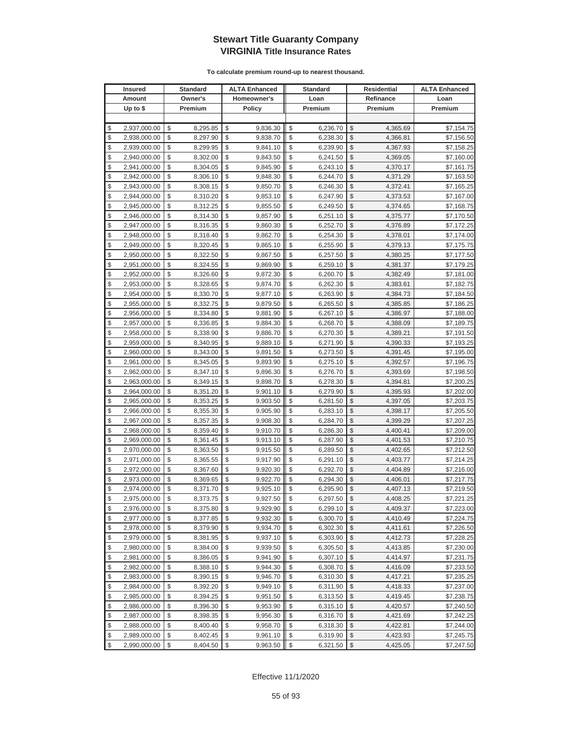# Stewart Title Guaranty Company
## VIRGINIA Title Insurance Rates

**To calculate premium round-up to nearest thousand.**

| Insured Amount Up to $ | Standard Owner's Premium | ALTA Enhanced Homeowner's Policy | Standard Loan Premium | Residential Refinance Premium | ALTA Enhanced Loan Premium |
|---|---|---|---|---|---|
| $ 2,937,000.00 | $ 8,295.85 | $ 9,836.30 | $ 6,236.70 | $ 4,365.69 | $7,154.75 |
| $ 2,938,000.00 | $ 8,297.90 | $ 9,838.70 | $ 6,238.30 | $ 4,366.81 | $7,156.50 |
| $ 2,939,000.00 | $ 8,299.95 | $ 9,841.10 | $ 6,239.90 | $ 4,367.93 | $7,158.25 |
| $ 2,940,000.00 | $ 8,302.00 | $ 9,843.50 | $ 6,241.50 | $ 4,369.05 | $7,160.00 |
| $ 2,941,000.00 | $ 8,304.05 | $ 9,845.90 | $ 6,243.10 | $ 4,370.17 | $7,161.75 |
| $ 2,942,000.00 | $ 8,306.10 | $ 9,848.30 | $ 6,244.70 | $ 4,371.29 | $7,163.50 |
| $ 2,943,000.00 | $ 8,308.15 | $ 9,850.70 | $ 6,246.30 | $ 4,372.41 | $7,165.25 |
| $ 2,944,000.00 | $ 8,310.20 | $ 9,853.10 | $ 6,247.90 | $ 4,373.53 | $7,167.00 |
| $ 2,945,000.00 | $ 8,312.25 | $ 9,855.50 | $ 6,249.50 | $ 4,374.65 | $7,168.75 |
| $ 2,946,000.00 | $ 8,314.30 | $ 9,857.90 | $ 6,251.10 | $ 4,375.77 | $7,170.50 |
| $ 2,947,000.00 | $ 8,316.35 | $ 9,860.30 | $ 6,252.70 | $ 4,376.89 | $7,172.25 |
| $ 2,948,000.00 | $ 8,318.40 | $ 9,862.70 | $ 6,254.30 | $ 4,378.01 | $7,174.00 |
| $ 2,949,000.00 | $ 8,320.45 | $ 9,865.10 | $ 6,255.90 | $ 4,379.13 | $7,175.75 |
| $ 2,950,000.00 | $ 8,322.50 | $ 9,867.50 | $ 6,257.50 | $ 4,380.25 | $7,177.50 |
| $ 2,951,000.00 | $ 8,324.55 | $ 9,869.90 | $ 6,259.10 | $ 4,381.37 | $7,179.25 |
| $ 2,952,000.00 | $ 8,326.60 | $ 9,872.30 | $ 6,260.70 | $ 4,382.49 | $7,181.00 |
| $ 2,953,000.00 | $ 8,328.65 | $ 9,874.70 | $ 6,262.30 | $ 4,383.61 | $7,182.75 |
| $ 2,954,000.00 | $ 8,330.70 | $ 9,877.10 | $ 6,263.90 | $ 4,384.73 | $7,184.50 |
| $ 2,955,000.00 | $ 8,332.75 | $ 9,879.50 | $ 6,265.50 | $ 4,385.85 | $7,186.25 |
| $ 2,956,000.00 | $ 8,334.80 | $ 9,881.90 | $ 6,267.10 | $ 4,386.97 | $7,188.00 |
| $ 2,957,000.00 | $ 8,336.85 | $ 9,884.30 | $ 6,268.70 | $ 4,388.09 | $7,189.75 |
| $ 2,958,000.00 | $ 8,338.90 | $ 9,886.70 | $ 6,270.30 | $ 4,389.21 | $7,191.50 |
| $ 2,959,000.00 | $ 8,340.95 | $ 9,889.10 | $ 6,271.90 | $ 4,390.33 | $7,193.25 |
| $ 2,960,000.00 | $ 8,343.00 | $ 9,891.50 | $ 6,273.50 | $ 4,391.45 | $7,195.00 |
| $ 2,961,000.00 | $ 8,345.05 | $ 9,893.90 | $ 6,275.10 | $ 4,392.57 | $7,196.75 |
| $ 2,962,000.00 | $ 8,347.10 | $ 9,896.30 | $ 6,276.70 | $ 4,393.69 | $7,198.50 |
| $ 2,963,000.00 | $ 8,349.15 | $ 9,898.70 | $ 6,278.30 | $ 4,394.81 | $7,200.25 |
| $ 2,964,000.00 | $ 8,351.20 | $ 9,901.10 | $ 6,279.90 | $ 4,395.93 | $7,202.00 |
| $ 2,965,000.00 | $ 8,353.25 | $ 9,903.50 | $ 6,281.50 | $ 4,397.05 | $7,203.75 |
| $ 2,966,000.00 | $ 8,355.30 | $ 9,905.90 | $ 6,283.10 | $ 4,398.17 | $7,205.50 |
| $ 2,967,000.00 | $ 8,357.35 | $ 9,908.30 | $ 6,284.70 | $ 4,399.29 | $7,207.25 |
| $ 2,968,000.00 | $ 8,359.40 | $ 9,910.70 | $ 6,286.30 | $ 4,400.41 | $7,209.00 |
| $ 2,969,000.00 | $ 8,361.45 | $ 9,913.10 | $ 6,287.90 | $ 4,401.53 | $7,210.75 |
| $ 2,970,000.00 | $ 8,363.50 | $ 9,915.50 | $ 6,289.50 | $ 4,402.65 | $7,212.50 |
| $ 2,971,000.00 | $ 8,365.55 | $ 9,917.90 | $ 6,291.10 | $ 4,403.77 | $7,214.25 |
| $ 2,972,000.00 | $ 8,367.60 | $ 9,920.30 | $ 6,292.70 | $ 4,404.89 | $7,216.00 |
| $ 2,973,000.00 | $ 8,369.65 | $ 9,922.70 | $ 6,294.30 | $ 4,406.01 | $7,217.75 |
| $ 2,974,000.00 | $ 8,371.70 | $ 9,925.10 | $ 6,295.90 | $ 4,407.13 | $7,219.50 |
| $ 2,975,000.00 | $ 8,373.75 | $ 9,927.50 | $ 6,297.50 | $ 4,408.25 | $7,221.25 |
| $ 2,976,000.00 | $ 8,375.80 | $ 9,929.90 | $ 6,299.10 | $ 4,409.37 | $7,223.00 |
| $ 2,977,000.00 | $ 8,377.85 | $ 9,932.30 | $ 6,300.70 | $ 4,410.49 | $7,224.75 |
| $ 2,978,000.00 | $ 8,379.90 | $ 9,934.70 | $ 6,302.30 | $ 4,411.61 | $7,226.50 |
| $ 2,979,000.00 | $ 8,381.95 | $ 9,937.10 | $ 6,303.90 | $ 4,412.73 | $7,228.25 |
| $ 2,980,000.00 | $ 8,384.00 | $ 9,939.50 | $ 6,305.50 | $ 4,413.85 | $7,230.00 |
| $ 2,981,000.00 | $ 8,386.05 | $ 9,941.90 | $ 6,307.10 | $ 4,414.97 | $7,231.75 |
| $ 2,982,000.00 | $ 8,388.10 | $ 9,944.30 | $ 6,308.70 | $ 4,416.09 | $7,233.50 |
| $ 2,983,000.00 | $ 8,390.15 | $ 9,946.70 | $ 6,310.30 | $ 4,417.21 | $7,235.25 |
| $ 2,984,000.00 | $ 8,392.20 | $ 9,949.10 | $ 6,311.90 | $ 4,418.33 | $7,237.00 |
| $ 2,985,000.00 | $ 8,394.25 | $ 9,951.50 | $ 6,313.50 | $ 4,419.45 | $7,238.75 |
| $ 2,986,000.00 | $ 8,396.30 | $ 9,953.90 | $ 6,315.10 | $ 4,420.57 | $7,240.50 |
| $ 2,987,000.00 | $ 8,398.35 | $ 9,956.30 | $ 6,316.70 | $ 4,421.69 | $7,242.25 |
| $ 2,988,000.00 | $ 8,400.40 | $ 9,958.70 | $ 6,318.30 | $ 4,422.81 | $7,244.00 |
| $ 2,989,000.00 | $ 8,402.45 | $ 9,961.10 | $ 6,319.90 | $ 4,423.93 | $7,245.75 |
| $ 2,990,000.00 | $ 8,404.50 | $ 9,963.50 | $ 6,321.50 | $ 4,425.05 | $7,247.50 |

Effective 11/1/2020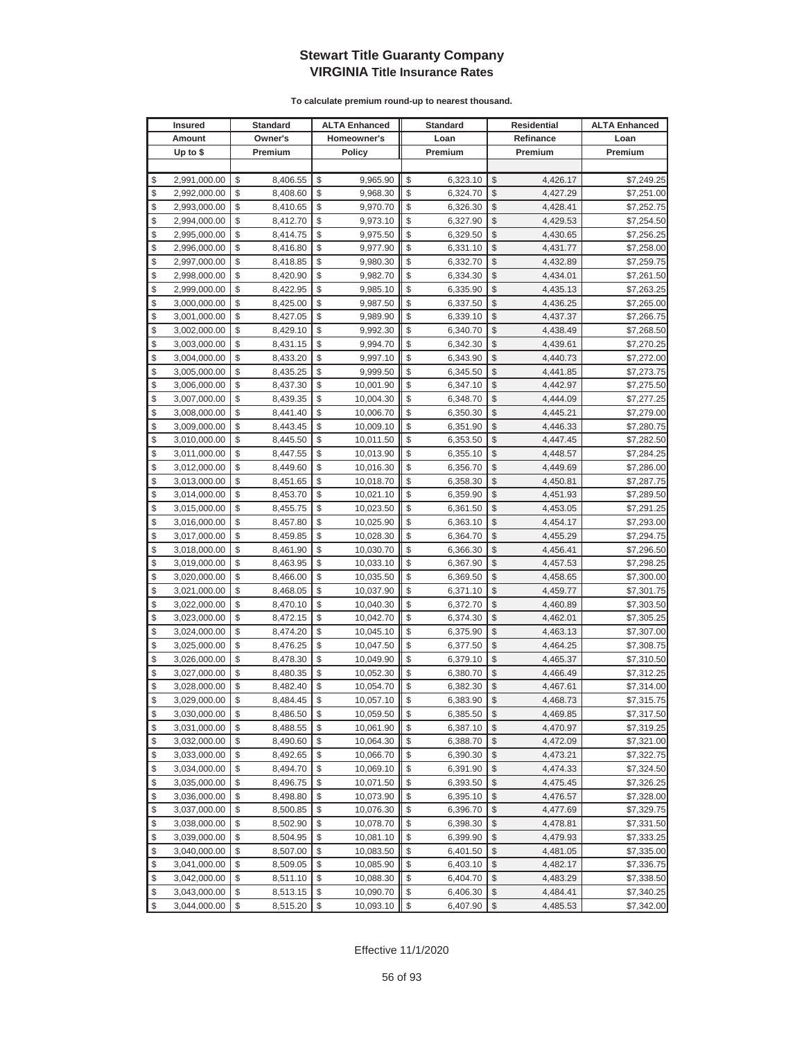# Stewart Title Guaranty Company
## VIRGINIA Title Insurance Rates

**To calculate premium round-up to nearest thousand.**

| Insured Amount Up to $ | Standard Owner's Premium | ALTA Enhanced Homeowner's Policy | Standard Loan Premium | Residential Refinance Premium | ALTA Enhanced Loan Premium |
|---|---|---|---|---|---|
| $ 2,991,000.00 | $ 8,406.55 | $ 9,965.90 | $ 6,323.10 | $ 4,426.17 | $7,249.25 |
| $ 2,992,000.00 | $ 8,408.60 | $ 9,968.30 | $ 6,324.70 | $ 4,427.29 | $7,251.00 |
| $ 2,993,000.00 | $ 8,410.65 | $ 9,970.70 | $ 6,326.30 | $ 4,428.41 | $7,252.75 |
| $ 2,994,000.00 | $ 8,412.70 | $ 9,973.10 | $ 6,327.90 | $ 4,429.53 | $7,254.50 |
| $ 2,995,000.00 | $ 8,414.75 | $ 9,975.50 | $ 6,329.50 | $ 4,430.65 | $7,256.25 |
| $ 2,996,000.00 | $ 8,416.80 | $ 9,977.90 | $ 6,331.10 | $ 4,431.77 | $7,258.00 |
| $ 2,997,000.00 | $ 8,418.85 | $ 9,980.30 | $ 6,332.70 | $ 4,432.89 | $7,259.75 |
| $ 2,998,000.00 | $ 8,420.90 | $ 9,982.70 | $ 6,334.30 | $ 4,434.01 | $7,261.50 |
| $ 2,999,000.00 | $ 8,422.95 | $ 9,985.10 | $ 6,335.90 | $ 4,435.13 | $7,263.25 |
| $ 3,000,000.00 | $ 8,425.00 | $ 9,987.50 | $ 6,337.50 | $ 4,436.25 | $7,265.00 |
| $ 3,001,000.00 | $ 8,427.05 | $ 9,989.90 | $ 6,339.10 | $ 4,437.37 | $7,266.75 |
| $ 3,002,000.00 | $ 8,429.10 | $ 9,992.30 | $ 6,340.70 | $ 4,438.49 | $7,268.50 |
| $ 3,003,000.00 | $ 8,431.15 | $ 9,994.70 | $ 6,342.30 | $ 4,439.61 | $7,270.25 |
| $ 3,004,000.00 | $ 8,433.20 | $ 9,997.10 | $ 6,343.90 | $ 4,440.73 | $7,272.00 |
| $ 3,005,000.00 | $ 8,435.25 | $ 9,999.50 | $ 6,345.50 | $ 4,441.85 | $7,273.75 |
| $ 3,006,000.00 | $ 8,437.30 | $ 10,001.90 | $ 6,347.10 | $ 4,442.97 | $7,275.50 |
| $ 3,007,000.00 | $ 8,439.35 | $ 10,004.30 | $ 6,348.70 | $ 4,444.09 | $7,277.25 |
| $ 3,008,000.00 | $ 8,441.40 | $ 10,006.70 | $ 6,350.30 | $ 4,445.21 | $7,279.00 |
| $ 3,009,000.00 | $ 8,443.45 | $ 10,009.10 | $ 6,351.90 | $ 4,446.33 | $7,280.75 |
| $ 3,010,000.00 | $ 8,445.50 | $ 10,011.50 | $ 6,353.50 | $ 4,447.45 | $7,282.50 |
| $ 3,011,000.00 | $ 8,447.55 | $ 10,013.90 | $ 6,355.10 | $ 4,448.57 | $7,284.25 |
| $ 3,012,000.00 | $ 8,449.60 | $ 10,016.30 | $ 6,356.70 | $ 4,449.69 | $7,286.00 |
| $ 3,013,000.00 | $ 8,451.65 | $ 10,018.70 | $ 6,358.30 | $ 4,450.81 | $7,287.75 |
| $ 3,014,000.00 | $ 8,453.70 | $ 10,021.10 | $ 6,359.90 | $ 4,451.93 | $7,289.50 |
| $ 3,015,000.00 | $ 8,455.75 | $ 10,023.50 | $ 6,361.50 | $ 4,453.05 | $7,291.25 |
| $ 3,016,000.00 | $ 8,457.80 | $ 10,025.90 | $ 6,363.10 | $ 4,454.17 | $7,293.00 |
| $ 3,017,000.00 | $ 8,459.85 | $ 10,028.30 | $ 6,364.70 | $ 4,455.29 | $7,294.75 |
| $ 3,018,000.00 | $ 8,461.90 | $ 10,030.70 | $ 6,366.30 | $ 4,456.41 | $7,296.50 |
| $ 3,019,000.00 | $ 8,463.95 | $ 10,033.10 | $ 6,367.90 | $ 4,457.53 | $7,298.25 |
| $ 3,020,000.00 | $ 8,466.00 | $ 10,035.50 | $ 6,369.50 | $ 4,458.65 | $7,300.00 |
| $ 3,021,000.00 | $ 8,468.05 | $ 10,037.90 | $ 6,371.10 | $ 4,459.77 | $7,301.75 |
| $ 3,022,000.00 | $ 8,470.10 | $ 10,040.30 | $ 6,372.70 | $ 4,460.89 | $7,303.50 |
| $ 3,023,000.00 | $ 8,472.15 | $ 10,042.70 | $ 6,374.30 | $ 4,462.01 | $7,305.25 |
| $ 3,024,000.00 | $ 8,474.20 | $ 10,045.10 | $ 6,375.90 | $ 4,463.13 | $7,307.00 |
| $ 3,025,000.00 | $ 8,476.25 | $ 10,047.50 | $ 6,377.50 | $ 4,464.25 | $7,308.75 |
| $ 3,026,000.00 | $ 8,478.30 | $ 10,049.90 | $ 6,379.10 | $ 4,465.37 | $7,310.50 |
| $ 3,027,000.00 | $ 8,480.35 | $ 10,052.30 | $ 6,380.70 | $ 4,466.49 | $7,312.25 |
| $ 3,028,000.00 | $ 8,482.40 | $ 10,054.70 | $ 6,382.30 | $ 4,467.61 | $7,314.00 |
| $ 3,029,000.00 | $ 8,484.45 | $ 10,057.10 | $ 6,383.90 | $ 4,468.73 | $7,315.75 |
| $ 3,030,000.00 | $ 8,486.50 | $ 10,059.50 | $ 6,385.50 | $ 4,469.85 | $7,317.50 |
| $ 3,031,000.00 | $ 8,488.55 | $ 10,061.90 | $ 6,387.10 | $ 4,470.97 | $7,319.25 |
| $ 3,032,000.00 | $ 8,490.60 | $ 10,064.30 | $ 6,388.70 | $ 4,472.09 | $7,321.00 |
| $ 3,033,000.00 | $ 8,492.65 | $ 10,066.70 | $ 6,390.30 | $ 4,473.21 | $7,322.75 |
| $ 3,034,000.00 | $ 8,494.70 | $ 10,069.10 | $ 6,391.90 | $ 4,474.33 | $7,324.50 |
| $ 3,035,000.00 | $ 8,496.75 | $ 10,071.50 | $ 6,393.50 | $ 4,475.45 | $7,326.25 |
| $ 3,036,000.00 | $ 8,498.80 | $ 10,073.90 | $ 6,395.10 | $ 4,476.57 | $7,328.00 |
| $ 3,037,000.00 | $ 8,500.85 | $ 10,076.30 | $ 6,396.70 | $ 4,477.69 | $7,329.75 |
| $ 3,038,000.00 | $ 8,502.90 | $ 10,078.70 | $ 6,398.30 | $ 4,478.81 | $7,331.50 |
| $ 3,039,000.00 | $ 8,504.95 | $ 10,081.10 | $ 6,399.90 | $ 4,479.93 | $7,333.25 |
| $ 3,040,000.00 | $ 8,507.00 | $ 10,083.50 | $ 6,401.50 | $ 4,481.05 | $7,335.00 |
| $ 3,041,000.00 | $ 8,509.05 | $ 10,085.90 | $ 6,403.10 | $ 4,482.17 | $7,336.75 |
| $ 3,042,000.00 | $ 8,511.10 | $ 10,088.30 | $ 6,404.70 | $ 4,483.29 | $7,338.50 |
| $ 3,043,000.00 | $ 8,513.15 | $ 10,090.70 | $ 6,406.30 | $ 4,484.41 | $7,340.25 |
| $ 3,044,000.00 | $ 8,515.20 | $ 10,093.10 | $ 6,407.90 | $ 4,485.53 | $7,342.00 |

Effective 11/1/2020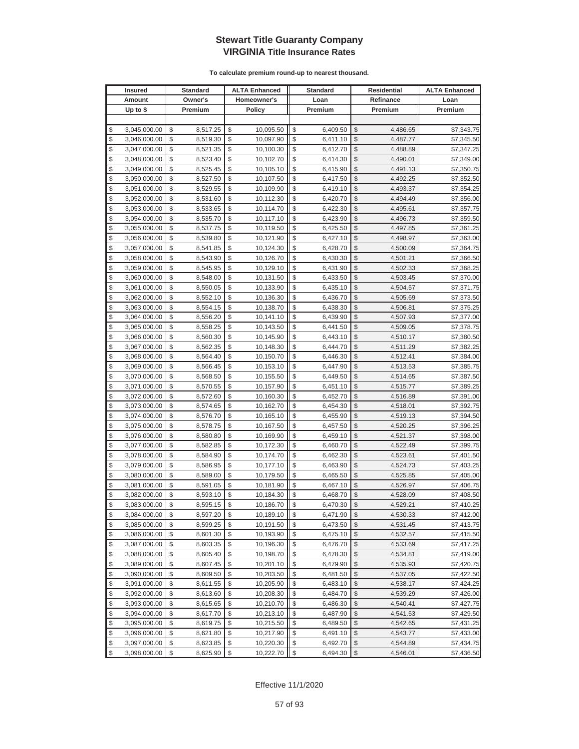# Stewart Title Guaranty Company
## VIRGINIA Title Insurance Rates

**To calculate premium round-up to nearest thousand.**

| Insured Amount Up to $ | Standard Owner's Premium | ALTA Enhanced Homeowner's Policy | Standard Loan Premium | Residential Refinance Premium | ALTA Enhanced Loan Premium |
|---|---|---|---|---|---|
| $ 3,045,000.00 | $ 8,517.25 | $ 10,095.50 | $ 6,409.50 | $ 4,486.65 | $7,343.75 |
| $ 3,046,000.00 | $ 8,519.30 | $ 10,097.90 | $ 6,411.10 | $ 4,487.77 | $7,345.50 |
| $ 3,047,000.00 | $ 8,521.35 | $ 10,100.30 | $ 6,412.70 | $ 4,488.89 | $7,347.25 |
| $ 3,048,000.00 | $ 8,523.40 | $ 10,102.70 | $ 6,414.30 | $ 4,490.01 | $7,349.00 |
| $ 3,049,000.00 | $ 8,525.45 | $ 10,105.10 | $ 6,415.90 | $ 4,491.13 | $7,350.75 |
| $ 3,050,000.00 | $ 8,527.50 | $ 10,107.50 | $ 6,417.50 | $ 4,492.25 | $7,352.50 |
| $ 3,051,000.00 | $ 8,529.55 | $ 10,109.90 | $ 6,419.10 | $ 4,493.37 | $7,354.25 |
| $ 3,052,000.00 | $ 8,531.60 | $ 10,112.30 | $ 6,420.70 | $ 4,494.49 | $7,356.00 |
| $ 3,053,000.00 | $ 8,533.65 | $ 10,114.70 | $ 6,422.30 | $ 4,495.61 | $7,357.75 |
| $ 3,054,000.00 | $ 8,535.70 | $ 10,117.10 | $ 6,423.90 | $ 4,496.73 | $7,359.50 |
| $ 3,055,000.00 | $ 8,537.75 | $ 10,119.50 | $ 6,425.50 | $ 4,497.85 | $7,361.25 |
| $ 3,056,000.00 | $ 8,539.80 | $ 10,121.90 | $ 6,427.10 | $ 4,498.97 | $7,363.00 |
| $ 3,057,000.00 | $ 8,541.85 | $ 10,124.30 | $ 6,428.70 | $ 4,500.09 | $7,364.75 |
| $ 3,058,000.00 | $ 8,543.90 | $ 10,126.70 | $ 6,430.30 | $ 4,501.21 | $7,366.50 |
| $ 3,059,000.00 | $ 8,545.95 | $ 10,129.10 | $ 6,431.90 | $ 4,502.33 | $7,368.25 |
| $ 3,060,000.00 | $ 8,548.00 | $ 10,131.50 | $ 6,433.50 | $ 4,503.45 | $7,370.00 |
| $ 3,061,000.00 | $ 8,550.05 | $ 10,133.90 | $ 6,435.10 | $ 4,504.57 | $7,371.75 |
| $ 3,062,000.00 | $ 8,552.10 | $ 10,136.30 | $ 6,436.70 | $ 4,505.69 | $7,373.50 |
| $ 3,063,000.00 | $ 8,554.15 | $ 10,138.70 | $ 6,438.30 | $ 4,506.81 | $7,375.25 |
| $ 3,064,000.00 | $ 8,556.20 | $ 10,141.10 | $ 6,439.90 | $ 4,507.93 | $7,377.00 |
| $ 3,065,000.00 | $ 8,558.25 | $ 10,143.50 | $ 6,441.50 | $ 4,509.05 | $7,378.75 |
| $ 3,066,000.00 | $ 8,560.30 | $ 10,145.90 | $ 6,443.10 | $ 4,510.17 | $7,380.50 |
| $ 3,067,000.00 | $ 8,562.35 | $ 10,148.30 | $ 6,444.70 | $ 4,511.29 | $7,382.25 |
| $ 3,068,000.00 | $ 8,564.40 | $ 10,150.70 | $ 6,446.30 | $ 4,512.41 | $7,384.00 |
| $ 3,069,000.00 | $ 8,566.45 | $ 10,153.10 | $ 6,447.90 | $ 4,513.53 | $7,385.75 |
| $ 3,070,000.00 | $ 8,568.50 | $ 10,155.50 | $ 6,449.50 | $ 4,514.65 | $7,387.50 |
| $ 3,071,000.00 | $ 8,570.55 | $ 10,157.90 | $ 6,451.10 | $ 4,515.77 | $7,389.25 |
| $ 3,072,000.00 | $ 8,572.60 | $ 10,160.30 | $ 6,452.70 | $ 4,516.89 | $7,391.00 |
| $ 3,073,000.00 | $ 8,574.65 | $ 10,162.70 | $ 6,454.30 | $ 4,518.01 | $7,392.75 |
| $ 3,074,000.00 | $ 8,576.70 | $ 10,165.10 | $ 6,455.90 | $ 4,519.13 | $7,394.50 |
| $ 3,075,000.00 | $ 8,578.75 | $ 10,167.50 | $ 6,457.50 | $ 4,520.25 | $7,396.25 |
| $ 3,076,000.00 | $ 8,580.80 | $ 10,169.90 | $ 6,459.10 | $ 4,521.37 | $7,398.00 |
| $ 3,077,000.00 | $ 8,582.85 | $ 10,172.30 | $ 6,460.70 | $ 4,522.49 | $7,399.75 |
| $ 3,078,000.00 | $ 8,584.90 | $ 10,174.70 | $ 6,462.30 | $ 4,523.61 | $7,401.50 |
| $ 3,079,000.00 | $ 8,586.95 | $ 10,177.10 | $ 6,463.90 | $ 4,524.73 | $7,403.25 |
| $ 3,080,000.00 | $ 8,589.00 | $ 10,179.50 | $ 6,465.50 | $ 4,525.85 | $7,405.00 |
| $ 3,081,000.00 | $ 8,591.05 | $ 10,181.90 | $ 6,467.10 | $ 4,526.97 | $7,406.75 |
| $ 3,082,000.00 | $ 8,593.10 | $ 10,184.30 | $ 6,468.70 | $ 4,528.09 | $7,408.50 |
| $ 3,083,000.00 | $ 8,595.15 | $ 10,186.70 | $ 6,470.30 | $ 4,529.21 | $7,410.25 |
| $ 3,084,000.00 | $ 8,597.20 | $ 10,189.10 | $ 6,471.90 | $ 4,530.33 | $7,412.00 |
| $ 3,085,000.00 | $ 8,599.25 | $ 10,191.50 | $ 6,473.50 | $ 4,531.45 | $7,413.75 |
| $ 3,086,000.00 | $ 8,601.30 | $ 10,193.90 | $ 6,475.10 | $ 4,532.57 | $7,415.50 |
| $ 3,087,000.00 | $ 8,603.35 | $ 10,196.30 | $ 6,476.70 | $ 4,533.69 | $7,417.25 |
| $ 3,088,000.00 | $ 8,605.40 | $ 10,198.70 | $ 6,478.30 | $ 4,534.81 | $7,419.00 |
| $ 3,089,000.00 | $ 8,607.45 | $ 10,201.10 | $ 6,479.90 | $ 4,535.93 | $7,420.75 |
| $ 3,090,000.00 | $ 8,609.50 | $ 10,203.50 | $ 6,481.50 | $ 4,537.05 | $7,422.50 |
| $ 3,091,000.00 | $ 8,611.55 | $ 10,205.90 | $ 6,483.10 | $ 4,538.17 | $7,424.25 |
| $ 3,092,000.00 | $ 8,613.60 | $ 10,208.30 | $ 6,484.70 | $ 4,539.29 | $7,426.00 |
| $ 3,093,000.00 | $ 8,615.65 | $ 10,210.70 | $ 6,486.30 | $ 4,540.41 | $7,427.75 |
| $ 3,094,000.00 | $ 8,617.70 | $ 10,213.10 | $ 6,487.90 | $ 4,541.53 | $7,429.50 |
| $ 3,095,000.00 | $ 8,619.75 | $ 10,215.50 | $ 6,489.50 | $ 4,542.65 | $7,431.25 |
| $ 3,096,000.00 | $ 8,621.80 | $ 10,217.90 | $ 6,491.10 | $ 4,543.77 | $7,433.00 |
| $ 3,097,000.00 | $ 8,623.85 | $ 10,220.30 | $ 6,492.70 | $ 4,544.89 | $7,434.75 |
| $ 3,098,000.00 | $ 8,625.90 | $ 10,222.70 | $ 6,494.30 | $ 4,546.01 | $7,436.50 |

Effective 11/1/2020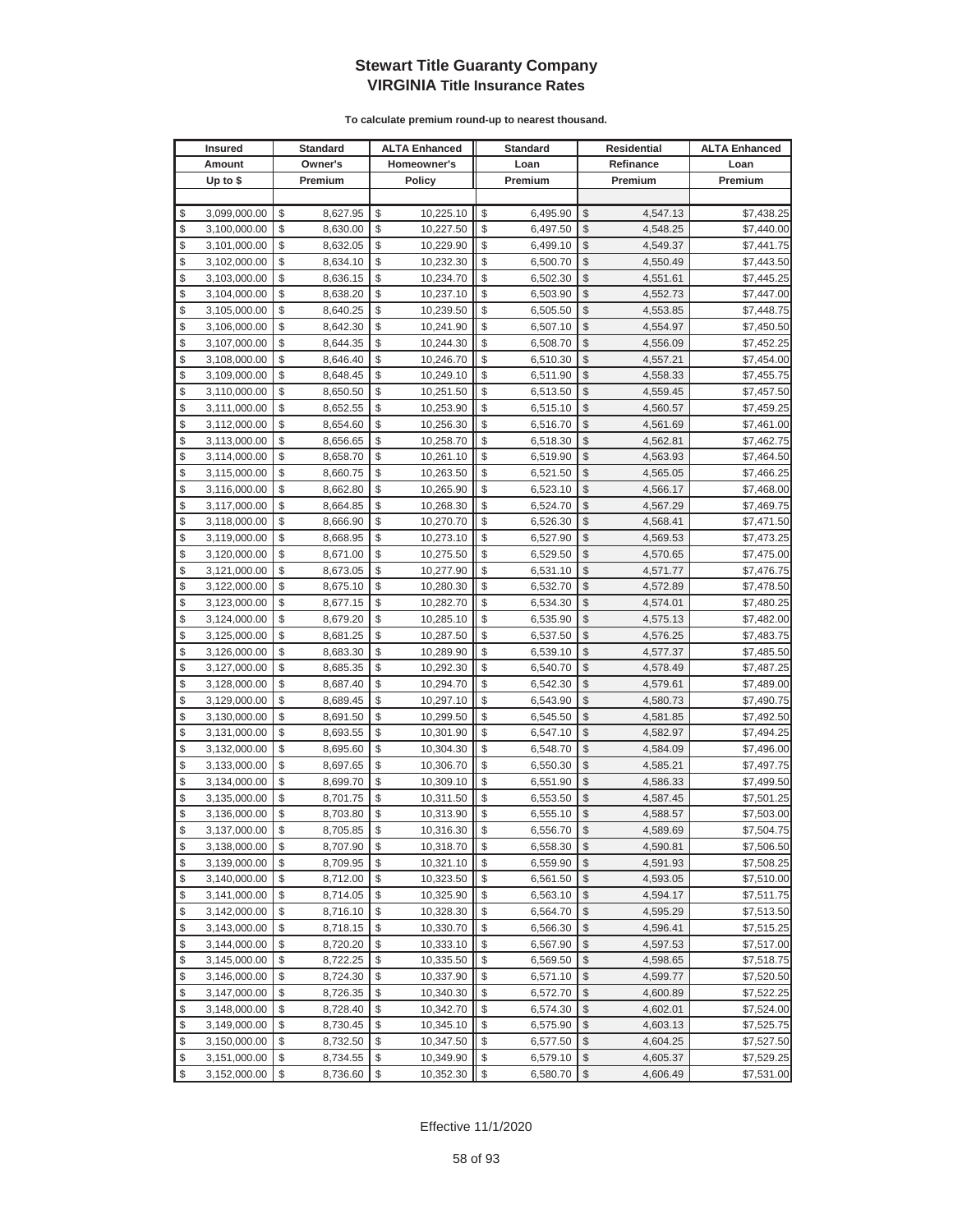# Stewart Title Guaranty Company
## VIRGINIA Title Insurance Rates

**To calculate premium round-up to nearest thousand.**

| Insured Amount Up to $ | Standard Owner's Premium | ALTA Enhanced Homeowner's Policy | Standard Loan Premium | Residential Refinance Premium | ALTA Enhanced Loan Premium |
|---|---|---|---|---|---|
| $ 3,099,000.00 | $ 8,627.95 | $ 10,225.10 | $ 6,495.90 | $ 4,547.13 | $7,438.25 |
| $ 3,100,000.00 | $ 8,630.00 | $ 10,227.50 | $ 6,497.50 | $ 4,548.25 | $7,440.00 |
| $ 3,101,000.00 | $ 8,632.05 | $ 10,229.90 | $ 6,499.10 | $ 4,549.37 | $7,441.75 |
| $ 3,102,000.00 | $ 8,634.10 | $ 10,232.30 | $ 6,500.70 | $ 4,550.49 | $7,443.50 |
| $ 3,103,000.00 | $ 8,636.15 | $ 10,234.70 | $ 6,502.30 | $ 4,551.61 | $7,445.25 |
| $ 3,104,000.00 | $ 8,638.20 | $ 10,237.10 | $ 6,503.90 | $ 4,552.73 | $7,447.00 |
| $ 3,105,000.00 | $ 8,640.25 | $ 10,239.50 | $ 6,505.50 | $ 4,553.85 | $7,448.75 |
| $ 3,106,000.00 | $ 8,642.30 | $ 10,241.90 | $ 6,507.10 | $ 4,554.97 | $7,450.50 |
| $ 3,107,000.00 | $ 8,644.35 | $ 10,244.30 | $ 6,508.70 | $ 4,556.09 | $7,452.25 |
| $ 3,108,000.00 | $ 8,646.40 | $ 10,246.70 | $ 6,510.30 | $ 4,557.21 | $7,454.00 |
| $ 3,109,000.00 | $ 8,648.45 | $ 10,249.10 | $ 6,511.90 | $ 4,558.33 | $7,455.75 |
| $ 3,110,000.00 | $ 8,650.50 | $ 10,251.50 | $ 6,513.50 | $ 4,559.45 | $7,457.50 |
| $ 3,111,000.00 | $ 8,652.55 | $ 10,253.90 | $ 6,515.10 | $ 4,560.57 | $7,459.25 |
| $ 3,112,000.00 | $ 8,654.60 | $ 10,256.30 | $ 6,516.70 | $ 4,561.69 | $7,461.00 |
| $ 3,113,000.00 | $ 8,656.65 | $ 10,258.70 | $ 6,518.30 | $ 4,562.81 | $7,462.75 |
| $ 3,114,000.00 | $ 8,658.70 | $ 10,261.10 | $ 6,519.90 | $ 4,563.93 | $7,464.50 |
| $ 3,115,000.00 | $ 8,660.75 | $ 10,263.50 | $ 6,521.50 | $ 4,565.05 | $7,466.25 |
| $ 3,116,000.00 | $ 8,662.80 | $ 10,265.90 | $ 6,523.10 | $ 4,566.17 | $7,468.00 |
| $ 3,117,000.00 | $ 8,664.85 | $ 10,268.30 | $ 6,524.70 | $ 4,567.29 | $7,469.75 |
| $ 3,118,000.00 | $ 8,666.90 | $ 10,270.70 | $ 6,526.30 | $ 4,568.41 | $7,471.50 |
| $ 3,119,000.00 | $ 8,668.95 | $ 10,273.10 | $ 6,527.90 | $ 4,569.53 | $7,473.25 |
| $ 3,120,000.00 | $ 8,671.00 | $ 10,275.50 | $ 6,529.50 | $ 4,570.65 | $7,475.00 |
| $ 3,121,000.00 | $ 8,673.05 | $ 10,277.90 | $ 6,531.10 | $ 4,571.77 | $7,476.75 |
| $ 3,122,000.00 | $ 8,675.10 | $ 10,280.30 | $ 6,532.70 | $ 4,572.89 | $7,478.50 |
| $ 3,123,000.00 | $ 8,677.15 | $ 10,282.70 | $ 6,534.30 | $ 4,574.01 | $7,480.25 |
| $ 3,124,000.00 | $ 8,679.20 | $ 10,285.10 | $ 6,535.90 | $ 4,575.13 | $7,482.00 |
| $ 3,125,000.00 | $ 8,681.25 | $ 10,287.50 | $ 6,537.50 | $ 4,576.25 | $7,483.75 |
| $ 3,126,000.00 | $ 8,683.30 | $ 10,289.90 | $ 6,539.10 | $ 4,577.37 | $7,485.50 |
| $ 3,127,000.00 | $ 8,685.35 | $ 10,292.30 | $ 6,540.70 | $ 4,578.49 | $7,487.25 |
| $ 3,128,000.00 | $ 8,687.40 | $ 10,294.70 | $ 6,542.30 | $ 4,579.61 | $7,489.00 |
| $ 3,129,000.00 | $ 8,689.45 | $ 10,297.10 | $ 6,543.90 | $ 4,580.73 | $7,490.75 |
| $ 3,130,000.00 | $ 8,691.50 | $ 10,299.50 | $ 6,545.50 | $ 4,581.85 | $7,492.50 |
| $ 3,131,000.00 | $ 8,693.55 | $ 10,301.90 | $ 6,547.10 | $ 4,582.97 | $7,494.25 |
| $ 3,132,000.00 | $ 8,695.60 | $ 10,304.30 | $ 6,548.70 | $ 4,584.09 | $7,496.00 |
| $ 3,133,000.00 | $ 8,697.65 | $ 10,306.70 | $ 6,550.30 | $ 4,585.21 | $7,497.75 |
| $ 3,134,000.00 | $ 8,699.70 | $ 10,309.10 | $ 6,551.90 | $ 4,586.33 | $7,499.50 |
| $ 3,135,000.00 | $ 8,701.75 | $ 10,311.50 | $ 6,553.50 | $ 4,587.45 | $7,501.25 |
| $ 3,136,000.00 | $ 8,703.80 | $ 10,313.90 | $ 6,555.10 | $ 4,588.57 | $7,503.00 |
| $ 3,137,000.00 | $ 8,705.85 | $ 10,316.30 | $ 6,556.70 | $ 4,589.69 | $7,504.75 |
| $ 3,138,000.00 | $ 8,707.90 | $ 10,318.70 | $ 6,558.30 | $ 4,590.81 | $7,506.50 |
| $ 3,139,000.00 | $ 8,709.95 | $ 10,321.10 | $ 6,559.90 | $ 4,591.93 | $7,508.25 |
| $ 3,140,000.00 | $ 8,712.00 | $ 10,323.50 | $ 6,561.50 | $ 4,593.05 | $7,510.00 |
| $ 3,141,000.00 | $ 8,714.05 | $ 10,325.90 | $ 6,563.10 | $ 4,594.17 | $7,511.75 |
| $ 3,142,000.00 | $ 8,716.10 | $ 10,328.30 | $ 6,564.70 | $ 4,595.29 | $7,513.50 |
| $ 3,143,000.00 | $ 8,718.15 | $ 10,330.70 | $ 6,566.30 | $ 4,596.41 | $7,515.25 |
| $ 3,144,000.00 | $ 8,720.20 | $ 10,333.10 | $ 6,567.90 | $ 4,597.53 | $7,517.00 |
| $ 3,145,000.00 | $ 8,722.25 | $ 10,335.50 | $ 6,569.50 | $ 4,598.65 | $7,518.75 |
| $ 3,146,000.00 | $ 8,724.30 | $ 10,337.90 | $ 6,571.10 | $ 4,599.77 | $7,520.50 |
| $ 3,147,000.00 | $ 8,726.35 | $ 10,340.30 | $ 6,572.70 | $ 4,600.89 | $7,522.25 |
| $ 3,148,000.00 | $ 8,728.40 | $ 10,342.70 | $ 6,574.30 | $ 4,602.01 | $7,524.00 |
| $ 3,149,000.00 | $ 8,730.45 | $ 10,345.10 | $ 6,575.90 | $ 4,603.13 | $7,525.75 |
| $ 3,150,000.00 | $ 8,732.50 | $ 10,347.50 | $ 6,577.50 | $ 4,604.25 | $7,527.50 |
| $ 3,151,000.00 | $ 8,734.55 | $ 10,349.90 | $ 6,579.10 | $ 4,605.37 | $7,529.25 |
| $ 3,152,000.00 | $ 8,736.60 | $ 10,352.30 | $ 6,580.70 | $ 4,606.49 | $7,531.00 |

Effective 11/1/2020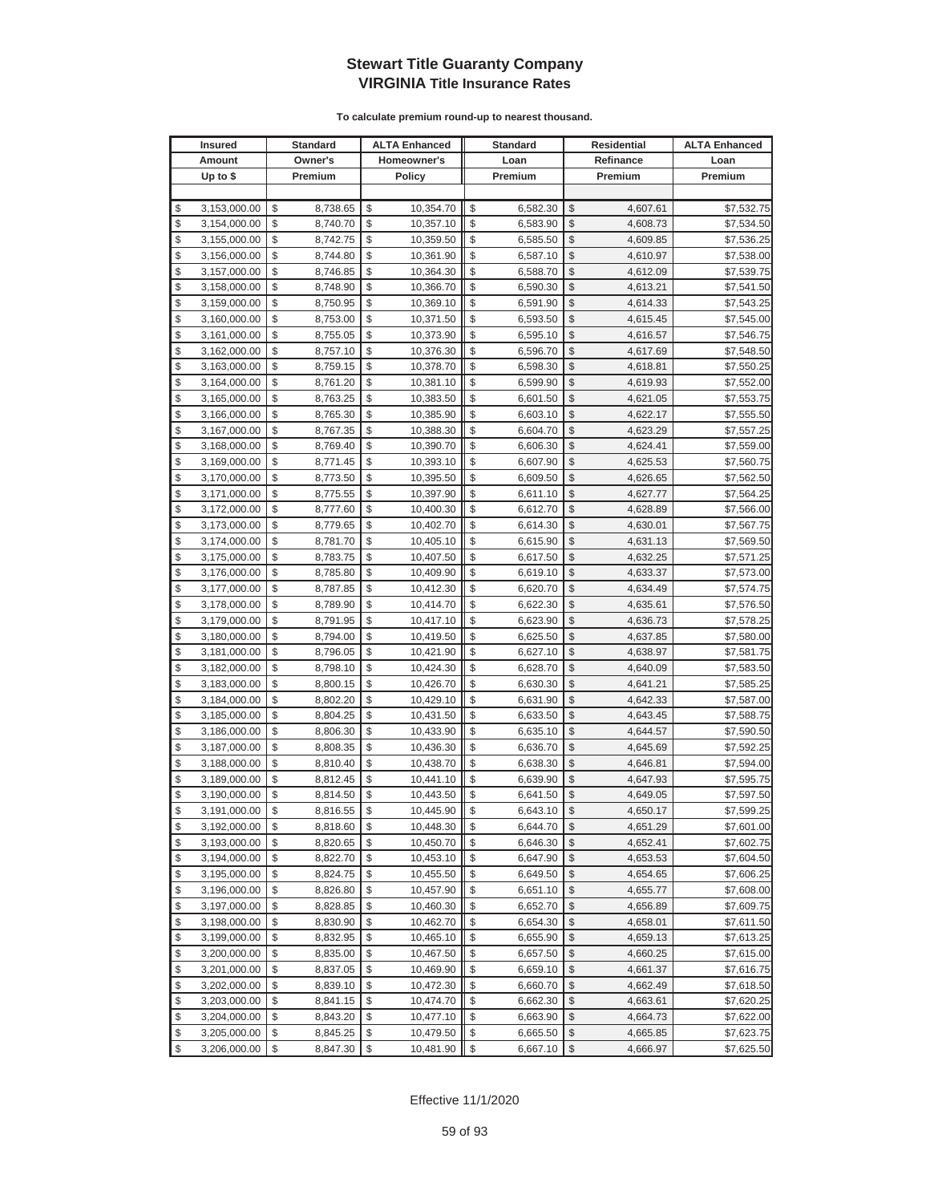# Stewart Title Guaranty Company
## VIRGINIA Title Insurance Rates

**To calculate premium round-up to nearest thousand.**

| Insured Amount Up to $ | Standard Owner's Premium | ALTA Enhanced Homeowner's Policy | Standard Loan Premium | Residential Refinance Premium | ALTA Enhanced Loan Premium |
|---|---|---|---|---|---|
| $ 3,153,000.00 | $ 8,738.65 | $ 10,354.70 | $ 6,582.30 | $ 4,607.61 | $7,532.75 |
| $ 3,154,000.00 | $ 8,740.70 | $ 10,357.10 | $ 6,583.90 | $ 4,608.73 | $7,534.50 |
| $ 3,155,000.00 | $ 8,742.75 | $ 10,359.50 | $ 6,585.50 | $ 4,609.85 | $7,536.25 |
| $ 3,156,000.00 | $ 8,744.80 | $ 10,361.90 | $ 6,587.10 | $ 4,610.97 | $7,538.00 |
| $ 3,157,000.00 | $ 8,746.85 | $ 10,364.30 | $ 6,588.70 | $ 4,612.09 | $7,539.75 |
| $ 3,158,000.00 | $ 8,748.90 | $ 10,366.70 | $ 6,590.30 | $ 4,613.21 | $7,541.50 |
| $ 3,159,000.00 | $ 8,750.95 | $ 10,369.10 | $ 6,591.90 | $ 4,614.33 | $7,543.25 |
| $ 3,160,000.00 | $ 8,753.00 | $ 10,371.50 | $ 6,593.50 | $ 4,615.45 | $7,545.00 |
| $ 3,161,000.00 | $ 8,755.05 | $ 10,373.90 | $ 6,595.10 | $ 4,616.57 | $7,546.75 |
| $ 3,162,000.00 | $ 8,757.10 | $ 10,376.30 | $ 6,596.70 | $ 4,617.69 | $7,548.50 |
| $ 3,163,000.00 | $ 8,759.15 | $ 10,378.70 | $ 6,598.30 | $ 4,618.81 | $7,550.25 |
| $ 3,164,000.00 | $ 8,761.20 | $ 10,381.10 | $ 6,599.90 | $ 4,619.93 | $7,552.00 |
| $ 3,165,000.00 | $ 8,763.25 | $ 10,383.50 | $ 6,601.50 | $ 4,621.05 | $7,553.75 |
| $ 3,166,000.00 | $ 8,765.30 | $ 10,385.90 | $ 6,603.10 | $ 4,622.17 | $7,555.50 |
| $ 3,167,000.00 | $ 8,767.35 | $ 10,388.30 | $ 6,604.70 | $ 4,623.29 | $7,557.25 |
| $ 3,168,000.00 | $ 8,769.40 | $ 10,390.70 | $ 6,606.30 | $ 4,624.41 | $7,559.00 |
| $ 3,169,000.00 | $ 8,771.45 | $ 10,393.10 | $ 6,607.90 | $ 4,625.53 | $7,560.75 |
| $ 3,170,000.00 | $ 8,773.50 | $ 10,395.50 | $ 6,609.50 | $ 4,626.65 | $7,562.50 |
| $ 3,171,000.00 | $ 8,775.55 | $ 10,397.90 | $ 6,611.10 | $ 4,627.77 | $7,564.25 |
| $ 3,172,000.00 | $ 8,777.60 | $ 10,400.30 | $ 6,612.70 | $ 4,628.89 | $7,566.00 |
| $ 3,173,000.00 | $ 8,779.65 | $ 10,402.70 | $ 6,614.30 | $ 4,630.01 | $7,567.75 |
| $ 3,174,000.00 | $ 8,781.70 | $ 10,405.10 | $ 6,615.90 | $ 4,631.13 | $7,569.50 |
| $ 3,175,000.00 | $ 8,783.75 | $ 10,407.50 | $ 6,617.50 | $ 4,632.25 | $7,571.25 |
| $ 3,176,000.00 | $ 8,785.80 | $ 10,409.90 | $ 6,619.10 | $ 4,633.37 | $7,573.00 |
| $ 3,177,000.00 | $ 8,787.85 | $ 10,412.30 | $ 6,620.70 | $ 4,634.49 | $7,574.75 |
| $ 3,178,000.00 | $ 8,789.90 | $ 10,414.70 | $ 6,622.30 | $ 4,635.61 | $7,576.50 |
| $ 3,179,000.00 | $ 8,791.95 | $ 10,417.10 | $ 6,623.90 | $ 4,636.73 | $7,578.25 |
| $ 3,180,000.00 | $ 8,794.00 | $ 10,419.50 | $ 6,625.50 | $ 4,637.85 | $7,580.00 |
| $ 3,181,000.00 | $ 8,796.05 | $ 10,421.90 | $ 6,627.10 | $ 4,638.97 | $7,581.75 |
| $ 3,182,000.00 | $ 8,798.10 | $ 10,424.30 | $ 6,628.70 | $ 4,640.09 | $7,583.50 |
| $ 3,183,000.00 | $ 8,800.15 | $ 10,426.70 | $ 6,630.30 | $ 4,641.21 | $7,585.25 |
| $ 3,184,000.00 | $ 8,802.20 | $ 10,429.10 | $ 6,631.90 | $ 4,642.33 | $7,587.00 |
| $ 3,185,000.00 | $ 8,804.25 | $ 10,431.50 | $ 6,633.50 | $ 4,643.45 | $7,588.75 |
| $ 3,186,000.00 | $ 8,806.30 | $ 10,433.90 | $ 6,635.10 | $ 4,644.57 | $7,590.50 |
| $ 3,187,000.00 | $ 8,808.35 | $ 10,436.30 | $ 6,636.70 | $ 4,645.69 | $7,592.25 |
| $ 3,188,000.00 | $ 8,810.40 | $ 10,438.70 | $ 6,638.30 | $ 4,646.81 | $7,594.00 |
| $ 3,189,000.00 | $ 8,812.45 | $ 10,441.10 | $ 6,639.90 | $ 4,647.93 | $7,595.75 |
| $ 3,190,000.00 | $ 8,814.50 | $ 10,443.50 | $ 6,641.50 | $ 4,649.05 | $7,597.50 |
| $ 3,191,000.00 | $ 8,816.55 | $ 10,445.90 | $ 6,643.10 | $ 4,650.17 | $7,599.25 |
| $ 3,192,000.00 | $ 8,818.60 | $ 10,448.30 | $ 6,644.70 | $ 4,651.29 | $7,601.00 |
| $ 3,193,000.00 | $ 8,820.65 | $ 10,450.70 | $ 6,646.30 | $ 4,652.41 | $7,602.75 |
| $ 3,194,000.00 | $ 8,822.70 | $ 10,453.10 | $ 6,647.90 | $ 4,653.53 | $7,604.50 |
| $ 3,195,000.00 | $ 8,824.75 | $ 10,455.50 | $ 6,649.50 | $ 4,654.65 | $7,606.25 |
| $ 3,196,000.00 | $ 8,826.80 | $ 10,457.90 | $ 6,651.10 | $ 4,655.77 | $7,608.00 |
| $ 3,197,000.00 | $ 8,828.85 | $ 10,460.30 | $ 6,652.70 | $ 4,656.89 | $7,609.75 |
| $ 3,198,000.00 | $ 8,830.90 | $ 10,462.70 | $ 6,654.30 | $ 4,658.01 | $7,611.50 |
| $ 3,199,000.00 | $ 8,832.95 | $ 10,465.10 | $ 6,655.90 | $ 4,659.13 | $7,613.25 |
| $ 3,200,000.00 | $ 8,835.00 | $ 10,467.50 | $ 6,657.50 | $ 4,660.25 | $7,615.00 |
| $ 3,201,000.00 | $ 8,837.05 | $ 10,469.90 | $ 6,659.10 | $ 4,661.37 | $7,616.75 |
| $ 3,202,000.00 | $ 8,839.10 | $ 10,472.30 | $ 6,660.70 | $ 4,662.49 | $7,618.50 |
| $ 3,203,000.00 | $ 8,841.15 | $ 10,474.70 | $ 6,662.30 | $ 4,663.61 | $7,620.25 |
| $ 3,204,000.00 | $ 8,843.20 | $ 10,477.10 | $ 6,663.90 | $ 4,664.73 | $7,622.00 |
| $ 3,205,000.00 | $ 8,845.25 | $ 10,479.50 | $ 6,665.50 | $ 4,665.85 | $7,623.75 |
| $ 3,206,000.00 | $ 8,847.30 | $ 10,481.90 | $ 6,667.10 | $ 4,666.97 | $7,625.50 |

Effective 11/1/2020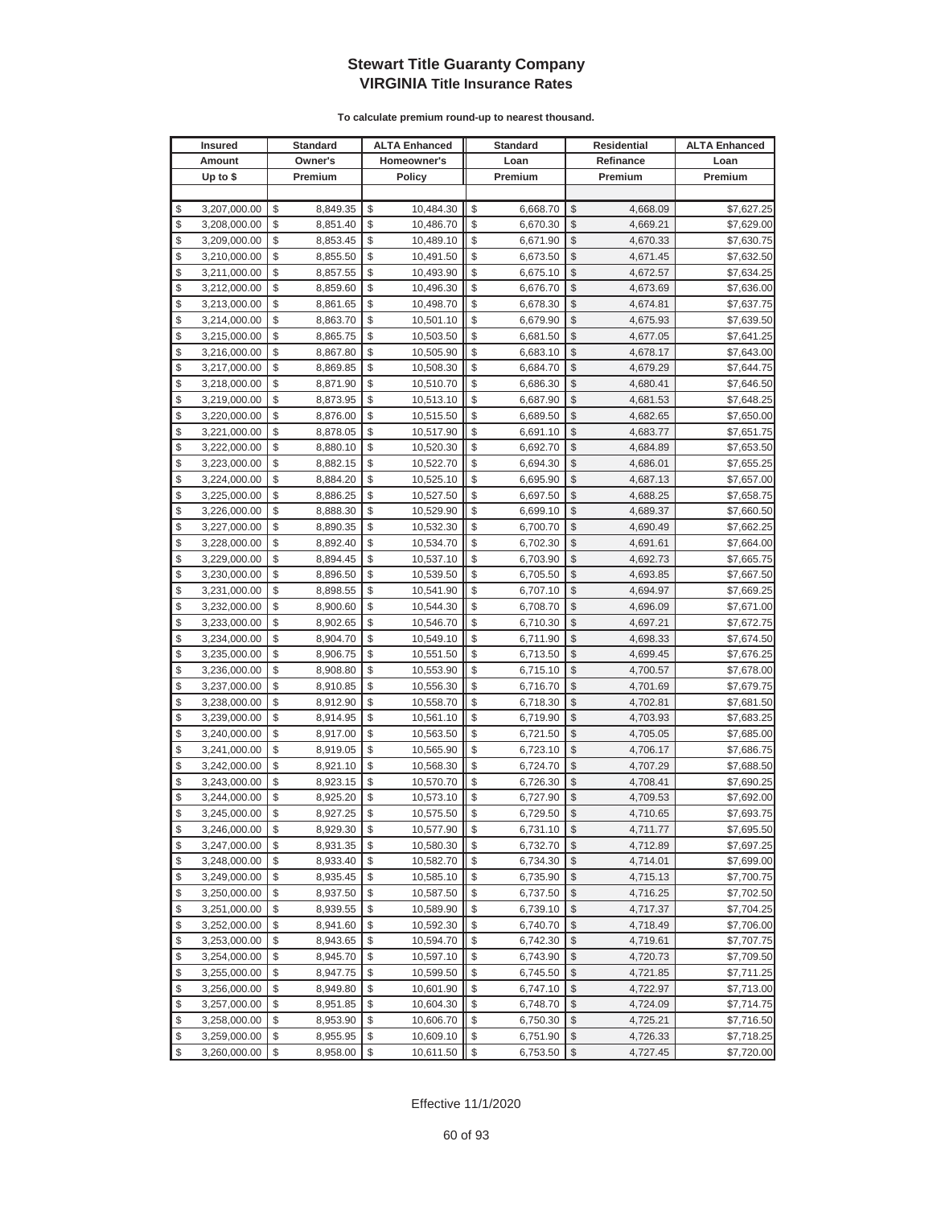# Stewart Title Guaranty Company
## VIRGINIA Title Insurance Rates

**To calculate premium round-up to nearest thousand.**

| Insured Amount Up to $ | Standard Owner's Premium | ALTA Enhanced Homeowner's Policy | Standard Loan Premium | Residential Refinance Premium | ALTA Enhanced Loan Premium |
|---|---|---|---|---|---|
| $ 3,207,000.00 | $ 8,849.35 | $ 10,484.30 | $ 6,668.70 | $ 4,668.09 | $7,627.25 |
| $ 3,208,000.00 | $ 8,851.40 | $ 10,486.70 | $ 6,670.30 | $ 4,669.21 | $7,629.00 |
| $ 3,209,000.00 | $ 8,853.45 | $ 10,489.10 | $ 6,671.90 | $ 4,670.33 | $7,630.75 |
| $ 3,210,000.00 | $ 8,855.50 | $ 10,491.50 | $ 6,673.50 | $ 4,671.45 | $7,632.50 |
| $ 3,211,000.00 | $ 8,857.55 | $ 10,493.90 | $ 6,675.10 | $ 4,672.57 | $7,634.25 |
| $ 3,212,000.00 | $ 8,859.60 | $ 10,496.30 | $ 6,676.70 | $ 4,673.69 | $7,636.00 |
| $ 3,213,000.00 | $ 8,861.65 | $ 10,498.70 | $ 6,678.30 | $ 4,674.81 | $7,637.75 |
| $ 3,214,000.00 | $ 8,863.70 | $ 10,501.10 | $ 6,679.90 | $ 4,675.93 | $7,639.50 |
| $ 3,215,000.00 | $ 8,865.75 | $ 10,503.50 | $ 6,681.50 | $ 4,677.05 | $7,641.25 |
| $ 3,216,000.00 | $ 8,867.80 | $ 10,505.90 | $ 6,683.10 | $ 4,678.17 | $7,643.00 |
| $ 3,217,000.00 | $ 8,869.85 | $ 10,508.30 | $ 6,684.70 | $ 4,679.29 | $7,644.75 |
| $ 3,218,000.00 | $ 8,871.90 | $ 10,510.70 | $ 6,686.30 | $ 4,680.41 | $7,646.50 |
| $ 3,219,000.00 | $ 8,873.95 | $ 10,513.10 | $ 6,687.90 | $ 4,681.53 | $7,648.25 |
| $ 3,220,000.00 | $ 8,876.00 | $ 10,515.50 | $ 6,689.50 | $ 4,682.65 | $7,650.00 |
| $ 3,221,000.00 | $ 8,878.05 | $ 10,517.90 | $ 6,691.10 | $ 4,683.77 | $7,651.75 |
| $ 3,222,000.00 | $ 8,880.10 | $ 10,520.30 | $ 6,692.70 | $ 4,684.89 | $7,653.50 |
| $ 3,223,000.00 | $ 8,882.15 | $ 10,522.70 | $ 6,694.30 | $ 4,686.01 | $7,655.25 |
| $ 3,224,000.00 | $ 8,884.20 | $ 10,525.10 | $ 6,695.90 | $ 4,687.13 | $7,657.00 |
| $ 3,225,000.00 | $ 8,886.25 | $ 10,527.50 | $ 6,697.50 | $ 4,688.25 | $7,658.75 |
| $ 3,226,000.00 | $ 8,888.30 | $ 10,529.90 | $ 6,699.10 | $ 4,689.37 | $7,660.50 |
| $ 3,227,000.00 | $ 8,890.35 | $ 10,532.30 | $ 6,700.70 | $ 4,690.49 | $7,662.25 |
| $ 3,228,000.00 | $ 8,892.40 | $ 10,534.70 | $ 6,702.30 | $ 4,691.61 | $7,664.00 |
| $ 3,229,000.00 | $ 8,894.45 | $ 10,537.10 | $ 6,703.90 | $ 4,692.73 | $7,665.75 |
| $ 3,230,000.00 | $ 8,896.50 | $ 10,539.50 | $ 6,705.50 | $ 4,693.85 | $7,667.50 |
| $ 3,231,000.00 | $ 8,898.55 | $ 10,541.90 | $ 6,707.10 | $ 4,694.97 | $7,669.25 |
| $ 3,232,000.00 | $ 8,900.60 | $ 10,544.30 | $ 6,708.70 | $ 4,696.09 | $7,671.00 |
| $ 3,233,000.00 | $ 8,902.65 | $ 10,546.70 | $ 6,710.30 | $ 4,697.21 | $7,672.75 |
| $ 3,234,000.00 | $ 8,904.70 | $ 10,549.10 | $ 6,711.90 | $ 4,698.33 | $7,674.50 |
| $ 3,235,000.00 | $ 8,906.75 | $ 10,551.50 | $ 6,713.50 | $ 4,699.45 | $7,676.25 |
| $ 3,236,000.00 | $ 8,908.80 | $ 10,553.90 | $ 6,715.10 | $ 4,700.57 | $7,678.00 |
| $ 3,237,000.00 | $ 8,910.85 | $ 10,556.30 | $ 6,716.70 | $ 4,701.69 | $7,679.75 |
| $ 3,238,000.00 | $ 8,912.90 | $ 10,558.70 | $ 6,718.30 | $ 4,702.81 | $7,681.50 |
| $ 3,239,000.00 | $ 8,914.95 | $ 10,561.10 | $ 6,719.90 | $ 4,703.93 | $7,683.25 |
| $ 3,240,000.00 | $ 8,917.00 | $ 10,563.50 | $ 6,721.50 | $ 4,705.05 | $7,685.00 |
| $ 3,241,000.00 | $ 8,919.05 | $ 10,565.90 | $ 6,723.10 | $ 4,706.17 | $7,686.75 |
| $ 3,242,000.00 | $ 8,921.10 | $ 10,568.30 | $ 6,724.70 | $ 4,707.29 | $7,688.50 |
| $ 3,243,000.00 | $ 8,923.15 | $ 10,570.70 | $ 6,726.30 | $ 4,708.41 | $7,690.25 |
| $ 3,244,000.00 | $ 8,925.20 | $ 10,573.10 | $ 6,727.90 | $ 4,709.53 | $7,692.00 |
| $ 3,245,000.00 | $ 8,927.25 | $ 10,575.50 | $ 6,729.50 | $ 4,710.65 | $7,693.75 |
| $ 3,246,000.00 | $ 8,929.30 | $ 10,577.90 | $ 6,731.10 | $ 4,711.77 | $7,695.50 |
| $ 3,247,000.00 | $ 8,931.35 | $ 10,580.30 | $ 6,732.70 | $ 4,712.89 | $7,697.25 |
| $ 3,248,000.00 | $ 8,933.40 | $ 10,582.70 | $ 6,734.30 | $ 4,714.01 | $7,699.00 |
| $ 3,249,000.00 | $ 8,935.45 | $ 10,585.10 | $ 6,735.90 | $ 4,715.13 | $7,700.75 |
| $ 3,250,000.00 | $ 8,937.50 | $ 10,587.50 | $ 6,737.50 | $ 4,716.25 | $7,702.50 |
| $ 3,251,000.00 | $ 8,939.55 | $ 10,589.90 | $ 6,739.10 | $ 4,717.37 | $7,704.25 |
| $ 3,252,000.00 | $ 8,941.60 | $ 10,592.30 | $ 6,740.70 | $ 4,718.49 | $7,706.00 |
| $ 3,253,000.00 | $ 8,943.65 | $ 10,594.70 | $ 6,742.30 | $ 4,719.61 | $7,707.75 |
| $ 3,254,000.00 | $ 8,945.70 | $ 10,597.10 | $ 6,743.90 | $ 4,720.73 | $7,709.50 |
| $ 3,255,000.00 | $ 8,947.75 | $ 10,599.50 | $ 6,745.50 | $ 4,721.85 | $7,711.25 |
| $ 3,256,000.00 | $ 8,949.80 | $ 10,601.90 | $ 6,747.10 | $ 4,722.97 | $7,713.00 |
| $ 3,257,000.00 | $ 8,951.85 | $ 10,604.30 | $ 6,748.70 | $ 4,724.09 | $7,714.75 |
| $ 3,258,000.00 | $ 8,953.90 | $ 10,606.70 | $ 6,750.30 | $ 4,725.21 | $7,716.50 |
| $ 3,259,000.00 | $ 8,955.95 | $ 10,609.10 | $ 6,751.90 | $ 4,726.33 | $7,718.25 |
| $ 3,260,000.00 | $ 8,958.00 | $ 10,611.50 | $ 6,753.50 | $ 4,727.45 | $7,720.00 |

Effective 11/1/2020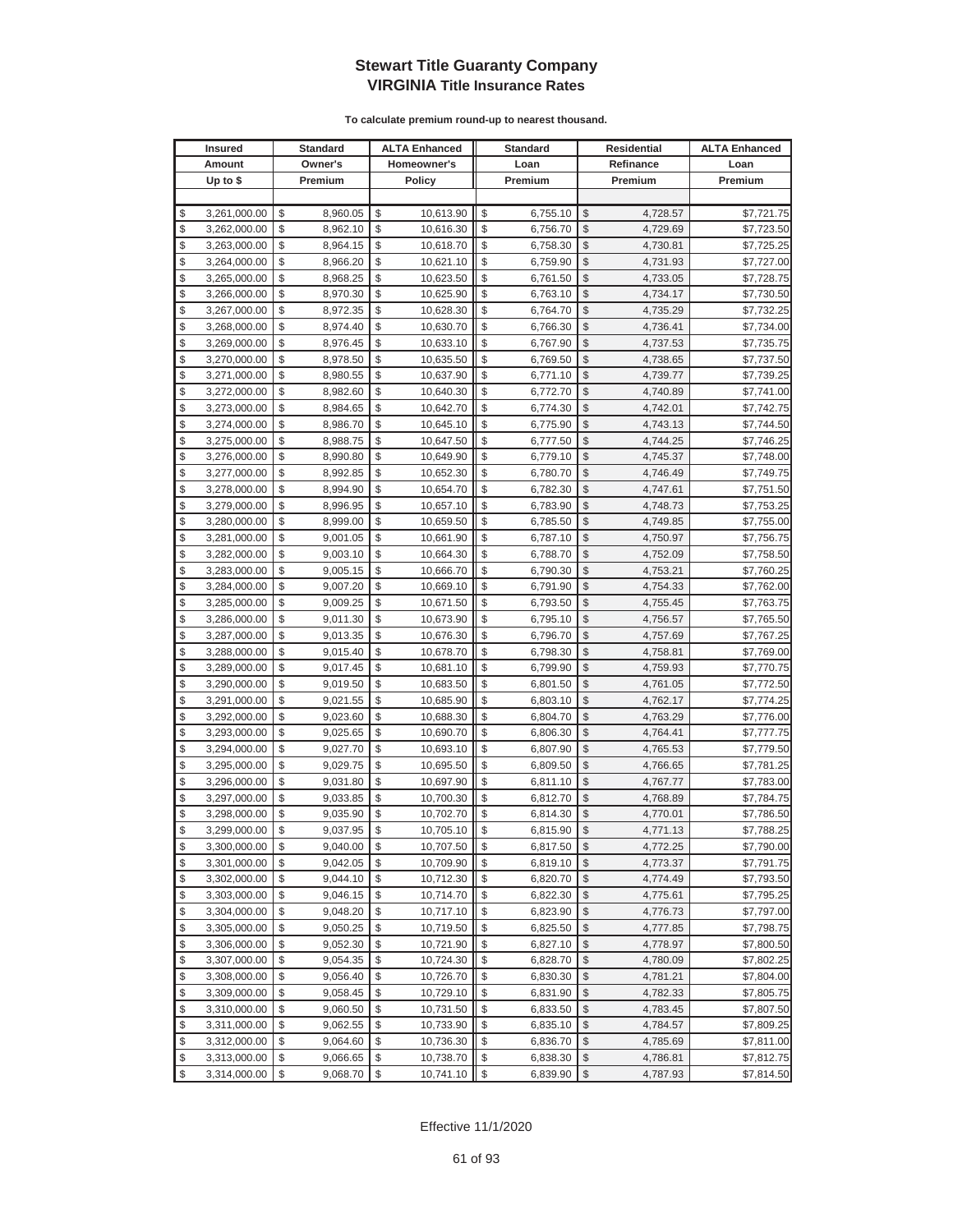# Stewart Title Guaranty Company
## VIRGINIA Title Insurance Rates

**To calculate premium round-up to nearest thousand.**

| Insured Amount Up to $ | Standard Owner's Premium | ALTA Enhanced Homeowner's Policy | Standard Loan Premium | Residential Refinance Premium | ALTA Enhanced Loan Premium |
|---|---|---|---|---|---|
| $ 3,261,000.00 | $ 8,960.05 | $ 10,613.90 | $ 6,755.10 | $ 4,728.57 | $7,721.75 |
| $ 3,262,000.00 | $ 8,962.10 | $ 10,616.30 | $ 6,756.70 | $ 4,729.69 | $7,723.50 |
| $ 3,263,000.00 | $ 8,964.15 | $ 10,618.70 | $ 6,758.30 | $ 4,730.81 | $7,725.25 |
| $ 3,264,000.00 | $ 8,966.20 | $ 10,621.10 | $ 6,759.90 | $ 4,731.93 | $7,727.00 |
| $ 3,265,000.00 | $ 8,968.25 | $ 10,623.50 | $ 6,761.50 | $ 4,733.05 | $7,728.75 |
| $ 3,266,000.00 | $ 8,970.30 | $ 10,625.90 | $ 6,763.10 | $ 4,734.17 | $7,730.50 |
| $ 3,267,000.00 | $ 8,972.35 | $ 10,628.30 | $ 6,764.70 | $ 4,735.29 | $7,732.25 |
| $ 3,268,000.00 | $ 8,974.40 | $ 10,630.70 | $ 6,766.30 | $ 4,736.41 | $7,734.00 |
| $ 3,269,000.00 | $ 8,976.45 | $ 10,633.10 | $ 6,767.90 | $ 4,737.53 | $7,735.75 |
| $ 3,270,000.00 | $ 8,978.50 | $ 10,635.50 | $ 6,769.50 | $ 4,738.65 | $7,737.50 |
| $ 3,271,000.00 | $ 8,980.55 | $ 10,637.90 | $ 6,771.10 | $ 4,739.77 | $7,739.25 |
| $ 3,272,000.00 | $ 8,982.60 | $ 10,640.30 | $ 6,772.70 | $ 4,740.89 | $7,741.00 |
| $ 3,273,000.00 | $ 8,984.65 | $ 10,642.70 | $ 6,774.30 | $ 4,742.01 | $7,742.75 |
| $ 3,274,000.00 | $ 8,986.70 | $ 10,645.10 | $ 6,775.90 | $ 4,743.13 | $7,744.50 |
| $ 3,275,000.00 | $ 8,988.75 | $ 10,647.50 | $ 6,777.50 | $ 4,744.25 | $7,746.25 |
| $ 3,276,000.00 | $ 8,990.80 | $ 10,649.90 | $ 6,779.10 | $ 4,745.37 | $7,748.00 |
| $ 3,277,000.00 | $ 8,992.85 | $ 10,652.30 | $ 6,780.70 | $ 4,746.49 | $7,749.75 |
| $ 3,278,000.00 | $ 8,994.90 | $ 10,654.70 | $ 6,782.30 | $ 4,747.61 | $7,751.50 |
| $ 3,279,000.00 | $ 8,996.95 | $ 10,657.10 | $ 6,783.90 | $ 4,748.73 | $7,753.25 |
| $ 3,280,000.00 | $ 8,999.00 | $ 10,659.50 | $ 6,785.50 | $ 4,749.85 | $7,755.00 |
| $ 3,281,000.00 | $ 9,001.05 | $ 10,661.90 | $ 6,787.10 | $ 4,750.97 | $7,756.75 |
| $ 3,282,000.00 | $ 9,003.10 | $ 10,664.30 | $ 6,788.70 | $ 4,752.09 | $7,758.50 |
| $ 3,283,000.00 | $ 9,005.15 | $ 10,666.70 | $ 6,790.30 | $ 4,753.21 | $7,760.25 |
| $ 3,284,000.00 | $ 9,007.20 | $ 10,669.10 | $ 6,791.90 | $ 4,754.33 | $7,762.00 |
| $ 3,285,000.00 | $ 9,009.25 | $ 10,671.50 | $ 6,793.50 | $ 4,755.45 | $7,763.75 |
| $ 3,286,000.00 | $ 9,011.30 | $ 10,673.90 | $ 6,795.10 | $ 4,756.57 | $7,765.50 |
| $ 3,287,000.00 | $ 9,013.35 | $ 10,676.30 | $ 6,796.70 | $ 4,757.69 | $7,767.25 |
| $ 3,288,000.00 | $ 9,015.40 | $ 10,678.70 | $ 6,798.30 | $ 4,758.81 | $7,769.00 |
| $ 3,289,000.00 | $ 9,017.45 | $ 10,681.10 | $ 6,799.90 | $ 4,759.93 | $7,770.75 |
| $ 3,290,000.00 | $ 9,019.50 | $ 10,683.50 | $ 6,801.50 | $ 4,761.05 | $7,772.50 |
| $ 3,291,000.00 | $ 9,021.55 | $ 10,685.90 | $ 6,803.10 | $ 4,762.17 | $7,774.25 |
| $ 3,292,000.00 | $ 9,023.60 | $ 10,688.30 | $ 6,804.70 | $ 4,763.29 | $7,776.00 |
| $ 3,293,000.00 | $ 9,025.65 | $ 10,690.70 | $ 6,806.30 | $ 4,764.41 | $7,777.75 |
| $ 3,294,000.00 | $ 9,027.70 | $ 10,693.10 | $ 6,807.90 | $ 4,765.53 | $7,779.50 |
| $ 3,295,000.00 | $ 9,029.75 | $ 10,695.50 | $ 6,809.50 | $ 4,766.65 | $7,781.25 |
| $ 3,296,000.00 | $ 9,031.80 | $ 10,697.90 | $ 6,811.10 | $ 4,767.77 | $7,783.00 |
| $ 3,297,000.00 | $ 9,033.85 | $ 10,700.30 | $ 6,812.70 | $ 4,768.89 | $7,784.75 |
| $ 3,298,000.00 | $ 9,035.90 | $ 10,702.70 | $ 6,814.30 | $ 4,770.01 | $7,786.50 |
| $ 3,299,000.00 | $ 9,037.95 | $ 10,705.10 | $ 6,815.90 | $ 4,771.13 | $7,788.25 |
| $ 3,300,000.00 | $ 9,040.00 | $ 10,707.50 | $ 6,817.50 | $ 4,772.25 | $7,790.00 |
| $ 3,301,000.00 | $ 9,042.05 | $ 10,709.90 | $ 6,819.10 | $ 4,773.37 | $7,791.75 |
| $ 3,302,000.00 | $ 9,044.10 | $ 10,712.30 | $ 6,820.70 | $ 4,774.49 | $7,793.50 |
| $ 3,303,000.00 | $ 9,046.15 | $ 10,714.70 | $ 6,822.30 | $ 4,775.61 | $7,795.25 |
| $ 3,304,000.00 | $ 9,048.20 | $ 10,717.10 | $ 6,823.90 | $ 4,776.73 | $7,797.00 |
| $ 3,305,000.00 | $ 9,050.25 | $ 10,719.50 | $ 6,825.50 | $ 4,777.85 | $7,798.75 |
| $ 3,306,000.00 | $ 9,052.30 | $ 10,721.90 | $ 6,827.10 | $ 4,778.97 | $7,800.50 |
| $ 3,307,000.00 | $ 9,054.35 | $ 10,724.30 | $ 6,828.70 | $ 4,780.09 | $7,802.25 |
| $ 3,308,000.00 | $ 9,056.40 | $ 10,726.70 | $ 6,830.30 | $ 4,781.21 | $7,804.00 |
| $ 3,309,000.00 | $ 9,058.45 | $ 10,729.10 | $ 6,831.90 | $ 4,782.33 | $7,805.75 |
| $ 3,310,000.00 | $ 9,060.50 | $ 10,731.50 | $ 6,833.50 | $ 4,783.45 | $7,807.50 |
| $ 3,311,000.00 | $ 9,062.55 | $ 10,733.90 | $ 6,835.10 | $ 4,784.57 | $7,809.25 |
| $ 3,312,000.00 | $ 9,064.60 | $ 10,736.30 | $ 6,836.70 | $ 4,785.69 | $7,811.00 |
| $ 3,313,000.00 | $ 9,066.65 | $ 10,738.70 | $ 6,838.30 | $ 4,786.81 | $7,812.75 |
| $ 3,314,000.00 | $ 9,068.70 | $ 10,741.10 | $ 6,839.90 | $ 4,787.93 | $7,814.50 |

Effective 11/1/2020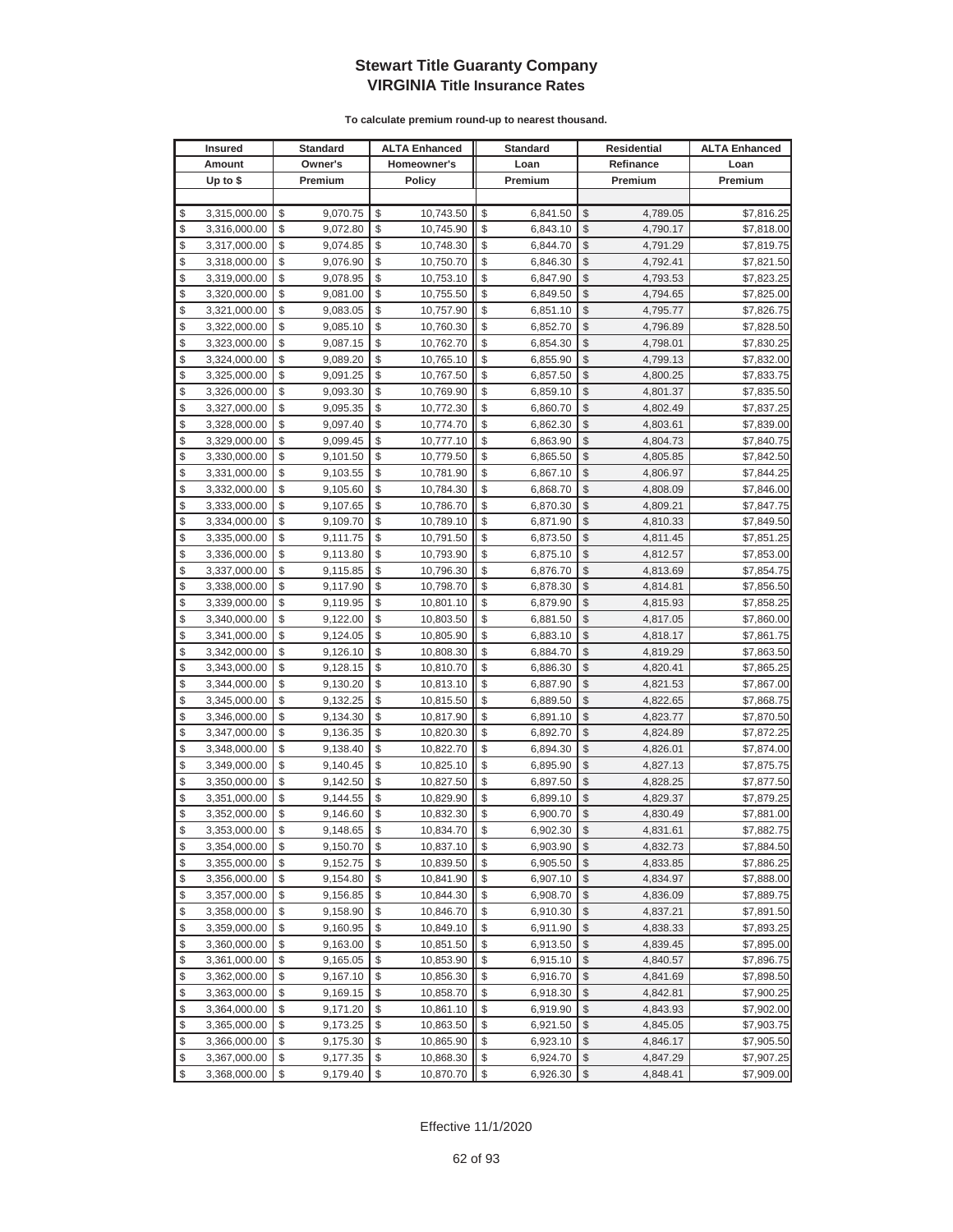# Stewart Title Guaranty Company
## VIRGINIA Title Insurance Rates

**To calculate premium round-up to nearest thousand.**

| Insured Amount Up to $ | Standard Owner's Premium | ALTA Enhanced Homeowner's Policy | Standard Loan Premium | Residential Refinance Premium | ALTA Enhanced Loan Premium |
|---|---|---|---|---|---|
| $ 3,315,000.00 | $ 9,070.75 | $ 10,743.50 | $ 6,841.50 | $ 4,789.05 | $7,816.25 |
| $ 3,316,000.00 | $ 9,072.80 | $ 10,745.90 | $ 6,843.10 | $ 4,790.17 | $7,818.00 |
| $ 3,317,000.00 | $ 9,074.85 | $ 10,748.30 | $ 6,844.70 | $ 4,791.29 | $7,819.75 |
| $ 3,318,000.00 | $ 9,076.90 | $ 10,750.70 | $ 6,846.30 | $ 4,792.41 | $7,821.50 |
| $ 3,319,000.00 | $ 9,078.95 | $ 10,753.10 | $ 6,847.90 | $ 4,793.53 | $7,823.25 |
| $ 3,320,000.00 | $ 9,081.00 | $ 10,755.50 | $ 6,849.50 | $ 4,794.65 | $7,825.00 |
| $ 3,321,000.00 | $ 9,083.05 | $ 10,757.90 | $ 6,851.10 | $ 4,795.77 | $7,826.75 |
| $ 3,322,000.00 | $ 9,085.10 | $ 10,760.30 | $ 6,852.70 | $ 4,796.89 | $7,828.50 |
| $ 3,323,000.00 | $ 9,087.15 | $ 10,762.70 | $ 6,854.30 | $ 4,798.01 | $7,830.25 |
| $ 3,324,000.00 | $ 9,089.20 | $ 10,765.10 | $ 6,855.90 | $ 4,799.13 | $7,832.00 |
| $ 3,325,000.00 | $ 9,091.25 | $ 10,767.50 | $ 6,857.50 | $ 4,800.25 | $7,833.75 |
| $ 3,326,000.00 | $ 9,093.30 | $ 10,769.90 | $ 6,859.10 | $ 4,801.37 | $7,835.50 |
| $ 3,327,000.00 | $ 9,095.35 | $ 10,772.30 | $ 6,860.70 | $ 4,802.49 | $7,837.25 |
| $ 3,328,000.00 | $ 9,097.40 | $ 10,774.70 | $ 6,862.30 | $ 4,803.61 | $7,839.00 |
| $ 3,329,000.00 | $ 9,099.45 | $ 10,777.10 | $ 6,863.90 | $ 4,804.73 | $7,840.75 |
| $ 3,330,000.00 | $ 9,101.50 | $ 10,779.50 | $ 6,865.50 | $ 4,805.85 | $7,842.50 |
| $ 3,331,000.00 | $ 9,103.55 | $ 10,781.90 | $ 6,867.10 | $ 4,806.97 | $7,844.25 |
| $ 3,332,000.00 | $ 9,105.60 | $ 10,784.30 | $ 6,868.70 | $ 4,808.09 | $7,846.00 |
| $ 3,333,000.00 | $ 9,107.65 | $ 10,786.70 | $ 6,870.30 | $ 4,809.21 | $7,847.75 |
| $ 3,334,000.00 | $ 9,109.70 | $ 10,789.10 | $ 6,871.90 | $ 4,810.33 | $7,849.50 |
| $ 3,335,000.00 | $ 9,111.75 | $ 10,791.50 | $ 6,873.50 | $ 4,811.45 | $7,851.25 |
| $ 3,336,000.00 | $ 9,113.80 | $ 10,793.90 | $ 6,875.10 | $ 4,812.57 | $7,853.00 |
| $ 3,337,000.00 | $ 9,115.85 | $ 10,796.30 | $ 6,876.70 | $ 4,813.69 | $7,854.75 |
| $ 3,338,000.00 | $ 9,117.90 | $ 10,798.70 | $ 6,878.30 | $ 4,814.81 | $7,856.50 |
| $ 3,339,000.00 | $ 9,119.95 | $ 10,801.10 | $ 6,879.90 | $ 4,815.93 | $7,858.25 |
| $ 3,340,000.00 | $ 9,122.00 | $ 10,803.50 | $ 6,881.50 | $ 4,817.05 | $7,860.00 |
| $ 3,341,000.00 | $ 9,124.05 | $ 10,805.90 | $ 6,883.10 | $ 4,818.17 | $7,861.75 |
| $ 3,342,000.00 | $ 9,126.10 | $ 10,808.30 | $ 6,884.70 | $ 4,819.29 | $7,863.50 |
| $ 3,343,000.00 | $ 9,128.15 | $ 10,810.70 | $ 6,886.30 | $ 4,820.41 | $7,865.25 |
| $ 3,344,000.00 | $ 9,130.20 | $ 10,813.10 | $ 6,887.90 | $ 4,821.53 | $7,867.00 |
| $ 3,345,000.00 | $ 9,132.25 | $ 10,815.50 | $ 6,889.50 | $ 4,822.65 | $7,868.75 |
| $ 3,346,000.00 | $ 9,134.30 | $ 10,817.90 | $ 6,891.10 | $ 4,823.77 | $7,870.50 |
| $ 3,347,000.00 | $ 9,136.35 | $ 10,820.30 | $ 6,892.70 | $ 4,824.89 | $7,872.25 |
| $ 3,348,000.00 | $ 9,138.40 | $ 10,822.70 | $ 6,894.30 | $ 4,826.01 | $7,874.00 |
| $ 3,349,000.00 | $ 9,140.45 | $ 10,825.10 | $ 6,895.90 | $ 4,827.13 | $7,875.75 |
| $ 3,350,000.00 | $ 9,142.50 | $ 10,827.50 | $ 6,897.50 | $ 4,828.25 | $7,877.50 |
| $ 3,351,000.00 | $ 9,144.55 | $ 10,829.90 | $ 6,899.10 | $ 4,829.37 | $7,879.25 |
| $ 3,352,000.00 | $ 9,146.60 | $ 10,832.30 | $ 6,900.70 | $ 4,830.49 | $7,881.00 |
| $ 3,353,000.00 | $ 9,148.65 | $ 10,834.70 | $ 6,902.30 | $ 4,831.61 | $7,882.75 |
| $ 3,354,000.00 | $ 9,150.70 | $ 10,837.10 | $ 6,903.90 | $ 4,832.73 | $7,884.50 |
| $ 3,355,000.00 | $ 9,152.75 | $ 10,839.50 | $ 6,905.50 | $ 4,833.85 | $7,886.25 |
| $ 3,356,000.00 | $ 9,154.80 | $ 10,841.90 | $ 6,907.10 | $ 4,834.97 | $7,888.00 |
| $ 3,357,000.00 | $ 9,156.85 | $ 10,844.30 | $ 6,908.70 | $ 4,836.09 | $7,889.75 |
| $ 3,358,000.00 | $ 9,158.90 | $ 10,846.70 | $ 6,910.30 | $ 4,837.21 | $7,891.50 |
| $ 3,359,000.00 | $ 9,160.95 | $ 10,849.10 | $ 6,911.90 | $ 4,838.33 | $7,893.25 |
| $ 3,360,000.00 | $ 9,163.00 | $ 10,851.50 | $ 6,913.50 | $ 4,839.45 | $7,895.00 |
| $ 3,361,000.00 | $ 9,165.05 | $ 10,853.90 | $ 6,915.10 | $ 4,840.57 | $7,896.75 |
| $ 3,362,000.00 | $ 9,167.10 | $ 10,856.30 | $ 6,916.70 | $ 4,841.69 | $7,898.50 |
| $ 3,363,000.00 | $ 9,169.15 | $ 10,858.70 | $ 6,918.30 | $ 4,842.81 | $7,900.25 |
| $ 3,364,000.00 | $ 9,171.20 | $ 10,861.10 | $ 6,919.90 | $ 4,843.93 | $7,902.00 |
| $ 3,365,000.00 | $ 9,173.25 | $ 10,863.50 | $ 6,921.50 | $ 4,845.05 | $7,903.75 |
| $ 3,366,000.00 | $ 9,175.30 | $ 10,865.90 | $ 6,923.10 | $ 4,846.17 | $7,905.50 |
| $ 3,367,000.00 | $ 9,177.35 | $ 10,868.30 | $ 6,924.70 | $ 4,847.29 | $7,907.25 |
| $ 3,368,000.00 | $ 9,179.40 | $ 10,870.70 | $ 6,926.30 | $ 4,848.41 | $7,909.00 |

Effective 11/1/2020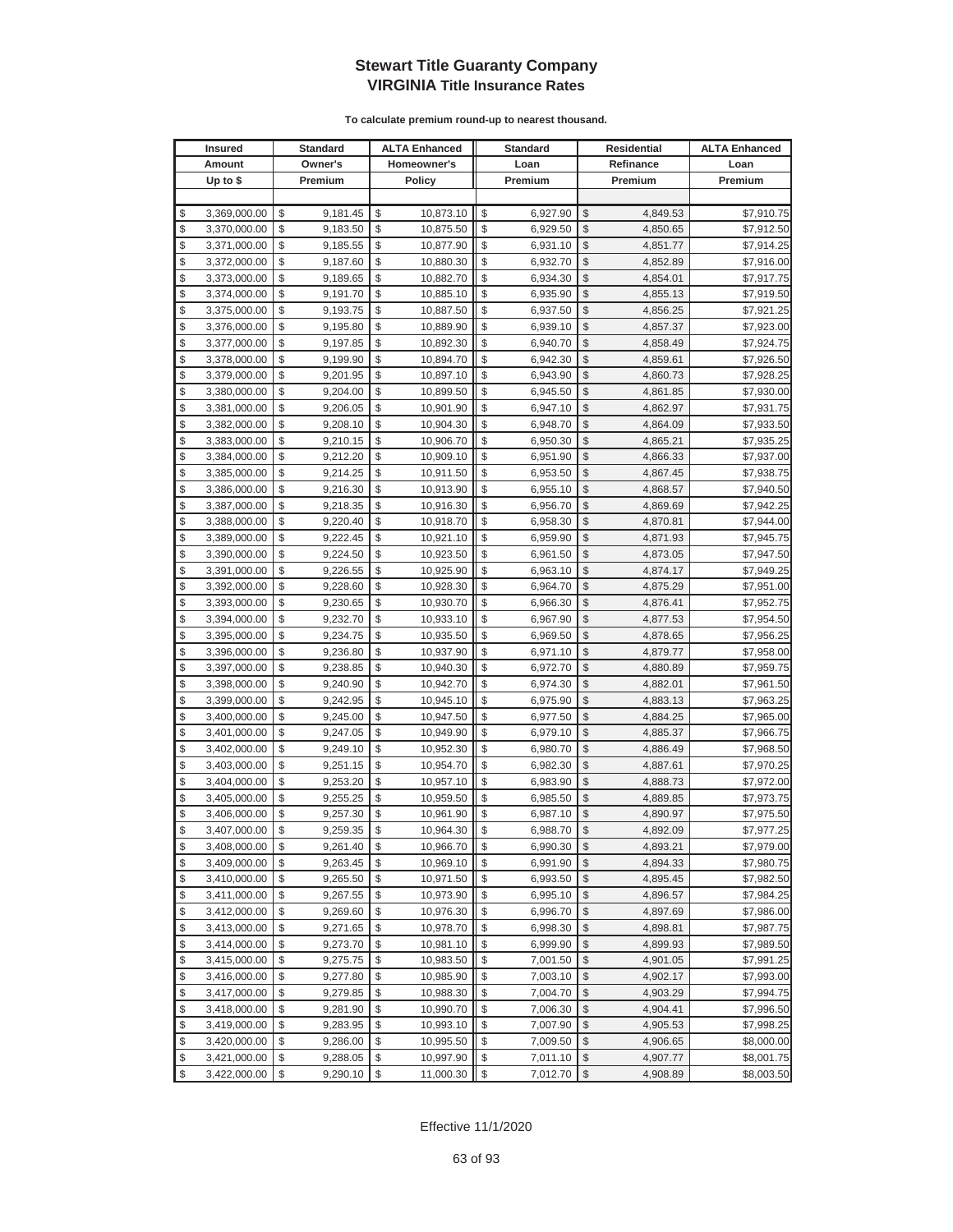# Stewart Title Guaranty Company
## VIRGINIA Title Insurance Rates

**To calculate premium round-up to nearest thousand.**

| Insured Amount Up to $ | Standard Owner's Premium | ALTA Enhanced Homeowner's Policy | Standard Loan Premium | Residential Refinance Premium | ALTA Enhanced Loan Premium |
|---|---|---|---|---|---|
| $ 3,369,000.00 | $ 9,181.45 | $ 10,873.10 | $ 6,927.90 | $ 4,849.53 | $7,910.75 |
| $ 3,370,000.00 | $ 9,183.50 | $ 10,875.50 | $ 6,929.50 | $ 4,850.65 | $7,912.50 |
| $ 3,371,000.00 | $ 9,185.55 | $ 10,877.90 | $ 6,931.10 | $ 4,851.77 | $7,914.25 |
| $ 3,372,000.00 | $ 9,187.60 | $ 10,880.30 | $ 6,932.70 | $ 4,852.89 | $7,916.00 |
| $ 3,373,000.00 | $ 9,189.65 | $ 10,882.70 | $ 6,934.30 | $ 4,854.01 | $7,917.75 |
| $ 3,374,000.00 | $ 9,191.70 | $ 10,885.10 | $ 6,935.90 | $ 4,855.13 | $7,919.50 |
| $ 3,375,000.00 | $ 9,193.75 | $ 10,887.50 | $ 6,937.50 | $ 4,856.25 | $7,921.25 |
| $ 3,376,000.00 | $ 9,195.80 | $ 10,889.90 | $ 6,939.10 | $ 4,857.37 | $7,923.00 |
| $ 3,377,000.00 | $ 9,197.85 | $ 10,892.30 | $ 6,940.70 | $ 4,858.49 | $7,924.75 |
| $ 3,378,000.00 | $ 9,199.90 | $ 10,894.70 | $ 6,942.30 | $ 4,859.61 | $7,926.50 |
| $ 3,379,000.00 | $ 9,201.95 | $ 10,897.10 | $ 6,943.90 | $ 4,860.73 | $7,928.25 |
| $ 3,380,000.00 | $ 9,204.00 | $ 10,899.50 | $ 6,945.50 | $ 4,861.85 | $7,930.00 |
| $ 3,381,000.00 | $ 9,206.05 | $ 10,901.90 | $ 6,947.10 | $ 4,862.97 | $7,931.75 |
| $ 3,382,000.00 | $ 9,208.10 | $ 10,904.30 | $ 6,948.70 | $ 4,864.09 | $7,933.50 |
| $ 3,383,000.00 | $ 9,210.15 | $ 10,906.70 | $ 6,950.30 | $ 4,865.21 | $7,935.25 |
| $ 3,384,000.00 | $ 9,212.20 | $ 10,909.10 | $ 6,951.90 | $ 4,866.33 | $7,937.00 |
| $ 3,385,000.00 | $ 9,214.25 | $ 10,911.50 | $ 6,953.50 | $ 4,867.45 | $7,938.75 |
| $ 3,386,000.00 | $ 9,216.30 | $ 10,913.90 | $ 6,955.10 | $ 4,868.57 | $7,940.50 |
| $ 3,387,000.00 | $ 9,218.35 | $ 10,916.30 | $ 6,956.70 | $ 4,869.69 | $7,942.25 |
| $ 3,388,000.00 | $ 9,220.40 | $ 10,918.70 | $ 6,958.30 | $ 4,870.81 | $7,944.00 |
| $ 3,389,000.00 | $ 9,222.45 | $ 10,921.10 | $ 6,959.90 | $ 4,871.93 | $7,945.75 |
| $ 3,390,000.00 | $ 9,224.50 | $ 10,923.50 | $ 6,961.50 | $ 4,873.05 | $7,947.50 |
| $ 3,391,000.00 | $ 9,226.55 | $ 10,925.90 | $ 6,963.10 | $ 4,874.17 | $7,949.25 |
| $ 3,392,000.00 | $ 9,228.60 | $ 10,928.30 | $ 6,964.70 | $ 4,875.29 | $7,951.00 |
| $ 3,393,000.00 | $ 9,230.65 | $ 10,930.70 | $ 6,966.30 | $ 4,876.41 | $7,952.75 |
| $ 3,394,000.00 | $ 9,232.70 | $ 10,933.10 | $ 6,967.90 | $ 4,877.53 | $7,954.50 |
| $ 3,395,000.00 | $ 9,234.75 | $ 10,935.50 | $ 6,969.50 | $ 4,878.65 | $7,956.25 |
| $ 3,396,000.00 | $ 9,236.80 | $ 10,937.90 | $ 6,971.10 | $ 4,879.77 | $7,958.00 |
| $ 3,397,000.00 | $ 9,238.85 | $ 10,940.30 | $ 6,972.70 | $ 4,880.89 | $7,959.75 |
| $ 3,398,000.00 | $ 9,240.90 | $ 10,942.70 | $ 6,974.30 | $ 4,882.01 | $7,961.50 |
| $ 3,399,000.00 | $ 9,242.95 | $ 10,945.10 | $ 6,975.90 | $ 4,883.13 | $7,963.25 |
| $ 3,400,000.00 | $ 9,245.00 | $ 10,947.50 | $ 6,977.50 | $ 4,884.25 | $7,965.00 |
| $ 3,401,000.00 | $ 9,247.05 | $ 10,949.90 | $ 6,979.10 | $ 4,885.37 | $7,966.75 |
| $ 3,402,000.00 | $ 9,249.10 | $ 10,952.30 | $ 6,980.70 | $ 4,886.49 | $7,968.50 |
| $ 3,403,000.00 | $ 9,251.15 | $ 10,954.70 | $ 6,982.30 | $ 4,887.61 | $7,970.25 |
| $ 3,404,000.00 | $ 9,253.20 | $ 10,957.10 | $ 6,983.90 | $ 4,888.73 | $7,972.00 |
| $ 3,405,000.00 | $ 9,255.25 | $ 10,959.50 | $ 6,985.50 | $ 4,889.85 | $7,973.75 |
| $ 3,406,000.00 | $ 9,257.30 | $ 10,961.90 | $ 6,987.10 | $ 4,890.97 | $7,975.50 |
| $ 3,407,000.00 | $ 9,259.35 | $ 10,964.30 | $ 6,988.70 | $ 4,892.09 | $7,977.25 |
| $ 3,408,000.00 | $ 9,261.40 | $ 10,966.70 | $ 6,990.30 | $ 4,893.21 | $7,979.00 |
| $ 3,409,000.00 | $ 9,263.45 | $ 10,969.10 | $ 6,991.90 | $ 4,894.33 | $7,980.75 |
| $ 3,410,000.00 | $ 9,265.50 | $ 10,971.50 | $ 6,993.50 | $ 4,895.45 | $7,982.50 |
| $ 3,411,000.00 | $ 9,267.55 | $ 10,973.90 | $ 6,995.10 | $ 4,896.57 | $7,984.25 |
| $ 3,412,000.00 | $ 9,269.60 | $ 10,976.30 | $ 6,996.70 | $ 4,897.69 | $7,986.00 |
| $ 3,413,000.00 | $ 9,271.65 | $ 10,978.70 | $ 6,998.30 | $ 4,898.81 | $7,987.75 |
| $ 3,414,000.00 | $ 9,273.70 | $ 10,981.10 | $ 6,999.90 | $ 4,899.93 | $7,989.50 |
| $ 3,415,000.00 | $ 9,275.75 | $ 10,983.50 | $ 7,001.50 | $ 4,901.05 | $7,991.25 |
| $ 3,416,000.00 | $ 9,277.80 | $ 10,985.90 | $ 7,003.10 | $ 4,902.17 | $7,993.00 |
| $ 3,417,000.00 | $ 9,279.85 | $ 10,988.30 | $ 7,004.70 | $ 4,903.29 | $7,994.75 |
| $ 3,418,000.00 | $ 9,281.90 | $ 10,990.70 | $ 7,006.30 | $ 4,904.41 | $7,996.50 |
| $ 3,419,000.00 | $ 9,283.95 | $ 10,993.10 | $ 7,007.90 | $ 4,905.53 | $7,998.25 |
| $ 3,420,000.00 | $ 9,286.00 | $ 10,995.50 | $ 7,009.50 | $ 4,906.65 | $8,000.00 |
| $ 3,421,000.00 | $ 9,288.05 | $ 10,997.90 | $ 7,011.10 | $ 4,907.77 | $8,001.75 |
| $ 3,422,000.00 | $ 9,290.10 | $ 11,000.30 | $ 7,012.70 | $ 4,908.89 | $8,003.50 |

Effective 11/1/2020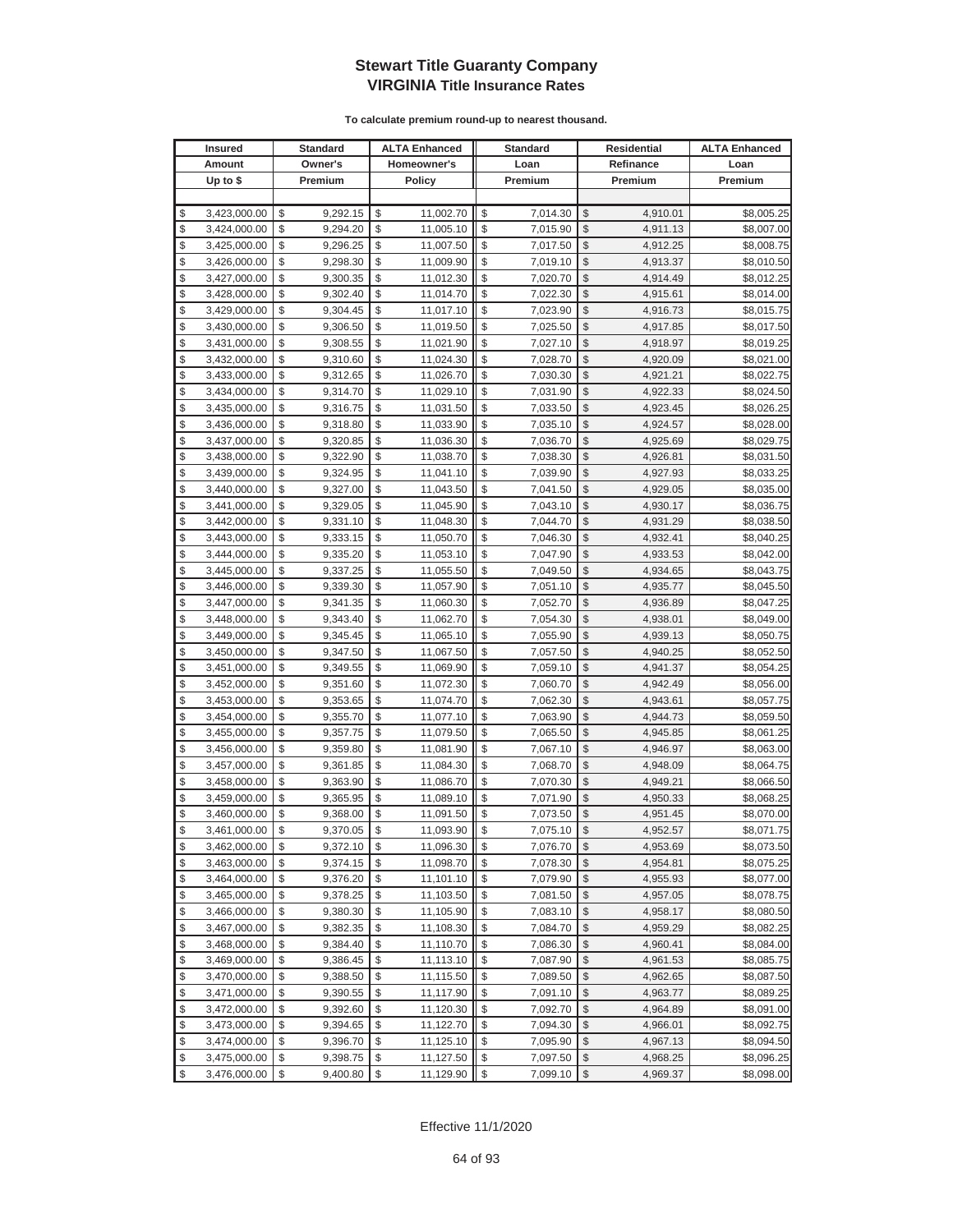# Stewart Title Guaranty Company
## VIRGINIA Title Insurance Rates

**To calculate premium round-up to nearest thousand.**

| Insured Amount Up to $ | Standard Owner's Premium | ALTA Enhanced Homeowner's Policy | Standard Loan Premium | Residential Refinance Premium | ALTA Enhanced Loan Premium |
|---|---|---|---|---|---|
| $ 3,423,000.00 | $ 9,292.15 | $ 11,002.70 | $ 7,014.30 | $ 4,910.01 | $8,005.25 |
| $ 3,424,000.00 | $ 9,294.20 | $ 11,005.10 | $ 7,015.90 | $ 4,911.13 | $8,007.00 |
| $ 3,425,000.00 | $ 9,296.25 | $ 11,007.50 | $ 7,017.50 | $ 4,912.25 | $8,008.75 |
| $ 3,426,000.00 | $ 9,298.30 | $ 11,009.90 | $ 7,019.10 | $ 4,913.37 | $8,010.50 |
| $ 3,427,000.00 | $ 9,300.35 | $ 11,012.30 | $ 7,020.70 | $ 4,914.49 | $8,012.25 |
| $ 3,428,000.00 | $ 9,302.40 | $ 11,014.70 | $ 7,022.30 | $ 4,915.61 | $8,014.00 |
| $ 3,429,000.00 | $ 9,304.45 | $ 11,017.10 | $ 7,023.90 | $ 4,916.73 | $8,015.75 |
| $ 3,430,000.00 | $ 9,306.50 | $ 11,019.50 | $ 7,025.50 | $ 4,917.85 | $8,017.50 |
| $ 3,431,000.00 | $ 9,308.55 | $ 11,021.90 | $ 7,027.10 | $ 4,918.97 | $8,019.25 |
| $ 3,432,000.00 | $ 9,310.60 | $ 11,024.30 | $ 7,028.70 | $ 4,920.09 | $8,021.00 |
| $ 3,433,000.00 | $ 9,312.65 | $ 11,026.70 | $ 7,030.30 | $ 4,921.21 | $8,022.75 |
| $ 3,434,000.00 | $ 9,314.70 | $ 11,029.10 | $ 7,031.90 | $ 4,922.33 | $8,024.50 |
| $ 3,435,000.00 | $ 9,316.75 | $ 11,031.50 | $ 7,033.50 | $ 4,923.45 | $8,026.25 |
| $ 3,436,000.00 | $ 9,318.80 | $ 11,033.90 | $ 7,035.10 | $ 4,924.57 | $8,028.00 |
| $ 3,437,000.00 | $ 9,320.85 | $ 11,036.30 | $ 7,036.70 | $ 4,925.69 | $8,029.75 |
| $ 3,438,000.00 | $ 9,322.90 | $ 11,038.70 | $ 7,038.30 | $ 4,926.81 | $8,031.50 |
| $ 3,439,000.00 | $ 9,324.95 | $ 11,041.10 | $ 7,039.90 | $ 4,927.93 | $8,033.25 |
| $ 3,440,000.00 | $ 9,327.00 | $ 11,043.50 | $ 7,041.50 | $ 4,929.05 | $8,035.00 |
| $ 3,441,000.00 | $ 9,329.05 | $ 11,045.90 | $ 7,043.10 | $ 4,930.17 | $8,036.75 |
| $ 3,442,000.00 | $ 9,331.10 | $ 11,048.30 | $ 7,044.70 | $ 4,931.29 | $8,038.50 |
| $ 3,443,000.00 | $ 9,333.15 | $ 11,050.70 | $ 7,046.30 | $ 4,932.41 | $8,040.25 |
| $ 3,444,000.00 | $ 9,335.20 | $ 11,053.10 | $ 7,047.90 | $ 4,933.53 | $8,042.00 |
| $ 3,445,000.00 | $ 9,337.25 | $ 11,055.50 | $ 7,049.50 | $ 4,934.65 | $8,043.75 |
| $ 3,446,000.00 | $ 9,339.30 | $ 11,057.90 | $ 7,051.10 | $ 4,935.77 | $8,045.50 |
| $ 3,447,000.00 | $ 9,341.35 | $ 11,060.30 | $ 7,052.70 | $ 4,936.89 | $8,047.25 |
| $ 3,448,000.00 | $ 9,343.40 | $ 11,062.70 | $ 7,054.30 | $ 4,938.01 | $8,049.00 |
| $ 3,449,000.00 | $ 9,345.45 | $ 11,065.10 | $ 7,055.90 | $ 4,939.13 | $8,050.75 |
| $ 3,450,000.00 | $ 9,347.50 | $ 11,067.50 | $ 7,057.50 | $ 4,940.25 | $8,052.50 |
| $ 3,451,000.00 | $ 9,349.55 | $ 11,069.90 | $ 7,059.10 | $ 4,941.37 | $8,054.25 |
| $ 3,452,000.00 | $ 9,351.60 | $ 11,072.30 | $ 7,060.70 | $ 4,942.49 | $8,056.00 |
| $ 3,453,000.00 | $ 9,353.65 | $ 11,074.70 | $ 7,062.30 | $ 4,943.61 | $8,057.75 |
| $ 3,454,000.00 | $ 9,355.70 | $ 11,077.10 | $ 7,063.90 | $ 4,944.73 | $8,059.50 |
| $ 3,455,000.00 | $ 9,357.75 | $ 11,079.50 | $ 7,065.50 | $ 4,945.85 | $8,061.25 |
| $ 3,456,000.00 | $ 9,359.80 | $ 11,081.90 | $ 7,067.10 | $ 4,946.97 | $8,063.00 |
| $ 3,457,000.00 | $ 9,361.85 | $ 11,084.30 | $ 7,068.70 | $ 4,948.09 | $8,064.75 |
| $ 3,458,000.00 | $ 9,363.90 | $ 11,086.70 | $ 7,070.30 | $ 4,949.21 | $8,066.50 |
| $ 3,459,000.00 | $ 9,365.95 | $ 11,089.10 | $ 7,071.90 | $ 4,950.33 | $8,068.25 |
| $ 3,460,000.00 | $ 9,368.00 | $ 11,091.50 | $ 7,073.50 | $ 4,951.45 | $8,070.00 |
| $ 3,461,000.00 | $ 9,370.05 | $ 11,093.90 | $ 7,075.10 | $ 4,952.57 | $8,071.75 |
| $ 3,462,000.00 | $ 9,372.10 | $ 11,096.30 | $ 7,076.70 | $ 4,953.69 | $8,073.50 |
| $ 3,463,000.00 | $ 9,374.15 | $ 11,098.70 | $ 7,078.30 | $ 4,954.81 | $8,075.25 |
| $ 3,464,000.00 | $ 9,376.20 | $ 11,101.10 | $ 7,079.90 | $ 4,955.93 | $8,077.00 |
| $ 3,465,000.00 | $ 9,378.25 | $ 11,103.50 | $ 7,081.50 | $ 4,957.05 | $8,078.75 |
| $ 3,466,000.00 | $ 9,380.30 | $ 11,105.90 | $ 7,083.10 | $ 4,958.17 | $8,080.50 |
| $ 3,467,000.00 | $ 9,382.35 | $ 11,108.30 | $ 7,084.70 | $ 4,959.29 | $8,082.25 |
| $ 3,468,000.00 | $ 9,384.40 | $ 11,110.70 | $ 7,086.30 | $ 4,960.41 | $8,084.00 |
| $ 3,469,000.00 | $ 9,386.45 | $ 11,113.10 | $ 7,087.90 | $ 4,961.53 | $8,085.75 |
| $ 3,470,000.00 | $ 9,388.50 | $ 11,115.50 | $ 7,089.50 | $ 4,962.65 | $8,087.50 |
| $ 3,471,000.00 | $ 9,390.55 | $ 11,117.90 | $ 7,091.10 | $ 4,963.77 | $8,089.25 |
| $ 3,472,000.00 | $ 9,392.60 | $ 11,120.30 | $ 7,092.70 | $ 4,964.89 | $8,091.00 |
| $ 3,473,000.00 | $ 9,394.65 | $ 11,122.70 | $ 7,094.30 | $ 4,966.01 | $8,092.75 |
| $ 3,474,000.00 | $ 9,396.70 | $ 11,125.10 | $ 7,095.90 | $ 4,967.13 | $8,094.50 |
| $ 3,475,000.00 | $ 9,398.75 | $ 11,127.50 | $ 7,097.50 | $ 4,968.25 | $8,096.25 |
| $ 3,476,000.00 | $ 9,400.80 | $ 11,129.90 | $ 7,099.10 | $ 4,969.37 | $8,098.00 |

Effective 11/1/2020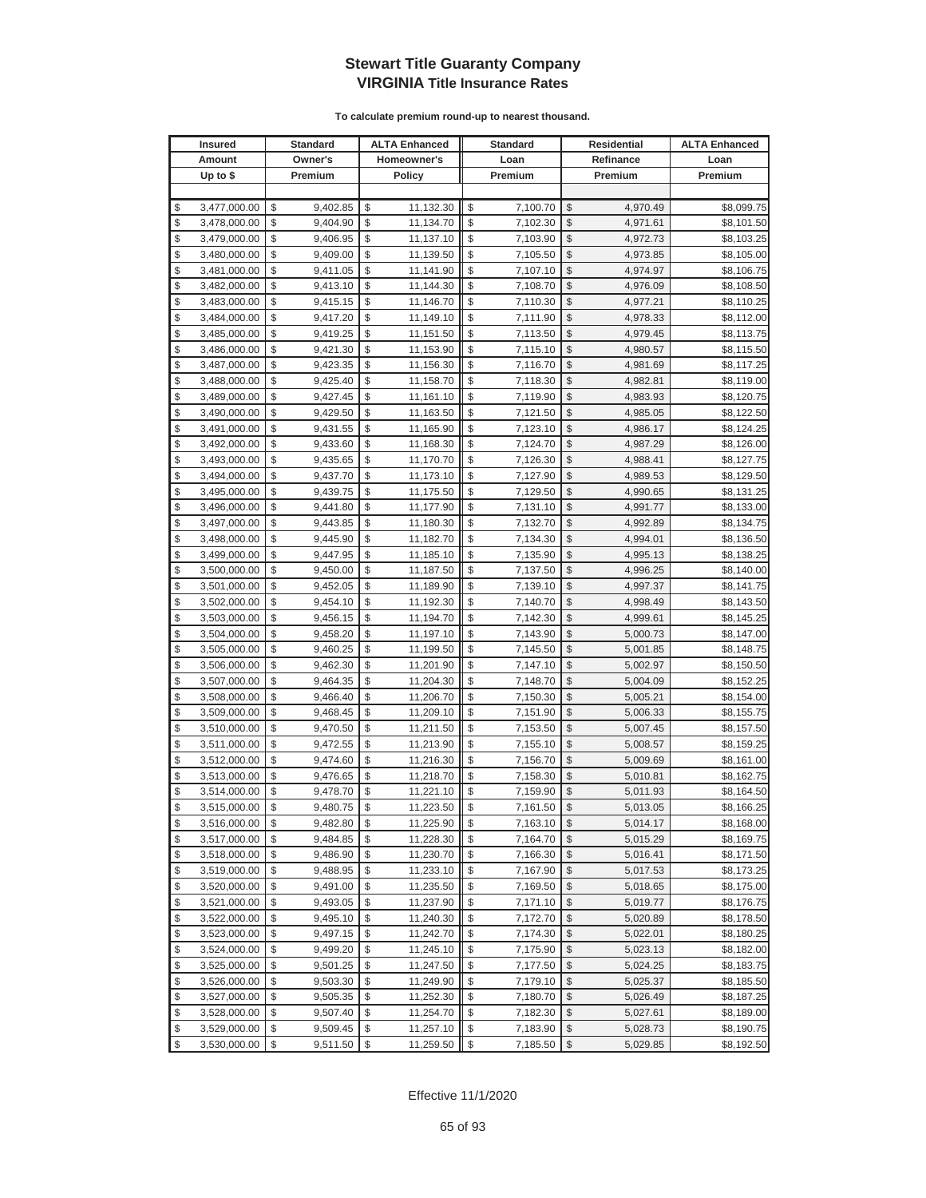# Stewart Title Guaranty Company
## VIRGINIA Title Insurance Rates

**To calculate premium round-up to nearest thousand.**

| Insured Amount Up to $ | Standard Owner's Premium | ALTA Enhanced Homeowner's Policy | Standard Loan Premium | Residential Refinance Premium | ALTA Enhanced Loan Premium |
|---|---|---|---|---|---|
| $ 3,477,000.00 | $ 9,402.85 | $ 11,132.30 | $ 7,100.70 | $ 4,970.49 | $8,099.75 |
| $ 3,478,000.00 | $ 9,404.90 | $ 11,134.70 | $ 7,102.30 | $ 4,971.61 | $8,101.50 |
| $ 3,479,000.00 | $ 9,406.95 | $ 11,137.10 | $ 7,103.90 | $ 4,972.73 | $8,103.25 |
| $ 3,480,000.00 | $ 9,409.00 | $ 11,139.50 | $ 7,105.50 | $ 4,973.85 | $8,105.00 |
| $ 3,481,000.00 | $ 9,411.05 | $ 11,141.90 | $ 7,107.10 | $ 4,974.97 | $8,106.75 |
| $ 3,482,000.00 | $ 9,413.10 | $ 11,144.30 | $ 7,108.70 | $ 4,976.09 | $8,108.50 |
| $ 3,483,000.00 | $ 9,415.15 | $ 11,146.70 | $ 7,110.30 | $ 4,977.21 | $8,110.25 |
| $ 3,484,000.00 | $ 9,417.20 | $ 11,149.10 | $ 7,111.90 | $ 4,978.33 | $8,112.00 |
| $ 3,485,000.00 | $ 9,419.25 | $ 11,151.50 | $ 7,113.50 | $ 4,979.45 | $8,113.75 |
| $ 3,486,000.00 | $ 9,421.30 | $ 11,153.90 | $ 7,115.10 | $ 4,980.57 | $8,115.50 |
| $ 3,487,000.00 | $ 9,423.35 | $ 11,156.30 | $ 7,116.70 | $ 4,981.69 | $8,117.25 |
| $ 3,488,000.00 | $ 9,425.40 | $ 11,158.70 | $ 7,118.30 | $ 4,982.81 | $8,119.00 |
| $ 3,489,000.00 | $ 9,427.45 | $ 11,161.10 | $ 7,119.90 | $ 4,983.93 | $8,120.75 |
| $ 3,490,000.00 | $ 9,429.50 | $ 11,163.50 | $ 7,121.50 | $ 4,985.05 | $8,122.50 |
| $ 3,491,000.00 | $ 9,431.55 | $ 11,165.90 | $ 7,123.10 | $ 4,986.17 | $8,124.25 |
| $ 3,492,000.00 | $ 9,433.60 | $ 11,168.30 | $ 7,124.70 | $ 4,987.29 | $8,126.00 |
| $ 3,493,000.00 | $ 9,435.65 | $ 11,170.70 | $ 7,126.30 | $ 4,988.41 | $8,127.75 |
| $ 3,494,000.00 | $ 9,437.70 | $ 11,173.10 | $ 7,127.90 | $ 4,989.53 | $8,129.50 |
| $ 3,495,000.00 | $ 9,439.75 | $ 11,175.50 | $ 7,129.50 | $ 4,990.65 | $8,131.25 |
| $ 3,496,000.00 | $ 9,441.80 | $ 11,177.90 | $ 7,131.10 | $ 4,991.77 | $8,133.00 |
| $ 3,497,000.00 | $ 9,443.85 | $ 11,180.30 | $ 7,132.70 | $ 4,992.89 | $8,134.75 |
| $ 3,498,000.00 | $ 9,445.90 | $ 11,182.70 | $ 7,134.30 | $ 4,994.01 | $8,136.50 |
| $ 3,499,000.00 | $ 9,447.95 | $ 11,185.10 | $ 7,135.90 | $ 4,995.13 | $8,138.25 |
| $ 3,500,000.00 | $ 9,450.00 | $ 11,187.50 | $ 7,137.50 | $ 4,996.25 | $8,140.00 |
| $ 3,501,000.00 | $ 9,452.05 | $ 11,189.90 | $ 7,139.10 | $ 4,997.37 | $8,141.75 |
| $ 3,502,000.00 | $ 9,454.10 | $ 11,192.30 | $ 7,140.70 | $ 4,998.49 | $8,143.50 |
| $ 3,503,000.00 | $ 9,456.15 | $ 11,194.70 | $ 7,142.30 | $ 4,999.61 | $8,145.25 |
| $ 3,504,000.00 | $ 9,458.20 | $ 11,197.10 | $ 7,143.90 | $ 5,000.73 | $8,147.00 |
| $ 3,505,000.00 | $ 9,460.25 | $ 11,199.50 | $ 7,145.50 | $ 5,001.85 | $8,148.75 |
| $ 3,506,000.00 | $ 9,462.30 | $ 11,201.90 | $ 7,147.10 | $ 5,002.97 | $8,150.50 |
| $ 3,507,000.00 | $ 9,464.35 | $ 11,204.30 | $ 7,148.70 | $ 5,004.09 | $8,152.25 |
| $ 3,508,000.00 | $ 9,466.40 | $ 11,206.70 | $ 7,150.30 | $ 5,005.21 | $8,154.00 |
| $ 3,509,000.00 | $ 9,468.45 | $ 11,209.10 | $ 7,151.90 | $ 5,006.33 | $8,155.75 |
| $ 3,510,000.00 | $ 9,470.50 | $ 11,211.50 | $ 7,153.50 | $ 5,007.45 | $8,157.50 |
| $ 3,511,000.00 | $ 9,472.55 | $ 11,213.90 | $ 7,155.10 | $ 5,008.57 | $8,159.25 |
| $ 3,512,000.00 | $ 9,474.60 | $ 11,216.30 | $ 7,156.70 | $ 5,009.69 | $8,161.00 |
| $ 3,513,000.00 | $ 9,476.65 | $ 11,218.70 | $ 7,158.30 | $ 5,010.81 | $8,162.75 |
| $ 3,514,000.00 | $ 9,478.70 | $ 11,221.10 | $ 7,159.90 | $ 5,011.93 | $8,164.50 |
| $ 3,515,000.00 | $ 9,480.75 | $ 11,223.50 | $ 7,161.50 | $ 5,013.05 | $8,166.25 |
| $ 3,516,000.00 | $ 9,482.80 | $ 11,225.90 | $ 7,163.10 | $ 5,014.17 | $8,168.00 |
| $ 3,517,000.00 | $ 9,484.85 | $ 11,228.30 | $ 7,164.70 | $ 5,015.29 | $8,169.75 |
| $ 3,518,000.00 | $ 9,486.90 | $ 11,230.70 | $ 7,166.30 | $ 5,016.41 | $8,171.50 |
| $ 3,519,000.00 | $ 9,488.95 | $ 11,233.10 | $ 7,167.90 | $ 5,017.53 | $8,173.25 |
| $ 3,520,000.00 | $ 9,491.00 | $ 11,235.50 | $ 7,169.50 | $ 5,018.65 | $8,175.00 |
| $ 3,521,000.00 | $ 9,493.05 | $ 11,237.90 | $ 7,171.10 | $ 5,019.77 | $8,176.75 |
| $ 3,522,000.00 | $ 9,495.10 | $ 11,240.30 | $ 7,172.70 | $ 5,020.89 | $8,178.50 |
| $ 3,523,000.00 | $ 9,497.15 | $ 11,242.70 | $ 7,174.30 | $ 5,022.01 | $8,180.25 |
| $ 3,524,000.00 | $ 9,499.20 | $ 11,245.10 | $ 7,175.90 | $ 5,023.13 | $8,182.00 |
| $ 3,525,000.00 | $ 9,501.25 | $ 11,247.50 | $ 7,177.50 | $ 5,024.25 | $8,183.75 |
| $ 3,526,000.00 | $ 9,503.30 | $ 11,249.90 | $ 7,179.10 | $ 5,025.37 | $8,185.50 |
| $ 3,527,000.00 | $ 9,505.35 | $ 11,252.30 | $ 7,180.70 | $ 5,026.49 | $8,187.25 |
| $ 3,528,000.00 | $ 9,507.40 | $ 11,254.70 | $ 7,182.30 | $ 5,027.61 | $8,189.00 |
| $ 3,529,000.00 | $ 9,509.45 | $ 11,257.10 | $ 7,183.90 | $ 5,028.73 | $8,190.75 |
| $ 3,530,000.00 | $ 9,511.50 | $ 11,259.50 | $ 7,185.50 | $ 5,029.85 | $8,192.50 |

Effective 11/1/2020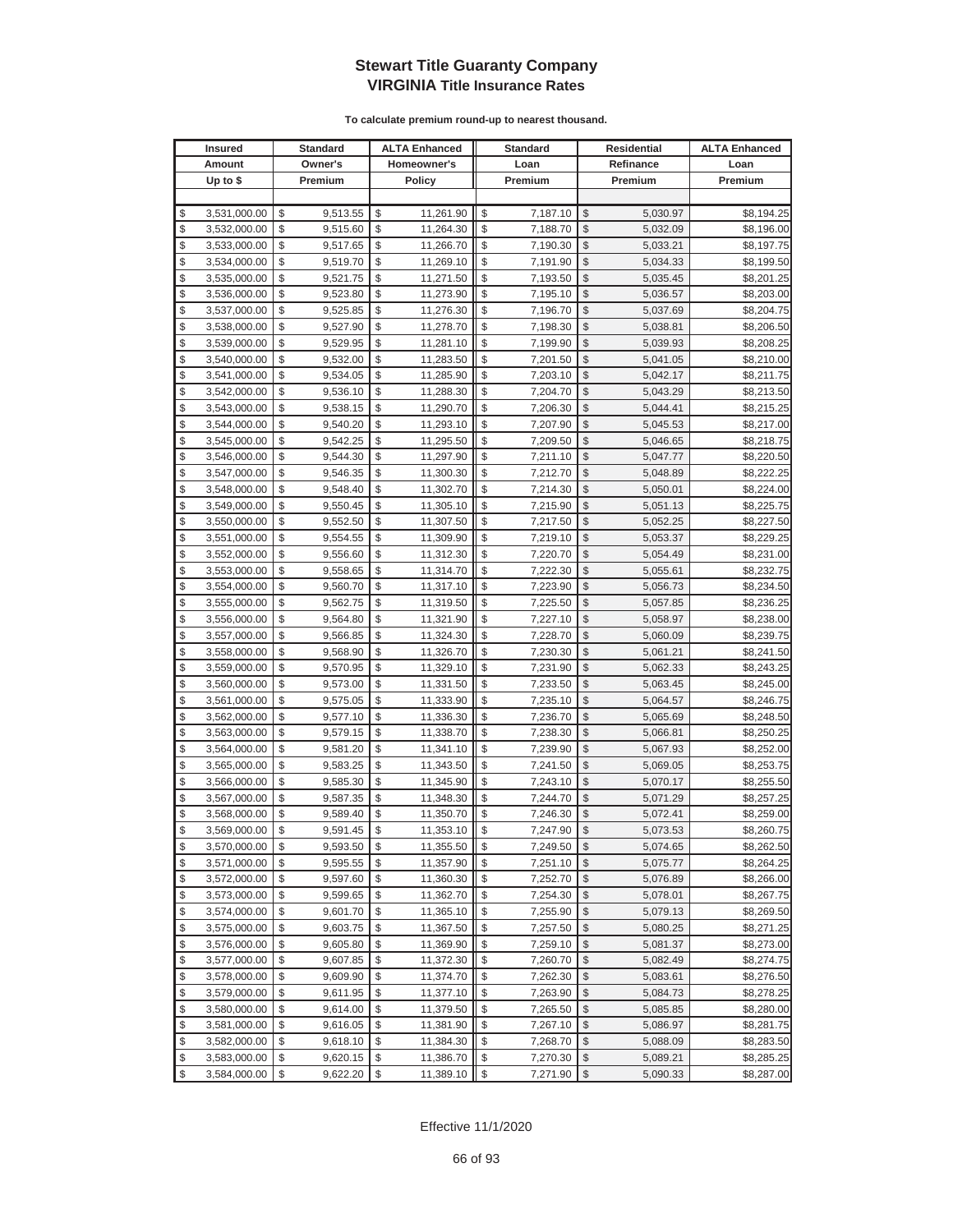# Stewart Title Guaranty Company
## VIRGINIA Title Insurance Rates

**To calculate premium round-up to nearest thousand.**

| Insured Amount Up to $ | Standard Owner's Premium | ALTA Enhanced Homeowner's Policy | Standard Loan Premium | Residential Refinance Premium | ALTA Enhanced Loan Premium |
|---|---|---|---|---|---|
| $ 3,531,000.00 | $ 9,513.55 | $ 11,261.90 | $ 7,187.10 | $ 5,030.97 | $8,194.25 |
| $ 3,532,000.00 | $ 9,515.60 | $ 11,264.30 | $ 7,188.70 | $ 5,032.09 | $8,196.00 |
| $ 3,533,000.00 | $ 9,517.65 | $ 11,266.70 | $ 7,190.30 | $ 5,033.21 | $8,197.75 |
| $ 3,534,000.00 | $ 9,519.70 | $ 11,269.10 | $ 7,191.90 | $ 5,034.33 | $8,199.50 |
| $ 3,535,000.00 | $ 9,521.75 | $ 11,271.50 | $ 7,193.50 | $ 5,035.45 | $8,201.25 |
| $ 3,536,000.00 | $ 9,523.80 | $ 11,273.90 | $ 7,195.10 | $ 5,036.57 | $8,203.00 |
| $ 3,537,000.00 | $ 9,525.85 | $ 11,276.30 | $ 7,196.70 | $ 5,037.69 | $8,204.75 |
| $ 3,538,000.00 | $ 9,527.90 | $ 11,278.70 | $ 7,198.30 | $ 5,038.81 | $8,206.50 |
| $ 3,539,000.00 | $ 9,529.95 | $ 11,281.10 | $ 7,199.90 | $ 5,039.93 | $8,208.25 |
| $ 3,540,000.00 | $ 9,532.00 | $ 11,283.50 | $ 7,201.50 | $ 5,041.05 | $8,210.00 |
| $ 3,541,000.00 | $ 9,534.05 | $ 11,285.90 | $ 7,203.10 | $ 5,042.17 | $8,211.75 |
| $ 3,542,000.00 | $ 9,536.10 | $ 11,288.30 | $ 7,204.70 | $ 5,043.29 | $8,213.50 |
| $ 3,543,000.00 | $ 9,538.15 | $ 11,290.70 | $ 7,206.30 | $ 5,044.41 | $8,215.25 |
| $ 3,544,000.00 | $ 9,540.20 | $ 11,293.10 | $ 7,207.90 | $ 5,045.53 | $8,217.00 |
| $ 3,545,000.00 | $ 9,542.25 | $ 11,295.50 | $ 7,209.50 | $ 5,046.65 | $8,218.75 |
| $ 3,546,000.00 | $ 9,544.30 | $ 11,297.90 | $ 7,211.10 | $ 5,047.77 | $8,220.50 |
| $ 3,547,000.00 | $ 9,546.35 | $ 11,300.30 | $ 7,212.70 | $ 5,048.89 | $8,222.25 |
| $ 3,548,000.00 | $ 9,548.40 | $ 11,302.70 | $ 7,214.30 | $ 5,050.01 | $8,224.00 |
| $ 3,549,000.00 | $ 9,550.45 | $ 11,305.10 | $ 7,215.90 | $ 5,051.13 | $8,225.75 |
| $ 3,550,000.00 | $ 9,552.50 | $ 11,307.50 | $ 7,217.50 | $ 5,052.25 | $8,227.50 |
| $ 3,551,000.00 | $ 9,554.55 | $ 11,309.90 | $ 7,219.10 | $ 5,053.37 | $8,229.25 |
| $ 3,552,000.00 | $ 9,556.60 | $ 11,312.30 | $ 7,220.70 | $ 5,054.49 | $8,231.00 |
| $ 3,553,000.00 | $ 9,558.65 | $ 11,314.70 | $ 7,222.30 | $ 5,055.61 | $8,232.75 |
| $ 3,554,000.00 | $ 9,560.70 | $ 11,317.10 | $ 7,223.90 | $ 5,056.73 | $8,234.50 |
| $ 3,555,000.00 | $ 9,562.75 | $ 11,319.50 | $ 7,225.50 | $ 5,057.85 | $8,236.25 |
| $ 3,556,000.00 | $ 9,564.80 | $ 11,321.90 | $ 7,227.10 | $ 5,058.97 | $8,238.00 |
| $ 3,557,000.00 | $ 9,566.85 | $ 11,324.30 | $ 7,228.70 | $ 5,060.09 | $8,239.75 |
| $ 3,558,000.00 | $ 9,568.90 | $ 11,326.70 | $ 7,230.30 | $ 5,061.21 | $8,241.50 |
| $ 3,559,000.00 | $ 9,570.95 | $ 11,329.10 | $ 7,231.90 | $ 5,062.33 | $8,243.25 |
| $ 3,560,000.00 | $ 9,573.00 | $ 11,331.50 | $ 7,233.50 | $ 5,063.45 | $8,245.00 |
| $ 3,561,000.00 | $ 9,575.05 | $ 11,333.90 | $ 7,235.10 | $ 5,064.57 | $8,246.75 |
| $ 3,562,000.00 | $ 9,577.10 | $ 11,336.30 | $ 7,236.70 | $ 5,065.69 | $8,248.50 |
| $ 3,563,000.00 | $ 9,579.15 | $ 11,338.70 | $ 7,238.30 | $ 5,066.81 | $8,250.25 |
| $ 3,564,000.00 | $ 9,581.20 | $ 11,341.10 | $ 7,239.90 | $ 5,067.93 | $8,252.00 |
| $ 3,565,000.00 | $ 9,583.25 | $ 11,343.50 | $ 7,241.50 | $ 5,069.05 | $8,253.75 |
| $ 3,566,000.00 | $ 9,585.30 | $ 11,345.90 | $ 7,243.10 | $ 5,070.17 | $8,255.50 |
| $ 3,567,000.00 | $ 9,587.35 | $ 11,348.30 | $ 7,244.70 | $ 5,071.29 | $8,257.25 |
| $ 3,568,000.00 | $ 9,589.40 | $ 11,350.70 | $ 7,246.30 | $ 5,072.41 | $8,259.00 |
| $ 3,569,000.00 | $ 9,591.45 | $ 11,353.10 | $ 7,247.90 | $ 5,073.53 | $8,260.75 |
| $ 3,570,000.00 | $ 9,593.50 | $ 11,355.50 | $ 7,249.50 | $ 5,074.65 | $8,262.50 |
| $ 3,571,000.00 | $ 9,595.55 | $ 11,357.90 | $ 7,251.10 | $ 5,075.77 | $8,264.25 |
| $ 3,572,000.00 | $ 9,597.60 | $ 11,360.30 | $ 7,252.70 | $ 5,076.89 | $8,266.00 |
| $ 3,573,000.00 | $ 9,599.65 | $ 11,362.70 | $ 7,254.30 | $ 5,078.01 | $8,267.75 |
| $ 3,574,000.00 | $ 9,601.70 | $ 11,365.10 | $ 7,255.90 | $ 5,079.13 | $8,269.50 |
| $ 3,575,000.00 | $ 9,603.75 | $ 11,367.50 | $ 7,257.50 | $ 5,080.25 | $8,271.25 |
| $ 3,576,000.00 | $ 9,605.80 | $ 11,369.90 | $ 7,259.10 | $ 5,081.37 | $8,273.00 |
| $ 3,577,000.00 | $ 9,607.85 | $ 11,372.30 | $ 7,260.70 | $ 5,082.49 | $8,274.75 |
| $ 3,578,000.00 | $ 9,609.90 | $ 11,374.70 | $ 7,262.30 | $ 5,083.61 | $8,276.50 |
| $ 3,579,000.00 | $ 9,611.95 | $ 11,377.10 | $ 7,263.90 | $ 5,084.73 | $8,278.25 |
| $ 3,580,000.00 | $ 9,614.00 | $ 11,379.50 | $ 7,265.50 | $ 5,085.85 | $8,280.00 |
| $ 3,581,000.00 | $ 9,616.05 | $ 11,381.90 | $ 7,267.10 | $ 5,086.97 | $8,281.75 |
| $ 3,582,000.00 | $ 9,618.10 | $ 11,384.30 | $ 7,268.70 | $ 5,088.09 | $8,283.50 |
| $ 3,583,000.00 | $ 9,620.15 | $ 11,386.70 | $ 7,270.30 | $ 5,089.21 | $8,285.25 |
| $ 3,584,000.00 | $ 9,622.20 | $ 11,389.10 | $ 7,271.90 | $ 5,090.33 | $8,287.00 |

Effective 11/1/2020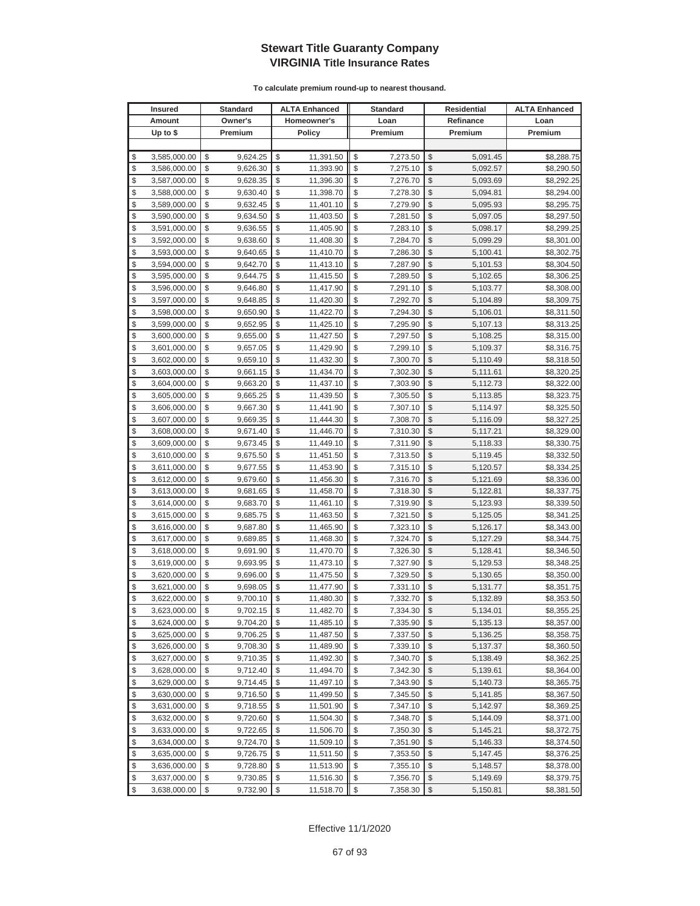# Stewart Title Guaranty Company
## VIRGINIA Title Insurance Rates

**To calculate premium round-up to nearest thousand.**

| Insured Amount Up to $ | Standard Owner's Premium | ALTA Enhanced Homeowner's Policy | Standard Loan Premium | Residential Refinance Premium | ALTA Enhanced Loan Premium |
|---|---|---|---|---|---|
| $ 3,585,000.00 | $ 9,624.25 | $ 11,391.50 | $ 7,273.50 | $ 5,091.45 | $8,288.75 |
| $ 3,586,000.00 | $ 9,626.30 | $ 11,393.90 | $ 7,275.10 | $ 5,092.57 | $8,290.50 |
| $ 3,587,000.00 | $ 9,628.35 | $ 11,396.30 | $ 7,276.70 | $ 5,093.69 | $8,292.25 |
| $ 3,588,000.00 | $ 9,630.40 | $ 11,398.70 | $ 7,278.30 | $ 5,094.81 | $8,294.00 |
| $ 3,589,000.00 | $ 9,632.45 | $ 11,401.10 | $ 7,279.90 | $ 5,095.93 | $8,295.75 |
| $ 3,590,000.00 | $ 9,634.50 | $ 11,403.50 | $ 7,281.50 | $ 5,097.05 | $8,297.50 |
| $ 3,591,000.00 | $ 9,636.55 | $ 11,405.90 | $ 7,283.10 | $ 5,098.17 | $8,299.25 |
| $ 3,592,000.00 | $ 9,638.60 | $ 11,408.30 | $ 7,284.70 | $ 5,099.29 | $8,301.00 |
| $ 3,593,000.00 | $ 9,640.65 | $ 11,410.70 | $ 7,286.30 | $ 5,100.41 | $8,302.75 |
| $ 3,594,000.00 | $ 9,642.70 | $ 11,413.10 | $ 7,287.90 | $ 5,101.53 | $8,304.50 |
| $ 3,595,000.00 | $ 9,644.75 | $ 11,415.50 | $ 7,289.50 | $ 5,102.65 | $8,306.25 |
| $ 3,596,000.00 | $ 9,646.80 | $ 11,417.90 | $ 7,291.10 | $ 5,103.77 | $8,308.00 |
| $ 3,597,000.00 | $ 9,648.85 | $ 11,420.30 | $ 7,292.70 | $ 5,104.89 | $8,309.75 |
| $ 3,598,000.00 | $ 9,650.90 | $ 11,422.70 | $ 7,294.30 | $ 5,106.01 | $8,311.50 |
| $ 3,599,000.00 | $ 9,652.95 | $ 11,425.10 | $ 7,295.90 | $ 5,107.13 | $8,313.25 |
| $ 3,600,000.00 | $ 9,655.00 | $ 11,427.50 | $ 7,297.50 | $ 5,108.25 | $8,315.00 |
| $ 3,601,000.00 | $ 9,657.05 | $ 11,429.90 | $ 7,299.10 | $ 5,109.37 | $8,316.75 |
| $ 3,602,000.00 | $ 9,659.10 | $ 11,432.30 | $ 7,300.70 | $ 5,110.49 | $8,318.50 |
| $ 3,603,000.00 | $ 9,661.15 | $ 11,434.70 | $ 7,302.30 | $ 5,111.61 | $8,320.25 |
| $ 3,604,000.00 | $ 9,663.20 | $ 11,437.10 | $ 7,303.90 | $ 5,112.73 | $8,322.00 |
| $ 3,605,000.00 | $ 9,665.25 | $ 11,439.50 | $ 7,305.50 | $ 5,113.85 | $8,323.75 |
| $ 3,606,000.00 | $ 9,667.30 | $ 11,441.90 | $ 7,307.10 | $ 5,114.97 | $8,325.50 |
| $ 3,607,000.00 | $ 9,669.35 | $ 11,444.30 | $ 7,308.70 | $ 5,116.09 | $8,327.25 |
| $ 3,608,000.00 | $ 9,671.40 | $ 11,446.70 | $ 7,310.30 | $ 5,117.21 | $8,329.00 |
| $ 3,609,000.00 | $ 9,673.45 | $ 11,449.10 | $ 7,311.90 | $ 5,118.33 | $8,330.75 |
| $ 3,610,000.00 | $ 9,675.50 | $ 11,451.50 | $ 7,313.50 | $ 5,119.45 | $8,332.50 |
| $ 3,611,000.00 | $ 9,677.55 | $ 11,453.90 | $ 7,315.10 | $ 5,120.57 | $8,334.25 |
| $ 3,612,000.00 | $ 9,679.60 | $ 11,456.30 | $ 7,316.70 | $ 5,121.69 | $8,336.00 |
| $ 3,613,000.00 | $ 9,681.65 | $ 11,458.70 | $ 7,318.30 | $ 5,122.81 | $8,337.75 |
| $ 3,614,000.00 | $ 9,683.70 | $ 11,461.10 | $ 7,319.90 | $ 5,123.93 | $8,339.50 |
| $ 3,615,000.00 | $ 9,685.75 | $ 11,463.50 | $ 7,321.50 | $ 5,125.05 | $8,341.25 |
| $ 3,616,000.00 | $ 9,687.80 | $ 11,465.90 | $ 7,323.10 | $ 5,126.17 | $8,343.00 |
| $ 3,617,000.00 | $ 9,689.85 | $ 11,468.30 | $ 7,324.70 | $ 5,127.29 | $8,344.75 |
| $ 3,618,000.00 | $ 9,691.90 | $ 11,470.70 | $ 7,326.30 | $ 5,128.41 | $8,346.50 |
| $ 3,619,000.00 | $ 9,693.95 | $ 11,473.10 | $ 7,327.90 | $ 5,129.53 | $8,348.25 |
| $ 3,620,000.00 | $ 9,696.00 | $ 11,475.50 | $ 7,329.50 | $ 5,130.65 | $8,350.00 |
| $ 3,621,000.00 | $ 9,698.05 | $ 11,477.90 | $ 7,331.10 | $ 5,131.77 | $8,351.75 |
| $ 3,622,000.00 | $ 9,700.10 | $ 11,480.30 | $ 7,332.70 | $ 5,132.89 | $8,353.50 |
| $ 3,623,000.00 | $ 9,702.15 | $ 11,482.70 | $ 7,334.30 | $ 5,134.01 | $8,355.25 |
| $ 3,624,000.00 | $ 9,704.20 | $ 11,485.10 | $ 7,335.90 | $ 5,135.13 | $8,357.00 |
| $ 3,625,000.00 | $ 9,706.25 | $ 11,487.50 | $ 7,337.50 | $ 5,136.25 | $8,358.75 |
| $ 3,626,000.00 | $ 9,708.30 | $ 11,489.90 | $ 7,339.10 | $ 5,137.37 | $8,360.50 |
| $ 3,627,000.00 | $ 9,710.35 | $ 11,492.30 | $ 7,340.70 | $ 5,138.49 | $8,362.25 |
| $ 3,628,000.00 | $ 9,712.40 | $ 11,494.70 | $ 7,342.30 | $ 5,139.61 | $8,364.00 |
| $ 3,629,000.00 | $ 9,714.45 | $ 11,497.10 | $ 7,343.90 | $ 5,140.73 | $8,365.75 |
| $ 3,630,000.00 | $ 9,716.50 | $ 11,499.50 | $ 7,345.50 | $ 5,141.85 | $8,367.50 |
| $ 3,631,000.00 | $ 9,718.55 | $ 11,501.90 | $ 7,347.10 | $ 5,142.97 | $8,369.25 |
| $ 3,632,000.00 | $ 9,720.60 | $ 11,504.30 | $ 7,348.70 | $ 5,144.09 | $8,371.00 |
| $ 3,633,000.00 | $ 9,722.65 | $ 11,506.70 | $ 7,350.30 | $ 5,145.21 | $8,372.75 |
| $ 3,634,000.00 | $ 9,724.70 | $ 11,509.10 | $ 7,351.90 | $ 5,146.33 | $8,374.50 |
| $ 3,635,000.00 | $ 9,726.75 | $ 11,511.50 | $ 7,353.50 | $ 5,147.45 | $8,376.25 |
| $ 3,636,000.00 | $ 9,728.80 | $ 11,513.90 | $ 7,355.10 | $ 5,148.57 | $8,378.00 |
| $ 3,637,000.00 | $ 9,730.85 | $ 11,516.30 | $ 7,356.70 | $ 5,149.69 | $8,379.75 |
| $ 3,638,000.00 | $ 9,732.90 | $ 11,518.70 | $ 7,358.30 | $ 5,150.81 | $8,381.50 |

Effective 11/1/2020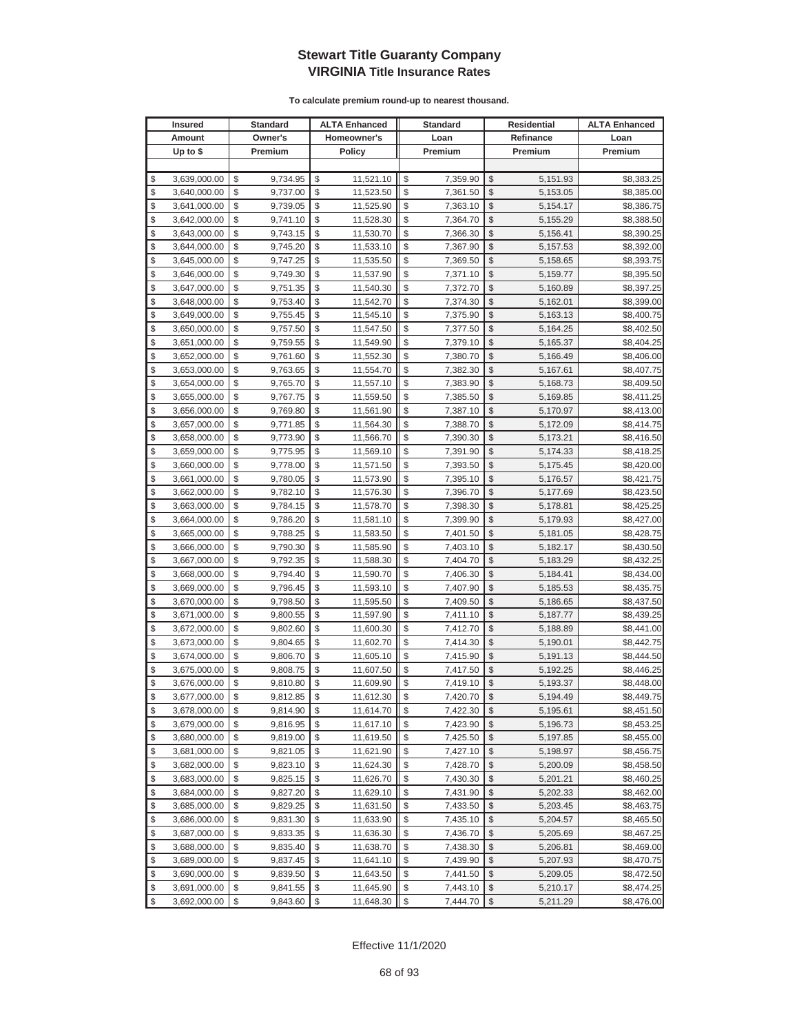# Stewart Title Guaranty Company
## VIRGINIA Title Insurance Rates

**To calculate premium round-up to nearest thousand.**

| Insured Amount Up to $ | Standard Owner's Premium | ALTA Enhanced Homeowner's Policy | Standard Loan Premium | Residential Refinance Premium | ALTA Enhanced Loan Premium |
|---|---|---|---|---|---|
| $ 3,639,000.00 | $ 9,734.95 | $ 11,521.10 | $ 7,359.90 | $ 5,151.93 | $8,383.25 |
| $ 3,640,000.00 | $ 9,737.00 | $ 11,523.50 | $ 7,361.50 | $ 5,153.05 | $8,385.00 |
| $ 3,641,000.00 | $ 9,739.05 | $ 11,525.90 | $ 7,363.10 | $ 5,154.17 | $8,386.75 |
| $ 3,642,000.00 | $ 9,741.10 | $ 11,528.30 | $ 7,364.70 | $ 5,155.29 | $8,388.50 |
| $ 3,643,000.00 | $ 9,743.15 | $ 11,530.70 | $ 7,366.30 | $ 5,156.41 | $8,390.25 |
| $ 3,644,000.00 | $ 9,745.20 | $ 11,533.10 | $ 7,367.90 | $ 5,157.53 | $8,392.00 |
| $ 3,645,000.00 | $ 9,747.25 | $ 11,535.50 | $ 7,369.50 | $ 5,158.65 | $8,393.75 |
| $ 3,646,000.00 | $ 9,749.30 | $ 11,537.90 | $ 7,371.10 | $ 5,159.77 | $8,395.50 |
| $ 3,647,000.00 | $ 9,751.35 | $ 11,540.30 | $ 7,372.70 | $ 5,160.89 | $8,397.25 |
| $ 3,648,000.00 | $ 9,753.40 | $ 11,542.70 | $ 7,374.30 | $ 5,162.01 | $8,399.00 |
| $ 3,649,000.00 | $ 9,755.45 | $ 11,545.10 | $ 7,375.90 | $ 5,163.13 | $8,400.75 |
| $ 3,650,000.00 | $ 9,757.50 | $ 11,547.50 | $ 7,377.50 | $ 5,164.25 | $8,402.50 |
| $ 3,651,000.00 | $ 9,759.55 | $ 11,549.90 | $ 7,379.10 | $ 5,165.37 | $8,404.25 |
| $ 3,652,000.00 | $ 9,761.60 | $ 11,552.30 | $ 7,380.70 | $ 5,166.49 | $8,406.00 |
| $ 3,653,000.00 | $ 9,763.65 | $ 11,554.70 | $ 7,382.30 | $ 5,167.61 | $8,407.75 |
| $ 3,654,000.00 | $ 9,765.70 | $ 11,557.10 | $ 7,383.90 | $ 5,168.73 | $8,409.50 |
| $ 3,655,000.00 | $ 9,767.75 | $ 11,559.50 | $ 7,385.50 | $ 5,169.85 | $8,411.25 |
| $ 3,656,000.00 | $ 9,769.80 | $ 11,561.90 | $ 7,387.10 | $ 5,170.97 | $8,413.00 |
| $ 3,657,000.00 | $ 9,771.85 | $ 11,564.30 | $ 7,388.70 | $ 5,172.09 | $8,414.75 |
| $ 3,658,000.00 | $ 9,773.90 | $ 11,566.70 | $ 7,390.30 | $ 5,173.21 | $8,416.50 |
| $ 3,659,000.00 | $ 9,775.95 | $ 11,569.10 | $ 7,391.90 | $ 5,174.33 | $8,418.25 |
| $ 3,660,000.00 | $ 9,778.00 | $ 11,571.50 | $ 7,393.50 | $ 5,175.45 | $8,420.00 |
| $ 3,661,000.00 | $ 9,780.05 | $ 11,573.90 | $ 7,395.10 | $ 5,176.57 | $8,421.75 |
| $ 3,662,000.00 | $ 9,782.10 | $ 11,576.30 | $ 7,396.70 | $ 5,177.69 | $8,423.50 |
| $ 3,663,000.00 | $ 9,784.15 | $ 11,578.70 | $ 7,398.30 | $ 5,178.81 | $8,425.25 |
| $ 3,664,000.00 | $ 9,786.20 | $ 11,581.10 | $ 7,399.90 | $ 5,179.93 | $8,427.00 |
| $ 3,665,000.00 | $ 9,788.25 | $ 11,583.50 | $ 7,401.50 | $ 5,181.05 | $8,428.75 |
| $ 3,666,000.00 | $ 9,790.30 | $ 11,585.90 | $ 7,403.10 | $ 5,182.17 | $8,430.50 |
| $ 3,667,000.00 | $ 9,792.35 | $ 11,588.30 | $ 7,404.70 | $ 5,183.29 | $8,432.25 |
| $ 3,668,000.00 | $ 9,794.40 | $ 11,590.70 | $ 7,406.30 | $ 5,184.41 | $8,434.00 |
| $ 3,669,000.00 | $ 9,796.45 | $ 11,593.10 | $ 7,407.90 | $ 5,185.53 | $8,435.75 |
| $ 3,670,000.00 | $ 9,798.50 | $ 11,595.50 | $ 7,409.50 | $ 5,186.65 | $8,437.50 |
| $ 3,671,000.00 | $ 9,800.55 | $ 11,597.90 | $ 7,411.10 | $ 5,187.77 | $8,439.25 |
| $ 3,672,000.00 | $ 9,802.60 | $ 11,600.30 | $ 7,412.70 | $ 5,188.89 | $8,441.00 |
| $ 3,673,000.00 | $ 9,804.65 | $ 11,602.70 | $ 7,414.30 | $ 5,190.01 | $8,442.75 |
| $ 3,674,000.00 | $ 9,806.70 | $ 11,605.10 | $ 7,415.90 | $ 5,191.13 | $8,444.50 |
| $ 3,675,000.00 | $ 9,808.75 | $ 11,607.50 | $ 7,417.50 | $ 5,192.25 | $8,446.25 |
| $ 3,676,000.00 | $ 9,810.80 | $ 11,609.90 | $ 7,419.10 | $ 5,193.37 | $8,448.00 |
| $ 3,677,000.00 | $ 9,812.85 | $ 11,612.30 | $ 7,420.70 | $ 5,194.49 | $8,449.75 |
| $ 3,678,000.00 | $ 9,814.90 | $ 11,614.70 | $ 7,422.30 | $ 5,195.61 | $8,451.50 |
| $ 3,679,000.00 | $ 9,816.95 | $ 11,617.10 | $ 7,423.90 | $ 5,196.73 | $8,453.25 |
| $ 3,680,000.00 | $ 9,819.00 | $ 11,619.50 | $ 7,425.50 | $ 5,197.85 | $8,455.00 |
| $ 3,681,000.00 | $ 9,821.05 | $ 11,621.90 | $ 7,427.10 | $ 5,198.97 | $8,456.75 |
| $ 3,682,000.00 | $ 9,823.10 | $ 11,624.30 | $ 7,428.70 | $ 5,200.09 | $8,458.50 |
| $ 3,683,000.00 | $ 9,825.15 | $ 11,626.70 | $ 7,430.30 | $ 5,201.21 | $8,460.25 |
| $ 3,684,000.00 | $ 9,827.20 | $ 11,629.10 | $ 7,431.90 | $ 5,202.33 | $8,462.00 |
| $ 3,685,000.00 | $ 9,829.25 | $ 11,631.50 | $ 7,433.50 | $ 5,203.45 | $8,463.75 |
| $ 3,686,000.00 | $ 9,831.30 | $ 11,633.90 | $ 7,435.10 | $ 5,204.57 | $8,465.50 |
| $ 3,687,000.00 | $ 9,833.35 | $ 11,636.30 | $ 7,436.70 | $ 5,205.69 | $8,467.25 |
| $ 3,688,000.00 | $ 9,835.40 | $ 11,638.70 | $ 7,438.30 | $ 5,206.81 | $8,469.00 |
| $ 3,689,000.00 | $ 9,837.45 | $ 11,641.10 | $ 7,439.90 | $ 5,207.93 | $8,470.75 |
| $ 3,690,000.00 | $ 9,839.50 | $ 11,643.50 | $ 7,441.50 | $ 5,209.05 | $8,472.50 |
| $ 3,691,000.00 | $ 9,841.55 | $ 11,645.90 | $ 7,443.10 | $ 5,210.17 | $8,474.25 |
| $ 3,692,000.00 | $ 9,843.60 | $ 11,648.30 | $ 7,444.70 | $ 5,211.29 | $8,476.00 |

Effective 11/1/2020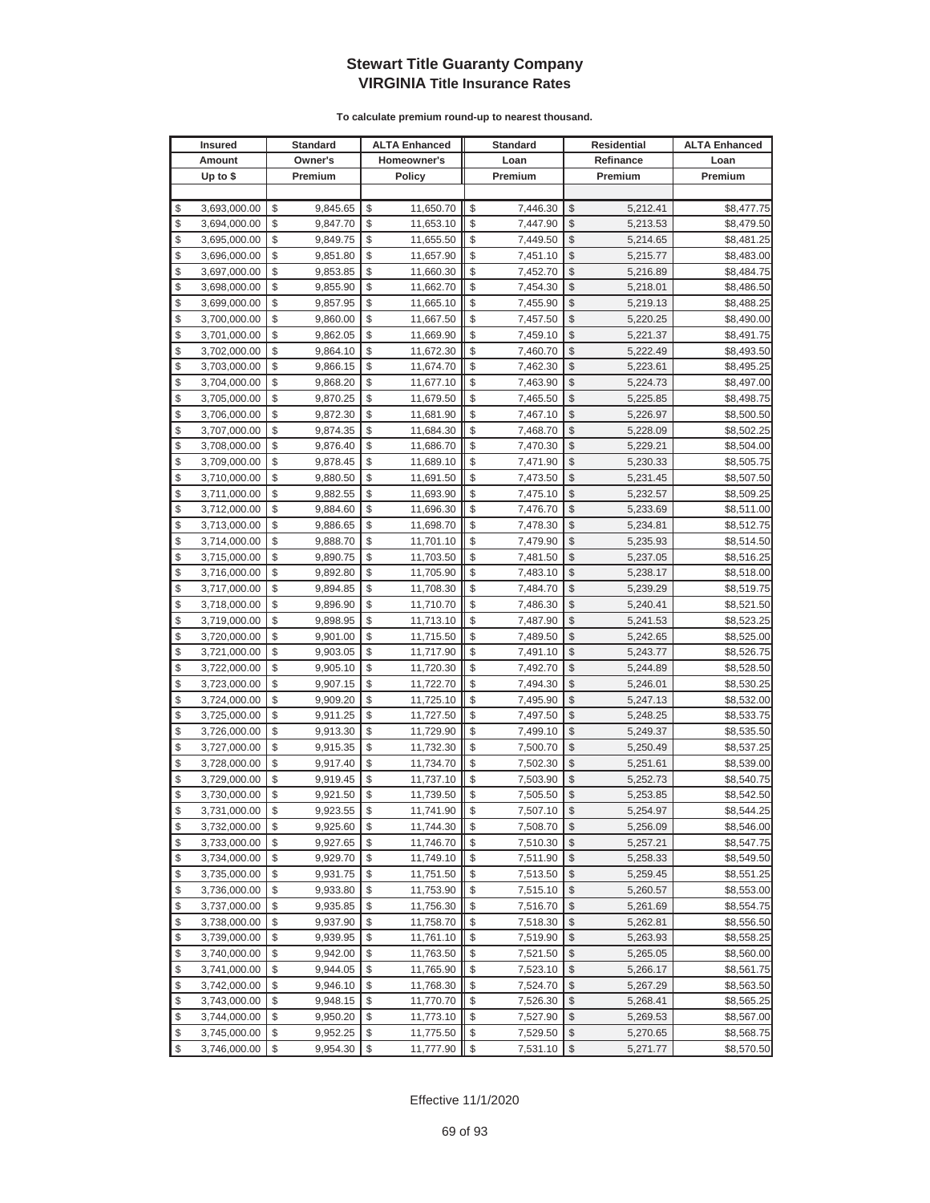# Stewart Title Guaranty Company
## VIRGINIA Title Insurance Rates

**To calculate premium round-up to nearest thousand.**

| Insured Amount Up to $ | Standard Owner's Premium | ALTA Enhanced Homeowner's Policy | Standard Loan Premium | Residential Refinance Premium | ALTA Enhanced Loan Premium |
|---|---|---|---|---|---|
| $ 3,693,000.00 | $ 9,845.65 | $ 11,650.70 | $ 7,446.30 | $ 5,212.41 | $8,477.75 |
| $ 3,694,000.00 | $ 9,847.70 | $ 11,653.10 | $ 7,447.90 | $ 5,213.53 | $8,479.50 |
| $ 3,695,000.00 | $ 9,849.75 | $ 11,655.50 | $ 7,449.50 | $ 5,214.65 | $8,481.25 |
| $ 3,696,000.00 | $ 9,851.80 | $ 11,657.90 | $ 7,451.10 | $ 5,215.77 | $8,483.00 |
| $ 3,697,000.00 | $ 9,853.85 | $ 11,660.30 | $ 7,452.70 | $ 5,216.89 | $8,484.75 |
| $ 3,698,000.00 | $ 9,855.90 | $ 11,662.70 | $ 7,454.30 | $ 5,218.01 | $8,486.50 |
| $ 3,699,000.00 | $ 9,857.95 | $ 11,665.10 | $ 7,455.90 | $ 5,219.13 | $8,488.25 |
| $ 3,700,000.00 | $ 9,860.00 | $ 11,667.50 | $ 7,457.50 | $ 5,220.25 | $8,490.00 |
| $ 3,701,000.00 | $ 9,862.05 | $ 11,669.90 | $ 7,459.10 | $ 5,221.37 | $8,491.75 |
| $ 3,702,000.00 | $ 9,864.10 | $ 11,672.30 | $ 7,460.70 | $ 5,222.49 | $8,493.50 |
| $ 3,703,000.00 | $ 9,866.15 | $ 11,674.70 | $ 7,462.30 | $ 5,223.61 | $8,495.25 |
| $ 3,704,000.00 | $ 9,868.20 | $ 11,677.10 | $ 7,463.90 | $ 5,224.73 | $8,497.00 |
| $ 3,705,000.00 | $ 9,870.25 | $ 11,679.50 | $ 7,465.50 | $ 5,225.85 | $8,498.75 |
| $ 3,706,000.00 | $ 9,872.30 | $ 11,681.90 | $ 7,467.10 | $ 5,226.97 | $8,500.50 |
| $ 3,707,000.00 | $ 9,874.35 | $ 11,684.30 | $ 7,468.70 | $ 5,228.09 | $8,502.25 |
| $ 3,708,000.00 | $ 9,876.40 | $ 11,686.70 | $ 7,470.30 | $ 5,229.21 | $8,504.00 |
| $ 3,709,000.00 | $ 9,878.45 | $ 11,689.10 | $ 7,471.90 | $ 5,230.33 | $8,505.75 |
| $ 3,710,000.00 | $ 9,880.50 | $ 11,691.50 | $ 7,473.50 | $ 5,231.45 | $8,507.50 |
| $ 3,711,000.00 | $ 9,882.55 | $ 11,693.90 | $ 7,475.10 | $ 5,232.57 | $8,509.25 |
| $ 3,712,000.00 | $ 9,884.60 | $ 11,696.30 | $ 7,476.70 | $ 5,233.69 | $8,511.00 |
| $ 3,713,000.00 | $ 9,886.65 | $ 11,698.70 | $ 7,478.30 | $ 5,234.81 | $8,512.75 |
| $ 3,714,000.00 | $ 9,888.70 | $ 11,701.10 | $ 7,479.90 | $ 5,235.93 | $8,514.50 |
| $ 3,715,000.00 | $ 9,890.75 | $ 11,703.50 | $ 7,481.50 | $ 5,237.05 | $8,516.25 |
| $ 3,716,000.00 | $ 9,892.80 | $ 11,705.90 | $ 7,483.10 | $ 5,238.17 | $8,518.00 |
| $ 3,717,000.00 | $ 9,894.85 | $ 11,708.30 | $ 7,484.70 | $ 5,239.29 | $8,519.75 |
| $ 3,718,000.00 | $ 9,896.90 | $ 11,710.70 | $ 7,486.30 | $ 5,240.41 | $8,521.50 |
| $ 3,719,000.00 | $ 9,898.95 | $ 11,713.10 | $ 7,487.90 | $ 5,241.53 | $8,523.25 |
| $ 3,720,000.00 | $ 9,901.00 | $ 11,715.50 | $ 7,489.50 | $ 5,242.65 | $8,525.00 |
| $ 3,721,000.00 | $ 9,903.05 | $ 11,717.90 | $ 7,491.10 | $ 5,243.77 | $8,526.75 |
| $ 3,722,000.00 | $ 9,905.10 | $ 11,720.30 | $ 7,492.70 | $ 5,244.89 | $8,528.50 |
| $ 3,723,000.00 | $ 9,907.15 | $ 11,722.70 | $ 7,494.30 | $ 5,246.01 | $8,530.25 |
| $ 3,724,000.00 | $ 9,909.20 | $ 11,725.10 | $ 7,495.90 | $ 5,247.13 | $8,532.00 |
| $ 3,725,000.00 | $ 9,911.25 | $ 11,727.50 | $ 7,497.50 | $ 5,248.25 | $8,533.75 |
| $ 3,726,000.00 | $ 9,913.30 | $ 11,729.90 | $ 7,499.10 | $ 5,249.37 | $8,535.50 |
| $ 3,727,000.00 | $ 9,915.35 | $ 11,732.30 | $ 7,500.70 | $ 5,250.49 | $8,537.25 |
| $ 3,728,000.00 | $ 9,917.40 | $ 11,734.70 | $ 7,502.30 | $ 5,251.61 | $8,539.00 |
| $ 3,729,000.00 | $ 9,919.45 | $ 11,737.10 | $ 7,503.90 | $ 5,252.73 | $8,540.75 |
| $ 3,730,000.00 | $ 9,921.50 | $ 11,739.50 | $ 7,505.50 | $ 5,253.85 | $8,542.50 |
| $ 3,731,000.00 | $ 9,923.55 | $ 11,741.90 | $ 7,507.10 | $ 5,254.97 | $8,544.25 |
| $ 3,732,000.00 | $ 9,925.60 | $ 11,744.30 | $ 7,508.70 | $ 5,256.09 | $8,546.00 |
| $ 3,733,000.00 | $ 9,927.65 | $ 11,746.70 | $ 7,510.30 | $ 5,257.21 | $8,547.75 |
| $ 3,734,000.00 | $ 9,929.70 | $ 11,749.10 | $ 7,511.90 | $ 5,258.33 | $8,549.50 |
| $ 3,735,000.00 | $ 9,931.75 | $ 11,751.50 | $ 7,513.50 | $ 5,259.45 | $8,551.25 |
| $ 3,736,000.00 | $ 9,933.80 | $ 11,753.90 | $ 7,515.10 | $ 5,260.57 | $8,553.00 |
| $ 3,737,000.00 | $ 9,935.85 | $ 11,756.30 | $ 7,516.70 | $ 5,261.69 | $8,554.75 |
| $ 3,738,000.00 | $ 9,937.90 | $ 11,758.70 | $ 7,518.30 | $ 5,262.81 | $8,556.50 |
| $ 3,739,000.00 | $ 9,939.95 | $ 11,761.10 | $ 7,519.90 | $ 5,263.93 | $8,558.25 |
| $ 3,740,000.00 | $ 9,942.00 | $ 11,763.50 | $ 7,521.50 | $ 5,265.05 | $8,560.00 |
| $ 3,741,000.00 | $ 9,944.05 | $ 11,765.90 | $ 7,523.10 | $ 5,266.17 | $8,561.75 |
| $ 3,742,000.00 | $ 9,946.10 | $ 11,768.30 | $ 7,524.70 | $ 5,267.29 | $8,563.50 |
| $ 3,743,000.00 | $ 9,948.15 | $ 11,770.70 | $ 7,526.30 | $ 5,268.41 | $8,565.25 |
| $ 3,744,000.00 | $ 9,950.20 | $ 11,773.10 | $ 7,527.90 | $ 5,269.53 | $8,567.00 |
| $ 3,745,000.00 | $ 9,952.25 | $ 11,775.50 | $ 7,529.50 | $ 5,270.65 | $8,568.75 |
| $ 3,746,000.00 | $ 9,954.30 | $ 11,777.90 | $ 7,531.10 | $ 5,271.77 | $8,570.50 |

Effective 11/1/2020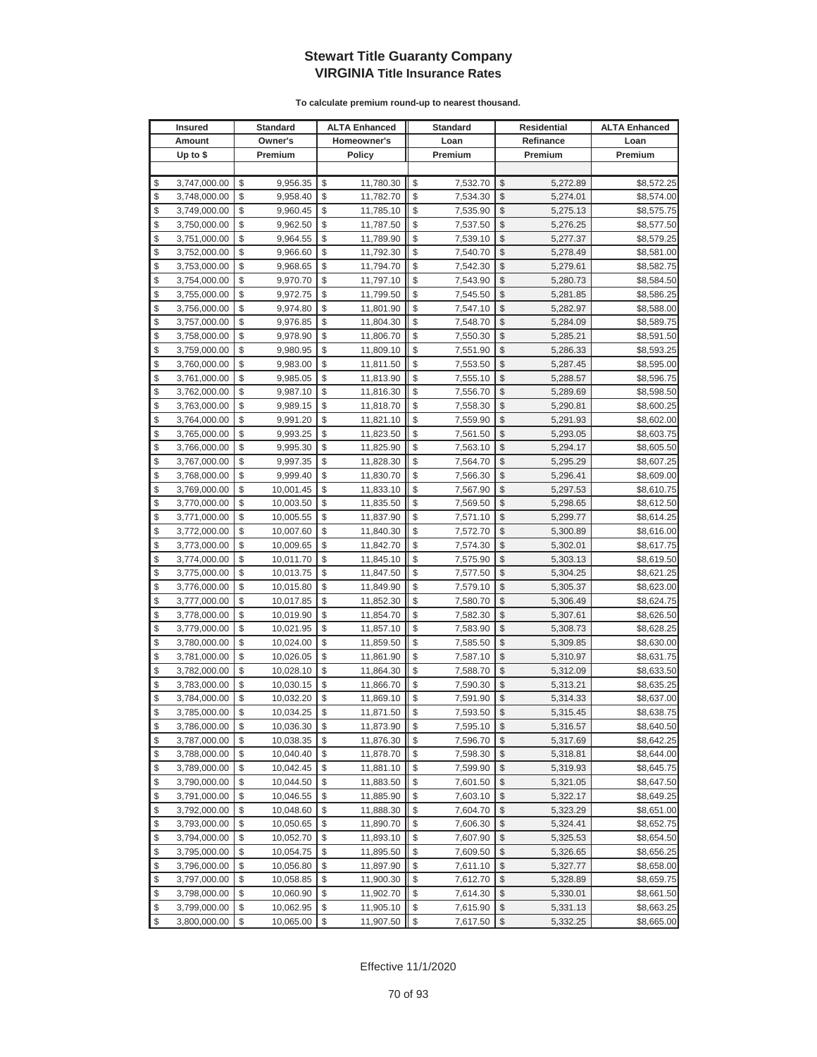# Stewart Title Guaranty Company
## VIRGINIA Title Insurance Rates

**To calculate premium round-up to nearest thousand.**

| Insured Amount Up to $ | Standard Owner's Premium | ALTA Enhanced Homeowner's Policy | Standard Loan Premium | Residential Refinance Premium | ALTA Enhanced Loan Premium |
|---|---|---|---|---|---|
| $ 3,747,000.00 | $ 9,956.35 | $ 11,780.30 | $ 7,532.70 | $ 5,272.89 | $8,572.25 |
| $ 3,748,000.00 | $ 9,958.40 | $ 11,782.70 | $ 7,534.30 | $ 5,274.01 | $8,574.00 |
| $ 3,749,000.00 | $ 9,960.45 | $ 11,785.10 | $ 7,535.90 | $ 5,275.13 | $8,575.75 |
| $ 3,750,000.00 | $ 9,962.50 | $ 11,787.50 | $ 7,537.50 | $ 5,276.25 | $8,577.50 |
| $ 3,751,000.00 | $ 9,964.55 | $ 11,789.90 | $ 7,539.10 | $ 5,277.37 | $8,579.25 |
| $ 3,752,000.00 | $ 9,966.60 | $ 11,792.30 | $ 7,540.70 | $ 5,278.49 | $8,581.00 |
| $ 3,753,000.00 | $ 9,968.65 | $ 11,794.70 | $ 7,542.30 | $ 5,279.61 | $8,582.75 |
| $ 3,754,000.00 | $ 9,970.70 | $ 11,797.10 | $ 7,543.90 | $ 5,280.73 | $8,584.50 |
| $ 3,755,000.00 | $ 9,972.75 | $ 11,799.50 | $ 7,545.50 | $ 5,281.85 | $8,586.25 |
| $ 3,756,000.00 | $ 9,974.80 | $ 11,801.90 | $ 7,547.10 | $ 5,282.97 | $8,588.00 |
| $ 3,757,000.00 | $ 9,976.85 | $ 11,804.30 | $ 7,548.70 | $ 5,284.09 | $8,589.75 |
| $ 3,758,000.00 | $ 9,978.90 | $ 11,806.70 | $ 7,550.30 | $ 5,285.21 | $8,591.50 |
| $ 3,759,000.00 | $ 9,980.95 | $ 11,809.10 | $ 7,551.90 | $ 5,286.33 | $8,593.25 |
| $ 3,760,000.00 | $ 9,983.00 | $ 11,811.50 | $ 7,553.50 | $ 5,287.45 | $8,595.00 |
| $ 3,761,000.00 | $ 9,985.05 | $ 11,813.90 | $ 7,555.10 | $ 5,288.57 | $8,596.75 |
| $ 3,762,000.00 | $ 9,987.10 | $ 11,816.30 | $ 7,556.70 | $ 5,289.69 | $8,598.50 |
| $ 3,763,000.00 | $ 9,989.15 | $ 11,818.70 | $ 7,558.30 | $ 5,290.81 | $8,600.25 |
| $ 3,764,000.00 | $ 9,991.20 | $ 11,821.10 | $ 7,559.90 | $ 5,291.93 | $8,602.00 |
| $ 3,765,000.00 | $ 9,993.25 | $ 11,823.50 | $ 7,561.50 | $ 5,293.05 | $8,603.75 |
| $ 3,766,000.00 | $ 9,995.30 | $ 11,825.90 | $ 7,563.10 | $ 5,294.17 | $8,605.50 |
| $ 3,767,000.00 | $ 9,997.35 | $ 11,828.30 | $ 7,564.70 | $ 5,295.29 | $8,607.25 |
| $ 3,768,000.00 | $ 9,999.40 | $ 11,830.70 | $ 7,566.30 | $ 5,296.41 | $8,609.00 |
| $ 3,769,000.00 | $ 10,001.45 | $ 11,833.10 | $ 7,567.90 | $ 5,297.53 | $8,610.75 |
| $ 3,770,000.00 | $ 10,003.50 | $ 11,835.50 | $ 7,569.50 | $ 5,298.65 | $8,612.50 |
| $ 3,771,000.00 | $ 10,005.55 | $ 11,837.90 | $ 7,571.10 | $ 5,299.77 | $8,614.25 |
| $ 3,772,000.00 | $ 10,007.60 | $ 11,840.30 | $ 7,572.70 | $ 5,300.89 | $8,616.00 |
| $ 3,773,000.00 | $ 10,009.65 | $ 11,842.70 | $ 7,574.30 | $ 5,302.01 | $8,617.75 |
| $ 3,774,000.00 | $ 10,011.70 | $ 11,845.10 | $ 7,575.90 | $ 5,303.13 | $8,619.50 |
| $ 3,775,000.00 | $ 10,013.75 | $ 11,847.50 | $ 7,577.50 | $ 5,304.25 | $8,621.25 |
| $ 3,776,000.00 | $ 10,015.80 | $ 11,849.90 | $ 7,579.10 | $ 5,305.37 | $8,623.00 |
| $ 3,777,000.00 | $ 10,017.85 | $ 11,852.30 | $ 7,580.70 | $ 5,306.49 | $8,624.75 |
| $ 3,778,000.00 | $ 10,019.90 | $ 11,854.70 | $ 7,582.30 | $ 5,307.61 | $8,626.50 |
| $ 3,779,000.00 | $ 10,021.95 | $ 11,857.10 | $ 7,583.90 | $ 5,308.73 | $8,628.25 |
| $ 3,780,000.00 | $ 10,024.00 | $ 11,859.50 | $ 7,585.50 | $ 5,309.85 | $8,630.00 |
| $ 3,781,000.00 | $ 10,026.05 | $ 11,861.90 | $ 7,587.10 | $ 5,310.97 | $8,631.75 |
| $ 3,782,000.00 | $ 10,028.10 | $ 11,864.30 | $ 7,588.70 | $ 5,312.09 | $8,633.50 |
| $ 3,783,000.00 | $ 10,030.15 | $ 11,866.70 | $ 7,590.30 | $ 5,313.21 | $8,635.25 |
| $ 3,784,000.00 | $ 10,032.20 | $ 11,869.10 | $ 7,591.90 | $ 5,314.33 | $8,637.00 |
| $ 3,785,000.00 | $ 10,034.25 | $ 11,871.50 | $ 7,593.50 | $ 5,315.45 | $8,638.75 |
| $ 3,786,000.00 | $ 10,036.30 | $ 11,873.90 | $ 7,595.10 | $ 5,316.57 | $8,640.50 |
| $ 3,787,000.00 | $ 10,038.35 | $ 11,876.30 | $ 7,596.70 | $ 5,317.69 | $8,642.25 |
| $ 3,788,000.00 | $ 10,040.40 | $ 11,878.70 | $ 7,598.30 | $ 5,318.81 | $8,644.00 |
| $ 3,789,000.00 | $ 10,042.45 | $ 11,881.10 | $ 7,599.90 | $ 5,319.93 | $8,645.75 |
| $ 3,790,000.00 | $ 10,044.50 | $ 11,883.50 | $ 7,601.50 | $ 5,321.05 | $8,647.50 |
| $ 3,791,000.00 | $ 10,046.55 | $ 11,885.90 | $ 7,603.10 | $ 5,322.17 | $8,649.25 |
| $ 3,792,000.00 | $ 10,048.60 | $ 11,888.30 | $ 7,604.70 | $ 5,323.29 | $8,651.00 |
| $ 3,793,000.00 | $ 10,050.65 | $ 11,890.70 | $ 7,606.30 | $ 5,324.41 | $8,652.75 |
| $ 3,794,000.00 | $ 10,052.70 | $ 11,893.10 | $ 7,607.90 | $ 5,325.53 | $8,654.50 |
| $ 3,795,000.00 | $ 10,054.75 | $ 11,895.50 | $ 7,609.50 | $ 5,326.65 | $8,656.25 |
| $ 3,796,000.00 | $ 10,056.80 | $ 11,897.90 | $ 7,611.10 | $ 5,327.77 | $8,658.00 |
| $ 3,797,000.00 | $ 10,058.85 | $ 11,900.30 | $ 7,612.70 | $ 5,328.89 | $8,659.75 |
| $ 3,798,000.00 | $ 10,060.90 | $ 11,902.70 | $ 7,614.30 | $ 5,330.01 | $8,661.50 |
| $ 3,799,000.00 | $ 10,062.95 | $ 11,905.10 | $ 7,615.90 | $ 5,331.13 | $8,663.25 |
| $ 3,800,000.00 | $ 10,065.00 | $ 11,907.50 | $ 7,617.50 | $ 5,332.25 | $8,665.00 |

Effective 11/1/2020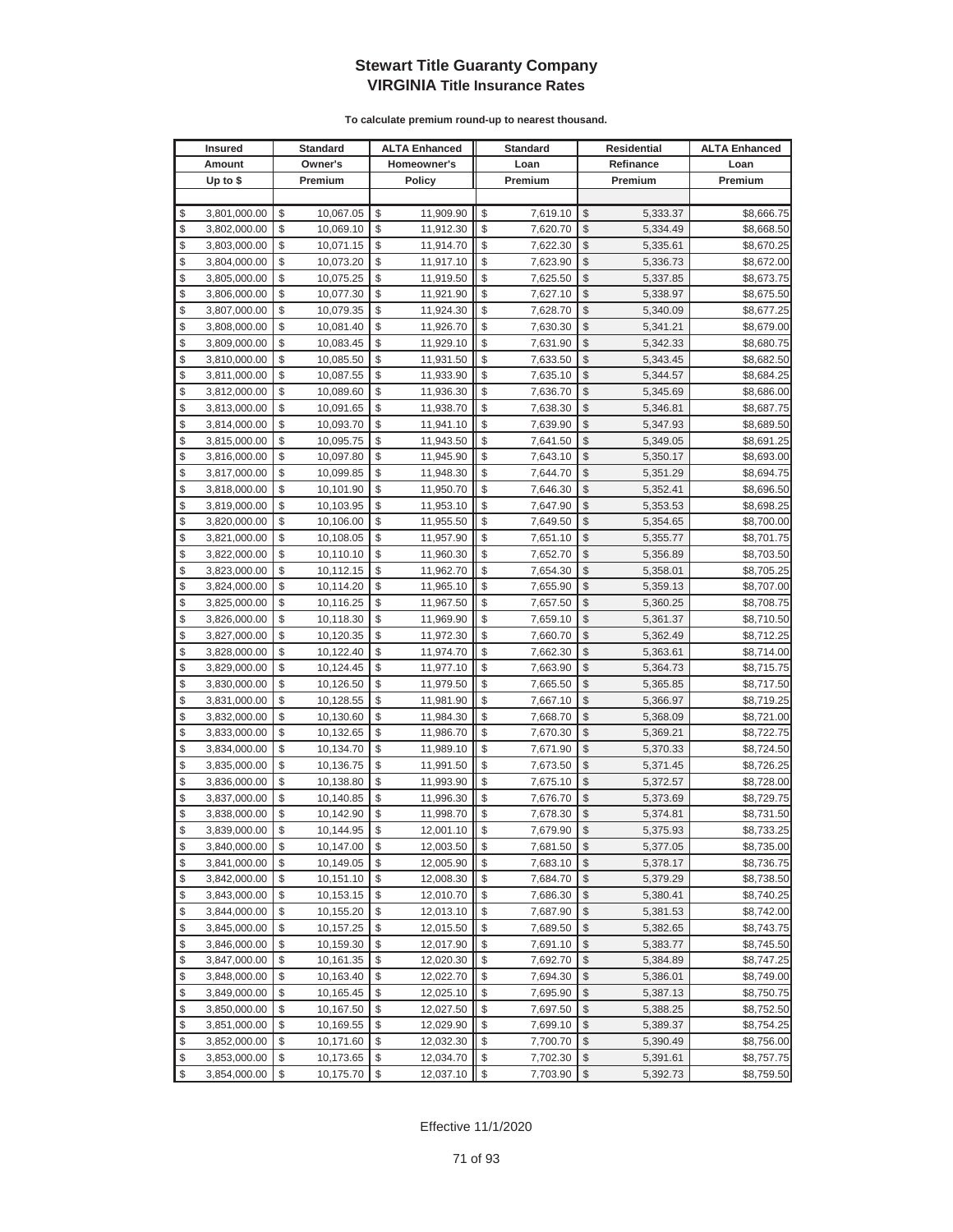# Stewart Title Guaranty Company
## VIRGINIA Title Insurance Rates

**To calculate premium round-up to nearest thousand.**

| Insured Amount Up to $ | Standard Owner's Premium | ALTA Enhanced Homeowner's Policy | Standard Loan Premium | Residential Refinance Premium | ALTA Enhanced Loan Premium |
|---|---|---|---|---|---|
| $ 3,801,000.00 | $ 10,067.05 | $ 11,909.90 | $ 7,619.10 | $ 5,333.37 | $8,666.75 |
| $ 3,802,000.00 | $ 10,069.10 | $ 11,912.30 | $ 7,620.70 | $ 5,334.49 | $8,668.50 |
| $ 3,803,000.00 | $ 10,071.15 | $ 11,914.70 | $ 7,622.30 | $ 5,335.61 | $8,670.25 |
| $ 3,804,000.00 | $ 10,073.20 | $ 11,917.10 | $ 7,623.90 | $ 5,336.73 | $8,672.00 |
| $ 3,805,000.00 | $ 10,075.25 | $ 11,919.50 | $ 7,625.50 | $ 5,337.85 | $8,673.75 |
| $ 3,806,000.00 | $ 10,077.30 | $ 11,921.90 | $ 7,627.10 | $ 5,338.97 | $8,675.50 |
| $ 3,807,000.00 | $ 10,079.35 | $ 11,924.30 | $ 7,628.70 | $ 5,340.09 | $8,677.25 |
| $ 3,808,000.00 | $ 10,081.40 | $ 11,926.70 | $ 7,630.30 | $ 5,341.21 | $8,679.00 |
| $ 3,809,000.00 | $ 10,083.45 | $ 11,929.10 | $ 7,631.90 | $ 5,342.33 | $8,680.75 |
| $ 3,810,000.00 | $ 10,085.50 | $ 11,931.50 | $ 7,633.50 | $ 5,343.45 | $8,682.50 |
| $ 3,811,000.00 | $ 10,087.55 | $ 11,933.90 | $ 7,635.10 | $ 5,344.57 | $8,684.25 |
| $ 3,812,000.00 | $ 10,089.60 | $ 11,936.30 | $ 7,636.70 | $ 5,345.69 | $8,686.00 |
| $ 3,813,000.00 | $ 10,091.65 | $ 11,938.70 | $ 7,638.30 | $ 5,346.81 | $8,687.75 |
| $ 3,814,000.00 | $ 10,093.70 | $ 11,941.10 | $ 7,639.90 | $ 5,347.93 | $8,689.50 |
| $ 3,815,000.00 | $ 10,095.75 | $ 11,943.50 | $ 7,641.50 | $ 5,349.05 | $8,691.25 |
| $ 3,816,000.00 | $ 10,097.80 | $ 11,945.90 | $ 7,643.10 | $ 5,350.17 | $8,693.00 |
| $ 3,817,000.00 | $ 10,099.85 | $ 11,948.30 | $ 7,644.70 | $ 5,351.29 | $8,694.75 |
| $ 3,818,000.00 | $ 10,101.90 | $ 11,950.70 | $ 7,646.30 | $ 5,352.41 | $8,696.50 |
| $ 3,819,000.00 | $ 10,103.95 | $ 11,953.10 | $ 7,647.90 | $ 5,353.53 | $8,698.25 |
| $ 3,820,000.00 | $ 10,106.00 | $ 11,955.50 | $ 7,649.50 | $ 5,354.65 | $8,700.00 |
| $ 3,821,000.00 | $ 10,108.05 | $ 11,957.90 | $ 7,651.10 | $ 5,355.77 | $8,701.75 |
| $ 3,822,000.00 | $ 10,110.10 | $ 11,960.30 | $ 7,652.70 | $ 5,356.89 | $8,703.50 |
| $ 3,823,000.00 | $ 10,112.15 | $ 11,962.70 | $ 7,654.30 | $ 5,358.01 | $8,705.25 |
| $ 3,824,000.00 | $ 10,114.20 | $ 11,965.10 | $ 7,655.90 | $ 5,359.13 | $8,707.00 |
| $ 3,825,000.00 | $ 10,116.25 | $ 11,967.50 | $ 7,657.50 | $ 5,360.25 | $8,708.75 |
| $ 3,826,000.00 | $ 10,118.30 | $ 11,969.90 | $ 7,659.10 | $ 5,361.37 | $8,710.50 |
| $ 3,827,000.00 | $ 10,120.35 | $ 11,972.30 | $ 7,660.70 | $ 5,362.49 | $8,712.25 |
| $ 3,828,000.00 | $ 10,122.40 | $ 11,974.70 | $ 7,662.30 | $ 5,363.61 | $8,714.00 |
| $ 3,829,000.00 | $ 10,124.45 | $ 11,977.10 | $ 7,663.90 | $ 5,364.73 | $8,715.75 |
| $ 3,830,000.00 | $ 10,126.50 | $ 11,979.50 | $ 7,665.50 | $ 5,365.85 | $8,717.50 |
| $ 3,831,000.00 | $ 10,128.55 | $ 11,981.90 | $ 7,667.10 | $ 5,366.97 | $8,719.25 |
| $ 3,832,000.00 | $ 10,130.60 | $ 11,984.30 | $ 7,668.70 | $ 5,368.09 | $8,721.00 |
| $ 3,833,000.00 | $ 10,132.65 | $ 11,986.70 | $ 7,670.30 | $ 5,369.21 | $8,722.75 |
| $ 3,834,000.00 | $ 10,134.70 | $ 11,989.10 | $ 7,671.90 | $ 5,370.33 | $8,724.50 |
| $ 3,835,000.00 | $ 10,136.75 | $ 11,991.50 | $ 7,673.50 | $ 5,371.45 | $8,726.25 |
| $ 3,836,000.00 | $ 10,138.80 | $ 11,993.90 | $ 7,675.10 | $ 5,372.57 | $8,728.00 |
| $ 3,837,000.00 | $ 10,140.85 | $ 11,996.30 | $ 7,676.70 | $ 5,373.69 | $8,729.75 |
| $ 3,838,000.00 | $ 10,142.90 | $ 11,998.70 | $ 7,678.30 | $ 5,374.81 | $8,731.50 |
| $ 3,839,000.00 | $ 10,144.95 | $ 12,001.10 | $ 7,679.90 | $ 5,375.93 | $8,733.25 |
| $ 3,840,000.00 | $ 10,147.00 | $ 12,003.50 | $ 7,681.50 | $ 5,377.05 | $8,735.00 |
| $ 3,841,000.00 | $ 10,149.05 | $ 12,005.90 | $ 7,683.10 | $ 5,378.17 | $8,736.75 |
| $ 3,842,000.00 | $ 10,151.10 | $ 12,008.30 | $ 7,684.70 | $ 5,379.29 | $8,738.50 |
| $ 3,843,000.00 | $ 10,153.15 | $ 12,010.70 | $ 7,686.30 | $ 5,380.41 | $8,740.25 |
| $ 3,844,000.00 | $ 10,155.20 | $ 12,013.10 | $ 7,687.90 | $ 5,381.53 | $8,742.00 |
| $ 3,845,000.00 | $ 10,157.25 | $ 12,015.50 | $ 7,689.50 | $ 5,382.65 | $8,743.75 |
| $ 3,846,000.00 | $ 10,159.30 | $ 12,017.90 | $ 7,691.10 | $ 5,383.77 | $8,745.50 |
| $ 3,847,000.00 | $ 10,161.35 | $ 12,020.30 | $ 7,692.70 | $ 5,384.89 | $8,747.25 |
| $ 3,848,000.00 | $ 10,163.40 | $ 12,022.70 | $ 7,694.30 | $ 5,386.01 | $8,749.00 |
| $ 3,849,000.00 | $ 10,165.45 | $ 12,025.10 | $ 7,695.90 | $ 5,387.13 | $8,750.75 |
| $ 3,850,000.00 | $ 10,167.50 | $ 12,027.50 | $ 7,697.50 | $ 5,388.25 | $8,752.50 |
| $ 3,851,000.00 | $ 10,169.55 | $ 12,029.90 | $ 7,699.10 | $ 5,389.37 | $8,754.25 |
| $ 3,852,000.00 | $ 10,171.60 | $ 12,032.30 | $ 7,700.70 | $ 5,390.49 | $8,756.00 |
| $ 3,853,000.00 | $ 10,173.65 | $ 12,034.70 | $ 7,702.30 | $ 5,391.61 | $8,757.75 |
| $ 3,854,000.00 | $ 10,175.70 | $ 12,037.10 | $ 7,703.90 | $ 5,392.73 | $8,759.50 |

Effective 11/1/2020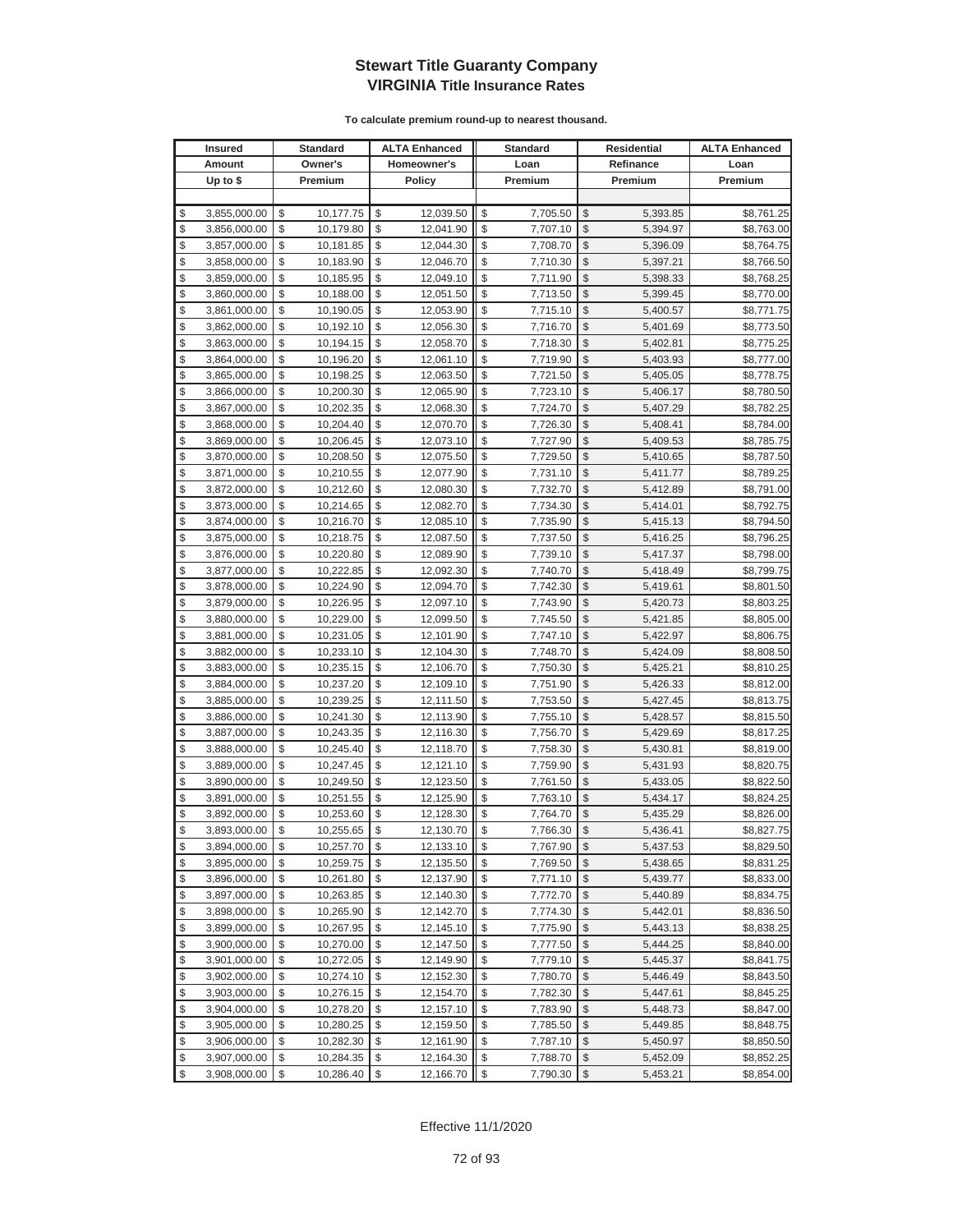# Stewart Title Guaranty Company
## VIRGINIA Title Insurance Rates

**To calculate premium round-up to nearest thousand.**

| Insured Amount Up to $ | Standard Owner's Premium | ALTA Enhanced Homeowner's Policy | Standard Loan Premium | Residential Refinance Premium | ALTA Enhanced Loan Premium |
|---|---|---|---|---|---|
| $ 3,855,000.00 | $ 10,177.75 | $ 12,039.50 | $ 7,705.50 | $ 5,393.85 | $8,761.25 |
| $ 3,856,000.00 | $ 10,179.80 | $ 12,041.90 | $ 7,707.10 | $ 5,394.97 | $8,763.00 |
| $ 3,857,000.00 | $ 10,181.85 | $ 12,044.30 | $ 7,708.70 | $ 5,396.09 | $8,764.75 |
| $ 3,858,000.00 | $ 10,183.90 | $ 12,046.70 | $ 7,710.30 | $ 5,397.21 | $8,766.50 |
| $ 3,859,000.00 | $ 10,185.95 | $ 12,049.10 | $ 7,711.90 | $ 5,398.33 | $8,768.25 |
| $ 3,860,000.00 | $ 10,188.00 | $ 12,051.50 | $ 7,713.50 | $ 5,399.45 | $8,770.00 |
| $ 3,861,000.00 | $ 10,190.05 | $ 12,053.90 | $ 7,715.10 | $ 5,400.57 | $8,771.75 |
| $ 3,862,000.00 | $ 10,192.10 | $ 12,056.30 | $ 7,716.70 | $ 5,401.69 | $8,773.50 |
| $ 3,863,000.00 | $ 10,194.15 | $ 12,058.70 | $ 7,718.30 | $ 5,402.81 | $8,775.25 |
| $ 3,864,000.00 | $ 10,196.20 | $ 12,061.10 | $ 7,719.90 | $ 5,403.93 | $8,777.00 |
| $ 3,865,000.00 | $ 10,198.25 | $ 12,063.50 | $ 7,721.50 | $ 5,405.05 | $8,778.75 |
| $ 3,866,000.00 | $ 10,200.30 | $ 12,065.90 | $ 7,723.10 | $ 5,406.17 | $8,780.50 |
| $ 3,867,000.00 | $ 10,202.35 | $ 12,068.30 | $ 7,724.70 | $ 5,407.29 | $8,782.25 |
| $ 3,868,000.00 | $ 10,204.40 | $ 12,070.70 | $ 7,726.30 | $ 5,408.41 | $8,784.00 |
| $ 3,869,000.00 | $ 10,206.45 | $ 12,073.10 | $ 7,727.90 | $ 5,409.53 | $8,785.75 |
| $ 3,870,000.00 | $ 10,208.50 | $ 12,075.50 | $ 7,729.50 | $ 5,410.65 | $8,787.50 |
| $ 3,871,000.00 | $ 10,210.55 | $ 12,077.90 | $ 7,731.10 | $ 5,411.77 | $8,789.25 |
| $ 3,872,000.00 | $ 10,212.60 | $ 12,080.30 | $ 7,732.70 | $ 5,412.89 | $8,791.00 |
| $ 3,873,000.00 | $ 10,214.65 | $ 12,082.70 | $ 7,734.30 | $ 5,414.01 | $8,792.75 |
| $ 3,874,000.00 | $ 10,216.70 | $ 12,085.10 | $ 7,735.90 | $ 5,415.13 | $8,794.50 |
| $ 3,875,000.00 | $ 10,218.75 | $ 12,087.50 | $ 7,737.50 | $ 5,416.25 | $8,796.25 |
| $ 3,876,000.00 | $ 10,220.80 | $ 12,089.90 | $ 7,739.10 | $ 5,417.37 | $8,798.00 |
| $ 3,877,000.00 | $ 10,222.85 | $ 12,092.30 | $ 7,740.70 | $ 5,418.49 | $8,799.75 |
| $ 3,878,000.00 | $ 10,224.90 | $ 12,094.70 | $ 7,742.30 | $ 5,419.61 | $8,801.50 |
| $ 3,879,000.00 | $ 10,226.95 | $ 12,097.10 | $ 7,743.90 | $ 5,420.73 | $8,803.25 |
| $ 3,880,000.00 | $ 10,229.00 | $ 12,099.50 | $ 7,745.50 | $ 5,421.85 | $8,805.00 |
| $ 3,881,000.00 | $ 10,231.05 | $ 12,101.90 | $ 7,747.10 | $ 5,422.97 | $8,806.75 |
| $ 3,882,000.00 | $ 10,233.10 | $ 12,104.30 | $ 7,748.70 | $ 5,424.09 | $8,808.50 |
| $ 3,883,000.00 | $ 10,235.15 | $ 12,106.70 | $ 7,750.30 | $ 5,425.21 | $8,810.25 |
| $ 3,884,000.00 | $ 10,237.20 | $ 12,109.10 | $ 7,751.90 | $ 5,426.33 | $8,812.00 |
| $ 3,885,000.00 | $ 10,239.25 | $ 12,111.50 | $ 7,753.50 | $ 5,427.45 | $8,813.75 |
| $ 3,886,000.00 | $ 10,241.30 | $ 12,113.90 | $ 7,755.10 | $ 5,428.57 | $8,815.50 |
| $ 3,887,000.00 | $ 10,243.35 | $ 12,116.30 | $ 7,756.70 | $ 5,429.69 | $8,817.25 |
| $ 3,888,000.00 | $ 10,245.40 | $ 12,118.70 | $ 7,758.30 | $ 5,430.81 | $8,819.00 |
| $ 3,889,000.00 | $ 10,247.45 | $ 12,121.10 | $ 7,759.90 | $ 5,431.93 | $8,820.75 |
| $ 3,890,000.00 | $ 10,249.50 | $ 12,123.50 | $ 7,761.50 | $ 5,433.05 | $8,822.50 |
| $ 3,891,000.00 | $ 10,251.55 | $ 12,125.90 | $ 7,763.10 | $ 5,434.17 | $8,824.25 |
| $ 3,892,000.00 | $ 10,253.60 | $ 12,128.30 | $ 7,764.70 | $ 5,435.29 | $8,826.00 |
| $ 3,893,000.00 | $ 10,255.65 | $ 12,130.70 | $ 7,766.30 | $ 5,436.41 | $8,827.75 |
| $ 3,894,000.00 | $ 10,257.70 | $ 12,133.10 | $ 7,767.90 | $ 5,437.53 | $8,829.50 |
| $ 3,895,000.00 | $ 10,259.75 | $ 12,135.50 | $ 7,769.50 | $ 5,438.65 | $8,831.25 |
| $ 3,896,000.00 | $ 10,261.80 | $ 12,137.90 | $ 7,771.10 | $ 5,439.77 | $8,833.00 |
| $ 3,897,000.00 | $ 10,263.85 | $ 12,140.30 | $ 7,772.70 | $ 5,440.89 | $8,834.75 |
| $ 3,898,000.00 | $ 10,265.90 | $ 12,142.70 | $ 7,774.30 | $ 5,442.01 | $8,836.50 |
| $ 3,899,000.00 | $ 10,267.95 | $ 12,145.10 | $ 7,775.90 | $ 5,443.13 | $8,838.25 |
| $ 3,900,000.00 | $ 10,270.00 | $ 12,147.50 | $ 7,777.50 | $ 5,444.25 | $8,840.00 |
| $ 3,901,000.00 | $ 10,272.05 | $ 12,149.90 | $ 7,779.10 | $ 5,445.37 | $8,841.75 |
| $ 3,902,000.00 | $ 10,274.10 | $ 12,152.30 | $ 7,780.70 | $ 5,446.49 | $8,843.50 |
| $ 3,903,000.00 | $ 10,276.15 | $ 12,154.70 | $ 7,782.30 | $ 5,447.61 | $8,845.25 |
| $ 3,904,000.00 | $ 10,278.20 | $ 12,157.10 | $ 7,783.90 | $ 5,448.73 | $8,847.00 |
| $ 3,905,000.00 | $ 10,280.25 | $ 12,159.50 | $ 7,785.50 | $ 5,449.85 | $8,848.75 |
| $ 3,906,000.00 | $ 10,282.30 | $ 12,161.90 | $ 7,787.10 | $ 5,450.97 | $8,850.50 |
| $ 3,907,000.00 | $ 10,284.35 | $ 12,164.30 | $ 7,788.70 | $ 5,452.09 | $8,852.25 |
| $ 3,908,000.00 | $ 10,286.40 | $ 12,166.70 | $ 7,790.30 | $ 5,453.21 | $8,854.00 |

Effective 11/1/2020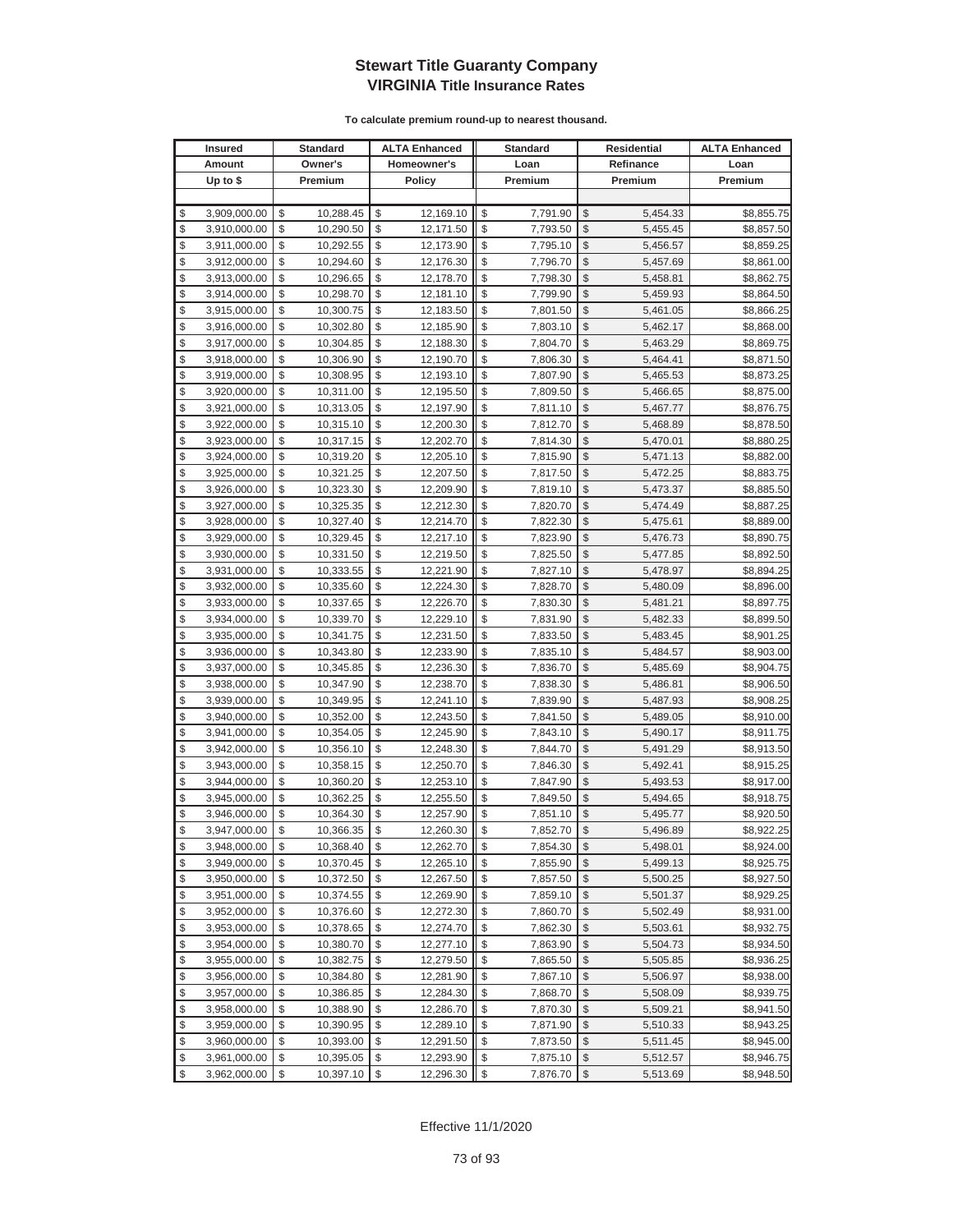# Stewart Title Guaranty Company
## VIRGINIA Title Insurance Rates

**To calculate premium round-up to nearest thousand.**

| Insured Amount Up to $ | Standard Owner's Premium | ALTA Enhanced Homeowner's Policy | Standard Loan Premium | Residential Refinance Premium | ALTA Enhanced Loan Premium |
|---|---|---|---|---|---|
| $ 3,909,000.00 | $ 10,288.45 | $ 12,169.10 | $ 7,791.90 | $ 5,454.33 | $8,855.75 |
| $ 3,910,000.00 | $ 10,290.50 | $ 12,171.50 | $ 7,793.50 | $ 5,455.45 | $8,857.50 |
| $ 3,911,000.00 | $ 10,292.55 | $ 12,173.90 | $ 7,795.10 | $ 5,456.57 | $8,859.25 |
| $ 3,912,000.00 | $ 10,294.60 | $ 12,176.30 | $ 7,796.70 | $ 5,457.69 | $8,861.00 |
| $ 3,913,000.00 | $ 10,296.65 | $ 12,178.70 | $ 7,798.30 | $ 5,458.81 | $8,862.75 |
| $ 3,914,000.00 | $ 10,298.70 | $ 12,181.10 | $ 7,799.90 | $ 5,459.93 | $8,864.50 |
| $ 3,915,000.00 | $ 10,300.75 | $ 12,183.50 | $ 7,801.50 | $ 5,461.05 | $8,866.25 |
| $ 3,916,000.00 | $ 10,302.80 | $ 12,185.90 | $ 7,803.10 | $ 5,462.17 | $8,868.00 |
| $ 3,917,000.00 | $ 10,304.85 | $ 12,188.30 | $ 7,804.70 | $ 5,463.29 | $8,869.75 |
| $ 3,918,000.00 | $ 10,306.90 | $ 12,190.70 | $ 7,806.30 | $ 5,464.41 | $8,871.50 |
| $ 3,919,000.00 | $ 10,308.95 | $ 12,193.10 | $ 7,807.90 | $ 5,465.53 | $8,873.25 |
| $ 3,920,000.00 | $ 10,311.00 | $ 12,195.50 | $ 7,809.50 | $ 5,466.65 | $8,875.00 |
| $ 3,921,000.00 | $ 10,313.05 | $ 12,197.90 | $ 7,811.10 | $ 5,467.77 | $8,876.75 |
| $ 3,922,000.00 | $ 10,315.10 | $ 12,200.30 | $ 7,812.70 | $ 5,468.89 | $8,878.50 |
| $ 3,923,000.00 | $ 10,317.15 | $ 12,202.70 | $ 7,814.30 | $ 5,470.01 | $8,880.25 |
| $ 3,924,000.00 | $ 10,319.20 | $ 12,205.10 | $ 7,815.90 | $ 5,471.13 | $8,882.00 |
| $ 3,925,000.00 | $ 10,321.25 | $ 12,207.50 | $ 7,817.50 | $ 5,472.25 | $8,883.75 |
| $ 3,926,000.00 | $ 10,323.30 | $ 12,209.90 | $ 7,819.10 | $ 5,473.37 | $8,885.50 |
| $ 3,927,000.00 | $ 10,325.35 | $ 12,212.30 | $ 7,820.70 | $ 5,474.49 | $8,887.25 |
| $ 3,928,000.00 | $ 10,327.40 | $ 12,214.70 | $ 7,822.30 | $ 5,475.61 | $8,889.00 |
| $ 3,929,000.00 | $ 10,329.45 | $ 12,217.10 | $ 7,823.90 | $ 5,476.73 | $8,890.75 |
| $ 3,930,000.00 | $ 10,331.50 | $ 12,219.50 | $ 7,825.50 | $ 5,477.85 | $8,892.50 |
| $ 3,931,000.00 | $ 10,333.55 | $ 12,221.90 | $ 7,827.10 | $ 5,478.97 | $8,894.25 |
| $ 3,932,000.00 | $ 10,335.60 | $ 12,224.30 | $ 7,828.70 | $ 5,480.09 | $8,896.00 |
| $ 3,933,000.00 | $ 10,337.65 | $ 12,226.70 | $ 7,830.30 | $ 5,481.21 | $8,897.75 |
| $ 3,934,000.00 | $ 10,339.70 | $ 12,229.10 | $ 7,831.90 | $ 5,482.33 | $8,899.50 |
| $ 3,935,000.00 | $ 10,341.75 | $ 12,231.50 | $ 7,833.50 | $ 5,483.45 | $8,901.25 |
| $ 3,936,000.00 | $ 10,343.80 | $ 12,233.90 | $ 7,835.10 | $ 5,484.57 | $8,903.00 |
| $ 3,937,000.00 | $ 10,345.85 | $ 12,236.30 | $ 7,836.70 | $ 5,485.69 | $8,904.75 |
| $ 3,938,000.00 | $ 10,347.90 | $ 12,238.70 | $ 7,838.30 | $ 5,486.81 | $8,906.50 |
| $ 3,939,000.00 | $ 10,349.95 | $ 12,241.10 | $ 7,839.90 | $ 5,487.93 | $8,908.25 |
| $ 3,940,000.00 | $ 10,352.00 | $ 12,243.50 | $ 7,841.50 | $ 5,489.05 | $8,910.00 |
| $ 3,941,000.00 | $ 10,354.05 | $ 12,245.90 | $ 7,843.10 | $ 5,490.17 | $8,911.75 |
| $ 3,942,000.00 | $ 10,356.10 | $ 12,248.30 | $ 7,844.70 | $ 5,491.29 | $8,913.50 |
| $ 3,943,000.00 | $ 10,358.15 | $ 12,250.70 | $ 7,846.30 | $ 5,492.41 | $8,915.25 |
| $ 3,944,000.00 | $ 10,360.20 | $ 12,253.10 | $ 7,847.90 | $ 5,493.53 | $8,917.00 |
| $ 3,945,000.00 | $ 10,362.25 | $ 12,255.50 | $ 7,849.50 | $ 5,494.65 | $8,918.75 |
| $ 3,946,000.00 | $ 10,364.30 | $ 12,257.90 | $ 7,851.10 | $ 5,495.77 | $8,920.50 |
| $ 3,947,000.00 | $ 10,366.35 | $ 12,260.30 | $ 7,852.70 | $ 5,496.89 | $8,922.25 |
| $ 3,948,000.00 | $ 10,368.40 | $ 12,262.70 | $ 7,854.30 | $ 5,498.01 | $8,924.00 |
| $ 3,949,000.00 | $ 10,370.45 | $ 12,265.10 | $ 7,855.90 | $ 5,499.13 | $8,925.75 |
| $ 3,950,000.00 | $ 10,372.50 | $ 12,267.50 | $ 7,857.50 | $ 5,500.25 | $8,927.50 |
| $ 3,951,000.00 | $ 10,374.55 | $ 12,269.90 | $ 7,859.10 | $ 5,501.37 | $8,929.25 |
| $ 3,952,000.00 | $ 10,376.60 | $ 12,272.30 | $ 7,860.70 | $ 5,502.49 | $8,931.00 |
| $ 3,953,000.00 | $ 10,378.65 | $ 12,274.70 | $ 7,862.30 | $ 5,503.61 | $8,932.75 |
| $ 3,954,000.00 | $ 10,380.70 | $ 12,277.10 | $ 7,863.90 | $ 5,504.73 | $8,934.50 |
| $ 3,955,000.00 | $ 10,382.75 | $ 12,279.50 | $ 7,865.50 | $ 5,505.85 | $8,936.25 |
| $ 3,956,000.00 | $ 10,384.80 | $ 12,281.90 | $ 7,867.10 | $ 5,506.97 | $8,938.00 |
| $ 3,957,000.00 | $ 10,386.85 | $ 12,284.30 | $ 7,868.70 | $ 5,508.09 | $8,939.75 |
| $ 3,958,000.00 | $ 10,388.90 | $ 12,286.70 | $ 7,870.30 | $ 5,509.21 | $8,941.50 |
| $ 3,959,000.00 | $ 10,390.95 | $ 12,289.10 | $ 7,871.90 | $ 5,510.33 | $8,943.25 |
| $ 3,960,000.00 | $ 10,393.00 | $ 12,291.50 | $ 7,873.50 | $ 5,511.45 | $8,945.00 |
| $ 3,961,000.00 | $ 10,395.05 | $ 12,293.90 | $ 7,875.10 | $ 5,512.57 | $8,946.75 |
| $ 3,962,000.00 | $ 10,397.10 | $ 12,296.30 | $ 7,876.70 | $ 5,513.69 | $8,948.50 |

Effective 11/1/2020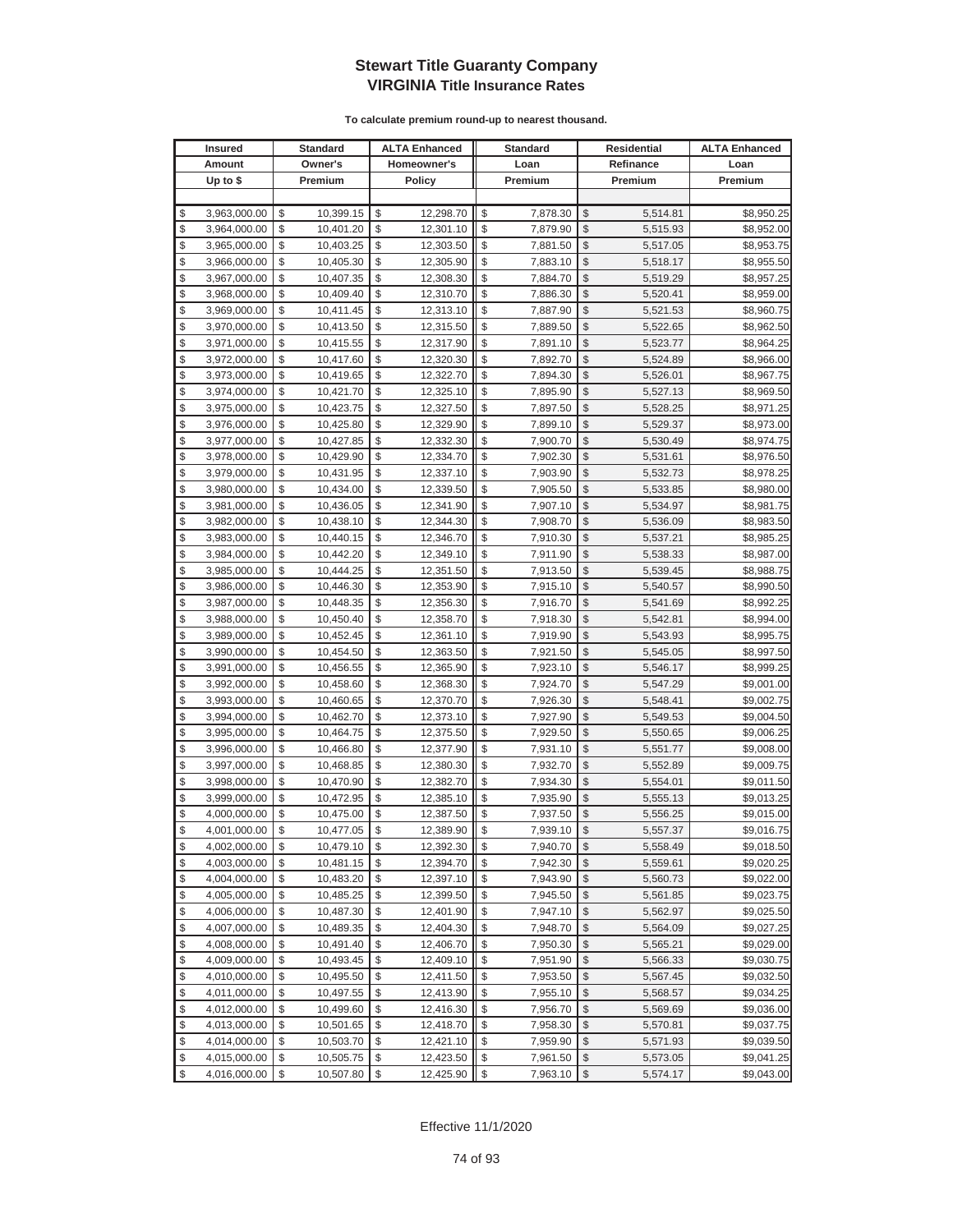# Stewart Title Guaranty Company
## VIRGINIA Title Insurance Rates

**To calculate premium round-up to nearest thousand.**

| Insured Amount Up to $ | Standard Owner's Premium | ALTA Enhanced Homeowner's Policy | Standard Loan Premium | Residential Refinance Premium | ALTA Enhanced Loan Premium |
|---|---|---|---|---|---|
| $ 3,963,000.00 | $ 10,399.15 | $ 12,298.70 | $ 7,878.30 | $ 5,514.81 | $8,950.25 |
| $ 3,964,000.00 | $ 10,401.20 | $ 12,301.10 | $ 7,879.90 | $ 5,515.93 | $8,952.00 |
| $ 3,965,000.00 | $ 10,403.25 | $ 12,303.50 | $ 7,881.50 | $ 5,517.05 | $8,953.75 |
| $ 3,966,000.00 | $ 10,405.30 | $ 12,305.90 | $ 7,883.10 | $ 5,518.17 | $8,955.50 |
| $ 3,967,000.00 | $ 10,407.35 | $ 12,308.30 | $ 7,884.70 | $ 5,519.29 | $8,957.25 |
| $ 3,968,000.00 | $ 10,409.40 | $ 12,310.70 | $ 7,886.30 | $ 5,520.41 | $8,959.00 |
| $ 3,969,000.00 | $ 10,411.45 | $ 12,313.10 | $ 7,887.90 | $ 5,521.53 | $8,960.75 |
| $ 3,970,000.00 | $ 10,413.50 | $ 12,315.50 | $ 7,889.50 | $ 5,522.65 | $8,962.50 |
| $ 3,971,000.00 | $ 10,415.55 | $ 12,317.90 | $ 7,891.10 | $ 5,523.77 | $8,964.25 |
| $ 3,972,000.00 | $ 10,417.60 | $ 12,320.30 | $ 7,892.70 | $ 5,524.89 | $8,966.00 |
| $ 3,973,000.00 | $ 10,419.65 | $ 12,322.70 | $ 7,894.30 | $ 5,526.01 | $8,967.75 |
| $ 3,974,000.00 | $ 10,421.70 | $ 12,325.10 | $ 7,895.90 | $ 5,527.13 | $8,969.50 |
| $ 3,975,000.00 | $ 10,423.75 | $ 12,327.50 | $ 7,897.50 | $ 5,528.25 | $8,971.25 |
| $ 3,976,000.00 | $ 10,425.80 | $ 12,329.90 | $ 7,899.10 | $ 5,529.37 | $8,973.00 |
| $ 3,977,000.00 | $ 10,427.85 | $ 12,332.30 | $ 7,900.70 | $ 5,530.49 | $8,974.75 |
| $ 3,978,000.00 | $ 10,429.90 | $ 12,334.70 | $ 7,902.30 | $ 5,531.61 | $8,976.50 |
| $ 3,979,000.00 | $ 10,431.95 | $ 12,337.10 | $ 7,903.90 | $ 5,532.73 | $8,978.25 |
| $ 3,980,000.00 | $ 10,434.00 | $ 12,339.50 | $ 7,905.50 | $ 5,533.85 | $8,980.00 |
| $ 3,981,000.00 | $ 10,436.05 | $ 12,341.90 | $ 7,907.10 | $ 5,534.97 | $8,981.75 |
| $ 3,982,000.00 | $ 10,438.10 | $ 12,344.30 | $ 7,908.70 | $ 5,536.09 | $8,983.50 |
| $ 3,983,000.00 | $ 10,440.15 | $ 12,346.70 | $ 7,910.30 | $ 5,537.21 | $8,985.25 |
| $ 3,984,000.00 | $ 10,442.20 | $ 12,349.10 | $ 7,911.90 | $ 5,538.33 | $8,987.00 |
| $ 3,985,000.00 | $ 10,444.25 | $ 12,351.50 | $ 7,913.50 | $ 5,539.45 | $8,988.75 |
| $ 3,986,000.00 | $ 10,446.30 | $ 12,353.90 | $ 7,915.10 | $ 5,540.57 | $8,990.50 |
| $ 3,987,000.00 | $ 10,448.35 | $ 12,356.30 | $ 7,916.70 | $ 5,541.69 | $8,992.25 |
| $ 3,988,000.00 | $ 10,450.40 | $ 12,358.70 | $ 7,918.30 | $ 5,542.81 | $8,994.00 |
| $ 3,989,000.00 | $ 10,452.45 | $ 12,361.10 | $ 7,919.90 | $ 5,543.93 | $8,995.75 |
| $ 3,990,000.00 | $ 10,454.50 | $ 12,363.50 | $ 7,921.50 | $ 5,545.05 | $8,997.50 |
| $ 3,991,000.00 | $ 10,456.55 | $ 12,365.90 | $ 7,923.10 | $ 5,546.17 | $8,999.25 |
| $ 3,992,000.00 | $ 10,458.60 | $ 12,368.30 | $ 7,924.70 | $ 5,547.29 | $9,001.00 |
| $ 3,993,000.00 | $ 10,460.65 | $ 12,370.70 | $ 7,926.30 | $ 5,548.41 | $9,002.75 |
| $ 3,994,000.00 | $ 10,462.70 | $ 12,373.10 | $ 7,927.90 | $ 5,549.53 | $9,004.50 |
| $ 3,995,000.00 | $ 10,464.75 | $ 12,375.50 | $ 7,929.50 | $ 5,550.65 | $9,006.25 |
| $ 3,996,000.00 | $ 10,466.80 | $ 12,377.90 | $ 7,931.10 | $ 5,551.77 | $9,008.00 |
| $ 3,997,000.00 | $ 10,468.85 | $ 12,380.30 | $ 7,932.70 | $ 5,552.89 | $9,009.75 |
| $ 3,998,000.00 | $ 10,470.90 | $ 12,382.70 | $ 7,934.30 | $ 5,554.01 | $9,011.50 |
| $ 3,999,000.00 | $ 10,472.95 | $ 12,385.10 | $ 7,935.90 | $ 5,555.13 | $9,013.25 |
| $ 4,000,000.00 | $ 10,475.00 | $ 12,387.50 | $ 7,937.50 | $ 5,556.25 | $9,015.00 |
| $ 4,001,000.00 | $ 10,477.05 | $ 12,389.90 | $ 7,939.10 | $ 5,557.37 | $9,016.75 |
| $ 4,002,000.00 | $ 10,479.10 | $ 12,392.30 | $ 7,940.70 | $ 5,558.49 | $9,018.50 |
| $ 4,003,000.00 | $ 10,481.15 | $ 12,394.70 | $ 7,942.30 | $ 5,559.61 | $9,020.25 |
| $ 4,004,000.00 | $ 10,483.20 | $ 12,397.10 | $ 7,943.90 | $ 5,560.73 | $9,022.00 |
| $ 4,005,000.00 | $ 10,485.25 | $ 12,399.50 | $ 7,945.50 | $ 5,561.85 | $9,023.75 |
| $ 4,006,000.00 | $ 10,487.30 | $ 12,401.90 | $ 7,947.10 | $ 5,562.97 | $9,025.50 |
| $ 4,007,000.00 | $ 10,489.35 | $ 12,404.30 | $ 7,948.70 | $ 5,564.09 | $9,027.25 |
| $ 4,008,000.00 | $ 10,491.40 | $ 12,406.70 | $ 7,950.30 | $ 5,565.21 | $9,029.00 |
| $ 4,009,000.00 | $ 10,493.45 | $ 12,409.10 | $ 7,951.90 | $ 5,566.33 | $9,030.75 |
| $ 4,010,000.00 | $ 10,495.50 | $ 12,411.50 | $ 7,953.50 | $ 5,567.45 | $9,032.50 |
| $ 4,011,000.00 | $ 10,497.55 | $ 12,413.90 | $ 7,955.10 | $ 5,568.57 | $9,034.25 |
| $ 4,012,000.00 | $ 10,499.60 | $ 12,416.30 | $ 7,956.70 | $ 5,569.69 | $9,036.00 |
| $ 4,013,000.00 | $ 10,501.65 | $ 12,418.70 | $ 7,958.30 | $ 5,570.81 | $9,037.75 |
| $ 4,014,000.00 | $ 10,503.70 | $ 12,421.10 | $ 7,959.90 | $ 5,571.93 | $9,039.50 |
| $ 4,015,000.00 | $ 10,505.75 | $ 12,423.50 | $ 7,961.50 | $ 5,573.05 | $9,041.25 |
| $ 4,016,000.00 | $ 10,507.80 | $ 12,425.90 | $ 7,963.10 | $ 5,574.17 | $9,043.00 |

Effective 11/1/2020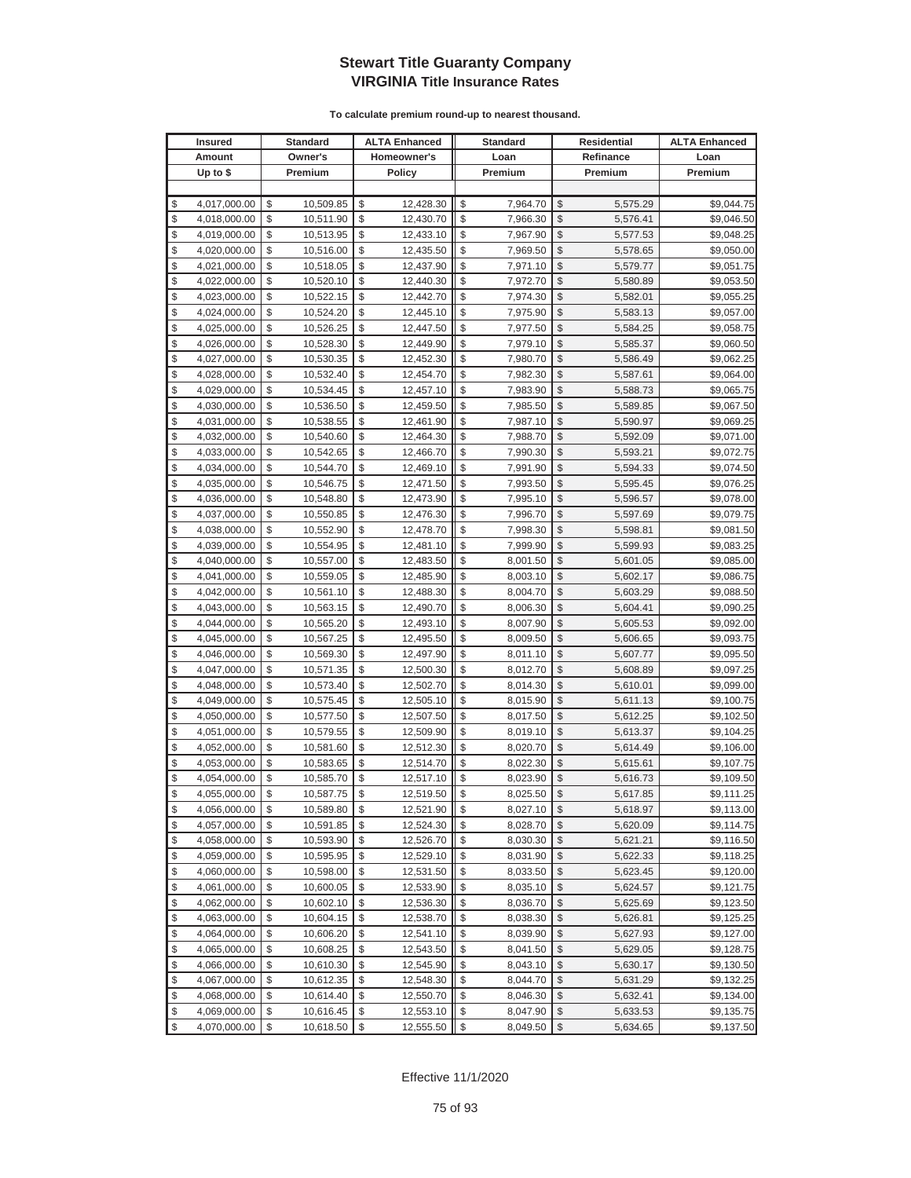# Stewart Title Guaranty Company
## VIRGINIA Title Insurance Rates

**To calculate premium round-up to nearest thousand.**

| Insured Amount Up to $ | Standard Owner's Premium | ALTA Enhanced Homeowner's Policy | Standard Loan Premium | Residential Refinance Premium | ALTA Enhanced Loan Premium |
|---|---|---|---|---|---|
| $ 4,017,000.00 | $ 10,509.85 | $ 12,428.30 | $ 7,964.70 | $ 5,575.29 | $9,044.75 |
| $ 4,018,000.00 | $ 10,511.90 | $ 12,430.70 | $ 7,966.30 | $ 5,576.41 | $9,046.50 |
| $ 4,019,000.00 | $ 10,513.95 | $ 12,433.10 | $ 7,967.90 | $ 5,577.53 | $9,048.25 |
| $ 4,020,000.00 | $ 10,516.00 | $ 12,435.50 | $ 7,969.50 | $ 5,578.65 | $9,050.00 |
| $ 4,021,000.00 | $ 10,518.05 | $ 12,437.90 | $ 7,971.10 | $ 5,579.77 | $9,051.75 |
| $ 4,022,000.00 | $ 10,520.10 | $ 12,440.30 | $ 7,972.70 | $ 5,580.89 | $9,053.50 |
| $ 4,023,000.00 | $ 10,522.15 | $ 12,442.70 | $ 7,974.30 | $ 5,582.01 | $9,055.25 |
| $ 4,024,000.00 | $ 10,524.20 | $ 12,445.10 | $ 7,975.90 | $ 5,583.13 | $9,057.00 |
| $ 4,025,000.00 | $ 10,526.25 | $ 12,447.50 | $ 7,977.50 | $ 5,584.25 | $9,058.75 |
| $ 4,026,000.00 | $ 10,528.30 | $ 12,449.90 | $ 7,979.10 | $ 5,585.37 | $9,060.50 |
| $ 4,027,000.00 | $ 10,530.35 | $ 12,452.30 | $ 7,980.70 | $ 5,586.49 | $9,062.25 |
| $ 4,028,000.00 | $ 10,532.40 | $ 12,454.70 | $ 7,982.30 | $ 5,587.61 | $9,064.00 |
| $ 4,029,000.00 | $ 10,534.45 | $ 12,457.10 | $ 7,983.90 | $ 5,588.73 | $9,065.75 |
| $ 4,030,000.00 | $ 10,536.50 | $ 12,459.50 | $ 7,985.50 | $ 5,589.85 | $9,067.50 |
| $ 4,031,000.00 | $ 10,538.55 | $ 12,461.90 | $ 7,987.10 | $ 5,590.97 | $9,069.25 |
| $ 4,032,000.00 | $ 10,540.60 | $ 12,464.30 | $ 7,988.70 | $ 5,592.09 | $9,071.00 |
| $ 4,033,000.00 | $ 10,542.65 | $ 12,466.70 | $ 7,990.30 | $ 5,593.21 | $9,072.75 |
| $ 4,034,000.00 | $ 10,544.70 | $ 12,469.10 | $ 7,991.90 | $ 5,594.33 | $9,074.50 |
| $ 4,035,000.00 | $ 10,546.75 | $ 12,471.50 | $ 7,993.50 | $ 5,595.45 | $9,076.25 |
| $ 4,036,000.00 | $ 10,548.80 | $ 12,473.90 | $ 7,995.10 | $ 5,596.57 | $9,078.00 |
| $ 4,037,000.00 | $ 10,550.85 | $ 12,476.30 | $ 7,996.70 | $ 5,597.69 | $9,079.75 |
| $ 4,038,000.00 | $ 10,552.90 | $ 12,478.70 | $ 7,998.30 | $ 5,598.81 | $9,081.50 |
| $ 4,039,000.00 | $ 10,554.95 | $ 12,481.10 | $ 7,999.90 | $ 5,599.93 | $9,083.25 |
| $ 4,040,000.00 | $ 10,557.00 | $ 12,483.50 | $ 8,001.50 | $ 5,601.05 | $9,085.00 |
| $ 4,041,000.00 | $ 10,559.05 | $ 12,485.90 | $ 8,003.10 | $ 5,602.17 | $9,086.75 |
| $ 4,042,000.00 | $ 10,561.10 | $ 12,488.30 | $ 8,004.70 | $ 5,603.29 | $9,088.50 |
| $ 4,043,000.00 | $ 10,563.15 | $ 12,490.70 | $ 8,006.30 | $ 5,604.41 | $9,090.25 |
| $ 4,044,000.00 | $ 10,565.20 | $ 12,493.10 | $ 8,007.90 | $ 5,605.53 | $9,092.00 |
| $ 4,045,000.00 | $ 10,567.25 | $ 12,495.50 | $ 8,009.50 | $ 5,606.65 | $9,093.75 |
| $ 4,046,000.00 | $ 10,569.30 | $ 12,497.90 | $ 8,011.10 | $ 5,607.77 | $9,095.50 |
| $ 4,047,000.00 | $ 10,571.35 | $ 12,500.30 | $ 8,012.70 | $ 5,608.89 | $9,097.25 |
| $ 4,048,000.00 | $ 10,573.40 | $ 12,502.70 | $ 8,014.30 | $ 5,610.01 | $9,099.00 |
| $ 4,049,000.00 | $ 10,575.45 | $ 12,505.10 | $ 8,015.90 | $ 5,611.13 | $9,100.75 |
| $ 4,050,000.00 | $ 10,577.50 | $ 12,507.50 | $ 8,017.50 | $ 5,612.25 | $9,102.50 |
| $ 4,051,000.00 | $ 10,579.55 | $ 12,509.90 | $ 8,019.10 | $ 5,613.37 | $9,104.25 |
| $ 4,052,000.00 | $ 10,581.60 | $ 12,512.30 | $ 8,020.70 | $ 5,614.49 | $9,106.00 |
| $ 4,053,000.00 | $ 10,583.65 | $ 12,514.70 | $ 8,022.30 | $ 5,615.61 | $9,107.75 |
| $ 4,054,000.00 | $ 10,585.70 | $ 12,517.10 | $ 8,023.90 | $ 5,616.73 | $9,109.50 |
| $ 4,055,000.00 | $ 10,587.75 | $ 12,519.50 | $ 8,025.50 | $ 5,617.85 | $9,111.25 |
| $ 4,056,000.00 | $ 10,589.80 | $ 12,521.90 | $ 8,027.10 | $ 5,618.97 | $9,113.00 |
| $ 4,057,000.00 | $ 10,591.85 | $ 12,524.30 | $ 8,028.70 | $ 5,620.09 | $9,114.75 |
| $ 4,058,000.00 | $ 10,593.90 | $ 12,526.70 | $ 8,030.30 | $ 5,621.21 | $9,116.50 |
| $ 4,059,000.00 | $ 10,595.95 | $ 12,529.10 | $ 8,031.90 | $ 5,622.33 | $9,118.25 |
| $ 4,060,000.00 | $ 10,598.00 | $ 12,531.50 | $ 8,033.50 | $ 5,623.45 | $9,120.00 |
| $ 4,061,000.00 | $ 10,600.05 | $ 12,533.90 | $ 8,035.10 | $ 5,624.57 | $9,121.75 |
| $ 4,062,000.00 | $ 10,602.10 | $ 12,536.30 | $ 8,036.70 | $ 5,625.69 | $9,123.50 |
| $ 4,063,000.00 | $ 10,604.15 | $ 12,538.70 | $ 8,038.30 | $ 5,626.81 | $9,125.25 |
| $ 4,064,000.00 | $ 10,606.20 | $ 12,541.10 | $ 8,039.90 | $ 5,627.93 | $9,127.00 |
| $ 4,065,000.00 | $ 10,608.25 | $ 12,543.50 | $ 8,041.50 | $ 5,629.05 | $9,128.75 |
| $ 4,066,000.00 | $ 10,610.30 | $ 12,545.90 | $ 8,043.10 | $ 5,630.17 | $9,130.50 |
| $ 4,067,000.00 | $ 10,612.35 | $ 12,548.30 | $ 8,044.70 | $ 5,631.29 | $9,132.25 |
| $ 4,068,000.00 | $ 10,614.40 | $ 12,550.70 | $ 8,046.30 | $ 5,632.41 | $9,134.00 |
| $ 4,069,000.00 | $ 10,616.45 | $ 12,553.10 | $ 8,047.90 | $ 5,633.53 | $9,135.75 |
| $ 4,070,000.00 | $ 10,618.50 | $ 12,555.50 | $ 8,049.50 | $ 5,634.65 | $9,137.50 |

Effective 11/1/2020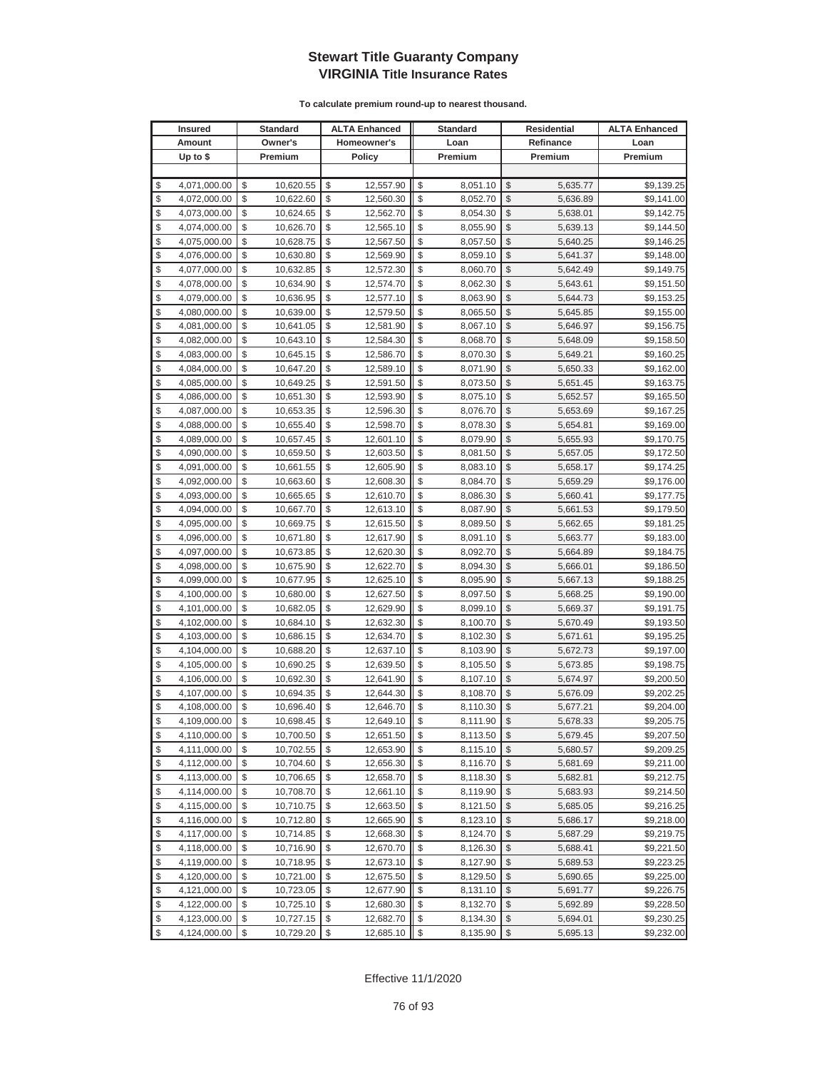# Stewart Title Guaranty Company
## VIRGINIA Title Insurance Rates

**To calculate premium round-up to nearest thousand.**

| Insured Amount Up to $ | Standard Owner's Premium | ALTA Enhanced Homeowner's Policy | Standard Loan Premium | Residential Refinance Premium | ALTA Enhanced Loan Premium |
|---|---|---|---|---|---|
| $ 4,071,000.00 | $ 10,620.55 | $ 12,557.90 | $ 8,051.10 | $ 5,635.77 | $9,139.25 |
| $ 4,072,000.00 | $ 10,622.60 | $ 12,560.30 | $ 8,052.70 | $ 5,636.89 | $9,141.00 |
| $ 4,073,000.00 | $ 10,624.65 | $ 12,562.70 | $ 8,054.30 | $ 5,638.01 | $9,142.75 |
| $ 4,074,000.00 | $ 10,626.70 | $ 12,565.10 | $ 8,055.90 | $ 5,639.13 | $9,144.50 |
| $ 4,075,000.00 | $ 10,628.75 | $ 12,567.50 | $ 8,057.50 | $ 5,640.25 | $9,146.25 |
| $ 4,076,000.00 | $ 10,630.80 | $ 12,569.90 | $ 8,059.10 | $ 5,641.37 | $9,148.00 |
| $ 4,077,000.00 | $ 10,632.85 | $ 12,572.30 | $ 8,060.70 | $ 5,642.49 | $9,149.75 |
| $ 4,078,000.00 | $ 10,634.90 | $ 12,574.70 | $ 8,062.30 | $ 5,643.61 | $9,151.50 |
| $ 4,079,000.00 | $ 10,636.95 | $ 12,577.10 | $ 8,063.90 | $ 5,644.73 | $9,153.25 |
| $ 4,080,000.00 | $ 10,639.00 | $ 12,579.50 | $ 8,065.50 | $ 5,645.85 | $9,155.00 |
| $ 4,081,000.00 | $ 10,641.05 | $ 12,581.90 | $ 8,067.10 | $ 5,646.97 | $9,156.75 |
| $ 4,082,000.00 | $ 10,643.10 | $ 12,584.30 | $ 8,068.70 | $ 5,648.09 | $9,158.50 |
| $ 4,083,000.00 | $ 10,645.15 | $ 12,586.70 | $ 8,070.30 | $ 5,649.21 | $9,160.25 |
| $ 4,084,000.00 | $ 10,647.20 | $ 12,589.10 | $ 8,071.90 | $ 5,650.33 | $9,162.00 |
| $ 4,085,000.00 | $ 10,649.25 | $ 12,591.50 | $ 8,073.50 | $ 5,651.45 | $9,163.75 |
| $ 4,086,000.00 | $ 10,651.30 | $ 12,593.90 | $ 8,075.10 | $ 5,652.57 | $9,165.50 |
| $ 4,087,000.00 | $ 10,653.35 | $ 12,596.30 | $ 8,076.70 | $ 5,653.69 | $9,167.25 |
| $ 4,088,000.00 | $ 10,655.40 | $ 12,598.70 | $ 8,078.30 | $ 5,654.81 | $9,169.00 |
| $ 4,089,000.00 | $ 10,657.45 | $ 12,601.10 | $ 8,079.90 | $ 5,655.93 | $9,170.75 |
| $ 4,090,000.00 | $ 10,659.50 | $ 12,603.50 | $ 8,081.50 | $ 5,657.05 | $9,172.50 |
| $ 4,091,000.00 | $ 10,661.55 | $ 12,605.90 | $ 8,083.10 | $ 5,658.17 | $9,174.25 |
| $ 4,092,000.00 | $ 10,663.60 | $ 12,608.30 | $ 8,084.70 | $ 5,659.29 | $9,176.00 |
| $ 4,093,000.00 | $ 10,665.65 | $ 12,610.70 | $ 8,086.30 | $ 5,660.41 | $9,177.75 |
| $ 4,094,000.00 | $ 10,667.70 | $ 12,613.10 | $ 8,087.90 | $ 5,661.53 | $9,179.50 |
| $ 4,095,000.00 | $ 10,669.75 | $ 12,615.50 | $ 8,089.50 | $ 5,662.65 | $9,181.25 |
| $ 4,096,000.00 | $ 10,671.80 | $ 12,617.90 | $ 8,091.10 | $ 5,663.77 | $9,183.00 |
| $ 4,097,000.00 | $ 10,673.85 | $ 12,620.30 | $ 8,092.70 | $ 5,664.89 | $9,184.75 |
| $ 4,098,000.00 | $ 10,675.90 | $ 12,622.70 | $ 8,094.30 | $ 5,666.01 | $9,186.50 |
| $ 4,099,000.00 | $ 10,677.95 | $ 12,625.10 | $ 8,095.90 | $ 5,667.13 | $9,188.25 |
| $ 4,100,000.00 | $ 10,680.00 | $ 12,627.50 | $ 8,097.50 | $ 5,668.25 | $9,190.00 |
| $ 4,101,000.00 | $ 10,682.05 | $ 12,629.90 | $ 8,099.10 | $ 5,669.37 | $9,191.75 |
| $ 4,102,000.00 | $ 10,684.10 | $ 12,632.30 | $ 8,100.70 | $ 5,670.49 | $9,193.50 |
| $ 4,103,000.00 | $ 10,686.15 | $ 12,634.70 | $ 8,102.30 | $ 5,671.61 | $9,195.25 |
| $ 4,104,000.00 | $ 10,688.20 | $ 12,637.10 | $ 8,103.90 | $ 5,672.73 | $9,197.00 |
| $ 4,105,000.00 | $ 10,690.25 | $ 12,639.50 | $ 8,105.50 | $ 5,673.85 | $9,198.75 |
| $ 4,106,000.00 | $ 10,692.30 | $ 12,641.90 | $ 8,107.10 | $ 5,674.97 | $9,200.50 |
| $ 4,107,000.00 | $ 10,694.35 | $ 12,644.30 | $ 8,108.70 | $ 5,676.09 | $9,202.25 |
| $ 4,108,000.00 | $ 10,696.40 | $ 12,646.70 | $ 8,110.30 | $ 5,677.21 | $9,204.00 |
| $ 4,109,000.00 | $ 10,698.45 | $ 12,649.10 | $ 8,111.90 | $ 5,678.33 | $9,205.75 |
| $ 4,110,000.00 | $ 10,700.50 | $ 12,651.50 | $ 8,113.50 | $ 5,679.45 | $9,207.50 |
| $ 4,111,000.00 | $ 10,702.55 | $ 12,653.90 | $ 8,115.10 | $ 5,680.57 | $9,209.25 |
| $ 4,112,000.00 | $ 10,704.60 | $ 12,656.30 | $ 8,116.70 | $ 5,681.69 | $9,211.00 |
| $ 4,113,000.00 | $ 10,706.65 | $ 12,658.70 | $ 8,118.30 | $ 5,682.81 | $9,212.75 |
| $ 4,114,000.00 | $ 10,708.70 | $ 12,661.10 | $ 8,119.90 | $ 5,683.93 | $9,214.50 |
| $ 4,115,000.00 | $ 10,710.75 | $ 12,663.50 | $ 8,121.50 | $ 5,685.05 | $9,216.25 |
| $ 4,116,000.00 | $ 10,712.80 | $ 12,665.90 | $ 8,123.10 | $ 5,686.17 | $9,218.00 |
| $ 4,117,000.00 | $ 10,714.85 | $ 12,668.30 | $ 8,124.70 | $ 5,687.29 | $9,219.75 |
| $ 4,118,000.00 | $ 10,716.90 | $ 12,670.70 | $ 8,126.30 | $ 5,688.41 | $9,221.50 |
| $ 4,119,000.00 | $ 10,718.95 | $ 12,673.10 | $ 8,127.90 | $ 5,689.53 | $9,223.25 |
| $ 4,120,000.00 | $ 10,721.00 | $ 12,675.50 | $ 8,129.50 | $ 5,690.65 | $9,225.00 |
| $ 4,121,000.00 | $ 10,723.05 | $ 12,677.90 | $ 8,131.10 | $ 5,691.77 | $9,226.75 |
| $ 4,122,000.00 | $ 10,725.10 | $ 12,680.30 | $ 8,132.70 | $ 5,692.89 | $9,228.50 |
| $ 4,123,000.00 | $ 10,727.15 | $ 12,682.70 | $ 8,134.30 | $ 5,694.01 | $9,230.25 |
| $ 4,124,000.00 | $ 10,729.20 | $ 12,685.10 | $ 8,135.90 | $ 5,695.13 | $9,232.00 |

Effective 11/1/2020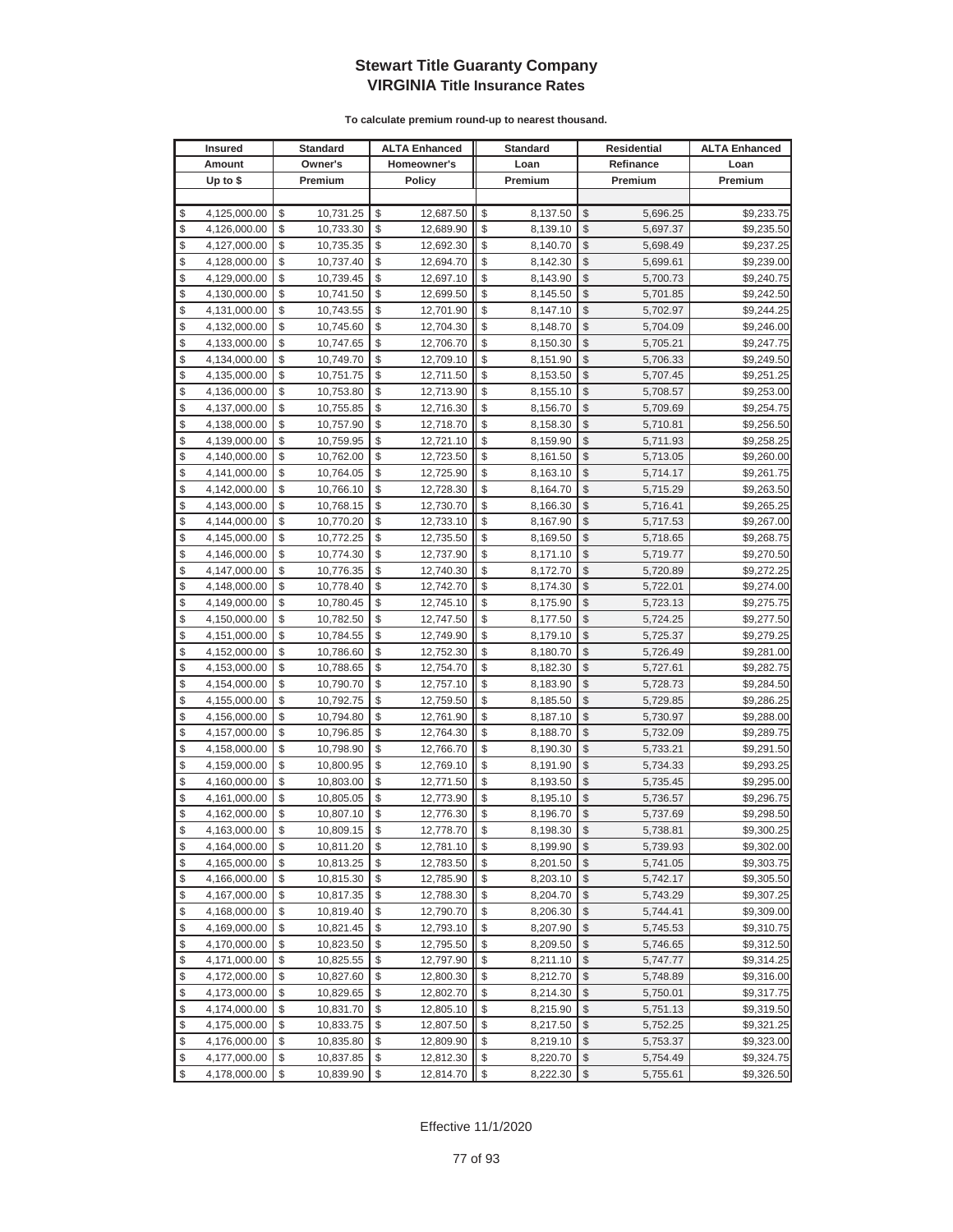# Stewart Title Guaranty Company
## VIRGINIA Title Insurance Rates

**To calculate premium round-up to nearest thousand.**

| Insured Amount Up to $ | Standard Owner's Premium | ALTA Enhanced Homeowner's Policy | Standard Loan Premium | Residential Refinance Premium | ALTA Enhanced Loan Premium |
|---|---|---|---|---|---|
| $ 4,125,000.00 | $ 10,731.25 | $ 12,687.50 | $ 8,137.50 | $ 5,696.25 | $9,233.75 |
| $ 4,126,000.00 | $ 10,733.30 | $ 12,689.90 | $ 8,139.10 | $ 5,697.37 | $9,235.50 |
| $ 4,127,000.00 | $ 10,735.35 | $ 12,692.30 | $ 8,140.70 | $ 5,698.49 | $9,237.25 |
| $ 4,128,000.00 | $ 10,737.40 | $ 12,694.70 | $ 8,142.30 | $ 5,699.61 | $9,239.00 |
| $ 4,129,000.00 | $ 10,739.45 | $ 12,697.10 | $ 8,143.90 | $ 5,700.73 | $9,240.75 |
| $ 4,130,000.00 | $ 10,741.50 | $ 12,699.50 | $ 8,145.50 | $ 5,701.85 | $9,242.50 |
| $ 4,131,000.00 | $ 10,743.55 | $ 12,701.90 | $ 8,147.10 | $ 5,702.97 | $9,244.25 |
| $ 4,132,000.00 | $ 10,745.60 | $ 12,704.30 | $ 8,148.70 | $ 5,704.09 | $9,246.00 |
| $ 4,133,000.00 | $ 10,747.65 | $ 12,706.70 | $ 8,150.30 | $ 5,705.21 | $9,247.75 |
| $ 4,134,000.00 | $ 10,749.70 | $ 12,709.10 | $ 8,151.90 | $ 5,706.33 | $9,249.50 |
| $ 4,135,000.00 | $ 10,751.75 | $ 12,711.50 | $ 8,153.50 | $ 5,707.45 | $9,251.25 |
| $ 4,136,000.00 | $ 10,753.80 | $ 12,713.90 | $ 8,155.10 | $ 5,708.57 | $9,253.00 |
| $ 4,137,000.00 | $ 10,755.85 | $ 12,716.30 | $ 8,156.70 | $ 5,709.69 | $9,254.75 |
| $ 4,138,000.00 | $ 10,757.90 | $ 12,718.70 | $ 8,158.30 | $ 5,710.81 | $9,256.50 |
| $ 4,139,000.00 | $ 10,759.95 | $ 12,721.10 | $ 8,159.90 | $ 5,711.93 | $9,258.25 |
| $ 4,140,000.00 | $ 10,762.00 | $ 12,723.50 | $ 8,161.50 | $ 5,713.05 | $9,260.00 |
| $ 4,141,000.00 | $ 10,764.05 | $ 12,725.90 | $ 8,163.10 | $ 5,714.17 | $9,261.75 |
| $ 4,142,000.00 | $ 10,766.10 | $ 12,728.30 | $ 8,164.70 | $ 5,715.29 | $9,263.50 |
| $ 4,143,000.00 | $ 10,768.15 | $ 12,730.70 | $ 8,166.30 | $ 5,716.41 | $9,265.25 |
| $ 4,144,000.00 | $ 10,770.20 | $ 12,733.10 | $ 8,167.90 | $ 5,717.53 | $9,267.00 |
| $ 4,145,000.00 | $ 10,772.25 | $ 12,735.50 | $ 8,169.50 | $ 5,718.65 | $9,268.75 |
| $ 4,146,000.00 | $ 10,774.30 | $ 12,737.90 | $ 8,171.10 | $ 5,719.77 | $9,270.50 |
| $ 4,147,000.00 | $ 10,776.35 | $ 12,740.30 | $ 8,172.70 | $ 5,720.89 | $9,272.25 |
| $ 4,148,000.00 | $ 10,778.40 | $ 12,742.70 | $ 8,174.30 | $ 5,722.01 | $9,274.00 |
| $ 4,149,000.00 | $ 10,780.45 | $ 12,745.10 | $ 8,175.90 | $ 5,723.13 | $9,275.75 |
| $ 4,150,000.00 | $ 10,782.50 | $ 12,747.50 | $ 8,177.50 | $ 5,724.25 | $9,277.50 |
| $ 4,151,000.00 | $ 10,784.55 | $ 12,749.90 | $ 8,179.10 | $ 5,725.37 | $9,279.25 |
| $ 4,152,000.00 | $ 10,786.60 | $ 12,752.30 | $ 8,180.70 | $ 5,726.49 | $9,281.00 |
| $ 4,153,000.00 | $ 10,788.65 | $ 12,754.70 | $ 8,182.30 | $ 5,727.61 | $9,282.75 |
| $ 4,154,000.00 | $ 10,790.70 | $ 12,757.10 | $ 8,183.90 | $ 5,728.73 | $9,284.50 |
| $ 4,155,000.00 | $ 10,792.75 | $ 12,759.50 | $ 8,185.50 | $ 5,729.85 | $9,286.25 |
| $ 4,156,000.00 | $ 10,794.80 | $ 12,761.90 | $ 8,187.10 | $ 5,730.97 | $9,288.00 |
| $ 4,157,000.00 | $ 10,796.85 | $ 12,764.30 | $ 8,188.70 | $ 5,732.09 | $9,289.75 |
| $ 4,158,000.00 | $ 10,798.90 | $ 12,766.70 | $ 8,190.30 | $ 5,733.21 | $9,291.50 |
| $ 4,159,000.00 | $ 10,800.95 | $ 12,769.10 | $ 8,191.90 | $ 5,734.33 | $9,293.25 |
| $ 4,160,000.00 | $ 10,803.00 | $ 12,771.50 | $ 8,193.50 | $ 5,735.45 | $9,295.00 |
| $ 4,161,000.00 | $ 10,805.05 | $ 12,773.90 | $ 8,195.10 | $ 5,736.57 | $9,296.75 |
| $ 4,162,000.00 | $ 10,807.10 | $ 12,776.30 | $ 8,196.70 | $ 5,737.69 | $9,298.50 |
| $ 4,163,000.00 | $ 10,809.15 | $ 12,778.70 | $ 8,198.30 | $ 5,738.81 | $9,300.25 |
| $ 4,164,000.00 | $ 10,811.20 | $ 12,781.10 | $ 8,199.90 | $ 5,739.93 | $9,302.00 |
| $ 4,165,000.00 | $ 10,813.25 | $ 12,783.50 | $ 8,201.50 | $ 5,741.05 | $9,303.75 |
| $ 4,166,000.00 | $ 10,815.30 | $ 12,785.90 | $ 8,203.10 | $ 5,742.17 | $9,305.50 |
| $ 4,167,000.00 | $ 10,817.35 | $ 12,788.30 | $ 8,204.70 | $ 5,743.29 | $9,307.25 |
| $ 4,168,000.00 | $ 10,819.40 | $ 12,790.70 | $ 8,206.30 | $ 5,744.41 | $9,309.00 |
| $ 4,169,000.00 | $ 10,821.45 | $ 12,793.10 | $ 8,207.90 | $ 5,745.53 | $9,310.75 |
| $ 4,170,000.00 | $ 10,823.50 | $ 12,795.50 | $ 8,209.50 | $ 5,746.65 | $9,312.50 |
| $ 4,171,000.00 | $ 10,825.55 | $ 12,797.90 | $ 8,211.10 | $ 5,747.77 | $9,314.25 |
| $ 4,172,000.00 | $ 10,827.60 | $ 12,800.30 | $ 8,212.70 | $ 5,748.89 | $9,316.00 |
| $ 4,173,000.00 | $ 10,829.65 | $ 12,802.70 | $ 8,214.30 | $ 5,750.01 | $9,317.75 |
| $ 4,174,000.00 | $ 10,831.70 | $ 12,805.10 | $ 8,215.90 | $ 5,751.13 | $9,319.50 |
| $ 4,175,000.00 | $ 10,833.75 | $ 12,807.50 | $ 8,217.50 | $ 5,752.25 | $9,321.25 |
| $ 4,176,000.00 | $ 10,835.80 | $ 12,809.90 | $ 8,219.10 | $ 5,753.37 | $9,323.00 |
| $ 4,177,000.00 | $ 10,837.85 | $ 12,812.30 | $ 8,220.70 | $ 5,754.49 | $9,324.75 |
| $ 4,178,000.00 | $ 10,839.90 | $ 12,814.70 | $ 8,222.30 | $ 5,755.61 | $9,326.50 |

Effective 11/1/2020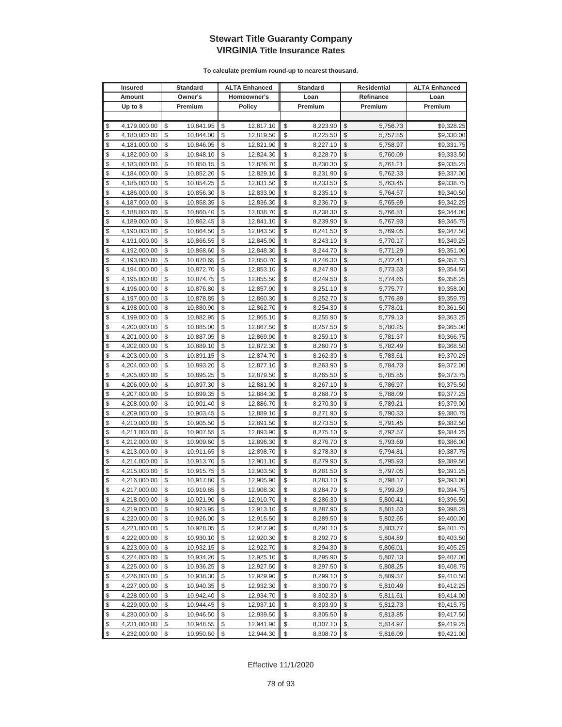# Stewart Title Guaranty Company
## VIRGINIA Title Insurance Rates

**To calculate premium round-up to nearest thousand.**

| Insured Amount Up to $ | Standard Owner's Premium | ALTA Enhanced Homeowner's Policy | Standard Loan Premium | Residential Refinance Premium | ALTA Enhanced Loan Premium |
|---|---|---|---|---|---|
| $ 4,179,000.00 | $ 10,841.95 | $ 12,817.10 | $ 8,223.90 | $ 5,756.73 | $9,328.25 |
| $ 4,180,000.00 | $ 10,844.00 | $ 12,819.50 | $ 8,225.50 | $ 5,757.85 | $9,330.00 |
| $ 4,181,000.00 | $ 10,846.05 | $ 12,821.90 | $ 8,227.10 | $ 5,758.97 | $9,331.75 |
| $ 4,182,000.00 | $ 10,848.10 | $ 12,824.30 | $ 8,228.70 | $ 5,760.09 | $9,333.50 |
| $ 4,183,000.00 | $ 10,850.15 | $ 12,826.70 | $ 8,230.30 | $ 5,761.21 | $9,335.25 |
| $ 4,184,000.00 | $ 10,852.20 | $ 12,829.10 | $ 8,231.90 | $ 5,762.33 | $9,337.00 |
| $ 4,185,000.00 | $ 10,854.25 | $ 12,831.50 | $ 8,233.50 | $ 5,763.45 | $9,338.75 |
| $ 4,186,000.00 | $ 10,856.30 | $ 12,833.90 | $ 8,235.10 | $ 5,764.57 | $9,340.50 |
| $ 4,187,000.00 | $ 10,858.35 | $ 12,836.30 | $ 8,236.70 | $ 5,765.69 | $9,342.25 |
| $ 4,188,000.00 | $ 10,860.40 | $ 12,838.70 | $ 8,238.30 | $ 5,766.81 | $9,344.00 |
| $ 4,189,000.00 | $ 10,862.45 | $ 12,841.10 | $ 8,239.90 | $ 5,767.93 | $9,345.75 |
| $ 4,190,000.00 | $ 10,864.50 | $ 12,843.50 | $ 8,241.50 | $ 5,769.05 | $9,347.50 |
| $ 4,191,000.00 | $ 10,866.55 | $ 12,845.90 | $ 8,243.10 | $ 5,770.17 | $9,349.25 |
| $ 4,192,000.00 | $ 10,868.60 | $ 12,848.30 | $ 8,244.70 | $ 5,771.29 | $9,351.00 |
| $ 4,193,000.00 | $ 10,870.65 | $ 12,850.70 | $ 8,246.30 | $ 5,772.41 | $9,352.75 |
| $ 4,194,000.00 | $ 10,872.70 | $ 12,853.10 | $ 8,247.90 | $ 5,773.53 | $9,354.50 |
| $ 4,195,000.00 | $ 10,874.75 | $ 12,855.50 | $ 8,249.50 | $ 5,774.65 | $9,356.25 |
| $ 4,196,000.00 | $ 10,876.80 | $ 12,857.90 | $ 8,251.10 | $ 5,775.77 | $9,358.00 |
| $ 4,197,000.00 | $ 10,878.85 | $ 12,860.30 | $ 8,252.70 | $ 5,776.89 | $9,359.75 |
| $ 4,198,000.00 | $ 10,880.90 | $ 12,862.70 | $ 8,254.30 | $ 5,778.01 | $9,361.50 |
| $ 4,199,000.00 | $ 10,882.95 | $ 12,865.10 | $ 8,255.90 | $ 5,779.13 | $9,363.25 |
| $ 4,200,000.00 | $ 10,885.00 | $ 12,867.50 | $ 8,257.50 | $ 5,780.25 | $9,365.00 |
| $ 4,201,000.00 | $ 10,887.05 | $ 12,869.90 | $ 8,259.10 | $ 5,781.37 | $9,366.75 |
| $ 4,202,000.00 | $ 10,889.10 | $ 12,872.30 | $ 8,260.70 | $ 5,782.49 | $9,368.50 |
| $ 4,203,000.00 | $ 10,891.15 | $ 12,874.70 | $ 8,262.30 | $ 5,783.61 | $9,370.25 |
| $ 4,204,000.00 | $ 10,893.20 | $ 12,877.10 | $ 8,263.90 | $ 5,784.73 | $9,372.00 |
| $ 4,205,000.00 | $ 10,895.25 | $ 12,879.50 | $ 8,265.50 | $ 5,785.85 | $9,373.75 |
| $ 4,206,000.00 | $ 10,897.30 | $ 12,881.90 | $ 8,267.10 | $ 5,786.97 | $9,375.50 |
| $ 4,207,000.00 | $ 10,899.35 | $ 12,884.30 | $ 8,268.70 | $ 5,788.09 | $9,377.25 |
| $ 4,208,000.00 | $ 10,901.40 | $ 12,886.70 | $ 8,270.30 | $ 5,789.21 | $9,379.00 |
| $ 4,209,000.00 | $ 10,903.45 | $ 12,889.10 | $ 8,271.90 | $ 5,790.33 | $9,380.75 |
| $ 4,210,000.00 | $ 10,905.50 | $ 12,891.50 | $ 8,273.50 | $ 5,791.45 | $9,382.50 |
| $ 4,211,000.00 | $ 10,907.55 | $ 12,893.90 | $ 8,275.10 | $ 5,792.57 | $9,384.25 |
| $ 4,212,000.00 | $ 10,909.60 | $ 12,896.30 | $ 8,276.70 | $ 5,793.69 | $9,386.00 |
| $ 4,213,000.00 | $ 10,911.65 | $ 12,898.70 | $ 8,278.30 | $ 5,794.81 | $9,387.75 |
| $ 4,214,000.00 | $ 10,913.70 | $ 12,901.10 | $ 8,279.90 | $ 5,795.93 | $9,389.50 |
| $ 4,215,000.00 | $ 10,915.75 | $ 12,903.50 | $ 8,281.50 | $ 5,797.05 | $9,391.25 |
| $ 4,216,000.00 | $ 10,917.80 | $ 12,905.90 | $ 8,283.10 | $ 5,798.17 | $9,393.00 |
| $ 4,217,000.00 | $ 10,919.85 | $ 12,908.30 | $ 8,284.70 | $ 5,799.29 | $9,394.75 |
| $ 4,218,000.00 | $ 10,921.90 | $ 12,910.70 | $ 8,286.30 | $ 5,800.41 | $9,396.50 |
| $ 4,219,000.00 | $ 10,923.95 | $ 12,913.10 | $ 8,287.90 | $ 5,801.53 | $9,398.25 |
| $ 4,220,000.00 | $ 10,926.00 | $ 12,915.50 | $ 8,289.50 | $ 5,802.65 | $9,400.00 |
| $ 4,221,000.00 | $ 10,928.05 | $ 12,917.90 | $ 8,291.10 | $ 5,803.77 | $9,401.75 |
| $ 4,222,000.00 | $ 10,930.10 | $ 12,920.30 | $ 8,292.70 | $ 5,804.89 | $9,403.50 |
| $ 4,223,000.00 | $ 10,932.15 | $ 12,922.70 | $ 8,294.30 | $ 5,806.01 | $9,405.25 |
| $ 4,224,000.00 | $ 10,934.20 | $ 12,925.10 | $ 8,295.90 | $ 5,807.13 | $9,407.00 |
| $ 4,225,000.00 | $ 10,936.25 | $ 12,927.50 | $ 8,297.50 | $ 5,808.25 | $9,408.75 |
| $ 4,226,000.00 | $ 10,938.30 | $ 12,929.90 | $ 8,299.10 | $ 5,809.37 | $9,410.50 |
| $ 4,227,000.00 | $ 10,940.35 | $ 12,932.30 | $ 8,300.70 | $ 5,810.49 | $9,412.25 |
| $ 4,228,000.00 | $ 10,942.40 | $ 12,934.70 | $ 8,302.30 | $ 5,811.61 | $9,414.00 |
| $ 4,229,000.00 | $ 10,944.45 | $ 12,937.10 | $ 8,303.90 | $ 5,812.73 | $9,415.75 |
| $ 4,230,000.00 | $ 10,946.50 | $ 12,939.50 | $ 8,305.50 | $ 5,813.85 | $9,417.50 |
| $ 4,231,000.00 | $ 10,948.55 | $ 12,941.90 | $ 8,307.10 | $ 5,814.97 | $9,419.25 |
| $ 4,232,000.00 | $ 10,950.60 | $ 12,944.30 | $ 8,308.70 | $ 5,816.09 | $9,421.00 |

Effective 11/1/2020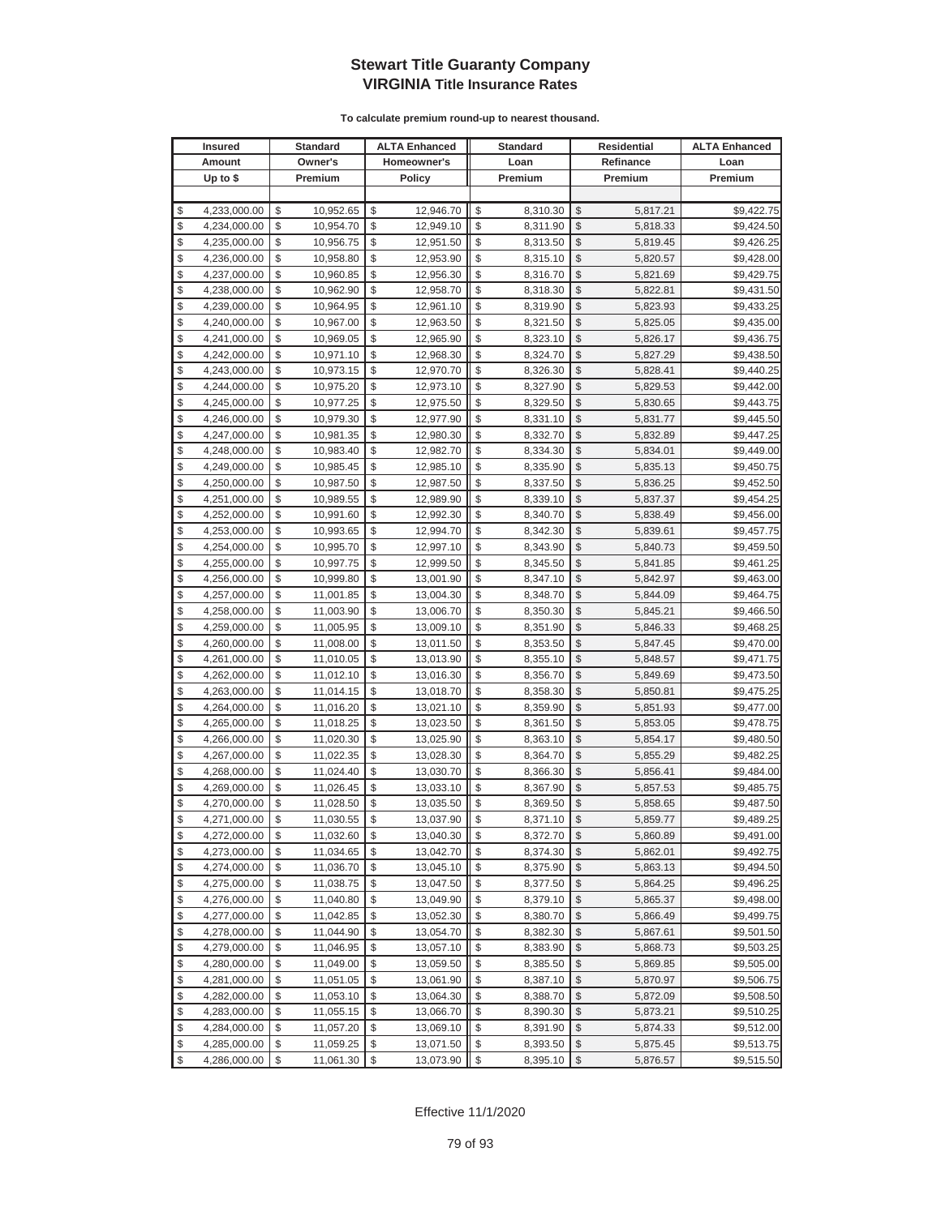# Stewart Title Guaranty Company
## VIRGINIA Title Insurance Rates

**To calculate premium round-up to nearest thousand.**

| Insured Amount Up to $ | Standard Owner's Premium | ALTA Enhanced Homeowner's Policy | Standard Loan Premium | Residential Refinance Premium | ALTA Enhanced Loan Premium |
|---|---|---|---|---|---|
| $ 4,233,000.00 | $ 10,952.65 | $ 12,946.70 | $ 8,310.30 | $ 5,817.21 | $9,422.75 |
| $ 4,234,000.00 | $ 10,954.70 | $ 12,949.10 | $ 8,311.90 | $ 5,818.33 | $9,424.50 |
| $ 4,235,000.00 | $ 10,956.75 | $ 12,951.50 | $ 8,313.50 | $ 5,819.45 | $9,426.25 |
| $ 4,236,000.00 | $ 10,958.80 | $ 12,953.90 | $ 8,315.10 | $ 5,820.57 | $9,428.00 |
| $ 4,237,000.00 | $ 10,960.85 | $ 12,956.30 | $ 8,316.70 | $ 5,821.69 | $9,429.75 |
| $ 4,238,000.00 | $ 10,962.90 | $ 12,958.70 | $ 8,318.30 | $ 5,822.81 | $9,431.50 |
| $ 4,239,000.00 | $ 10,964.95 | $ 12,961.10 | $ 8,319.90 | $ 5,823.93 | $9,433.25 |
| $ 4,240,000.00 | $ 10,967.00 | $ 12,963.50 | $ 8,321.50 | $ 5,825.05 | $9,435.00 |
| $ 4,241,000.00 | $ 10,969.05 | $ 12,965.90 | $ 8,323.10 | $ 5,826.17 | $9,436.75 |
| $ 4,242,000.00 | $ 10,971.10 | $ 12,968.30 | $ 8,324.70 | $ 5,827.29 | $9,438.50 |
| $ 4,243,000.00 | $ 10,973.15 | $ 12,970.70 | $ 8,326.30 | $ 5,828.41 | $9,440.25 |
| $ 4,244,000.00 | $ 10,975.20 | $ 12,973.10 | $ 8,327.90 | $ 5,829.53 | $9,442.00 |
| $ 4,245,000.00 | $ 10,977.25 | $ 12,975.50 | $ 8,329.50 | $ 5,830.65 | $9,443.75 |
| $ 4,246,000.00 | $ 10,979.30 | $ 12,977.90 | $ 8,331.10 | $ 5,831.77 | $9,445.50 |
| $ 4,247,000.00 | $ 10,981.35 | $ 12,980.30 | $ 8,332.70 | $ 5,832.89 | $9,447.25 |
| $ 4,248,000.00 | $ 10,983.40 | $ 12,982.70 | $ 8,334.30 | $ 5,834.01 | $9,449.00 |
| $ 4,249,000.00 | $ 10,985.45 | $ 12,985.10 | $ 8,335.90 | $ 5,835.13 | $9,450.75 |
| $ 4,250,000.00 | $ 10,987.50 | $ 12,987.50 | $ 8,337.50 | $ 5,836.25 | $9,452.50 |
| $ 4,251,000.00 | $ 10,989.55 | $ 12,989.90 | $ 8,339.10 | $ 5,837.37 | $9,454.25 |
| $ 4,252,000.00 | $ 10,991.60 | $ 12,992.30 | $ 8,340.70 | $ 5,838.49 | $9,456.00 |
| $ 4,253,000.00 | $ 10,993.65 | $ 12,994.70 | $ 8,342.30 | $ 5,839.61 | $9,457.75 |
| $ 4,254,000.00 | $ 10,995.70 | $ 12,997.10 | $ 8,343.90 | $ 5,840.73 | $9,459.50 |
| $ 4,255,000.00 | $ 10,997.75 | $ 12,999.50 | $ 8,345.50 | $ 5,841.85 | $9,461.25 |
| $ 4,256,000.00 | $ 10,999.80 | $ 13,001.90 | $ 8,347.10 | $ 5,842.97 | $9,463.00 |
| $ 4,257,000.00 | $ 11,001.85 | $ 13,004.30 | $ 8,348.70 | $ 5,844.09 | $9,464.75 |
| $ 4,258,000.00 | $ 11,003.90 | $ 13,006.70 | $ 8,350.30 | $ 5,845.21 | $9,466.50 |
| $ 4,259,000.00 | $ 11,005.95 | $ 13,009.10 | $ 8,351.90 | $ 5,846.33 | $9,468.25 |
| $ 4,260,000.00 | $ 11,008.00 | $ 13,011.50 | $ 8,353.50 | $ 5,847.45 | $9,470.00 |
| $ 4,261,000.00 | $ 11,010.05 | $ 13,013.90 | $ 8,355.10 | $ 5,848.57 | $9,471.75 |
| $ 4,262,000.00 | $ 11,012.10 | $ 13,016.30 | $ 8,356.70 | $ 5,849.69 | $9,473.50 |
| $ 4,263,000.00 | $ 11,014.15 | $ 13,018.70 | $ 8,358.30 | $ 5,850.81 | $9,475.25 |
| $ 4,264,000.00 | $ 11,016.20 | $ 13,021.10 | $ 8,359.90 | $ 5,851.93 | $9,477.00 |
| $ 4,265,000.00 | $ 11,018.25 | $ 13,023.50 | $ 8,361.50 | $ 5,853.05 | $9,478.75 |
| $ 4,266,000.00 | $ 11,020.30 | $ 13,025.90 | $ 8,363.10 | $ 5,854.17 | $9,480.50 |
| $ 4,267,000.00 | $ 11,022.35 | $ 13,028.30 | $ 8,364.70 | $ 5,855.29 | $9,482.25 |
| $ 4,268,000.00 | $ 11,024.40 | $ 13,030.70 | $ 8,366.30 | $ 5,856.41 | $9,484.00 |
| $ 4,269,000.00 | $ 11,026.45 | $ 13,033.10 | $ 8,367.90 | $ 5,857.53 | $9,485.75 |
| $ 4,270,000.00 | $ 11,028.50 | $ 13,035.50 | $ 8,369.50 | $ 5,858.65 | $9,487.50 |
| $ 4,271,000.00 | $ 11,030.55 | $ 13,037.90 | $ 8,371.10 | $ 5,859.77 | $9,489.25 |
| $ 4,272,000.00 | $ 11,032.60 | $ 13,040.30 | $ 8,372.70 | $ 5,860.89 | $9,491.00 |
| $ 4,273,000.00 | $ 11,034.65 | $ 13,042.70 | $ 8,374.30 | $ 5,862.01 | $9,492.75 |
| $ 4,274,000.00 | $ 11,036.70 | $ 13,045.10 | $ 8,375.90 | $ 5,863.13 | $9,494.50 |
| $ 4,275,000.00 | $ 11,038.75 | $ 13,047.50 | $ 8,377.50 | $ 5,864.25 | $9,496.25 |
| $ 4,276,000.00 | $ 11,040.80 | $ 13,049.90 | $ 8,379.10 | $ 5,865.37 | $9,498.00 |
| $ 4,277,000.00 | $ 11,042.85 | $ 13,052.30 | $ 8,380.70 | $ 5,866.49 | $9,499.75 |
| $ 4,278,000.00 | $ 11,044.90 | $ 13,054.70 | $ 8,382.30 | $ 5,867.61 | $9,501.50 |
| $ 4,279,000.00 | $ 11,046.95 | $ 13,057.10 | $ 8,383.90 | $ 5,868.73 | $9,503.25 |
| $ 4,280,000.00 | $ 11,049.00 | $ 13,059.50 | $ 8,385.50 | $ 5,869.85 | $9,505.00 |
| $ 4,281,000.00 | $ 11,051.05 | $ 13,061.90 | $ 8,387.10 | $ 5,870.97 | $9,506.75 |
| $ 4,282,000.00 | $ 11,053.10 | $ 13,064.30 | $ 8,388.70 | $ 5,872.09 | $9,508.50 |
| $ 4,283,000.00 | $ 11,055.15 | $ 13,066.70 | $ 8,390.30 | $ 5,873.21 | $9,510.25 |
| $ 4,284,000.00 | $ 11,057.20 | $ 13,069.10 | $ 8,391.90 | $ 5,874.33 | $9,512.00 |
| $ 4,285,000.00 | $ 11,059.25 | $ 13,071.50 | $ 8,393.50 | $ 5,875.45 | $9,513.75 |
| $ 4,286,000.00 | $ 11,061.30 | $ 13,073.90 | $ 8,395.10 | $ 5,876.57 | $9,515.50 |

Effective 11/1/2020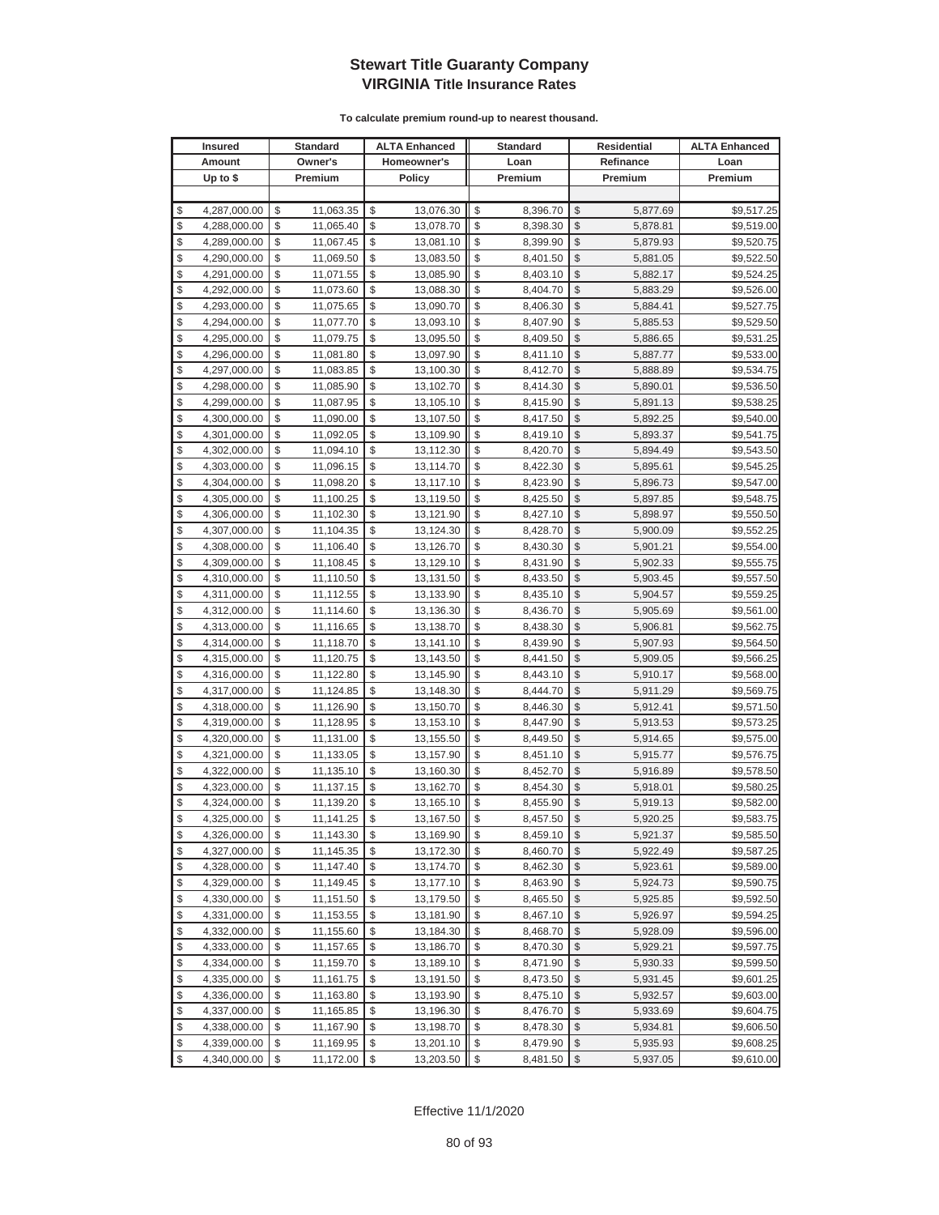# Stewart Title Guaranty Company
## VIRGINIA Title Insurance Rates

**To calculate premium round-up to nearest thousand.**

| Insured Amount Up to $ | Standard Owner's Premium | ALTA Enhanced Homeowner's Policy | Standard Loan Premium | Residential Refinance Premium | ALTA Enhanced Loan Premium |
|---|---|---|---|---|---|
| $ 4,287,000.00 | $ 11,063.35 | $ 13,076.30 | $ 8,396.70 | $ 5,877.69 | $9,517.25 |
| $ 4,288,000.00 | $ 11,065.40 | $ 13,078.70 | $ 8,398.30 | $ 5,878.81 | $9,519.00 |
| $ 4,289,000.00 | $ 11,067.45 | $ 13,081.10 | $ 8,399.90 | $ 5,879.93 | $9,520.75 |
| $ 4,290,000.00 | $ 11,069.50 | $ 13,083.50 | $ 8,401.50 | $ 5,881.05 | $9,522.50 |
| $ 4,291,000.00 | $ 11,071.55 | $ 13,085.90 | $ 8,403.10 | $ 5,882.17 | $9,524.25 |
| $ 4,292,000.00 | $ 11,073.60 | $ 13,088.30 | $ 8,404.70 | $ 5,883.29 | $9,526.00 |
| $ 4,293,000.00 | $ 11,075.65 | $ 13,090.70 | $ 8,406.30 | $ 5,884.41 | $9,527.75 |
| $ 4,294,000.00 | $ 11,077.70 | $ 13,093.10 | $ 8,407.90 | $ 5,885.53 | $9,529.50 |
| $ 4,295,000.00 | $ 11,079.75 | $ 13,095.50 | $ 8,409.50 | $ 5,886.65 | $9,531.25 |
| $ 4,296,000.00 | $ 11,081.80 | $ 13,097.90 | $ 8,411.10 | $ 5,887.77 | $9,533.00 |
| $ 4,297,000.00 | $ 11,083.85 | $ 13,100.30 | $ 8,412.70 | $ 5,888.89 | $9,534.75 |
| $ 4,298,000.00 | $ 11,085.90 | $ 13,102.70 | $ 8,414.30 | $ 5,890.01 | $9,536.50 |
| $ 4,299,000.00 | $ 11,087.95 | $ 13,105.10 | $ 8,415.90 | $ 5,891.13 | $9,538.25 |
| $ 4,300,000.00 | $ 11,090.00 | $ 13,107.50 | $ 8,417.50 | $ 5,892.25 | $9,540.00 |
| $ 4,301,000.00 | $ 11,092.05 | $ 13,109.90 | $ 8,419.10 | $ 5,893.37 | $9,541.75 |
| $ 4,302,000.00 | $ 11,094.10 | $ 13,112.30 | $ 8,420.70 | $ 5,894.49 | $9,543.50 |
| $ 4,303,000.00 | $ 11,096.15 | $ 13,114.70 | $ 8,422.30 | $ 5,895.61 | $9,545.25 |
| $ 4,304,000.00 | $ 11,098.20 | $ 13,117.10 | $ 8,423.90 | $ 5,896.73 | $9,547.00 |
| $ 4,305,000.00 | $ 11,100.25 | $ 13,119.50 | $ 8,425.50 | $ 5,897.85 | $9,548.75 |
| $ 4,306,000.00 | $ 11,102.30 | $ 13,121.90 | $ 8,427.10 | $ 5,898.97 | $9,550.50 |
| $ 4,307,000.00 | $ 11,104.35 | $ 13,124.30 | $ 8,428.70 | $ 5,900.09 | $9,552.25 |
| $ 4,308,000.00 | $ 11,106.40 | $ 13,126.70 | $ 8,430.30 | $ 5,901.21 | $9,554.00 |
| $ 4,309,000.00 | $ 11,108.45 | $ 13,129.10 | $ 8,431.90 | $ 5,902.33 | $9,555.75 |
| $ 4,310,000.00 | $ 11,110.50 | $ 13,131.50 | $ 8,433.50 | $ 5,903.45 | $9,557.50 |
| $ 4,311,000.00 | $ 11,112.55 | $ 13,133.90 | $ 8,435.10 | $ 5,904.57 | $9,559.25 |
| $ 4,312,000.00 | $ 11,114.60 | $ 13,136.30 | $ 8,436.70 | $ 5,905.69 | $9,561.00 |
| $ 4,313,000.00 | $ 11,116.65 | $ 13,138.70 | $ 8,438.30 | $ 5,906.81 | $9,562.75 |
| $ 4,314,000.00 | $ 11,118.70 | $ 13,141.10 | $ 8,439.90 | $ 5,907.93 | $9,564.50 |
| $ 4,315,000.00 | $ 11,120.75 | $ 13,143.50 | $ 8,441.50 | $ 5,909.05 | $9,566.25 |
| $ 4,316,000.00 | $ 11,122.80 | $ 13,145.90 | $ 8,443.10 | $ 5,910.17 | $9,568.00 |
| $ 4,317,000.00 | $ 11,124.85 | $ 13,148.30 | $ 8,444.70 | $ 5,911.29 | $9,569.75 |
| $ 4,318,000.00 | $ 11,126.90 | $ 13,150.70 | $ 8,446.30 | $ 5,912.41 | $9,571.50 |
| $ 4,319,000.00 | $ 11,128.95 | $ 13,153.10 | $ 8,447.90 | $ 5,913.53 | $9,573.25 |
| $ 4,320,000.00 | $ 11,131.00 | $ 13,155.50 | $ 8,449.50 | $ 5,914.65 | $9,575.00 |
| $ 4,321,000.00 | $ 11,133.05 | $ 13,157.90 | $ 8,451.10 | $ 5,915.77 | $9,576.75 |
| $ 4,322,000.00 | $ 11,135.10 | $ 13,160.30 | $ 8,452.70 | $ 5,916.89 | $9,578.50 |
| $ 4,323,000.00 | $ 11,137.15 | $ 13,162.70 | $ 8,454.30 | $ 5,918.01 | $9,580.25 |
| $ 4,324,000.00 | $ 11,139.20 | $ 13,165.10 | $ 8,455.90 | $ 5,919.13 | $9,582.00 |
| $ 4,325,000.00 | $ 11,141.25 | $ 13,167.50 | $ 8,457.50 | $ 5,920.25 | $9,583.75 |
| $ 4,326,000.00 | $ 11,143.30 | $ 13,169.90 | $ 8,459.10 | $ 5,921.37 | $9,585.50 |
| $ 4,327,000.00 | $ 11,145.35 | $ 13,172.30 | $ 8,460.70 | $ 5,922.49 | $9,587.25 |
| $ 4,328,000.00 | $ 11,147.40 | $ 13,174.70 | $ 8,462.30 | $ 5,923.61 | $9,589.00 |
| $ 4,329,000.00 | $ 11,149.45 | $ 13,177.10 | $ 8,463.90 | $ 5,924.73 | $9,590.75 |
| $ 4,330,000.00 | $ 11,151.50 | $ 13,179.50 | $ 8,465.50 | $ 5,925.85 | $9,592.50 |
| $ 4,331,000.00 | $ 11,153.55 | $ 13,181.90 | $ 8,467.10 | $ 5,926.97 | $9,594.25 |
| $ 4,332,000.00 | $ 11,155.60 | $ 13,184.30 | $ 8,468.70 | $ 5,928.09 | $9,596.00 |
| $ 4,333,000.00 | $ 11,157.65 | $ 13,186.70 | $ 8,470.30 | $ 5,929.21 | $9,597.75 |
| $ 4,334,000.00 | $ 11,159.70 | $ 13,189.10 | $ 8,471.90 | $ 5,930.33 | $9,599.50 |
| $ 4,335,000.00 | $ 11,161.75 | $ 13,191.50 | $ 8,473.50 | $ 5,931.45 | $9,601.25 |
| $ 4,336,000.00 | $ 11,163.80 | $ 13,193.90 | $ 8,475.10 | $ 5,932.57 | $9,603.00 |
| $ 4,337,000.00 | $ 11,165.85 | $ 13,196.30 | $ 8,476.70 | $ 5,933.69 | $9,604.75 |
| $ 4,338,000.00 | $ 11,167.90 | $ 13,198.70 | $ 8,478.30 | $ 5,934.81 | $9,606.50 |
| $ 4,339,000.00 | $ 11,169.95 | $ 13,201.10 | $ 8,479.90 | $ 5,935.93 | $9,608.25 |
| $ 4,340,000.00 | $ 11,172.00 | $ 13,203.50 | $ 8,481.50 | $ 5,937.05 | $9,610.00 |

Effective 11/1/2020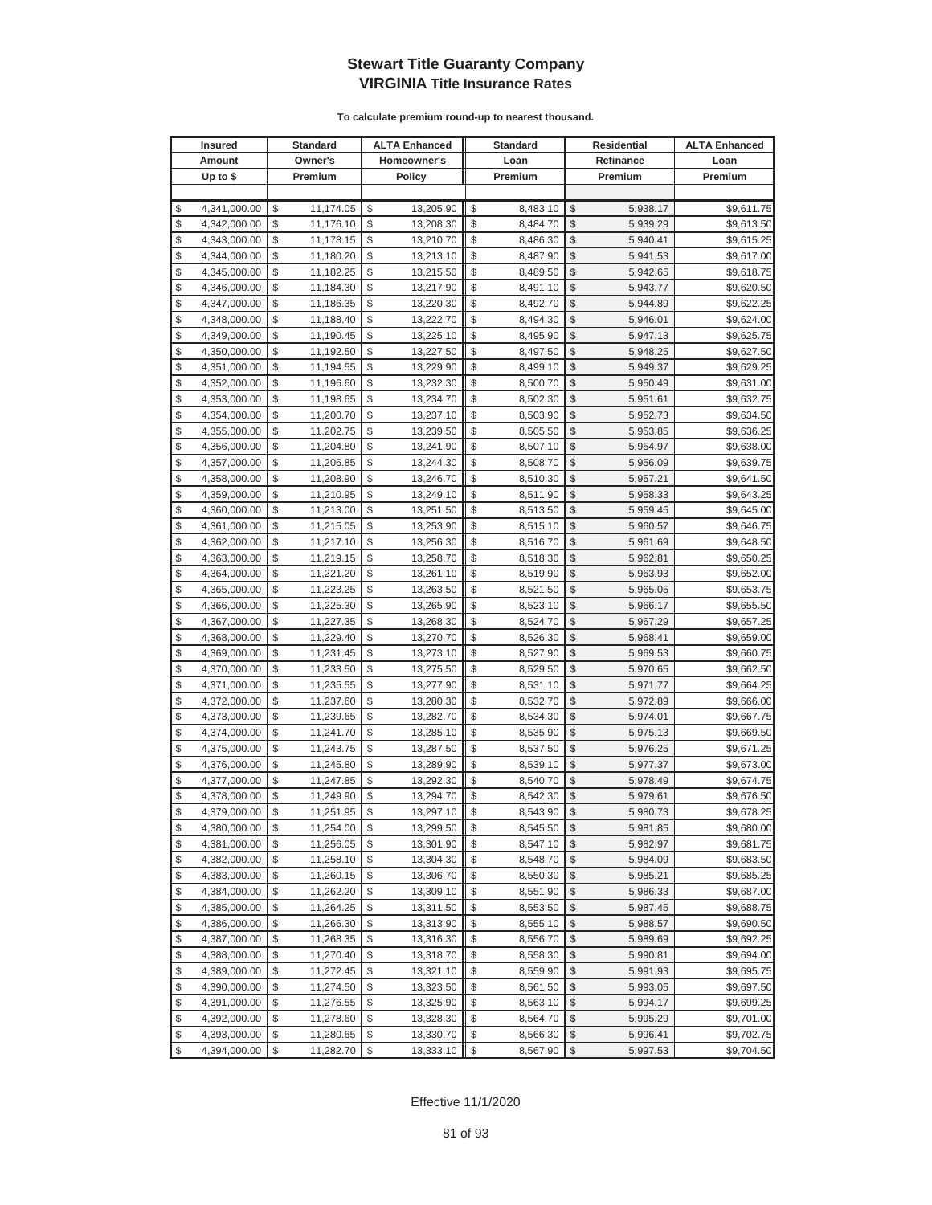# Stewart Title Guaranty Company
## VIRGINIA Title Insurance Rates

**To calculate premium round-up to nearest thousand.**

| Insured Amount Up to $ | Standard Owner's Premium | ALTA Enhanced Homeowner's Policy | Standard Loan Premium | Residential Refinance Premium | ALTA Enhanced Loan Premium |
|---|---|---|---|---|---|
| $ 4,341,000.00 | $ 11,174.05 | $ 13,205.90 | $ 8,483.10 | $ 5,938.17 | $9,611.75 |
| $ 4,342,000.00 | $ 11,176.10 | $ 13,208.30 | $ 8,484.70 | $ 5,939.29 | $9,613.50 |
| $ 4,343,000.00 | $ 11,178.15 | $ 13,210.70 | $ 8,486.30 | $ 5,940.41 | $9,615.25 |
| $ 4,344,000.00 | $ 11,180.20 | $ 13,213.10 | $ 8,487.90 | $ 5,941.53 | $9,617.00 |
| $ 4,345,000.00 | $ 11,182.25 | $ 13,215.50 | $ 8,489.50 | $ 5,942.65 | $9,618.75 |
| $ 4,346,000.00 | $ 11,184.30 | $ 13,217.90 | $ 8,491.10 | $ 5,943.77 | $9,620.50 |
| $ 4,347,000.00 | $ 11,186.35 | $ 13,220.30 | $ 8,492.70 | $ 5,944.89 | $9,622.25 |
| $ 4,348,000.00 | $ 11,188.40 | $ 13,222.70 | $ 8,494.30 | $ 5,946.01 | $9,624.00 |
| $ 4,349,000.00 | $ 11,190.45 | $ 13,225.10 | $ 8,495.90 | $ 5,947.13 | $9,625.75 |
| $ 4,350,000.00 | $ 11,192.50 | $ 13,227.50 | $ 8,497.50 | $ 5,948.25 | $9,627.50 |
| $ 4,351,000.00 | $ 11,194.55 | $ 13,229.90 | $ 8,499.10 | $ 5,949.37 | $9,629.25 |
| $ 4,352,000.00 | $ 11,196.60 | $ 13,232.30 | $ 8,500.70 | $ 5,950.49 | $9,631.00 |
| $ 4,353,000.00 | $ 11,198.65 | $ 13,234.70 | $ 8,502.30 | $ 5,951.61 | $9,632.75 |
| $ 4,354,000.00 | $ 11,200.70 | $ 13,237.10 | $ 8,503.90 | $ 5,952.73 | $9,634.50 |
| $ 4,355,000.00 | $ 11,202.75 | $ 13,239.50 | $ 8,505.50 | $ 5,953.85 | $9,636.25 |
| $ 4,356,000.00 | $ 11,204.80 | $ 13,241.90 | $ 8,507.10 | $ 5,954.97 | $9,638.00 |
| $ 4,357,000.00 | $ 11,206.85 | $ 13,244.30 | $ 8,508.70 | $ 5,956.09 | $9,639.75 |
| $ 4,358,000.00 | $ 11,208.90 | $ 13,246.70 | $ 8,510.30 | $ 5,957.21 | $9,641.50 |
| $ 4,359,000.00 | $ 11,210.95 | $ 13,249.10 | $ 8,511.90 | $ 5,958.33 | $9,643.25 |
| $ 4,360,000.00 | $ 11,213.00 | $ 13,251.50 | $ 8,513.50 | $ 5,959.45 | $9,645.00 |
| $ 4,361,000.00 | $ 11,215.05 | $ 13,253.90 | $ 8,515.10 | $ 5,960.57 | $9,646.75 |
| $ 4,362,000.00 | $ 11,217.10 | $ 13,256.30 | $ 8,516.70 | $ 5,961.69 | $9,648.50 |
| $ 4,363,000.00 | $ 11,219.15 | $ 13,258.70 | $ 8,518.30 | $ 5,962.81 | $9,650.25 |
| $ 4,364,000.00 | $ 11,221.20 | $ 13,261.10 | $ 8,519.90 | $ 5,963.93 | $9,652.00 |
| $ 4,365,000.00 | $ 11,223.25 | $ 13,263.50 | $ 8,521.50 | $ 5,965.05 | $9,653.75 |
| $ 4,366,000.00 | $ 11,225.30 | $ 13,265.90 | $ 8,523.10 | $ 5,966.17 | $9,655.50 |
| $ 4,367,000.00 | $ 11,227.35 | $ 13,268.30 | $ 8,524.70 | $ 5,967.29 | $9,657.25 |
| $ 4,368,000.00 | $ 11,229.40 | $ 13,270.70 | $ 8,526.30 | $ 5,968.41 | $9,659.00 |
| $ 4,369,000.00 | $ 11,231.45 | $ 13,273.10 | $ 8,527.90 | $ 5,969.53 | $9,660.75 |
| $ 4,370,000.00 | $ 11,233.50 | $ 13,275.50 | $ 8,529.50 | $ 5,970.65 | $9,662.50 |
| $ 4,371,000.00 | $ 11,235.55 | $ 13,277.90 | $ 8,531.10 | $ 5,971.77 | $9,664.25 |
| $ 4,372,000.00 | $ 11,237.60 | $ 13,280.30 | $ 8,532.70 | $ 5,972.89 | $9,666.00 |
| $ 4,373,000.00 | $ 11,239.65 | $ 13,282.70 | $ 8,534.30 | $ 5,974.01 | $9,667.75 |
| $ 4,374,000.00 | $ 11,241.70 | $ 13,285.10 | $ 8,535.90 | $ 5,975.13 | $9,669.50 |
| $ 4,375,000.00 | $ 11,243.75 | $ 13,287.50 | $ 8,537.50 | $ 5,976.25 | $9,671.25 |
| $ 4,376,000.00 | $ 11,245.80 | $ 13,289.90 | $ 8,539.10 | $ 5,977.37 | $9,673.00 |
| $ 4,377,000.00 | $ 11,247.85 | $ 13,292.30 | $ 8,540.70 | $ 5,978.49 | $9,674.75 |
| $ 4,378,000.00 | $ 11,249.90 | $ 13,294.70 | $ 8,542.30 | $ 5,979.61 | $9,676.50 |
| $ 4,379,000.00 | $ 11,251.95 | $ 13,297.10 | $ 8,543.90 | $ 5,980.73 | $9,678.25 |
| $ 4,380,000.00 | $ 11,254.00 | $ 13,299.50 | $ 8,545.50 | $ 5,981.85 | $9,680.00 |
| $ 4,381,000.00 | $ 11,256.05 | $ 13,301.90 | $ 8,547.10 | $ 5,982.97 | $9,681.75 |
| $ 4,382,000.00 | $ 11,258.10 | $ 13,304.30 | $ 8,548.70 | $ 5,984.09 | $9,683.50 |
| $ 4,383,000.00 | $ 11,260.15 | $ 13,306.70 | $ 8,550.30 | $ 5,985.21 | $9,685.25 |
| $ 4,384,000.00 | $ 11,262.20 | $ 13,309.10 | $ 8,551.90 | $ 5,986.33 | $9,687.00 |
| $ 4,385,000.00 | $ 11,264.25 | $ 13,311.50 | $ 8,553.50 | $ 5,987.45 | $9,688.75 |
| $ 4,386,000.00 | $ 11,266.30 | $ 13,313.90 | $ 8,555.10 | $ 5,988.57 | $9,690.50 |
| $ 4,387,000.00 | $ 11,268.35 | $ 13,316.30 | $ 8,556.70 | $ 5,989.69 | $9,692.25 |
| $ 4,388,000.00 | $ 11,270.40 | $ 13,318.70 | $ 8,558.30 | $ 5,990.81 | $9,694.00 |
| $ 4,389,000.00 | $ 11,272.45 | $ 13,321.10 | $ 8,559.90 | $ 5,991.93 | $9,695.75 |
| $ 4,390,000.00 | $ 11,274.50 | $ 13,323.50 | $ 8,561.50 | $ 5,993.05 | $9,697.50 |
| $ 4,391,000.00 | $ 11,276.55 | $ 13,325.90 | $ 8,563.10 | $ 5,994.17 | $9,699.25 |
| $ 4,392,000.00 | $ 11,278.60 | $ 13,328.30 | $ 8,564.70 | $ 5,995.29 | $9,701.00 |
| $ 4,393,000.00 | $ 11,280.65 | $ 13,330.70 | $ 8,566.30 | $ 5,996.41 | $9,702.75 |
| $ 4,394,000.00 | $ 11,282.70 | $ 13,333.10 | $ 8,567.90 | $ 5,997.53 | $9,704.50 |

Effective 11/1/2020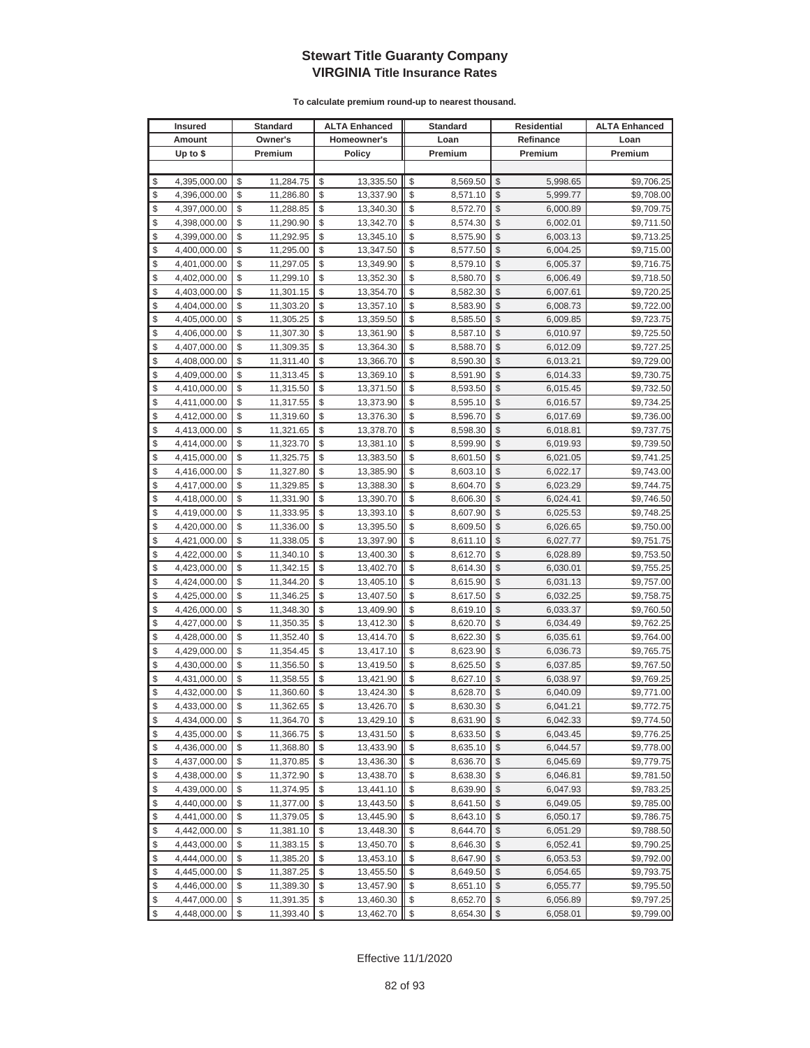# Stewart Title Guaranty Company
## VIRGINIA Title Insurance Rates

**To calculate premium round-up to nearest thousand.**

| Insured Amount Up to $ | Standard Owner's Premium | ALTA Enhanced Homeowner's Policy | Standard Loan Premium | Residential Refinance Premium | ALTA Enhanced Loan Premium |
|---|---|---|---|---|---|
| $ 4,395,000.00 | $ 11,284.75 | $ 13,335.50 | $ 8,569.50 | $ 5,998.65 | $9,706.25 |
| $ 4,396,000.00 | $ 11,286.80 | $ 13,337.90 | $ 8,571.10 | $ 5,999.77 | $9,708.00 |
| $ 4,397,000.00 | $ 11,288.85 | $ 13,340.30 | $ 8,572.70 | $ 6,000.89 | $9,709.75 |
| $ 4,398,000.00 | $ 11,290.90 | $ 13,342.70 | $ 8,574.30 | $ 6,002.01 | $9,711.50 |
| $ 4,399,000.00 | $ 11,292.95 | $ 13,345.10 | $ 8,575.90 | $ 6,003.13 | $9,713.25 |
| $ 4,400,000.00 | $ 11,295.00 | $ 13,347.50 | $ 8,577.50 | $ 6,004.25 | $9,715.00 |
| $ 4,401,000.00 | $ 11,297.05 | $ 13,349.90 | $ 8,579.10 | $ 6,005.37 | $9,716.75 |
| $ 4,402,000.00 | $ 11,299.10 | $ 13,352.30 | $ 8,580.70 | $ 6,006.49 | $9,718.50 |
| $ 4,403,000.00 | $ 11,301.15 | $ 13,354.70 | $ 8,582.30 | $ 6,007.61 | $9,720.25 |
| $ 4,404,000.00 | $ 11,303.20 | $ 13,357.10 | $ 8,583.90 | $ 6,008.73 | $9,722.00 |
| $ 4,405,000.00 | $ 11,305.25 | $ 13,359.50 | $ 8,585.50 | $ 6,009.85 | $9,723.75 |
| $ 4,406,000.00 | $ 11,307.30 | $ 13,361.90 | $ 8,587.10 | $ 6,010.97 | $9,725.50 |
| $ 4,407,000.00 | $ 11,309.35 | $ 13,364.30 | $ 8,588.70 | $ 6,012.09 | $9,727.25 |
| $ 4,408,000.00 | $ 11,311.40 | $ 13,366.70 | $ 8,590.30 | $ 6,013.21 | $9,729.00 |
| $ 4,409,000.00 | $ 11,313.45 | $ 13,369.10 | $ 8,591.90 | $ 6,014.33 | $9,730.75 |
| $ 4,410,000.00 | $ 11,315.50 | $ 13,371.50 | $ 8,593.50 | $ 6,015.45 | $9,732.50 |
| $ 4,411,000.00 | $ 11,317.55 | $ 13,373.90 | $ 8,595.10 | $ 6,016.57 | $9,734.25 |
| $ 4,412,000.00 | $ 11,319.60 | $ 13,376.30 | $ 8,596.70 | $ 6,017.69 | $9,736.00 |
| $ 4,413,000.00 | $ 11,321.65 | $ 13,378.70 | $ 8,598.30 | $ 6,018.81 | $9,737.75 |
| $ 4,414,000.00 | $ 11,323.70 | $ 13,381.10 | $ 8,599.90 | $ 6,019.93 | $9,739.50 |
| $ 4,415,000.00 | $ 11,325.75 | $ 13,383.50 | $ 8,601.50 | $ 6,021.05 | $9,741.25 |
| $ 4,416,000.00 | $ 11,327.80 | $ 13,385.90 | $ 8,603.10 | $ 6,022.17 | $9,743.00 |
| $ 4,417,000.00 | $ 11,329.85 | $ 13,388.30 | $ 8,604.70 | $ 6,023.29 | $9,744.75 |
| $ 4,418,000.00 | $ 11,331.90 | $ 13,390.70 | $ 8,606.30 | $ 6,024.41 | $9,746.50 |
| $ 4,419,000.00 | $ 11,333.95 | $ 13,393.10 | $ 8,607.90 | $ 6,025.53 | $9,748.25 |
| $ 4,420,000.00 | $ 11,336.00 | $ 13,395.50 | $ 8,609.50 | $ 6,026.65 | $9,750.00 |
| $ 4,421,000.00 | $ 11,338.05 | $ 13,397.90 | $ 8,611.10 | $ 6,027.77 | $9,751.75 |
| $ 4,422,000.00 | $ 11,340.10 | $ 13,400.30 | $ 8,612.70 | $ 6,028.89 | $9,753.50 |
| $ 4,423,000.00 | $ 11,342.15 | $ 13,402.70 | $ 8,614.30 | $ 6,030.01 | $9,755.25 |
| $ 4,424,000.00 | $ 11,344.20 | $ 13,405.10 | $ 8,615.90 | $ 6,031.13 | $9,757.00 |
| $ 4,425,000.00 | $ 11,346.25 | $ 13,407.50 | $ 8,617.50 | $ 6,032.25 | $9,758.75 |
| $ 4,426,000.00 | $ 11,348.30 | $ 13,409.90 | $ 8,619.10 | $ 6,033.37 | $9,760.50 |
| $ 4,427,000.00 | $ 11,350.35 | $ 13,412.30 | $ 8,620.70 | $ 6,034.49 | $9,762.25 |
| $ 4,428,000.00 | $ 11,352.40 | $ 13,414.70 | $ 8,622.30 | $ 6,035.61 | $9,764.00 |
| $ 4,429,000.00 | $ 11,354.45 | $ 13,417.10 | $ 8,623.90 | $ 6,036.73 | $9,765.75 |
| $ 4,430,000.00 | $ 11,356.50 | $ 13,419.50 | $ 8,625.50 | $ 6,037.85 | $9,767.50 |
| $ 4,431,000.00 | $ 11,358.55 | $ 13,421.90 | $ 8,627.10 | $ 6,038.97 | $9,769.25 |
| $ 4,432,000.00 | $ 11,360.60 | $ 13,424.30 | $ 8,628.70 | $ 6,040.09 | $9,771.00 |
| $ 4,433,000.00 | $ 11,362.65 | $ 13,426.70 | $ 8,630.30 | $ 6,041.21 | $9,772.75 |
| $ 4,434,000.00 | $ 11,364.70 | $ 13,429.10 | $ 8,631.90 | $ 6,042.33 | $9,774.50 |
| $ 4,435,000.00 | $ 11,366.75 | $ 13,431.50 | $ 8,633.50 | $ 6,043.45 | $9,776.25 |
| $ 4,436,000.00 | $ 11,368.80 | $ 13,433.90 | $ 8,635.10 | $ 6,044.57 | $9,778.00 |
| $ 4,437,000.00 | $ 11,370.85 | $ 13,436.30 | $ 8,636.70 | $ 6,045.69 | $9,779.75 |
| $ 4,438,000.00 | $ 11,372.90 | $ 13,438.70 | $ 8,638.30 | $ 6,046.81 | $9,781.50 |
| $ 4,439,000.00 | $ 11,374.95 | $ 13,441.10 | $ 8,639.90 | $ 6,047.93 | $9,783.25 |
| $ 4,440,000.00 | $ 11,377.00 | $ 13,443.50 | $ 8,641.50 | $ 6,049.05 | $9,785.00 |
| $ 4,441,000.00 | $ 11,379.05 | $ 13,445.90 | $ 8,643.10 | $ 6,050.17 | $9,786.75 |
| $ 4,442,000.00 | $ 11,381.10 | $ 13,448.30 | $ 8,644.70 | $ 6,051.29 | $9,788.50 |
| $ 4,443,000.00 | $ 11,383.15 | $ 13,450.70 | $ 8,646.30 | $ 6,052.41 | $9,790.25 |
| $ 4,444,000.00 | $ 11,385.20 | $ 13,453.10 | $ 8,647.90 | $ 6,053.53 | $9,792.00 |
| $ 4,445,000.00 | $ 11,387.25 | $ 13,455.50 | $ 8,649.50 | $ 6,054.65 | $9,793.75 |
| $ 4,446,000.00 | $ 11,389.30 | $ 13,457.90 | $ 8,651.10 | $ 6,055.77 | $9,795.50 |
| $ 4,447,000.00 | $ 11,391.35 | $ 13,460.30 | $ 8,652.70 | $ 6,056.89 | $9,797.25 |
| $ 4,448,000.00 | $ 11,393.40 | $ 13,462.70 | $ 8,654.30 | $ 6,058.01 | $9,799.00 |

Effective 11/1/2020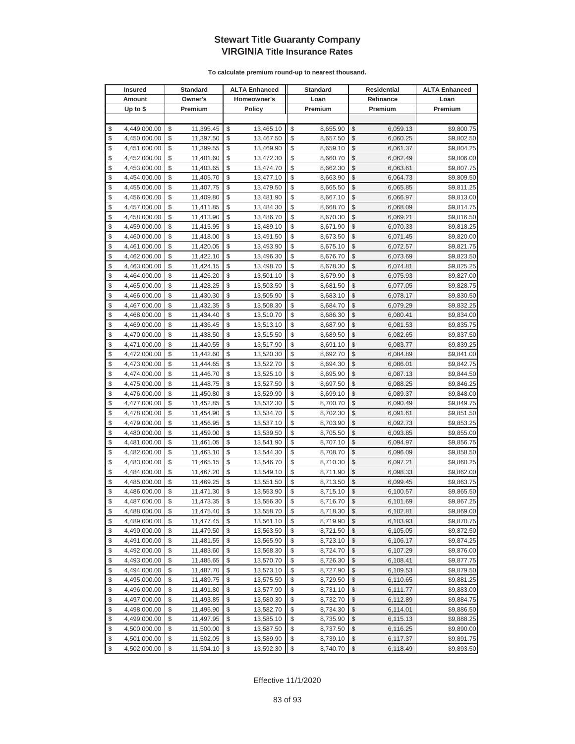# Stewart Title Guaranty Company
## VIRGINIA Title Insurance Rates

**To calculate premium round-up to nearest thousand.**

| Insured Amount Up to $ | Standard Owner's Premium | ALTA Enhanced Homeowner's Policy | Standard Loan Premium | Residential Refinance Premium | ALTA Enhanced Loan Premium |
|---|---|---|---|---|---|
| $ 4,449,000.00 | $ 11,395.45 | $ 13,465.10 | $ 8,655.90 | $ 6,059.13 | $9,800.75 |
| $ 4,450,000.00 | $ 11,397.50 | $ 13,467.50 | $ 8,657.50 | $ 6,060.25 | $9,802.50 |
| $ 4,451,000.00 | $ 11,399.55 | $ 13,469.90 | $ 8,659.10 | $ 6,061.37 | $9,804.25 |
| $ 4,452,000.00 | $ 11,401.60 | $ 13,472.30 | $ 8,660.70 | $ 6,062.49 | $9,806.00 |
| $ 4,453,000.00 | $ 11,403.65 | $ 13,474.70 | $ 8,662.30 | $ 6,063.61 | $9,807.75 |
| $ 4,454,000.00 | $ 11,405.70 | $ 13,477.10 | $ 8,663.90 | $ 6,064.73 | $9,809.50 |
| $ 4,455,000.00 | $ 11,407.75 | $ 13,479.50 | $ 8,665.50 | $ 6,065.85 | $9,811.25 |
| $ 4,456,000.00 | $ 11,409.80 | $ 13,481.90 | $ 8,667.10 | $ 6,066.97 | $9,813.00 |
| $ 4,457,000.00 | $ 11,411.85 | $ 13,484.30 | $ 8,668.70 | $ 6,068.09 | $9,814.75 |
| $ 4,458,000.00 | $ 11,413.90 | $ 13,486.70 | $ 8,670.30 | $ 6,069.21 | $9,816.50 |
| $ 4,459,000.00 | $ 11,415.95 | $ 13,489.10 | $ 8,671.90 | $ 6,070.33 | $9,818.25 |
| $ 4,460,000.00 | $ 11,418.00 | $ 13,491.50 | $ 8,673.50 | $ 6,071.45 | $9,820.00 |
| $ 4,461,000.00 | $ 11,420.05 | $ 13,493.90 | $ 8,675.10 | $ 6,072.57 | $9,821.75 |
| $ 4,462,000.00 | $ 11,422.10 | $ 13,496.30 | $ 8,676.70 | $ 6,073.69 | $9,823.50 |
| $ 4,463,000.00 | $ 11,424.15 | $ 13,498.70 | $ 8,678.30 | $ 6,074.81 | $9,825.25 |
| $ 4,464,000.00 | $ 11,426.20 | $ 13,501.10 | $ 8,679.90 | $ 6,075.93 | $9,827.00 |
| $ 4,465,000.00 | $ 11,428.25 | $ 13,503.50 | $ 8,681.50 | $ 6,077.05 | $9,828.75 |
| $ 4,466,000.00 | $ 11,430.30 | $ 13,505.90 | $ 8,683.10 | $ 6,078.17 | $9,830.50 |
| $ 4,467,000.00 | $ 11,432.35 | $ 13,508.30 | $ 8,684.70 | $ 6,079.29 | $9,832.25 |
| $ 4,468,000.00 | $ 11,434.40 | $ 13,510.70 | $ 8,686.30 | $ 6,080.41 | $9,834.00 |
| $ 4,469,000.00 | $ 11,436.45 | $ 13,513.10 | $ 8,687.90 | $ 6,081.53 | $9,835.75 |
| $ 4,470,000.00 | $ 11,438.50 | $ 13,515.50 | $ 8,689.50 | $ 6,082.65 | $9,837.50 |
| $ 4,471,000.00 | $ 11,440.55 | $ 13,517.90 | $ 8,691.10 | $ 6,083.77 | $9,839.25 |
| $ 4,472,000.00 | $ 11,442.60 | $ 13,520.30 | $ 8,692.70 | $ 6,084.89 | $9,841.00 |
| $ 4,473,000.00 | $ 11,444.65 | $ 13,522.70 | $ 8,694.30 | $ 6,086.01 | $9,842.75 |
| $ 4,474,000.00 | $ 11,446.70 | $ 13,525.10 | $ 8,695.90 | $ 6,087.13 | $9,844.50 |
| $ 4,475,000.00 | $ 11,448.75 | $ 13,527.50 | $ 8,697.50 | $ 6,088.25 | $9,846.25 |
| $ 4,476,000.00 | $ 11,450.80 | $ 13,529.90 | $ 8,699.10 | $ 6,089.37 | $9,848.00 |
| $ 4,477,000.00 | $ 11,452.85 | $ 13,532.30 | $ 8,700.70 | $ 6,090.49 | $9,849.75 |
| $ 4,478,000.00 | $ 11,454.90 | $ 13,534.70 | $ 8,702.30 | $ 6,091.61 | $9,851.50 |
| $ 4,479,000.00 | $ 11,456.95 | $ 13,537.10 | $ 8,703.90 | $ 6,092.73 | $9,853.25 |
| $ 4,480,000.00 | $ 11,459.00 | $ 13,539.50 | $ 8,705.50 | $ 6,093.85 | $9,855.00 |
| $ 4,481,000.00 | $ 11,461.05 | $ 13,541.90 | $ 8,707.10 | $ 6,094.97 | $9,856.75 |
| $ 4,482,000.00 | $ 11,463.10 | $ 13,544.30 | $ 8,708.70 | $ 6,096.09 | $9,858.50 |
| $ 4,483,000.00 | $ 11,465.15 | $ 13,546.70 | $ 8,710.30 | $ 6,097.21 | $9,860.25 |
| $ 4,484,000.00 | $ 11,467.20 | $ 13,549.10 | $ 8,711.90 | $ 6,098.33 | $9,862.00 |
| $ 4,485,000.00 | $ 11,469.25 | $ 13,551.50 | $ 8,713.50 | $ 6,099.45 | $9,863.75 |
| $ 4,486,000.00 | $ 11,471.30 | $ 13,553.90 | $ 8,715.10 | $ 6,100.57 | $9,865.50 |
| $ 4,487,000.00 | $ 11,473.35 | $ 13,556.30 | $ 8,716.70 | $ 6,101.69 | $9,867.25 |
| $ 4,488,000.00 | $ 11,475.40 | $ 13,558.70 | $ 8,718.30 | $ 6,102.81 | $9,869.00 |
| $ 4,489,000.00 | $ 11,477.45 | $ 13,561.10 | $ 8,719.90 | $ 6,103.93 | $9,870.75 |
| $ 4,490,000.00 | $ 11,479.50 | $ 13,563.50 | $ 8,721.50 | $ 6,105.05 | $9,872.50 |
| $ 4,491,000.00 | $ 11,481.55 | $ 13,565.90 | $ 8,723.10 | $ 6,106.17 | $9,874.25 |
| $ 4,492,000.00 | $ 11,483.60 | $ 13,568.30 | $ 8,724.70 | $ 6,107.29 | $9,876.00 |
| $ 4,493,000.00 | $ 11,485.65 | $ 13,570.70 | $ 8,726.30 | $ 6,108.41 | $9,877.75 |
| $ 4,494,000.00 | $ 11,487.70 | $ 13,573.10 | $ 8,727.90 | $ 6,109.53 | $9,879.50 |
| $ 4,495,000.00 | $ 11,489.75 | $ 13,575.50 | $ 8,729.50 | $ 6,110.65 | $9,881.25 |
| $ 4,496,000.00 | $ 11,491.80 | $ 13,577.90 | $ 8,731.10 | $ 6,111.77 | $9,883.00 |
| $ 4,497,000.00 | $ 11,493.85 | $ 13,580.30 | $ 8,732.70 | $ 6,112.89 | $9,884.75 |
| $ 4,498,000.00 | $ 11,495.90 | $ 13,582.70 | $ 8,734.30 | $ 6,114.01 | $9,886.50 |
| $ 4,499,000.00 | $ 11,497.95 | $ 13,585.10 | $ 8,735.90 | $ 6,115.13 | $9,888.25 |
| $ 4,500,000.00 | $ 11,500.00 | $ 13,587.50 | $ 8,737.50 | $ 6,116.25 | $9,890.00 |
| $ 4,501,000.00 | $ 11,502.05 | $ 13,589.90 | $ 8,739.10 | $ 6,117.37 | $9,891.75 |
| $ 4,502,000.00 | $ 11,504.10 | $ 13,592.30 | $ 8,740.70 | $ 6,118.49 | $9,893.50 |

Effective 11/1/2020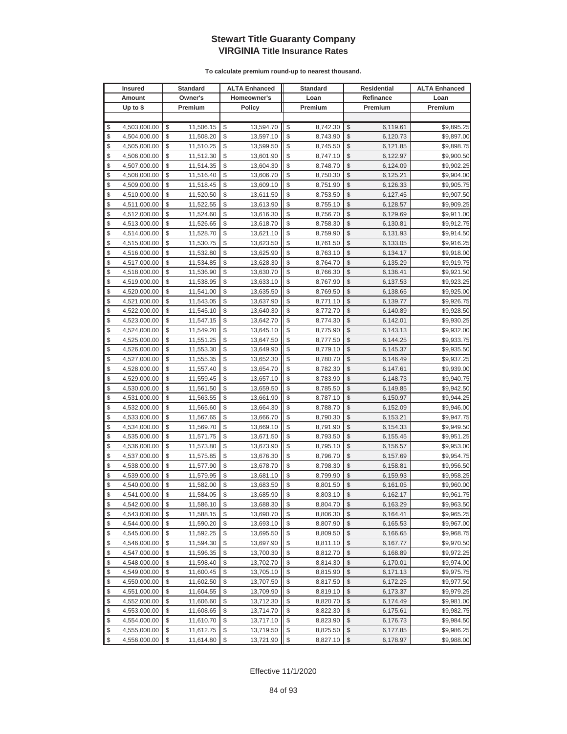# Stewart Title Guaranty Company
## VIRGINIA Title Insurance Rates

**To calculate premium round-up to nearest thousand.**

| Insured Amount Up to $ | Standard Owner's Premium | ALTA Enhanced Homeowner's Policy | Standard Loan Premium | Residential Refinance Premium | ALTA Enhanced Loan Premium |
|---|---|---|---|---|---|
| $ 4,503,000.00 | $ 11,506.15 | $ 13,594.70 | $ 8,742.30 | $ 6,119.61 | $9,895.25 |
| $ 4,504,000.00 | $ 11,508.20 | $ 13,597.10 | $ 8,743.90 | $ 6,120.73 | $9,897.00 |
| $ 4,505,000.00 | $ 11,510.25 | $ 13,599.50 | $ 8,745.50 | $ 6,121.85 | $9,898.75 |
| $ 4,506,000.00 | $ 11,512.30 | $ 13,601.90 | $ 8,747.10 | $ 6,122.97 | $9,900.50 |
| $ 4,507,000.00 | $ 11,514.35 | $ 13,604.30 | $ 8,748.70 | $ 6,124.09 | $9,902.25 |
| $ 4,508,000.00 | $ 11,516.40 | $ 13,606.70 | $ 8,750.30 | $ 6,125.21 | $9,904.00 |
| $ 4,509,000.00 | $ 11,518.45 | $ 13,609.10 | $ 8,751.90 | $ 6,126.33 | $9,905.75 |
| $ 4,510,000.00 | $ 11,520.50 | $ 13,611.50 | $ 8,753.50 | $ 6,127.45 | $9,907.50 |
| $ 4,511,000.00 | $ 11,522.55 | $ 13,613.90 | $ 8,755.10 | $ 6,128.57 | $9,909.25 |
| $ 4,512,000.00 | $ 11,524.60 | $ 13,616.30 | $ 8,756.70 | $ 6,129.69 | $9,911.00 |
| $ 4,513,000.00 | $ 11,526.65 | $ 13,618.70 | $ 8,758.30 | $ 6,130.81 | $9,912.75 |
| $ 4,514,000.00 | $ 11,528.70 | $ 13,621.10 | $ 8,759.90 | $ 6,131.93 | $9,914.50 |
| $ 4,515,000.00 | $ 11,530.75 | $ 13,623.50 | $ 8,761.50 | $ 6,133.05 | $9,916.25 |
| $ 4,516,000.00 | $ 11,532.80 | $ 13,625.90 | $ 8,763.10 | $ 6,134.17 | $9,918.00 |
| $ 4,517,000.00 | $ 11,534.85 | $ 13,628.30 | $ 8,764.70 | $ 6,135.29 | $9,919.75 |
| $ 4,518,000.00 | $ 11,536.90 | $ 13,630.70 | $ 8,766.30 | $ 6,136.41 | $9,921.50 |
| $ 4,519,000.00 | $ 11,538.95 | $ 13,633.10 | $ 8,767.90 | $ 6,137.53 | $9,923.25 |
| $ 4,520,000.00 | $ 11,541.00 | $ 13,635.50 | $ 8,769.50 | $ 6,138.65 | $9,925.00 |
| $ 4,521,000.00 | $ 11,543.05 | $ 13,637.90 | $ 8,771.10 | $ 6,139.77 | $9,926.75 |
| $ 4,522,000.00 | $ 11,545.10 | $ 13,640.30 | $ 8,772.70 | $ 6,140.89 | $9,928.50 |
| $ 4,523,000.00 | $ 11,547.15 | $ 13,642.70 | $ 8,774.30 | $ 6,142.01 | $9,930.25 |
| $ 4,524,000.00 | $ 11,549.20 | $ 13,645.10 | $ 8,775.90 | $ 6,143.13 | $9,932.00 |
| $ 4,525,000.00 | $ 11,551.25 | $ 13,647.50 | $ 8,777.50 | $ 6,144.25 | $9,933.75 |
| $ 4,526,000.00 | $ 11,553.30 | $ 13,649.90 | $ 8,779.10 | $ 6,145.37 | $9,935.50 |
| $ 4,527,000.00 | $ 11,555.35 | $ 13,652.30 | $ 8,780.70 | $ 6,146.49 | $9,937.25 |
| $ 4,528,000.00 | $ 11,557.40 | $ 13,654.70 | $ 8,782.30 | $ 6,147.61 | $9,939.00 |
| $ 4,529,000.00 | $ 11,559.45 | $ 13,657.10 | $ 8,783.90 | $ 6,148.73 | $9,940.75 |
| $ 4,530,000.00 | $ 11,561.50 | $ 13,659.50 | $ 8,785.50 | $ 6,149.85 | $9,942.50 |
| $ 4,531,000.00 | $ 11,563.55 | $ 13,661.90 | $ 8,787.10 | $ 6,150.97 | $9,944.25 |
| $ 4,532,000.00 | $ 11,565.60 | $ 13,664.30 | $ 8,788.70 | $ 6,152.09 | $9,946.00 |
| $ 4,533,000.00 | $ 11,567.65 | $ 13,666.70 | $ 8,790.30 | $ 6,153.21 | $9,947.75 |
| $ 4,534,000.00 | $ 11,569.70 | $ 13,669.10 | $ 8,791.90 | $ 6,154.33 | $9,949.50 |
| $ 4,535,000.00 | $ 11,571.75 | $ 13,671.50 | $ 8,793.50 | $ 6,155.45 | $9,951.25 |
| $ 4,536,000.00 | $ 11,573.80 | $ 13,673.90 | $ 8,795.10 | $ 6,156.57 | $9,953.00 |
| $ 4,537,000.00 | $ 11,575.85 | $ 13,676.30 | $ 8,796.70 | $ 6,157.69 | $9,954.75 |
| $ 4,538,000.00 | $ 11,577.90 | $ 13,678.70 | $ 8,798.30 | $ 6,158.81 | $9,956.50 |
| $ 4,539,000.00 | $ 11,579.95 | $ 13,681.10 | $ 8,799.90 | $ 6,159.93 | $9,958.25 |
| $ 4,540,000.00 | $ 11,582.00 | $ 13,683.50 | $ 8,801.50 | $ 6,161.05 | $9,960.00 |
| $ 4,541,000.00 | $ 11,584.05 | $ 13,685.90 | $ 8,803.10 | $ 6,162.17 | $9,961.75 |
| $ 4,542,000.00 | $ 11,586.10 | $ 13,688.30 | $ 8,804.70 | $ 6,163.29 | $9,963.50 |
| $ 4,543,000.00 | $ 11,588.15 | $ 13,690.70 | $ 8,806.30 | $ 6,164.41 | $9,965.25 |
| $ 4,544,000.00 | $ 11,590.20 | $ 13,693.10 | $ 8,807.90 | $ 6,165.53 | $9,967.00 |
| $ 4,545,000.00 | $ 11,592.25 | $ 13,695.50 | $ 8,809.50 | $ 6,166.65 | $9,968.75 |
| $ 4,546,000.00 | $ 11,594.30 | $ 13,697.90 | $ 8,811.10 | $ 6,167.77 | $9,970.50 |
| $ 4,547,000.00 | $ 11,596.35 | $ 13,700.30 | $ 8,812.70 | $ 6,168.89 | $9,972.25 |
| $ 4,548,000.00 | $ 11,598.40 | $ 13,702.70 | $ 8,814.30 | $ 6,170.01 | $9,974.00 |
| $ 4,549,000.00 | $ 11,600.45 | $ 13,705.10 | $ 8,815.90 | $ 6,171.13 | $9,975.75 |
| $ 4,550,000.00 | $ 11,602.50 | $ 13,707.50 | $ 8,817.50 | $ 6,172.25 | $9,977.50 |
| $ 4,551,000.00 | $ 11,604.55 | $ 13,709.90 | $ 8,819.10 | $ 6,173.37 | $9,979.25 |
| $ 4,552,000.00 | $ 11,606.60 | $ 13,712.30 | $ 8,820.70 | $ 6,174.49 | $9,981.00 |
| $ 4,553,000.00 | $ 11,608.65 | $ 13,714.70 | $ 8,822.30 | $ 6,175.61 | $9,982.75 |
| $ 4,554,000.00 | $ 11,610.70 | $ 13,717.10 | $ 8,823.90 | $ 6,176.73 | $9,984.50 |
| $ 4,555,000.00 | $ 11,612.75 | $ 13,719.50 | $ 8,825.50 | $ 6,177.85 | $9,986.25 |
| $ 4,556,000.00 | $ 11,614.80 | $ 13,721.90 | $ 8,827.10 | $ 6,178.97 | $9,988.00 |

Effective 11/1/2020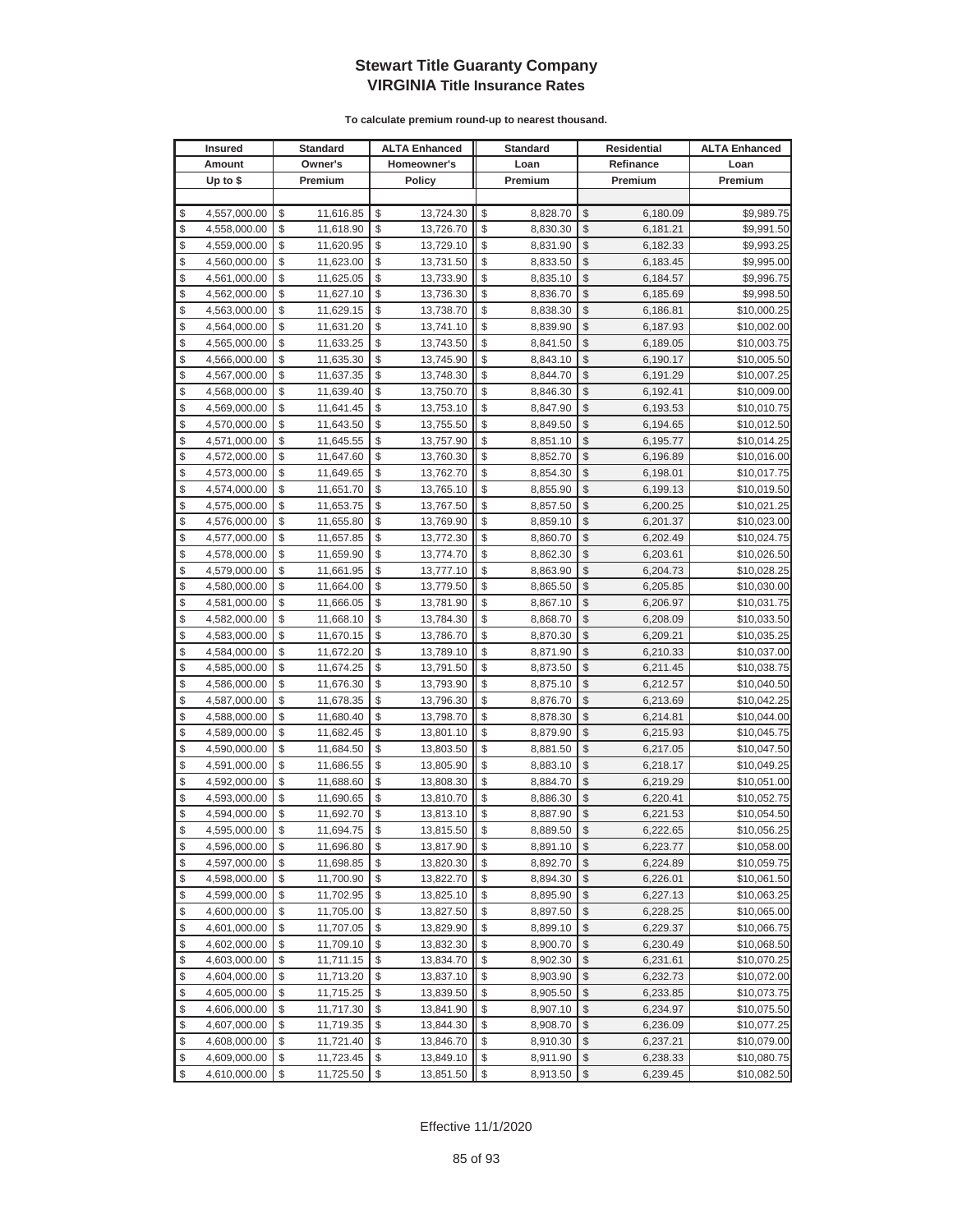# Stewart Title Guaranty Company
## VIRGINIA Title Insurance Rates

**To calculate premium round-up to nearest thousand.**

| Insured Amount Up to $ | Standard Owner's Premium | ALTA Enhanced Homeowner's Policy | Standard Loan Premium | Residential Refinance Premium | ALTA Enhanced Loan Premium |
|---|---|---|---|---|---|
| $ 4,557,000.00 | $ 11,616.85 | $ 13,724.30 | $ 8,828.70 | $ 6,180.09 | $9,989.75 |
| $ 4,558,000.00 | $ 11,618.90 | $ 13,726.70 | $ 8,830.30 | $ 6,181.21 | $9,991.50 |
| $ 4,559,000.00 | $ 11,620.95 | $ 13,729.10 | $ 8,831.90 | $ 6,182.33 | $9,993.25 |
| $ 4,560,000.00 | $ 11,623.00 | $ 13,731.50 | $ 8,833.50 | $ 6,183.45 | $9,995.00 |
| $ 4,561,000.00 | $ 11,625.05 | $ 13,733.90 | $ 8,835.10 | $ 6,184.57 | $9,996.75 |
| $ 4,562,000.00 | $ 11,627.10 | $ 13,736.30 | $ 8,836.70 | $ 6,185.69 | $9,998.50 |
| $ 4,563,000.00 | $ 11,629.15 | $ 13,738.70 | $ 8,838.30 | $ 6,186.81 | $10,000.25 |
| $ 4,564,000.00 | $ 11,631.20 | $ 13,741.10 | $ 8,839.90 | $ 6,187.93 | $10,002.00 |
| $ 4,565,000.00 | $ 11,633.25 | $ 13,743.50 | $ 8,841.50 | $ 6,189.05 | $10,003.75 |
| $ 4,566,000.00 | $ 11,635.30 | $ 13,745.90 | $ 8,843.10 | $ 6,190.17 | $10,005.50 |
| $ 4,567,000.00 | $ 11,637.35 | $ 13,748.30 | $ 8,844.70 | $ 6,191.29 | $10,007.25 |
| $ 4,568,000.00 | $ 11,639.40 | $ 13,750.70 | $ 8,846.30 | $ 6,192.41 | $10,009.00 |
| $ 4,569,000.00 | $ 11,641.45 | $ 13,753.10 | $ 8,847.90 | $ 6,193.53 | $10,010.75 |
| $ 4,570,000.00 | $ 11,643.50 | $ 13,755.50 | $ 8,849.50 | $ 6,194.65 | $10,012.50 |
| $ 4,571,000.00 | $ 11,645.55 | $ 13,757.90 | $ 8,851.10 | $ 6,195.77 | $10,014.25 |
| $ 4,572,000.00 | $ 11,647.60 | $ 13,760.30 | $ 8,852.70 | $ 6,196.89 | $10,016.00 |
| $ 4,573,000.00 | $ 11,649.65 | $ 13,762.70 | $ 8,854.30 | $ 6,198.01 | $10,017.75 |
| $ 4,574,000.00 | $ 11,651.70 | $ 13,765.10 | $ 8,855.90 | $ 6,199.13 | $10,019.50 |
| $ 4,575,000.00 | $ 11,653.75 | $ 13,767.50 | $ 8,857.50 | $ 6,200.25 | $10,021.25 |
| $ 4,576,000.00 | $ 11,655.80 | $ 13,769.90 | $ 8,859.10 | $ 6,201.37 | $10,023.00 |
| $ 4,577,000.00 | $ 11,657.85 | $ 13,772.30 | $ 8,860.70 | $ 6,202.49 | $10,024.75 |
| $ 4,578,000.00 | $ 11,659.90 | $ 13,774.70 | $ 8,862.30 | $ 6,203.61 | $10,026.50 |
| $ 4,579,000.00 | $ 11,661.95 | $ 13,777.10 | $ 8,863.90 | $ 6,204.73 | $10,028.25 |
| $ 4,580,000.00 | $ 11,664.00 | $ 13,779.50 | $ 8,865.50 | $ 6,205.85 | $10,030.00 |
| $ 4,581,000.00 | $ 11,666.05 | $ 13,781.90 | $ 8,867.10 | $ 6,206.97 | $10,031.75 |
| $ 4,582,000.00 | $ 11,668.10 | $ 13,784.30 | $ 8,868.70 | $ 6,208.09 | $10,033.50 |
| $ 4,583,000.00 | $ 11,670.15 | $ 13,786.70 | $ 8,870.30 | $ 6,209.21 | $10,035.25 |
| $ 4,584,000.00 | $ 11,672.20 | $ 13,789.10 | $ 8,871.90 | $ 6,210.33 | $10,037.00 |
| $ 4,585,000.00 | $ 11,674.25 | $ 13,791.50 | $ 8,873.50 | $ 6,211.45 | $10,038.75 |
| $ 4,586,000.00 | $ 11,676.30 | $ 13,793.90 | $ 8,875.10 | $ 6,212.57 | $10,040.50 |
| $ 4,587,000.00 | $ 11,678.35 | $ 13,796.30 | $ 8,876.70 | $ 6,213.69 | $10,042.25 |
| $ 4,588,000.00 | $ 11,680.40 | $ 13,798.70 | $ 8,878.30 | $ 6,214.81 | $10,044.00 |
| $ 4,589,000.00 | $ 11,682.45 | $ 13,801.10 | $ 8,879.90 | $ 6,215.93 | $10,045.75 |
| $ 4,590,000.00 | $ 11,684.50 | $ 13,803.50 | $ 8,881.50 | $ 6,217.05 | $10,047.50 |
| $ 4,591,000.00 | $ 11,686.55 | $ 13,805.90 | $ 8,883.10 | $ 6,218.17 | $10,049.25 |
| $ 4,592,000.00 | $ 11,688.60 | $ 13,808.30 | $ 8,884.70 | $ 6,219.29 | $10,051.00 |
| $ 4,593,000.00 | $ 11,690.65 | $ 13,810.70 | $ 8,886.30 | $ 6,220.41 | $10,052.75 |
| $ 4,594,000.00 | $ 11,692.70 | $ 13,813.10 | $ 8,887.90 | $ 6,221.53 | $10,054.50 |
| $ 4,595,000.00 | $ 11,694.75 | $ 13,815.50 | $ 8,889.50 | $ 6,222.65 | $10,056.25 |
| $ 4,596,000.00 | $ 11,696.80 | $ 13,817.90 | $ 8,891.10 | $ 6,223.77 | $10,058.00 |
| $ 4,597,000.00 | $ 11,698.85 | $ 13,820.30 | $ 8,892.70 | $ 6,224.89 | $10,059.75 |
| $ 4,598,000.00 | $ 11,700.90 | $ 13,822.70 | $ 8,894.30 | $ 6,226.01 | $10,061.50 |
| $ 4,599,000.00 | $ 11,702.95 | $ 13,825.10 | $ 8,895.90 | $ 6,227.13 | $10,063.25 |
| $ 4,600,000.00 | $ 11,705.00 | $ 13,827.50 | $ 8,897.50 | $ 6,228.25 | $10,065.00 |
| $ 4,601,000.00 | $ 11,707.05 | $ 13,829.90 | $ 8,899.10 | $ 6,229.37 | $10,066.75 |
| $ 4,602,000.00 | $ 11,709.10 | $ 13,832.30 | $ 8,900.70 | $ 6,230.49 | $10,068.50 |
| $ 4,603,000.00 | $ 11,711.15 | $ 13,834.70 | $ 8,902.30 | $ 6,231.61 | $10,070.25 |
| $ 4,604,000.00 | $ 11,713.20 | $ 13,837.10 | $ 8,903.90 | $ 6,232.73 | $10,072.00 |
| $ 4,605,000.00 | $ 11,715.25 | $ 13,839.50 | $ 8,905.50 | $ 6,233.85 | $10,073.75 |
| $ 4,606,000.00 | $ 11,717.30 | $ 13,841.90 | $ 8,907.10 | $ 6,234.97 | $10,075.50 |
| $ 4,607,000.00 | $ 11,719.35 | $ 13,844.30 | $ 8,908.70 | $ 6,236.09 | $10,077.25 |
| $ 4,608,000.00 | $ 11,721.40 | $ 13,846.70 | $ 8,910.30 | $ 6,237.21 | $10,079.00 |
| $ 4,609,000.00 | $ 11,723.45 | $ 13,849.10 | $ 8,911.90 | $ 6,238.33 | $10,080.75 |
| $ 4,610,000.00 | $ 11,725.50 | $ 13,851.50 | $ 8,913.50 | $ 6,239.45 | $10,082.50 |

Effective 11/1/2020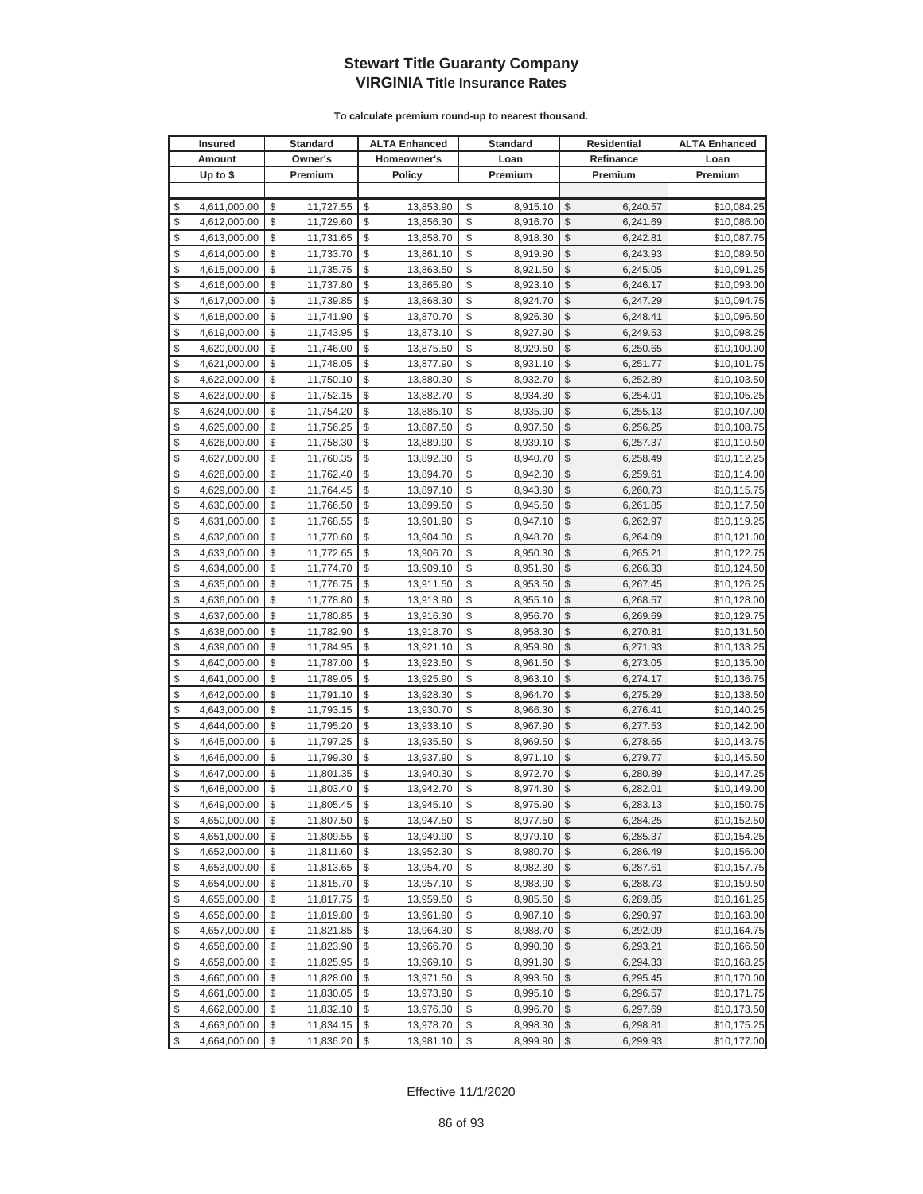# Stewart Title Guaranty Company
## VIRGINIA Title Insurance Rates

**To calculate premium round-up to nearest thousand.**

| Insured Amount Up to $ | Standard Owner's Premium | ALTA Enhanced Homeowner's Policy | Standard Loan Premium | Residential Refinance Premium | ALTA Enhanced Loan Premium |
|---|---|---|---|---|---|
| $ 4,611,000.00 | $ 11,727.55 | $ 13,853.90 | $ 8,915.10 | $ 6,240.57 | $10,084.25 |
| $ 4,612,000.00 | $ 11,729.60 | $ 13,856.30 | $ 8,916.70 | $ 6,241.69 | $10,086.00 |
| $ 4,613,000.00 | $ 11,731.65 | $ 13,858.70 | $ 8,918.30 | $ 6,242.81 | $10,087.75 |
| $ 4,614,000.00 | $ 11,733.70 | $ 13,861.10 | $ 8,919.90 | $ 6,243.93 | $10,089.50 |
| $ 4,615,000.00 | $ 11,735.75 | $ 13,863.50 | $ 8,921.50 | $ 6,245.05 | $10,091.25 |
| $ 4,616,000.00 | $ 11,737.80 | $ 13,865.90 | $ 8,923.10 | $ 6,246.17 | $10,093.00 |
| $ 4,617,000.00 | $ 11,739.85 | $ 13,868.30 | $ 8,924.70 | $ 6,247.29 | $10,094.75 |
| $ 4,618,000.00 | $ 11,741.90 | $ 13,870.70 | $ 8,926.30 | $ 6,248.41 | $10,096.50 |
| $ 4,619,000.00 | $ 11,743.95 | $ 13,873.10 | $ 8,927.90 | $ 6,249.53 | $10,098.25 |
| $ 4,620,000.00 | $ 11,746.00 | $ 13,875.50 | $ 8,929.50 | $ 6,250.65 | $10,100.00 |
| $ 4,621,000.00 | $ 11,748.05 | $ 13,877.90 | $ 8,931.10 | $ 6,251.77 | $10,101.75 |
| $ 4,622,000.00 | $ 11,750.10 | $ 13,880.30 | $ 8,932.70 | $ 6,252.89 | $10,103.50 |
| $ 4,623,000.00 | $ 11,752.15 | $ 13,882.70 | $ 8,934.30 | $ 6,254.01 | $10,105.25 |
| $ 4,624,000.00 | $ 11,754.20 | $ 13,885.10 | $ 8,935.90 | $ 6,255.13 | $10,107.00 |
| $ 4,625,000.00 | $ 11,756.25 | $ 13,887.50 | $ 8,937.50 | $ 6,256.25 | $10,108.75 |
| $ 4,626,000.00 | $ 11,758.30 | $ 13,889.90 | $ 8,939.10 | $ 6,257.37 | $10,110.50 |
| $ 4,627,000.00 | $ 11,760.35 | $ 13,892.30 | $ 8,940.70 | $ 6,258.49 | $10,112.25 |
| $ 4,628,000.00 | $ 11,762.40 | $ 13,894.70 | $ 8,942.30 | $ 6,259.61 | $10,114.00 |
| $ 4,629,000.00 | $ 11,764.45 | $ 13,897.10 | $ 8,943.90 | $ 6,260.73 | $10,115.75 |
| $ 4,630,000.00 | $ 11,766.50 | $ 13,899.50 | $ 8,945.50 | $ 6,261.85 | $10,117.50 |
| $ 4,631,000.00 | $ 11,768.55 | $ 13,901.90 | $ 8,947.10 | $ 6,262.97 | $10,119.25 |
| $ 4,632,000.00 | $ 11,770.60 | $ 13,904.30 | $ 8,948.70 | $ 6,264.09 | $10,121.00 |
| $ 4,633,000.00 | $ 11,772.65 | $ 13,906.70 | $ 8,950.30 | $ 6,265.21 | $10,122.75 |
| $ 4,634,000.00 | $ 11,774.70 | $ 13,909.10 | $ 8,951.90 | $ 6,266.33 | $10,124.50 |
| $ 4,635,000.00 | $ 11,776.75 | $ 13,911.50 | $ 8,953.50 | $ 6,267.45 | $10,126.25 |
| $ 4,636,000.00 | $ 11,778.80 | $ 13,913.90 | $ 8,955.10 | $ 6,268.57 | $10,128.00 |
| $ 4,637,000.00 | $ 11,780.85 | $ 13,916.30 | $ 8,956.70 | $ 6,269.69 | $10,129.75 |
| $ 4,638,000.00 | $ 11,782.90 | $ 13,918.70 | $ 8,958.30 | $ 6,270.81 | $10,131.50 |
| $ 4,639,000.00 | $ 11,784.95 | $ 13,921.10 | $ 8,959.90 | $ 6,271.93 | $10,133.25 |
| $ 4,640,000.00 | $ 11,787.00 | $ 13,923.50 | $ 8,961.50 | $ 6,273.05 | $10,135.00 |
| $ 4,641,000.00 | $ 11,789.05 | $ 13,925.90 | $ 8,963.10 | $ 6,274.17 | $10,136.75 |
| $ 4,642,000.00 | $ 11,791.10 | $ 13,928.30 | $ 8,964.70 | $ 6,275.29 | $10,138.50 |
| $ 4,643,000.00 | $ 11,793.15 | $ 13,930.70 | $ 8,966.30 | $ 6,276.41 | $10,140.25 |
| $ 4,644,000.00 | $ 11,795.20 | $ 13,933.10 | $ 8,967.90 | $ 6,277.53 | $10,142.00 |
| $ 4,645,000.00 | $ 11,797.25 | $ 13,935.50 | $ 8,969.50 | $ 6,278.65 | $10,143.75 |
| $ 4,646,000.00 | $ 11,799.30 | $ 13,937.90 | $ 8,971.10 | $ 6,279.77 | $10,145.50 |
| $ 4,647,000.00 | $ 11,801.35 | $ 13,940.30 | $ 8,972.70 | $ 6,280.89 | $10,147.25 |
| $ 4,648,000.00 | $ 11,803.40 | $ 13,942.70 | $ 8,974.30 | $ 6,282.01 | $10,149.00 |
| $ 4,649,000.00 | $ 11,805.45 | $ 13,945.10 | $ 8,975.90 | $ 6,283.13 | $10,150.75 |
| $ 4,650,000.00 | $ 11,807.50 | $ 13,947.50 | $ 8,977.50 | $ 6,284.25 | $10,152.50 |
| $ 4,651,000.00 | $ 11,809.55 | $ 13,949.90 | $ 8,979.10 | $ 6,285.37 | $10,154.25 |
| $ 4,652,000.00 | $ 11,811.60 | $ 13,952.30 | $ 8,980.70 | $ 6,286.49 | $10,156.00 |
| $ 4,653,000.00 | $ 11,813.65 | $ 13,954.70 | $ 8,982.30 | $ 6,287.61 | $10,157.75 |
| $ 4,654,000.00 | $ 11,815.70 | $ 13,957.10 | $ 8,983.90 | $ 6,288.73 | $10,159.50 |
| $ 4,655,000.00 | $ 11,817.75 | $ 13,959.50 | $ 8,985.50 | $ 6,289.85 | $10,161.25 |
| $ 4,656,000.00 | $ 11,819.80 | $ 13,961.90 | $ 8,987.10 | $ 6,290.97 | $10,163.00 |
| $ 4,657,000.00 | $ 11,821.85 | $ 13,964.30 | $ 8,988.70 | $ 6,292.09 | $10,164.75 |
| $ 4,658,000.00 | $ 11,823.90 | $ 13,966.70 | $ 8,990.30 | $ 6,293.21 | $10,166.50 |
| $ 4,659,000.00 | $ 11,825.95 | $ 13,969.10 | $ 8,991.90 | $ 6,294.33 | $10,168.25 |
| $ 4,660,000.00 | $ 11,828.00 | $ 13,971.50 | $ 8,993.50 | $ 6,295.45 | $10,170.00 |
| $ 4,661,000.00 | $ 11,830.05 | $ 13,973.90 | $ 8,995.10 | $ 6,296.57 | $10,171.75 |
| $ 4,662,000.00 | $ 11,832.10 | $ 13,976.30 | $ 8,996.70 | $ 6,297.69 | $10,173.50 |
| $ 4,663,000.00 | $ 11,834.15 | $ 13,978.70 | $ 8,998.30 | $ 6,298.81 | $10,175.25 |
| $ 4,664,000.00 | $ 11,836.20 | $ 13,981.10 | $ 8,999.90 | $ 6,299.93 | $10,177.00 |

Effective 11/1/2020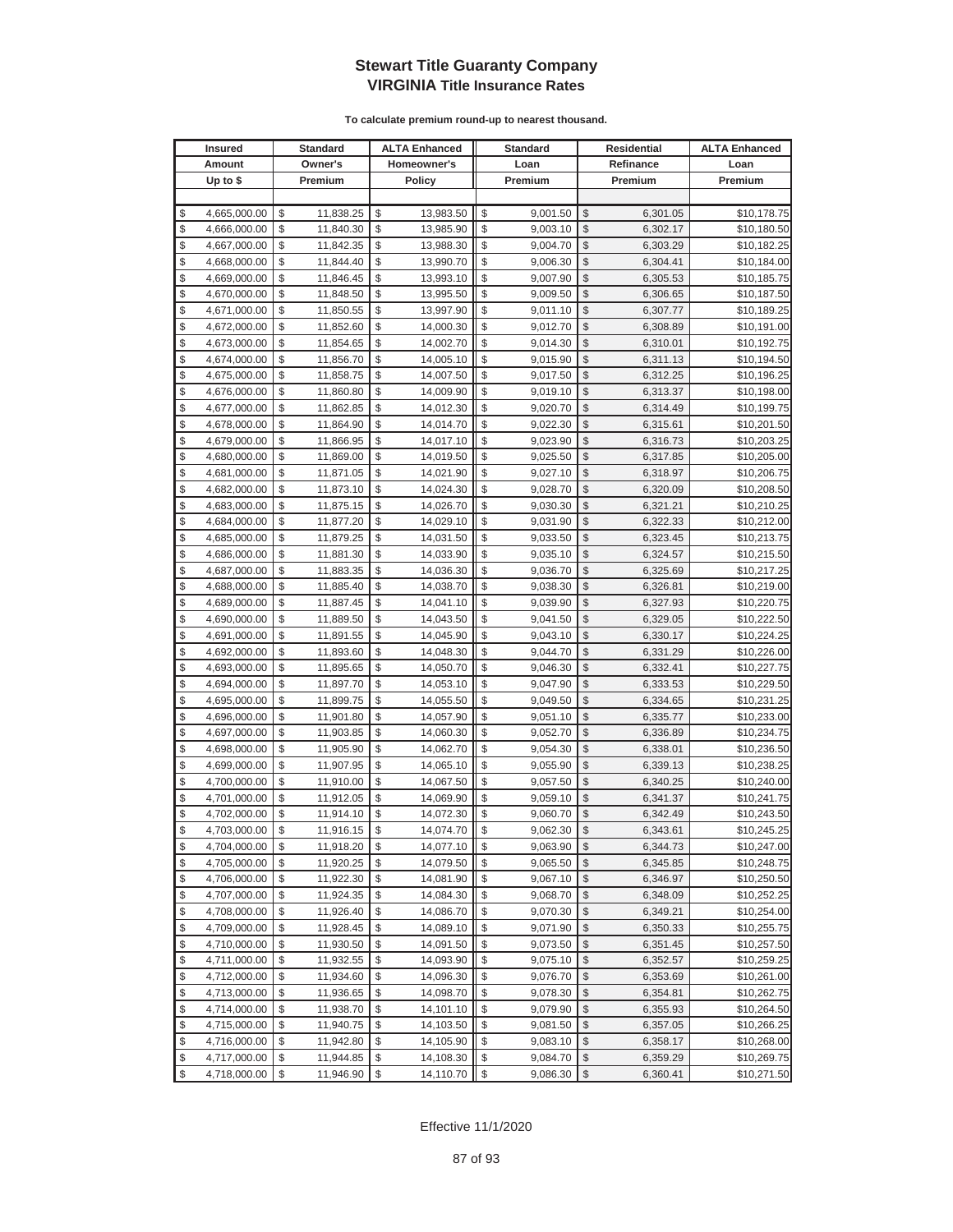# Stewart Title Guaranty Company
## VIRGINIA Title Insurance Rates

**To calculate premium round-up to nearest thousand.**

| Insured Amount Up to $ | Standard Owner's Premium | ALTA Enhanced Homeowner's Policy | Standard Loan Premium | Residential Refinance Premium | ALTA Enhanced Loan Premium |
|---|---|---|---|---|---|
| $ 4,665,000.00 | $ 11,838.25 | $ 13,983.50 | $ 9,001.50 | $ 6,301.05 | $10,178.75 |
| $ 4,666,000.00 | $ 11,840.30 | $ 13,985.90 | $ 9,003.10 | $ 6,302.17 | $10,180.50 |
| $ 4,667,000.00 | $ 11,842.35 | $ 13,988.30 | $ 9,004.70 | $ 6,303.29 | $10,182.25 |
| $ 4,668,000.00 | $ 11,844.40 | $ 13,990.70 | $ 9,006.30 | $ 6,304.41 | $10,184.00 |
| $ 4,669,000.00 | $ 11,846.45 | $ 13,993.10 | $ 9,007.90 | $ 6,305.53 | $10,185.75 |
| $ 4,670,000.00 | $ 11,848.50 | $ 13,995.50 | $ 9,009.50 | $ 6,306.65 | $10,187.50 |
| $ 4,671,000.00 | $ 11,850.55 | $ 13,997.90 | $ 9,011.10 | $ 6,307.77 | $10,189.25 |
| $ 4,672,000.00 | $ 11,852.60 | $ 14,000.30 | $ 9,012.70 | $ 6,308.89 | $10,191.00 |
| $ 4,673,000.00 | $ 11,854.65 | $ 14,002.70 | $ 9,014.30 | $ 6,310.01 | $10,192.75 |
| $ 4,674,000.00 | $ 11,856.70 | $ 14,005.10 | $ 9,015.90 | $ 6,311.13 | $10,194.50 |
| $ 4,675,000.00 | $ 11,858.75 | $ 14,007.50 | $ 9,017.50 | $ 6,312.25 | $10,196.25 |
| $ 4,676,000.00 | $ 11,860.80 | $ 14,009.90 | $ 9,019.10 | $ 6,313.37 | $10,198.00 |
| $ 4,677,000.00 | $ 11,862.85 | $ 14,012.30 | $ 9,020.70 | $ 6,314.49 | $10,199.75 |
| $ 4,678,000.00 | $ 11,864.90 | $ 14,014.70 | $ 9,022.30 | $ 6,315.61 | $10,201.50 |
| $ 4,679,000.00 | $ 11,866.95 | $ 14,017.10 | $ 9,023.90 | $ 6,316.73 | $10,203.25 |
| $ 4,680,000.00 | $ 11,869.00 | $ 14,019.50 | $ 9,025.50 | $ 6,317.85 | $10,205.00 |
| $ 4,681,000.00 | $ 11,871.05 | $ 14,021.90 | $ 9,027.10 | $ 6,318.97 | $10,206.75 |
| $ 4,682,000.00 | $ 11,873.10 | $ 14,024.30 | $ 9,028.70 | $ 6,320.09 | $10,208.50 |
| $ 4,683,000.00 | $ 11,875.15 | $ 14,026.70 | $ 9,030.30 | $ 6,321.21 | $10,210.25 |
| $ 4,684,000.00 | $ 11,877.20 | $ 14,029.10 | $ 9,031.90 | $ 6,322.33 | $10,212.00 |
| $ 4,685,000.00 | $ 11,879.25 | $ 14,031.50 | $ 9,033.50 | $ 6,323.45 | $10,213.75 |
| $ 4,686,000.00 | $ 11,881.30 | $ 14,033.90 | $ 9,035.10 | $ 6,324.57 | $10,215.50 |
| $ 4,687,000.00 | $ 11,883.35 | $ 14,036.30 | $ 9,036.70 | $ 6,325.69 | $10,217.25 |
| $ 4,688,000.00 | $ 11,885.40 | $ 14,038.70 | $ 9,038.30 | $ 6,326.81 | $10,219.00 |
| $ 4,689,000.00 | $ 11,887.45 | $ 14,041.10 | $ 9,039.90 | $ 6,327.93 | $10,220.75 |
| $ 4,690,000.00 | $ 11,889.50 | $ 14,043.50 | $ 9,041.50 | $ 6,329.05 | $10,222.50 |
| $ 4,691,000.00 | $ 11,891.55 | $ 14,045.90 | $ 9,043.10 | $ 6,330.17 | $10,224.25 |
| $ 4,692,000.00 | $ 11,893.60 | $ 14,048.30 | $ 9,044.70 | $ 6,331.29 | $10,226.00 |
| $ 4,693,000.00 | $ 11,895.65 | $ 14,050.70 | $ 9,046.30 | $ 6,332.41 | $10,227.75 |
| $ 4,694,000.00 | $ 11,897.70 | $ 14,053.10 | $ 9,047.90 | $ 6,333.53 | $10,229.50 |
| $ 4,695,000.00 | $ 11,899.75 | $ 14,055.50 | $ 9,049.50 | $ 6,334.65 | $10,231.25 |
| $ 4,696,000.00 | $ 11,901.80 | $ 14,057.90 | $ 9,051.10 | $ 6,335.77 | $10,233.00 |
| $ 4,697,000.00 | $ 11,903.85 | $ 14,060.30 | $ 9,052.70 | $ 6,336.89 | $10,234.75 |
| $ 4,698,000.00 | $ 11,905.90 | $ 14,062.70 | $ 9,054.30 | $ 6,338.01 | $10,236.50 |
| $ 4,699,000.00 | $ 11,907.95 | $ 14,065.10 | $ 9,055.90 | $ 6,339.13 | $10,238.25 |
| $ 4,700,000.00 | $ 11,910.00 | $ 14,067.50 | $ 9,057.50 | $ 6,340.25 | $10,240.00 |
| $ 4,701,000.00 | $ 11,912.05 | $ 14,069.90 | $ 9,059.10 | $ 6,341.37 | $10,241.75 |
| $ 4,702,000.00 | $ 11,914.10 | $ 14,072.30 | $ 9,060.70 | $ 6,342.49 | $10,243.50 |
| $ 4,703,000.00 | $ 11,916.15 | $ 14,074.70 | $ 9,062.30 | $ 6,343.61 | $10,245.25 |
| $ 4,704,000.00 | $ 11,918.20 | $ 14,077.10 | $ 9,063.90 | $ 6,344.73 | $10,247.00 |
| $ 4,705,000.00 | $ 11,920.25 | $ 14,079.50 | $ 9,065.50 | $ 6,345.85 | $10,248.75 |
| $ 4,706,000.00 | $ 11,922.30 | $ 14,081.90 | $ 9,067.10 | $ 6,346.97 | $10,250.50 |
| $ 4,707,000.00 | $ 11,924.35 | $ 14,084.30 | $ 9,068.70 | $ 6,348.09 | $10,252.25 |
| $ 4,708,000.00 | $ 11,926.40 | $ 14,086.70 | $ 9,070.30 | $ 6,349.21 | $10,254.00 |
| $ 4,709,000.00 | $ 11,928.45 | $ 14,089.10 | $ 9,071.90 | $ 6,350.33 | $10,255.75 |
| $ 4,710,000.00 | $ 11,930.50 | $ 14,091.50 | $ 9,073.50 | $ 6,351.45 | $10,257.50 |
| $ 4,711,000.00 | $ 11,932.55 | $ 14,093.90 | $ 9,075.10 | $ 6,352.57 | $10,259.25 |
| $ 4,712,000.00 | $ 11,934.60 | $ 14,096.30 | $ 9,076.70 | $ 6,353.69 | $10,261.00 |
| $ 4,713,000.00 | $ 11,936.65 | $ 14,098.70 | $ 9,078.30 | $ 6,354.81 | $10,262.75 |
| $ 4,714,000.00 | $ 11,938.70 | $ 14,101.10 | $ 9,079.90 | $ 6,355.93 | $10,264.50 |
| $ 4,715,000.00 | $ 11,940.75 | $ 14,103.50 | $ 9,081.50 | $ 6,357.05 | $10,266.25 |
| $ 4,716,000.00 | $ 11,942.80 | $ 14,105.90 | $ 9,083.10 | $ 6,358.17 | $10,268.00 |
| $ 4,717,000.00 | $ 11,944.85 | $ 14,108.30 | $ 9,084.70 | $ 6,359.29 | $10,269.75 |
| $ 4,718,000.00 | $ 11,946.90 | $ 14,110.70 | $ 9,086.30 | $ 6,360.41 | $10,271.50 |

Effective 11/1/2020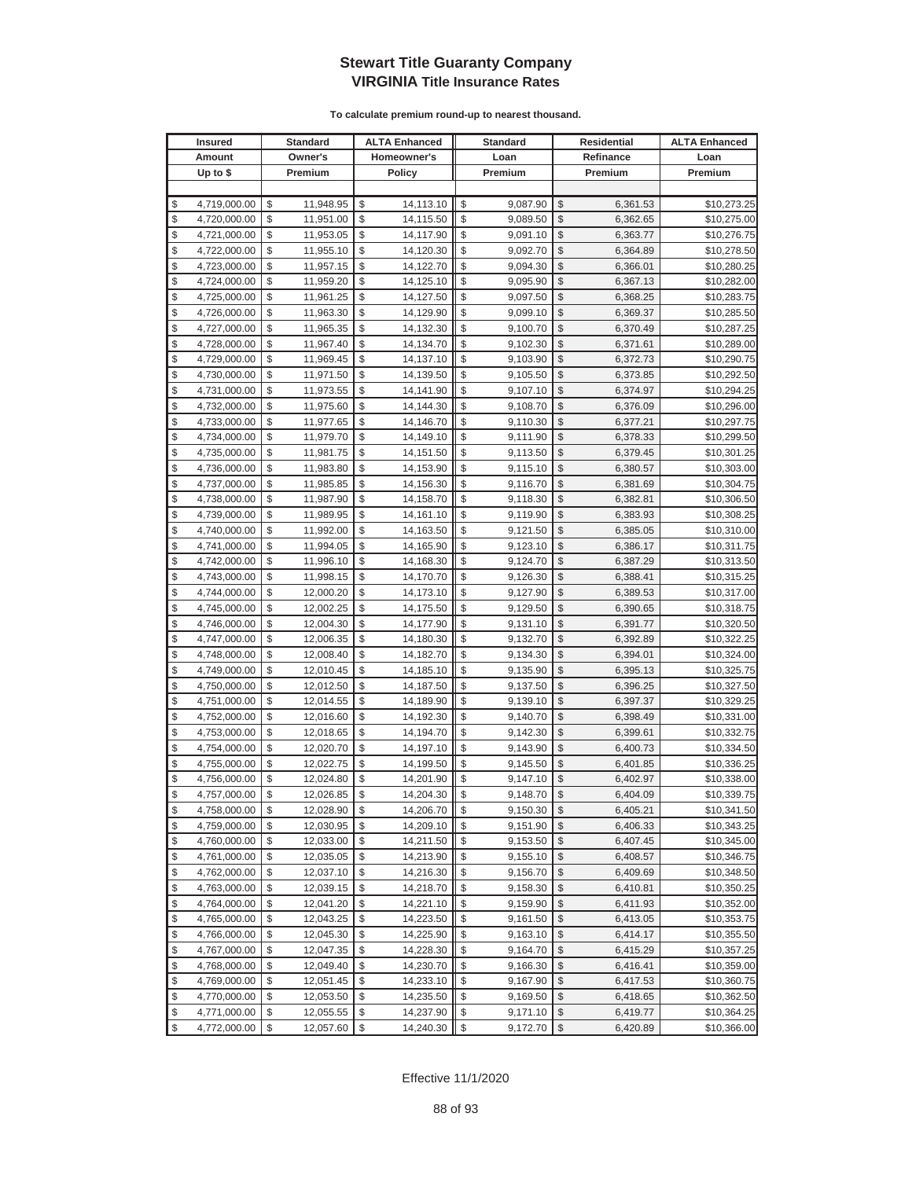# Stewart Title Guaranty Company
## VIRGINIA Title Insurance Rates

**To calculate premium round-up to nearest thousand.**

| Insured Amount Up to $ | Standard Owner's Premium | ALTA Enhanced Homeowner's Policy | Standard Loan Premium | Residential Refinance Premium | ALTA Enhanced Loan Premium |
|---|---|---|---|---|---|
| $ 4,719,000.00 | $ 11,948.95 | $ 14,113.10 | $ 9,087.90 | $ 6,361.53 | $10,273.25 |
| $ 4,720,000.00 | $ 11,951.00 | $ 14,115.50 | $ 9,089.50 | $ 6,362.65 | $10,275.00 |
| $ 4,721,000.00 | $ 11,953.05 | $ 14,117.90 | $ 9,091.10 | $ 6,363.77 | $10,276.75 |
| $ 4,722,000.00 | $ 11,955.10 | $ 14,120.30 | $ 9,092.70 | $ 6,364.89 | $10,278.50 |
| $ 4,723,000.00 | $ 11,957.15 | $ 14,122.70 | $ 9,094.30 | $ 6,366.01 | $10,280.25 |
| $ 4,724,000.00 | $ 11,959.20 | $ 14,125.10 | $ 9,095.90 | $ 6,367.13 | $10,282.00 |
| $ 4,725,000.00 | $ 11,961.25 | $ 14,127.50 | $ 9,097.50 | $ 6,368.25 | $10,283.75 |
| $ 4,726,000.00 | $ 11,963.30 | $ 14,129.90 | $ 9,099.10 | $ 6,369.37 | $10,285.50 |
| $ 4,727,000.00 | $ 11,965.35 | $ 14,132.30 | $ 9,100.70 | $ 6,370.49 | $10,287.25 |
| $ 4,728,000.00 | $ 11,967.40 | $ 14,134.70 | $ 9,102.30 | $ 6,371.61 | $10,289.00 |
| $ 4,729,000.00 | $ 11,969.45 | $ 14,137.10 | $ 9,103.90 | $ 6,372.73 | $10,290.75 |
| $ 4,730,000.00 | $ 11,971.50 | $ 14,139.50 | $ 9,105.50 | $ 6,373.85 | $10,292.50 |
| $ 4,731,000.00 | $ 11,973.55 | $ 14,141.90 | $ 9,107.10 | $ 6,374.97 | $10,294.25 |
| $ 4,732,000.00 | $ 11,975.60 | $ 14,144.30 | $ 9,108.70 | $ 6,376.09 | $10,296.00 |
| $ 4,733,000.00 | $ 11,977.65 | $ 14,146.70 | $ 9,110.30 | $ 6,377.21 | $10,297.75 |
| $ 4,734,000.00 | $ 11,979.70 | $ 14,149.10 | $ 9,111.90 | $ 6,378.33 | $10,299.50 |
| $ 4,735,000.00 | $ 11,981.75 | $ 14,151.50 | $ 9,113.50 | $ 6,379.45 | $10,301.25 |
| $ 4,736,000.00 | $ 11,983.80 | $ 14,153.90 | $ 9,115.10 | $ 6,380.57 | $10,303.00 |
| $ 4,737,000.00 | $ 11,985.85 | $ 14,156.30 | $ 9,116.70 | $ 6,381.69 | $10,304.75 |
| $ 4,738,000.00 | $ 11,987.90 | $ 14,158.70 | $ 9,118.30 | $ 6,382.81 | $10,306.50 |
| $ 4,739,000.00 | $ 11,989.95 | $ 14,161.10 | $ 9,119.90 | $ 6,383.93 | $10,308.25 |
| $ 4,740,000.00 | $ 11,992.00 | $ 14,163.50 | $ 9,121.50 | $ 6,385.05 | $10,310.00 |
| $ 4,741,000.00 | $ 11,994.05 | $ 14,165.90 | $ 9,123.10 | $ 6,386.17 | $10,311.75 |
| $ 4,742,000.00 | $ 11,996.10 | $ 14,168.30 | $ 9,124.70 | $ 6,387.29 | $10,313.50 |
| $ 4,743,000.00 | $ 11,998.15 | $ 14,170.70 | $ 9,126.30 | $ 6,388.41 | $10,315.25 |
| $ 4,744,000.00 | $ 12,000.20 | $ 14,173.10 | $ 9,127.90 | $ 6,389.53 | $10,317.00 |
| $ 4,745,000.00 | $ 12,002.25 | $ 14,175.50 | $ 9,129.50 | $ 6,390.65 | $10,318.75 |
| $ 4,746,000.00 | $ 12,004.30 | $ 14,177.90 | $ 9,131.10 | $ 6,391.77 | $10,320.50 |
| $ 4,747,000.00 | $ 12,006.35 | $ 14,180.30 | $ 9,132.70 | $ 6,392.89 | $10,322.25 |
| $ 4,748,000.00 | $ 12,008.40 | $ 14,182.70 | $ 9,134.30 | $ 6,394.01 | $10,324.00 |
| $ 4,749,000.00 | $ 12,010.45 | $ 14,185.10 | $ 9,135.90 | $ 6,395.13 | $10,325.75 |
| $ 4,750,000.00 | $ 12,012.50 | $ 14,187.50 | $ 9,137.50 | $ 6,396.25 | $10,327.50 |
| $ 4,751,000.00 | $ 12,014.55 | $ 14,189.90 | $ 9,139.10 | $ 6,397.37 | $10,329.25 |
| $ 4,752,000.00 | $ 12,016.60 | $ 14,192.30 | $ 9,140.70 | $ 6,398.49 | $10,331.00 |
| $ 4,753,000.00 | $ 12,018.65 | $ 14,194.70 | $ 9,142.30 | $ 6,399.61 | $10,332.75 |
| $ 4,754,000.00 | $ 12,020.70 | $ 14,197.10 | $ 9,143.90 | $ 6,400.73 | $10,334.50 |
| $ 4,755,000.00 | $ 12,022.75 | $ 14,199.50 | $ 9,145.50 | $ 6,401.85 | $10,336.25 |
| $ 4,756,000.00 | $ 12,024.80 | $ 14,201.90 | $ 9,147.10 | $ 6,402.97 | $10,338.00 |
| $ 4,757,000.00 | $ 12,026.85 | $ 14,204.30 | $ 9,148.70 | $ 6,404.09 | $10,339.75 |
| $ 4,758,000.00 | $ 12,028.90 | $ 14,206.70 | $ 9,150.30 | $ 6,405.21 | $10,341.50 |
| $ 4,759,000.00 | $ 12,030.95 | $ 14,209.10 | $ 9,151.90 | $ 6,406.33 | $10,343.25 |
| $ 4,760,000.00 | $ 12,033.00 | $ 14,211.50 | $ 9,153.50 | $ 6,407.45 | $10,345.00 |
| $ 4,761,000.00 | $ 12,035.05 | $ 14,213.90 | $ 9,155.10 | $ 6,408.57 | $10,346.75 |
| $ 4,762,000.00 | $ 12,037.10 | $ 14,216.30 | $ 9,156.70 | $ 6,409.69 | $10,348.50 |
| $ 4,763,000.00 | $ 12,039.15 | $ 14,218.70 | $ 9,158.30 | $ 6,410.81 | $10,350.25 |
| $ 4,764,000.00 | $ 12,041.20 | $ 14,221.10 | $ 9,159.90 | $ 6,411.93 | $10,352.00 |
| $ 4,765,000.00 | $ 12,043.25 | $ 14,223.50 | $ 9,161.50 | $ 6,413.05 | $10,353.75 |
| $ 4,766,000.00 | $ 12,045.30 | $ 14,225.90 | $ 9,163.10 | $ 6,414.17 | $10,355.50 |
| $ 4,767,000.00 | $ 12,047.35 | $ 14,228.30 | $ 9,164.70 | $ 6,415.29 | $10,357.25 |
| $ 4,768,000.00 | $ 12,049.40 | $ 14,230.70 | $ 9,166.30 | $ 6,416.41 | $10,359.00 |
| $ 4,769,000.00 | $ 12,051.45 | $ 14,233.10 | $ 9,167.90 | $ 6,417.53 | $10,360.75 |
| $ 4,770,000.00 | $ 12,053.50 | $ 14,235.50 | $ 9,169.50 | $ 6,418.65 | $10,362.50 |
| $ 4,771,000.00 | $ 12,055.55 | $ 14,237.90 | $ 9,171.10 | $ 6,419.77 | $10,364.25 |
| $ 4,772,000.00 | $ 12,057.60 | $ 14,240.30 | $ 9,172.70 | $ 6,420.89 | $10,366.00 |

Effective 11/1/2020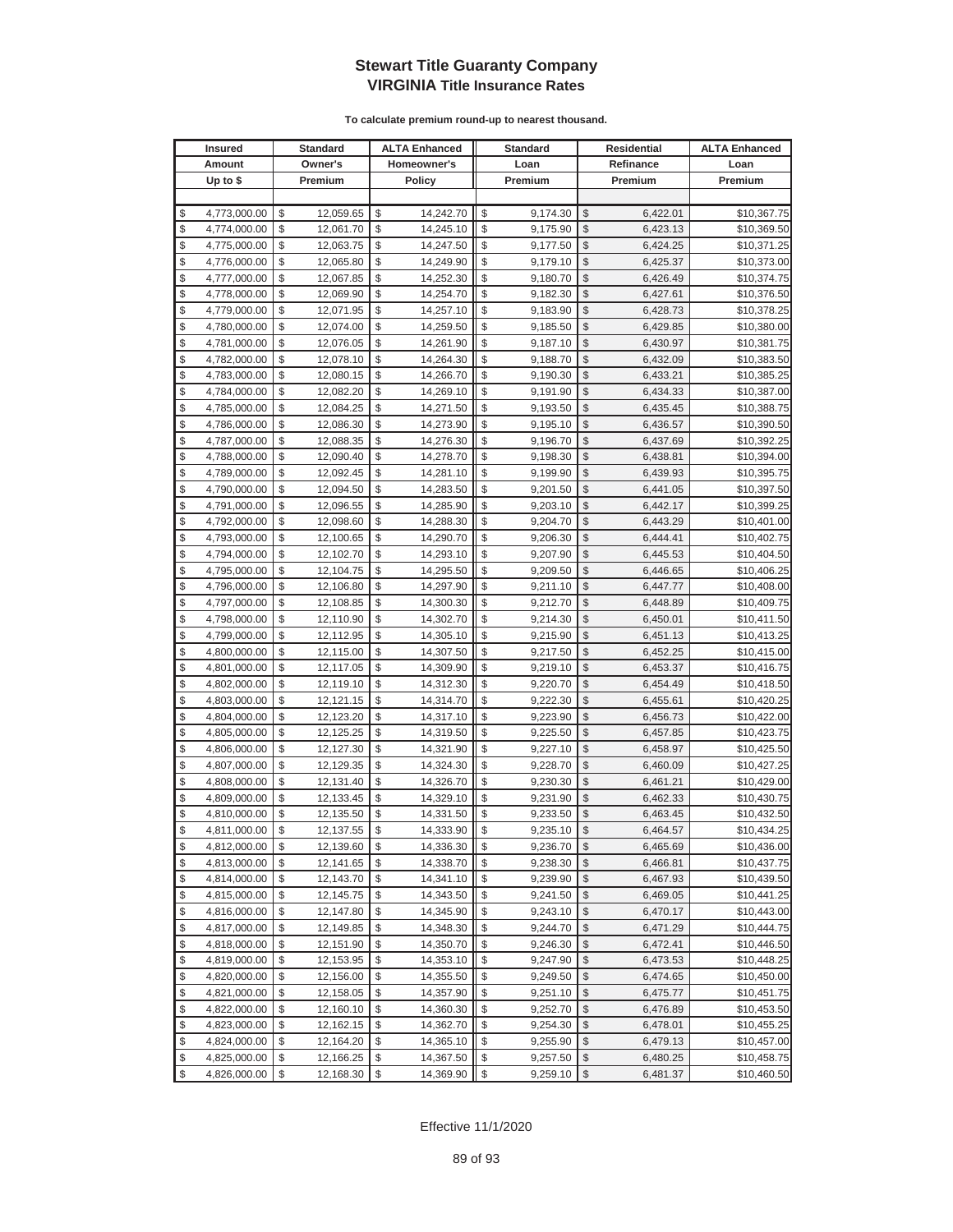# Stewart Title Guaranty Company
## VIRGINIA Title Insurance Rates

**To calculate premium round-up to nearest thousand.**

| Insured Amount Up to $ | Standard Owner's Premium | ALTA Enhanced Homeowner's Policy | Standard Loan Premium | Residential Refinance Premium | ALTA Enhanced Loan Premium |
|---|---|---|---|---|---|
| $ 4,773,000.00 | $ 12,059.65 | $ 14,242.70 | $ 9,174.30 | $ 6,422.01 | $10,367.75 |
| $ 4,774,000.00 | $ 12,061.70 | $ 14,245.10 | $ 9,175.90 | $ 6,423.13 | $10,369.50 |
| $ 4,775,000.00 | $ 12,063.75 | $ 14,247.50 | $ 9,177.50 | $ 6,424.25 | $10,371.25 |
| $ 4,776,000.00 | $ 12,065.80 | $ 14,249.90 | $ 9,179.10 | $ 6,425.37 | $10,373.00 |
| $ 4,777,000.00 | $ 12,067.85 | $ 14,252.30 | $ 9,180.70 | $ 6,426.49 | $10,374.75 |
| $ 4,778,000.00 | $ 12,069.90 | $ 14,254.70 | $ 9,182.30 | $ 6,427.61 | $10,376.50 |
| $ 4,779,000.00 | $ 12,071.95 | $ 14,257.10 | $ 9,183.90 | $ 6,428.73 | $10,378.25 |
| $ 4,780,000.00 | $ 12,074.00 | $ 14,259.50 | $ 9,185.50 | $ 6,429.85 | $10,380.00 |
| $ 4,781,000.00 | $ 12,076.05 | $ 14,261.90 | $ 9,187.10 | $ 6,430.97 | $10,381.75 |
| $ 4,782,000.00 | $ 12,078.10 | $ 14,264.30 | $ 9,188.70 | $ 6,432.09 | $10,383.50 |
| $ 4,783,000.00 | $ 12,080.15 | $ 14,266.70 | $ 9,190.30 | $ 6,433.21 | $10,385.25 |
| $ 4,784,000.00 | $ 12,082.20 | $ 14,269.10 | $ 9,191.90 | $ 6,434.33 | $10,387.00 |
| $ 4,785,000.00 | $ 12,084.25 | $ 14,271.50 | $ 9,193.50 | $ 6,435.45 | $10,388.75 |
| $ 4,786,000.00 | $ 12,086.30 | $ 14,273.90 | $ 9,195.10 | $ 6,436.57 | $10,390.50 |
| $ 4,787,000.00 | $ 12,088.35 | $ 14,276.30 | $ 9,196.70 | $ 6,437.69 | $10,392.25 |
| $ 4,788,000.00 | $ 12,090.40 | $ 14,278.70 | $ 9,198.30 | $ 6,438.81 | $10,394.00 |
| $ 4,789,000.00 | $ 12,092.45 | $ 14,281.10 | $ 9,199.90 | $ 6,439.93 | $10,395.75 |
| $ 4,790,000.00 | $ 12,094.50 | $ 14,283.50 | $ 9,201.50 | $ 6,441.05 | $10,397.50 |
| $ 4,791,000.00 | $ 12,096.55 | $ 14,285.90 | $ 9,203.10 | $ 6,442.17 | $10,399.25 |
| $ 4,792,000.00 | $ 12,098.60 | $ 14,288.30 | $ 9,204.70 | $ 6,443.29 | $10,401.00 |
| $ 4,793,000.00 | $ 12,100.65 | $ 14,290.70 | $ 9,206.30 | $ 6,444.41 | $10,402.75 |
| $ 4,794,000.00 | $ 12,102.70 | $ 14,293.10 | $ 9,207.90 | $ 6,445.53 | $10,404.50 |
| $ 4,795,000.00 | $ 12,104.75 | $ 14,295.50 | $ 9,209.50 | $ 6,446.65 | $10,406.25 |
| $ 4,796,000.00 | $ 12,106.80 | $ 14,297.90 | $ 9,211.10 | $ 6,447.77 | $10,408.00 |
| $ 4,797,000.00 | $ 12,108.85 | $ 14,300.30 | $ 9,212.70 | $ 6,448.89 | $10,409.75 |
| $ 4,798,000.00 | $ 12,110.90 | $ 14,302.70 | $ 9,214.30 | $ 6,450.01 | $10,411.50 |
| $ 4,799,000.00 | $ 12,112.95 | $ 14,305.10 | $ 9,215.90 | $ 6,451.13 | $10,413.25 |
| $ 4,800,000.00 | $ 12,115.00 | $ 14,307.50 | $ 9,217.50 | $ 6,452.25 | $10,415.00 |
| $ 4,801,000.00 | $ 12,117.05 | $ 14,309.90 | $ 9,219.10 | $ 6,453.37 | $10,416.75 |
| $ 4,802,000.00 | $ 12,119.10 | $ 14,312.30 | $ 9,220.70 | $ 6,454.49 | $10,418.50 |
| $ 4,803,000.00 | $ 12,121.15 | $ 14,314.70 | $ 9,222.30 | $ 6,455.61 | $10,420.25 |
| $ 4,804,000.00 | $ 12,123.20 | $ 14,317.10 | $ 9,223.90 | $ 6,456.73 | $10,422.00 |
| $ 4,805,000.00 | $ 12,125.25 | $ 14,319.50 | $ 9,225.50 | $ 6,457.85 | $10,423.75 |
| $ 4,806,000.00 | $ 12,127.30 | $ 14,321.90 | $ 9,227.10 | $ 6,458.97 | $10,425.50 |
| $ 4,807,000.00 | $ 12,129.35 | $ 14,324.30 | $ 9,228.70 | $ 6,460.09 | $10,427.25 |
| $ 4,808,000.00 | $ 12,131.40 | $ 14,326.70 | $ 9,230.30 | $ 6,461.21 | $10,429.00 |
| $ 4,809,000.00 | $ 12,133.45 | $ 14,329.10 | $ 9,231.90 | $ 6,462.33 | $10,430.75 |
| $ 4,810,000.00 | $ 12,135.50 | $ 14,331.50 | $ 9,233.50 | $ 6,463.45 | $10,432.50 |
| $ 4,811,000.00 | $ 12,137.55 | $ 14,333.90 | $ 9,235.10 | $ 6,464.57 | $10,434.25 |
| $ 4,812,000.00 | $ 12,139.60 | $ 14,336.30 | $ 9,236.70 | $ 6,465.69 | $10,436.00 |
| $ 4,813,000.00 | $ 12,141.65 | $ 14,338.70 | $ 9,238.30 | $ 6,466.81 | $10,437.75 |
| $ 4,814,000.00 | $ 12,143.70 | $ 14,341.10 | $ 9,239.90 | $ 6,467.93 | $10,439.50 |
| $ 4,815,000.00 | $ 12,145.75 | $ 14,343.50 | $ 9,241.50 | $ 6,469.05 | $10,441.25 |
| $ 4,816,000.00 | $ 12,147.80 | $ 14,345.90 | $ 9,243.10 | $ 6,470.17 | $10,443.00 |
| $ 4,817,000.00 | $ 12,149.85 | $ 14,348.30 | $ 9,244.70 | $ 6,471.29 | $10,444.75 |
| $ 4,818,000.00 | $ 12,151.90 | $ 14,350.70 | $ 9,246.30 | $ 6,472.41 | $10,446.50 |
| $ 4,819,000.00 | $ 12,153.95 | $ 14,353.10 | $ 9,247.90 | $ 6,473.53 | $10,448.25 |
| $ 4,820,000.00 | $ 12,156.00 | $ 14,355.50 | $ 9,249.50 | $ 6,474.65 | $10,450.00 |
| $ 4,821,000.00 | $ 12,158.05 | $ 14,357.90 | $ 9,251.10 | $ 6,475.77 | $10,451.75 |
| $ 4,822,000.00 | $ 12,160.10 | $ 14,360.30 | $ 9,252.70 | $ 6,476.89 | $10,453.50 |
| $ 4,823,000.00 | $ 12,162.15 | $ 14,362.70 | $ 9,254.30 | $ 6,478.01 | $10,455.25 |
| $ 4,824,000.00 | $ 12,164.20 | $ 14,365.10 | $ 9,255.90 | $ 6,479.13 | $10,457.00 |
| $ 4,825,000.00 | $ 12,166.25 | $ 14,367.50 | $ 9,257.50 | $ 6,480.25 | $10,458.75 |
| $ 4,826,000.00 | $ 12,168.30 | $ 14,369.90 | $ 9,259.10 | $ 6,481.37 | $10,460.50 |

Effective 11/1/2020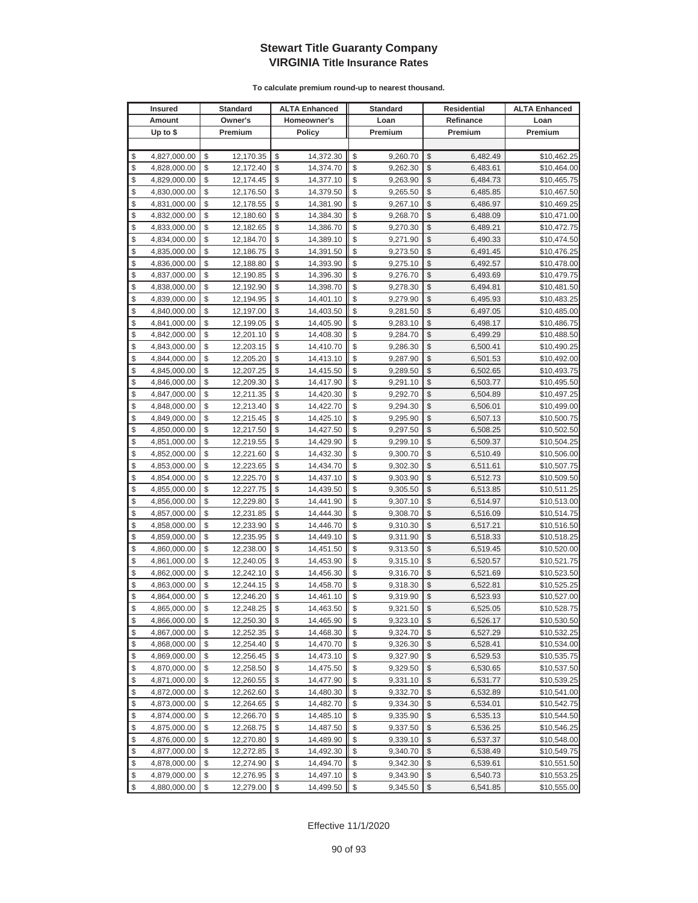# Stewart Title Guaranty Company
## VIRGINIA Title Insurance Rates

**To calculate premium round-up to nearest thousand.**

| Insured Amount Up to $ | Standard Owner's Premium | ALTA Enhanced Homeowner's Policy | Standard Loan Premium | Residential Refinance Premium | ALTA Enhanced Loan Premium |
|---|---|---|---|---|---|
| $ 4,827,000.00 | $ 12,170.35 | $ 14,372.30 | $ 9,260.70 | $ 6,482.49 | $10,462.25 |
| $ 4,828,000.00 | $ 12,172.40 | $ 14,374.70 | $ 9,262.30 | $ 6,483.61 | $10,464.00 |
| $ 4,829,000.00 | $ 12,174.45 | $ 14,377.10 | $ 9,263.90 | $ 6,484.73 | $10,465.75 |
| $ 4,830,000.00 | $ 12,176.50 | $ 14,379.50 | $ 9,265.50 | $ 6,485.85 | $10,467.50 |
| $ 4,831,000.00 | $ 12,178.55 | $ 14,381.90 | $ 9,267.10 | $ 6,486.97 | $10,469.25 |
| $ 4,832,000.00 | $ 12,180.60 | $ 14,384.30 | $ 9,268.70 | $ 6,488.09 | $10,471.00 |
| $ 4,833,000.00 | $ 12,182.65 | $ 14,386.70 | $ 9,270.30 | $ 6,489.21 | $10,472.75 |
| $ 4,834,000.00 | $ 12,184.70 | $ 14,389.10 | $ 9,271.90 | $ 6,490.33 | $10,474.50 |
| $ 4,835,000.00 | $ 12,186.75 | $ 14,391.50 | $ 9,273.50 | $ 6,491.45 | $10,476.25 |
| $ 4,836,000.00 | $ 12,188.80 | $ 14,393.90 | $ 9,275.10 | $ 6,492.57 | $10,478.00 |
| $ 4,837,000.00 | $ 12,190.85 | $ 14,396.30 | $ 9,276.70 | $ 6,493.69 | $10,479.75 |
| $ 4,838,000.00 | $ 12,192.90 | $ 14,398.70 | $ 9,278.30 | $ 6,494.81 | $10,481.50 |
| $ 4,839,000.00 | $ 12,194.95 | $ 14,401.10 | $ 9,279.90 | $ 6,495.93 | $10,483.25 |
| $ 4,840,000.00 | $ 12,197.00 | $ 14,403.50 | $ 9,281.50 | $ 6,497.05 | $10,485.00 |
| $ 4,841,000.00 | $ 12,199.05 | $ 14,405.90 | $ 9,283.10 | $ 6,498.17 | $10,486.75 |
| $ 4,842,000.00 | $ 12,201.10 | $ 14,408.30 | $ 9,284.70 | $ 6,499.29 | $10,488.50 |
| $ 4,843,000.00 | $ 12,203.15 | $ 14,410.70 | $ 9,286.30 | $ 6,500.41 | $10,490.25 |
| $ 4,844,000.00 | $ 12,205.20 | $ 14,413.10 | $ 9,287.90 | $ 6,501.53 | $10,492.00 |
| $ 4,845,000.00 | $ 12,207.25 | $ 14,415.50 | $ 9,289.50 | $ 6,502.65 | $10,493.75 |
| $ 4,846,000.00 | $ 12,209.30 | $ 14,417.90 | $ 9,291.10 | $ 6,503.77 | $10,495.50 |
| $ 4,847,000.00 | $ 12,211.35 | $ 14,420.30 | $ 9,292.70 | $ 6,504.89 | $10,497.25 |
| $ 4,848,000.00 | $ 12,213.40 | $ 14,422.70 | $ 9,294.30 | $ 6,506.01 | $10,499.00 |
| $ 4,849,000.00 | $ 12,215.45 | $ 14,425.10 | $ 9,295.90 | $ 6,507.13 | $10,500.75 |
| $ 4,850,000.00 | $ 12,217.50 | $ 14,427.50 | $ 9,297.50 | $ 6,508.25 | $10,502.50 |
| $ 4,851,000.00 | $ 12,219.55 | $ 14,429.90 | $ 9,299.10 | $ 6,509.37 | $10,504.25 |
| $ 4,852,000.00 | $ 12,221.60 | $ 14,432.30 | $ 9,300.70 | $ 6,510.49 | $10,506.00 |
| $ 4,853,000.00 | $ 12,223.65 | $ 14,434.70 | $ 9,302.30 | $ 6,511.61 | $10,507.75 |
| $ 4,854,000.00 | $ 12,225.70 | $ 14,437.10 | $ 9,303.90 | $ 6,512.73 | $10,509.50 |
| $ 4,855,000.00 | $ 12,227.75 | $ 14,439.50 | $ 9,305.50 | $ 6,513.85 | $10,511.25 |
| $ 4,856,000.00 | $ 12,229.80 | $ 14,441.90 | $ 9,307.10 | $ 6,514.97 | $10,513.00 |
| $ 4,857,000.00 | $ 12,231.85 | $ 14,444.30 | $ 9,308.70 | $ 6,516.09 | $10,514.75 |
| $ 4,858,000.00 | $ 12,233.90 | $ 14,446.70 | $ 9,310.30 | $ 6,517.21 | $10,516.50 |
| $ 4,859,000.00 | $ 12,235.95 | $ 14,449.10 | $ 9,311.90 | $ 6,518.33 | $10,518.25 |
| $ 4,860,000.00 | $ 12,238.00 | $ 14,451.50 | $ 9,313.50 | $ 6,519.45 | $10,520.00 |
| $ 4,861,000.00 | $ 12,240.05 | $ 14,453.90 | $ 9,315.10 | $ 6,520.57 | $10,521.75 |
| $ 4,862,000.00 | $ 12,242.10 | $ 14,456.30 | $ 9,316.70 | $ 6,521.69 | $10,523.50 |
| $ 4,863,000.00 | $ 12,244.15 | $ 14,458.70 | $ 9,318.30 | $ 6,522.81 | $10,525.25 |
| $ 4,864,000.00 | $ 12,246.20 | $ 14,461.10 | $ 9,319.90 | $ 6,523.93 | $10,527.00 |
| $ 4,865,000.00 | $ 12,248.25 | $ 14,463.50 | $ 9,321.50 | $ 6,525.05 | $10,528.75 |
| $ 4,866,000.00 | $ 12,250.30 | $ 14,465.90 | $ 9,323.10 | $ 6,526.17 | $10,530.50 |
| $ 4,867,000.00 | $ 12,252.35 | $ 14,468.30 | $ 9,324.70 | $ 6,527.29 | $10,532.25 |
| $ 4,868,000.00 | $ 12,254.40 | $ 14,470.70 | $ 9,326.30 | $ 6,528.41 | $10,534.00 |
| $ 4,869,000.00 | $ 12,256.45 | $ 14,473.10 | $ 9,327.90 | $ 6,529.53 | $10,535.75 |
| $ 4,870,000.00 | $ 12,258.50 | $ 14,475.50 | $ 9,329.50 | $ 6,530.65 | $10,537.50 |
| $ 4,871,000.00 | $ 12,260.55 | $ 14,477.90 | $ 9,331.10 | $ 6,531.77 | $10,539.25 |
| $ 4,872,000.00 | $ 12,262.60 | $ 14,480.30 | $ 9,332.70 | $ 6,532.89 | $10,541.00 |
| $ 4,873,000.00 | $ 12,264.65 | $ 14,482.70 | $ 9,334.30 | $ 6,534.01 | $10,542.75 |
| $ 4,874,000.00 | $ 12,266.70 | $ 14,485.10 | $ 9,335.90 | $ 6,535.13 | $10,544.50 |
| $ 4,875,000.00 | $ 12,268.75 | $ 14,487.50 | $ 9,337.50 | $ 6,536.25 | $10,546.25 |
| $ 4,876,000.00 | $ 12,270.80 | $ 14,489.90 | $ 9,339.10 | $ 6,537.37 | $10,548.00 |
| $ 4,877,000.00 | $ 12,272.85 | $ 14,492.30 | $ 9,340.70 | $ 6,538.49 | $10,549.75 |
| $ 4,878,000.00 | $ 12,274.90 | $ 14,494.70 | $ 9,342.30 | $ 6,539.61 | $10,551.50 |
| $ 4,879,000.00 | $ 12,276.95 | $ 14,497.10 | $ 9,343.90 | $ 6,540.73 | $10,553.25 |
| $ 4,880,000.00 | $ 12,279.00 | $ 14,499.50 | $ 9,345.50 | $ 6,541.85 | $10,555.00 |

Effective 11/1/2020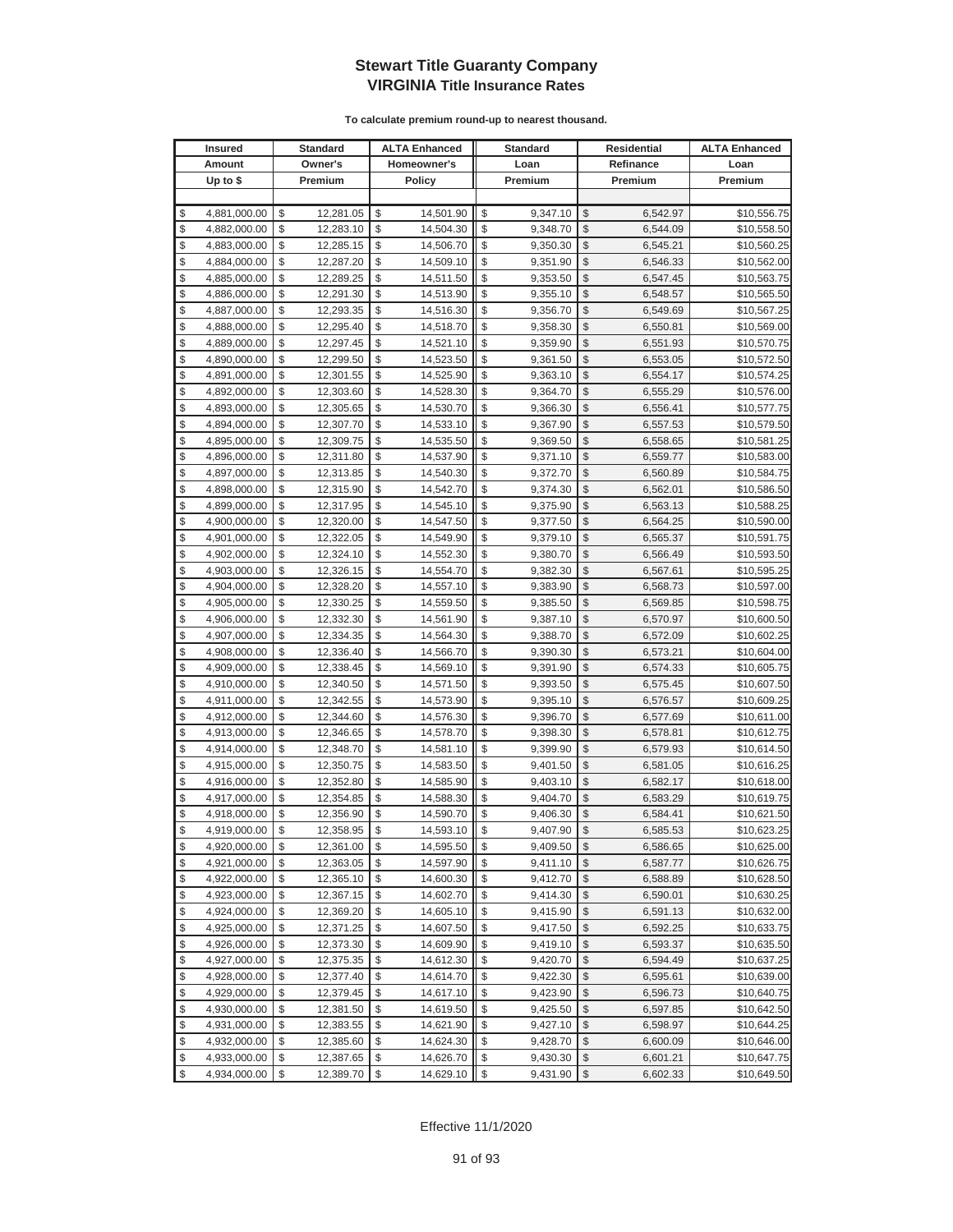# Stewart Title Guaranty Company
## VIRGINIA Title Insurance Rates

**To calculate premium round-up to nearest thousand.**

| Insured Amount Up to $ | Standard Owner's Premium | ALTA Enhanced Homeowner's Policy | Standard Loan Premium | Residential Refinance Premium | ALTA Enhanced Loan Premium |
|---|---|---|---|---|---|
| $ 4,881,000.00 | $ 12,281.05 | $ 14,501.90 | $ 9,347.10 | $ 6,542.97 | $10,556.75 |
| $ 4,882,000.00 | $ 12,283.10 | $ 14,504.30 | $ 9,348.70 | $ 6,544.09 | $10,558.50 |
| $ 4,883,000.00 | $ 12,285.15 | $ 14,506.70 | $ 9,350.30 | $ 6,545.21 | $10,560.25 |
| $ 4,884,000.00 | $ 12,287.20 | $ 14,509.10 | $ 9,351.90 | $ 6,546.33 | $10,562.00 |
| $ 4,885,000.00 | $ 12,289.25 | $ 14,511.50 | $ 9,353.50 | $ 6,547.45 | $10,563.75 |
| $ 4,886,000.00 | $ 12,291.30 | $ 14,513.90 | $ 9,355.10 | $ 6,548.57 | $10,565.50 |
| $ 4,887,000.00 | $ 12,293.35 | $ 14,516.30 | $ 9,356.70 | $ 6,549.69 | $10,567.25 |
| $ 4,888,000.00 | $ 12,295.40 | $ 14,518.70 | $ 9,358.30 | $ 6,550.81 | $10,569.00 |
| $ 4,889,000.00 | $ 12,297.45 | $ 14,521.10 | $ 9,359.90 | $ 6,551.93 | $10,570.75 |
| $ 4,890,000.00 | $ 12,299.50 | $ 14,523.50 | $ 9,361.50 | $ 6,553.05 | $10,572.50 |
| $ 4,891,000.00 | $ 12,301.55 | $ 14,525.90 | $ 9,363.10 | $ 6,554.17 | $10,574.25 |
| $ 4,892,000.00 | $ 12,303.60 | $ 14,528.30 | $ 9,364.70 | $ 6,555.29 | $10,576.00 |
| $ 4,893,000.00 | $ 12,305.65 | $ 14,530.70 | $ 9,366.30 | $ 6,556.41 | $10,577.75 |
| $ 4,894,000.00 | $ 12,307.70 | $ 14,533.10 | $ 9,367.90 | $ 6,557.53 | $10,579.50 |
| $ 4,895,000.00 | $ 12,309.75 | $ 14,535.50 | $ 9,369.50 | $ 6,558.65 | $10,581.25 |
| $ 4,896,000.00 | $ 12,311.80 | $ 14,537.90 | $ 9,371.10 | $ 6,559.77 | $10,583.00 |
| $ 4,897,000.00 | $ 12,313.85 | $ 14,540.30 | $ 9,372.70 | $ 6,560.89 | $10,584.75 |
| $ 4,898,000.00 | $ 12,315.90 | $ 14,542.70 | $ 9,374.30 | $ 6,562.01 | $10,586.50 |
| $ 4,899,000.00 | $ 12,317.95 | $ 14,545.10 | $ 9,375.90 | $ 6,563.13 | $10,588.25 |
| $ 4,900,000.00 | $ 12,320.00 | $ 14,547.50 | $ 9,377.50 | $ 6,564.25 | $10,590.00 |
| $ 4,901,000.00 | $ 12,322.05 | $ 14,549.90 | $ 9,379.10 | $ 6,565.37 | $10,591.75 |
| $ 4,902,000.00 | $ 12,324.10 | $ 14,552.30 | $ 9,380.70 | $ 6,566.49 | $10,593.50 |
| $ 4,903,000.00 | $ 12,326.15 | $ 14,554.70 | $ 9,382.30 | $ 6,567.61 | $10,595.25 |
| $ 4,904,000.00 | $ 12,328.20 | $ 14,557.10 | $ 9,383.90 | $ 6,568.73 | $10,597.00 |
| $ 4,905,000.00 | $ 12,330.25 | $ 14,559.50 | $ 9,385.50 | $ 6,569.85 | $10,598.75 |
| $ 4,906,000.00 | $ 12,332.30 | $ 14,561.90 | $ 9,387.10 | $ 6,570.97 | $10,600.50 |
| $ 4,907,000.00 | $ 12,334.35 | $ 14,564.30 | $ 9,388.70 | $ 6,572.09 | $10,602.25 |
| $ 4,908,000.00 | $ 12,336.40 | $ 14,566.70 | $ 9,390.30 | $ 6,573.21 | $10,604.00 |
| $ 4,909,000.00 | $ 12,338.45 | $ 14,569.10 | $ 9,391.90 | $ 6,574.33 | $10,605.75 |
| $ 4,910,000.00 | $ 12,340.50 | $ 14,571.50 | $ 9,393.50 | $ 6,575.45 | $10,607.50 |
| $ 4,911,000.00 | $ 12,342.55 | $ 14,573.90 | $ 9,395.10 | $ 6,576.57 | $10,609.25 |
| $ 4,912,000.00 | $ 12,344.60 | $ 14,576.30 | $ 9,396.70 | $ 6,577.69 | $10,611.00 |
| $ 4,913,000.00 | $ 12,346.65 | $ 14,578.70 | $ 9,398.30 | $ 6,578.81 | $10,612.75 |
| $ 4,914,000.00 | $ 12,348.70 | $ 14,581.10 | $ 9,399.90 | $ 6,579.93 | $10,614.50 |
| $ 4,915,000.00 | $ 12,350.75 | $ 14,583.50 | $ 9,401.50 | $ 6,581.05 | $10,616.25 |
| $ 4,916,000.00 | $ 12,352.80 | $ 14,585.90 | $ 9,403.10 | $ 6,582.17 | $10,618.00 |
| $ 4,917,000.00 | $ 12,354.85 | $ 14,588.30 | $ 9,404.70 | $ 6,583.29 | $10,619.75 |
| $ 4,918,000.00 | $ 12,356.90 | $ 14,590.70 | $ 9,406.30 | $ 6,584.41 | $10,621.50 |
| $ 4,919,000.00 | $ 12,358.95 | $ 14,593.10 | $ 9,407.90 | $ 6,585.53 | $10,623.25 |
| $ 4,920,000.00 | $ 12,361.00 | $ 14,595.50 | $ 9,409.50 | $ 6,586.65 | $10,625.00 |
| $ 4,921,000.00 | $ 12,363.05 | $ 14,597.90 | $ 9,411.10 | $ 6,587.77 | $10,626.75 |
| $ 4,922,000.00 | $ 12,365.10 | $ 14,600.30 | $ 9,412.70 | $ 6,588.89 | $10,628.50 |
| $ 4,923,000.00 | $ 12,367.15 | $ 14,602.70 | $ 9,414.30 | $ 6,590.01 | $10,630.25 |
| $ 4,924,000.00 | $ 12,369.20 | $ 14,605.10 | $ 9,415.90 | $ 6,591.13 | $10,632.00 |
| $ 4,925,000.00 | $ 12,371.25 | $ 14,607.50 | $ 9,417.50 | $ 6,592.25 | $10,633.75 |
| $ 4,926,000.00 | $ 12,373.30 | $ 14,609.90 | $ 9,419.10 | $ 6,593.37 | $10,635.50 |
| $ 4,927,000.00 | $ 12,375.35 | $ 14,612.30 | $ 9,420.70 | $ 6,594.49 | $10,637.25 |
| $ 4,928,000.00 | $ 12,377.40 | $ 14,614.70 | $ 9,422.30 | $ 6,595.61 | $10,639.00 |
| $ 4,929,000.00 | $ 12,379.45 | $ 14,617.10 | $ 9,423.90 | $ 6,596.73 | $10,640.75 |
| $ 4,930,000.00 | $ 12,381.50 | $ 14,619.50 | $ 9,425.50 | $ 6,597.85 | $10,642.50 |
| $ 4,931,000.00 | $ 12,383.55 | $ 14,621.90 | $ 9,427.10 | $ 6,598.97 | $10,644.25 |
| $ 4,932,000.00 | $ 12,385.60 | $ 14,624.30 | $ 9,428.70 | $ 6,600.09 | $10,646.00 |
| $ 4,933,000.00 | $ 12,387.65 | $ 14,626.70 | $ 9,430.30 | $ 6,601.21 | $10,647.75 |
| $ 4,934,000.00 | $ 12,389.70 | $ 14,629.10 | $ 9,431.90 | $ 6,602.33 | $10,649.50 |

Effective 11/1/2020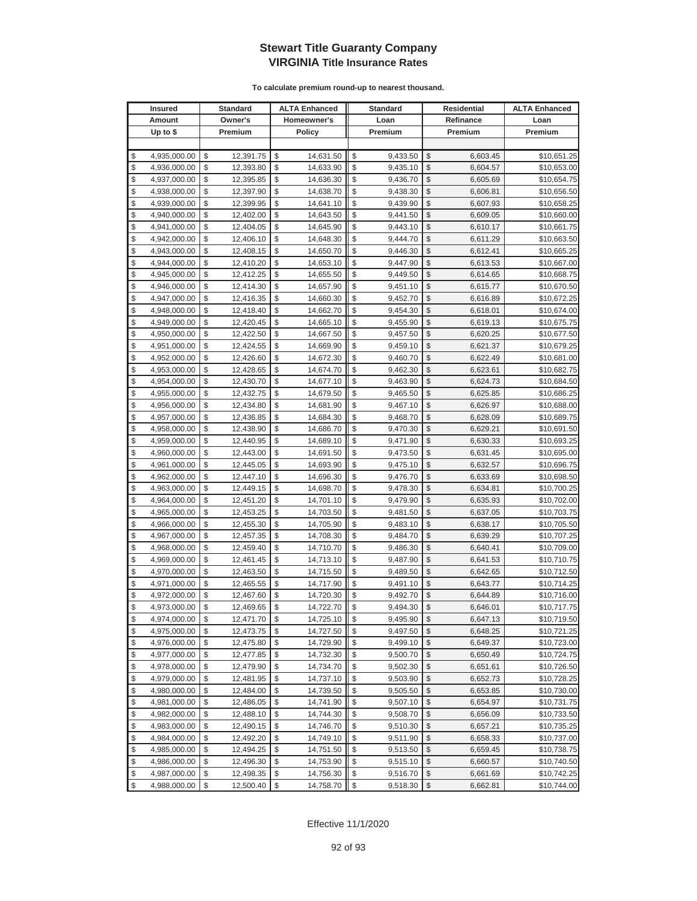# Stewart Title Guaranty Company
## VIRGINIA Title Insurance Rates

**To calculate premium round-up to nearest thousand.**

| Insured Amount Up to $ | Standard Owner's Premium | ALTA Enhanced Homeowner's Policy | Standard Loan Premium | Residential Refinance Premium | ALTA Enhanced Loan Premium |
|---|---|---|---|---|---|
| $ 4,935,000.00 | $ 12,391.75 | $ 14,631.50 | $ 9,433.50 | $ 6,603.45 | $10,651.25 |
| $ 4,936,000.00 | $ 12,393.80 | $ 14,633.90 | $ 9,435.10 | $ 6,604.57 | $10,653.00 |
| $ 4,937,000.00 | $ 12,395.85 | $ 14,636.30 | $ 9,436.70 | $ 6,605.69 | $10,654.75 |
| $ 4,938,000.00 | $ 12,397.90 | $ 14,638.70 | $ 9,438.30 | $ 6,606.81 | $10,656.50 |
| $ 4,939,000.00 | $ 12,399.95 | $ 14,641.10 | $ 9,439.90 | $ 6,607.93 | $10,658.25 |
| $ 4,940,000.00 | $ 12,402.00 | $ 14,643.50 | $ 9,441.50 | $ 6,609.05 | $10,660.00 |
| $ 4,941,000.00 | $ 12,404.05 | $ 14,645.90 | $ 9,443.10 | $ 6,610.17 | $10,661.75 |
| $ 4,942,000.00 | $ 12,406.10 | $ 14,648.30 | $ 9,444.70 | $ 6,611.29 | $10,663.50 |
| $ 4,943,000.00 | $ 12,408.15 | $ 14,650.70 | $ 9,446.30 | $ 6,612.41 | $10,665.25 |
| $ 4,944,000.00 | $ 12,410.20 | $ 14,653.10 | $ 9,447.90 | $ 6,613.53 | $10,667.00 |
| $ 4,945,000.00 | $ 12,412.25 | $ 14,655.50 | $ 9,449.50 | $ 6,614.65 | $10,668.75 |
| $ 4,946,000.00 | $ 12,414.30 | $ 14,657.90 | $ 9,451.10 | $ 6,615.77 | $10,670.50 |
| $ 4,947,000.00 | $ 12,416.35 | $ 14,660.30 | $ 9,452.70 | $ 6,616.89 | $10,672.25 |
| $ 4,948,000.00 | $ 12,418.40 | $ 14,662.70 | $ 9,454.30 | $ 6,618.01 | $10,674.00 |
| $ 4,949,000.00 | $ 12,420.45 | $ 14,665.10 | $ 9,455.90 | $ 6,619.13 | $10,675.75 |
| $ 4,950,000.00 | $ 12,422.50 | $ 14,667.50 | $ 9,457.50 | $ 6,620.25 | $10,677.50 |
| $ 4,951,000.00 | $ 12,424.55 | $ 14,669.90 | $ 9,459.10 | $ 6,621.37 | $10,679.25 |
| $ 4,952,000.00 | $ 12,426.60 | $ 14,672.30 | $ 9,460.70 | $ 6,622.49 | $10,681.00 |
| $ 4,953,000.00 | $ 12,428.65 | $ 14,674.70 | $ 9,462.30 | $ 6,623.61 | $10,682.75 |
| $ 4,954,000.00 | $ 12,430.70 | $ 14,677.10 | $ 9,463.90 | $ 6,624.73 | $10,684.50 |
| $ 4,955,000.00 | $ 12,432.75 | $ 14,679.50 | $ 9,465.50 | $ 6,625.85 | $10,686.25 |
| $ 4,956,000.00 | $ 12,434.80 | $ 14,681.90 | $ 9,467.10 | $ 6,626.97 | $10,688.00 |
| $ 4,957,000.00 | $ 12,436.85 | $ 14,684.30 | $ 9,468.70 | $ 6,628.09 | $10,689.75 |
| $ 4,958,000.00 | $ 12,438.90 | $ 14,686.70 | $ 9,470.30 | $ 6,629.21 | $10,691.50 |
| $ 4,959,000.00 | $ 12,440.95 | $ 14,689.10 | $ 9,471.90 | $ 6,630.33 | $10,693.25 |
| $ 4,960,000.00 | $ 12,443.00 | $ 14,691.50 | $ 9,473.50 | $ 6,631.45 | $10,695.00 |
| $ 4,961,000.00 | $ 12,445.05 | $ 14,693.90 | $ 9,475.10 | $ 6,632.57 | $10,696.75 |
| $ 4,962,000.00 | $ 12,447.10 | $ 14,696.30 | $ 9,476.70 | $ 6,633.69 | $10,698.50 |
| $ 4,963,000.00 | $ 12,449.15 | $ 14,698.70 | $ 9,478.30 | $ 6,634.81 | $10,700.25 |
| $ 4,964,000.00 | $ 12,451.20 | $ 14,701.10 | $ 9,479.90 | $ 6,635.93 | $10,702.00 |
| $ 4,965,000.00 | $ 12,453.25 | $ 14,703.50 | $ 9,481.50 | $ 6,637.05 | $10,703.75 |
| $ 4,966,000.00 | $ 12,455.30 | $ 14,705.90 | $ 9,483.10 | $ 6,638.17 | $10,705.50 |
| $ 4,967,000.00 | $ 12,457.35 | $ 14,708.30 | $ 9,484.70 | $ 6,639.29 | $10,707.25 |
| $ 4,968,000.00 | $ 12,459.40 | $ 14,710.70 | $ 9,486.30 | $ 6,640.41 | $10,709.00 |
| $ 4,969,000.00 | $ 12,461.45 | $ 14,713.10 | $ 9,487.90 | $ 6,641.53 | $10,710.75 |
| $ 4,970,000.00 | $ 12,463.50 | $ 14,715.50 | $ 9,489.50 | $ 6,642.65 | $10,712.50 |
| $ 4,971,000.00 | $ 12,465.55 | $ 14,717.90 | $ 9,491.10 | $ 6,643.77 | $10,714.25 |
| $ 4,972,000.00 | $ 12,467.60 | $ 14,720.30 | $ 9,492.70 | $ 6,644.89 | $10,716.00 |
| $ 4,973,000.00 | $ 12,469.65 | $ 14,722.70 | $ 9,494.30 | $ 6,646.01 | $10,717.75 |
| $ 4,974,000.00 | $ 12,471.70 | $ 14,725.10 | $ 9,495.90 | $ 6,647.13 | $10,719.50 |
| $ 4,975,000.00 | $ 12,473.75 | $ 14,727.50 | $ 9,497.50 | $ 6,648.25 | $10,721.25 |
| $ 4,976,000.00 | $ 12,475.80 | $ 14,729.90 | $ 9,499.10 | $ 6,649.37 | $10,723.00 |
| $ 4,977,000.00 | $ 12,477.85 | $ 14,732.30 | $ 9,500.70 | $ 6,650.49 | $10,724.75 |
| $ 4,978,000.00 | $ 12,479.90 | $ 14,734.70 | $ 9,502.30 | $ 6,651.61 | $10,726.50 |
| $ 4,979,000.00 | $ 12,481.95 | $ 14,737.10 | $ 9,503.90 | $ 6,652.73 | $10,728.25 |
| $ 4,980,000.00 | $ 12,484.00 | $ 14,739.50 | $ 9,505.50 | $ 6,653.85 | $10,730.00 |
| $ 4,981,000.00 | $ 12,486.05 | $ 14,741.90 | $ 9,507.10 | $ 6,654.97 | $10,731.75 |
| $ 4,982,000.00 | $ 12,488.10 | $ 14,744.30 | $ 9,508.70 | $ 6,656.09 | $10,733.50 |
| $ 4,983,000.00 | $ 12,490.15 | $ 14,746.70 | $ 9,510.30 | $ 6,657.21 | $10,735.25 |
| $ 4,984,000.00 | $ 12,492.20 | $ 14,749.10 | $ 9,511.90 | $ 6,658.33 | $10,737.00 |
| $ 4,985,000.00 | $ 12,494.25 | $ 14,751.50 | $ 9,513.50 | $ 6,659.45 | $10,738.75 |
| $ 4,986,000.00 | $ 12,496.30 | $ 14,753.90 | $ 9,515.10 | $ 6,660.57 | $10,740.50 |
| $ 4,987,000.00 | $ 12,498.35 | $ 14,756.30 | $ 9,516.70 | $ 6,661.69 | $10,742.25 |
| $ 4,988,000.00 | $ 12,500.40 | $ 14,758.70 | $ 9,518.30 | $ 6,662.81 | $10,744.00 |

Effective 11/1/2020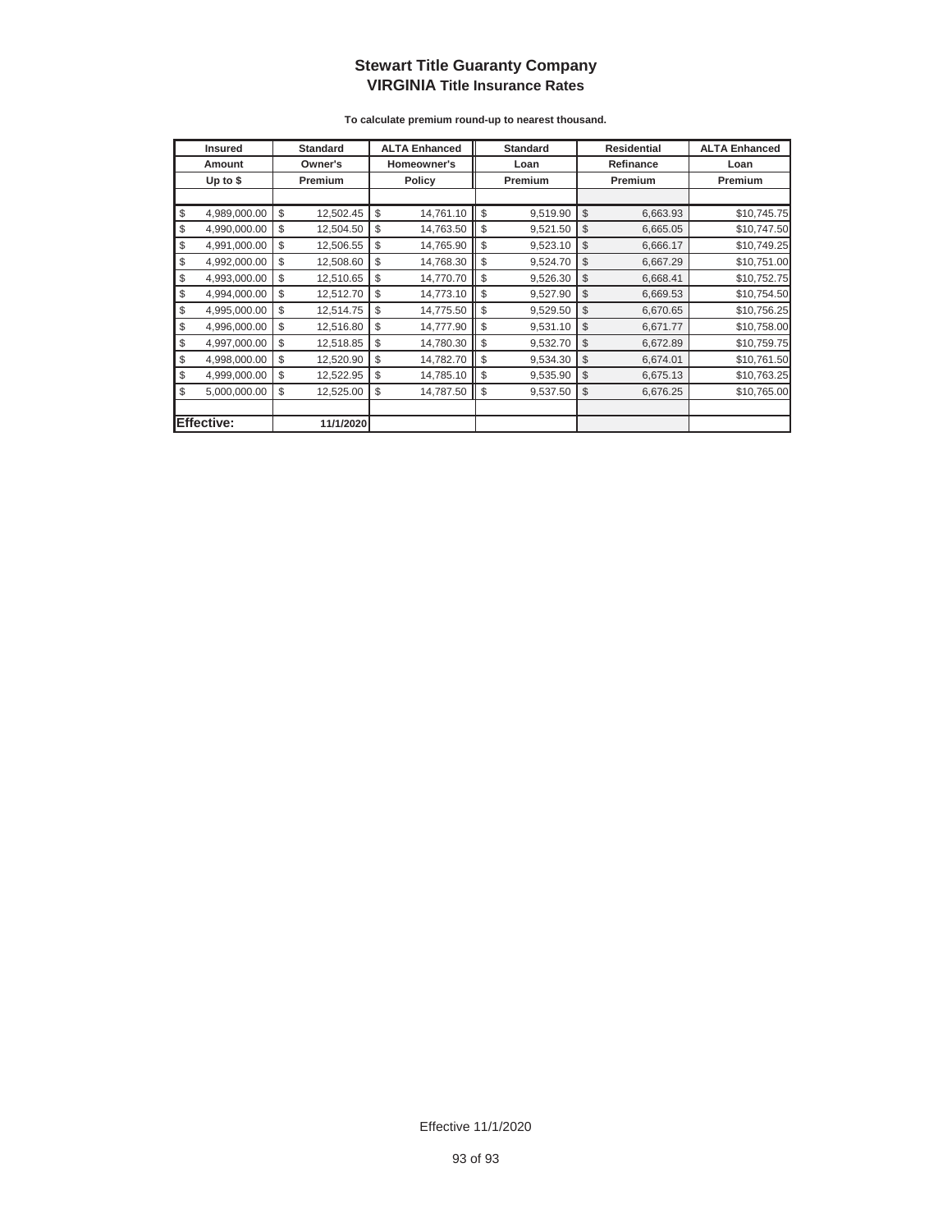# Stewart Title Guaranty Company
## VIRGINIA Title Insurance Rates

**To calculate premium round-up to nearest thousand.**

| Insured Amount Up to $ | Standard Owner's Premium | ALTA Enhanced Homeowner's Policy | Standard Loan Premium | Residential Refinance Premium | ALTA Enhanced Loan Premium |
|---|---|---|---|---|---|
| $ 4,989,000.00 | $ 12,502.45 | $ 14,761.10 | $ 9,519.90 | $ 6,663.93 | $10,745.75 |
| $ 4,990,000.00 | $ 12,504.50 | $ 14,763.50 | $ 9,521.50 | $ 6,665.05 | $10,747.50 |
| $ 4,991,000.00 | $ 12,506.55 | $ 14,765.90 | $ 9,523.10 | $ 6,666.17 | $10,749.25 |
| $ 4,992,000.00 | $ 12,508.60 | $ 14,768.30 | $ 9,524.70 | $ 6,667.29 | $10,751.00 |
| $ 4,993,000.00 | $ 12,510.65 | $ 14,770.70 | $ 9,526.30 | $ 6,668.41 | $10,752.75 |
| $ 4,994,000.00 | $ 12,512.70 | $ 14,773.10 | $ 9,527.90 | $ 6,669.53 | $10,754.50 |
| $ 4,995,000.00 | $ 12,514.75 | $ 14,775.50 | $ 9,529.50 | $ 6,670.65 | $10,756.25 |
| $ 4,996,000.00 | $ 12,516.80 | $ 14,777.90 | $ 9,531.10 | $ 6,671.77 | $10,758.00 |
| $ 4,997,000.00 | $ 12,518.85 | $ 14,780.30 | $ 9,532.70 | $ 6,672.89 | $10,759.75 |
| $ 4,998,000.00 | $ 12,520.90 | $ 14,782.70 | $ 9,534.30 | $ 6,674.01 | $10,761.50 |
| $ 4,999,000.00 | $ 12,522.95 | $ 14,785.10 | $ 9,535.90 | $ 6,675.13 | $10,763.25 |
| $ 5,000,000.00 | $ 12,525.00 | $ 14,787.50 | $ 9,537.50 | $ 6,676.25 | $10,765.00 |
| **Effective:** | **11/1/2020** | | | | |

Effective 11/1/2020